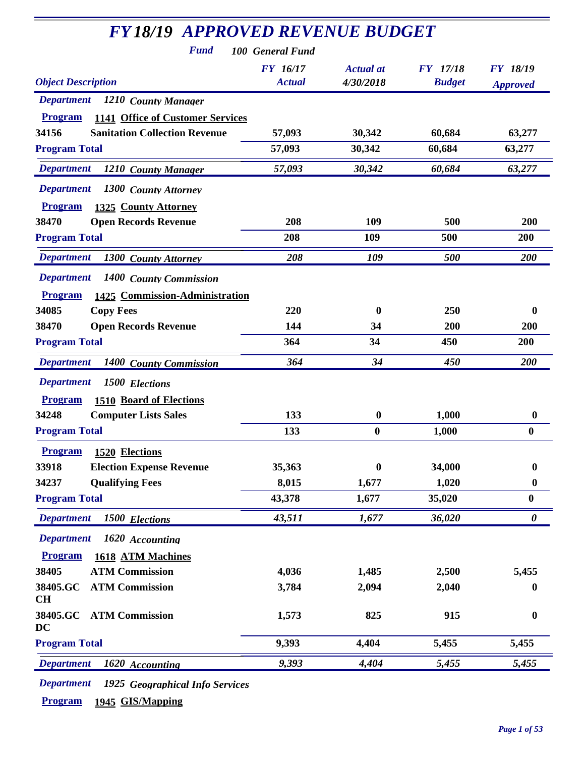# FY18/19 APPROVED REVENUE BUDGET

**Fund** 100 General Fund

| Object Description | | FY 16/17 Actual | Actual at 4/30/2018 | FY 17/18 Budget | FY 18/19 Approved |
|---|---|---|---|---|---|
| **Department** | **1210 County Manager** | | | | |
| **Program** | **1141 Office of Customer Services** | | | | |
| 34156 | Sanitation Collection Revenue | 57,093 | 30,342 | 60,684 | 63,277 |
| **Program Total** | | 57,093 | 30,342 | 60,684 | 63,277 |
| **Department** | **1210 County Manager** | 57,093 | 30,342 | 60,684 | 63,277 |
| **Department** | **1300 County Attorney** | | | | |
| **Program** | **1325 County Attorney** | | | | |
| 38470 | Open Records Revenue | 208 | 109 | 500 | 200 |
| **Program Total** | | 208 | 109 | 500 | 200 |
| **Department** | **1300 County Attorney** | 208 | 109 | 500 | 200 |
| **Department** | **1400 County Commission** | | | | |
| **Program** | **1425 Commission-Administration** | | | | |
| 34085 | Copy Fees | 220 | 0 | 250 | 0 |
| 38470 | Open Records Revenue | 144 | 34 | 200 | 200 |
| **Program Total** | | 364 | 34 | 450 | 200 |
| **Department** | **1400 County Commission** | 364 | 34 | 450 | 200 |
| **Department** | **1500 Elections** | | | | |
| **Program** | **1510 Board of Elections** | | | | |
| 34248 | Computer Lists Sales | 133 | 0 | 1,000 | 0 |
| **Program Total** | | 133 | 0 | 1,000 | 0 |
| **Program** | **1520 Elections** | | | | |
| 33918 | Election Expense Revenue | 35,363 | 0 | 34,000 | 0 |
| 34237 | Qualifying Fees | 8,015 | 1,677 | 1,020 | 0 |
| **Program Total** | | 43,378 | 1,677 | 35,020 | 0 |
| **Department** | **1500 Elections** | 43,511 | 1,677 | 36,020 | 0 |
| **Department** | **1620 Accounting** | | | | |
| **Program** | **1618 ATM Machines** | | | | |
| 38405 | ATM Commission | 4,036 | 1,485 | 2,500 | 5,455 |
| 38405.GCCH | ATM Commission | 3,784 | 2,094 | 2,040 | 0 |
| 38405.GCDC | ATM Commission | 1,573 | 825 | 915 | 0 |
| **Program Total** | | 9,393 | 4,404 | 5,455 | 5,455 |
| **Department** | **1620 Accounting** | 9,393 | 4,404 | 5,455 | 5,455 |
| **Department** | **1925 Geographical Info Services** | | | | |
| **Program** | **1945 GIS/Mapping** | | | | |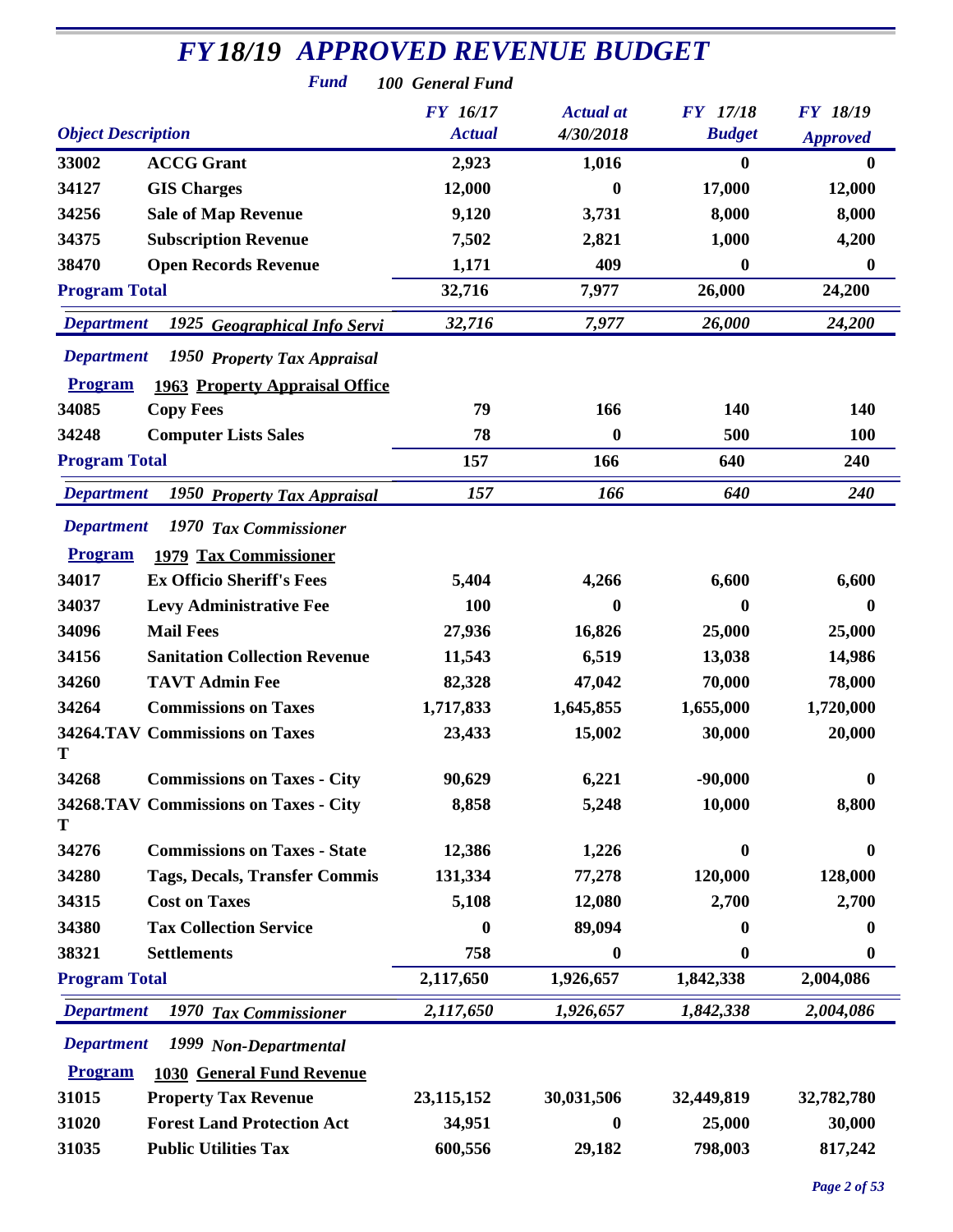# FY18/19 APPROVED REVENUE BUDGET

**Fund** 100 General Fund

| Object | Description | FY 16/17 Actual | Actual at 4/30/2018 | FY 17/18 Budget | FY 18/19 Approved |
|---|---|---|---|---|---|
| 33002 | ACCG Grant | 2,923 | 1,016 | 0 | 0 |
| 34127 | GIS Charges | 12,000 | 0 | 17,000 | 12,000 |
| 34256 | Sale of Map Revenue | 9,120 | 3,731 | 8,000 | 8,000 |
| 34375 | Subscription Revenue | 7,502 | 2,821 | 1,000 | 4,200 |
| 38470 | Open Records Revenue | 1,171 | 409 | 0 | 0 |
| **Program Total** | | 32,716 | 7,977 | 26,000 | 24,200 |
| *Department* | *1925 Geographical Info Servi* | *32,716* | *7,977* | *26,000* | *24,200* |
| *Department* | *1950 Property Tax Appraisal* | | | | |
| **Program** | **1963 Property Appraisal Office** | | | | |
| 34085 | Copy Fees | 79 | 166 | 140 | 140 |
| 34248 | Computer Lists Sales | 78 | 0 | 500 | 100 |
| **Program Total** | | 157 | 166 | 640 | 240 |
| *Department* | *1950 Property Tax Appraisal* | *157* | *166* | *640* | *240* |
| *Department* | *1970 Tax Commissioner* | | | | |
| **Program** | **1979 Tax Commissioner** | | | | |
| 34017 | Ex Officio Sheriff's Fees | 5,404 | 4,266 | 6,600 | 6,600 |
| 34037 | Levy Administrative Fee | 100 | 0 | 0 | 0 |
| 34096 | Mail Fees | 27,936 | 16,826 | 25,000 | 25,000 |
| 34156 | Sanitation Collection Revenue | 11,543 | 6,519 | 13,038 | 14,986 |
| 34260 | TAVT Admin Fee | 82,328 | 47,042 | 70,000 | 78,000 |
| 34264 | Commissions on Taxes | 1,717,833 | 1,645,855 | 1,655,000 | 1,720,000 |
| 34264.TAVT | Commissions on Taxes | 23,433 | 15,002 | 30,000 | 20,000 |
| 34268 | Commissions on Taxes - City | 90,629 | 6,221 | -90,000 | 0 |
| 34268.TAVT | Commissions on Taxes - City | 8,858 | 5,248 | 10,000 | 8,800 |
| 34276 | Commissions on Taxes - State | 12,386 | 1,226 | 0 | 0 |
| 34280 | Tags, Decals, Transfer Commis | 131,334 | 77,278 | 120,000 | 128,000 |
| 34315 | Cost on Taxes | 5,108 | 12,080 | 2,700 | 2,700 |
| 34380 | Tax Collection Service | 0 | 89,094 | 0 | 0 |
| 38321 | Settlements | 758 | 0 | 0 | 0 |
| **Program Total** | | 2,117,650 | 1,926,657 | 1,842,338 | 2,004,086 |
| *Department* | *1970 Tax Commissioner* | *2,117,650* | *1,926,657* | *1,842,338* | *2,004,086* |
| *Department* | *1999 Non-Departmental* | | | | |
| **Program** | **1030 General Fund Revenue** | | | | |
| 31015 | Property Tax Revenue | 23,115,152 | 30,031,506 | 32,449,819 | 32,782,780 |
| 31020 | Forest Land Protection Act | 34,951 | 0 | 25,000 | 30,000 |
| 31035 | Public Utilities Tax | 600,556 | 29,182 | 798,003 | 817,242 |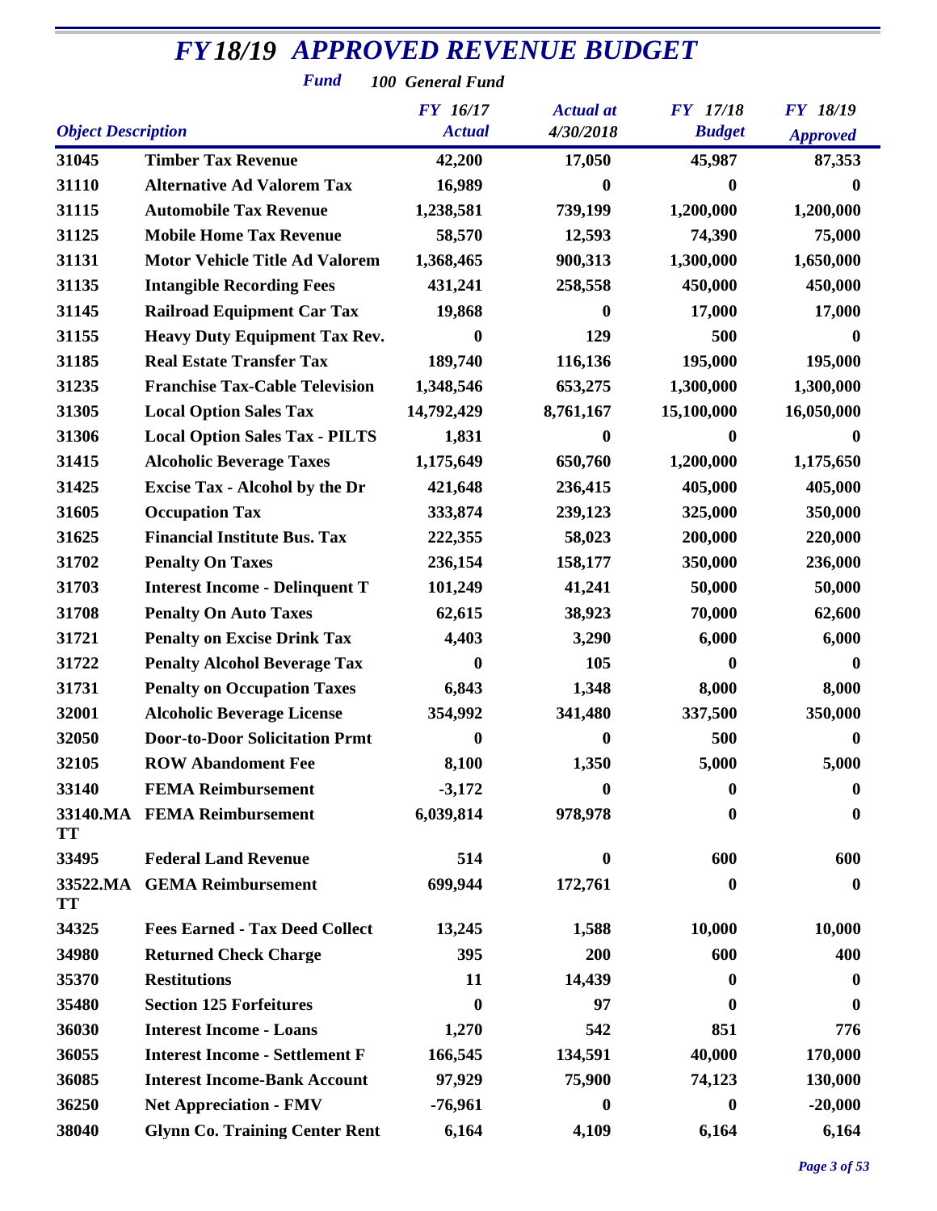# FY18/19 APPROVED REVENUE BUDGET

**Fund** 100 General Fund

| Object Description | | FY 16/17 Actual | Actual at 4/30/2018 | FY 17/18 Budget | FY 18/19 Approved |
|---|---|---|---|---|---|
| 31045 | Timber Tax Revenue | 42,200 | 17,050 | 45,987 | 87,353 |
| 31110 | Alternative Ad Valorem Tax | 16,989 | 0 | 0 | 0 |
| 31115 | Automobile Tax Revenue | 1,238,581 | 739,199 | 1,200,000 | 1,200,000 |
| 31125 | Mobile Home Tax Revenue | 58,570 | 12,593 | 74,390 | 75,000 |
| 31131 | Motor Vehicle Title Ad Valorem | 1,368,465 | 900,313 | 1,300,000 | 1,650,000 |
| 31135 | Intangible Recording Fees | 431,241 | 258,558 | 450,000 | 450,000 |
| 31145 | Railroad Equipment Car Tax | 19,868 | 0 | 17,000 | 17,000 |
| 31155 | Heavy Duty Equipment Tax Rev. | 0 | 129 | 500 | 0 |
| 31185 | Real Estate Transfer Tax | 189,740 | 116,136 | 195,000 | 195,000 |
| 31235 | Franchise Tax-Cable Television | 1,348,546 | 653,275 | 1,300,000 | 1,300,000 |
| 31305 | Local Option Sales Tax | 14,792,429 | 8,761,167 | 15,100,000 | 16,050,000 |
| 31306 | Local Option Sales Tax - PILTS | 1,831 | 0 | 0 | 0 |
| 31415 | Alcoholic Beverage Taxes | 1,175,649 | 650,760 | 1,200,000 | 1,175,650 |
| 31425 | Excise Tax - Alcohol by the Dr | 421,648 | 236,415 | 405,000 | 405,000 |
| 31605 | Occupation Tax | 333,874 | 239,123 | 325,000 | 350,000 |
| 31625 | Financial Institute Bus. Tax | 222,355 | 58,023 | 200,000 | 220,000 |
| 31702 | Penalty On Taxes | 236,154 | 158,177 | 350,000 | 236,000 |
| 31703 | Interest Income - Delinquent T | 101,249 | 41,241 | 50,000 | 50,000 |
| 31708 | Penalty On Auto Taxes | 62,615 | 38,923 | 70,000 | 62,600 |
| 31721 | Penalty on Excise Drink Tax | 4,403 | 3,290 | 6,000 | 6,000 |
| 31722 | Penalty Alcohol Beverage Tax | 0 | 105 | 0 | 0 |
| 31731 | Penalty on Occupation Taxes | 6,843 | 1,348 | 8,000 | 8,000 |
| 32001 | Alcoholic Beverage License | 354,992 | 341,480 | 337,500 | 350,000 |
| 32050 | Door-to-Door Solicitation Prmt | 0 | 0 | 500 | 0 |
| 32105 | ROW Abandoment Fee | 8,100 | 1,350 | 5,000 | 5,000 |
| 33140 | FEMA Reimbursement | -3,172 | 0 | 0 | 0 |
| 33140.MATT | FEMA Reimbursement | 6,039,814 | 978,978 | 0 | 0 |
| 33495 | Federal Land Revenue | 514 | 0 | 600 | 600 |
| 33522.MATT | GEMA Reimbursement | 699,944 | 172,761 | 0 | 0 |
| 34325 | Fees Earned - Tax Deed Collect | 13,245 | 1,588 | 10,000 | 10,000 |
| 34980 | Returned Check Charge | 395 | 200 | 600 | 400 |
| 35370 | Restitutions | 11 | 14,439 | 0 | 0 |
| 35480 | Section 125 Forfeitures | 0 | 97 | 0 | 0 |
| 36030 | Interest Income - Loans | 1,270 | 542 | 851 | 776 |
| 36055 | Interest Income - Settlement F | 166,545 | 134,591 | 40,000 | 170,000 |
| 36085 | Interest Income-Bank Account | 97,929 | 75,900 | 74,123 | 130,000 |
| 36250 | Net Appreciation - FMV | -76,961 | 0 | 0 | -20,000 |
| 38040 | Glynn Co. Training Center Rent | 6,164 | 4,109 | 6,164 | 6,164 |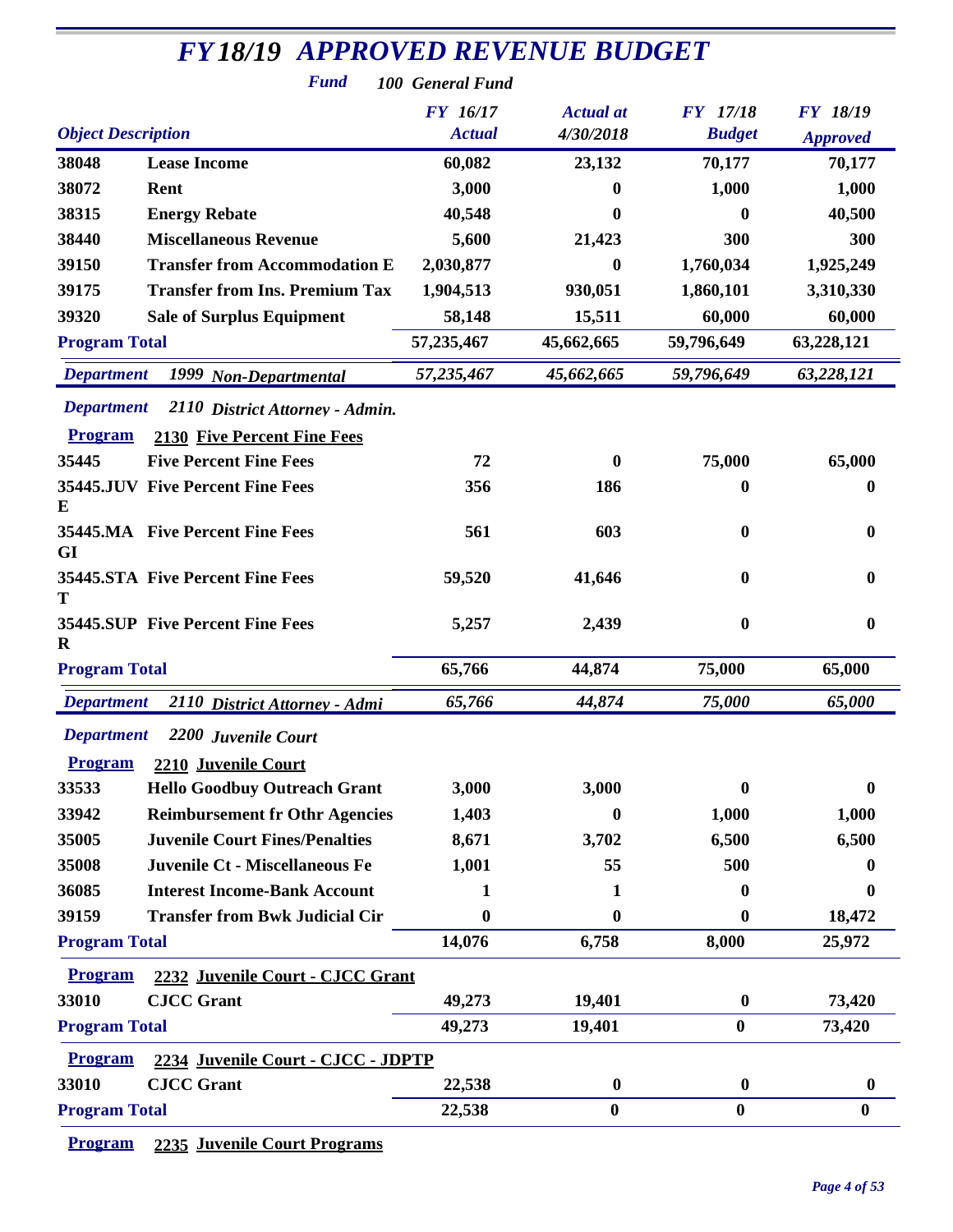# *FY18/19 APPROVED REVENUE BUDGET*

***Fund*** ***100 General Fund***

| *Object Description* | | *FY 16/17 Actual* | *Actual at 4/30/2018* | *FY 17/18 Budget* | *FY 18/19 Approved* |
|---|---|---|---|---|---|
| **38048** | **Lease Income** | **60,082** | **23,132** | **70,177** | **70,177** |
| **38072** | **Rent** | **3,000** | **0** | **1,000** | **1,000** |
| **38315** | **Energy Rebate** | **40,548** | **0** | **0** | **40,500** |
| **38440** | **Miscellaneous Revenue** | **5,600** | **21,423** | **300** | **300** |
| **39150** | **Transfer from Accommodation E** | **2,030,877** | **0** | **1,760,034** | **1,925,249** |
| **39175** | **Transfer from Ins. Premium Tax** | **1,904,513** | **930,051** | **1,860,101** | **3,310,330** |
| **39320** | **Sale of Surplus Equipment** | **58,148** | **15,511** | **60,000** | **60,000** |
| **Program Total** | | **57,235,467** | **45,662,665** | **59,796,649** | **63,228,121** |
| ***Department*** | ***1999 Non-Departmental*** | ***57,235,467*** | ***45,662,665*** | ***59,796,649*** | ***63,228,121*** |
| ***Department*** | ***2110 District Attorney - Admin.*** | | | | |
| **Program** | **2130 Five Percent Fine Fees** | | | | |
| **35445** | **Five Percent Fine Fees** | **72** | **0** | **75,000** | **65,000** |
| **35445.JUVE** | **Five Percent Fine Fees** | **356** | **186** | **0** | **0** |
| **35445.MAGI** | **Five Percent Fine Fees** | **561** | **603** | **0** | **0** |
| **35445.STAT** | **Five Percent Fine Fees** | **59,520** | **41,646** | **0** | **0** |
| **35445.SUPR** | **Five Percent Fine Fees** | **5,257** | **2,439** | **0** | **0** |
| **Program Total** | | **65,766** | **44,874** | **75,000** | **65,000** |
| ***Department*** | ***2110 District Attorney - Admi*** | ***65,766*** | ***44,874*** | ***75,000*** | ***65,000*** |
| ***Department*** | ***2200 Juvenile Court*** | | | | |
| **Program** | **2210 Juvenile Court** | | | | |
| **33533** | **Hello Goodbuy Outreach Grant** | **3,000** | **3,000** | **0** | **0** |
| **33942** | **Reimbursement fr Othr Agencies** | **1,403** | **0** | **1,000** | **1,000** |
| **35005** | **Juvenile Court Fines/Penalties** | **8,671** | **3,702** | **6,500** | **6,500** |
| **35008** | **Juvenile Ct - Miscellaneous Fe** | **1,001** | **55** | **500** | **0** |
| **36085** | **Interest Income-Bank Account** | **1** | **1** | **0** | **0** |
| **39159** | **Transfer from Bwk Judicial Cir** | **0** | **0** | **0** | **18,472** |
| **Program Total** | | **14,076** | **6,758** | **8,000** | **25,972** |
| **Program** | **2232 Juvenile Court - CJCC Grant** | | | | |
| **33010** | **CJCC Grant** | **49,273** | **19,401** | **0** | **73,420** |
| **Program Total** | | **49,273** | **19,401** | **0** | **73,420** |
| **Program** | **2234 Juvenile Court - CJCC - JDPTP** | | | | |
| **33010** | **CJCC Grant** | **22,538** | **0** | **0** | **0** |
| **Program Total** | | **22,538** | **0** | **0** | **0** |
| **Program** | **2235 Juvenile Court Programs** | | | | |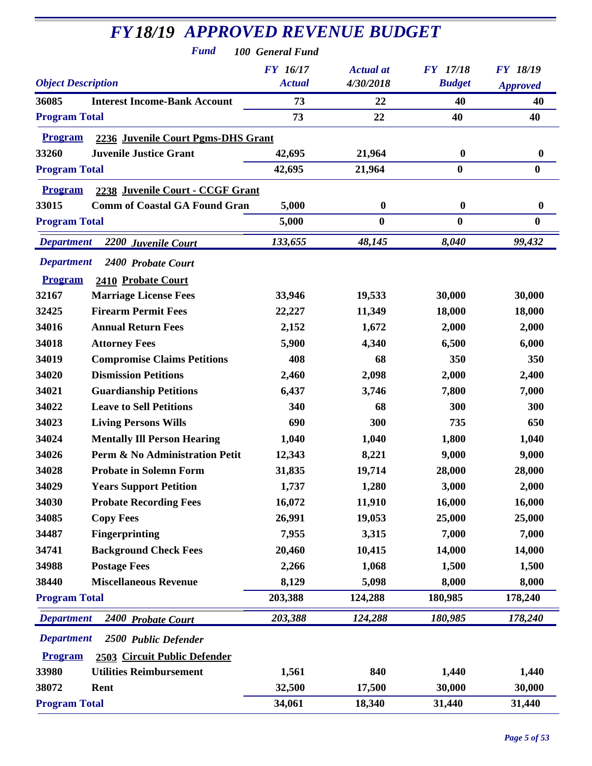# FY18/19 APPROVED REVENUE BUDGET

**Fund** 100 General Fund

| Object | Description | FY 16/17 Actual | Actual at 4/30/2018 | FY 17/18 Budget | FY 18/19 Approved |
|---|---|---|---|---|---|
| 36085 | Interest Income-Bank Account | 73 | 22 | 40 | 40 |
| **Program Total** | | 73 | 22 | 40 | 40 |
| **Program** | 2236 Juvenile Court Pgms-DHS Grant | | | | |
| 33260 | Juvenile Justice Grant | 42,695 | 21,964 | 0 | 0 |
| **Program Total** | | 42,695 | 21,964 | 0 | 0 |
| **Program** | 2238 Juvenile Court - CCGF Grant | | | | |
| 33015 | Comm of Coastal GA Found Gran | 5,000 | 0 | 0 | 0 |
| **Program Total** | | 5,000 | 0 | 0 | 0 |
| ***Department*** | ***2200 Juvenile Court*** | *133,655* | *48,145* | *8,040* | *99,432* |
| ***Department*** | ***2400 Probate Court*** | | | | |
| **Program** | 2410 Probate Court | | | | |
| 32167 | Marriage License Fees | 33,946 | 19,533 | 30,000 | 30,000 |
| 32425 | Firearm Permit Fees | 22,227 | 11,349 | 18,000 | 18,000 |
| 34016 | Annual Return Fees | 2,152 | 1,672 | 2,000 | 2,000 |
| 34018 | Attorney Fees | 5,900 | 4,340 | 6,500 | 6,000 |
| 34019 | Compromise Claims Petitions | 408 | 68 | 350 | 350 |
| 34020 | Dismission Petitions | 2,460 | 2,098 | 2,000 | 2,400 |
| 34021 | Guardianship Petitions | 6,437 | 3,746 | 7,800 | 7,000 |
| 34022 | Leave to Sell Petitions | 340 | 68 | 300 | 300 |
| 34023 | Living Persons Wills | 690 | 300 | 735 | 650 |
| 34024 | Mentally Ill Person Hearing | 1,040 | 1,040 | 1,800 | 1,040 |
| 34026 | Perm & No Administration Petit | 12,343 | 8,221 | 9,000 | 9,000 |
| 34028 | Probate in Solemn Form | 31,835 | 19,714 | 28,000 | 28,000 |
| 34029 | Years Support Petition | 1,737 | 1,280 | 3,000 | 2,000 |
| 34030 | Probate Recording Fees | 16,072 | 11,910 | 16,000 | 16,000 |
| 34085 | Copy Fees | 26,991 | 19,053 | 25,000 | 25,000 |
| 34487 | Fingerprinting | 7,955 | 3,315 | 7,000 | 7,000 |
| 34741 | Background Check Fees | 20,460 | 10,415 | 14,000 | 14,000 |
| 34988 | Postage Fees | 2,266 | 1,068 | 1,500 | 1,500 |
| 38440 | Miscellaneous Revenue | 8,129 | 5,098 | 8,000 | 8,000 |
| **Program Total** | | 203,388 | 124,288 | 180,985 | 178,240 |
| ***Department*** | ***2400 Probate Court*** | *203,388* | *124,288* | *180,985* | *178,240* |
| ***Department*** | ***2500 Public Defender*** | | | | |
| **Program** | 2503 Circuit Public Defender | | | | |
| 33980 | Utilities Reimbursement | 1,561 | 840 | 1,440 | 1,440 |
| 38072 | Rent | 32,500 | 17,500 | 30,000 | 30,000 |
| **Program Total** | | 34,061 | 18,340 | 31,440 | 31,440 |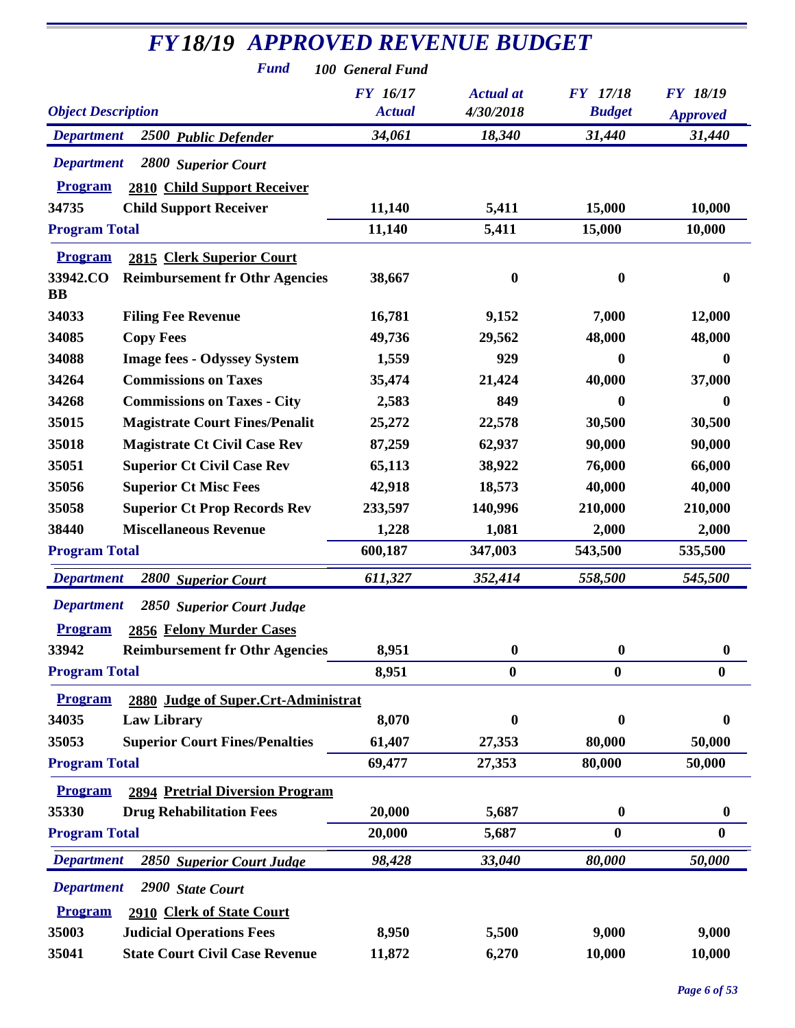# FY18/19 APPROVED REVENUE BUDGET

**Fund** 100 General Fund

| Object | Description | FY 16/17 Actual | Actual at 4/30/2018 | FY 17/18 Budget | FY 18/19 Approved |
|---|---|---|---|---|---|
| **Department** | **2500 Public Defender** | 34,061 | 18,340 | 31,440 | 31,440 |
| **Department** | **2800 Superior Court** | | | | |
| **Program** | **2810 Child Support Receiver** | | | | |
| 34735 | Child Support Receiver | 11,140 | 5,411 | 15,000 | 10,000 |
| **Program Total** | | 11,140 | 5,411 | 15,000 | 10,000 |
| **Program** | **2815 Clerk Superior Court** | | | | |
| 33942.COBB | Reimbursement fr Othr Agencies | 38,667 | 0 | 0 | 0 |
| 34033 | Filing Fee Revenue | 16,781 | 9,152 | 7,000 | 12,000 |
| 34085 | Copy Fees | 49,736 | 29,562 | 48,000 | 48,000 |
| 34088 | Image fees - Odyssey System | 1,559 | 929 | 0 | 0 |
| 34264 | Commissions on Taxes | 35,474 | 21,424 | 40,000 | 37,000 |
| 34268 | Commissions on Taxes - City | 2,583 | 849 | 0 | 0 |
| 35015 | Magistrate Court Fines/Penalit | 25,272 | 22,578 | 30,500 | 30,500 |
| 35018 | Magistrate Ct Civil Case Rev | 87,259 | 62,937 | 90,000 | 90,000 |
| 35051 | Superior Ct Civil Case Rev | 65,113 | 38,922 | 76,000 | 66,000 |
| 35056 | Superior Ct Misc Fees | 42,918 | 18,573 | 40,000 | 40,000 |
| 35058 | Superior Ct Prop Records Rev | 233,597 | 140,996 | 210,000 | 210,000 |
| 38440 | Miscellaneous Revenue | 1,228 | 1,081 | 2,000 | 2,000 |
| **Program Total** | | 600,187 | 347,003 | 543,500 | 535,500 |
| **Department** | **2800 Superior Court** | 611,327 | 352,414 | 558,500 | 545,500 |
| **Department** | **2850 Superior Court Judge** | | | | |
| **Program** | **2856 Felony Murder Cases** | | | | |
| 33942 | Reimbursement fr Othr Agencies | 8,951 | 0 | 0 | 0 |
| **Program Total** | | 8,951 | 0 | 0 | 0 |
| **Program** | **2880 Judge of Super.Crt-Administrat** | | | | |
| 34035 | Law Library | 8,070 | 0 | 0 | 0 |
| 35053 | Superior Court Fines/Penalties | 61,407 | 27,353 | 80,000 | 50,000 |
| **Program Total** | | 69,477 | 27,353 | 80,000 | 50,000 |
| **Program** | **2894 Pretrial Diversion Program** | | | | |
| 35330 | Drug Rehabilitation Fees | 20,000 | 5,687 | 0 | 0 |
| **Program Total** | | 20,000 | 5,687 | 0 | 0 |
| **Department** | **2850 Superior Court Judge** | 98,428 | 33,040 | 80,000 | 50,000 |
| **Department** | **2900 State Court** | | | | |
| **Program** | **2910 Clerk of State Court** | | | | |
| 35003 | Judicial Operations Fees | 8,950 | 5,500 | 9,000 | 9,000 |
| 35041 | State Court Civil Case Revenue | 11,872 | 6,270 | 10,000 | 10,000 |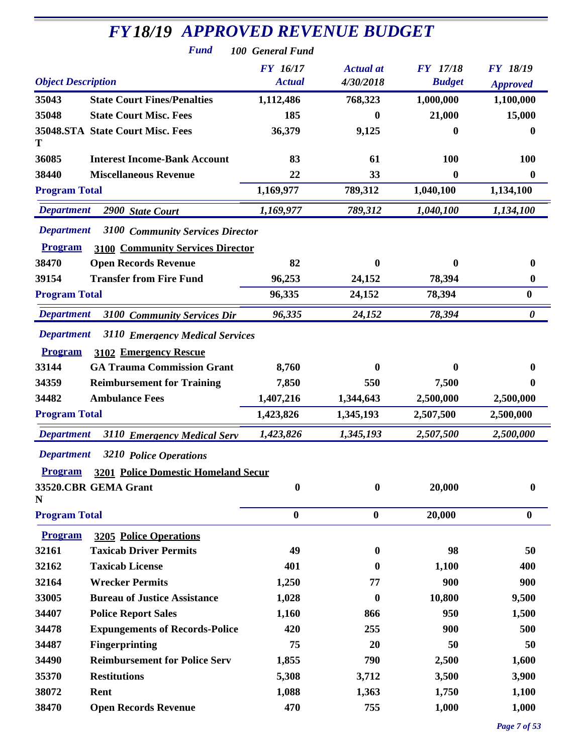# *FY18/19 APPROVED REVENUE BUDGET*

***Fund*** ***100 General Fund***

| Object | Description | FY 16/17 Actual | Actual at 4/30/2018 | FY 17/18 Budget | FY 18/19 Approved |
|---|---|---|---|---|---|
| 35043 | State Court Fines/Penalties | 1,112,486 | 768,323 | 1,000,000 | 1,100,000 |
| 35048 | State Court Misc. Fees | 185 | 0 | 21,000 | 15,000 |
| 35048.STAT | State Court Misc. Fees | 36,379 | 9,125 | 0 | 0 |
| 36085 | Interest Income-Bank Account | 83 | 61 | 100 | 100 |
| 38440 | Miscellaneous Revenue | 22 | 33 | 0 | 0 |
| **Program Total** | | 1,169,977 | 789,312 | 1,040,100 | 1,134,100 |
| ***Department*** | ***2900 State Court*** | *1,169,977* | *789,312* | *1,040,100* | *1,134,100* |
| ***Department*** | ***3100 Community Services Director*** | | | | |
| **Program** | **3100 Community Services Director** | | | | |
| 38470 | Open Records Revenue | 82 | 0 | 0 | 0 |
| 39154 | Transfer from Fire Fund | 96,253 | 24,152 | 78,394 | 0 |
| **Program Total** | | 96,335 | 24,152 | 78,394 | 0 |
| ***Department*** | ***3100 Community Services Dir*** | *96,335* | *24,152* | *78,394* | *0* |
| ***Department*** | ***3110 Emergency Medical Services*** | | | | |
| **Program** | **3102 Emergency Rescue** | | | | |
| 33144 | GA Trauma Commission Grant | 8,760 | 0 | 0 | 0 |
| 34359 | Reimbursement for Training | 7,850 | 550 | 7,500 | 0 |
| 34482 | Ambulance Fees | 1,407,216 | 1,344,643 | 2,500,000 | 2,500,000 |
| **Program Total** | | 1,423,826 | 1,345,193 | 2,507,500 | 2,500,000 |
| ***Department*** | ***3110 Emergency Medical Serv*** | *1,423,826* | *1,345,193* | *2,507,500* | *2,500,000* |
| ***Department*** | ***3210 Police Operations*** | | | | |
| **Program** | **3201 Police Domestic Homeland Secur** | | | | |
| 33520.CBRN | GEMA Grant | 0 | 0 | 20,000 | 0 |
| **Program Total** | | 0 | 0 | 20,000 | 0 |
| **Program** | **3205 Police Operations** | | | | |
| 32161 | Taxicab Driver Permits | 49 | 0 | 98 | 50 |
| 32162 | Taxicab License | 401 | 0 | 1,100 | 400 |
| 32164 | Wrecker Permits | 1,250 | 77 | 900 | 900 |
| 33005 | Bureau of Justice Assistance | 1,028 | 0 | 10,800 | 9,500 |
| 34407 | Police Report Sales | 1,160 | 866 | 950 | 1,500 |
| 34478 | Expungements of Records-Police | 420 | 255 | 900 | 500 |
| 34487 | Fingerprinting | 75 | 20 | 50 | 50 |
| 34490 | Reimbursement for Police Serv | 1,855 | 790 | 2,500 | 1,600 |
| 35370 | Restitutions | 5,308 | 3,712 | 3,500 | 3,900 |
| 38072 | Rent | 1,088 | 1,363 | 1,750 | 1,100 |
| 38470 | Open Records Revenue | 470 | 755 | 1,000 | 1,000 |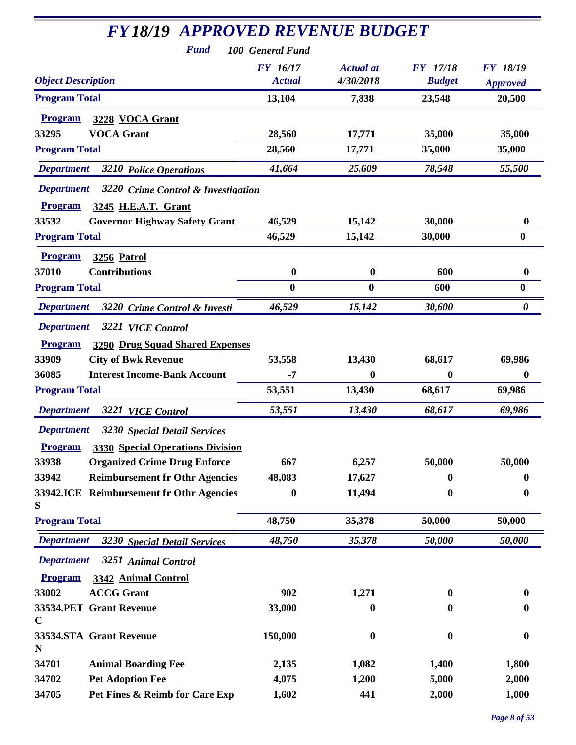# *FY18/19 APPROVED REVENUE BUDGET*

***Fund*** *100 General Fund*

| *Object Description* | | *FY 16/17 Actual* | *Actual at 4/30/2018* | *FY 17/18 Budget* | *FY 18/19 Approved* |
|---|---|---|---|---|---|
| **Program Total** | | **13,104** | **7,838** | **23,548** | **20,500** |
| **Program** | **3228 VOCA Grant** | | | | |
| **33295** | **VOCA Grant** | **28,560** | **17,771** | **35,000** | **35,000** |
| **Program Total** | | **28,560** | **17,771** | **35,000** | **35,000** |
| *Department* | *3210 Police Operations* | *41,664* | *25,609* | *78,548* | *55,500* |
| *Department* | *3220 Crime Control & Investigation* | | | | |
| **Program** | **3245 H.E.A.T. Grant** | | | | |
| **33532** | **Governor Highway Safety Grant** | **46,529** | **15,142** | **30,000** | **0** |
| **Program Total** | | **46,529** | **15,142** | **30,000** | **0** |
| **Program** | **3256 Patrol** | | | | |
| **37010** | **Contributions** | **0** | **0** | **600** | **0** |
| **Program Total** | | **0** | **0** | **600** | **0** |
| *Department* | *3220 Crime Control & Investi* | *46,529* | *15,142* | *30,600* | *0* |
| *Department* | *3221 VICE Control* | | | | |
| **Program** | **3290 Drug Squad Shared Expenses** | | | | |
| **33909** | **City of Bwk Revenue** | **53,558** | **13,430** | **68,617** | **69,986** |
| **36085** | **Interest Income-Bank Account** | **-7** | **0** | **0** | **0** |
| **Program Total** | | **53,551** | **13,430** | **68,617** | **69,986** |
| *Department* | *3221 VICE Control* | *53,551* | *13,430* | *68,617* | *69,986* |
| *Department* | *3230 Special Detail Services* | | | | |
| **Program** | **3330 Special Operations Division** | | | | |
| **33938** | **Organized Crime Drug Enforce** | **667** | **6,257** | **50,000** | **50,000** |
| **33942** | **Reimbursement fr Othr Agencies** | **48,083** | **17,627** | **0** | **0** |
| **33942.ICES** | **Reimbursement fr Othr Agencies** | **0** | **11,494** | **0** | **0** |
| **Program Total** | | **48,750** | **35,378** | **50,000** | **50,000** |
| *Department* | *3230 Special Detail Services* | *48,750* | *35,378* | *50,000* | *50,000* |
| *Department* | *3251 Animal Control* | | | | |
| **Program** | **3342 Animal Control** | | | | |
| **33002** | **ACCG Grant** | **902** | **1,271** | **0** | **0** |
| **33534.PETC** | **Grant Revenue** | **33,000** | **0** | **0** | **0** |
| **33534.STAN** | **Grant Revenue** | **150,000** | **0** | **0** | **0** |
| **34701** | **Animal Boarding Fee** | **2,135** | **1,082** | **1,400** | **1,800** |
| **34702** | **Pet Adoption Fee** | **4,075** | **1,200** | **5,000** | **2,000** |
| **34705** | **Pet Fines & Reimb for Care Exp** | **1,602** | **441** | **2,000** | **1,000** |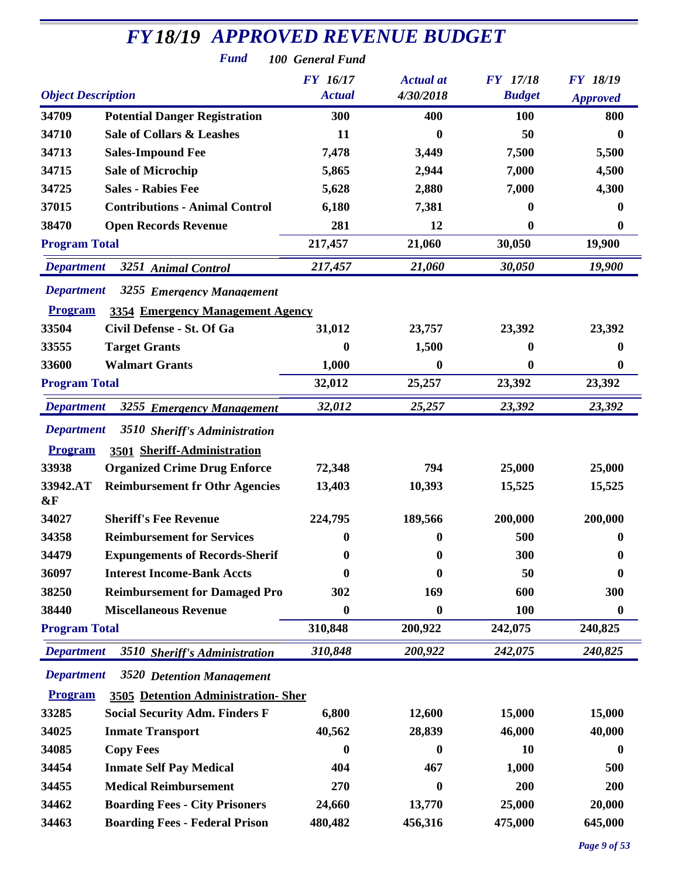# FY18/19 APPROVED REVENUE BUDGET

***Fund*** ***100 General Fund***

| Object Description | | FY 16/17 Actual | Actual at 4/30/2018 | FY 17/18 Budget | FY 18/19 Approved |
|---|---|---|---|---|---|
| 34709 | Potential Danger Registration | 300 | 400 | 100 | 800 |
| 34710 | Sale of Collars & Leashes | 11 | 0 | 50 | 0 |
| 34713 | Sales-Impound Fee | 7,478 | 3,449 | 7,500 | 5,500 |
| 34715 | Sale of Microchip | 5,865 | 2,944 | 7,000 | 4,500 |
| 34725 | Sales - Rabies Fee | 5,628 | 2,880 | 7,000 | 4,300 |
| 37015 | Contributions - Animal Control | 6,180 | 7,381 | 0 | 0 |
| 38470 | Open Records Revenue | 281 | 12 | 0 | 0 |
| **Program Total** | | 217,457 | 21,060 | 30,050 | 19,900 |
| ***Department*** | ***3251 Animal Control*** | *217,457* | *21,060* | *30,050* | *19,900* |
| ***Department*** | ***3255 Emergency Management*** | | | | |
| **Program** | **3354 Emergency Management Agency** | | | | |
| 33504 | Civil Defense - St. Of Ga | 31,012 | 23,757 | 23,392 | 23,392 |
| 33555 | Target Grants | 0 | 1,500 | 0 | 0 |
| 33600 | Walmart Grants | 1,000 | 0 | 0 | 0 |
| **Program Total** | | 32,012 | 25,257 | 23,392 | 23,392 |
| ***Department*** | ***3255 Emergency Management*** | *32,012* | *25,257* | *23,392* | *23,392* |
| ***Department*** | ***3510 Sheriff's Administration*** | | | | |
| **Program** | **3501 Sheriff-Administration** | | | | |
| 33938 | Organized Crime Drug Enforce | 72,348 | 794 | 25,000 | 25,000 |
| 33942.AT&F | Reimbursement fr Othr Agencies | 13,403 | 10,393 | 15,525 | 15,525 |
| 34027 | Sheriff's Fee Revenue | 224,795 | 189,566 | 200,000 | 200,000 |
| 34358 | Reimbursement for Services | 0 | 0 | 500 | 0 |
| 34479 | Expungements of Records-Sherif | 0 | 0 | 300 | 0 |
| 36097 | Interest Income-Bank Accts | 0 | 0 | 50 | 0 |
| 38250 | Reimbursement for Damaged Pro | 302 | 169 | 600 | 300 |
| 38440 | Miscellaneous Revenue | 0 | 0 | 100 | 0 |
| **Program Total** | | 310,848 | 200,922 | 242,075 | 240,825 |
| ***Department*** | ***3510 Sheriff's Administration*** | *310,848* | *200,922* | *242,075* | *240,825* |
| ***Department*** | ***3520 Detention Management*** | | | | |
| **Program** | **3505 Detention Administration- Sher** | | | | |
| 33285 | Social Security Adm. Finders F | 6,800 | 12,600 | 15,000 | 15,000 |
| 34025 | Inmate Transport | 40,562 | 28,839 | 46,000 | 40,000 |
| 34085 | Copy Fees | 0 | 0 | 10 | 0 |
| 34454 | Inmate Self Pay Medical | 404 | 467 | 1,000 | 500 |
| 34455 | Medical Reimbursement | 270 | 0 | 200 | 200 |
| 34462 | Boarding Fees - City Prisoners | 24,660 | 13,770 | 25,000 | 20,000 |
| 34463 | Boarding Fees - Federal Prison | 480,482 | 456,316 | 475,000 | 645,000 |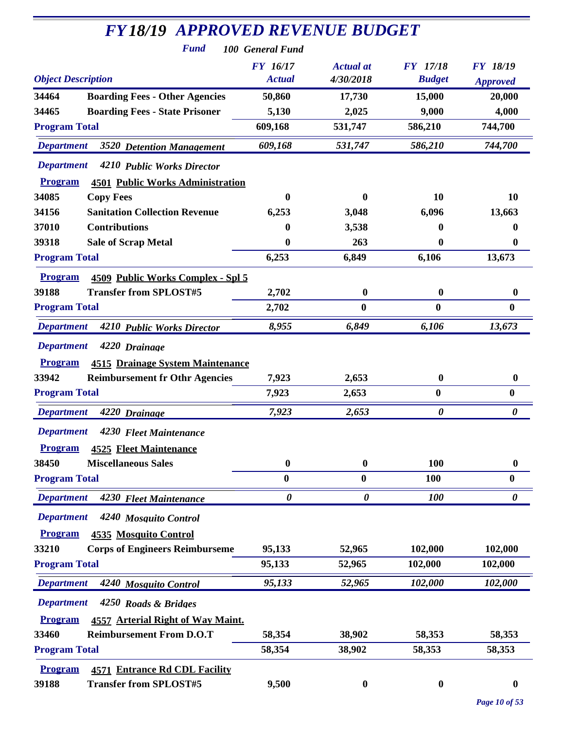# *FY18/19 APPROVED REVENUE BUDGET*

***Fund*** **100 General Fund**

| *Object Description* | | *FY 16/17 Actual* | *Actual at 4/30/2018* | *FY 17/18 Budget* | *FY 18/19 Approved* |
|---|---|---|---|---|---|
| **34464** | **Boarding Fees - Other Agencies** | **50,860** | **17,730** | **15,000** | **20,000** |
| **34465** | **Boarding Fees - State Prisoner** | **5,130** | **2,025** | **9,000** | **4,000** |
| **Program Total** | | **609,168** | **531,747** | **586,210** | **744,700** |
| ***Department*** | ***3520 Detention Management*** | ***609,168*** | ***531,747*** | ***586,210*** | ***744,700*** |
| ***Department*** | ***4210 Public Works Director*** | | | | |
| **Program** | **4501 Public Works Administration** | | | | |
| **34085** | **Copy Fees** | **0** | **0** | **10** | **10** |
| **34156** | **Sanitation Collection Revenue** | **6,253** | **3,048** | **6,096** | **13,663** |
| **37010** | **Contributions** | **0** | **3,538** | **0** | **0** |
| **39318** | **Sale of Scrap Metal** | **0** | **263** | **0** | **0** |
| **Program Total** | | **6,253** | **6,849** | **6,106** | **13,673** |
| **Program** | **4509 Public Works Complex - Spl 5** | | | | |
| **39188** | **Transfer from SPLOST#5** | **2,702** | **0** | **0** | **0** |
| **Program Total** | | **2,702** | **0** | **0** | **0** |
| ***Department*** | ***4210 Public Works Director*** | ***8,955*** | ***6,849*** | ***6,106*** | ***13,673*** |
| ***Department*** | ***4220 Drainage*** | | | | |
| **Program** | **4515 Drainage System Maintenance** | | | | |
| **33942** | **Reimbursement fr Othr Agencies** | **7,923** | **2,653** | **0** | **0** |
| **Program Total** | | **7,923** | **2,653** | **0** | **0** |
| ***Department*** | ***4220 Drainage*** | ***7,923*** | ***2,653*** | ***0*** | ***0*** |
| ***Department*** | ***4230 Fleet Maintenance*** | | | | |
| **Program** | **4525 Fleet Maintenance** | | | | |
| **38450** | **Miscellaneous Sales** | **0** | **0** | **100** | **0** |
| **Program Total** | | **0** | **0** | **100** | **0** |
| ***Department*** | ***4230 Fleet Maintenance*** | ***0*** | ***0*** | ***100*** | ***0*** |
| ***Department*** | ***4240 Mosquito Control*** | | | | |
| **Program** | **4535 Mosquito Control** | | | | |
| **33210** | **Corps of Engineers Reimburseme** | **95,133** | **52,965** | **102,000** | **102,000** |
| **Program Total** | | **95,133** | **52,965** | **102,000** | **102,000** |
| ***Department*** | ***4240 Mosquito Control*** | ***95,133*** | ***52,965*** | ***102,000*** | ***102,000*** |
| ***Department*** | ***4250 Roads & Bridges*** | | | | |
| **Program** | **4557 Arterial Right of Way Maint.** | | | | |
| **33460** | **Reimbursement From D.O.T** | **58,354** | **38,902** | **58,353** | **58,353** |
| **Program Total** | | **58,354** | **38,902** | **58,353** | **58,353** |
| **Program** | **4571 Entrance Rd CDL Facility** | | | | |
| **39188** | **Transfer from SPLOST#5** | **9,500** | **0** | **0** | **0** |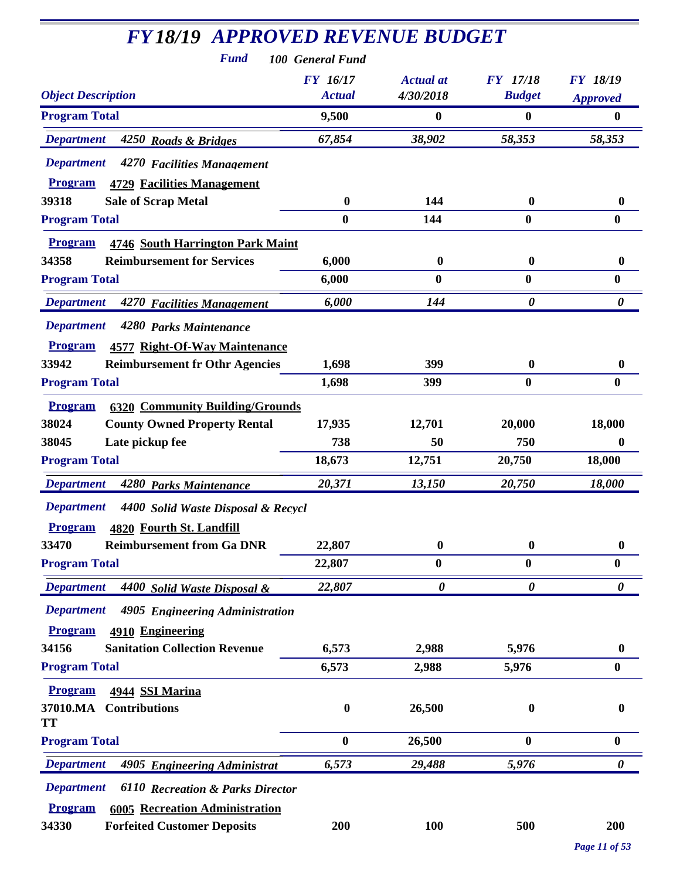# *FY18/19 APPROVED REVENUE BUDGET*

***Fund*** ***100 General Fund***

| *Object Description* | | *FY 16/17 Actual* | *Actual at 4/30/2018* | *FY 17/18 Budget* | *FY 18/19 Approved* |
|---|---|---|---|---|---|
| **Program Total** | | **9,500** | **0** | **0** | **0** |
| ***Department*** | ***4250 Roads & Bridges*** | ***67,854*** | ***38,902*** | ***58,353*** | ***58,353*** |
| ***Department*** | ***4270 Facilities Management*** | | | | |
| **Program** | **4729 Facilities Management** | | | | |
| **39318** | **Sale of Scrap Metal** | **0** | **144** | **0** | **0** |
| **Program Total** | | **0** | **144** | **0** | **0** |
| **Program** | **4746 South Harrington Park Maint** | | | | |
| **34358** | **Reimbursement for Services** | **6,000** | **0** | **0** | **0** |
| **Program Total** | | **6,000** | **0** | **0** | **0** |
| ***Department*** | ***4270 Facilities Management*** | ***6,000*** | ***144*** | ***0*** | ***0*** |
| ***Department*** | ***4280 Parks Maintenance*** | | | | |
| **Program** | **4577 Right-Of-Way Maintenance** | | | | |
| **33942** | **Reimbursement fr Othr Agencies** | **1,698** | **399** | **0** | **0** |
| **Program Total** | | **1,698** | **399** | **0** | **0** |
| **Program** | **6320 Community Building/Grounds** | | | | |
| **38024** | **County Owned Property Rental** | **17,935** | **12,701** | **20,000** | **18,000** |
| **38045** | **Late pickup fee** | **738** | **50** | **750** | **0** |
| **Program Total** | | **18,673** | **12,751** | **20,750** | **18,000** |
| ***Department*** | ***4280 Parks Maintenance*** | ***20,371*** | ***13,150*** | ***20,750*** | ***18,000*** |
| ***Department*** | ***4400 Solid Waste Disposal & Recycl*** | | | | |
| **Program** | **4820 Fourth St. Landfill** | | | | |
| **33470** | **Reimbursement from Ga DNR** | **22,807** | **0** | **0** | **0** |
| **Program Total** | | **22,807** | **0** | **0** | **0** |
| ***Department*** | ***4400 Solid Waste Disposal &*** | ***22,807*** | ***0*** | ***0*** | ***0*** |
| ***Department*** | ***4905 Engineering Administration*** | | | | |
| **Program** | **4910 Engineering** | | | | |
| **34156** | **Sanitation Collection Revenue** | **6,573** | **2,988** | **5,976** | **0** |
| **Program Total** | | **6,573** | **2,988** | **5,976** | **0** |
| **Program** | **4944 SSI Marina** | | | | |
| **37010.MATT** | **Contributions** | **0** | **26,500** | **0** | **0** |
| **Program Total** | | **0** | **26,500** | **0** | **0** |
| ***Department*** | ***4905 Engineering Administrat*** | ***6,573*** | ***29,488*** | ***5,976*** | ***0*** |
| ***Department*** | ***6110 Recreation & Parks Director*** | | | | |
| **Program** | **6005 Recreation Administration** | | | | |
| **34330** | **Forfeited Customer Deposits** | **200** | **100** | **500** | **200** |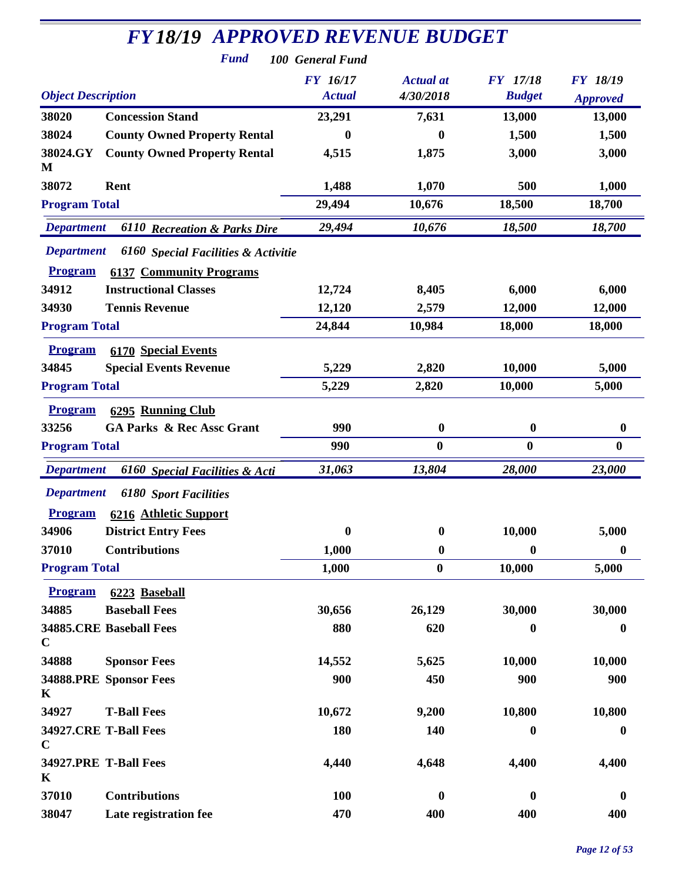# FY18/19 APPROVED REVENUE BUDGET

**Fund** 100 General Fund

| Object | Description | FY 16/17 Actual | Actual at 4/30/2018 | FY 17/18 Budget | FY 18/19 Approved |
|---|---|---|---|---|---|
| 38020 | Concession Stand | 23,291 | 7,631 | 13,000 | 13,000 |
| 38024 | County Owned Property Rental | 0 | 0 | 1,500 | 1,500 |
| 38024.GYM | County Owned Property Rental | 4,515 | 1,875 | 3,000 | 3,000 |
| 38072 | Rent | 1,488 | 1,070 | 500 | 1,000 |
| **Program Total** | | 29,494 | 10,676 | 18,500 | 18,700 |
| **Department** | 6110 Recreation & Parks Dire | 29,494 | 10,676 | 18,500 | 18,700 |
| **Department** | 6160 Special Facilities & Activitie | | | | |
| **Program** | 6137 Community Programs | | | | |
| 34912 | Instructional Classes | 12,724 | 8,405 | 6,000 | 6,000 |
| 34930 | Tennis Revenue | 12,120 | 2,579 | 12,000 | 12,000 |
| **Program Total** | | 24,844 | 10,984 | 18,000 | 18,000 |
| **Program** | 6170 Special Events | | | | |
| 34845 | Special Events Revenue | 5,229 | 2,820 | 10,000 | 5,000 |
| **Program Total** | | 5,229 | 2,820 | 10,000 | 5,000 |
| **Program** | 6295 Running Club | | | | |
| 33256 | GA Parks & Rec Assc Grant | 990 | 0 | 0 | 0 |
| **Program Total** | | 990 | 0 | 0 | 0 |
| **Department** | 6160 Special Facilities & Acti | 31,063 | 13,804 | 28,000 | 23,000 |
| **Department** | 6180 Sport Facilities | | | | |
| **Program** | 6216 Athletic Support | | | | |
| 34906 | District Entry Fees | 0 | 0 | 10,000 | 5,000 |
| 37010 | Contributions | 1,000 | 0 | 0 | 0 |
| **Program Total** | | 1,000 | 0 | 10,000 | 5,000 |
| **Program** | 6223 Baseball | | | | |
| 34885 | Baseball Fees | 30,656 | 26,129 | 30,000 | 30,000 |
| 34885.CREC | Baseball Fees | 880 | 620 | 0 | 0 |
| 34888 | Sponsor Fees | 14,552 | 5,625 | 10,000 | 10,000 |
| 34888.PREK | Sponsor Fees | 900 | 450 | 900 | 900 |
| 34927 | T-Ball Fees | 10,672 | 9,200 | 10,800 | 10,800 |
| 34927.CREC | T-Ball Fees | 180 | 140 | 0 | 0 |
| 34927.PREK | T-Ball Fees | 4,440 | 4,648 | 4,400 | 4,400 |
| 37010 | Contributions | 100 | 0 | 0 | 0 |
| 38047 | Late registration fee | 470 | 400 | 400 | 400 |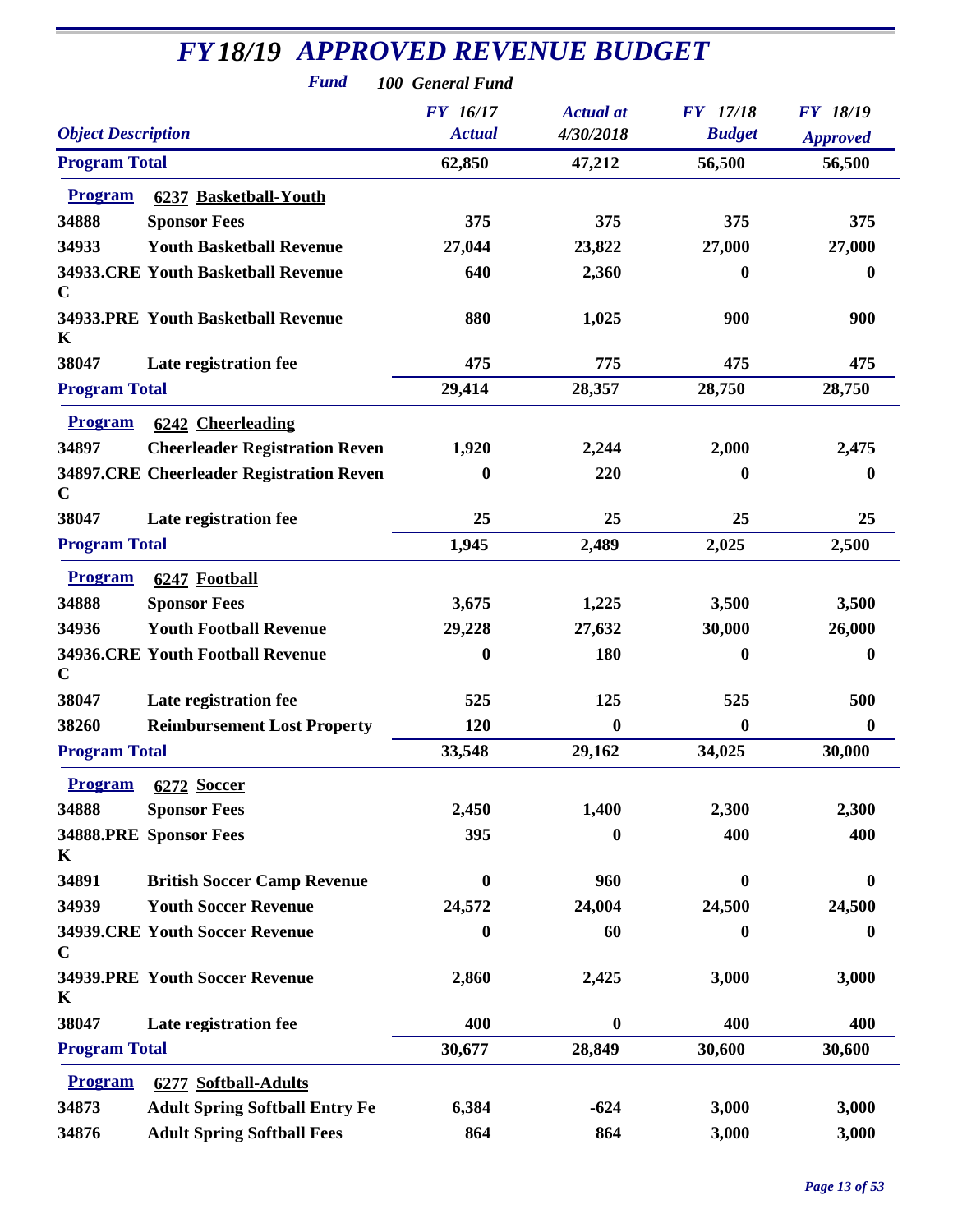# FY18/19 APPROVED REVENUE BUDGET

**Fund** 100 General Fund

| Object | Description | FY 16/17 Actual | Actual at 4/30/2018 | FY 17/18 Budget | FY 18/19 Approved |
|---|---|---|---|---|---|
| **Program Total** | | 62,850 | 47,212 | 56,500 | 56,500 |
| **Program** | **6237 Basketball-Youth** | | | | |
| 34888 | Sponsor Fees | 375 | 375 | 375 | 375 |
| 34933 | Youth Basketball Revenue | 27,044 | 23,822 | 27,000 | 27,000 |
| 34933.CREC | Youth Basketball Revenue | 640 | 2,360 | 0 | 0 |
| 34933.PREK | Youth Basketball Revenue | 880 | 1,025 | 900 | 900 |
| 38047 | Late registration fee | 475 | 775 | 475 | 475 |
| **Program Total** | | 29,414 | 28,357 | 28,750 | 28,750 |
| **Program** | **6242 Cheerleading** | | | | |
| 34897 | Cheerleader Registration Reven | 1,920 | 2,244 | 2,000 | 2,475 |
| 34897.CREC | Cheerleader Registration Reven | 0 | 220 | 0 | 0 |
| 38047 | Late registration fee | 25 | 25 | 25 | 25 |
| **Program Total** | | 1,945 | 2,489 | 2,025 | 2,500 |
| **Program** | **6247 Football** | | | | |
| 34888 | Sponsor Fees | 3,675 | 1,225 | 3,500 | 3,500 |
| 34936 | Youth Football Revenue | 29,228 | 27,632 | 30,000 | 26,000 |
| 34936.CREC | Youth Football Revenue | 0 | 180 | 0 | 0 |
| 38047 | Late registration fee | 525 | 125 | 525 | 500 |
| 38260 | Reimbursement Lost Property | 120 | 0 | 0 | 0 |
| **Program Total** | | 33,548 | 29,162 | 34,025 | 30,000 |
| **Program** | **6272 Soccer** | | | | |
| 34888 | Sponsor Fees | 2,450 | 1,400 | 2,300 | 2,300 |
| 34888.PREK | Sponsor Fees | 395 | 0 | 400 | 400 |
| 34891 | British Soccer Camp Revenue | 0 | 960 | 0 | 0 |
| 34939 | Youth Soccer Revenue | 24,572 | 24,004 | 24,500 | 24,500 |
| 34939.CREC | Youth Soccer Revenue | 0 | 60 | 0 | 0 |
| 34939.PREK | Youth Soccer Revenue | 2,860 | 2,425 | 3,000 | 3,000 |
| 38047 | Late registration fee | 400 | 0 | 400 | 400 |
| **Program Total** | | 30,677 | 28,849 | 30,600 | 30,600 |
| **Program** | **6277 Softball-Adults** | | | | |
| 34873 | Adult Spring Softball Entry Fe | 6,384 | -624 | 3,000 | 3,000 |
| 34876 | Adult Spring Softball Fees | 864 | 864 | 3,000 | 3,000 |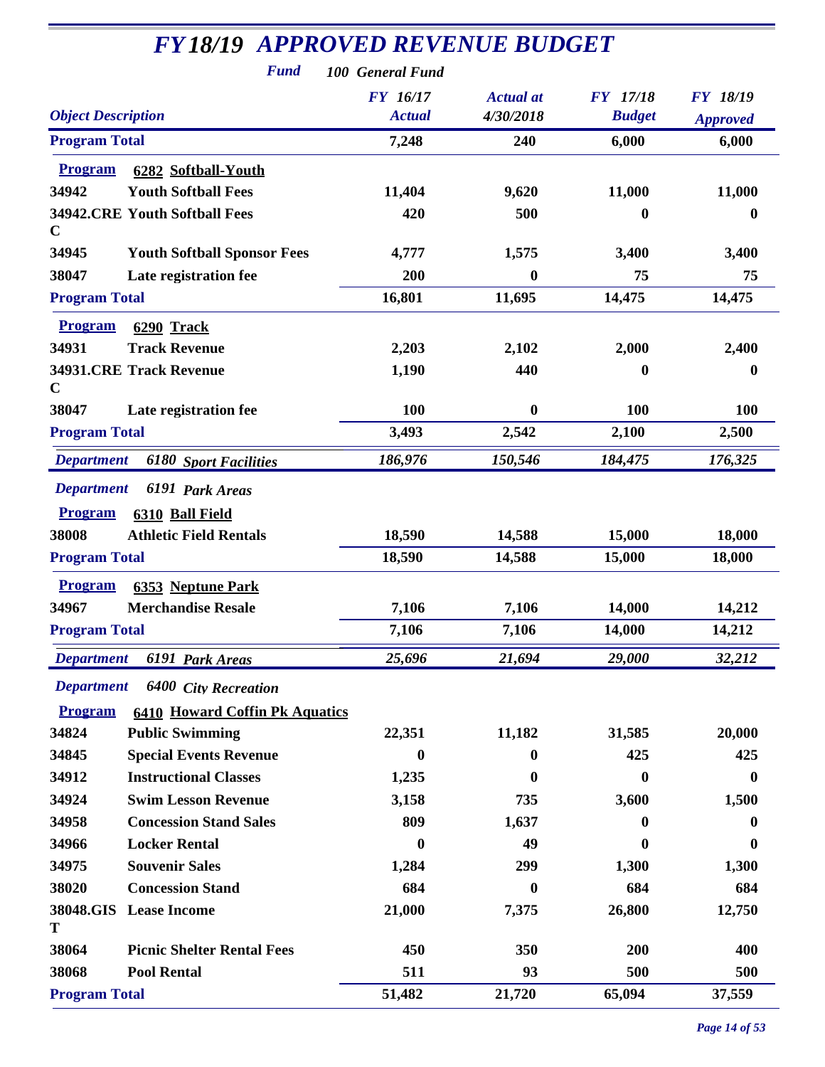# FY18/19 APPROVED REVENUE BUDGET

**Fund** *100 General Fund*

| Object | Description | FY 16/17 Actual | Actual at 4/30/2018 | FY 17/18 Budget | FY 18/19 Approved |
|---|---|---|---|---|---|
| **Program Total** | | 7,248 | 240 | 6,000 | 6,000 |
| **Program** | **6282 Softball-Youth** | | | | |
| 34942 | Youth Softball Fees | 11,404 | 9,620 | 11,000 | 11,000 |
| 34942.CREC | Youth Softball Fees | 420 | 500 | 0 | 0 |
| 34945 | Youth Softball Sponsor Fees | 4,777 | 1,575 | 3,400 | 3,400 |
| 38047 | Late registration fee | 200 | 0 | 75 | 75 |
| **Program Total** | | 16,801 | 11,695 | 14,475 | 14,475 |
| **Program** | **6290 Track** | | | | |
| 34931 | Track Revenue | 2,203 | 2,102 | 2,000 | 2,400 |
| 34931.CREC | Track Revenue | 1,190 | 440 | 0 | 0 |
| 38047 | Late registration fee | 100 | 0 | 100 | 100 |
| **Program Total** | | 3,493 | 2,542 | 2,100 | 2,500 |
| ***Department*** | ***6180 Sport Facilities*** | *186,976* | *150,546* | *184,475* | *176,325* |
| ***Department*** | ***6191 Park Areas*** | | | | |
| **Program** | **6310 Ball Field** | | | | |
| 38008 | Athletic Field Rentals | 18,590 | 14,588 | 15,000 | 18,000 |
| **Program Total** | | 18,590 | 14,588 | 15,000 | 18,000 |
| **Program** | **6353 Neptune Park** | | | | |
| 34967 | Merchandise Resale | 7,106 | 7,106 | 14,000 | 14,212 |
| **Program Total** | | 7,106 | 7,106 | 14,000 | 14,212 |
| ***Department*** | ***6191 Park Areas*** | *25,696* | *21,694* | *29,000* | *32,212* |
| ***Department*** | ***6400 City Recreation*** | | | | |
| **Program** | **6410 Howard Coffin Pk Aquatics** | | | | |
| 34824 | Public Swimming | 22,351 | 11,182 | 31,585 | 20,000 |
| 34845 | Special Events Revenue | 0 | 0 | 425 | 425 |
| 34912 | Instructional Classes | 1,235 | 0 | 0 | 0 |
| 34924 | Swim Lesson Revenue | 3,158 | 735 | 3,600 | 1,500 |
| 34958 | Concession Stand Sales | 809 | 1,637 | 0 | 0 |
| 34966 | Locker Rental | 0 | 49 | 0 | 0 |
| 34975 | Souvenir Sales | 1,284 | 299 | 1,300 | 1,300 |
| 38020 | Concession Stand | 684 | 0 | 684 | 684 |
| 38048.GIST | Lease Income | 21,000 | 7,375 | 26,800 | 12,750 |
| 38064 | Picnic Shelter Rental Fees | 450 | 350 | 200 | 400 |
| 38068 | Pool Rental | 511 | 93 | 500 | 500 |
| **Program Total** | | 51,482 | 21,720 | 65,094 | 37,559 |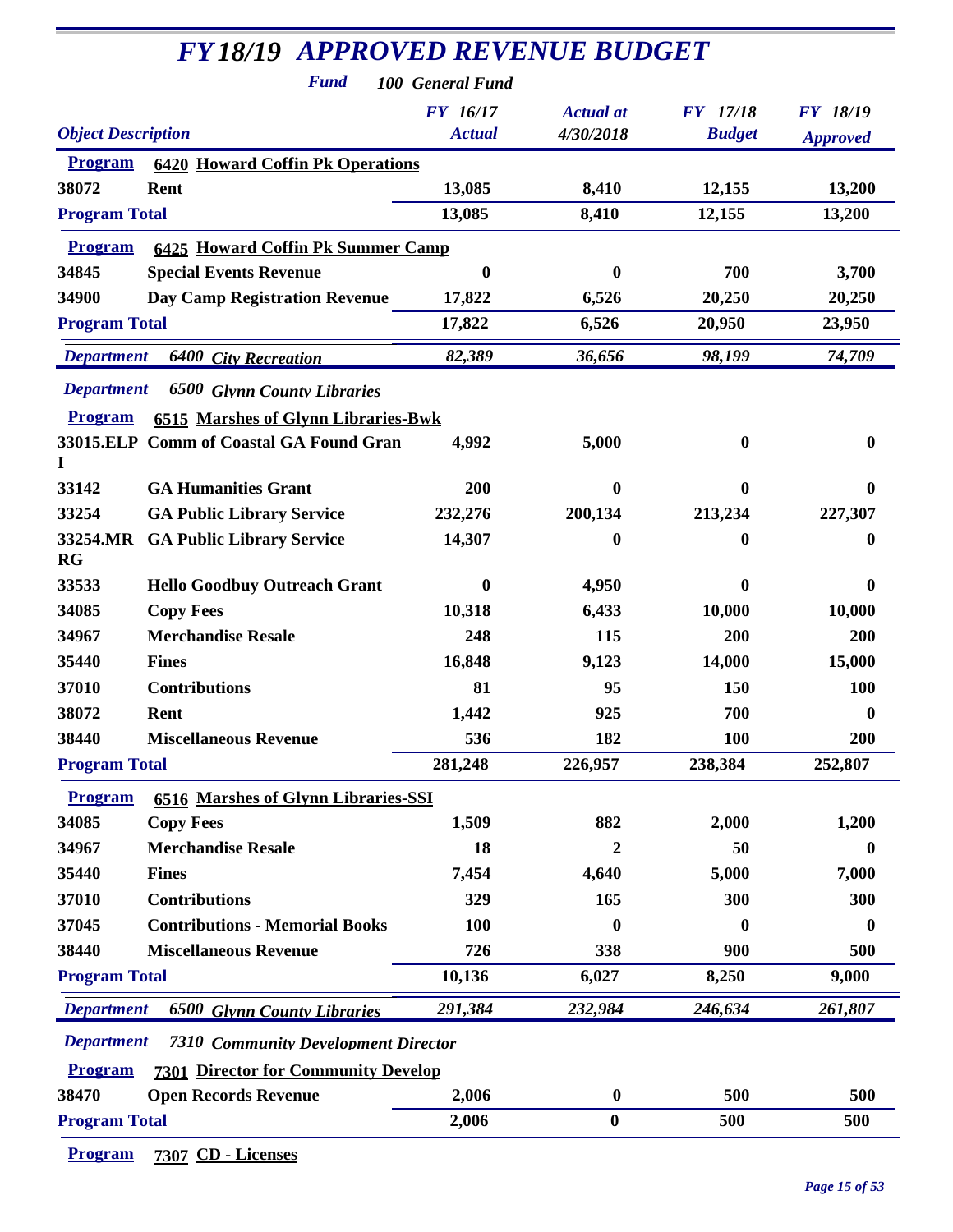# FY18/19 APPROVED REVENUE BUDGET

**Fund** *100 General Fund*

| Object | Description | FY 16/17 Actual | Actual at 4/30/2018 | FY 17/18 Budget | FY 18/19 Approved |
|---|---|---|---|---|---|
| **Program** | **6420 Howard Coffin Pk Operations** | | | | |
| 38072 | Rent | 13,085 | 8,410 | 12,155 | 13,200 |
| **Program Total** | | 13,085 | 8,410 | 12,155 | 13,200 |
| **Program** | **6425 Howard Coffin Pk Summer Camp** | | | | |
| 34845 | Special Events Revenue | 0 | 0 | 700 | 3,700 |
| 34900 | Day Camp Registration Revenue | 17,822 | 6,526 | 20,250 | 20,250 |
| **Program Total** | | 17,822 | 6,526 | 20,950 | 23,950 |
| *Department* | *6400 City Recreation* | *82,389* | *36,656* | *98,199* | *74,709* |
| *Department* | *6500 Glynn County Libraries* | | | | |
| **Program** | **6515 Marshes of Glynn Libraries-Bwk** | | | | |
| 33015.ELPI | Comm of Coastal GA Found Gran | 4,992 | 5,000 | 0 | 0 |
| 33142 | GA Humanities Grant | 200 | 0 | 0 | 0 |
| 33254 | GA Public Library Service | 232,276 | 200,134 | 213,234 | 227,307 |
| 33254.MRRG | GA Public Library Service | 14,307 | 0 | 0 | 0 |
| 33533 | Hello Goodbuy Outreach Grant | 0 | 4,950 | 0 | 0 |
| 34085 | Copy Fees | 10,318 | 6,433 | 10,000 | 10,000 |
| 34967 | Merchandise Resale | 248 | 115 | 200 | 200 |
| 35440 | Fines | 16,848 | 9,123 | 14,000 | 15,000 |
| 37010 | Contributions | 81 | 95 | 150 | 100 |
| 38072 | Rent | 1,442 | 925 | 700 | 0 |
| 38440 | Miscellaneous Revenue | 536 | 182 | 100 | 200 |
| **Program Total** | | 281,248 | 226,957 | 238,384 | 252,807 |
| **Program** | **6516 Marshes of Glynn Libraries-SSI** | | | | |
| 34085 | Copy Fees | 1,509 | 882 | 2,000 | 1,200 |
| 34967 | Merchandise Resale | 18 | 2 | 50 | 0 |
| 35440 | Fines | 7,454 | 4,640 | 5,000 | 7,000 |
| 37010 | Contributions | 329 | 165 | 300 | 300 |
| 37045 | Contributions - Memorial Books | 100 | 0 | 0 | 0 |
| 38440 | Miscellaneous Revenue | 726 | 338 | 900 | 500 |
| **Program Total** | | 10,136 | 6,027 | 8,250 | 9,000 |
| *Department* | *6500 Glynn County Libraries* | *291,384* | *232,984* | *246,634* | *261,807* |
| *Department* | *7310 Community Development Director* | | | | |
| **Program** | **7301 Director for Community Develop** | | | | |
| 38470 | Open Records Revenue | 2,006 | 0 | 500 | 500 |
| **Program Total** | | 2,006 | 0 | 500 | 500 |
| **Program** | **7307 CD - Licenses** | | | | |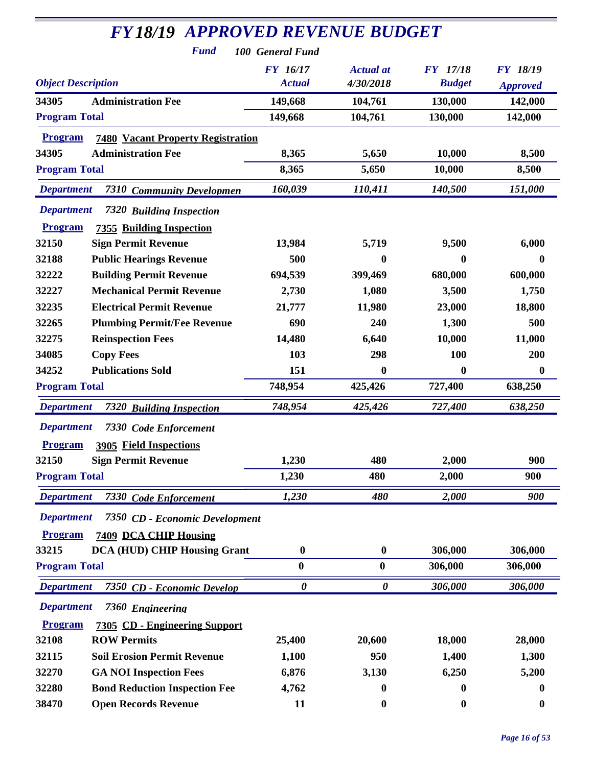# *FY18/19 APPROVED REVENUE BUDGET*

***Fund*** ***100 General Fund***

| *Object Description* | | *FY 16/17 Actual* | *Actual at 4/30/2018* | *FY 17/18 Budget* | *FY 18/19 Approved* |
|---|---|---|---|---|---|
| **34305** | **Administration Fee** | **149,668** | **104,761** | **130,000** | **142,000** |
| **Program Total** | | **149,668** | **104,761** | **130,000** | **142,000** |
| **Program** | **7480 Vacant Property Registration** | | | | |
| **34305** | **Administration Fee** | **8,365** | **5,650** | **10,000** | **8,500** |
| **Program Total** | | **8,365** | **5,650** | **10,000** | **8,500** |
| ***Department*** | ***7310 Community Developmen*** | ***160,039*** | ***110,411*** | ***140,500*** | ***151,000*** |
| ***Department*** | ***7320 Building Inspection*** | | | | |
| **Program** | **7355 Building Inspection** | | | | |
| **32150** | **Sign Permit Revenue** | **13,984** | **5,719** | **9,500** | **6,000** |
| **32188** | **Public Hearings Revenue** | **500** | **0** | **0** | **0** |
| **32222** | **Building Permit Revenue** | **694,539** | **399,469** | **680,000** | **600,000** |
| **32227** | **Mechanical Permit Revenue** | **2,730** | **1,080** | **3,500** | **1,750** |
| **32235** | **Electrical Permit Revenue** | **21,777** | **11,980** | **23,000** | **18,800** |
| **32265** | **Plumbing Permit/Fee Revenue** | **690** | **240** | **1,300** | **500** |
| **32275** | **Reinspection Fees** | **14,480** | **6,640** | **10,000** | **11,000** |
| **34085** | **Copy Fees** | **103** | **298** | **100** | **200** |
| **34252** | **Publications Sold** | **151** | **0** | **0** | **0** |
| **Program Total** | | **748,954** | **425,426** | **727,400** | **638,250** |
| ***Department*** | ***7320 Building Inspection*** | ***748,954*** | ***425,426*** | ***727,400*** | ***638,250*** |
| ***Department*** | ***7330 Code Enforcement*** | | | | |
| **Program** | **3905 Field Inspections** | | | | |
| **32150** | **Sign Permit Revenue** | **1,230** | **480** | **2,000** | **900** |
| **Program Total** | | **1,230** | **480** | **2,000** | **900** |
| ***Department*** | ***7330 Code Enforcement*** | ***1,230*** | ***480*** | ***2,000*** | ***900*** |
| ***Department*** | ***7350 CD - Economic Development*** | | | | |
| **Program** | **7409 DCA CHIP Housing** | | | | |
| **33215** | **DCA (HUD) CHIP Housing Grant** | **0** | **0** | **306,000** | **306,000** |
| **Program Total** | | **0** | **0** | **306,000** | **306,000** |
| ***Department*** | ***7350 CD - Economic Develop*** | ***0*** | ***0*** | ***306,000*** | ***306,000*** |
| ***Department*** | ***7360 Engineering*** | | | | |
| **Program** | **7305 CD - Engineering Support** | | | | |
| **32108** | **ROW Permits** | **25,400** | **20,600** | **18,000** | **28,000** |
| **32115** | **Soil Erosion Permit Revenue** | **1,100** | **950** | **1,400** | **1,300** |
| **32270** | **GA NOI Inspection Fees** | **6,876** | **3,130** | **6,250** | **5,200** |
| **32280** | **Bond Reduction Inspection Fee** | **4,762** | **0** | **0** | **0** |
| **38470** | **Open Records Revenue** | **11** | **0** | **0** | **0** |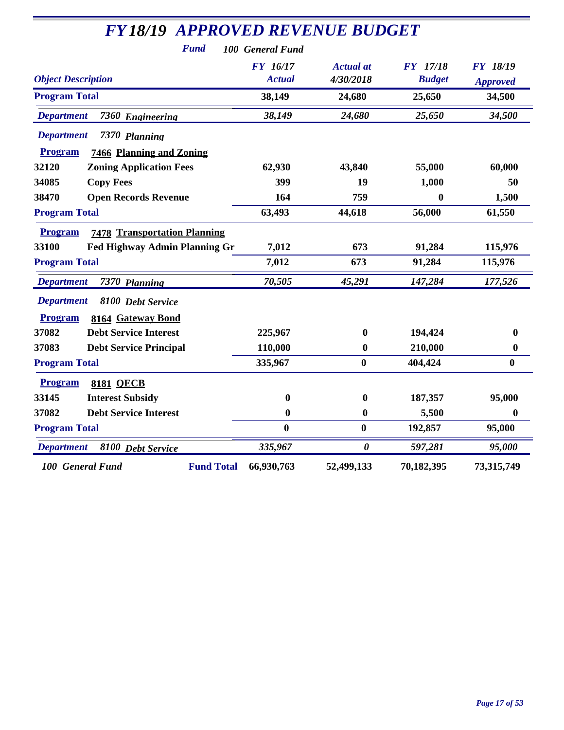# FY18/19 APPROVED REVENUE BUDGET

**Fund** *100 General Fund*

| Object Description | | FY 16/17 Actual | Actual at 4/30/2018 | FY 17/18 Budget | FY 18/19 Approved |
|---|---|---|---|---|---|
| **Program Total** | | 38,149 | 24,680 | 25,650 | 34,500 |
| *Department* | *7360 Engineering* | *38,149* | *24,680* | *25,650* | *34,500* |
| *Department* | *7370 Planning* | | | | |
| **Program** | **7466 Planning and Zoning** | | | | |
| 32120 | Zoning Application Fees | 62,930 | 43,840 | 55,000 | 60,000 |
| 34085 | Copy Fees | 399 | 19 | 1,000 | 50 |
| 38470 | Open Records Revenue | 164 | 759 | 0 | 1,500 |
| **Program Total** | | 63,493 | 44,618 | 56,000 | 61,550 |
| **Program** | **7478 Transportation Planning** | | | | |
| 33100 | Fed Highway Admin Planning Gr | 7,012 | 673 | 91,284 | 115,976 |
| **Program Total** | | 7,012 | 673 | 91,284 | 115,976 |
| *Department* | *7370 Planning* | *70,505* | *45,291* | *147,284* | *177,526* |
| *Department* | *8100 Debt Service* | | | | |
| **Program** | **8164 Gateway Bond** | | | | |
| 37082 | Debt Service Interest | 225,967 | 0 | 194,424 | 0 |
| 37083 | Debt Service Principal | 110,000 | 0 | 210,000 | 0 |
| **Program Total** | | 335,967 | 0 | 404,424 | 0 |
| **Program** | **8181 QECB** | | | | |
| 33145 | Interest Subsidy | 0 | 0 | 187,357 | 95,000 |
| 37082 | Debt Service Interest | 0 | 0 | 5,500 | 0 |
| **Program Total** | | 0 | 0 | 192,857 | 95,000 |
| *Department* | *8100 Debt Service* | *335,967* | *0* | *597,281* | *95,000* |
| *100 General Fund* | **Fund Total** | 66,930,763 | 52,499,133 | 70,182,395 | 73,315,749 |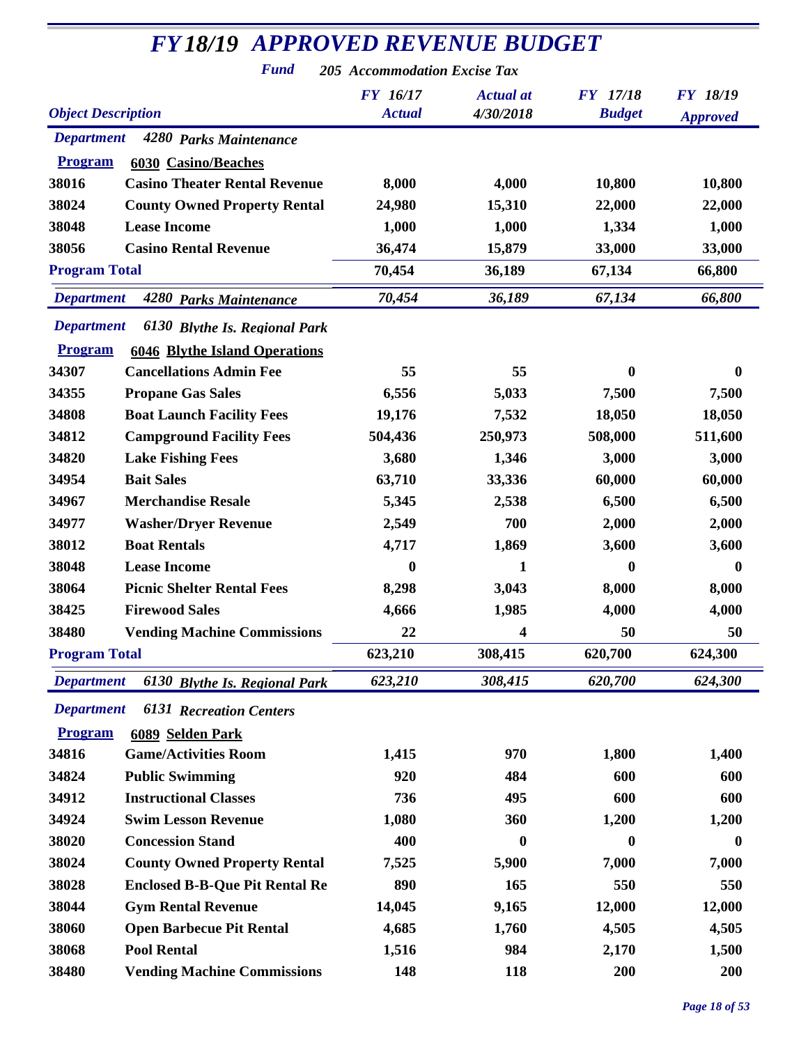# FY18/19 APPROVED REVENUE BUDGET

**Fund** 205 Accommodation Excise Tax

| Object | Description | FY 16/17 Actual | Actual at 4/30/2018 | FY 17/18 Budget | FY 18/19 Approved |
|---|---|---|---|---|---|
| **Department** | **4280 Parks Maintenance** | | | | |
| **Program** | **6030 Casino/Beaches** | | | | |
| 38016 | Casino Theater Rental Revenue | 8,000 | 4,000 | 10,800 | 10,800 |
| 38024 | County Owned Property Rental | 24,980 | 15,310 | 22,000 | 22,000 |
| 38048 | Lease Income | 1,000 | 1,000 | 1,334 | 1,000 |
| 38056 | Casino Rental Revenue | 36,474 | 15,879 | 33,000 | 33,000 |
| **Program Total** | | **70,454** | **36,189** | **67,134** | **66,800** |
| **Department** | **4280 Parks Maintenance** | *70,454* | *36,189* | *67,134* | *66,800* |
| **Department** | **6130 Blythe Is. Regional Park** | | | | |
| **Program** | **6046 Blythe Island Operations** | | | | |
| 34307 | Cancellations Admin Fee | 55 | 55 | 0 | 0 |
| 34355 | Propane Gas Sales | 6,556 | 5,033 | 7,500 | 7,500 |
| 34808 | Boat Launch Facility Fees | 19,176 | 7,532 | 18,050 | 18,050 |
| 34812 | Campground Facility Fees | 504,436 | 250,973 | 508,000 | 511,600 |
| 34820 | Lake Fishing Fees | 3,680 | 1,346 | 3,000 | 3,000 |
| 34954 | Bait Sales | 63,710 | 33,336 | 60,000 | 60,000 |
| 34967 | Merchandise Resale | 5,345 | 2,538 | 6,500 | 6,500 |
| 34977 | Washer/Dryer Revenue | 2,549 | 700 | 2,000 | 2,000 |
| 38012 | Boat Rentals | 4,717 | 1,869 | 3,600 | 3,600 |
| 38048 | Lease Income | 0 | 1 | 0 | 0 |
| 38064 | Picnic Shelter Rental Fees | 8,298 | 3,043 | 8,000 | 8,000 |
| 38425 | Firewood Sales | 4,666 | 1,985 | 4,000 | 4,000 |
| 38480 | Vending Machine Commissions | 22 | 4 | 50 | 50 |
| **Program Total** | | **623,210** | **308,415** | **620,700** | **624,300** |
| **Department** | **6130 Blythe Is. Regional Park** | *623,210* | *308,415* | *620,700* | *624,300* |
| **Department** | **6131 Recreation Centers** | | | | |
| **Program** | **6089 Selden Park** | | | | |
| 34816 | Game/Activities Room | 1,415 | 970 | 1,800 | 1,400 |
| 34824 | Public Swimming | 920 | 484 | 600 | 600 |
| 34912 | Instructional Classes | 736 | 495 | 600 | 600 |
| 34924 | Swim Lesson Revenue | 1,080 | 360 | 1,200 | 1,200 |
| 38020 | Concession Stand | 400 | 0 | 0 | 0 |
| 38024 | County Owned Property Rental | 7,525 | 5,900 | 7,000 | 7,000 |
| 38028 | Enclosed B-B-Que Pit Rental Re | 890 | 165 | 550 | 550 |
| 38044 | Gym Rental Revenue | 14,045 | 9,165 | 12,000 | 12,000 |
| 38060 | Open Barbecue Pit Rental | 4,685 | 1,760 | 4,505 | 4,505 |
| 38068 | Pool Rental | 1,516 | 984 | 2,170 | 1,500 |
| 38480 | Vending Machine Commissions | 148 | 118 | 200 | 200 |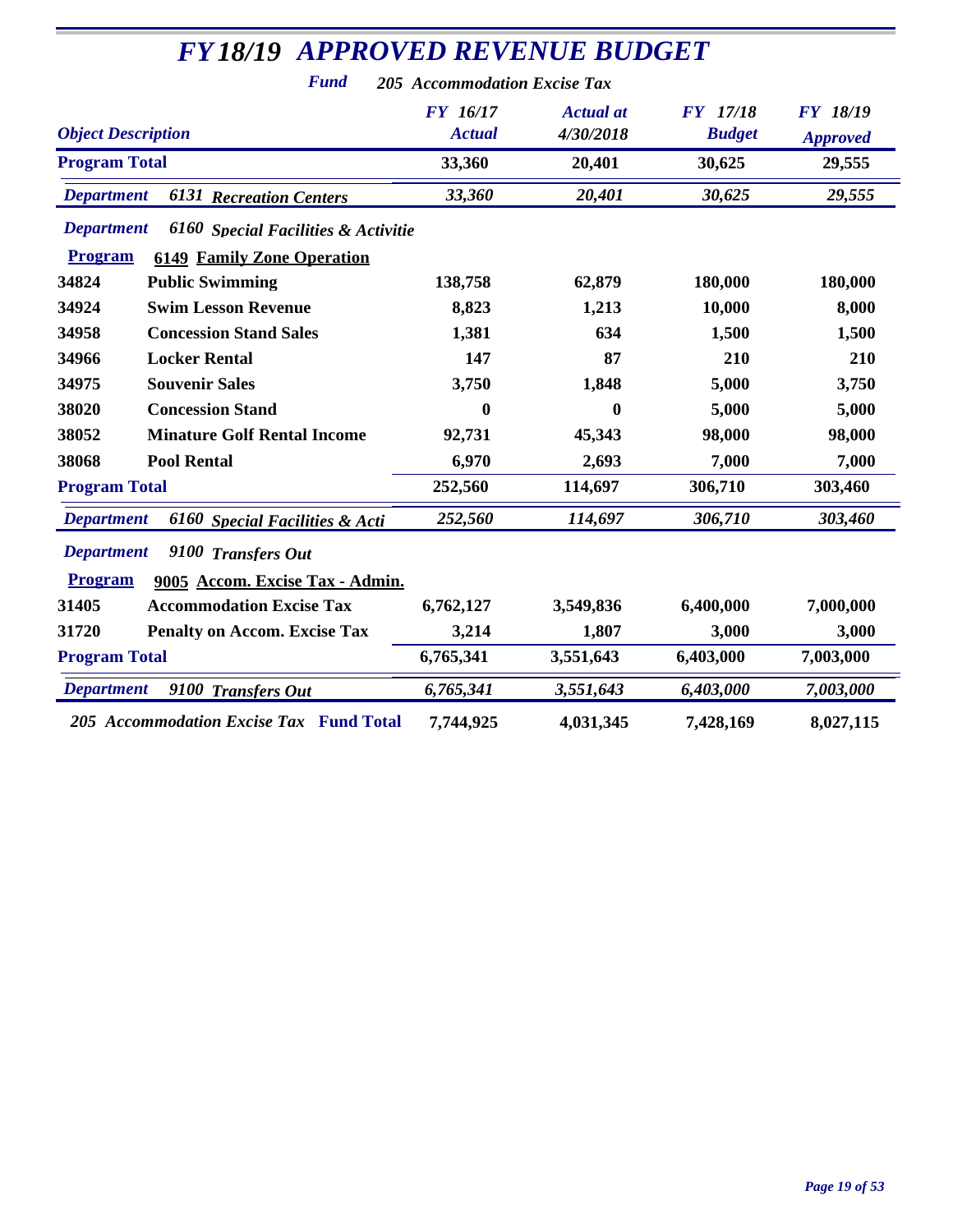# FY18/19 APPROVED REVENUE BUDGET

***Fund*** ***205 Accommodation Excise Tax***

| Object Description | | FY 16/17 Actual | Actual at 4/30/2018 | FY 17/18 Budget | FY 18/19 Approved |
|---|---|---|---|---|---|
| **Program Total** | | **33,360** | **20,401** | **30,625** | **29,555** |
| ***Department*** | ***6131 Recreation Centers*** | ***33,360*** | ***20,401*** | ***30,625*** | ***29,555*** |
| ***Department*** | ***6160 Special Facilities & Activitie*** | | | | |
| **Program** | **6149 Family Zone Operation** | | | | |
| 34824 | Public Swimming | 138,758 | 62,879 | 180,000 | 180,000 |
| 34924 | Swim Lesson Revenue | 8,823 | 1,213 | 10,000 | 8,000 |
| 34958 | Concession Stand Sales | 1,381 | 634 | 1,500 | 1,500 |
| 34966 | Locker Rental | 147 | 87 | 210 | 210 |
| 34975 | Souvenir Sales | 3,750 | 1,848 | 5,000 | 3,750 |
| 38020 | Concession Stand | 0 | 0 | 5,000 | 5,000 |
| 38052 | Minature Golf Rental Income | 92,731 | 45,343 | 98,000 | 98,000 |
| 38068 | Pool Rental | 6,970 | 2,693 | 7,000 | 7,000 |
| **Program Total** | | **252,560** | **114,697** | **306,710** | **303,460** |
| ***Department*** | ***6160 Special Facilities & Acti*** | ***252,560*** | ***114,697*** | ***306,710*** | ***303,460*** |
| ***Department*** | ***9100 Transfers Out*** | | | | |
| **Program** | **9005 Accom. Excise Tax - Admin.** | | | | |
| 31405 | Accommodation Excise Tax | 6,762,127 | 3,549,836 | 6,400,000 | 7,000,000 |
| 31720 | Penalty on Accom. Excise Tax | 3,214 | 1,807 | 3,000 | 3,000 |
| **Program Total** | | **6,765,341** | **3,551,643** | **6,403,000** | **7,003,000** |
| ***Department*** | ***9100 Transfers Out*** | ***6,765,341*** | ***3,551,643*** | ***6,403,000*** | ***7,003,000*** |
| ***205 Accommodation Excise Tax Fund Total*** | | **7,744,925** | **4,031,345** | **7,428,169** | **8,027,115** |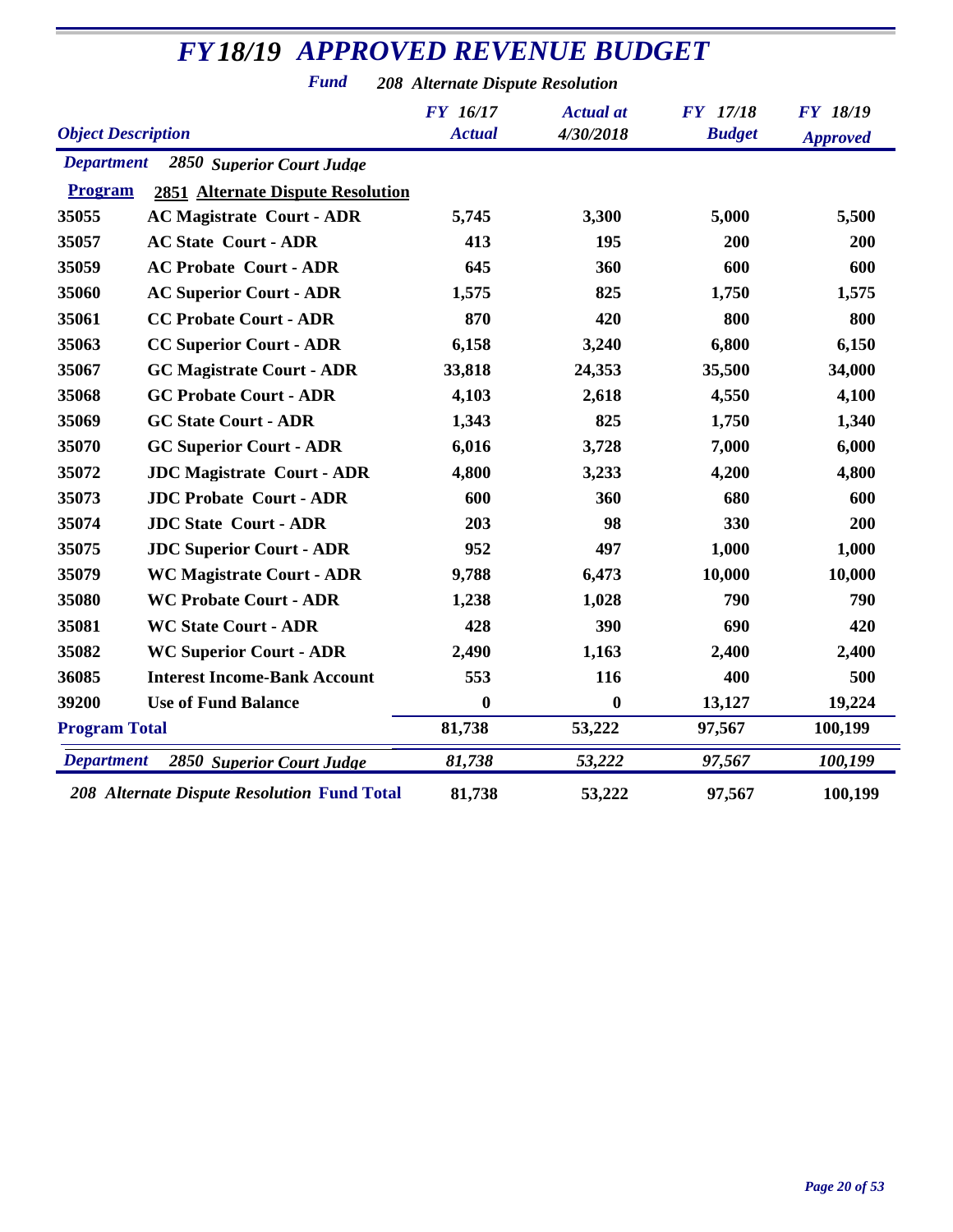# *FY18/19 APPROVED REVENUE BUDGET*

***Fund*** ***208 Alternate Dispute Resolution***

| *Object Description* | | *FY 16/17 Actual* | *Actual at 4/30/2018* | *FY 17/18 Budget* | *FY 18/19 Approved* |
|---|---|---|---|---|---|
| ***Department*** | ***2850 Superior Court Judge*** | | | | |
| **Program** | **2851 Alternate Dispute Resolution** | | | | |
| **35055** | **AC Magistrate Court - ADR** | **5,745** | **3,300** | **5,000** | **5,500** |
| **35057** | **AC State Court - ADR** | **413** | **195** | **200** | **200** |
| **35059** | **AC Probate Court - ADR** | **645** | **360** | **600** | **600** |
| **35060** | **AC Superior Court - ADR** | **1,575** | **825** | **1,750** | **1,575** |
| **35061** | **CC Probate Court - ADR** | **870** | **420** | **800** | **800** |
| **35063** | **CC Superior Court - ADR** | **6,158** | **3,240** | **6,800** | **6,150** |
| **35067** | **GC Magistrate Court - ADR** | **33,818** | **24,353** | **35,500** | **34,000** |
| **35068** | **GC Probate Court - ADR** | **4,103** | **2,618** | **4,550** | **4,100** |
| **35069** | **GC State Court - ADR** | **1,343** | **825** | **1,750** | **1,340** |
| **35070** | **GC Superior Court - ADR** | **6,016** | **3,728** | **7,000** | **6,000** |
| **35072** | **JDC Magistrate Court - ADR** | **4,800** | **3,233** | **4,200** | **4,800** |
| **35073** | **JDC Probate Court - ADR** | **600** | **360** | **680** | **600** |
| **35074** | **JDC State Court - ADR** | **203** | **98** | **330** | **200** |
| **35075** | **JDC Superior Court - ADR** | **952** | **497** | **1,000** | **1,000** |
| **35079** | **WC Magistrate Court - ADR** | **9,788** | **6,473** | **10,000** | **10,000** |
| **35080** | **WC Probate Court - ADR** | **1,238** | **1,028** | **790** | **790** |
| **35081** | **WC State Court - ADR** | **428** | **390** | **690** | **420** |
| **35082** | **WC Superior Court - ADR** | **2,490** | **1,163** | **2,400** | **2,400** |
| **36085** | **Interest Income-Bank Account** | **553** | **116** | **400** | **500** |
| **39200** | **Use of Fund Balance** | **0** | **0** | **13,127** | **19,224** |
| **Program Total** | | **81,738** | **53,222** | **97,567** | **100,199** |
| ***Department*** | ***2850 Superior Court Judge*** | ***81,738*** | ***53,222*** | ***97,567*** | ***100,199*** |
| ***208 Alternate Dispute Resolution*** **Fund Total** | | **81,738** | **53,222** | **97,567** | **100,199** |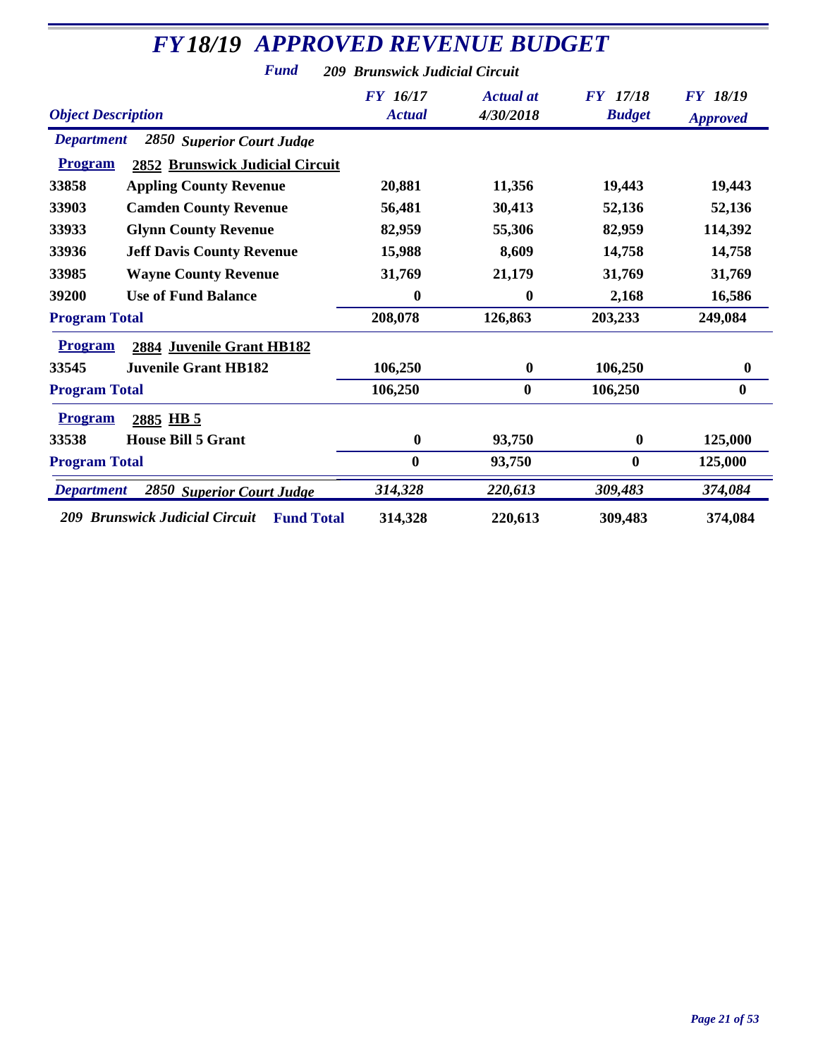# *FY18/19 APPROVED REVENUE BUDGET*

***Fund*** ***209 Brunswick Judicial Circuit***

| *Object Description* | | *FY 16/17 Actual* | *Actual at 4/30/2018* | *FY 17/18 Budget* | *FY 18/19 Approved* |
|---|---|---|---|---|---|
| ***Department*** | ***2850 Superior Court Judge*** | | | | |
| **Program** | **2852 Brunswick Judicial Circuit** | | | | |
| **33858** | **Appling County Revenue** | **20,881** | **11,356** | **19,443** | **19,443** |
| **33903** | **Camden County Revenue** | **56,481** | **30,413** | **52,136** | **52,136** |
| **33933** | **Glynn County Revenue** | **82,959** | **55,306** | **82,959** | **114,392** |
| **33936** | **Jeff Davis County Revenue** | **15,988** | **8,609** | **14,758** | **14,758** |
| **33985** | **Wayne County Revenue** | **31,769** | **21,179** | **31,769** | **31,769** |
| **39200** | **Use of Fund Balance** | **0** | **0** | **2,168** | **16,586** |
| **Program Total** | | **208,078** | **126,863** | **203,233** | **249,084** |
| **Program** | **2884 Juvenile Grant HB182** | | | | |
| **33545** | **Juvenile Grant HB182** | **106,250** | **0** | **106,250** | **0** |
| **Program Total** | | **106,250** | **0** | **106,250** | **0** |
| **Program** | **2885 HB 5** | | | | |
| **33538** | **House Bill 5 Grant** | **0** | **93,750** | **0** | **125,000** |
| **Program Total** | | **0** | **93,750** | **0** | **125,000** |
| ***Department*** | ***2850 Superior Court Judge*** | ***314,328*** | ***220,613*** | ***309,483*** | ***374,084*** |
| ***209 Brunswick Judicial Circuit*** | **Fund Total** | **314,328** | **220,613** | **309,483** | **374,084** |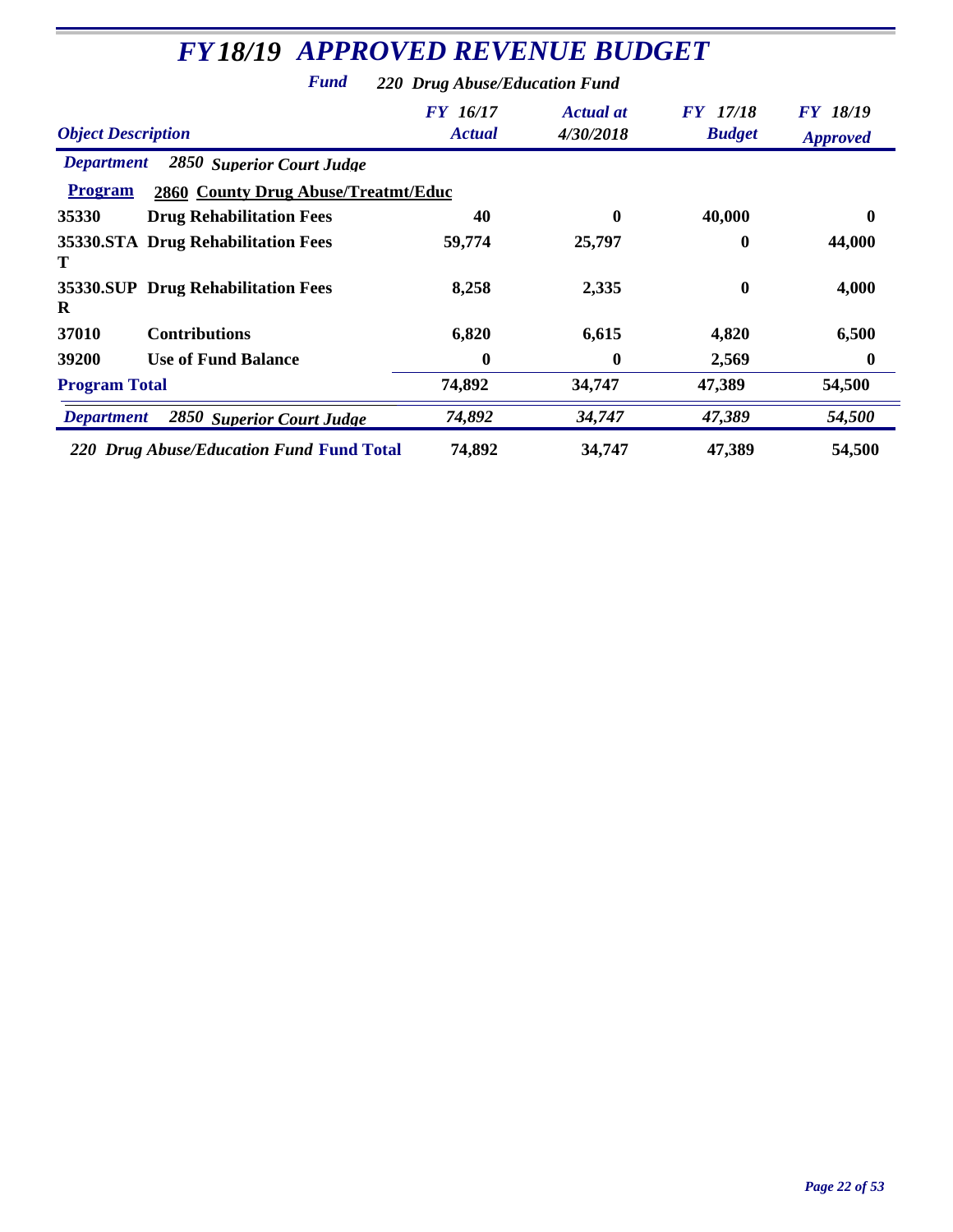# *FY18/19 APPROVED REVENUE BUDGET*

***Fund*** ***220 Drug Abuse/Education Fund***

| *Object Description* | | *FY 16/17 Actual* | *Actual at 4/30/2018* | *FY 17/18 Budget* | *FY 18/19 Approved* |
|---|---|---|---|---|---|
| ***Department*** | ***2850 Superior Court Judge*** | | | | |
| **Program** | **2860 County Drug Abuse/Treatmt/Educ** | | | | |
| **35330** | **Drug Rehabilitation Fees** | **40** | **0** | **40,000** | **0** |
| **35330.STAT** | **Drug Rehabilitation Fees** | **59,774** | **25,797** | **0** | **44,000** |
| **35330.SUPR** | **Drug Rehabilitation Fees** | **8,258** | **2,335** | **0** | **4,000** |
| **37010** | **Contributions** | **6,820** | **6,615** | **4,820** | **6,500** |
| **39200** | **Use of Fund Balance** | **0** | **0** | **2,569** | **0** |
| **Program Total** | | **74,892** | **34,747** | **47,389** | **54,500** |
| ***Department*** | ***2850 Superior Court Judge*** | ***74,892*** | ***34,747*** | ***47,389*** | ***54,500*** |
| ***220 Drug Abuse/Education Fund*** **Fund Total** | | **74,892** | **34,747** | **47,389** | **54,500** |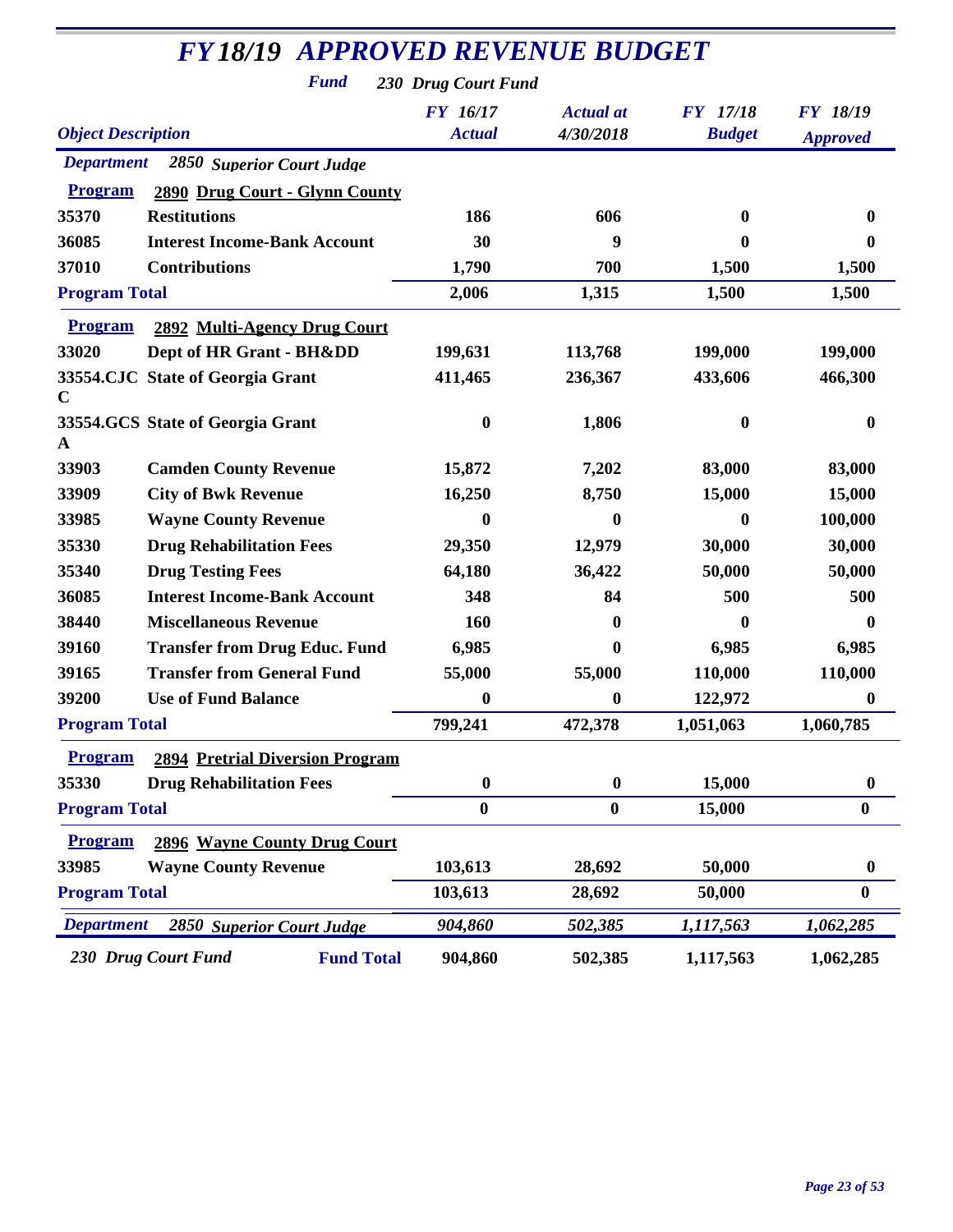# *FY18/19 APPROVED REVENUE BUDGET*

***Fund*** *230 Drug Court Fund*

| *Object Description* | | *FY 16/17 Actual* | *Actual at 4/30/2018* | *FY 17/18 Budget* | *FY 18/19 Approved* |
|---|---|---|---|---|---|
| ***Department*** | ***2850 Superior Court Judge*** | | | | |
| **Program** | **2890 Drug Court - Glynn County** | | | | |
| **35370** | **Restitutions** | **186** | **606** | **0** | **0** |
| **36085** | **Interest Income-Bank Account** | **30** | **9** | **0** | **0** |
| **37010** | **Contributions** | **1,790** | **700** | **1,500** | **1,500** |
| **Program Total** | | **2,006** | **1,315** | **1,500** | **1,500** |
| **Program** | **2892 Multi-Agency Drug Court** | | | | |
| **33020** | **Dept of HR Grant - BH&DD** | **199,631** | **113,768** | **199,000** | **199,000** |
| **33554.CJCC** | **State of Georgia Grant** | **411,465** | **236,367** | **433,606** | **466,300** |
| **33554.GCSA** | **State of Georgia Grant** | **0** | **1,806** | **0** | **0** |
| **33903** | **Camden County Revenue** | **15,872** | **7,202** | **83,000** | **83,000** |
| **33909** | **City of Bwk Revenue** | **16,250** | **8,750** | **15,000** | **15,000** |
| **33985** | **Wayne County Revenue** | **0** | **0** | **0** | **100,000** |
| **35330** | **Drug Rehabilitation Fees** | **29,350** | **12,979** | **30,000** | **30,000** |
| **35340** | **Drug Testing Fees** | **64,180** | **36,422** | **50,000** | **50,000** |
| **36085** | **Interest Income-Bank Account** | **348** | **84** | **500** | **500** |
| **38440** | **Miscellaneous Revenue** | **160** | **0** | **0** | **0** |
| **39160** | **Transfer from Drug Educ. Fund** | **6,985** | **0** | **6,985** | **6,985** |
| **39165** | **Transfer from General Fund** | **55,000** | **55,000** | **110,000** | **110,000** |
| **39200** | **Use of Fund Balance** | **0** | **0** | **122,972** | **0** |
| **Program Total** | | **799,241** | **472,378** | **1,051,063** | **1,060,785** |
| **Program** | **2894 Pretrial Diversion Program** | | | | |
| **35330** | **Drug Rehabilitation Fees** | **0** | **0** | **15,000** | **0** |
| **Program Total** | | **0** | **0** | **15,000** | **0** |
| **Program** | **2896 Wayne County Drug Court** | | | | |
| **33985** | **Wayne County Revenue** | **103,613** | **28,692** | **50,000** | **0** |
| **Program Total** | | **103,613** | **28,692** | **50,000** | **0** |
| ***Department*** | ***2850 Superior Court Judge*** | ***904,860*** | ***502,385*** | ***1,117,563*** | ***1,062,285*** |
| ***230 Drug Court Fund*** | **Fund Total** | **904,860** | **502,385** | **1,117,563** | **1,062,285** |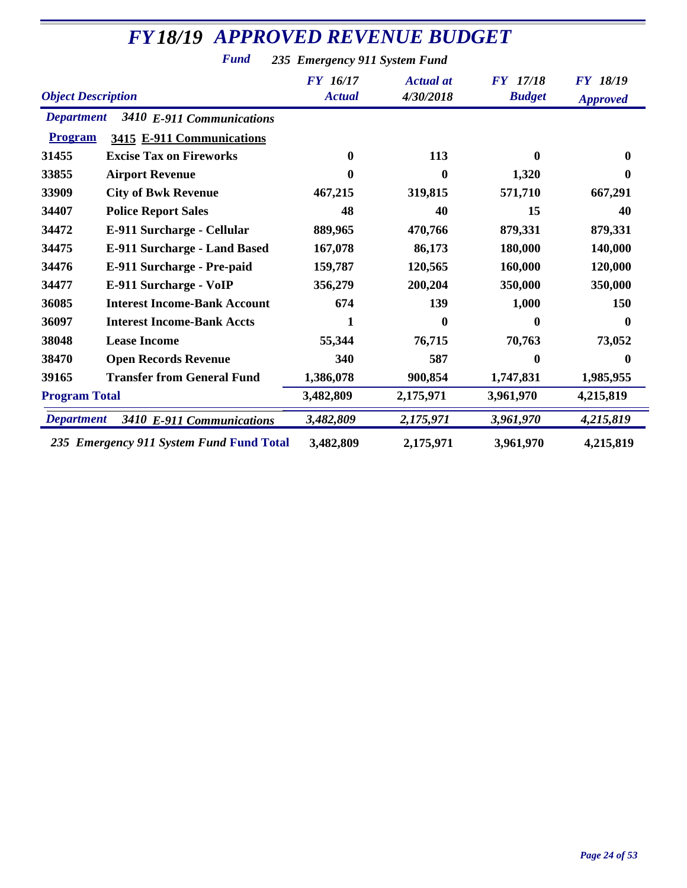# FY18/19 APPROVED REVENUE BUDGET

**Fund** *235 Emergency 911 System Fund*

| Object Description | | FY 16/17 Actual | Actual at 4/30/2018 | FY 17/18 Budget | FY 18/19 Approved |
|---|---|---|---|---|---|
| ***Department*** | ***3410 E-911 Communications*** | | | | |
| **Program** | **3415 E-911 Communications** | | | | |
| 31455 | Excise Tax on Fireworks | 0 | 113 | 0 | 0 |
| 33855 | Airport Revenue | 0 | 0 | 1,320 | 0 |
| 33909 | City of Bwk Revenue | 467,215 | 319,815 | 571,710 | 667,291 |
| 34407 | Police Report Sales | 48 | 40 | 15 | 40 |
| 34472 | E-911 Surcharge - Cellular | 889,965 | 470,766 | 879,331 | 879,331 |
| 34475 | E-911 Surcharge - Land Based | 167,078 | 86,173 | 180,000 | 140,000 |
| 34476 | E-911 Surcharge - Pre-paid | 159,787 | 120,565 | 160,000 | 120,000 |
| 34477 | E-911 Surcharge - VoIP | 356,279 | 200,204 | 350,000 | 350,000 |
| 36085 | Interest Income-Bank Account | 674 | 139 | 1,000 | 150 |
| 36097 | Interest Income-Bank Accts | 1 | 0 | 0 | 0 |
| 38048 | Lease Income | 55,344 | 76,715 | 70,763 | 73,052 |
| 38470 | Open Records Revenue | 340 | 587 | 0 | 0 |
| 39165 | Transfer from General Fund | 1,386,078 | 900,854 | 1,747,831 | 1,985,955 |
| **Program Total** | | **3,482,809** | **2,175,971** | **3,961,970** | **4,215,819** |
| ***Department*** | ***3410 E-911 Communications*** | ***3,482,809*** | ***2,175,971*** | ***3,961,970*** | ***4,215,819*** |
| ***235 Emergency 911 System Fund* Fund Total** | | **3,482,809** | **2,175,971** | **3,961,970** | **4,215,819** |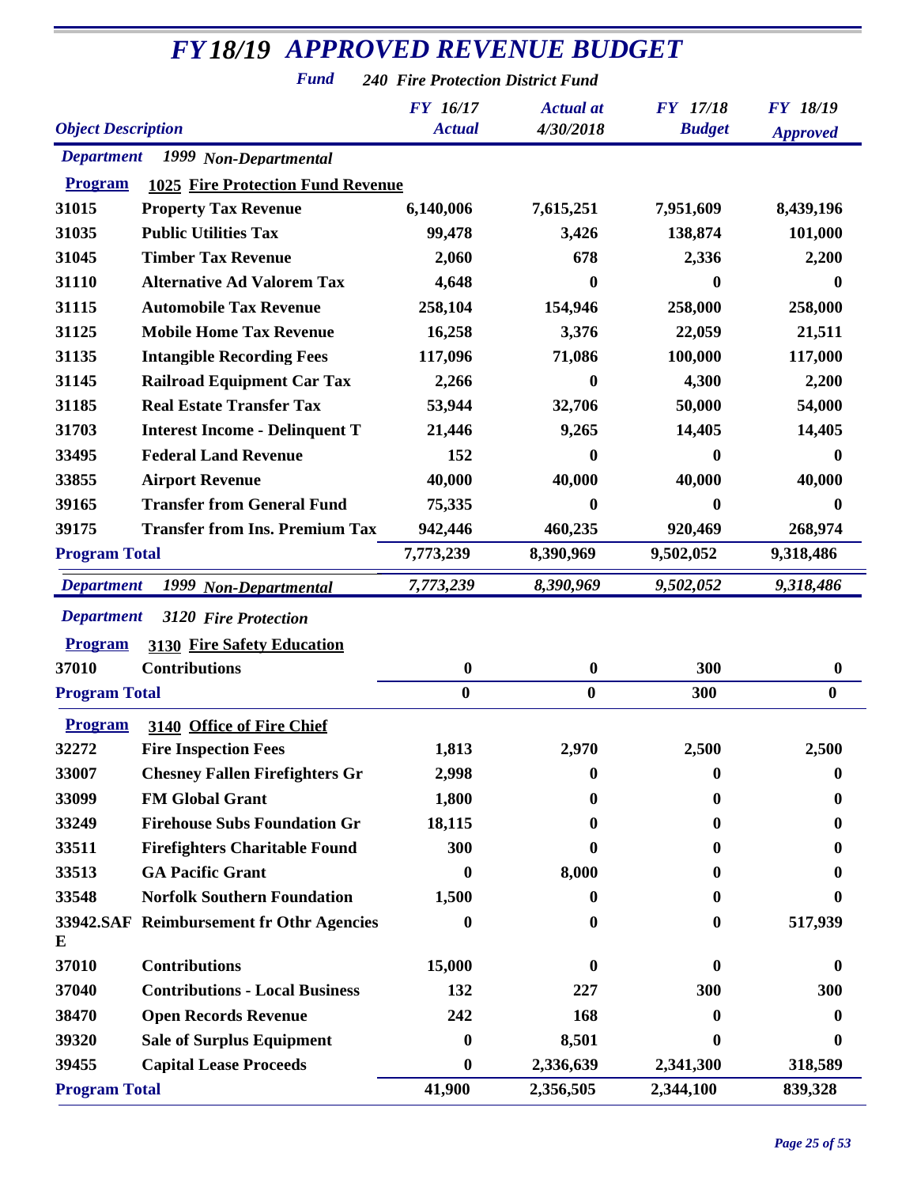# FY18/19 APPROVED REVENUE BUDGET

**Fund** 240 Fire Protection District Fund

| Object Description | | FY 16/17 Actual | Actual at 4/30/2018 | FY 17/18 Budget | FY 18/19 Approved |
|---|---|---|---|---|---|
| **Department** | **1999 Non-Departmental** | | | | |
| **Program** | **1025 Fire Protection Fund Revenue** | | | | |
| 31015 | Property Tax Revenue | 6,140,006 | 7,615,251 | 7,951,609 | 8,439,196 |
| 31035 | Public Utilities Tax | 99,478 | 3,426 | 138,874 | 101,000 |
| 31045 | Timber Tax Revenue | 2,060 | 678 | 2,336 | 2,200 |
| 31110 | Alternative Ad Valorem Tax | 4,648 | 0 | 0 | 0 |
| 31115 | Automobile Tax Revenue | 258,104 | 154,946 | 258,000 | 258,000 |
| 31125 | Mobile Home Tax Revenue | 16,258 | 3,376 | 22,059 | 21,511 |
| 31135 | Intangible Recording Fees | 117,096 | 71,086 | 100,000 | 117,000 |
| 31145 | Railroad Equipment Car Tax | 2,266 | 0 | 4,300 | 2,200 |
| 31185 | Real Estate Transfer Tax | 53,944 | 32,706 | 50,000 | 54,000 |
| 31703 | Interest Income - Delinquent T | 21,446 | 9,265 | 14,405 | 14,405 |
| 33495 | Federal Land Revenue | 152 | 0 | 0 | 0 |
| 33855 | Airport Revenue | 40,000 | 40,000 | 40,000 | 40,000 |
| 39165 | Transfer from General Fund | 75,335 | 0 | 0 | 0 |
| 39175 | Transfer from Ins. Premium Tax | 942,446 | 460,235 | 920,469 | 268,974 |
| **Program Total** | | **7,773,239** | **8,390,969** | **9,502,052** | **9,318,486** |
| **Department** | **1999 Non-Departmental** | **7,773,239** | **8,390,969** | **9,502,052** | **9,318,486** |
| **Department** | **3120 Fire Protection** | | | | |
| **Program** | **3130 Fire Safety Education** | | | | |
| 37010 | Contributions | 0 | 0 | 300 | 0 |
| **Program Total** | | **0** | **0** | **300** | **0** |
| **Program** | **3140 Office of Fire Chief** | | | | |
| 32272 | Fire Inspection Fees | 1,813 | 2,970 | 2,500 | 2,500 |
| 33007 | Chesney Fallen Firefighters Gr | 2,998 | 0 | 0 | 0 |
| 33099 | FM Global Grant | 1,800 | 0 | 0 | 0 |
| 33249 | Firehouse Subs Foundation Gr | 18,115 | 0 | 0 | 0 |
| 33511 | Firefighters Charitable Found | 300 | 0 | 0 | 0 |
| 33513 | GA Pacific Grant | 0 | 8,000 | 0 | 0 |
| 33548 | Norfolk Southern Foundation | 1,500 | 0 | 0 | 0 |
| 33942.SAFE | Reimbursement fr Othr Agencies | 0 | 0 | 0 | 517,939 |
| 37010 | Contributions | 15,000 | 0 | 0 | 0 |
| 37040 | Contributions - Local Business | 132 | 227 | 300 | 300 |
| 38470 | Open Records Revenue | 242 | 168 | 0 | 0 |
| 39320 | Sale of Surplus Equipment | 0 | 8,501 | 0 | 0 |
| 39455 | Capital Lease Proceeds | 0 | 2,336,639 | 2,341,300 | 318,589 |
| **Program Total** | | **41,900** | **2,356,505** | **2,344,100** | **839,328** |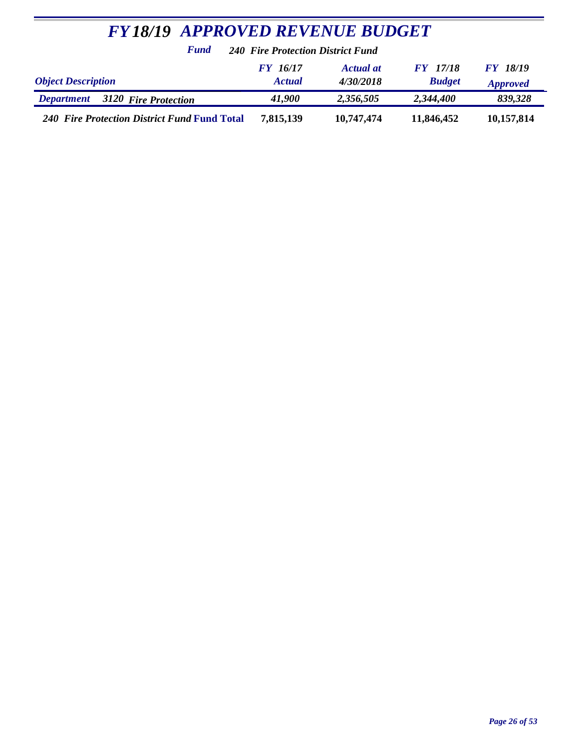# FY18/19 APPROVED REVENUE BUDGET

***Fund*** ***240 Fire Protection District Fund***

| *Object Description* | *FY 16/17 Actual* | *Actual at 4/30/2018* | *FY 17/18 Budget* | *FY 18/19 Approved* |
|---|---|---|---|---|
| ***Department 3120 Fire Protection*** | *41,900* | *2,356,505* | *2,344,400* | *839,328* |
| ***240 Fire Protection District Fund Fund Total*** | **7,815,139** | **10,747,474** | **11,846,452** | **10,157,814** |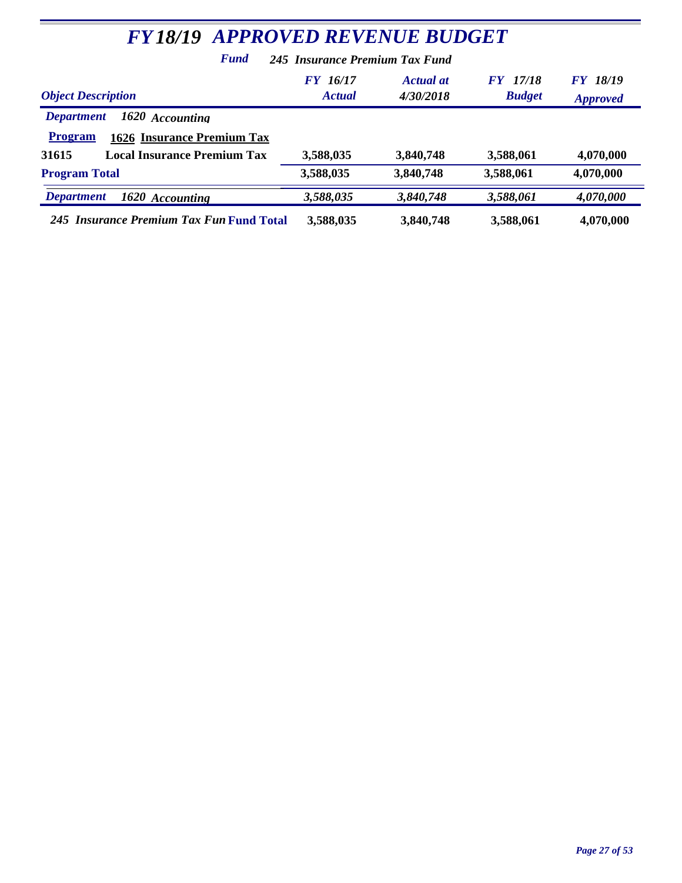# FY18/19 APPROVED REVENUE BUDGET

***Fund*** ***245 Insurance Premium Tax Fund***

| *Object Description* | *FY 16/17 Actual* | *Actual at 4/30/2018* | *FY 17/18 Budget* | *FY 18/19 Approved* |
|---|---|---|---|---|
| ***Department*** ***1620 Accounting*** | | | | |
| **Program** **1626 Insurance Premium Tax** | | | | |
| **31615 Local Insurance Premium Tax** | **3,588,035** | **3,840,748** | **3,588,061** | **4,070,000** |
| **Program Total** | **3,588,035** | **3,840,748** | **3,588,061** | **4,070,000** |
| ***Department*** ***1620 Accounting*** | ***3,588,035*** | ***3,840,748*** | ***3,588,061*** | ***4,070,000*** |
| ***245 Insurance Premium Tax Fun*** **Fund Total** | **3,588,035** | **3,840,748** | **3,588,061** | **4,070,000** |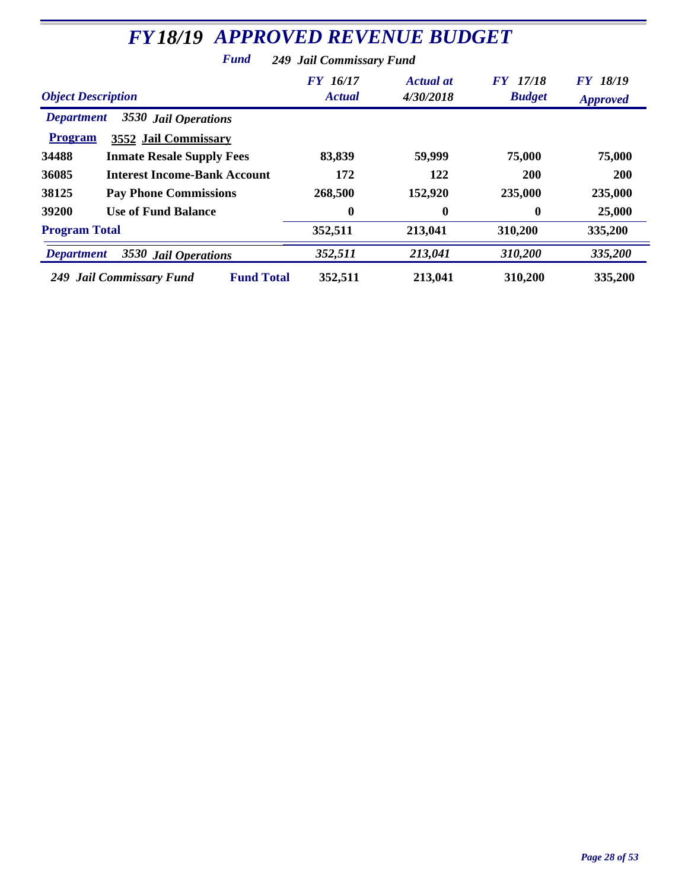# FY18/19 APPROVED REVENUE BUDGET

***Fund*** ***249 Jail Commissary Fund***

| *Object Description* | | *FY 16/17 Actual* | *Actual at 4/30/2018* | *FY 17/18 Budget* | *FY 18/19 Approved* |
|---|---|---|---|---|---|
| ***Department*** | ***3530 Jail Operations*** | | | | |
| **Program** | **3552 Jail Commissary** | | | | |
| **34488** | **Inmate Resale Supply Fees** | **83,839** | **59,999** | **75,000** | **75,000** |
| **36085** | **Interest Income-Bank Account** | **172** | **122** | **200** | **200** |
| **38125** | **Pay Phone Commissions** | **268,500** | **152,920** | **235,000** | **235,000** |
| **39200** | **Use of Fund Balance** | **0** | **0** | **0** | **25,000** |
| **Program Total** | | **352,511** | **213,041** | **310,200** | **335,200** |
| ***Department*** | ***3530 Jail Operations*** | ***352,511*** | ***213,041*** | ***310,200*** | ***335,200*** |
| ***249 Jail Commissary Fund*** | **Fund Total** | **352,511** | **213,041** | **310,200** | **335,200** |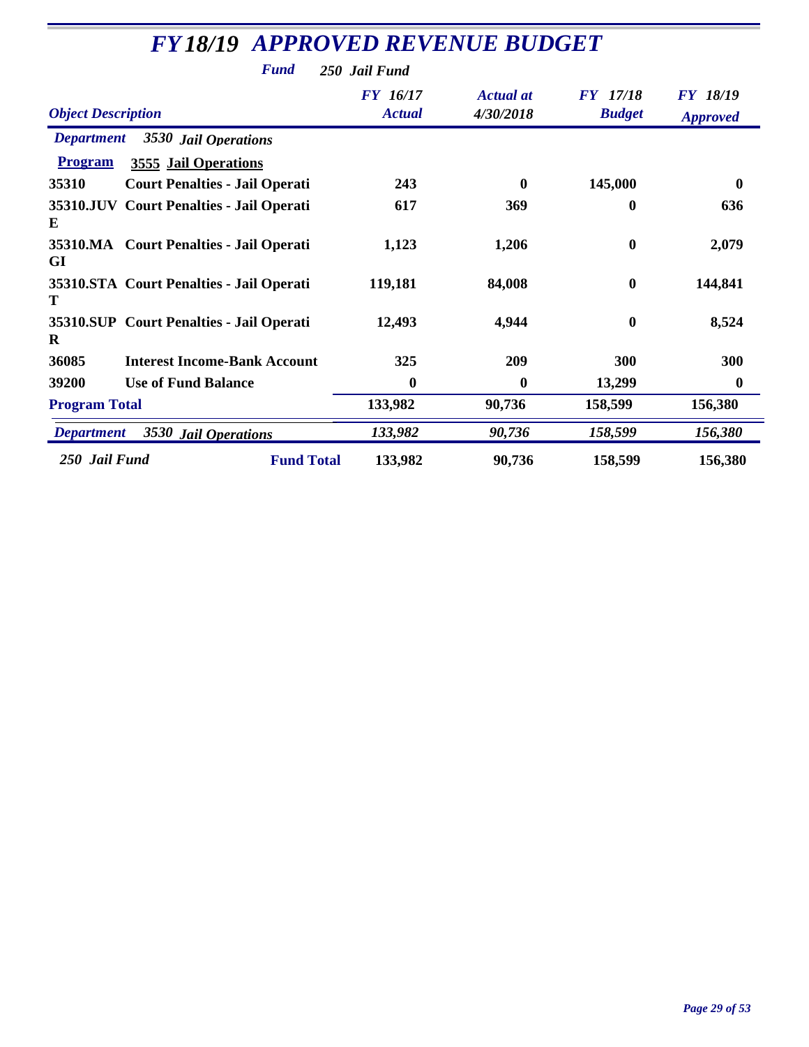# FY18/19 APPROVED REVENUE BUDGET

**Fund** 250 Jail Fund

| Object Description | | FY 16/17 Actual | Actual at 4/30/2018 | FY 17/18 Budget | FY 18/19 Approved |
|---|---|---|---|---|---|
| **Department** 3530 Jail Operations | | | | | |
| **Program** 3555 Jail Operations | | | | | |
| 35310 | Court Penalties - Jail Operati | 243 | 0 | 145,000 | 0 |
| 35310.JUVE | Court Penalties - Jail Operati | 617 | 369 | 0 | 636 |
| 35310.MAGI | Court Penalties - Jail Operati | 1,123 | 1,206 | 0 | 2,079 |
| 35310.STAT | Court Penalties - Jail Operati | 119,181 | 84,008 | 0 | 144,841 |
| 35310.SUPR | Court Penalties - Jail Operati | 12,493 | 4,944 | 0 | 8,524 |
| 36085 | Interest Income-Bank Account | 325 | 209 | 300 | 300 |
| 39200 | Use of Fund Balance | 0 | 0 | 13,299 | 0 |
| **Program Total** | | 133,982 | 90,736 | 158,599 | 156,380 |
| **Department** 3530 Jail Operations | | 133,982 | 90,736 | 158,599 | 156,380 |
| 250 Jail Fund | **Fund Total** | 133,982 | 90,736 | 158,599 | 156,380 |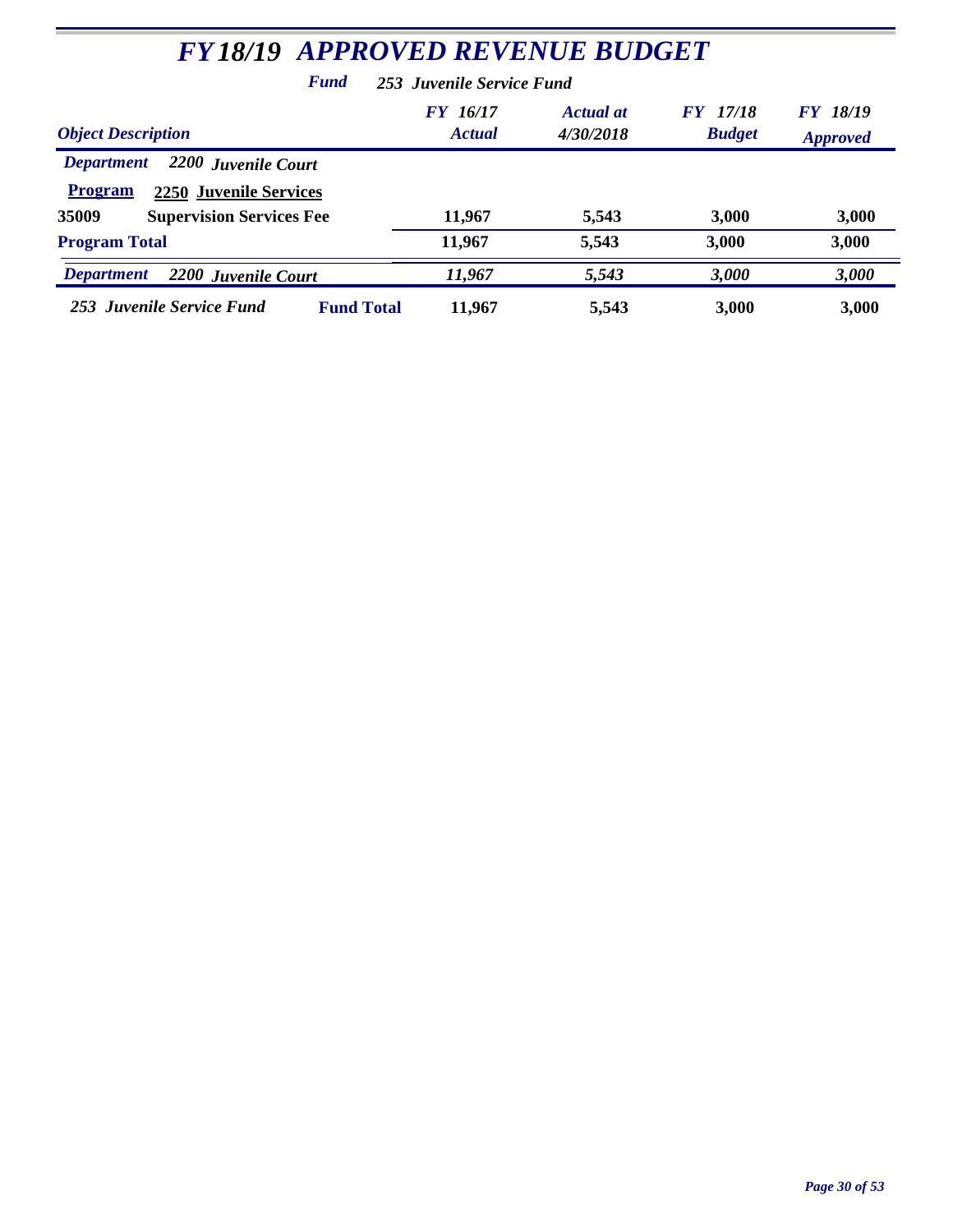# *FY18/19 APPROVED REVENUE BUDGET*

***Fund*** ***253 Juvenile Service Fund***

| *Object Description* | | *FY 16/17 Actual* | *Actual at 4/30/2018* | *FY 17/18 Budget* | *FY 18/19 Approved* |
|---|---|---|---|---|---|
| ***Department*** ***2200 Juvenile Court*** | | | | | |
| **Program** **2250 Juvenile Services** | | | | | |
| **35009** | **Supervision Services Fee** | **11,967** | **5,543** | **3,000** | **3,000** |
| **Program Total** | | **11,967** | **5,543** | **3,000** | **3,000** |
| ***Department*** ***2200 Juvenile Court*** | | ***11,967*** | ***5,543*** | ***3,000*** | ***3,000*** |
| ***253 Juvenile Service Fund*** | **Fund Total** | **11,967** | **5,543** | **3,000** | **3,000** |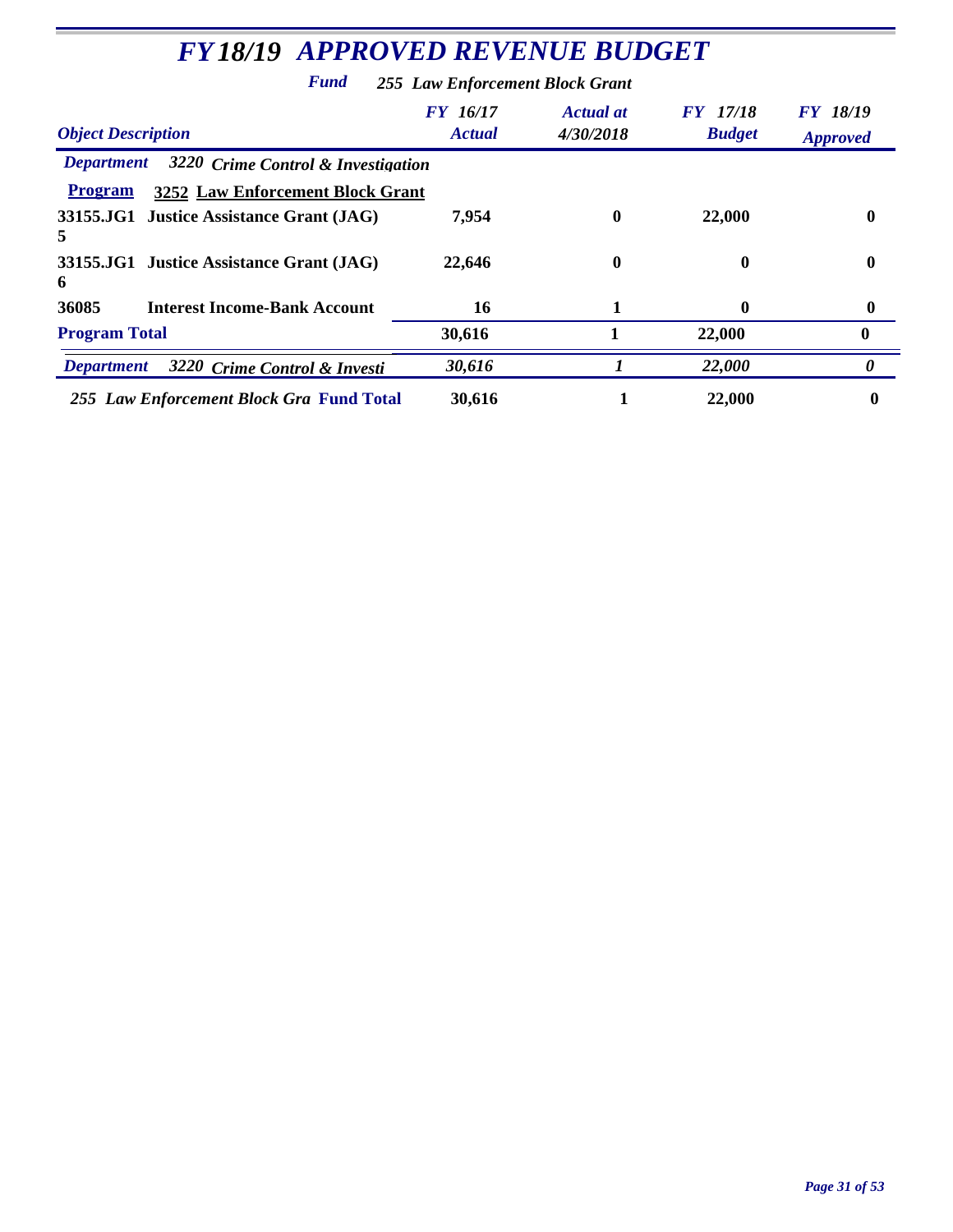# *FY18/19 APPROVED REVENUE BUDGET*

***Fund*** ***255 Law Enforcement Block Grant***

| *Object Description* | *FY 16/17 Actual* | *Actual at 4/30/2018* | *FY 17/18 Budget* | *FY 18/19 Approved* |
|---|---|---|---|---|
| ***Department*** ***3220 Crime Control & Investigation*** | | | | |
| **Program** **3252 Law Enforcement Block Grant** | | | | |
| **33155.JG15 Justice Assistance Grant (JAG)** | **7,954** | **0** | **22,000** | **0** |
| **33155.JG16 Justice Assistance Grant (JAG)** | **22,646** | **0** | **0** | **0** |
| **36085 Interest Income-Bank Account** | **16** | **1** | **0** | **0** |
| **Program Total** | **30,616** | **1** | **22,000** | **0** |
| ***Department*** ***3220 Crime Control & Investi*** | ***30,616*** | ***1*** | ***22,000*** | ***0*** |
| ***255 Law Enforcement Block Gra*** **Fund Total** | **30,616** | **1** | **22,000** | **0** |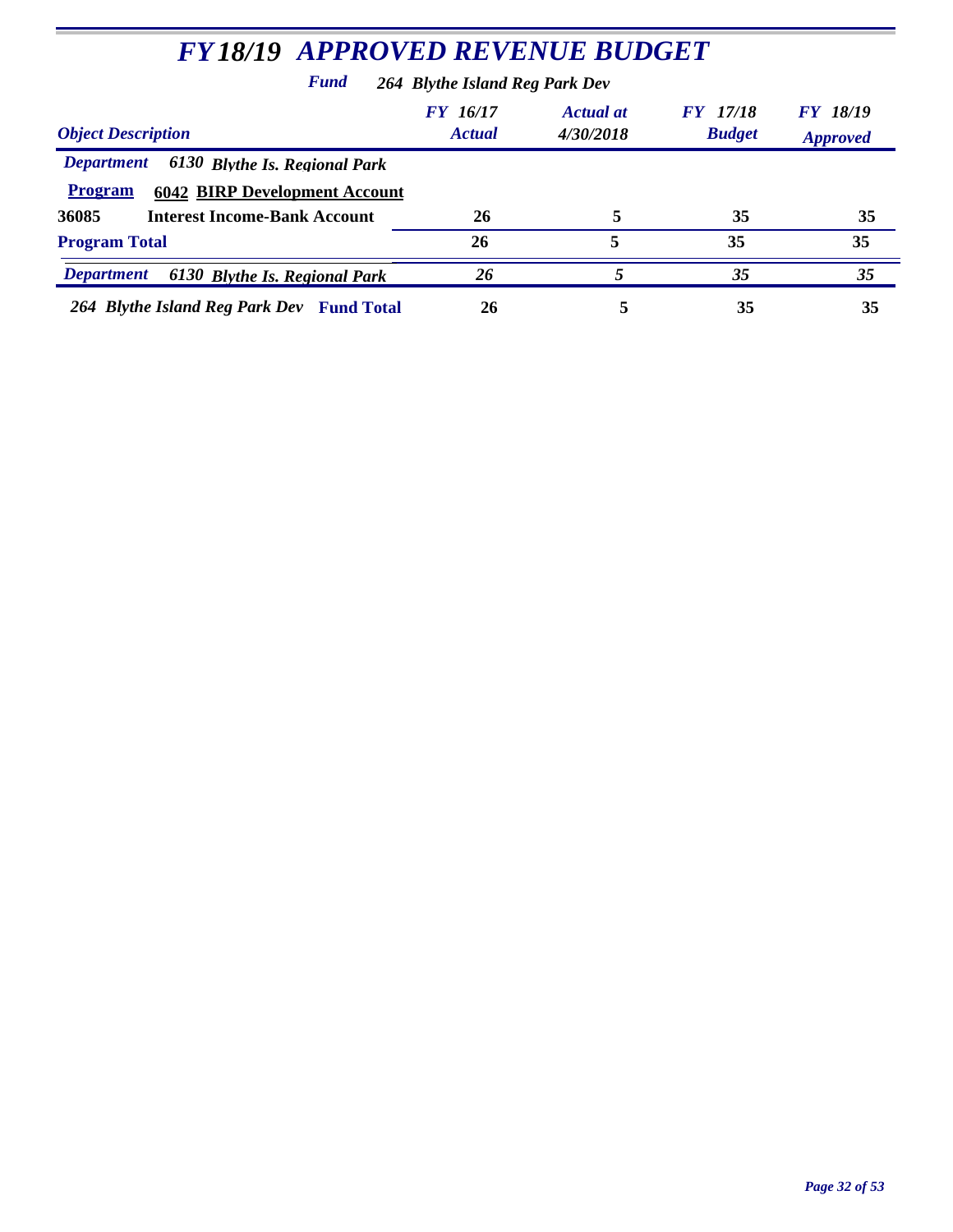# *FY18/19 APPROVED REVENUE BUDGET*

***Fund*** ***264 Blythe Island Reg Park Dev***

| *Object Description* | *FY 16/17 Actual* | *Actual at 4/30/2018* | *FY 17/18 Budget* | *FY 18/19 Approved* |
|---|---|---|---|---|
| ***Department*** ***6130 Blythe Is. Regional Park*** | | | | |
| **Program** **6042 BIRP Development Account** | | | | |
| **36085 Interest Income-Bank Account** | **26** | **5** | **35** | **35** |
| **Program Total** | **26** | **5** | **35** | **35** |
| ***Department*** ***6130 Blythe Is. Regional Park*** | ***26*** | ***5*** | ***35*** | ***35*** |
| ***264 Blythe Island Reg Park Dev*** **Fund Total** | **26** | **5** | **35** | **35** |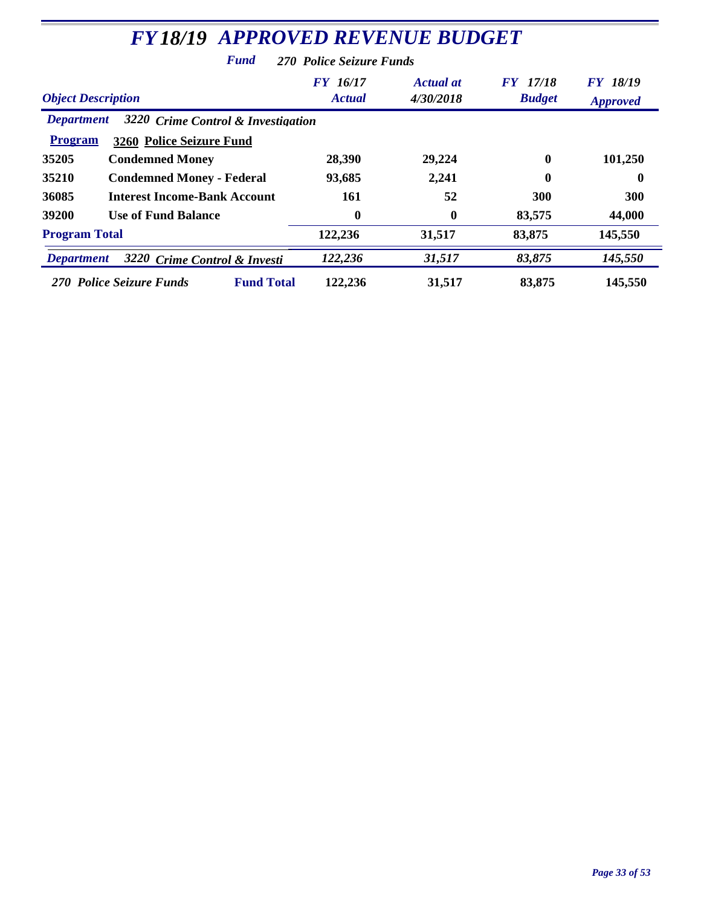# FY18/19 APPROVED REVENUE BUDGET

***Fund*** ***270 Police Seizure Funds***

| Object Description | | FY 16/17 Actual | Actual at 4/30/2018 | FY 17/18 Budget | FY 18/19 Approved |
|---|---|---|---|---|---|
| ***Department*** | ***3220 Crime Control & Investigation*** | | | | |
| **Program** | **3260 Police Seizure Fund** | | | | |
| **35205** | **Condemned Money** | **28,390** | **29,224** | **0** | **101,250** |
| **35210** | **Condemned Money - Federal** | **93,685** | **2,241** | **0** | **0** |
| **36085** | **Interest Income-Bank Account** | **161** | **52** | **300** | **300** |
| **39200** | **Use of Fund Balance** | **0** | **0** | **83,575** | **44,000** |
| **Program Total** | | **122,236** | **31,517** | **83,875** | **145,550** |
| ***Department*** | ***3220 Crime Control & Investi*** | ***122,236*** | ***31,517*** | ***83,875*** | ***145,550*** |
| ***270 Police Seizure Funds*** | **Fund Total** | **122,236** | **31,517** | **83,875** | **145,550** |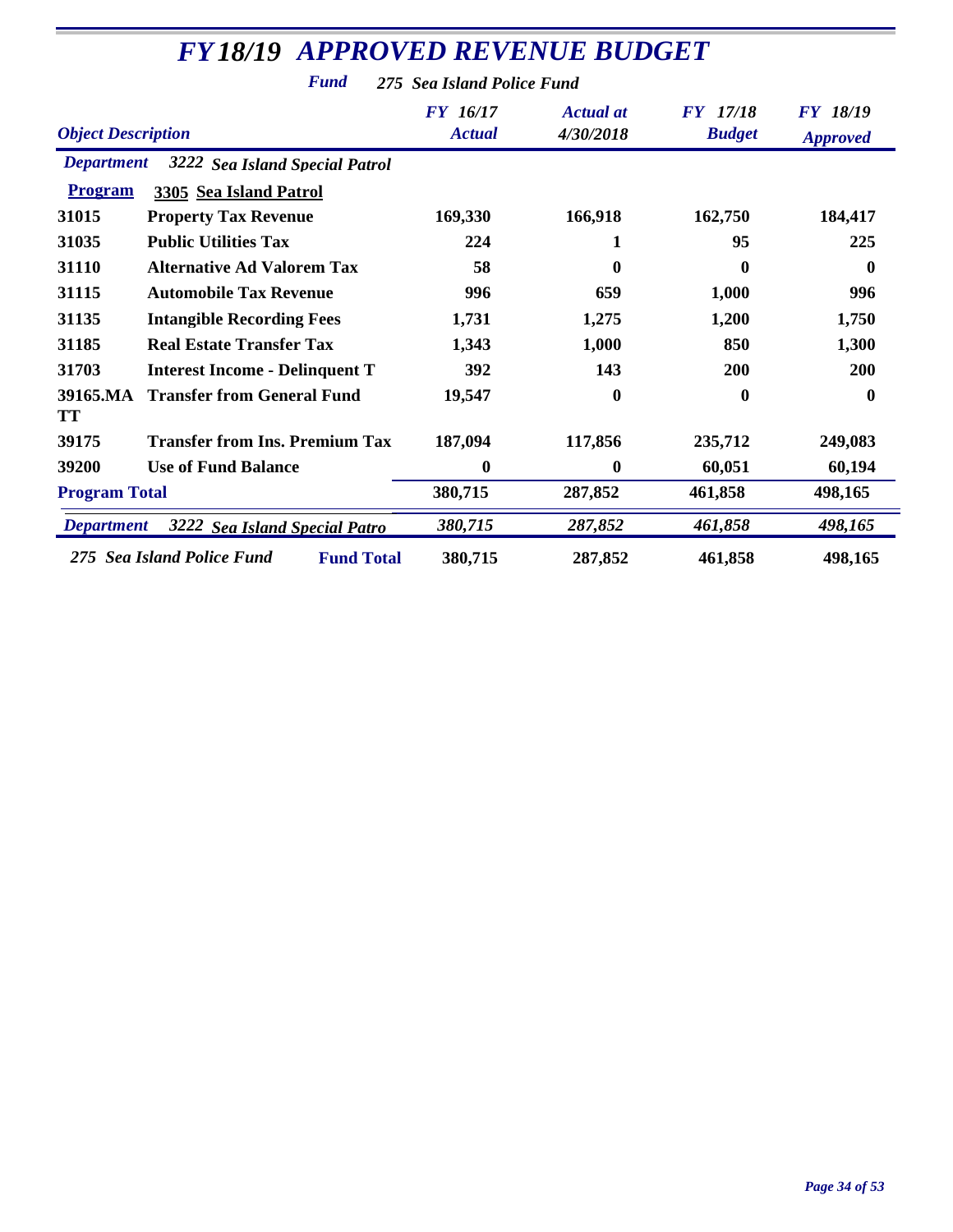# *FY18/19 APPROVED REVENUE BUDGET*

***Fund*** *275 Sea Island Police Fund*

| *Object Description* | | *FY 16/17 Actual* | *Actual at 4/30/2018* | *FY 17/18 Budget* | *FY 18/19 Approved* |
|---|---|---|---|---|---|
| *Department* | *3222 Sea Island Special Patrol* | | | | |
| **Program** | **3305 Sea Island Patrol** | | | | |
| **31015** | **Property Tax Revenue** | **169,330** | **166,918** | **162,750** | **184,417** |
| **31035** | **Public Utilities Tax** | **224** | **1** | **95** | **225** |
| **31110** | **Alternative Ad Valorem Tax** | **58** | **0** | **0** | **0** |
| **31115** | **Automobile Tax Revenue** | **996** | **659** | **1,000** | **996** |
| **31135** | **Intangible Recording Fees** | **1,731** | **1,275** | **1,200** | **1,750** |
| **31185** | **Real Estate Transfer Tax** | **1,343** | **1,000** | **850** | **1,300** |
| **31703** | **Interest Income - Delinquent T** | **392** | **143** | **200** | **200** |
| **39165.MATT** | **Transfer from General Fund** | **19,547** | **0** | **0** | **0** |
| **39175** | **Transfer from Ins. Premium Tax** | **187,094** | **117,856** | **235,712** | **249,083** |
| **39200** | **Use of Fund Balance** | **0** | **0** | **60,051** | **60,194** |
| **Program Total** | | **380,715** | **287,852** | **461,858** | **498,165** |
| *Department* | *3222 Sea Island Special Patro* | *380,715* | *287,852* | *461,858* | *498,165* |
| *275 Sea Island Police Fund* | **Fund Total** | **380,715** | **287,852** | **461,858** | **498,165** |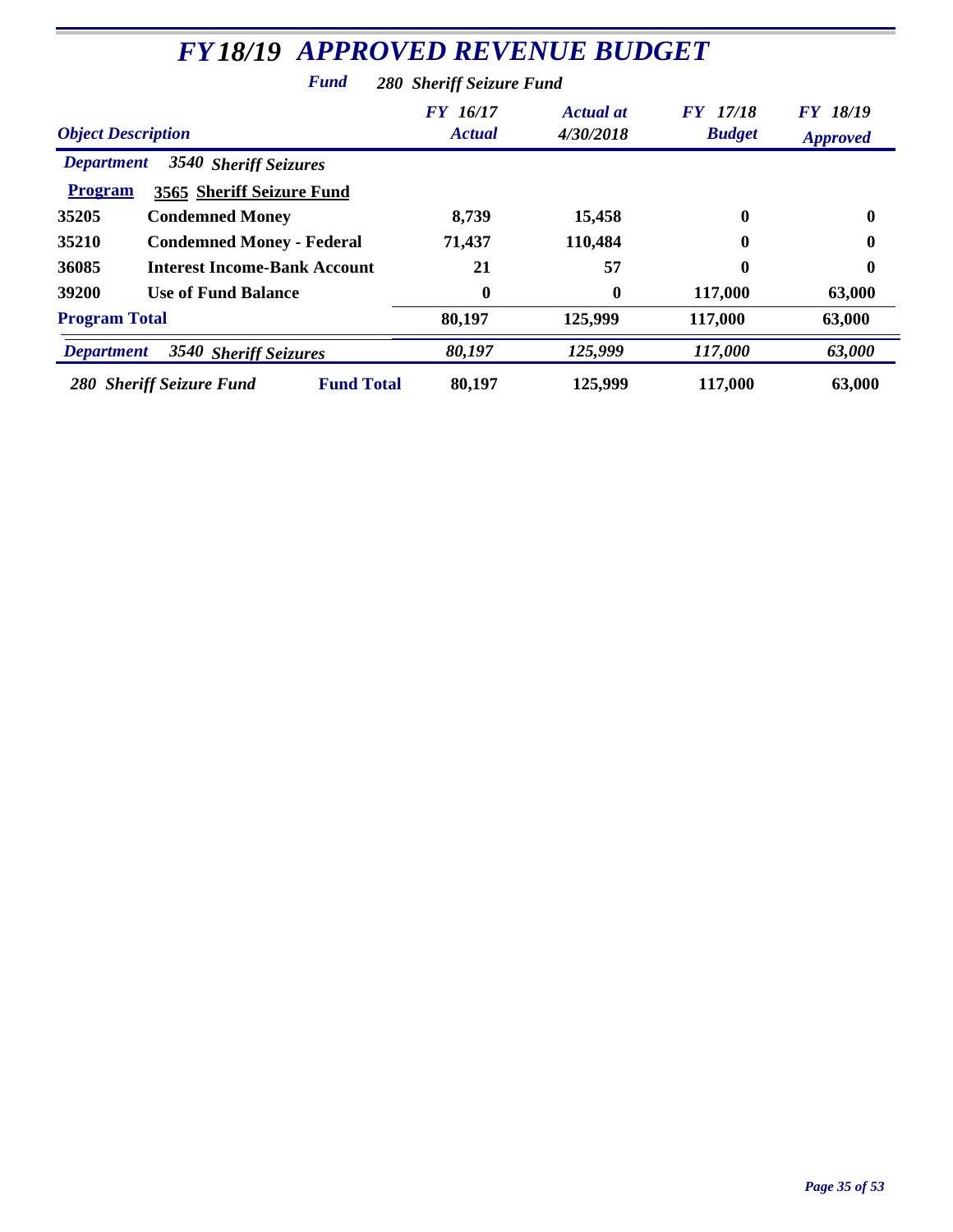# *FY18/19 APPROVED REVENUE BUDGET*

***Fund*** ***280 Sheriff Seizure Fund***

| *Object Description* | | *FY 16/17 Actual* | *Actual at 4/30/2018* | *FY 17/18 Budget* | *FY 18/19 Approved* |
|---|---|---|---|---|---|
| ***Department*** | ***3540 Sheriff Seizures*** | | | | |
| **Program** | **3565 Sheriff Seizure Fund** | | | | |
| **35205** | **Condemned Money** | **8,739** | **15,458** | **0** | **0** |
| **35210** | **Condemned Money - Federal** | **71,437** | **110,484** | **0** | **0** |
| **36085** | **Interest Income-Bank Account** | **21** | **57** | **0** | **0** |
| **39200** | **Use of Fund Balance** | **0** | **0** | **117,000** | **63,000** |
| **Program Total** | | **80,197** | **125,999** | **117,000** | **63,000** |
| ***Department*** | ***3540 Sheriff Seizures*** | ***80,197*** | ***125,999*** | ***117,000*** | ***63,000*** |
| ***280 Sheriff Seizure Fund*** | **Fund Total** | **80,197** | **125,999** | **117,000** | **63,000** |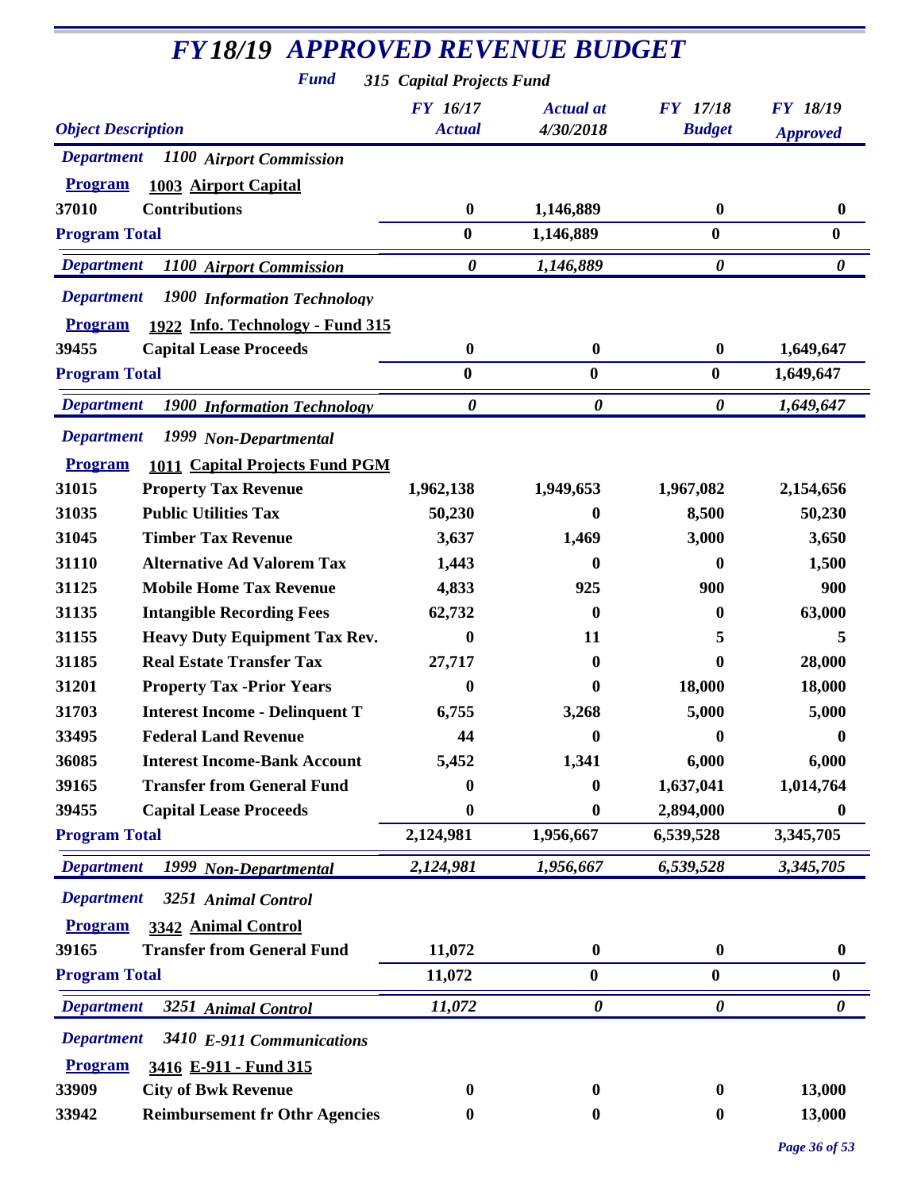# FY18/19 APPROVED REVENUE BUDGET

**Fund** 315 Capital Projects Fund

| Object Description | | FY 16/17 Actual | Actual at 4/30/2018 | FY 17/18 Budget | FY 18/19 Approved |
|---|---|---|---|---|---|
| **Department** | **1100 Airport Commission** | | | | |
| **Program** | **1003 Airport Capital** | | | | |
| 37010 | Contributions | 0 | 1,146,889 | 0 | 0 |
| **Program Total** | | 0 | 1,146,889 | 0 | 0 |
| **Department** | **1100 Airport Commission** | 0 | 1,146,889 | 0 | 0 |
| **Department** | **1900 Information Technology** | | | | |
| **Program** | **1922 Info. Technology - Fund 315** | | | | |
| 39455 | Capital Lease Proceeds | 0 | 0 | 0 | 1,649,647 |
| **Program Total** | | 0 | 0 | 0 | 1,649,647 |
| **Department** | **1900 Information Technology** | 0 | 0 | 0 | 1,649,647 |
| **Department** | **1999 Non-Departmental** | | | | |
| **Program** | **1011 Capital Projects Fund PGM** | | | | |
| 31015 | Property Tax Revenue | 1,962,138 | 1,949,653 | 1,967,082 | 2,154,656 |
| 31035 | Public Utilities Tax | 50,230 | 0 | 8,500 | 50,230 |
| 31045 | Timber Tax Revenue | 3,637 | 1,469 | 3,000 | 3,650 |
| 31110 | Alternative Ad Valorem Tax | 1,443 | 0 | 0 | 1,500 |
| 31125 | Mobile Home Tax Revenue | 4,833 | 925 | 900 | 900 |
| 31135 | Intangible Recording Fees | 62,732 | 0 | 0 | 63,000 |
| 31155 | Heavy Duty Equipment Tax Rev. | 0 | 11 | 5 | 5 |
| 31185 | Real Estate Transfer Tax | 27,717 | 0 | 0 | 28,000 |
| 31201 | Property Tax -Prior Years | 0 | 0 | 18,000 | 18,000 |
| 31703 | Interest Income - Delinquent T | 6,755 | 3,268 | 5,000 | 5,000 |
| 33495 | Federal Land Revenue | 44 | 0 | 0 | 0 |
| 36085 | Interest Income-Bank Account | 5,452 | 1,341 | 6,000 | 6,000 |
| 39165 | Transfer from General Fund | 0 | 0 | 1,637,041 | 1,014,764 |
| 39455 | Capital Lease Proceeds | 0 | 0 | 2,894,000 | 0 |
| **Program Total** | | 2,124,981 | 1,956,667 | 6,539,528 | 3,345,705 |
| **Department** | **1999 Non-Departmental** | 2,124,981 | 1,956,667 | 6,539,528 | 3,345,705 |
| **Department** | **3251 Animal Control** | | | | |
| **Program** | **3342 Animal Control** | | | | |
| 39165 | Transfer from General Fund | 11,072 | 0 | 0 | 0 |
| **Program Total** | | 11,072 | 0 | 0 | 0 |
| **Department** | **3251 Animal Control** | 11,072 | 0 | 0 | 0 |
| **Department** | **3410 E-911 Communications** | | | | |
| **Program** | **3416 E-911 - Fund 315** | | | | |
| 33909 | City of Bwk Revenue | 0 | 0 | 0 | 13,000 |
| 33942 | Reimbursement fr Othr Agencies | 0 | 0 | 0 | 13,000 |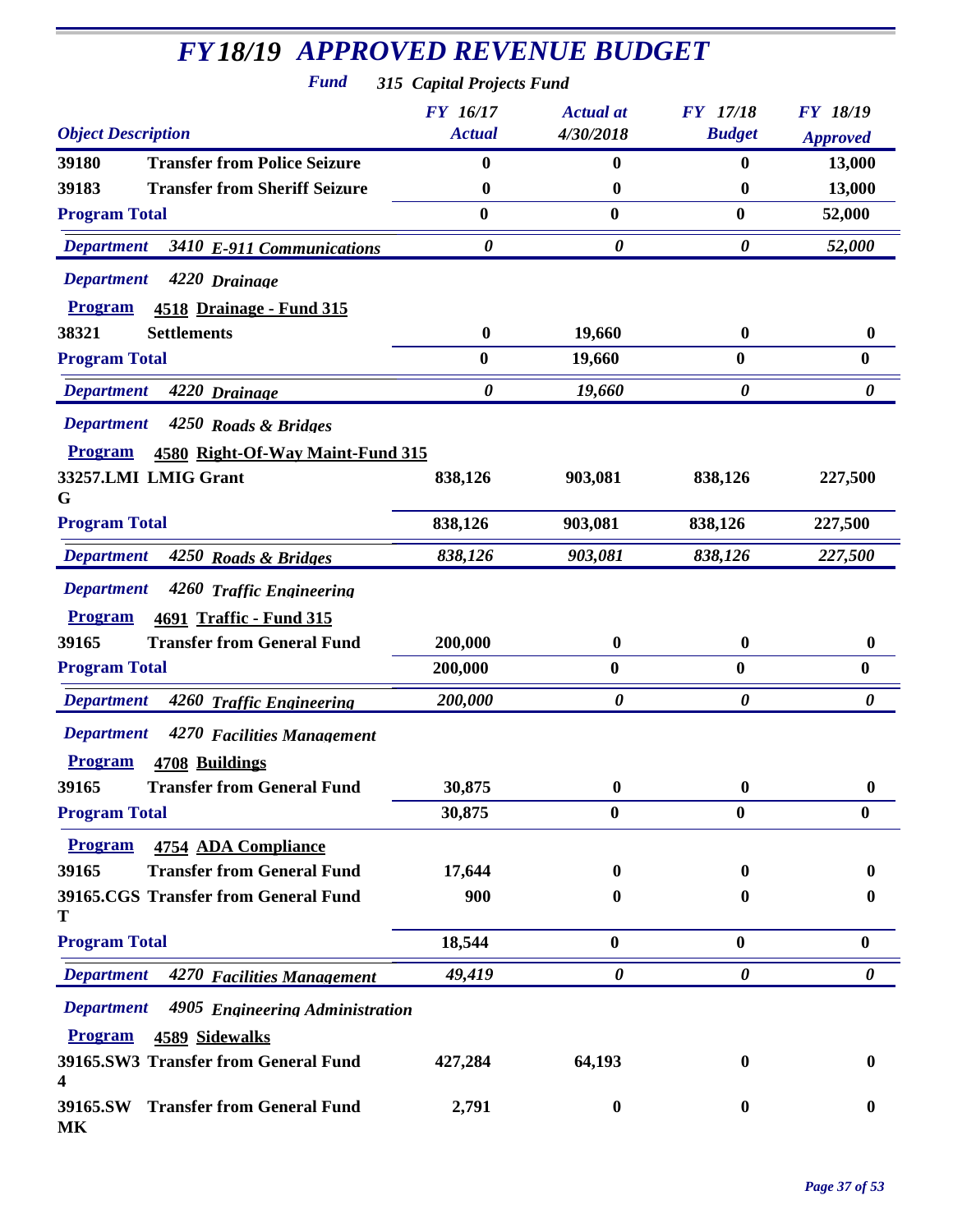# *FY18/19 APPROVED REVENUE BUDGET*

***Fund*** ***315 Capital Projects Fund***

| *Object Description* | | *FY 16/17 Actual* | *Actual at 4/30/2018* | *FY 17/18 Budget* | *FY 18/19 Approved* |
|---|---|---|---|---|---|
| **39180** | **Transfer from Police Seizure** | **0** | **0** | **0** | **13,000** |
| **39183** | **Transfer from Sheriff Seizure** | **0** | **0** | **0** | **13,000** |
| **Program Total** | | **0** | **0** | **0** | **52,000** |
| ***Department*** | ***3410 E-911 Communications*** | ***0*** | ***0*** | ***0*** | ***52,000*** |
| ***Department*** | ***4220 Drainage*** | | | | |
| **Program** | **4518 Drainage - Fund 315** | | | | |
| **38321** | **Settlements** | **0** | **19,660** | **0** | **0** |
| **Program Total** | | **0** | **19,660** | **0** | **0** |
| ***Department*** | ***4220 Drainage*** | ***0*** | ***19,660*** | ***0*** | ***0*** |
| ***Department*** | ***4250 Roads & Bridges*** | | | | |
| **Program** | **4580 Right-Of-Way Maint-Fund 315** | | | | |
| **33257.LMIG** | **LMIG Grant** | **838,126** | **903,081** | **838,126** | **227,500** |
| **Program Total** | | **838,126** | **903,081** | **838,126** | **227,500** |
| ***Department*** | ***4250 Roads & Bridges*** | ***838,126*** | ***903,081*** | ***838,126*** | ***227,500*** |
| ***Department*** | ***4260 Traffic Engineering*** | | | | |
| **Program** | **4691 Traffic - Fund 315** | | | | |
| **39165** | **Transfer from General Fund** | **200,000** | **0** | **0** | **0** |
| **Program Total** | | **200,000** | **0** | **0** | **0** |
| ***Department*** | ***4260 Traffic Engineering*** | ***200,000*** | ***0*** | ***0*** | ***0*** |
| ***Department*** | ***4270 Facilities Management*** | | | | |
| **Program** | **4708 Buildings** | | | | |
| **39165** | **Transfer from General Fund** | **30,875** | **0** | **0** | **0** |
| **Program Total** | | **30,875** | **0** | **0** | **0** |
| **Program** | **4754 ADA Compliance** | | | | |
| **39165** | **Transfer from General Fund** | **17,644** | **0** | **0** | **0** |
| **39165.CGST** | **Transfer from General Fund** | **900** | **0** | **0** | **0** |
| **Program Total** | | **18,544** | **0** | **0** | **0** |
| ***Department*** | ***4270 Facilities Management*** | ***49,419*** | ***0*** | ***0*** | ***0*** |
| ***Department*** | ***4905 Engineering Administration*** | | | | |
| **Program** | **4589 Sidewalks** | | | | |
| **39165.SW34** | **Transfer from General Fund** | **427,284** | **64,193** | **0** | **0** |
| **39165.SWMK** | **Transfer from General Fund** | **2,791** | **0** | **0** | **0** |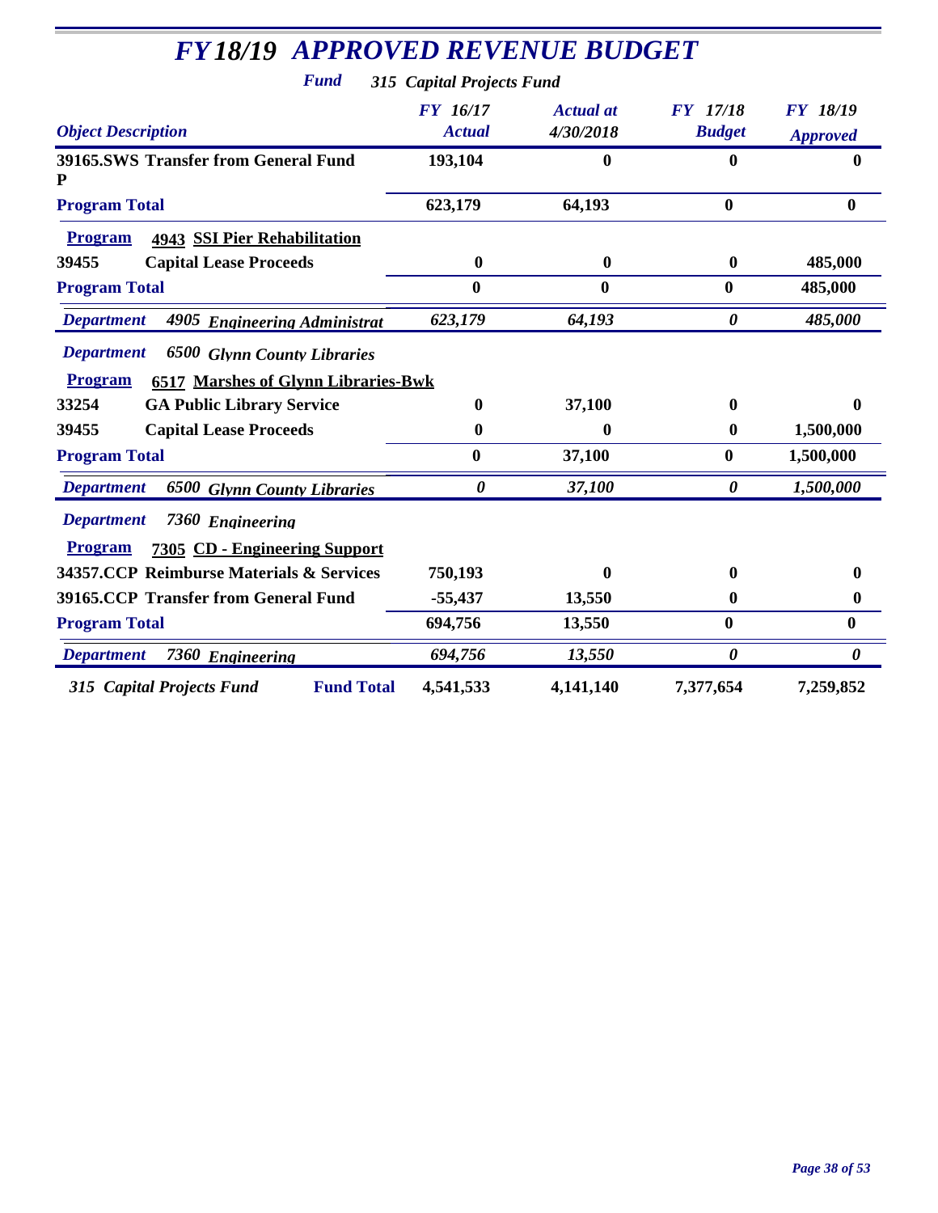# *FY18/19 APPROVED REVENUE BUDGET*

***Fund*** *315 Capital Projects Fund*

| *Object Description* | *FY 16/17 Actual* | *Actual at 4/30/2018* | *FY 17/18 Budget* | *FY 18/19 Approved* |
|---|---|---|---|---|
| **39165.SWS Transfer from General Fund P** | **193,104** | **0** | **0** | **0** |
| **Program Total** | **623,179** | **64,193** | **0** | **0** |
| **Program 4943 SSI Pier Rehabilitation** | | | | |
| **39455 Capital Lease Proceeds** | **0** | **0** | **0** | **485,000** |
| **Program Total** | **0** | **0** | **0** | **485,000** |
| ***Department 4905 Engineering Administrat*** | ***623,179*** | ***64,193*** | ***0*** | ***485,000*** |
| ***Department 6500 Glynn County Libraries*** | | | | |
| **Program 6517 Marshes of Glynn Libraries-Bwk** | | | | |
| **33254 GA Public Library Service** | **0** | **37,100** | **0** | **0** |
| **39455 Capital Lease Proceeds** | **0** | **0** | **0** | **1,500,000** |
| **Program Total** | **0** | **37,100** | **0** | **1,500,000** |
| ***Department 6500 Glynn County Libraries*** | ***0*** | ***37,100*** | ***0*** | ***1,500,000*** |
| ***Department 7360 Engineering*** | | | | |
| **Program 7305 CD - Engineering Support** | | | | |
| **34357.CCP Reimburse Materials & Services** | **750,193** | **0** | **0** | **0** |
| **39165.CCP Transfer from General Fund** | **-55,437** | **13,550** | **0** | **0** |
| **Program Total** | **694,756** | **13,550** | **0** | **0** |
| ***Department 7360 Engineering*** | ***694,756*** | ***13,550*** | ***0*** | ***0*** |
| ***315 Capital Projects Fund*** **Fund Total** | **4,541,533** | **4,141,140** | **7,377,654** | **7,259,852** |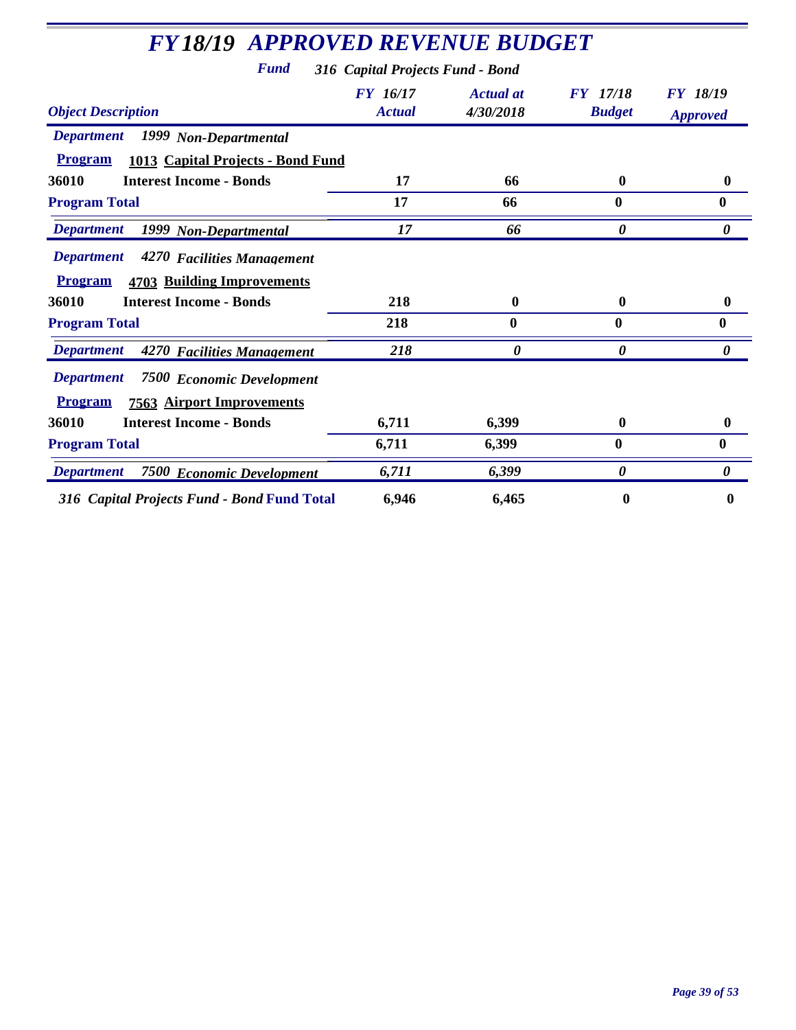# FY18/19 APPROVED REVENUE BUDGET

**Fund** *316 Capital Projects Fund - Bond*

| Object Description | | FY 16/17 Actual | Actual at 4/30/2018 | FY 17/18 Budget | FY 18/19 Approved |
|---|---|---|---|---|---|
| ***Department*** | ***1999 Non-Departmental*** | | | | |
| **Program** | **1013 Capital Projects - Bond Fund** | | | | |
| **36010** | **Interest Income - Bonds** | **17** | **66** | **0** | **0** |
| **Program Total** | | **17** | **66** | **0** | **0** |
| ***Department*** | ***1999 Non-Departmental*** | ***17*** | ***66*** | ***0*** | ***0*** |
| ***Department*** | ***4270 Facilities Management*** | | | | |
| **Program** | **4703 Building Improvements** | | | | |
| **36010** | **Interest Income - Bonds** | **218** | **0** | **0** | **0** |
| **Program Total** | | **218** | **0** | **0** | **0** |
| ***Department*** | ***4270 Facilities Management*** | ***218*** | ***0*** | ***0*** | ***0*** |
| ***Department*** | ***7500 Economic Development*** | | | | |
| **Program** | **7563 Airport Improvements** | | | | |
| **36010** | **Interest Income - Bonds** | **6,711** | **6,399** | **0** | **0** |
| **Program Total** | | **6,711** | **6,399** | **0** | **0** |
| ***Department*** | ***7500 Economic Development*** | ***6,711*** | ***6,399*** | ***0*** | ***0*** |
| ***316 Capital Projects Fund - Bond* Fund Total** | | **6,946** | **6,465** | **0** | **0** |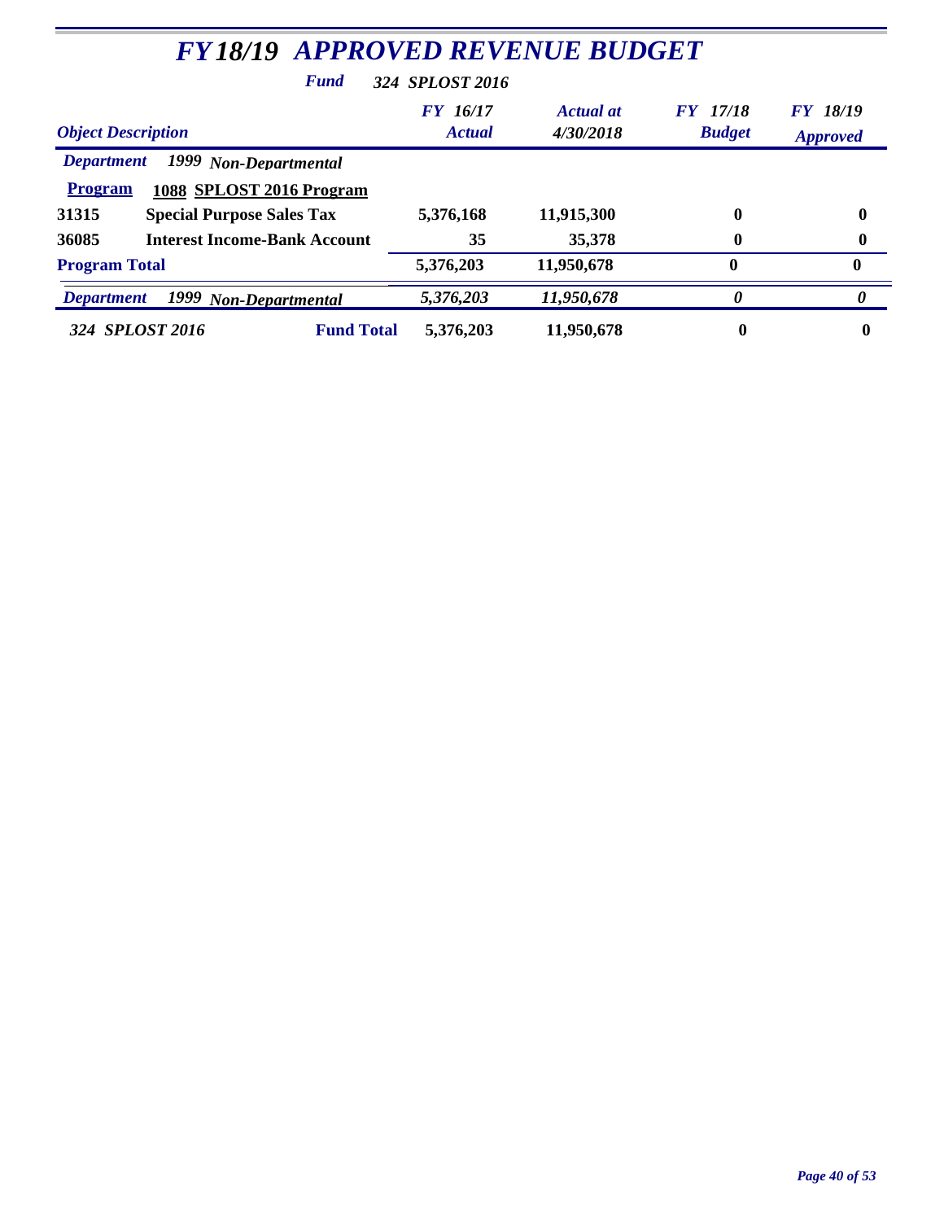# *FY18/19 APPROVED REVENUE BUDGET*

***Fund*** ***324 SPLOST 2016***

| *Object Description* | | *FY 16/17 Actual* | *Actual at 4/30/2018* | *FY 17/18 Budget* | *FY 18/19 Approved* |
|---|---|---|---|---|---|
| ***Department*** | ***1999 Non-Departmental*** | | | | |
| **Program** | **1088 SPLOST 2016 Program** | | | | |
| **31315** | **Special Purpose Sales Tax** | **5,376,168** | **11,915,300** | **0** | **0** |
| **36085** | **Interest Income-Bank Account** | **35** | **35,378** | **0** | **0** |
| **Program Total** | | **5,376,203** | **11,950,678** | **0** | **0** |
| ***Department*** | ***1999 Non-Departmental*** | ***5,376,203*** | ***11,950,678*** | ***0*** | ***0*** |
| ***324 SPLOST 2016*** | **Fund Total** | **5,376,203** | **11,950,678** | **0** | **0** |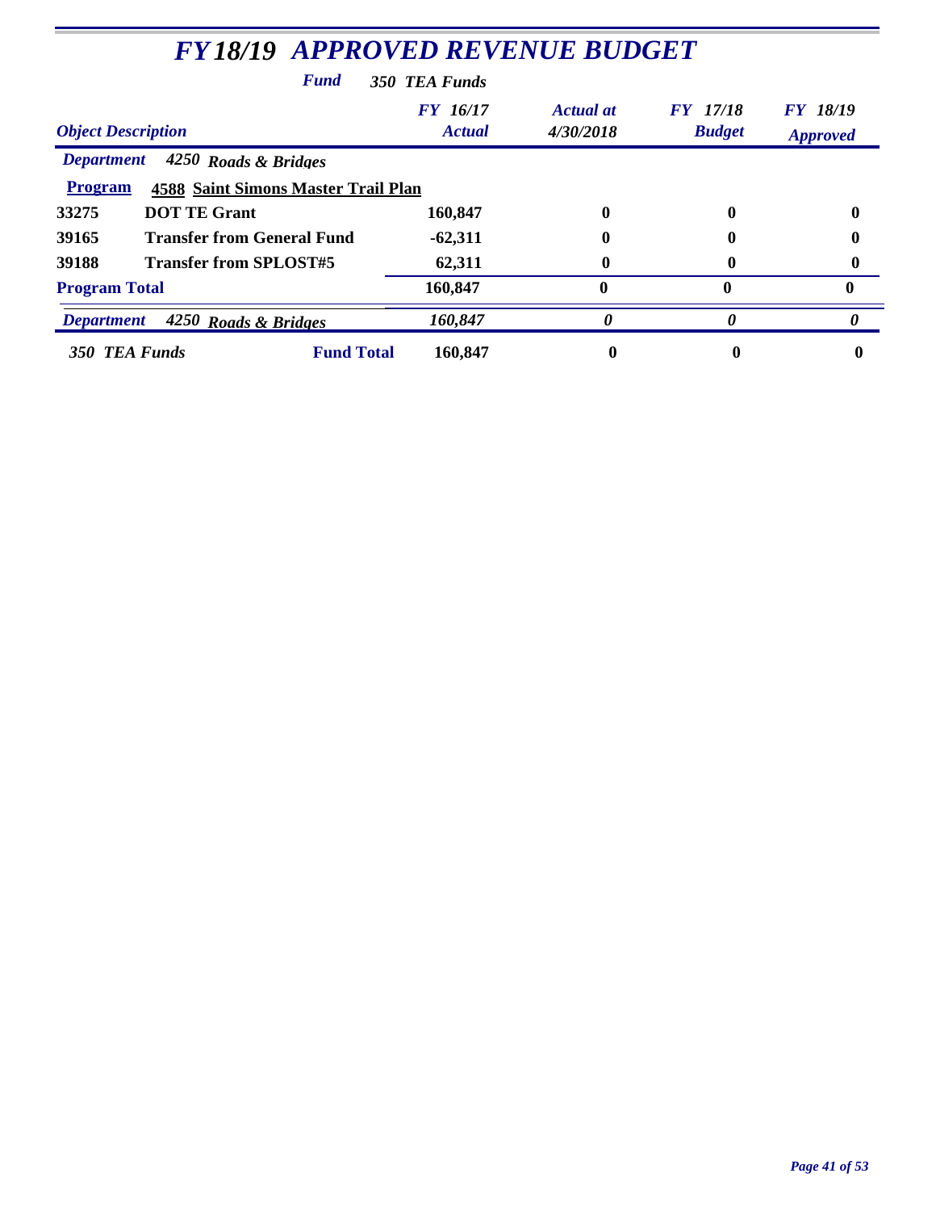# *FY 18/19 APPROVED REVENUE BUDGET*

***Fund*** *350 TEA Funds*

| *Object Description* | | *FY 16/17 Actual* | *Actual at 4/30/2018* | *FY 17/18 Budget* | *FY 18/19 Approved* |
|---|---|---|---|---|---|
| ***Department*** *4250 Roads & Bridges* | | | | | |
| **Program** **4588 Saint Simons Master Trail Plan** | | | | | |
| **33275** | **DOT TE Grant** | **160,847** | **0** | **0** | **0** |
| **39165** | **Transfer from General Fund** | **-62,311** | **0** | **0** | **0** |
| **39188** | **Transfer from SPLOST#5** | **62,311** | **0** | **0** | **0** |
| **Program Total** | | **160,847** | **0** | **0** | **0** |
| ***Department*** *4250 Roads & Bridges* | | ***160,847*** | ***0*** | ***0*** | ***0*** |
| ***350 TEA Funds*** | **Fund Total** | **160,847** | **0** | **0** | **0** |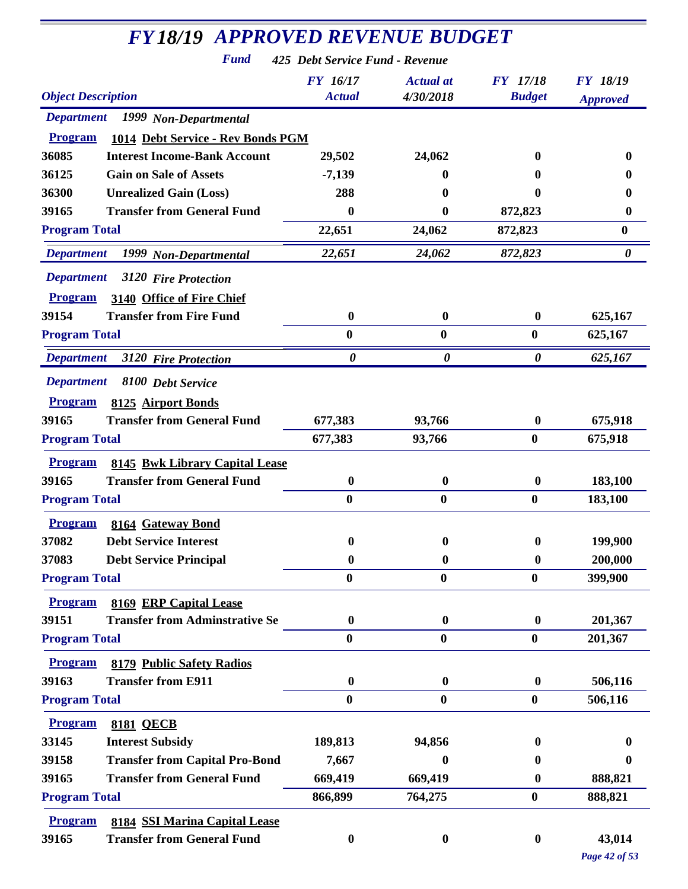# FY18/19 APPROVED REVENUE BUDGET

**Fund** 425 Debt Service Fund - Revenue

| Object | Description | FY 16/17 Actual | Actual at 4/30/2018 | FY 17/18 Budget | FY 18/19 Approved |
|---|---|---|---|---|---|
| **Department** | **1999 Non-Departmental** | | | | |
| **Program** | **1014 Debt Service - Rev Bonds PGM** | | | | |
| 36085 | Interest Income-Bank Account | 29,502 | 24,062 | 0 | 0 |
| 36125 | Gain on Sale of Assets | -7,139 | 0 | 0 | 0 |
| 36300 | Unrealized Gain (Loss) | 288 | 0 | 0 | 0 |
| 39165 | Transfer from General Fund | 0 | 0 | 872,823 | 0 |
| **Program Total** | | 22,651 | 24,062 | 872,823 | 0 |
| **Department** | **1999 Non-Departmental** | *22,651* | *24,062* | *872,823* | *0* |
| **Department** | **3120 Fire Protection** | | | | |
| **Program** | **3140 Office of Fire Chief** | | | | |
| 39154 | Transfer from Fire Fund | 0 | 0 | 0 | 625,167 |
| **Program Total** | | 0 | 0 | 0 | 625,167 |
| **Department** | **3120 Fire Protection** | *0* | *0* | *0* | *625,167* |
| **Department** | **8100 Debt Service** | | | | |
| **Program** | **8125 Airport Bonds** | | | | |
| 39165 | Transfer from General Fund | 677,383 | 93,766 | 0 | 675,918 |
| **Program Total** | | 677,383 | 93,766 | 0 | 675,918 |
| **Program** | **8145 Bwk Library Capital Lease** | | | | |
| 39165 | Transfer from General Fund | 0 | 0 | 0 | 183,100 |
| **Program Total** | | 0 | 0 | 0 | 183,100 |
| **Program** | **8164 Gateway Bond** | | | | |
| 37082 | Debt Service Interest | 0 | 0 | 0 | 199,900 |
| 37083 | Debt Service Principal | 0 | 0 | 0 | 200,000 |
| **Program Total** | | 0 | 0 | 0 | 399,900 |
| **Program** | **8169 ERP Capital Lease** | | | | |
| 39151 | Transfer from Adminstrative Se | 0 | 0 | 0 | 201,367 |
| **Program Total** | | 0 | 0 | 0 | 201,367 |
| **Program** | **8179 Public Safety Radios** | | | | |
| 39163 | Transfer from E911 | 0 | 0 | 0 | 506,116 |
| **Program Total** | | 0 | 0 | 0 | 506,116 |
| **Program** | **8181 QECB** | | | | |
| 33145 | Interest Subsidy | 189,813 | 94,856 | 0 | 0 |
| 39158 | Transfer from Capital Pro-Bond | 7,667 | 0 | 0 | 0 |
| 39165 | Transfer from General Fund | 669,419 | 669,419 | 0 | 888,821 |
| **Program Total** | | 866,899 | 764,275 | 0 | 888,821 |
| **Program** | **8184 SSI Marina Capital Lease** | | | | |
| 39165 | Transfer from General Fund | 0 | 0 | 0 | 43,014 |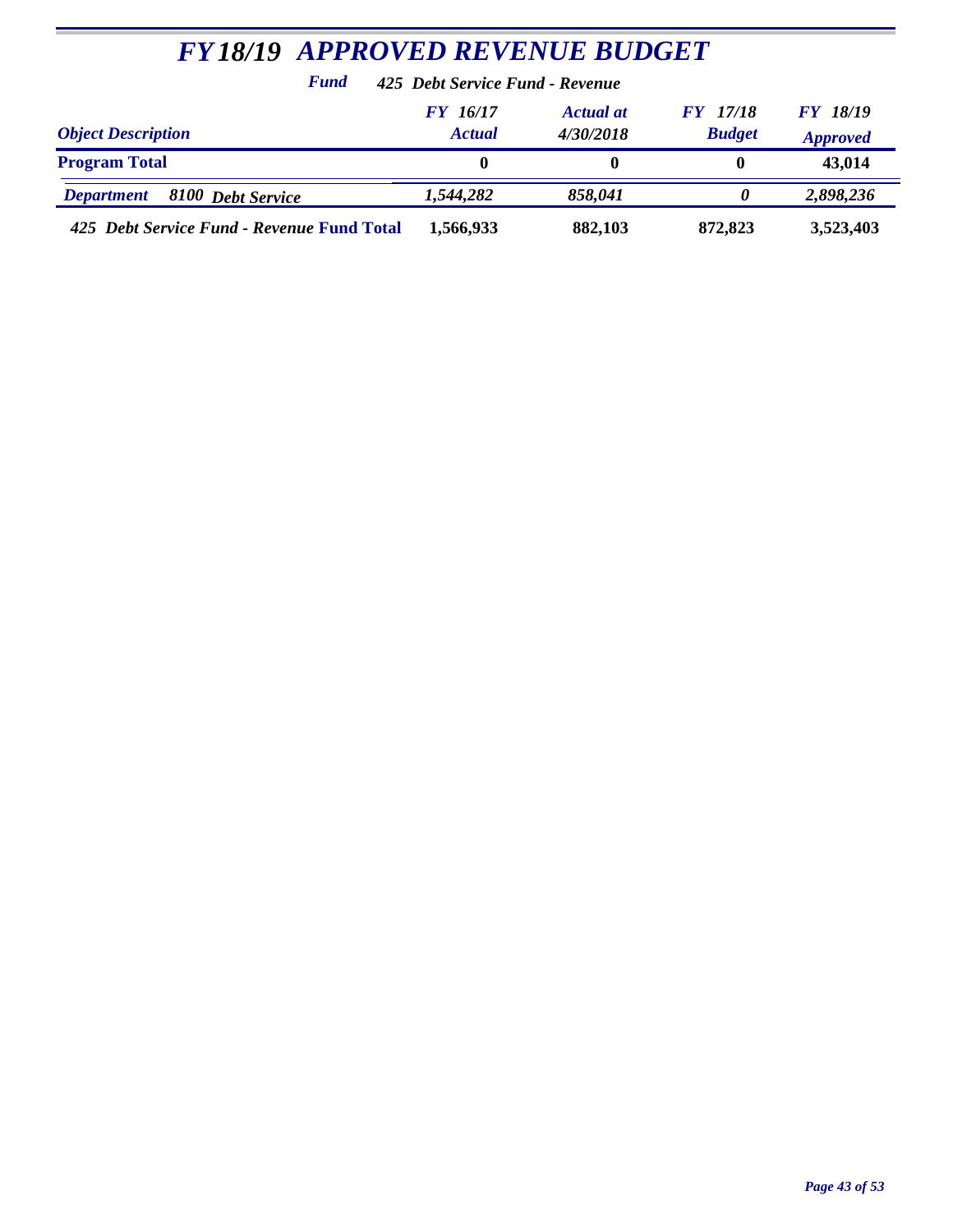# *FY 18/19 APPROVED REVENUE BUDGET*

***Fund*** *425 Debt Service Fund - Revenue*

| *Object Description* | *FY 16/17 Actual* | *Actual at 4/30/2018* | *FY 17/18 Budget* | *FY 18/19 Approved* |
|---|---|---|---|---|
| **Program Total** | **0** | **0** | **0** | **43,014** |
| ***Department 8100 Debt Service*** | ***1,544,282*** | ***858,041*** | ***0*** | ***2,898,236*** |
| ***425 Debt Service Fund - Revenue* Fund Total** | **1,566,933** | **882,103** | **872,823** | **3,523,403** |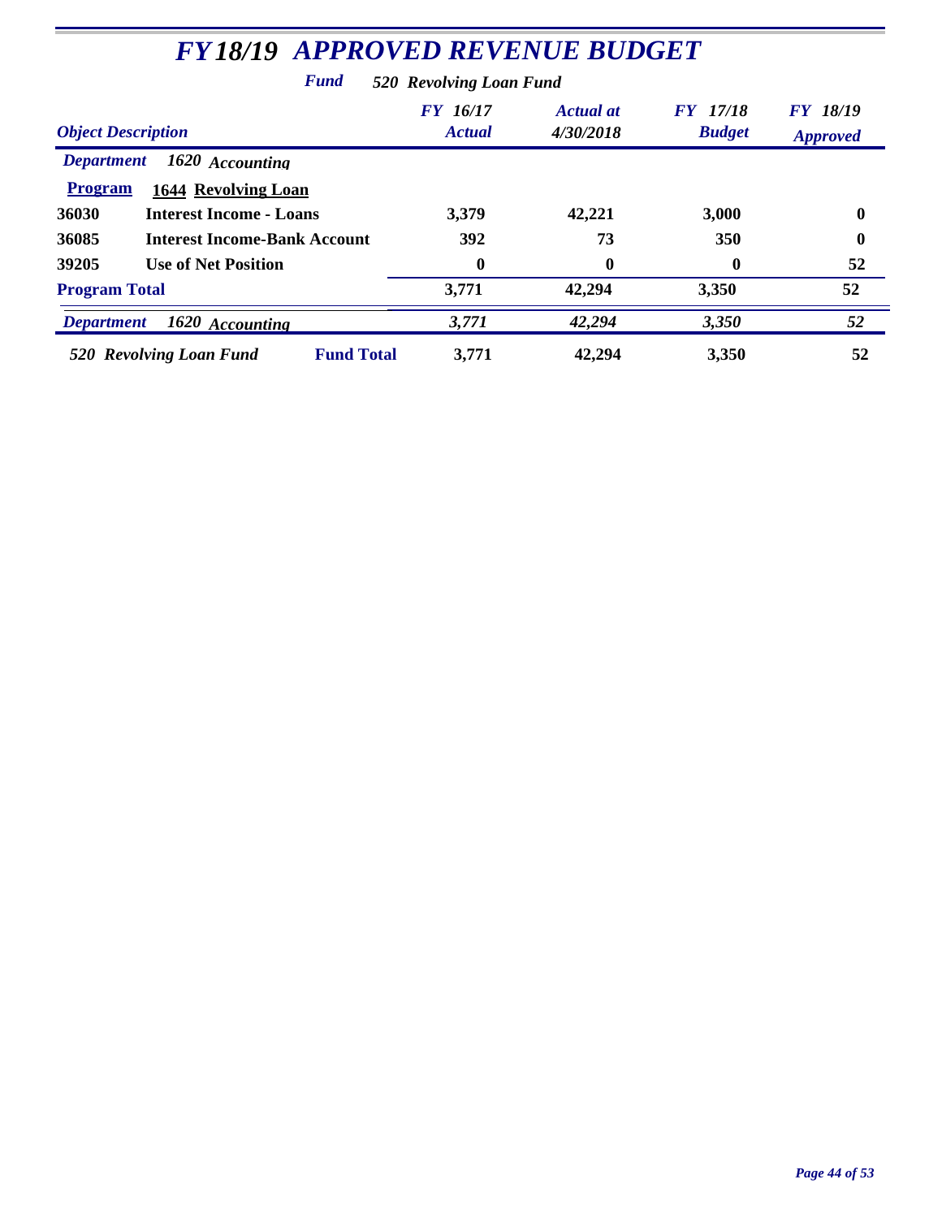# *FY18/19 APPROVED REVENUE BUDGET*

***Fund*** ***520 Revolving Loan Fund***

| *Object Description* | | *FY 16/17 Actual* | *Actual at 4/30/2018* | *FY 17/18 Budget* | *FY 18/19 Approved* |
|---|---|---|---|---|---|
| ***Department*** | ***1620 Accounting*** | | | | |
| **Program** | **1644 Revolving Loan** | | | | |
| **36030** | **Interest Income - Loans** | **3,379** | **42,221** | **3,000** | **0** |
| **36085** | **Interest Income-Bank Account** | **392** | **73** | **350** | **0** |
| **39205** | **Use of Net Position** | **0** | **0** | **0** | **52** |
| **Program Total** | | **3,771** | **42,294** | **3,350** | **52** |
| ***Department*** | ***1620 Accounting*** | ***3,771*** | ***42,294*** | ***3,350*** | ***52*** |
| ***520 Revolving Loan Fund*** | **Fund Total** | **3,771** | **42,294** | **3,350** | **52** |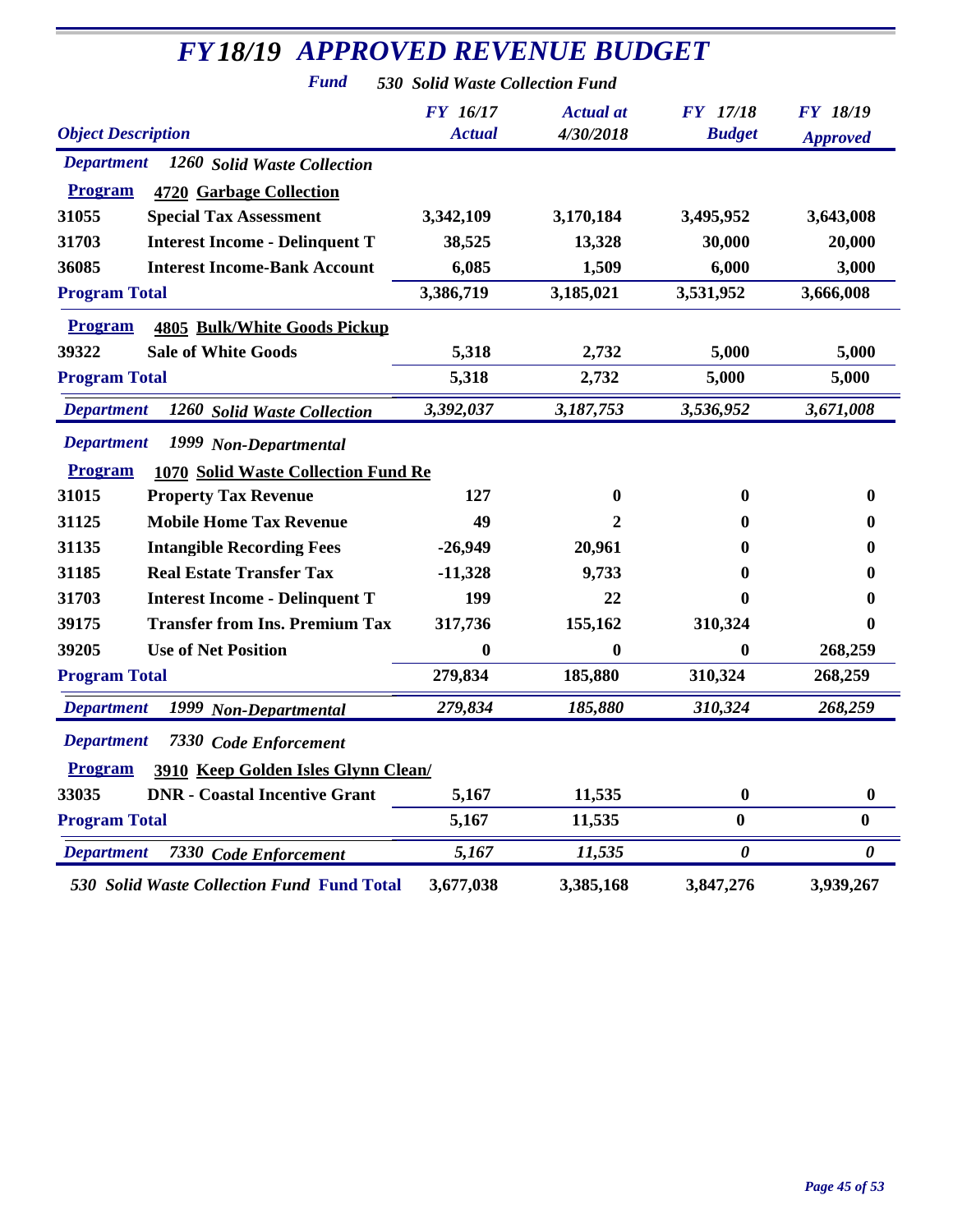# FY18/19 APPROVED REVENUE BUDGET

**Fund** *530 Solid Waste Collection Fund*

| Object | Description | FY 16/17 Actual | Actual at 4/30/2018 | FY 17/18 Budget | FY 18/19 Approved |
|---|---|---|---|---|---|
| **Department** | **1260 Solid Waste Collection** | | | | |
| **Program** | **4720 Garbage Collection** | | | | |
| 31055 | Special Tax Assessment | 3,342,109 | 3,170,184 | 3,495,952 | 3,643,008 |
| 31703 | Interest Income - Delinquent T | 38,525 | 13,328 | 30,000 | 20,000 |
| 36085 | Interest Income-Bank Account | 6,085 | 1,509 | 6,000 | 3,000 |
| **Program Total** | | 3,386,719 | 3,185,021 | 3,531,952 | 3,666,008 |
| **Program** | **4805 Bulk/White Goods Pickup** | | | | |
| 39322 | Sale of White Goods | 5,318 | 2,732 | 5,000 | 5,000 |
| **Program Total** | | 5,318 | 2,732 | 5,000 | 5,000 |
| **Department** | **1260 Solid Waste Collection** | 3,392,037 | 3,187,753 | 3,536,952 | 3,671,008 |
| **Department** | **1999 Non-Departmental** | | | | |
| **Program** | **1070 Solid Waste Collection Fund Re** | | | | |
| 31015 | Property Tax Revenue | 127 | 0 | 0 | 0 |
| 31125 | Mobile Home Tax Revenue | 49 | 2 | 0 | 0 |
| 31135 | Intangible Recording Fees | -26,949 | 20,961 | 0 | 0 |
| 31185 | Real Estate Transfer Tax | -11,328 | 9,733 | 0 | 0 |
| 31703 | Interest Income - Delinquent T | 199 | 22 | 0 | 0 |
| 39175 | Transfer from Ins. Premium Tax | 317,736 | 155,162 | 310,324 | 0 |
| 39205 | Use of Net Position | 0 | 0 | 0 | 268,259 |
| **Program Total** | | 279,834 | 185,880 | 310,324 | 268,259 |
| **Department** | **1999 Non-Departmental** | 279,834 | 185,880 | 310,324 | 268,259 |
| **Department** | **7330 Code Enforcement** | | | | |
| **Program** | **3910 Keep Golden Isles Glynn Clean/** | | | | |
| 33035 | DNR - Coastal Incentive Grant | 5,167 | 11,535 | 0 | 0 |
| **Program Total** | | 5,167 | 11,535 | 0 | 0 |
| **Department** | **7330 Code Enforcement** | 5,167 | 11,535 | 0 | 0 |
| **530 Solid Waste Collection Fund Fund Total** | | 3,677,038 | 3,385,168 | 3,847,276 | 3,939,267 |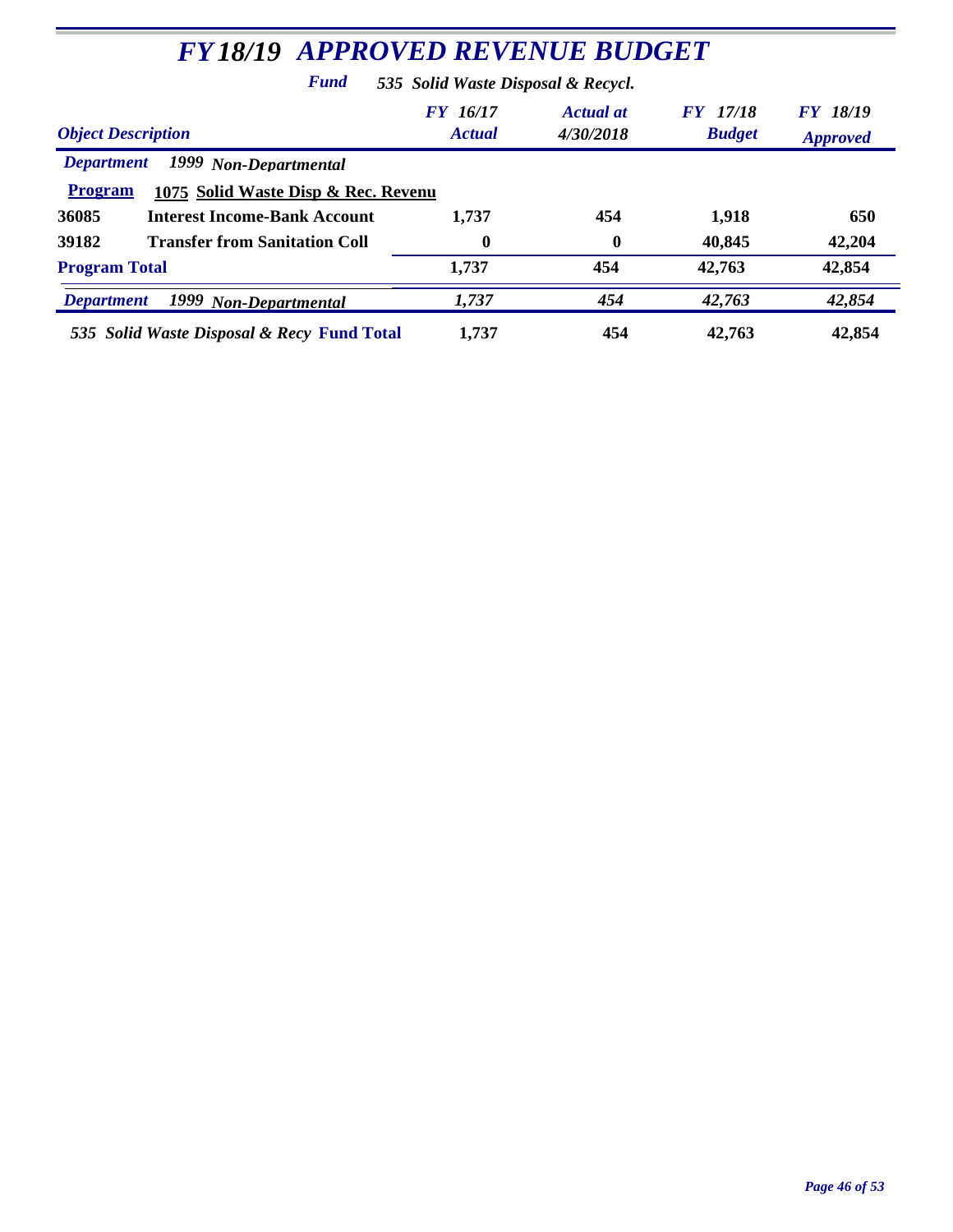# *FY18/19 APPROVED REVENUE BUDGET*

***Fund*** ***535 Solid Waste Disposal & Recycl.***

| *Object Description* | | *FY 16/17 Actual* | *Actual at 4/30/2018* | *FY 17/18 Budget* | *FY 18/19 Approved* |
|---|---|---|---|---|---|
| ***Department*** | ***1999 Non-Departmental*** | | | | |
| **Program** | **1075 Solid Waste Disp & Rec. Revenu** | | | | |
| **36085** | **Interest Income-Bank Account** | **1,737** | **454** | **1,918** | **650** |
| **39182** | **Transfer from Sanitation Coll** | **0** | **0** | **40,845** | **42,204** |
| **Program Total** | | **1,737** | **454** | **42,763** | **42,854** |
| ***Department*** | ***1999 Non-Departmental*** | ***1,737*** | ***454*** | ***42,763*** | ***42,854*** |
| ***535 Solid Waste Disposal & Recy*** **Fund Total** | | **1,737** | **454** | **42,763** | **42,854** |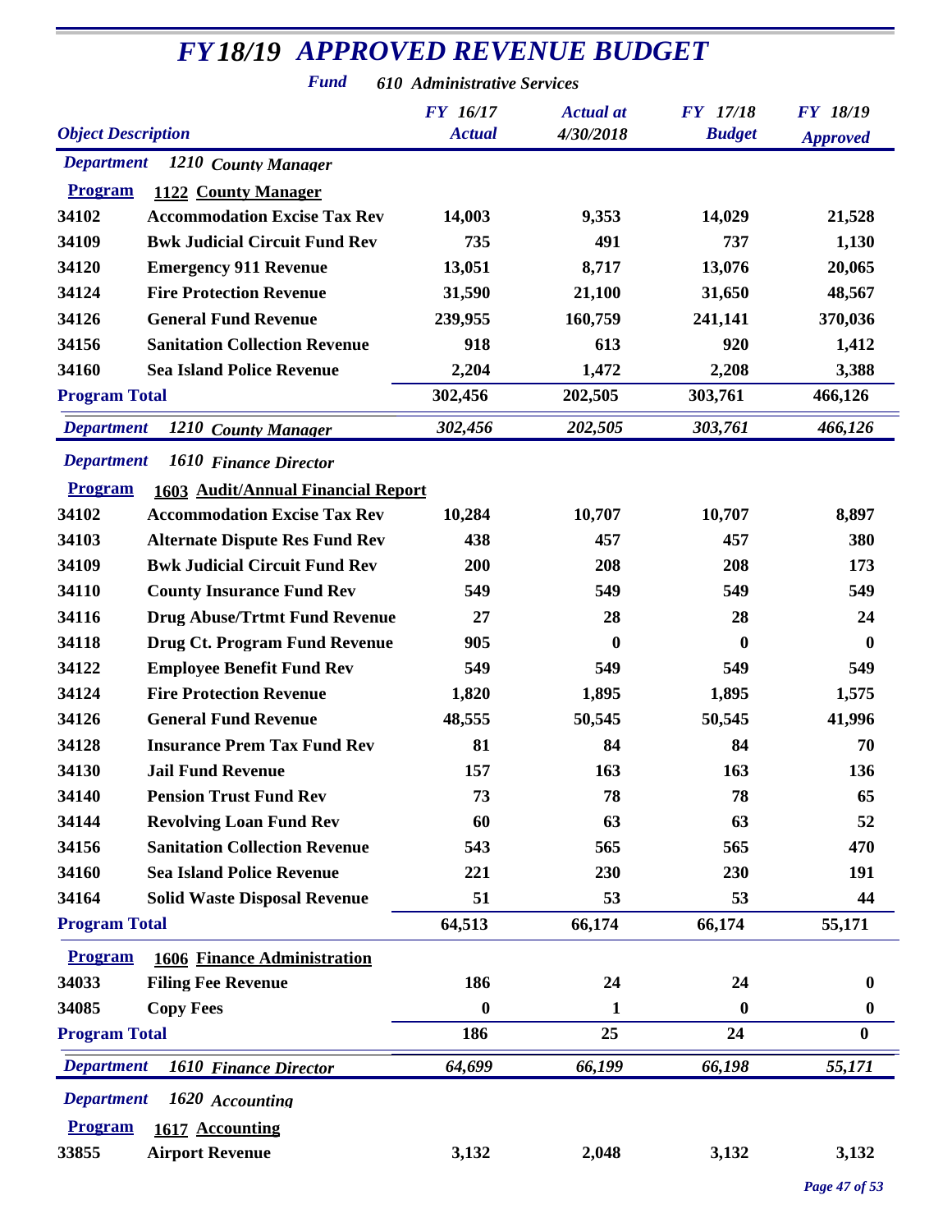# *FY18/19 APPROVED REVENUE BUDGET*

***Fund*** ***610 Administrative Services***

| *Object Description* | | *FY 16/17 Actual* | *Actual at 4/30/2018* | *FY 17/18 Budget* | *FY 18/19 Approved* |
|---|---|---|---|---|---|
| ***Department*** | ***1210 County Manager*** | | | | |
| **Program** | **1122 County Manager** | | | | |
| **34102** | **Accommodation Excise Tax Rev** | **14,003** | **9,353** | **14,029** | **21,528** |
| **34109** | **Bwk Judicial Circuit Fund Rev** | **735** | **491** | **737** | **1,130** |
| **34120** | **Emergency 911 Revenue** | **13,051** | **8,717** | **13,076** | **20,065** |
| **34124** | **Fire Protection Revenue** | **31,590** | **21,100** | **31,650** | **48,567** |
| **34126** | **General Fund Revenue** | **239,955** | **160,759** | **241,141** | **370,036** |
| **34156** | **Sanitation Collection Revenue** | **918** | **613** | **920** | **1,412** |
| **34160** | **Sea Island Police Revenue** | **2,204** | **1,472** | **2,208** | **3,388** |
| **Program Total** | | **302,456** | **202,505** | **303,761** | **466,126** |
| ***Department*** | ***1210 County Manager*** | ***302,456*** | ***202,505*** | ***303,761*** | ***466,126*** |
| ***Department*** | ***1610 Finance Director*** | | | | |
| **Program** | **1603 Audit/Annual Financial Report** | | | | |
| **34102** | **Accommodation Excise Tax Rev** | **10,284** | **10,707** | **10,707** | **8,897** |
| **34103** | **Alternate Dispute Res Fund Rev** | **438** | **457** | **457** | **380** |
| **34109** | **Bwk Judicial Circuit Fund Rev** | **200** | **208** | **208** | **173** |
| **34110** | **County Insurance Fund Rev** | **549** | **549** | **549** | **549** |
| **34116** | **Drug Abuse/Trtmt Fund Revenue** | **27** | **28** | **28** | **24** |
| **34118** | **Drug Ct. Program Fund Revenue** | **905** | **0** | **0** | **0** |
| **34122** | **Employee Benefit Fund Rev** | **549** | **549** | **549** | **549** |
| **34124** | **Fire Protection Revenue** | **1,820** | **1,895** | **1,895** | **1,575** |
| **34126** | **General Fund Revenue** | **48,555** | **50,545** | **50,545** | **41,996** |
| **34128** | **Insurance Prem Tax Fund Rev** | **81** | **84** | **84** | **70** |
| **34130** | **Jail Fund Revenue** | **157** | **163** | **163** | **136** |
| **34140** | **Pension Trust Fund Rev** | **73** | **78** | **78** | **65** |
| **34144** | **Revolving Loan Fund Rev** | **60** | **63** | **63** | **52** |
| **34156** | **Sanitation Collection Revenue** | **543** | **565** | **565** | **470** |
| **34160** | **Sea Island Police Revenue** | **221** | **230** | **230** | **191** |
| **34164** | **Solid Waste Disposal Revenue** | **51** | **53** | **53** | **44** |
| **Program Total** | | **64,513** | **66,174** | **66,174** | **55,171** |
| **Program** | **1606 Finance Administration** | | | | |
| **34033** | **Filing Fee Revenue** | **186** | **24** | **24** | **0** |
| **34085** | **Copy Fees** | **0** | **1** | **0** | **0** |
| **Program Total** | | **186** | **25** | **24** | **0** |
| ***Department*** | ***1610 Finance Director*** | ***64,699*** | ***66,199*** | ***66,198*** | ***55,171*** |
| ***Department*** | ***1620 Accounting*** | | | | |
| **Program** | **1617 Accounting** | | | | |
| **33855** | **Airport Revenue** | **3,132** | **2,048** | **3,132** | **3,132** |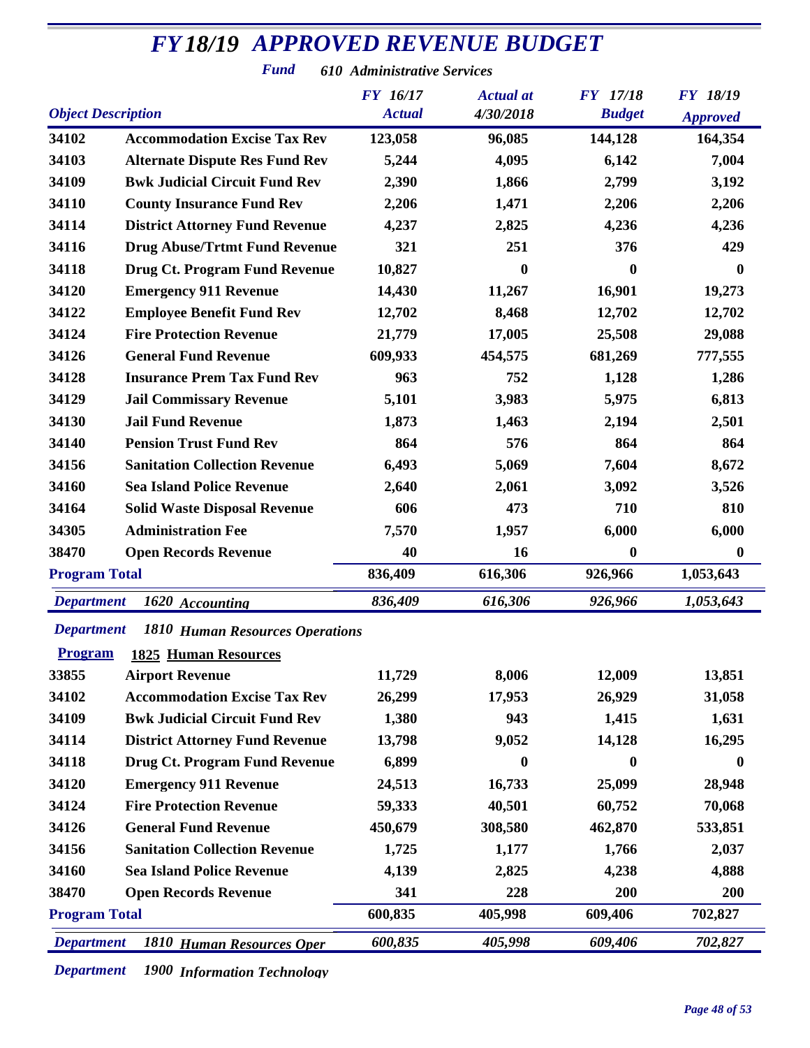# *FY18/19 APPROVED REVENUE BUDGET*

***Fund*** ***610 Administrative Services***

| Object Description | | FY 16/17 Actual | Actual at 4/30/2018 | FY 17/18 Budget | FY 18/19 Approved |
|---|---|---|---|---|---|
| 34102 | Accommodation Excise Tax Rev | 123,058 | 96,085 | 144,128 | 164,354 |
| 34103 | Alternate Dispute Res Fund Rev | 5,244 | 4,095 | 6,142 | 7,004 |
| 34109 | Bwk Judicial Circuit Fund Rev | 2,390 | 1,866 | 2,799 | 3,192 |
| 34110 | County Insurance Fund Rev | 2,206 | 1,471 | 2,206 | 2,206 |
| 34114 | District Attorney Fund Revenue | 4,237 | 2,825 | 4,236 | 4,236 |
| 34116 | Drug Abuse/Trtmt Fund Revenue | 321 | 251 | 376 | 429 |
| 34118 | Drug Ct. Program Fund Revenue | 10,827 | 0 | 0 | 0 |
| 34120 | Emergency 911 Revenue | 14,430 | 11,267 | 16,901 | 19,273 |
| 34122 | Employee Benefit Fund Rev | 12,702 | 8,468 | 12,702 | 12,702 |
| 34124 | Fire Protection Revenue | 21,779 | 17,005 | 25,508 | 29,088 |
| 34126 | General Fund Revenue | 609,933 | 454,575 | 681,269 | 777,555 |
| 34128 | Insurance Prem Tax Fund Rev | 963 | 752 | 1,128 | 1,286 |
| 34129 | Jail Commissary Revenue | 5,101 | 3,983 | 5,975 | 6,813 |
| 34130 | Jail Fund Revenue | 1,873 | 1,463 | 2,194 | 2,501 |
| 34140 | Pension Trust Fund Rev | 864 | 576 | 864 | 864 |
| 34156 | Sanitation Collection Revenue | 6,493 | 5,069 | 7,604 | 8,672 |
| 34160 | Sea Island Police Revenue | 2,640 | 2,061 | 3,092 | 3,526 |
| 34164 | Solid Waste Disposal Revenue | 606 | 473 | 710 | 810 |
| 34305 | Administration Fee | 7,570 | 1,957 | 6,000 | 6,000 |
| 38470 | Open Records Revenue | 40 | 16 | 0 | 0 |
| **Program Total** | | 836,409 | 616,306 | 926,966 | 1,053,643 |
| ***Department*** | ***1620 Accounting*** | *836,409* | *616,306* | *926,966* | *1,053,643* |

***Department*** ***1810 Human Resources Operations***

**Program** **1825 Human Resources**

| Object Description | | FY 16/17 Actual | Actual at 4/30/2018 | FY 17/18 Budget | FY 18/19 Approved |
|---|---|---|---|---|---|
| 33855 | Airport Revenue | 11,729 | 8,006 | 12,009 | 13,851 |
| 34102 | Accommodation Excise Tax Rev | 26,299 | 17,953 | 26,929 | 31,058 |
| 34109 | Bwk Judicial Circuit Fund Rev | 1,380 | 943 | 1,415 | 1,631 |
| 34114 | District Attorney Fund Revenue | 13,798 | 9,052 | 14,128 | 16,295 |
| 34118 | Drug Ct. Program Fund Revenue | 6,899 | 0 | 0 | 0 |
| 34120 | Emergency 911 Revenue | 24,513 | 16,733 | 25,099 | 28,948 |
| 34124 | Fire Protection Revenue | 59,333 | 40,501 | 60,752 | 70,068 |
| 34126 | General Fund Revenue | 450,679 | 308,580 | 462,870 | 533,851 |
| 34156 | Sanitation Collection Revenue | 1,725 | 1,177 | 1,766 | 2,037 |
| 34160 | Sea Island Police Revenue | 4,139 | 2,825 | 4,238 | 4,888 |
| 38470 | Open Records Revenue | 341 | 228 | 200 | 200 |
| **Program Total** | | 600,835 | 405,998 | 609,406 | 702,827 |
| ***Department*** | ***1810 Human Resources Oper*** | *600,835* | *405,998* | *609,406* | *702,827* |

***Department*** ***1900 Information Technology***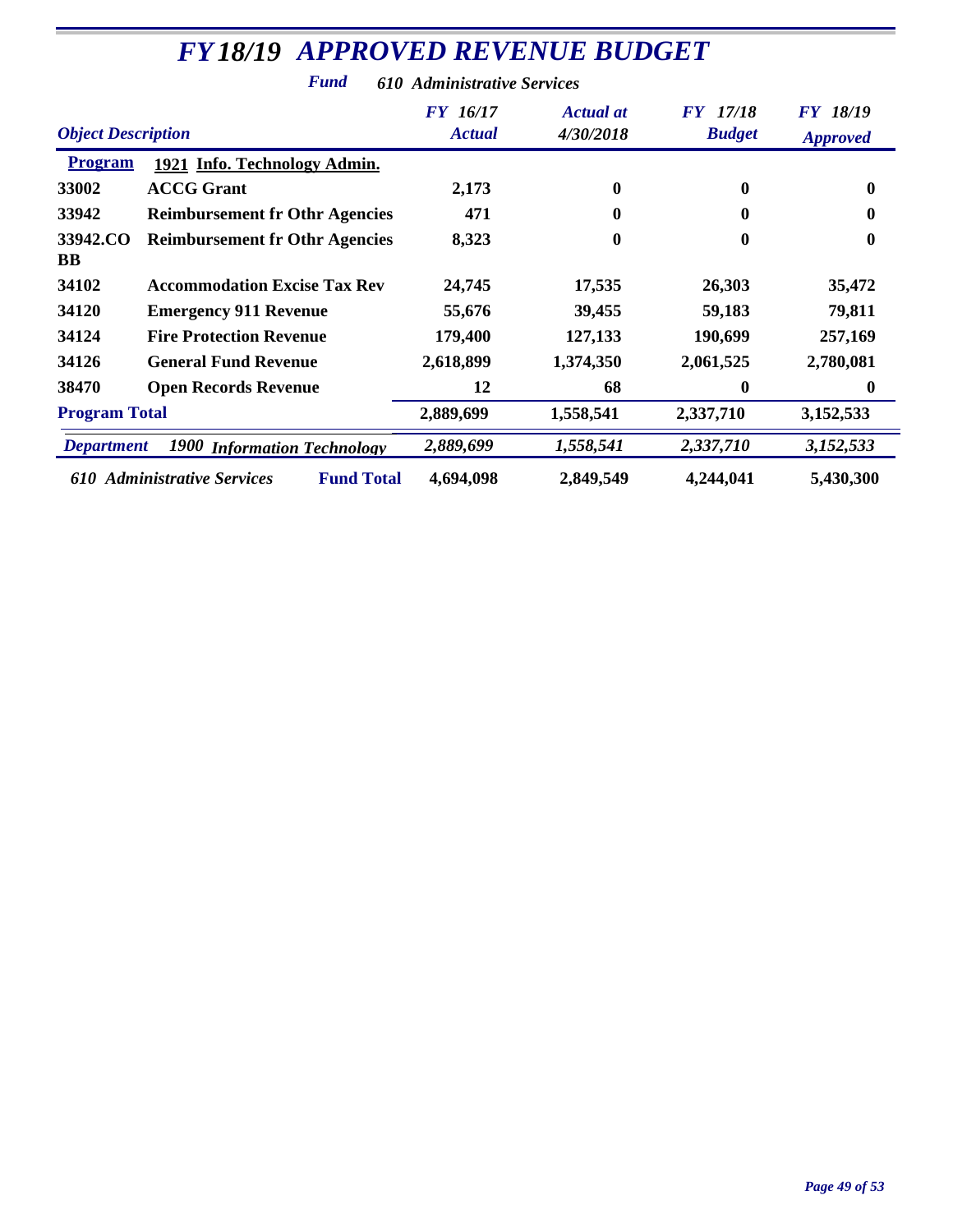# *FY18/19 APPROVED REVENUE BUDGET*

***Fund*** ***610 Administrative Services***

| *Object Description* | | *FY 16/17 Actual* | *Actual at 4/30/2018* | *FY 17/18 Budget* | *FY 18/19 Approved* |
|---|---|---|---|---|---|
| **Program** | **1921 Info. Technology Admin.** | | | | |
| **33002** | **ACCG Grant** | **2,173** | **0** | **0** | **0** |
| **33942** | **Reimbursement fr Othr Agencies** | **471** | **0** | **0** | **0** |
| **33942.COBB** | **Reimbursement fr Othr Agencies** | **8,323** | **0** | **0** | **0** |
| **34102** | **Accommodation Excise Tax Rev** | **24,745** | **17,535** | **26,303** | **35,472** |
| **34120** | **Emergency 911 Revenue** | **55,676** | **39,455** | **59,183** | **79,811** |
| **34124** | **Fire Protection Revenue** | **179,400** | **127,133** | **190,699** | **257,169** |
| **34126** | **General Fund Revenue** | **2,618,899** | **1,374,350** | **2,061,525** | **2,780,081** |
| **38470** | **Open Records Revenue** | **12** | **68** | **0** | **0** |
| **Program Total** | | **2,889,699** | **1,558,541** | **2,337,710** | **3,152,533** |
| ***Department*** | ***1900 Information Technology*** | ***2,889,699*** | ***1,558,541*** | ***2,337,710*** | ***3,152,533*** |
| ***610 Administrative Services*** | **Fund Total** | **4,694,098** | **2,849,549** | **4,244,041** | **5,430,300** |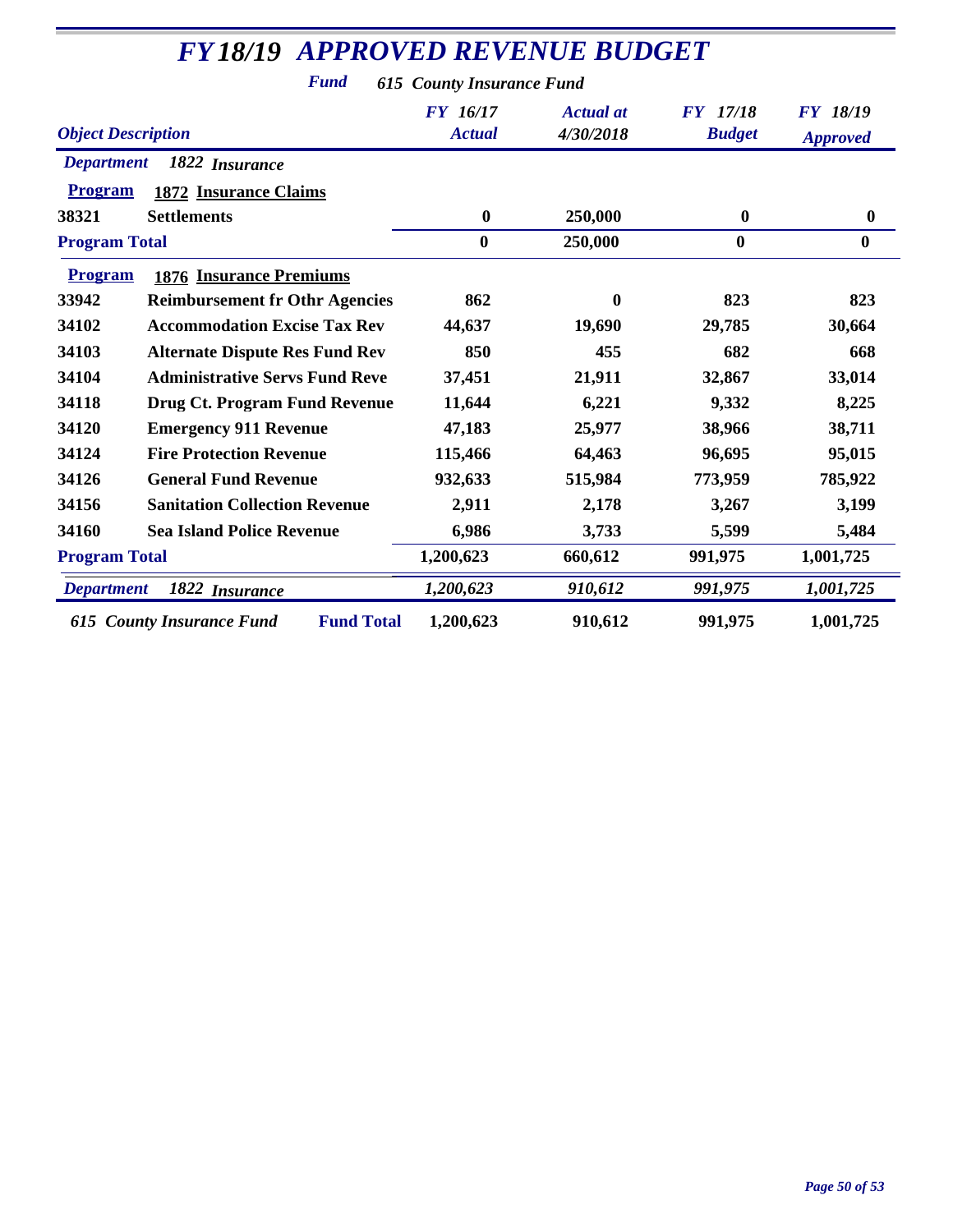# FY18/19 APPROVED REVENUE BUDGET

**Fund** *615 County Insurance Fund*

| Object Description | | FY 16/17 Actual | Actual at 4/30/2018 | FY 17/18 Budget | FY 18/19 Approved |
|---|---|---|---|---|---|
| ***Department*** | ***1822 Insurance*** | | | | |
| **Program** | **1872 Insurance Claims** | | | | |
| **38321** | **Settlements** | **0** | **250,000** | **0** | **0** |
| **Program Total** | | **0** | **250,000** | **0** | **0** |
| **Program** | **1876 Insurance Premiums** | | | | |
| **33942** | **Reimbursement fr Othr Agencies** | **862** | **0** | **823** | **823** |
| **34102** | **Accommodation Excise Tax Rev** | **44,637** | **19,690** | **29,785** | **30,664** |
| **34103** | **Alternate Dispute Res Fund Rev** | **850** | **455** | **682** | **668** |
| **34104** | **Administrative Servs Fund Reve** | **37,451** | **21,911** | **32,867** | **33,014** |
| **34118** | **Drug Ct. Program Fund Revenue** | **11,644** | **6,221** | **9,332** | **8,225** |
| **34120** | **Emergency 911 Revenue** | **47,183** | **25,977** | **38,966** | **38,711** |
| **34124** | **Fire Protection Revenue** | **115,466** | **64,463** | **96,695** | **95,015** |
| **34126** | **General Fund Revenue** | **932,633** | **515,984** | **773,959** | **785,922** |
| **34156** | **Sanitation Collection Revenue** | **2,911** | **2,178** | **3,267** | **3,199** |
| **34160** | **Sea Island Police Revenue** | **6,986** | **3,733** | **5,599** | **5,484** |
| **Program Total** | | **1,200,623** | **660,612** | **991,975** | **1,001,725** |
| ***Department*** | ***1822 Insurance*** | ***1,200,623*** | ***910,612*** | ***991,975*** | ***1,001,725*** |
| ***615 County Insurance Fund*** | **Fund Total** | **1,200,623** | **910,612** | **991,975** | **1,001,725** |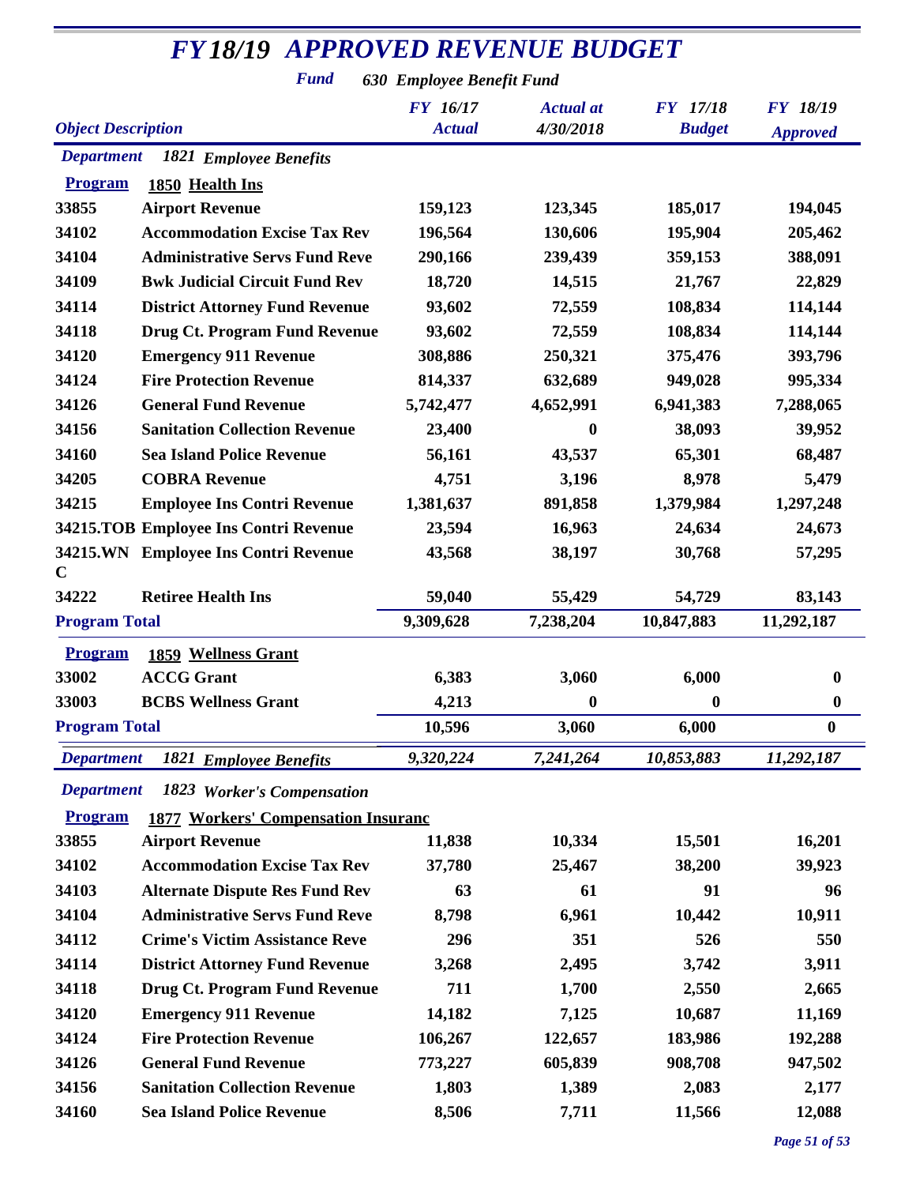# FY18/19 APPROVED REVENUE BUDGET

**Fund** 630 Employee Benefit Fund

| Object | Description | FY 16/17 Actual | Actual at 4/30/2018 | FY 17/18 Budget | FY 18/19 Approved |
|---|---|---|---|---|---|
| **Department** | **1821 Employee Benefits** | | | | |
| **Program** | **1850 Health Ins** | | | | |
| 33855 | Airport Revenue | 159,123 | 123,345 | 185,017 | 194,045 |
| 34102 | Accommodation Excise Tax Rev | 196,564 | 130,606 | 195,904 | 205,462 |
| 34104 | Administrative Servs Fund Reve | 290,166 | 239,439 | 359,153 | 388,091 |
| 34109 | Bwk Judicial Circuit Fund Rev | 18,720 | 14,515 | 21,767 | 22,829 |
| 34114 | District Attorney Fund Revenue | 93,602 | 72,559 | 108,834 | 114,144 |
| 34118 | Drug Ct. Program Fund Revenue | 93,602 | 72,559 | 108,834 | 114,144 |
| 34120 | Emergency 911 Revenue | 308,886 | 250,321 | 375,476 | 393,796 |
| 34124 | Fire Protection Revenue | 814,337 | 632,689 | 949,028 | 995,334 |
| 34126 | General Fund Revenue | 5,742,477 | 4,652,991 | 6,941,383 | 7,288,065 |
| 34156 | Sanitation Collection Revenue | 23,400 | 0 | 38,093 | 39,952 |
| 34160 | Sea Island Police Revenue | 56,161 | 43,537 | 65,301 | 68,487 |
| 34205 | COBRA Revenue | 4,751 | 3,196 | 8,978 | 5,479 |
| 34215 | Employee Ins Contri Revenue | 1,381,637 | 891,858 | 1,379,984 | 1,297,248 |
| 34215.TOB | Employee Ins Contri Revenue | 23,594 | 16,963 | 24,634 | 24,673 |
| 34215.WNC | Employee Ins Contri Revenue | 43,568 | 38,197 | 30,768 | 57,295 |
| 34222 | Retiree Health Ins | 59,040 | 55,429 | 54,729 | 83,143 |
| **Program Total** | | 9,309,628 | 7,238,204 | 10,847,883 | 11,292,187 |
| **Program** | **1859 Wellness Grant** | | | | |
| 33002 | ACCG Grant | 6,383 | 3,060 | 6,000 | 0 |
| 33003 | BCBS Wellness Grant | 4,213 | 0 | 0 | 0 |
| **Program Total** | | 10,596 | 3,060 | 6,000 | 0 |
| **Department** | **1821 Employee Benefits** | *9,320,224* | *7,241,264* | *10,853,883* | *11,292,187* |
| **Department** | **1823 Worker's Compensation** | | | | |
| **Program** | **1877 Workers' Compensation Insuranc** | | | | |
| 33855 | Airport Revenue | 11,838 | 10,334 | 15,501 | 16,201 |
| 34102 | Accommodation Excise Tax Rev | 37,780 | 25,467 | 38,200 | 39,923 |
| 34103 | Alternate Dispute Res Fund Rev | 63 | 61 | 91 | 96 |
| 34104 | Administrative Servs Fund Reve | 8,798 | 6,961 | 10,442 | 10,911 |
| 34112 | Crime's Victim Assistance Reve | 296 | 351 | 526 | 550 |
| 34114 | District Attorney Fund Revenue | 3,268 | 2,495 | 3,742 | 3,911 |
| 34118 | Drug Ct. Program Fund Revenue | 711 | 1,700 | 2,550 | 2,665 |
| 34120 | Emergency 911 Revenue | 14,182 | 7,125 | 10,687 | 11,169 |
| 34124 | Fire Protection Revenue | 106,267 | 122,657 | 183,986 | 192,288 |
| 34126 | General Fund Revenue | 773,227 | 605,839 | 908,708 | 947,502 |
| 34156 | Sanitation Collection Revenue | 1,803 | 1,389 | 2,083 | 2,177 |
| 34160 | Sea Island Police Revenue | 8,506 | 7,711 | 11,566 | 12,088 |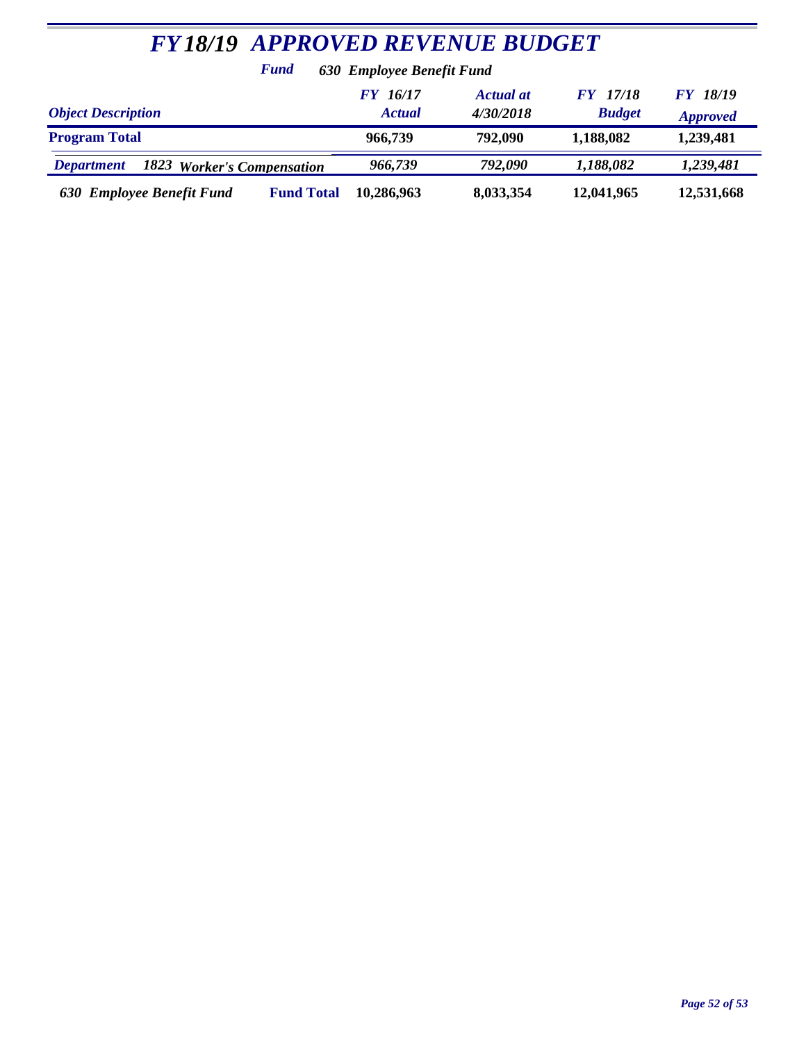# *FY 18/19 APPROVED REVENUE BUDGET*

***Fund*** ***630 Employee Benefit Fund***

| *Object Description* | *FY 16/17 Actual* | *Actual at 4/30/2018* | *FY 17/18 Budget* | *FY 18/19 Approved* |
|---|---|---|---|---|
| **Program Total** | **966,739** | **792,090** | **1,188,082** | **1,239,481** |
| ***Department 1823 Worker's Compensation*** | ***966,739*** | ***792,090*** | ***1,188,082*** | ***1,239,481*** |
| ***630 Employee Benefit Fund*** **Fund Total** | **10,286,963** | **8,033,354** | **12,041,965** | **12,531,668** |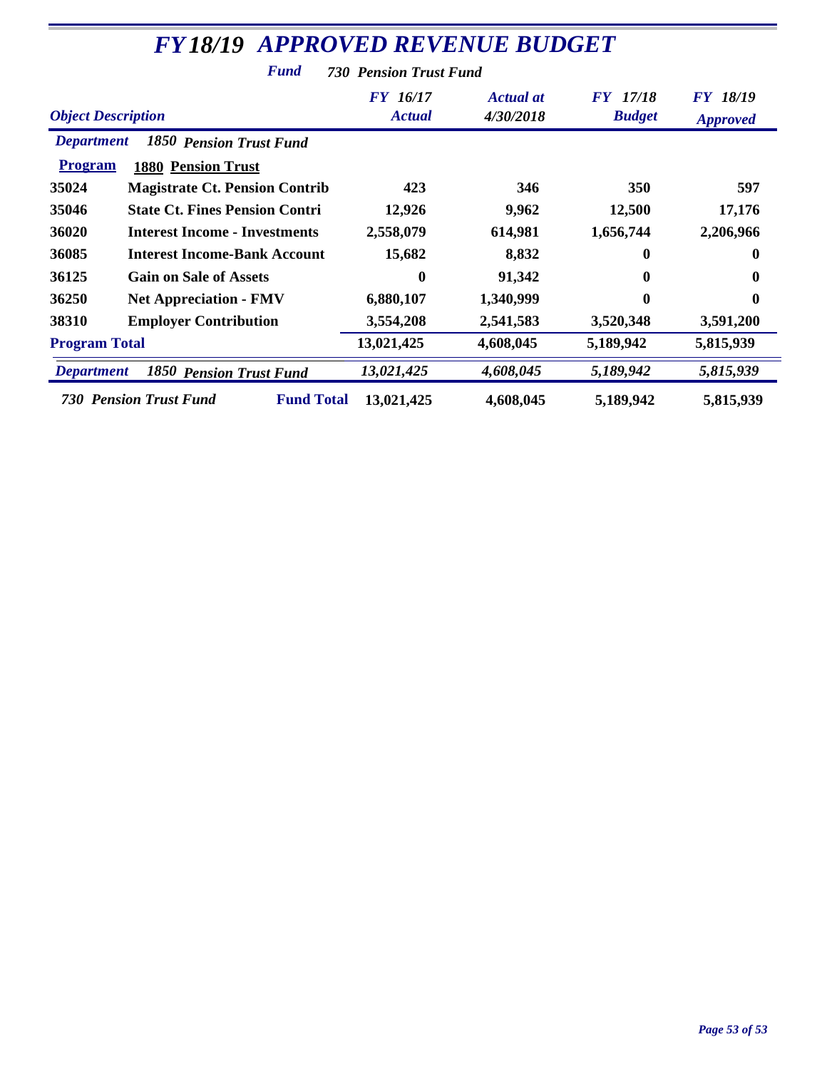# *FY18/19 APPROVED REVENUE BUDGET*

***Fund*** *730 Pension Trust Fund*

| *Object Description* | | *FY 16/17 Actual* | *Actual at 4/30/2018* | *FY 17/18 Budget* | *FY 18/19 Approved* |
|---|---|---|---|---|---|
| ***Department*** | ***1850 Pension Trust Fund*** | | | | |
| **Program** | **1880 Pension Trust** | | | | |
| **35024** | **Magistrate Ct. Pension Contrib** | **423** | **346** | **350** | **597** |
| **35046** | **State Ct. Fines Pension Contri** | **12,926** | **9,962** | **12,500** | **17,176** |
| **36020** | **Interest Income - Investments** | **2,558,079** | **614,981** | **1,656,744** | **2,206,966** |
| **36085** | **Interest Income-Bank Account** | **15,682** | **8,832** | **0** | **0** |
| **36125** | **Gain on Sale of Assets** | **0** | **91,342** | **0** | **0** |
| **36250** | **Net Appreciation - FMV** | **6,880,107** | **1,340,999** | **0** | **0** |
| **38310** | **Employer Contribution** | **3,554,208** | **2,541,583** | **3,520,348** | **3,591,200** |
| **Program Total** | | **13,021,425** | **4,608,045** | **5,189,942** | **5,815,939** |
| ***Department*** | ***1850 Pension Trust Fund*** | ***13,021,425*** | ***4,608,045*** | ***5,189,942*** | ***5,815,939*** |
| ***730 Pension Trust Fund*** | **Fund Total** | **13,021,425** | **4,608,045** | **5,189,942** | **5,815,939** |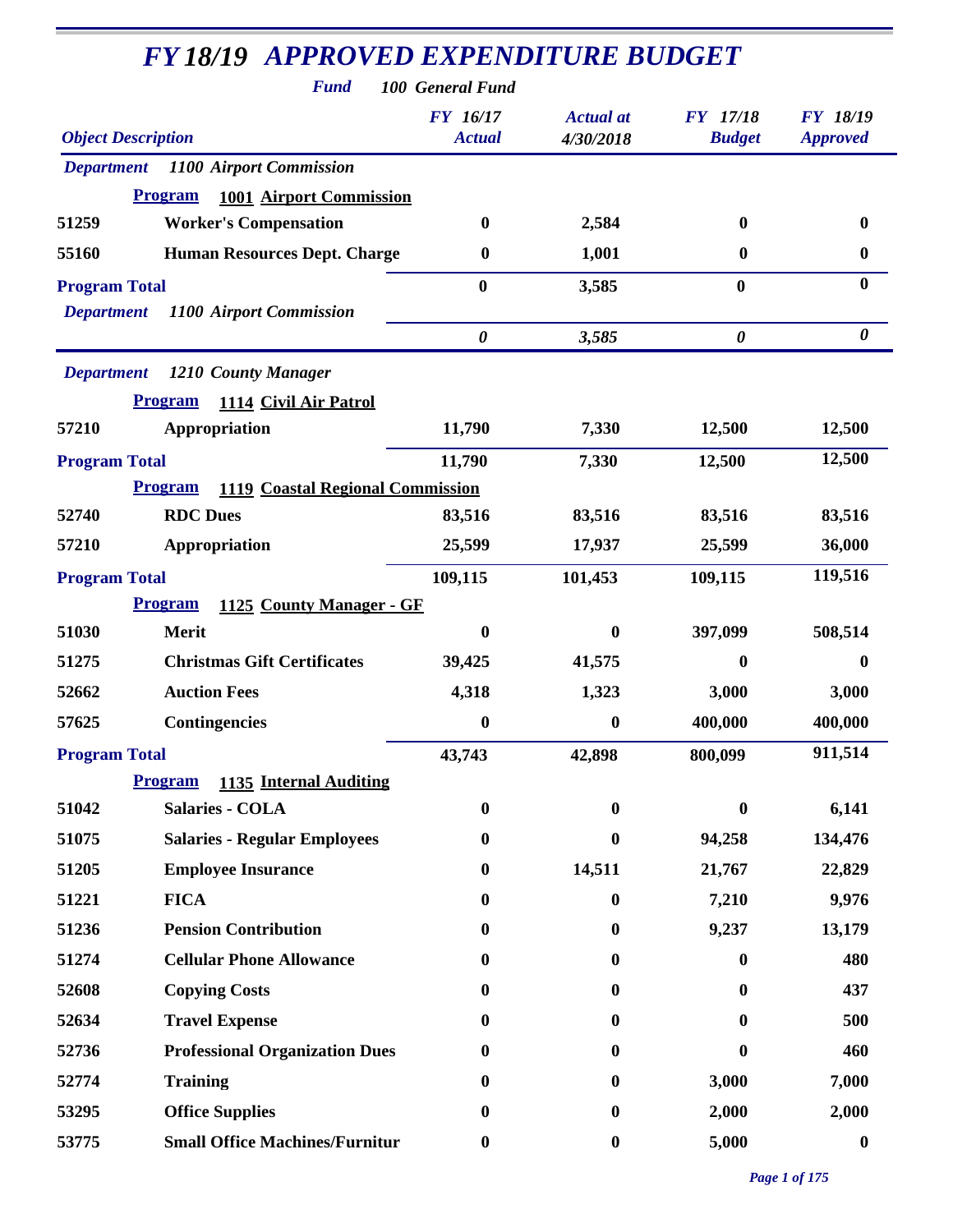# FY 18/19 APPROVED EXPENDITURE BUDGET

**Fund** *100 General Fund*

| Object Description | | FY 16/17 Actual | Actual at 4/30/2018 | FY 17/18 Budget | FY 18/19 Approved |
|---|---|---|---|---|---|
| **Department** | **1100 Airport Commission** | | | | |
| **Program** | **1001 Airport Commission** | | | | |
| 51259 | Worker's Compensation | 0 | 2,584 | 0 | 0 |
| 55160 | Human Resources Dept. Charge | 0 | 1,001 | 0 | 0 |
| **Program Total** | | 0 | 3,585 | 0 | 0 |
| **Department** | **1100 Airport Commission** | *0* | *3,585* | *0* | *0* |
| **Department** | **1210 County Manager** | | | | |
| **Program** | **1114 Civil Air Patrol** | | | | |
| 57210 | Appropriation | 11,790 | 7,330 | 12,500 | 12,500 |
| **Program Total** | | 11,790 | 7,330 | 12,500 | 12,500 |
| **Program** | **1119 Coastal Regional Commission** | | | | |
| 52740 | RDC Dues | 83,516 | 83,516 | 83,516 | 83,516 |
| 57210 | Appropriation | 25,599 | 17,937 | 25,599 | 36,000 |
| **Program Total** | | 109,115 | 101,453 | 109,115 | 119,516 |
| **Program** | **1125 County Manager - GF** | | | | |
| 51030 | Merit | 0 | 0 | 397,099 | 508,514 |
| 51275 | Christmas Gift Certificates | 39,425 | 41,575 | 0 | 0 |
| 52662 | Auction Fees | 4,318 | 1,323 | 3,000 | 3,000 |
| 57625 | Contingencies | 0 | 0 | 400,000 | 400,000 |
| **Program Total** | | 43,743 | 42,898 | 800,099 | 911,514 |
| **Program** | **1135 Internal Auditing** | | | | |
| 51042 | Salaries - COLA | 0 | 0 | 0 | 6,141 |
| 51075 | Salaries - Regular Employees | 0 | 0 | 94,258 | 134,476 |
| 51205 | Employee Insurance | 0 | 14,511 | 21,767 | 22,829 |
| 51221 | FICA | 0 | 0 | 7,210 | 9,976 |
| 51236 | Pension Contribution | 0 | 0 | 9,237 | 13,179 |
| 51274 | Cellular Phone Allowance | 0 | 0 | 0 | 480 |
| 52608 | Copying Costs | 0 | 0 | 0 | 437 |
| 52634 | Travel Expense | 0 | 0 | 0 | 500 |
| 52736 | Professional Organization Dues | 0 | 0 | 0 | 460 |
| 52774 | Training | 0 | 0 | 3,000 | 7,000 |
| 53295 | Office Supplies | 0 | 0 | 2,000 | 2,000 |
| 53775 | Small Office Machines/Furnitur | 0 | 0 | 5,000 | 0 |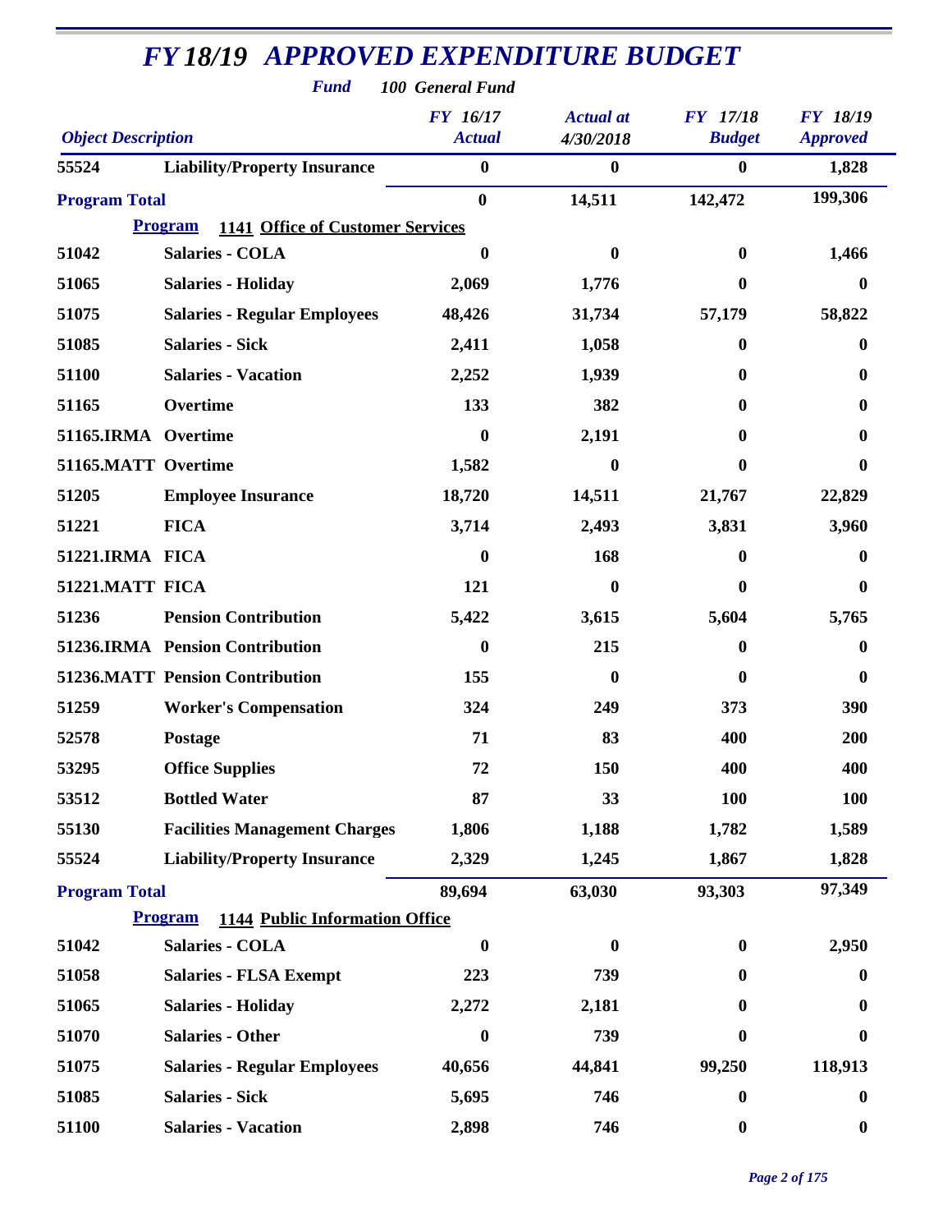# FY 18/19 APPROVED EXPENDITURE BUDGET

**Fund** 100 General Fund

| Object Description | | FY 16/17 Actual | Actual at 4/30/2018 | FY 17/18 Budget | FY 18/19 Approved |
|---|---|---|---|---|---|
| 55524 | Liability/Property Insurance | 0 | 0 | 0 | 1,828 |
| **Program Total** | | 0 | 14,511 | 142,472 | 199,306 |
| **Program** | **1141 Office of Customer Services** | | | | |
| 51042 | Salaries - COLA | 0 | 0 | 0 | 1,466 |
| 51065 | Salaries - Holiday | 2,069 | 1,776 | 0 | 0 |
| 51075 | Salaries - Regular Employees | 48,426 | 31,734 | 57,179 | 58,822 |
| 51085 | Salaries - Sick | 2,411 | 1,058 | 0 | 0 |
| 51100 | Salaries - Vacation | 2,252 | 1,939 | 0 | 0 |
| 51165 | Overtime | 133 | 382 | 0 | 0 |
| 51165.IRMA | Overtime | 0 | 2,191 | 0 | 0 |
| 51165.MATT | Overtime | 1,582 | 0 | 0 | 0 |
| 51205 | Employee Insurance | 18,720 | 14,511 | 21,767 | 22,829 |
| 51221 | FICA | 3,714 | 2,493 | 3,831 | 3,960 |
| 51221.IRMA | FICA | 0 | 168 | 0 | 0 |
| 51221.MATT | FICA | 121 | 0 | 0 | 0 |
| 51236 | Pension Contribution | 5,422 | 3,615 | 5,604 | 5,765 |
| 51236.IRMA | Pension Contribution | 0 | 215 | 0 | 0 |
| 51236.MATT | Pension Contribution | 155 | 0 | 0 | 0 |
| 51259 | Worker's Compensation | 324 | 249 | 373 | 390 |
| 52578 | Postage | 71 | 83 | 400 | 200 |
| 53295 | Office Supplies | 72 | 150 | 400 | 400 |
| 53512 | Bottled Water | 87 | 33 | 100 | 100 |
| 55130 | Facilities Management Charges | 1,806 | 1,188 | 1,782 | 1,589 |
| 55524 | Liability/Property Insurance | 2,329 | 1,245 | 1,867 | 1,828 |
| **Program Total** | | 89,694 | 63,030 | 93,303 | 97,349 |
| **Program** | **1144 Public Information Office** | | | | |
| 51042 | Salaries - COLA | 0 | 0 | 0 | 2,950 |
| 51058 | Salaries - FLSA Exempt | 223 | 739 | 0 | 0 |
| 51065 | Salaries - Holiday | 2,272 | 2,181 | 0 | 0 |
| 51070 | Salaries - Other | 0 | 739 | 0 | 0 |
| 51075 | Salaries - Regular Employees | 40,656 | 44,841 | 99,250 | 118,913 |
| 51085 | Salaries - Sick | 5,695 | 746 | 0 | 0 |
| 51100 | Salaries - Vacation | 2,898 | 746 | 0 | 0 |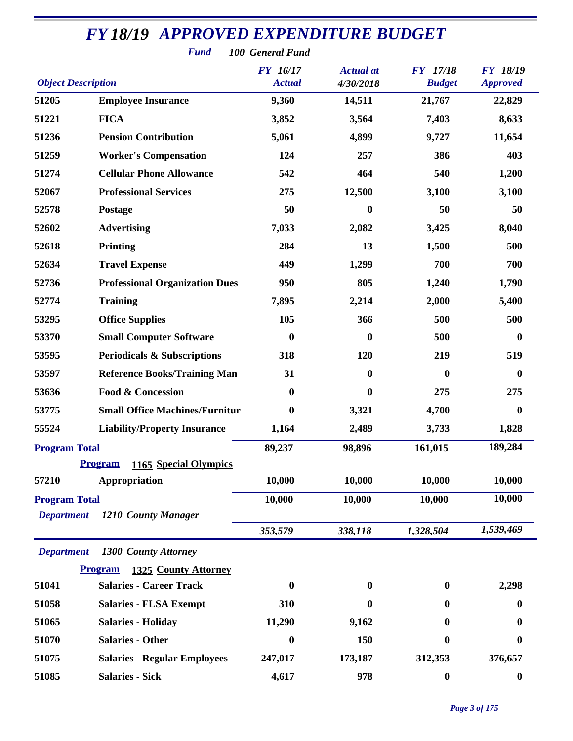# FY 18/19 APPROVED EXPENDITURE BUDGET

***Fund*** ***100 General Fund***

| Object Description | | FY 16/17 Actual | Actual at 4/30/2018 | FY 17/18 Budget | FY 18/19 Approved |
|---|---|---|---|---|---|
| **51205** | **Employee Insurance** | **9,360** | **14,511** | **21,767** | **22,829** |
| **51221** | **FICA** | **3,852** | **3,564** | **7,403** | **8,633** |
| **51236** | **Pension Contribution** | **5,061** | **4,899** | **9,727** | **11,654** |
| **51259** | **Worker's Compensation** | **124** | **257** | **386** | **403** |
| **51274** | **Cellular Phone Allowance** | **542** | **464** | **540** | **1,200** |
| **52067** | **Professional Services** | **275** | **12,500** | **3,100** | **3,100** |
| **52578** | **Postage** | **50** | **0** | **50** | **50** |
| **52602** | **Advertising** | **7,033** | **2,082** | **3,425** | **8,040** |
| **52618** | **Printing** | **284** | **13** | **1,500** | **500** |
| **52634** | **Travel Expense** | **449** | **1,299** | **700** | **700** |
| **52736** | **Professional Organization Dues** | **950** | **805** | **1,240** | **1,790** |
| **52774** | **Training** | **7,895** | **2,214** | **2,000** | **5,400** |
| **53295** | **Office Supplies** | **105** | **366** | **500** | **500** |
| **53370** | **Small Computer Software** | **0** | **0** | **500** | **0** |
| **53595** | **Periodicals & Subscriptions** | **318** | **120** | **219** | **519** |
| **53597** | **Reference Books/Training Man** | **31** | **0** | **0** | **0** |
| **53636** | **Food & Concession** | **0** | **0** | **275** | **275** |
| **53775** | **Small Office Machines/Furnitur** | **0** | **3,321** | **4,700** | **0** |
| **55524** | **Liability/Property Insurance** | **1,164** | **2,489** | **3,733** | **1,828** |
| **Program Total** | | **89,237** | **98,896** | **161,015** | **189,284** |
| | **Program 1165 Special Olympics** | | | | |
| **57210** | **Appropriation** | **10,000** | **10,000** | **10,000** | **10,000** |
| **Program Total** | | **10,000** | **10,000** | **10,000** | **10,000** |
| ***Department*** | ***1210 County Manager*** | ***353,579*** | ***338,118*** | ***1,328,504*** | ***1,539,469*** |
| ***Department*** | ***1300 County Attorney*** | | | | |
| | **Program 1325 County Attorney** | | | | |
| **51041** | **Salaries - Career Track** | **0** | **0** | **0** | **2,298** |
| **51058** | **Salaries - FLSA Exempt** | **310** | **0** | **0** | **0** |
| **51065** | **Salaries - Holiday** | **11,290** | **9,162** | **0** | **0** |
| **51070** | **Salaries - Other** | **0** | **150** | **0** | **0** |
| **51075** | **Salaries - Regular Employees** | **247,017** | **173,187** | **312,353** | **376,657** |
| **51085** | **Salaries - Sick** | **4,617** | **978** | **0** | **0** |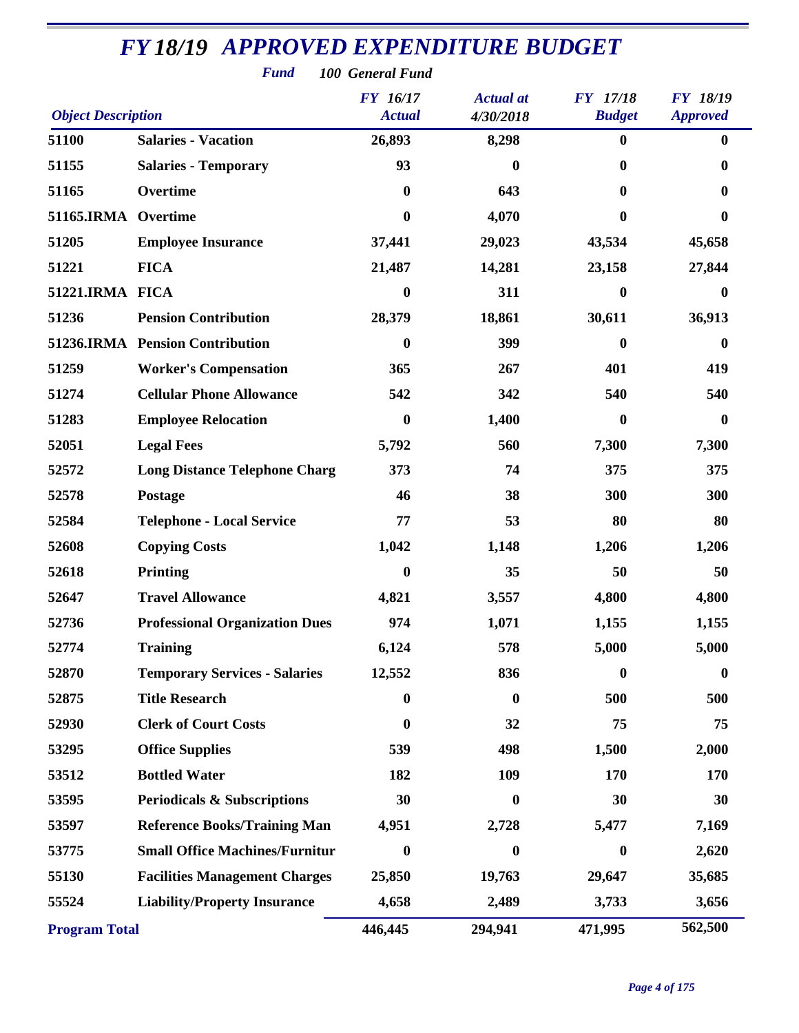# *FY 18/19 APPROVED EXPENDITURE BUDGET*

***Fund*** ***100 General Fund***

| *Object Description* | | *FY 16/17 Actual* | *Actual at 4/30/2018* | *FY 17/18 Budget* | *FY 18/19 Approved* |
|---|---|---|---|---|---|
| **51100** | **Salaries - Vacation** | **26,893** | **8,298** | **0** | **0** |
| **51155** | **Salaries - Temporary** | **93** | **0** | **0** | **0** |
| **51165** | **Overtime** | **0** | **643** | **0** | **0** |
| **51165.IRMA** | **Overtime** | **0** | **4,070** | **0** | **0** |
| **51205** | **Employee Insurance** | **37,441** | **29,023** | **43,534** | **45,658** |
| **51221** | **FICA** | **21,487** | **14,281** | **23,158** | **27,844** |
| **51221.IRMA** | **FICA** | **0** | **311** | **0** | **0** |
| **51236** | **Pension Contribution** | **28,379** | **18,861** | **30,611** | **36,913** |
| **51236.IRMA** | **Pension Contribution** | **0** | **399** | **0** | **0** |
| **51259** | **Worker's Compensation** | **365** | **267** | **401** | **419** |
| **51274** | **Cellular Phone Allowance** | **542** | **342** | **540** | **540** |
| **51283** | **Employee Relocation** | **0** | **1,400** | **0** | **0** |
| **52051** | **Legal Fees** | **5,792** | **560** | **7,300** | **7,300** |
| **52572** | **Long Distance Telephone Charg** | **373** | **74** | **375** | **375** |
| **52578** | **Postage** | **46** | **38** | **300** | **300** |
| **52584** | **Telephone - Local Service** | **77** | **53** | **80** | **80** |
| **52608** | **Copying Costs** | **1,042** | **1,148** | **1,206** | **1,206** |
| **52618** | **Printing** | **0** | **35** | **50** | **50** |
| **52647** | **Travel Allowance** | **4,821** | **3,557** | **4,800** | **4,800** |
| **52736** | **Professional Organization Dues** | **974** | **1,071** | **1,155** | **1,155** |
| **52774** | **Training** | **6,124** | **578** | **5,000** | **5,000** |
| **52870** | **Temporary Services - Salaries** | **12,552** | **836** | **0** | **0** |
| **52875** | **Title Research** | **0** | **0** | **500** | **500** |
| **52930** | **Clerk of Court Costs** | **0** | **32** | **75** | **75** |
| **53295** | **Office Supplies** | **539** | **498** | **1,500** | **2,000** |
| **53512** | **Bottled Water** | **182** | **109** | **170** | **170** |
| **53595** | **Periodicals & Subscriptions** | **30** | **0** | **30** | **30** |
| **53597** | **Reference Books/Training Man** | **4,951** | **2,728** | **5,477** | **7,169** |
| **53775** | **Small Office Machines/Furnitur** | **0** | **0** | **0** | **2,620** |
| **55130** | **Facilities Management Charges** | **25,850** | **19,763** | **29,647** | **35,685** |
| **55524** | **Liability/Property Insurance** | **4,658** | **2,489** | **3,733** | **3,656** |
| **Program Total** | | **446,445** | **294,941** | **471,995** | **562,500** |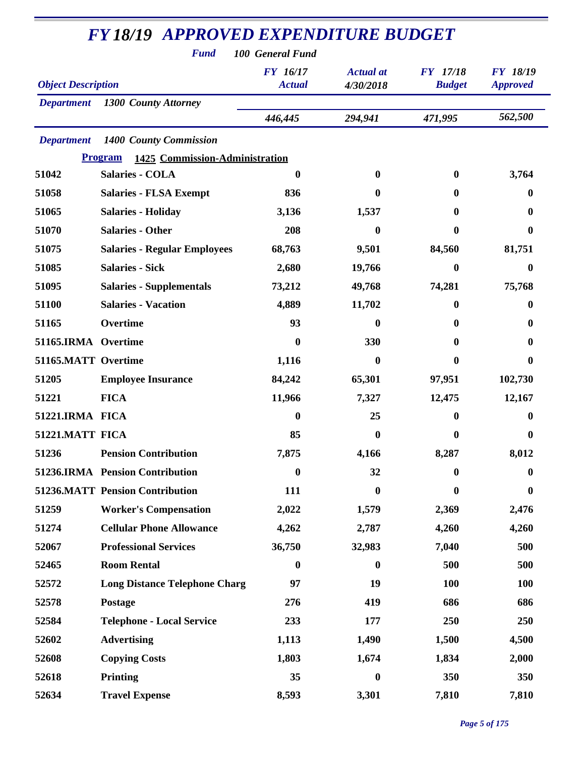# FY 18/19 APPROVED EXPENDITURE BUDGET

**Fund** 100 General Fund

| Object Description | | FY 16/17 Actual | Actual at 4/30/2018 | FY 17/18 Budget | FY 18/19 Approved |
|---|---|---|---|---|---|
| **Department** | **1300 County Attorney** | | | | |
| | | 446,445 | 294,941 | 471,995 | 562,500 |
| **Department** | **1400 County Commission** | | | | |
| **Program** | **1425 Commission-Administration** | | | | |
| 51042 | Salaries - COLA | 0 | 0 | 0 | 3,764 |
| 51058 | Salaries - FLSA Exempt | 836 | 0 | 0 | 0 |
| 51065 | Salaries - Holiday | 3,136 | 1,537 | 0 | 0 |
| 51070 | Salaries - Other | 208 | 0 | 0 | 0 |
| 51075 | Salaries - Regular Employees | 68,763 | 9,501 | 84,560 | 81,751 |
| 51085 | Salaries - Sick | 2,680 | 19,766 | 0 | 0 |
| 51095 | Salaries - Supplementals | 73,212 | 49,768 | 74,281 | 75,768 |
| 51100 | Salaries - Vacation | 4,889 | 11,702 | 0 | 0 |
| 51165 | Overtime | 93 | 0 | 0 | 0 |
| 51165.IRMA | Overtime | 0 | 330 | 0 | 0 |
| 51165.MATT | Overtime | 1,116 | 0 | 0 | 0 |
| 51205 | Employee Insurance | 84,242 | 65,301 | 97,951 | 102,730 |
| 51221 | FICA | 11,966 | 7,327 | 12,475 | 12,167 |
| 51221.IRMA | FICA | 0 | 25 | 0 | 0 |
| 51221.MATT | FICA | 85 | 0 | 0 | 0 |
| 51236 | Pension Contribution | 7,875 | 4,166 | 8,287 | 8,012 |
| 51236.IRMA | Pension Contribution | 0 | 32 | 0 | 0 |
| 51236.MATT | Pension Contribution | 111 | 0 | 0 | 0 |
| 51259 | Worker's Compensation | 2,022 | 1,579 | 2,369 | 2,476 |
| 51274 | Cellular Phone Allowance | 4,262 | 2,787 | 4,260 | 4,260 |
| 52067 | Professional Services | 36,750 | 32,983 | 7,040 | 500 |
| 52465 | Room Rental | 0 | 0 | 500 | 500 |
| 52572 | Long Distance Telephone Charg | 97 | 19 | 100 | 100 |
| 52578 | Postage | 276 | 419 | 686 | 686 |
| 52584 | Telephone - Local Service | 233 | 177 | 250 | 250 |
| 52602 | Advertising | 1,113 | 1,490 | 1,500 | 4,500 |
| 52608 | Copying Costs | 1,803 | 1,674 | 1,834 | 2,000 |
| 52618 | Printing | 35 | 0 | 350 | 350 |
| 52634 | Travel Expense | 8,593 | 3,301 | 7,810 | 7,810 |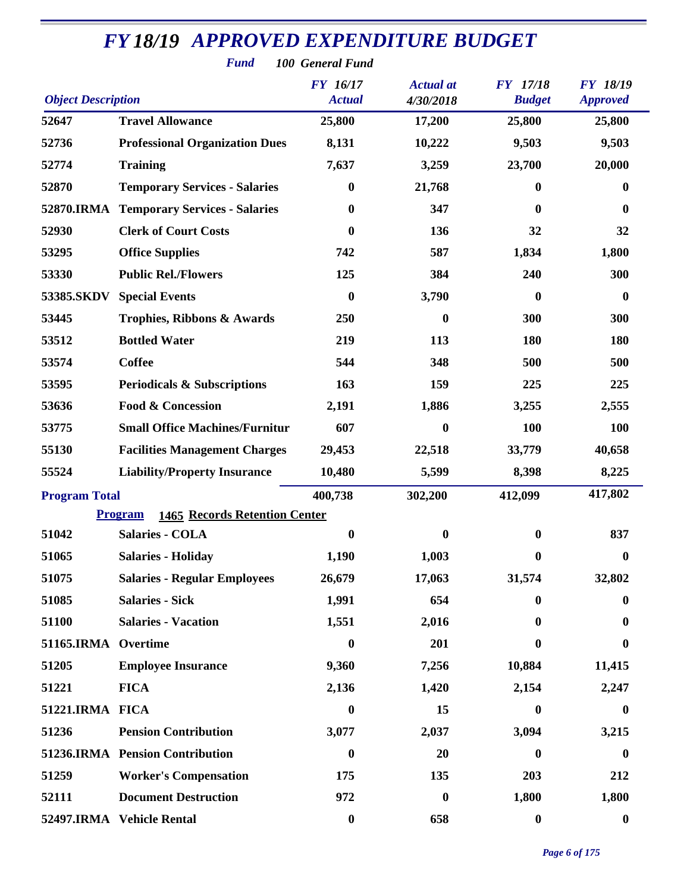# FY 18/19 APPROVED EXPENDITURE BUDGET

*Fund* ***100 General Fund***

| Object | Description | FY 16/17 Actual | Actual at 4/30/2018 | FY 17/18 Budget | FY 18/19 Approved |
|---|---|---|---|---|---|
| 52647 | Travel Allowance | 25,800 | 17,200 | 25,800 | 25,800 |
| 52736 | Professional Organization Dues | 8,131 | 10,222 | 9,503 | 9,503 |
| 52774 | Training | 7,637 | 3,259 | 23,700 | 20,000 |
| 52870 | Temporary Services - Salaries | 0 | 21,768 | 0 | 0 |
| 52870.IRMA | Temporary Services - Salaries | 0 | 347 | 0 | 0 |
| 52930 | Clerk of Court Costs | 0 | 136 | 32 | 32 |
| 53295 | Office Supplies | 742 | 587 | 1,834 | 1,800 |
| 53330 | Public Rel./Flowers | 125 | 384 | 240 | 300 |
| 53385.SKDV | Special Events | 0 | 3,790 | 0 | 0 |
| 53445 | Trophies, Ribbons & Awards | 250 | 0 | 300 | 300 |
| 53512 | Bottled Water | 219 | 113 | 180 | 180 |
| 53574 | Coffee | 544 | 348 | 500 | 500 |
| 53595 | Periodicals & Subscriptions | 163 | 159 | 225 | 225 |
| 53636 | Food & Concession | 2,191 | 1,886 | 3,255 | 2,555 |
| 53775 | Small Office Machines/Furnitur | 607 | 0 | 100 | 100 |
| 55130 | Facilities Management Charges | 29,453 | 22,518 | 33,779 | 40,658 |
| 55524 | Liability/Property Insurance | 10,480 | 5,599 | 8,398 | 8,225 |
| **Program Total** | | 400,738 | 302,200 | 412,099 | 417,802 |
| **Program** | **1465 Records Retention Center** | | | | |
| 51042 | Salaries - COLA | 0 | 0 | 0 | 837 |
| 51065 | Salaries - Holiday | 1,190 | 1,003 | 0 | 0 |
| 51075 | Salaries - Regular Employees | 26,679 | 17,063 | 31,574 | 32,802 |
| 51085 | Salaries - Sick | 1,991 | 654 | 0 | 0 |
| 51100 | Salaries - Vacation | 1,551 | 2,016 | 0 | 0 |
| 51165.IRMA | Overtime | 0 | 201 | 0 | 0 |
| 51205 | Employee Insurance | 9,360 | 7,256 | 10,884 | 11,415 |
| 51221 | FICA | 2,136 | 1,420 | 2,154 | 2,247 |
| 51221.IRMA | FICA | 0 | 15 | 0 | 0 |
| 51236 | Pension Contribution | 3,077 | 2,037 | 3,094 | 3,215 |
| 51236.IRMA | Pension Contribution | 0 | 20 | 0 | 0 |
| 51259 | Worker's Compensation | 175 | 135 | 203 | 212 |
| 52111 | Document Destruction | 972 | 0 | 1,800 | 1,800 |
| 52497.IRMA | Vehicle Rental | 0 | 658 | 0 | 0 |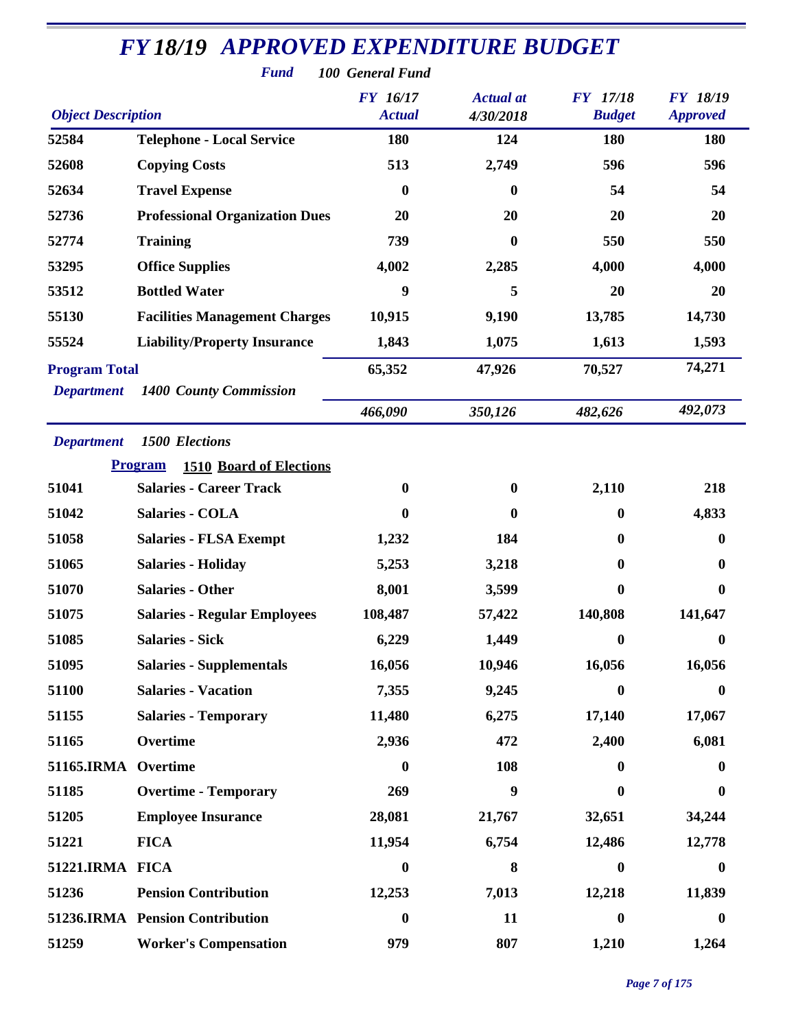# FY 18/19 APPROVED EXPENDITURE BUDGET

**Fund** *100 General Fund*

| Object Description | | FY 16/17 Actual | Actual at 4/30/2018 | FY 17/18 Budget | FY 18/19 Approved |
|---|---|---|---|---|---|
| 52584 | Telephone - Local Service | 180 | 124 | 180 | 180 |
| 52608 | Copying Costs | 513 | 2,749 | 596 | 596 |
| 52634 | Travel Expense | 0 | 0 | 54 | 54 |
| 52736 | Professional Organization Dues | 20 | 20 | 20 | 20 |
| 52774 | Training | 739 | 0 | 550 | 550 |
| 53295 | Office Supplies | 4,002 | 2,285 | 4,000 | 4,000 |
| 53512 | Bottled Water | 9 | 5 | 20 | 20 |
| 55130 | Facilities Management Charges | 10,915 | 9,190 | 13,785 | 14,730 |
| 55524 | Liability/Property Insurance | 1,843 | 1,075 | 1,613 | 1,593 |
| **Program Total** | | 65,352 | 47,926 | 70,527 | 74,271 |
| *Department* | *1400 County Commission* | *466,090* | *350,126* | *482,626* | *492,073* |

*Department* *1500 Elections*

**Program** **1510 Board of Elections**

| Object Description | | FY 16/17 Actual | Actual at 4/30/2018 | FY 17/18 Budget | FY 18/19 Approved |
|---|---|---|---|---|---|
| 51041 | Salaries - Career Track | 0 | 0 | 2,110 | 218 |
| 51042 | Salaries - COLA | 0 | 0 | 0 | 4,833 |
| 51058 | Salaries - FLSA Exempt | 1,232 | 184 | 0 | 0 |
| 51065 | Salaries - Holiday | 5,253 | 3,218 | 0 | 0 |
| 51070 | Salaries - Other | 8,001 | 3,599 | 0 | 0 |
| 51075 | Salaries - Regular Employees | 108,487 | 57,422 | 140,808 | 141,647 |
| 51085 | Salaries - Sick | 6,229 | 1,449 | 0 | 0 |
| 51095 | Salaries - Supplementals | 16,056 | 10,946 | 16,056 | 16,056 |
| 51100 | Salaries - Vacation | 7,355 | 9,245 | 0 | 0 |
| 51155 | Salaries - Temporary | 11,480 | 6,275 | 17,140 | 17,067 |
| 51165 | Overtime | 2,936 | 472 | 2,400 | 6,081 |
| 51165.IRMA | Overtime | 0 | 108 | 0 | 0 |
| 51185 | Overtime - Temporary | 269 | 9 | 0 | 0 |
| 51205 | Employee Insurance | 28,081 | 21,767 | 32,651 | 34,244 |
| 51221 | FICA | 11,954 | 6,754 | 12,486 | 12,778 |
| 51221.IRMA | FICA | 0 | 8 | 0 | 0 |
| 51236 | Pension Contribution | 12,253 | 7,013 | 12,218 | 11,839 |
| 51236.IRMA | Pension Contribution | 0 | 11 | 0 | 0 |
| 51259 | Worker's Compensation | 979 | 807 | 1,210 | 1,264 |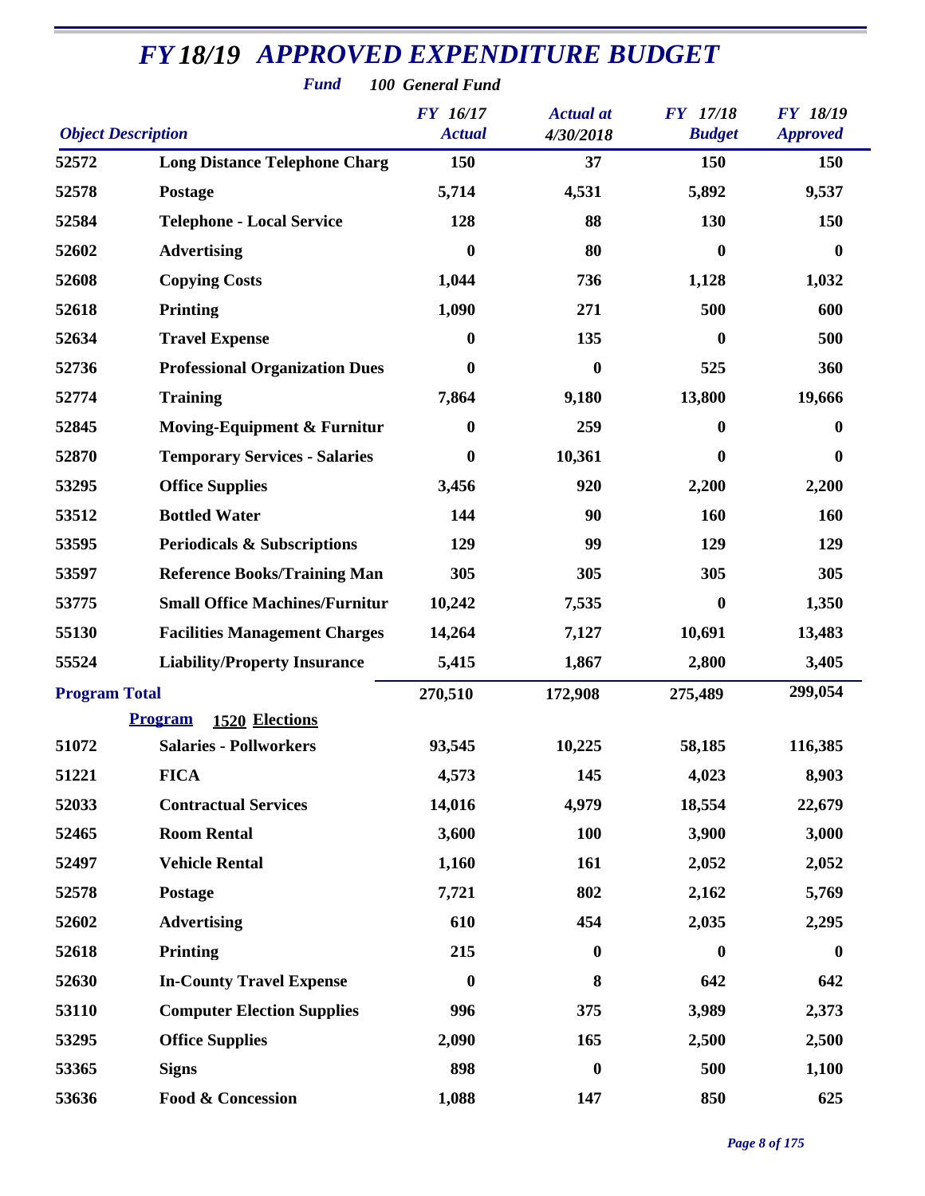# FY 18/19 APPROVED EXPENDITURE BUDGET

**Fund** 100 General Fund

| Object Description | | FY 16/17 Actual | Actual at 4/30/2018 | FY 17/18 Budget | FY 18/19 Approved |
|---|---|---|---|---|---|
| 52572 | Long Distance Telephone Charg | 150 | 37 | 150 | 150 |
| 52578 | Postage | 5,714 | 4,531 | 5,892 | 9,537 |
| 52584 | Telephone - Local Service | 128 | 88 | 130 | 150 |
| 52602 | Advertising | 0 | 80 | 0 | 0 |
| 52608 | Copying Costs | 1,044 | 736 | 1,128 | 1,032 |
| 52618 | Printing | 1,090 | 271 | 500 | 600 |
| 52634 | Travel Expense | 0 | 135 | 0 | 500 |
| 52736 | Professional Organization Dues | 0 | 0 | 525 | 360 |
| 52774 | Training | 7,864 | 9,180 | 13,800 | 19,666 |
| 52845 | Moving-Equipment & Furnitur | 0 | 259 | 0 | 0 |
| 52870 | Temporary Services - Salaries | 0 | 10,361 | 0 | 0 |
| 53295 | Office Supplies | 3,456 | 920 | 2,200 | 2,200 |
| 53512 | Bottled Water | 144 | 90 | 160 | 160 |
| 53595 | Periodicals & Subscriptions | 129 | 99 | 129 | 129 |
| 53597 | Reference Books/Training Man | 305 | 305 | 305 | 305 |
| 53775 | Small Office Machines/Furnitur | 10,242 | 7,535 | 0 | 1,350 |
| 55130 | Facilities Management Charges | 14,264 | 7,127 | 10,691 | 13,483 |
| 55524 | Liability/Property Insurance | 5,415 | 1,867 | 2,800 | 3,405 |
| **Program Total** | | 270,510 | 172,908 | 275,489 | 299,054 |
| | **Program 1520 Elections** | | | | |
| 51072 | Salaries - Pollworkers | 93,545 | 10,225 | 58,185 | 116,385 |
| 51221 | FICA | 4,573 | 145 | 4,023 | 8,903 |
| 52033 | Contractual Services | 14,016 | 4,979 | 18,554 | 22,679 |
| 52465 | Room Rental | 3,600 | 100 | 3,900 | 3,000 |
| 52497 | Vehicle Rental | 1,160 | 161 | 2,052 | 2,052 |
| 52578 | Postage | 7,721 | 802 | 2,162 | 5,769 |
| 52602 | Advertising | 610 | 454 | 2,035 | 2,295 |
| 52618 | Printing | 215 | 0 | 0 | 0 |
| 52630 | In-County Travel Expense | 0 | 8 | 642 | 642 |
| 53110 | Computer Election Supplies | 996 | 375 | 3,989 | 2,373 |
| 53295 | Office Supplies | 2,090 | 165 | 2,500 | 2,500 |
| 53365 | Signs | 898 | 0 | 500 | 1,100 |
| 53636 | Food & Concession | 1,088 | 147 | 850 | 625 |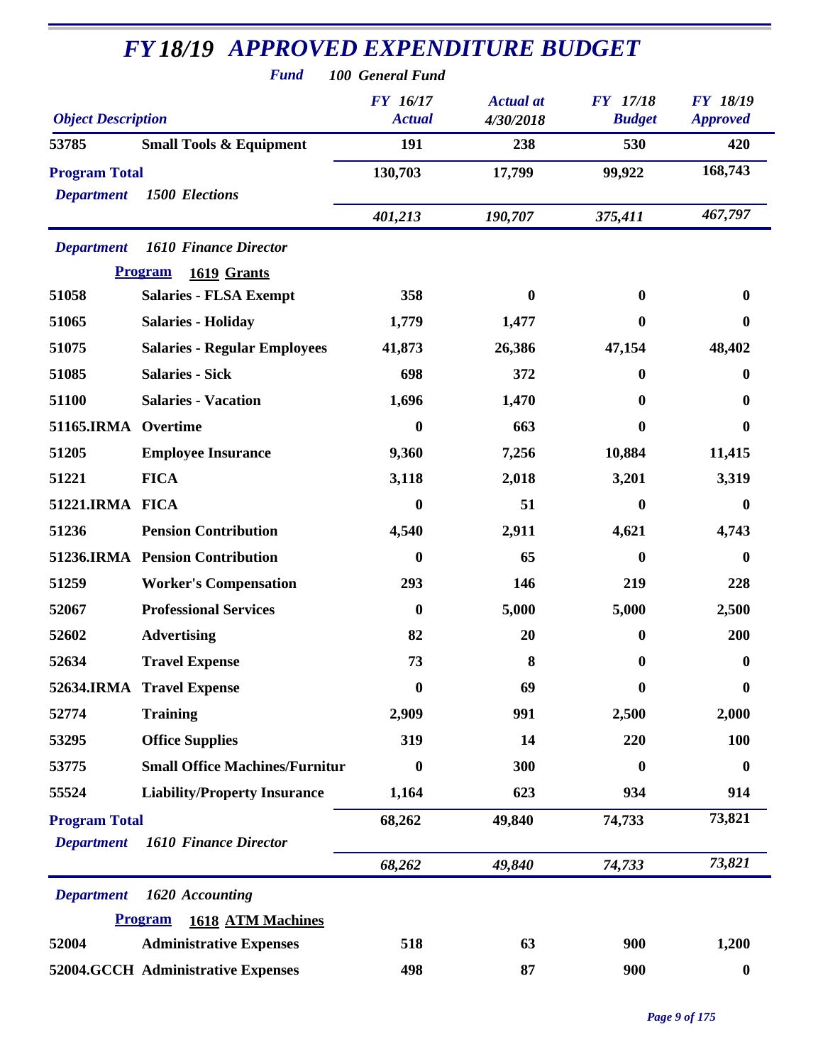# FY 18/19 APPROVED EXPENDITURE BUDGET

**Fund** 100 General Fund

| Object Description | | FY 16/17 Actual | Actual at 4/30/2018 | FY 17/18 Budget | FY 18/19 Approved |
|---|---|---|---|---|---|
| 53785 | Small Tools & Equipment | 191 | 238 | 530 | 420 |
| **Program Total** | | 130,703 | 17,799 | 99,922 | 168,743 |
| *Department* | *1500 Elections* | *401,213* | *190,707* | *375,411* | *467,797* |
| *Department* | *1610 Finance Director* | | | | |
| **Program** | **1619 Grants** | | | | |
| 51058 | Salaries - FLSA Exempt | 358 | 0 | 0 | 0 |
| 51065 | Salaries - Holiday | 1,779 | 1,477 | 0 | 0 |
| 51075 | Salaries - Regular Employees | 41,873 | 26,386 | 47,154 | 48,402 |
| 51085 | Salaries - Sick | 698 | 372 | 0 | 0 |
| 51100 | Salaries - Vacation | 1,696 | 1,470 | 0 | 0 |
| 51165.IRMA | Overtime | 0 | 663 | 0 | 0 |
| 51205 | Employee Insurance | 9,360 | 7,256 | 10,884 | 11,415 |
| 51221 | FICA | 3,118 | 2,018 | 3,201 | 3,319 |
| 51221.IRMA | FICA | 0 | 51 | 0 | 0 |
| 51236 | Pension Contribution | 4,540 | 2,911 | 4,621 | 4,743 |
| 51236.IRMA | Pension Contribution | 0 | 65 | 0 | 0 |
| 51259 | Worker's Compensation | 293 | 146 | 219 | 228 |
| 52067 | Professional Services | 0 | 5,000 | 5,000 | 2,500 |
| 52602 | Advertising | 82 | 20 | 0 | 200 |
| 52634 | Travel Expense | 73 | 8 | 0 | 0 |
| 52634.IRMA | Travel Expense | 0 | 69 | 0 | 0 |
| 52774 | Training | 2,909 | 991 | 2,500 | 2,000 |
| 53295 | Office Supplies | 319 | 14 | 220 | 100 |
| 53775 | Small Office Machines/Furnitur | 0 | 300 | 0 | 0 |
| 55524 | Liability/Property Insurance | 1,164 | 623 | 934 | 914 |
| **Program Total** | | 68,262 | 49,840 | 74,733 | 73,821 |
| *Department* | *1610 Finance Director* | *68,262* | *49,840* | *74,733* | *73,821* |
| *Department* | *1620 Accounting* | | | | |
| **Program** | **1618 ATM Machines** | | | | |
| 52004 | Administrative Expenses | 518 | 63 | 900 | 1,200 |
| 52004.GCCH | Administrative Expenses | 498 | 87 | 900 | 0 |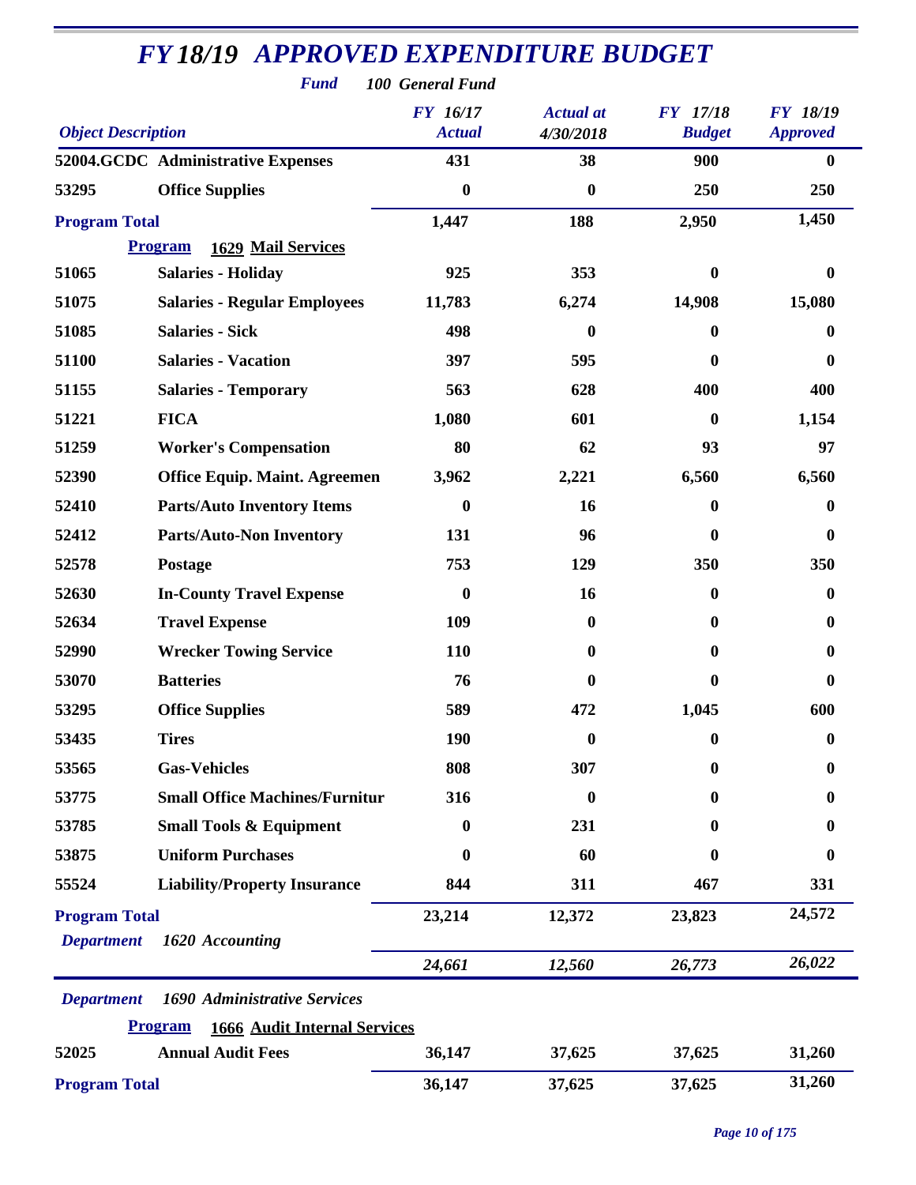# FY 18/19 APPROVED EXPENDITURE BUDGET

*Fund* *100 General Fund*

| *Object Description* | | *FY 16/17 Actual* | *Actual at 4/30/2018* | *FY 17/18 Budget* | *FY 18/19 Approved* |
|---|---|---|---|---|---|
| **52004.GCDC** | **Administrative Expenses** | **431** | **38** | **900** | **0** |
| **53295** | **Office Supplies** | **0** | **0** | **250** | **250** |
| **Program Total** | | **1,447** | **188** | **2,950** | **1,450** |
| | **Program 1629 Mail Services** | | | | |
| **51065** | **Salaries - Holiday** | **925** | **353** | **0** | **0** |
| **51075** | **Salaries - Regular Employees** | **11,783** | **6,274** | **14,908** | **15,080** |
| **51085** | **Salaries - Sick** | **498** | **0** | **0** | **0** |
| **51100** | **Salaries - Vacation** | **397** | **595** | **0** | **0** |
| **51155** | **Salaries - Temporary** | **563** | **628** | **400** | **400** |
| **51221** | **FICA** | **1,080** | **601** | **0** | **1,154** |
| **51259** | **Worker's Compensation** | **80** | **62** | **93** | **97** |
| **52390** | **Office Equip. Maint. Agreemen** | **3,962** | **2,221** | **6,560** | **6,560** |
| **52410** | **Parts/Auto Inventory Items** | **0** | **16** | **0** | **0** |
| **52412** | **Parts/Auto-Non Inventory** | **131** | **96** | **0** | **0** |
| **52578** | **Postage** | **753** | **129** | **350** | **350** |
| **52630** | **In-County Travel Expense** | **0** | **16** | **0** | **0** |
| **52634** | **Travel Expense** | **109** | **0** | **0** | **0** |
| **52990** | **Wrecker Towing Service** | **110** | **0** | **0** | **0** |
| **53070** | **Batteries** | **76** | **0** | **0** | **0** |
| **53295** | **Office Supplies** | **589** | **472** | **1,045** | **600** |
| **53435** | **Tires** | **190** | **0** | **0** | **0** |
| **53565** | **Gas-Vehicles** | **808** | **307** | **0** | **0** |
| **53775** | **Small Office Machines/Furnitur** | **316** | **0** | **0** | **0** |
| **53785** | **Small Tools & Equipment** | **0** | **231** | **0** | **0** |
| **53875** | **Uniform Purchases** | **0** | **60** | **0** | **0** |
| **55524** | **Liability/Property Insurance** | **844** | **311** | **467** | **331** |
| **Program Total** | | **23,214** | **12,372** | **23,823** | **24,572** |
| *Department* | *1620 Accounting* | *24,661* | *12,560* | *26,773* | *26,022* |
| *Department* | *1690 Administrative Services* | | | | |
| | **Program 1666 Audit Internal Services** | | | | |
| **52025** | **Annual Audit Fees** | **36,147** | **37,625** | **37,625** | **31,260** |
| **Program Total** | | **36,147** | **37,625** | **37,625** | **31,260** |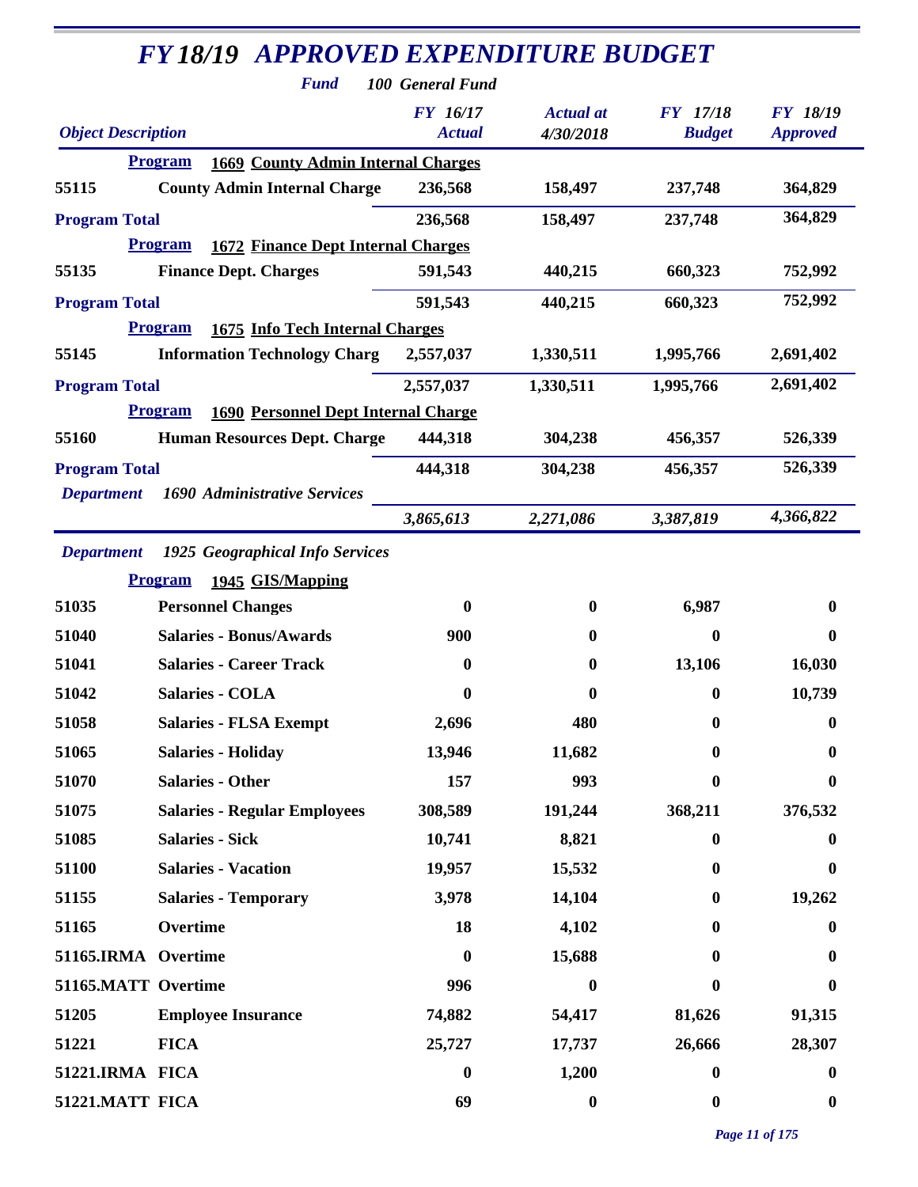# *FY 18/19 APPROVED EXPENDITURE BUDGET*

***Fund*** ***100 General Fund***

| *Object Description* | | *FY 16/17 Actual* | *Actual at 4/30/2018* | *FY 17/18 Budget* | *FY 18/19 Approved* |
|---|---|---|---|---|---|
| **Program** | **1669 County Admin Internal Charges** | | | | |
| **55115** | **County Admin Internal Charge** | **236,568** | **158,497** | **237,748** | **364,829** |
| **Program Total** | | **236,568** | **158,497** | **237,748** | **364,829** |
| **Program** | **1672 Finance Dept Internal Charges** | | | | |
| **55135** | **Finance Dept. Charges** | **591,543** | **440,215** | **660,323** | **752,992** |
| **Program Total** | | **591,543** | **440,215** | **660,323** | **752,992** |
| **Program** | **1675 Info Tech Internal Charges** | | | | |
| **55145** | **Information Technology Charg** | **2,557,037** | **1,330,511** | **1,995,766** | **2,691,402** |
| **Program Total** | | **2,557,037** | **1,330,511** | **1,995,766** | **2,691,402** |
| **Program** | **1690 Personnel Dept Internal Charge** | | | | |
| **55160** | **Human Resources Dept. Charge** | **444,318** | **304,238** | **456,357** | **526,339** |
| **Program Total** | | **444,318** | **304,238** | **456,357** | **526,339** |
| ***Department*** | ***1690 Administrative Services*** | ***3,865,613*** | ***2,271,086*** | ***3,387,819*** | ***4,366,822*** |
| ***Department*** | ***1925 Geographical Info Services*** | | | | |
| **Program** | **1945 GIS/Mapping** | | | | |
| **51035** | **Personnel Changes** | **0** | **0** | **6,987** | **0** |
| **51040** | **Salaries - Bonus/Awards** | **900** | **0** | **0** | **0** |
| **51041** | **Salaries - Career Track** | **0** | **0** | **13,106** | **16,030** |
| **51042** | **Salaries - COLA** | **0** | **0** | **0** | **10,739** |
| **51058** | **Salaries - FLSA Exempt** | **2,696** | **480** | **0** | **0** |
| **51065** | **Salaries - Holiday** | **13,946** | **11,682** | **0** | **0** |
| **51070** | **Salaries - Other** | **157** | **993** | **0** | **0** |
| **51075** | **Salaries - Regular Employees** | **308,589** | **191,244** | **368,211** | **376,532** |
| **51085** | **Salaries - Sick** | **10,741** | **8,821** | **0** | **0** |
| **51100** | **Salaries - Vacation** | **19,957** | **15,532** | **0** | **0** |
| **51155** | **Salaries - Temporary** | **3,978** | **14,104** | **0** | **19,262** |
| **51165** | **Overtime** | **18** | **4,102** | **0** | **0** |
| **51165.IRMA** | **Overtime** | **0** | **15,688** | **0** | **0** |
| **51165.MATT** | **Overtime** | **996** | **0** | **0** | **0** |
| **51205** | **Employee Insurance** | **74,882** | **54,417** | **81,626** | **91,315** |
| **51221** | **FICA** | **25,727** | **17,737** | **26,666** | **28,307** |
| **51221.IRMA** | **FICA** | **0** | **1,200** | **0** | **0** |
| **51221.MATT** | **FICA** | **69** | **0** | **0** | **0** |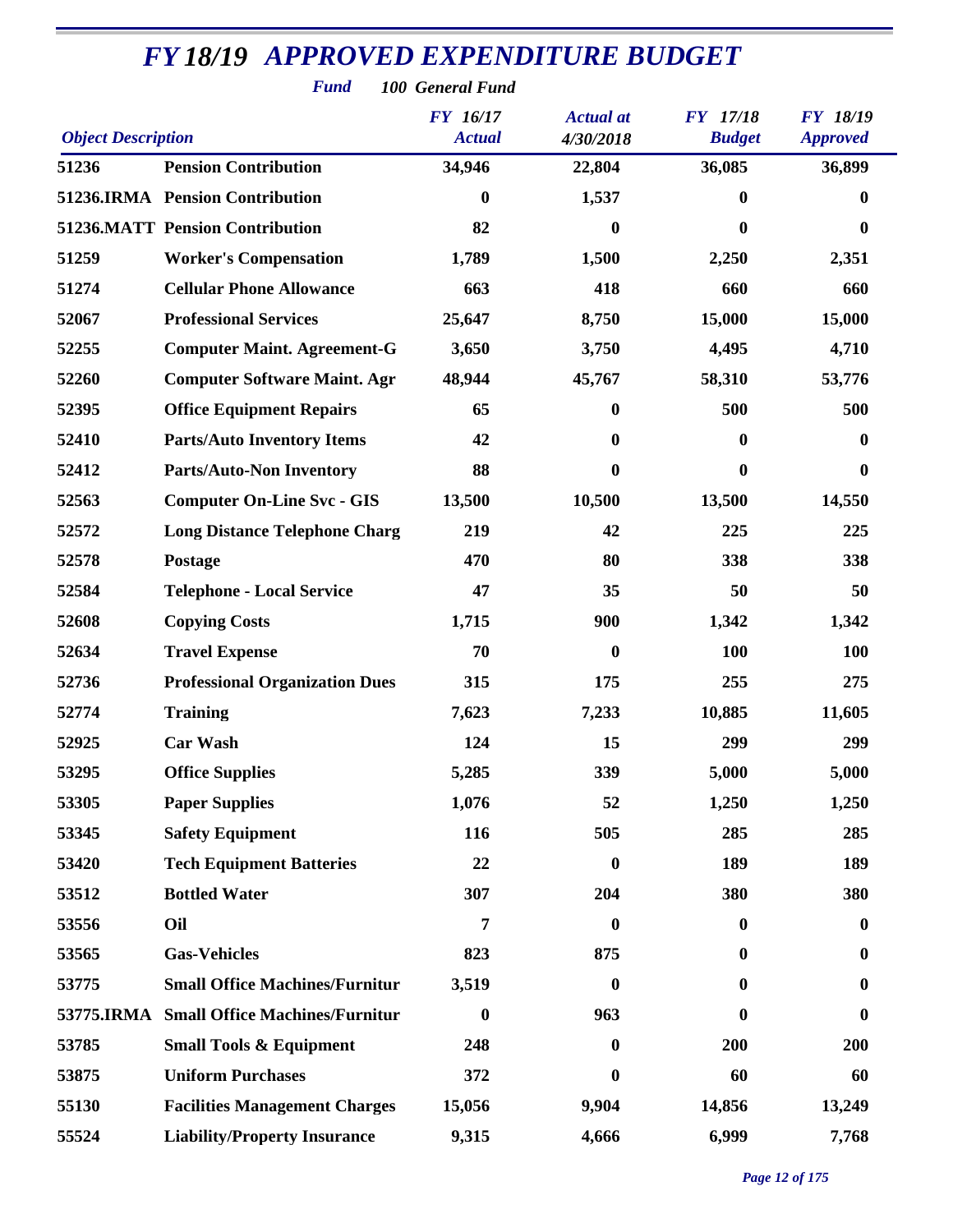# FY 18/19 APPROVED EXPENDITURE BUDGET

**Fund** 100 General Fund

| Object Description | | FY 16/17 Actual | Actual at 4/30/2018 | FY 17/18 Budget | FY 18/19 Approved |
|---|---|---|---|---|---|
| 51236 | Pension Contribution | 34,946 | 22,804 | 36,085 | 36,899 |
| 51236.IRMA | Pension Contribution | 0 | 1,537 | 0 | 0 |
| 51236.MATT | Pension Contribution | 82 | 0 | 0 | 0 |
| 51259 | Worker's Compensation | 1,789 | 1,500 | 2,250 | 2,351 |
| 51274 | Cellular Phone Allowance | 663 | 418 | 660 | 660 |
| 52067 | Professional Services | 25,647 | 8,750 | 15,000 | 15,000 |
| 52255 | Computer Maint. Agreement-G | 3,650 | 3,750 | 4,495 | 4,710 |
| 52260 | Computer Software Maint. Agr | 48,944 | 45,767 | 58,310 | 53,776 |
| 52395 | Office Equipment Repairs | 65 | 0 | 500 | 500 |
| 52410 | Parts/Auto Inventory Items | 42 | 0 | 0 | 0 |
| 52412 | Parts/Auto-Non Inventory | 88 | 0 | 0 | 0 |
| 52563 | Computer On-Line Svc - GIS | 13,500 | 10,500 | 13,500 | 14,550 |
| 52572 | Long Distance Telephone Charg | 219 | 42 | 225 | 225 |
| 52578 | Postage | 470 | 80 | 338 | 338 |
| 52584 | Telephone - Local Service | 47 | 35 | 50 | 50 |
| 52608 | Copying Costs | 1,715 | 900 | 1,342 | 1,342 |
| 52634 | Travel Expense | 70 | 0 | 100 | 100 |
| 52736 | Professional Organization Dues | 315 | 175 | 255 | 275 |
| 52774 | Training | 7,623 | 7,233 | 10,885 | 11,605 |
| 52925 | Car Wash | 124 | 15 | 299 | 299 |
| 53295 | Office Supplies | 5,285 | 339 | 5,000 | 5,000 |
| 53305 | Paper Supplies | 1,076 | 52 | 1,250 | 1,250 |
| 53345 | Safety Equipment | 116 | 505 | 285 | 285 |
| 53420 | Tech Equipment Batteries | 22 | 0 | 189 | 189 |
| 53512 | Bottled Water | 307 | 204 | 380 | 380 |
| 53556 | Oil | 7 | 0 | 0 | 0 |
| 53565 | Gas-Vehicles | 823 | 875 | 0 | 0 |
| 53775 | Small Office Machines/Furnitur | 3,519 | 0 | 0 | 0 |
| 53775.IRMA | Small Office Machines/Furnitur | 0 | 963 | 0 | 0 |
| 53785 | Small Tools & Equipment | 248 | 0 | 200 | 200 |
| 53875 | Uniform Purchases | 372 | 0 | 60 | 60 |
| 55130 | Facilities Management Charges | 15,056 | 9,904 | 14,856 | 13,249 |
| 55524 | Liability/Property Insurance | 9,315 | 4,666 | 6,999 | 7,768 |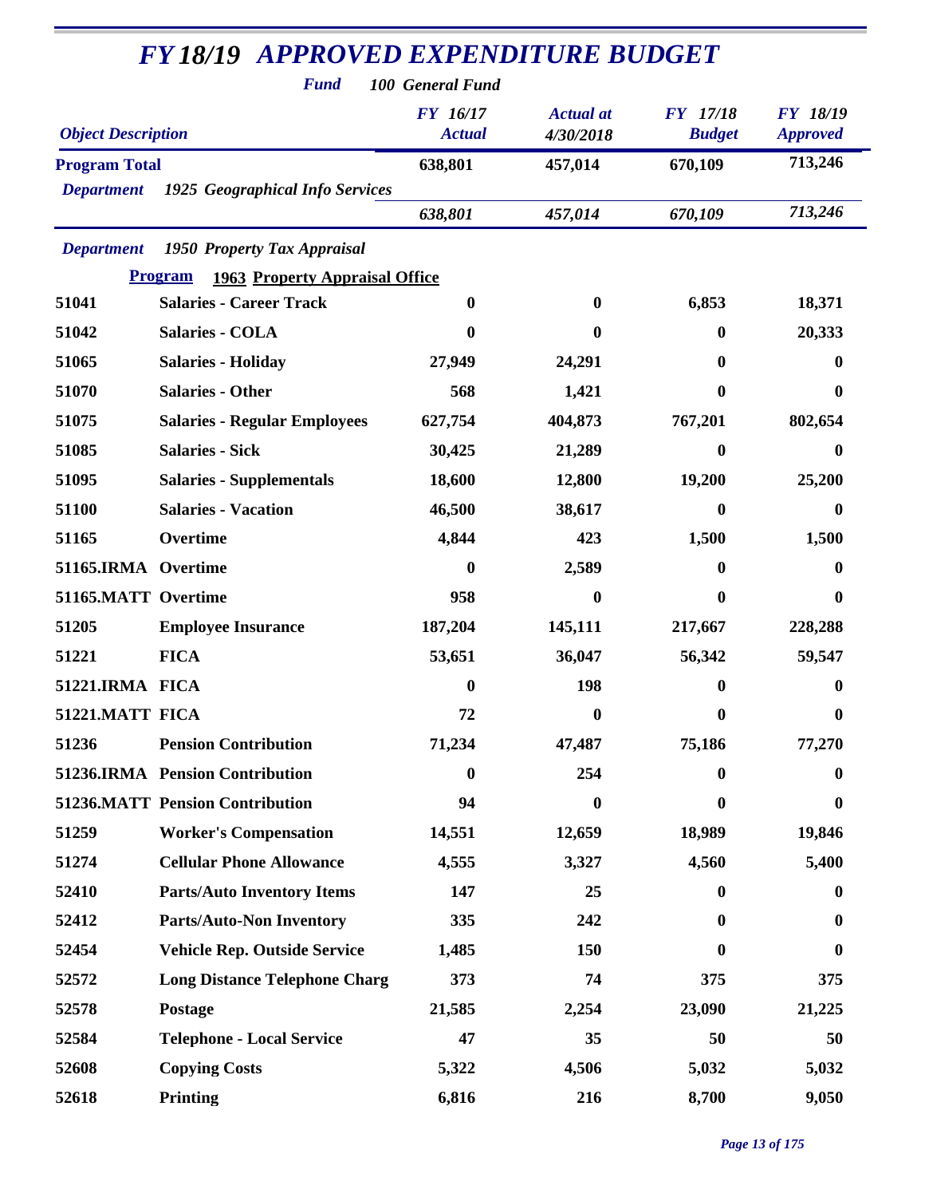# FY 18/19 APPROVED EXPENDITURE BUDGET

**Fund** *100 General Fund*

| Object Description | | FY 16/17 Actual | Actual at 4/30/2018 | FY 17/18 Budget | FY 18/19 Approved |
|---|---|---|---|---|---|
| **Program Total** | | 638,801 | 457,014 | 670,109 | 713,246 |
| *Department* | *1925 Geographical Info Services* | | | | |
| | | *638,801* | *457,014* | *670,109* | *713,246* |
| *Department* | *1950 Property Tax Appraisal* | | | | |
| **Program** | **1963 Property Appraisal Office** | | | | |
| 51041 | Salaries - Career Track | 0 | 0 | 6,853 | 18,371 |
| 51042 | Salaries - COLA | 0 | 0 | 0 | 20,333 |
| 51065 | Salaries - Holiday | 27,949 | 24,291 | 0 | 0 |
| 51070 | Salaries - Other | 568 | 1,421 | 0 | 0 |
| 51075 | Salaries - Regular Employees | 627,754 | 404,873 | 767,201 | 802,654 |
| 51085 | Salaries - Sick | 30,425 | 21,289 | 0 | 0 |
| 51095 | Salaries - Supplementals | 18,600 | 12,800 | 19,200 | 25,200 |
| 51100 | Salaries - Vacation | 46,500 | 38,617 | 0 | 0 |
| 51165 | Overtime | 4,844 | 423 | 1,500 | 1,500 |
| 51165.IRMA | Overtime | 0 | 2,589 | 0 | 0 |
| 51165.MATT | Overtime | 958 | 0 | 0 | 0 |
| 51205 | Employee Insurance | 187,204 | 145,111 | 217,667 | 228,288 |
| 51221 | FICA | 53,651 | 36,047 | 56,342 | 59,547 |
| 51221.IRMA | FICA | 0 | 198 | 0 | 0 |
| 51221.MATT | FICA | 72 | 0 | 0 | 0 |
| 51236 | Pension Contribution | 71,234 | 47,487 | 75,186 | 77,270 |
| 51236.IRMA | Pension Contribution | 0 | 254 | 0 | 0 |
| 51236.MATT | Pension Contribution | 94 | 0 | 0 | 0 |
| 51259 | Worker's Compensation | 14,551 | 12,659 | 18,989 | 19,846 |
| 51274 | Cellular Phone Allowance | 4,555 | 3,327 | 4,560 | 5,400 |
| 52410 | Parts/Auto Inventory Items | 147 | 25 | 0 | 0 |
| 52412 | Parts/Auto-Non Inventory | 335 | 242 | 0 | 0 |
| 52454 | Vehicle Rep. Outside Service | 1,485 | 150 | 0 | 0 |
| 52572 | Long Distance Telephone Charg | 373 | 74 | 375 | 375 |
| 52578 | Postage | 21,585 | 2,254 | 23,090 | 21,225 |
| 52584 | Telephone - Local Service | 47 | 35 | 50 | 50 |
| 52608 | Copying Costs | 5,322 | 4,506 | 5,032 | 5,032 |
| 52618 | Printing | 6,816 | 216 | 8,700 | 9,050 |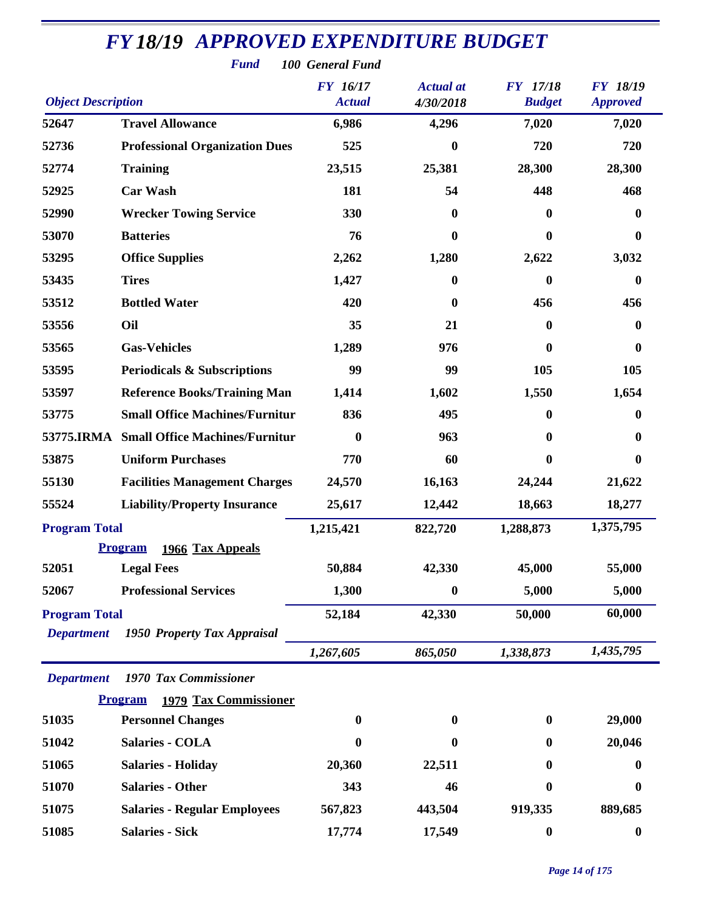# FY 18/19 APPROVED EXPENDITURE BUDGET

***Fund*** ***100 General Fund***

| *Object Description* | | *FY 16/17 Actual* | *Actual at 4/30/2018* | *FY 17/18 Budget* | *FY 18/19 Approved* |
|---|---|---|---|---|---|
| 52647 | **Travel Allowance** | 6,986 | 4,296 | 7,020 | 7,020 |
| 52736 | **Professional Organization Dues** | 525 | 0 | 720 | 720 |
| 52774 | **Training** | 23,515 | 25,381 | 28,300 | 28,300 |
| 52925 | **Car Wash** | 181 | 54 | 448 | 468 |
| 52990 | **Wrecker Towing Service** | 330 | 0 | 0 | 0 |
| 53070 | **Batteries** | 76 | 0 | 0 | 0 |
| 53295 | **Office Supplies** | 2,262 | 1,280 | 2,622 | 3,032 |
| 53435 | **Tires** | 1,427 | 0 | 0 | 0 |
| 53512 | **Bottled Water** | 420 | 0 | 456 | 456 |
| 53556 | **Oil** | 35 | 21 | 0 | 0 |
| 53565 | **Gas-Vehicles** | 1,289 | 976 | 0 | 0 |
| 53595 | **Periodicals & Subscriptions** | 99 | 99 | 105 | 105 |
| 53597 | **Reference Books/Training Man** | 1,414 | 1,602 | 1,550 | 1,654 |
| 53775 | **Small Office Machines/Furnitur** | 836 | 495 | 0 | 0 |
| 53775.IRMA | **Small Office Machines/Furnitur** | 0 | 963 | 0 | 0 |
| 53875 | **Uniform Purchases** | 770 | 60 | 0 | 0 |
| 55130 | **Facilities Management Charges** | 24,570 | 16,163 | 24,244 | 21,622 |
| 55524 | **Liability/Property Insurance** | 25,617 | 12,442 | 18,663 | 18,277 |
| **Program Total** | | 1,215,421 | 822,720 | 1,288,873 | 1,375,795 |
| | **Program 1966 Tax Appeals** | | | | |
| 52051 | **Legal Fees** | 50,884 | 42,330 | 45,000 | 55,000 |
| 52067 | **Professional Services** | 1,300 | 0 | 5,000 | 5,000 |
| **Program Total** | | 52,184 | 42,330 | 50,000 | 60,000 |
| ***Department*** | ***1950 Property Tax Appraisal*** | *1,267,605* | *865,050* | *1,338,873* | *1,435,795* |
| ***Department*** | ***1970 Tax Commissioner*** | | | | |
| | **Program 1979 Tax Commissioner** | | | | |
| 51035 | **Personnel Changes** | 0 | 0 | 0 | 29,000 |
| 51042 | **Salaries - COLA** | 0 | 0 | 0 | 20,046 |
| 51065 | **Salaries - Holiday** | 20,360 | 22,511 | 0 | 0 |
| 51070 | **Salaries - Other** | 343 | 46 | 0 | 0 |
| 51075 | **Salaries - Regular Employees** | 567,823 | 443,504 | 919,335 | 889,685 |
| 51085 | **Salaries - Sick** | 17,774 | 17,549 | 0 | 0 |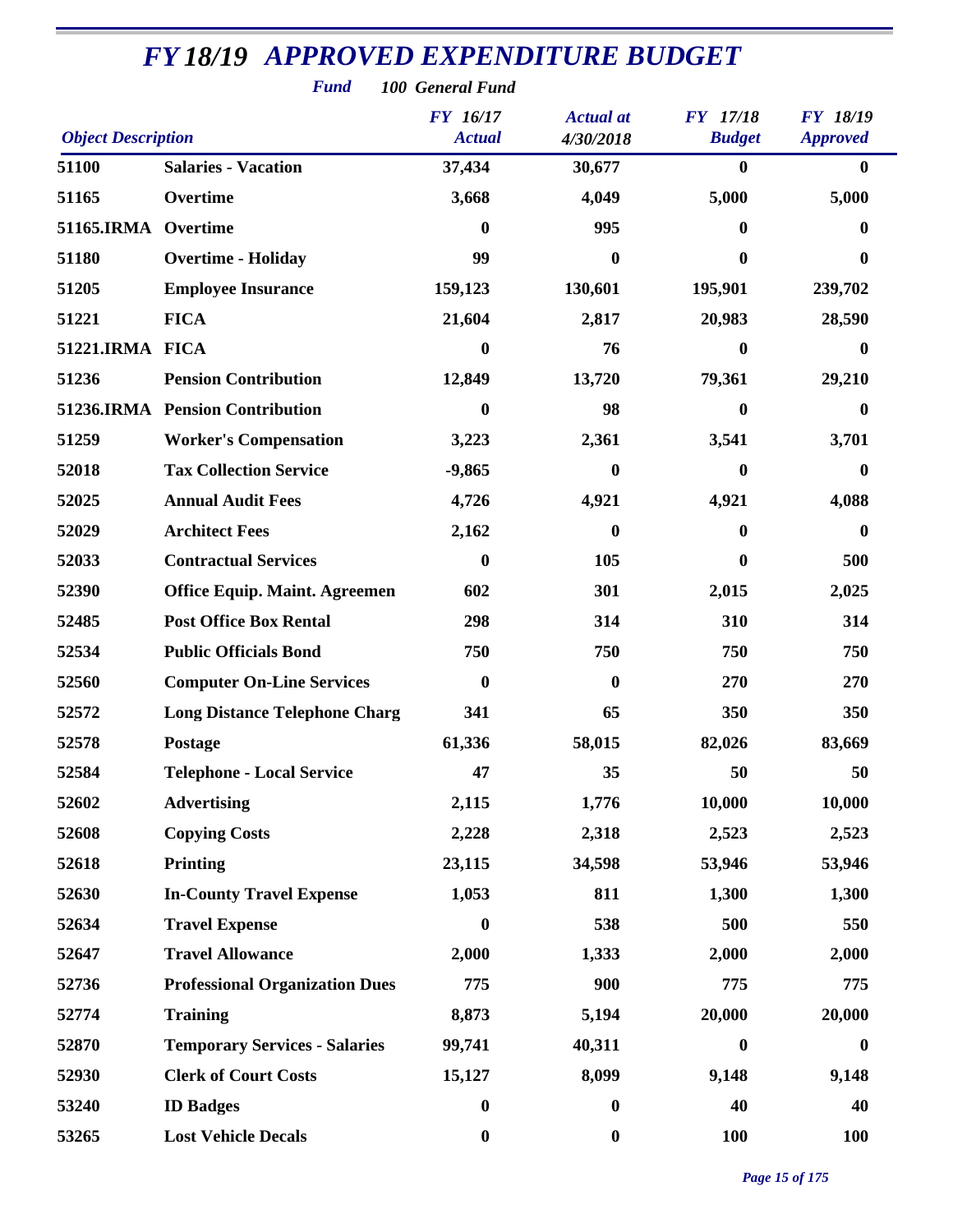# FY 18/19 APPROVED EXPENDITURE BUDGET

*Fund* ***100 General Fund***

| Object Description | | FY 16/17 Actual | Actual at 4/30/2018 | FY 17/18 Budget | FY 18/19 Approved |
|---|---|---|---|---|---|
| 51100 | Salaries - Vacation | 37,434 | 30,677 | 0 | 0 |
| 51165 | Overtime | 3,668 | 4,049 | 5,000 | 5,000 |
| 51165.IRMA | Overtime | 0 | 995 | 0 | 0 |
| 51180 | Overtime - Holiday | 99 | 0 | 0 | 0 |
| 51205 | Employee Insurance | 159,123 | 130,601 | 195,901 | 239,702 |
| 51221 | FICA | 21,604 | 2,817 | 20,983 | 28,590 |
| 51221.IRMA | FICA | 0 | 76 | 0 | 0 |
| 51236 | Pension Contribution | 12,849 | 13,720 | 79,361 | 29,210 |
| 51236.IRMA | Pension Contribution | 0 | 98 | 0 | 0 |
| 51259 | Worker's Compensation | 3,223 | 2,361 | 3,541 | 3,701 |
| 52018 | Tax Collection Service | -9,865 | 0 | 0 | 0 |
| 52025 | Annual Audit Fees | 4,726 | 4,921 | 4,921 | 4,088 |
| 52029 | Architect Fees | 2,162 | 0 | 0 | 0 |
| 52033 | Contractual Services | 0 | 105 | 0 | 500 |
| 52390 | Office Equip. Maint. Agreemen | 602 | 301 | 2,015 | 2,025 |
| 52485 | Post Office Box Rental | 298 | 314 | 310 | 314 |
| 52534 | Public Officials Bond | 750 | 750 | 750 | 750 |
| 52560 | Computer On-Line Services | 0 | 0 | 270 | 270 |
| 52572 | Long Distance Telephone Charg | 341 | 65 | 350 | 350 |
| 52578 | Postage | 61,336 | 58,015 | 82,026 | 83,669 |
| 52584 | Telephone - Local Service | 47 | 35 | 50 | 50 |
| 52602 | Advertising | 2,115 | 1,776 | 10,000 | 10,000 |
| 52608 | Copying Costs | 2,228 | 2,318 | 2,523 | 2,523 |
| 52618 | Printing | 23,115 | 34,598 | 53,946 | 53,946 |
| 52630 | In-County Travel Expense | 1,053 | 811 | 1,300 | 1,300 |
| 52634 | Travel Expense | 0 | 538 | 500 | 550 |
| 52647 | Travel Allowance | 2,000 | 1,333 | 2,000 | 2,000 |
| 52736 | Professional Organization Dues | 775 | 900 | 775 | 775 |
| 52774 | Training | 8,873 | 5,194 | 20,000 | 20,000 |
| 52870 | Temporary Services - Salaries | 99,741 | 40,311 | 0 | 0 |
| 52930 | Clerk of Court Costs | 15,127 | 8,099 | 9,148 | 9,148 |
| 53240 | ID Badges | 0 | 0 | 40 | 40 |
| 53265 | Lost Vehicle Decals | 0 | 0 | 100 | 100 |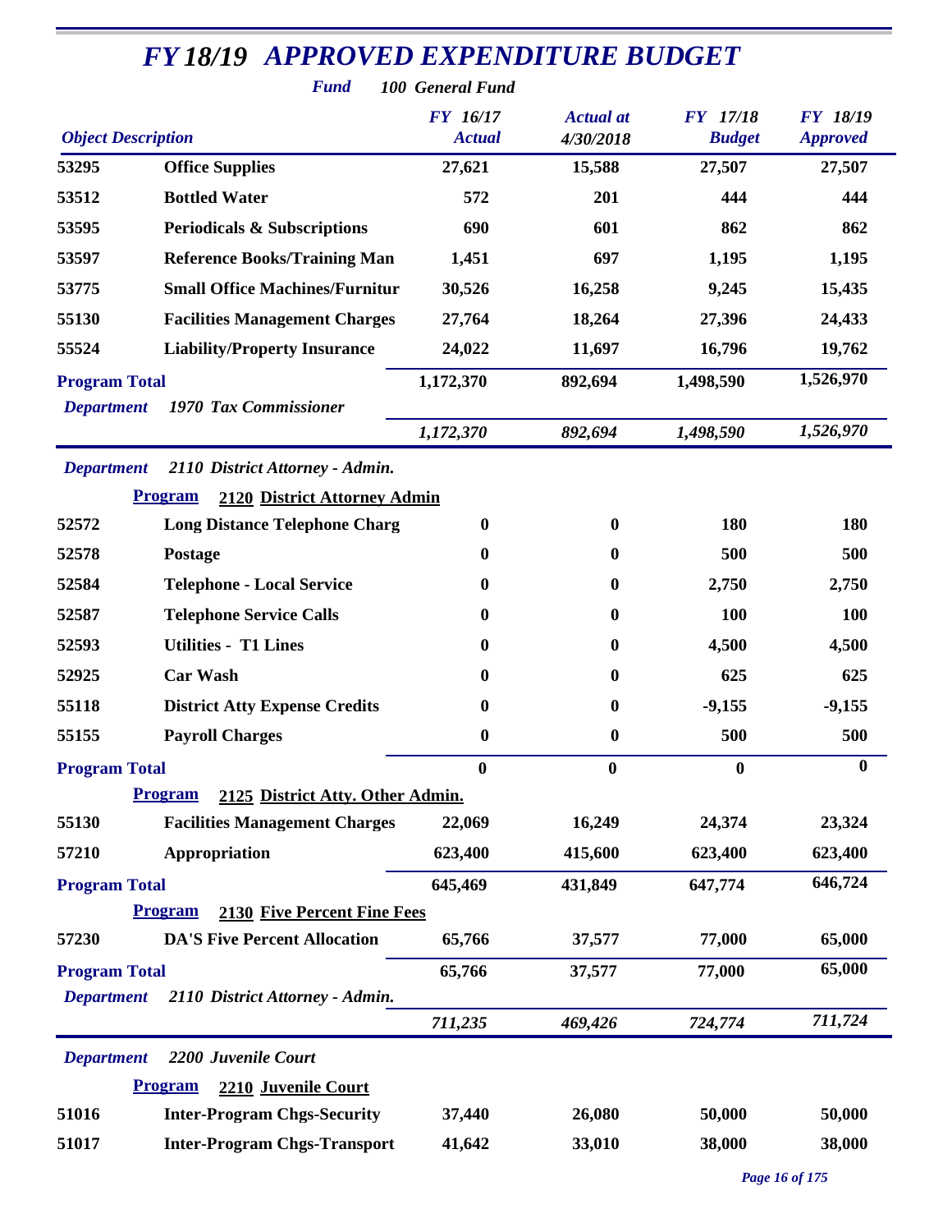# FY 18/19 APPROVED EXPENDITURE BUDGET

**Fund** *100 General Fund*

| Object Description | | FY 16/17 Actual | Actual at 4/30/2018 | FY 17/18 Budget | FY 18/19 Approved |
|---|---|---|---|---|---|
| 53295 | Office Supplies | 27,621 | 15,588 | 27,507 | 27,507 |
| 53512 | Bottled Water | 572 | 201 | 444 | 444 |
| 53595 | Periodicals & Subscriptions | 690 | 601 | 862 | 862 |
| 53597 | Reference Books/Training Man | 1,451 | 697 | 1,195 | 1,195 |
| 53775 | Small Office Machines/Furnitur | 30,526 | 16,258 | 9,245 | 15,435 |
| 55130 | Facilities Management Charges | 27,764 | 18,264 | 27,396 | 24,433 |
| 55524 | Liability/Property Insurance | 24,022 | 11,697 | 16,796 | 19,762 |
| **Program Total** | | 1,172,370 | 892,694 | 1,498,590 | 1,526,970 |
| *Department* | *1970 Tax Commissioner* | *1,172,370* | *892,694* | *1,498,590* | *1,526,970* |
| *Department* | *2110 District Attorney - Admin.* | | | | |
| **Program** | **2120 District Attorney Admin** | | | | |
| 52572 | Long Distance Telephone Charg | 0 | 0 | 180 | 180 |
| 52578 | Postage | 0 | 0 | 500 | 500 |
| 52584 | Telephone - Local Service | 0 | 0 | 2,750 | 2,750 |
| 52587 | Telephone Service Calls | 0 | 0 | 100 | 100 |
| 52593 | Utilities - T1 Lines | 0 | 0 | 4,500 | 4,500 |
| 52925 | Car Wash | 0 | 0 | 625 | 625 |
| 55118 | District Atty Expense Credits | 0 | 0 | -9,155 | -9,155 |
| 55155 | Payroll Charges | 0 | 0 | 500 | 500 |
| **Program Total** | | 0 | 0 | 0 | 0 |
| **Program** | **2125 District Atty. Other Admin.** | | | | |
| 55130 | Facilities Management Charges | 22,069 | 16,249 | 24,374 | 23,324 |
| 57210 | Appropriation | 623,400 | 415,600 | 623,400 | 623,400 |
| **Program Total** | | 645,469 | 431,849 | 647,774 | 646,724 |
| **Program** | **2130 Five Percent Fine Fees** | | | | |
| 57230 | DA'S Five Percent Allocation | 65,766 | 37,577 | 77,000 | 65,000 |
| **Program Total** | | 65,766 | 37,577 | 77,000 | 65,000 |
| *Department* | *2110 District Attorney - Admin.* | *711,235* | *469,426* | *724,774* | *711,724* |
| *Department* | *2200 Juvenile Court* | | | | |
| **Program** | **2210 Juvenile Court** | | | | |
| 51016 | Inter-Program Chgs-Security | 37,440 | 26,080 | 50,000 | 50,000 |
| 51017 | Inter-Program Chgs-Transport | 41,642 | 33,010 | 38,000 | 38,000 |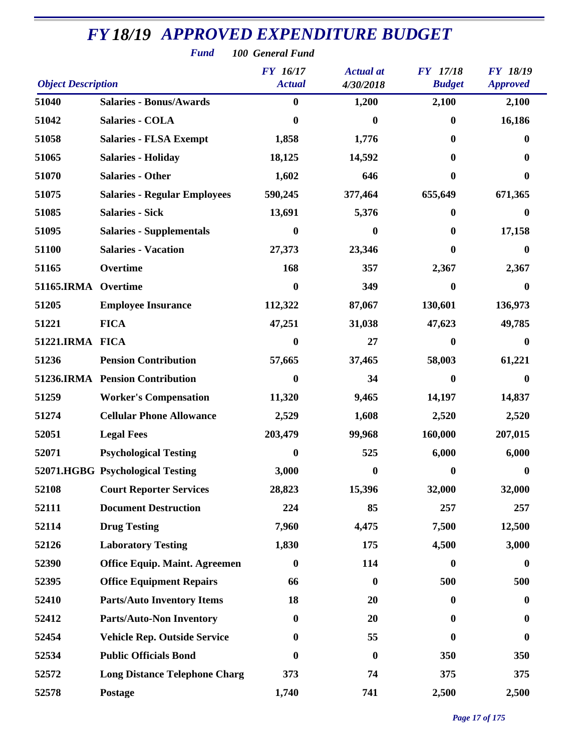# FY 18/19 APPROVED EXPENDITURE BUDGET

***Fund*** ***100 General Fund***

| Object Description | | FY 16/17 Actual | Actual at 4/30/2018 | FY 17/18 Budget | FY 18/19 Approved |
|---|---|---|---|---|---|
| 51040 | Salaries - Bonus/Awards | 0 | 1,200 | 2,100 | 2,100 |
| 51042 | Salaries - COLA | 0 | 0 | 0 | 16,186 |
| 51058 | Salaries - FLSA Exempt | 1,858 | 1,776 | 0 | 0 |
| 51065 | Salaries - Holiday | 18,125 | 14,592 | 0 | 0 |
| 51070 | Salaries - Other | 1,602 | 646 | 0 | 0 |
| 51075 | Salaries - Regular Employees | 590,245 | 377,464 | 655,649 | 671,365 |
| 51085 | Salaries - Sick | 13,691 | 5,376 | 0 | 0 |
| 51095 | Salaries - Supplementals | 0 | 0 | 0 | 17,158 |
| 51100 | Salaries - Vacation | 27,373 | 23,346 | 0 | 0 |
| 51165 | Overtime | 168 | 357 | 2,367 | 2,367 |
| 51165.IRMA | Overtime | 0 | 349 | 0 | 0 |
| 51205 | Employee Insurance | 112,322 | 87,067 | 130,601 | 136,973 |
| 51221 | FICA | 47,251 | 31,038 | 47,623 | 49,785 |
| 51221.IRMA | FICA | 0 | 27 | 0 | 0 |
| 51236 | Pension Contribution | 57,665 | 37,465 | 58,003 | 61,221 |
| 51236.IRMA | Pension Contribution | 0 | 34 | 0 | 0 |
| 51259 | Worker's Compensation | 11,320 | 9,465 | 14,197 | 14,837 |
| 51274 | Cellular Phone Allowance | 2,529 | 1,608 | 2,520 | 2,520 |
| 52051 | Legal Fees | 203,479 | 99,968 | 160,000 | 207,015 |
| 52071 | Psychological Testing | 0 | 525 | 6,000 | 6,000 |
| 52071.HGBG | Psychological Testing | 3,000 | 0 | 0 | 0 |
| 52108 | Court Reporter Services | 28,823 | 15,396 | 32,000 | 32,000 |
| 52111 | Document Destruction | 224 | 85 | 257 | 257 |
| 52114 | Drug Testing | 7,960 | 4,475 | 7,500 | 12,500 |
| 52126 | Laboratory Testing | 1,830 | 175 | 4,500 | 3,000 |
| 52390 | Office Equip. Maint. Agreemen | 0 | 114 | 0 | 0 |
| 52395 | Office Equipment Repairs | 66 | 0 | 500 | 500 |
| 52410 | Parts/Auto Inventory Items | 18 | 20 | 0 | 0 |
| 52412 | Parts/Auto-Non Inventory | 0 | 20 | 0 | 0 |
| 52454 | Vehicle Rep. Outside Service | 0 | 55 | 0 | 0 |
| 52534 | Public Officials Bond | 0 | 0 | 350 | 350 |
| 52572 | Long Distance Telephone Charg | 373 | 74 | 375 | 375 |
| 52578 | Postage | 1,740 | 741 | 2,500 | 2,500 |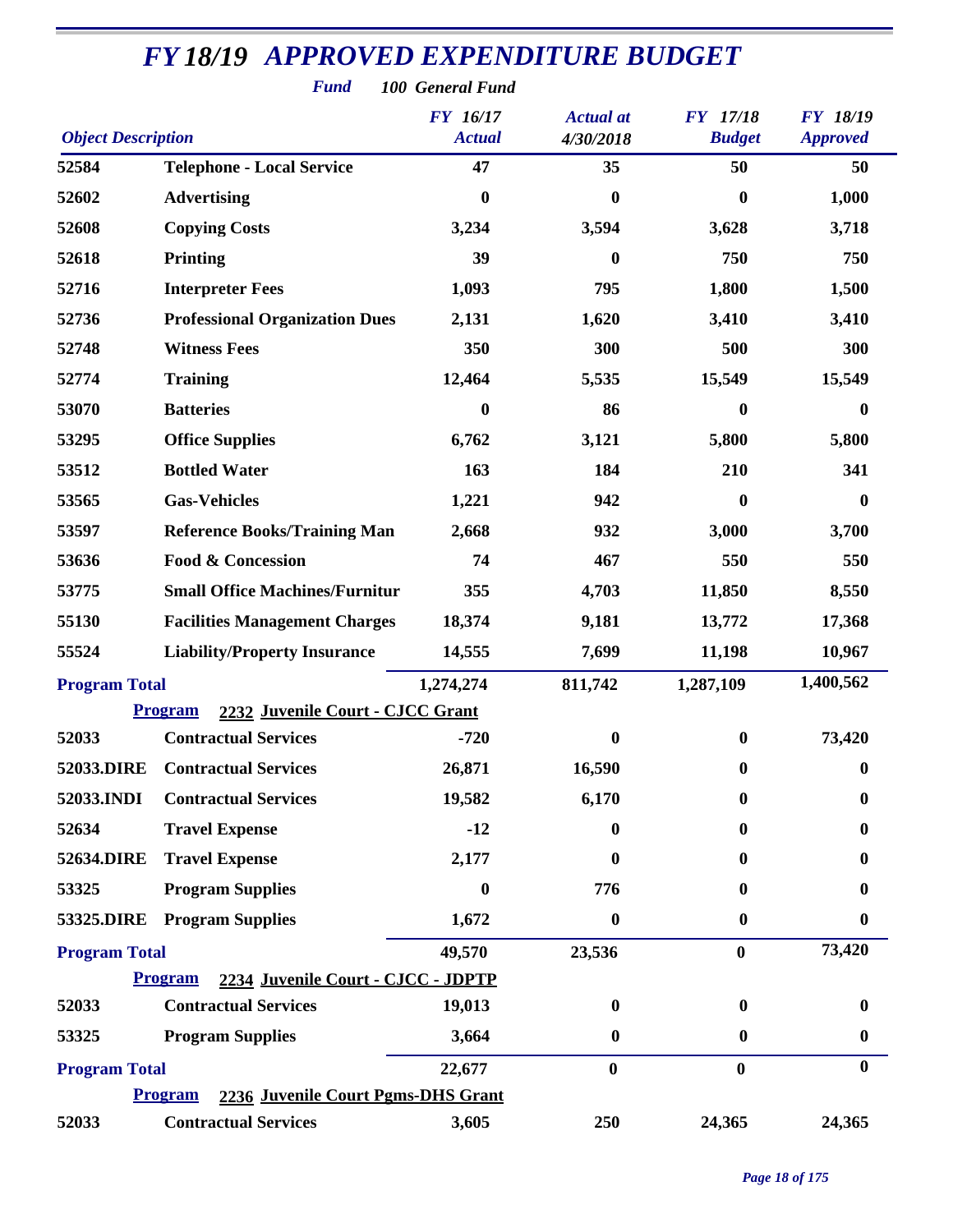# FY 18/19 APPROVED EXPENDITURE BUDGET

**Fund** 100 General Fund

| Object Description | | FY 16/17 Actual | Actual at 4/30/2018 | FY 17/18 Budget | FY 18/19 Approved |
|---|---|---|---|---|---|
| 52584 | Telephone - Local Service | 47 | 35 | 50 | 50 |
| 52602 | Advertising | 0 | 0 | 0 | 1,000 |
| 52608 | Copying Costs | 3,234 | 3,594 | 3,628 | 3,718 |
| 52618 | Printing | 39 | 0 | 750 | 750 |
| 52716 | Interpreter Fees | 1,093 | 795 | 1,800 | 1,500 |
| 52736 | Professional Organization Dues | 2,131 | 1,620 | 3,410 | 3,410 |
| 52748 | Witness Fees | 350 | 300 | 500 | 300 |
| 52774 | Training | 12,464 | 5,535 | 15,549 | 15,549 |
| 53070 | Batteries | 0 | 86 | 0 | 0 |
| 53295 | Office Supplies | 6,762 | 3,121 | 5,800 | 5,800 |
| 53512 | Bottled Water | 163 | 184 | 210 | 341 |
| 53565 | Gas-Vehicles | 1,221 | 942 | 0 | 0 |
| 53597 | Reference Books/Training Man | 2,668 | 932 | 3,000 | 3,700 |
| 53636 | Food & Concession | 74 | 467 | 550 | 550 |
| 53775 | Small Office Machines/Furnitur | 355 | 4,703 | 11,850 | 8,550 |
| 55130 | Facilities Management Charges | 18,374 | 9,181 | 13,772 | 17,368 |
| 55524 | Liability/Property Insurance | 14,555 | 7,699 | 11,198 | 10,967 |
| **Program Total** | | 1,274,274 | 811,742 | 1,287,109 | 1,400,562 |
| **Program** | 2232 Juvenile Court - CJCC Grant | | | | |
| 52033 | Contractual Services | -720 | 0 | 0 | 73,420 |
| 52033.DIRE | Contractual Services | 26,871 | 16,590 | 0 | 0 |
| 52033.INDI | Contractual Services | 19,582 | 6,170 | 0 | 0 |
| 52634 | Travel Expense | -12 | 0 | 0 | 0 |
| 52634.DIRE | Travel Expense | 2,177 | 0 | 0 | 0 |
| 53325 | Program Supplies | 0 | 776 | 0 | 0 |
| 53325.DIRE | Program Supplies | 1,672 | 0 | 0 | 0 |
| **Program Total** | | 49,570 | 23,536 | 0 | 73,420 |
| **Program** | 2234 Juvenile Court - CJCC - JDPTP | | | | |
| 52033 | Contractual Services | 19,013 | 0 | 0 | 0 |
| 53325 | Program Supplies | 3,664 | 0 | 0 | 0 |
| **Program Total** | | 22,677 | 0 | 0 | 0 |
| **Program** | 2236 Juvenile Court Pgms-DHS Grant | | | | |
| 52033 | Contractual Services | 3,605 | 250 | 24,365 | 24,365 |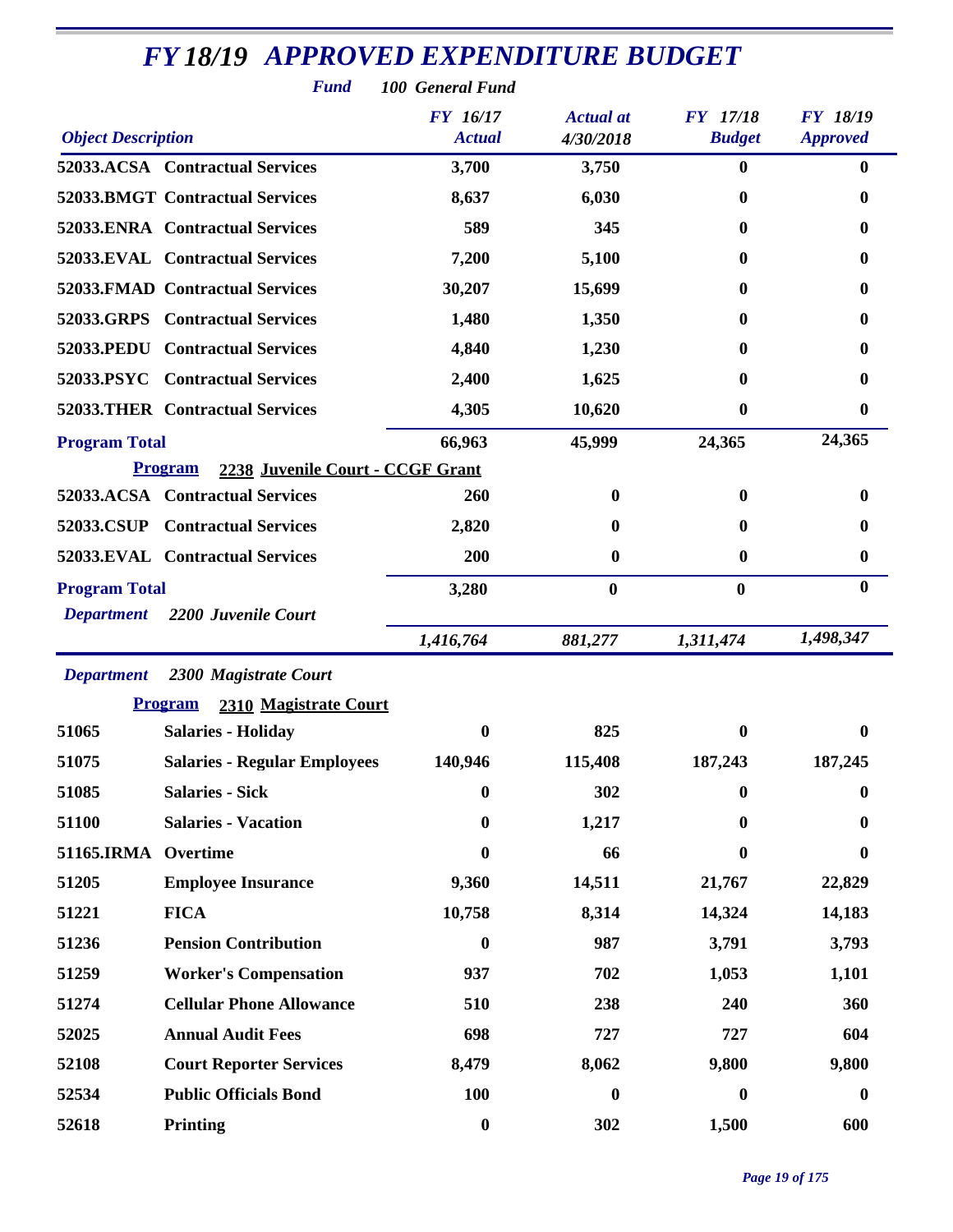# FY 18/19 APPROVED EXPENDITURE BUDGET

***Fund*** ***100 General Fund***

| Object Description | | FY 16/17 Actual | Actual at 4/30/2018 | FY 17/18 Budget | FY 18/19 Approved |
|---|---|---|---|---|---|
| 52033.ACSA | Contractual Services | 3,700 | 3,750 | 0 | 0 |
| 52033.BMGT | Contractual Services | 8,637 | 6,030 | 0 | 0 |
| 52033.ENRA | Contractual Services | 589 | 345 | 0 | 0 |
| 52033.EVAL | Contractual Services | 7,200 | 5,100 | 0 | 0 |
| 52033.FMAD | Contractual Services | 30,207 | 15,699 | 0 | 0 |
| 52033.GRPS | Contractual Services | 1,480 | 1,350 | 0 | 0 |
| 52033.PEDU | Contractual Services | 4,840 | 1,230 | 0 | 0 |
| 52033.PSYC | Contractual Services | 2,400 | 1,625 | 0 | 0 |
| 52033.THER | Contractual Services | 4,305 | 10,620 | 0 | 0 |
| **Program Total** | | 66,963 | 45,999 | 24,365 | 24,365 |
| **Program** | **2238 Juvenile Court - CCGF Grant** | | | | |
| 52033.ACSA | Contractual Services | 260 | 0 | 0 | 0 |
| 52033.CSUP | Contractual Services | 2,820 | 0 | 0 | 0 |
| 52033.EVAL | Contractual Services | 200 | 0 | 0 | 0 |
| **Program Total** | | 3,280 | 0 | 0 | 0 |
| ***Department*** | ***2200 Juvenile Court*** | *1,416,764* | *881,277* | *1,311,474* | *1,498,347* |
| ***Department*** | ***2300 Magistrate Court*** | | | | |
| **Program** | **2310 Magistrate Court** | | | | |
| 51065 | Salaries - Holiday | 0 | 825 | 0 | 0 |
| 51075 | Salaries - Regular Employees | 140,946 | 115,408 | 187,243 | 187,245 |
| 51085 | Salaries - Sick | 0 | 302 | 0 | 0 |
| 51100 | Salaries - Vacation | 0 | 1,217 | 0 | 0 |
| 51165.IRMA | Overtime | 0 | 66 | 0 | 0 |
| 51205 | Employee Insurance | 9,360 | 14,511 | 21,767 | 22,829 |
| 51221 | FICA | 10,758 | 8,314 | 14,324 | 14,183 |
| 51236 | Pension Contribution | 0 | 987 | 3,791 | 3,793 |
| 51259 | Worker's Compensation | 937 | 702 | 1,053 | 1,101 |
| 51274 | Cellular Phone Allowance | 510 | 238 | 240 | 360 |
| 52025 | Annual Audit Fees | 698 | 727 | 727 | 604 |
| 52108 | Court Reporter Services | 8,479 | 8,062 | 9,800 | 9,800 |
| 52534 | Public Officials Bond | 100 | 0 | 0 | 0 |
| 52618 | Printing | 0 | 302 | 1,500 | 600 |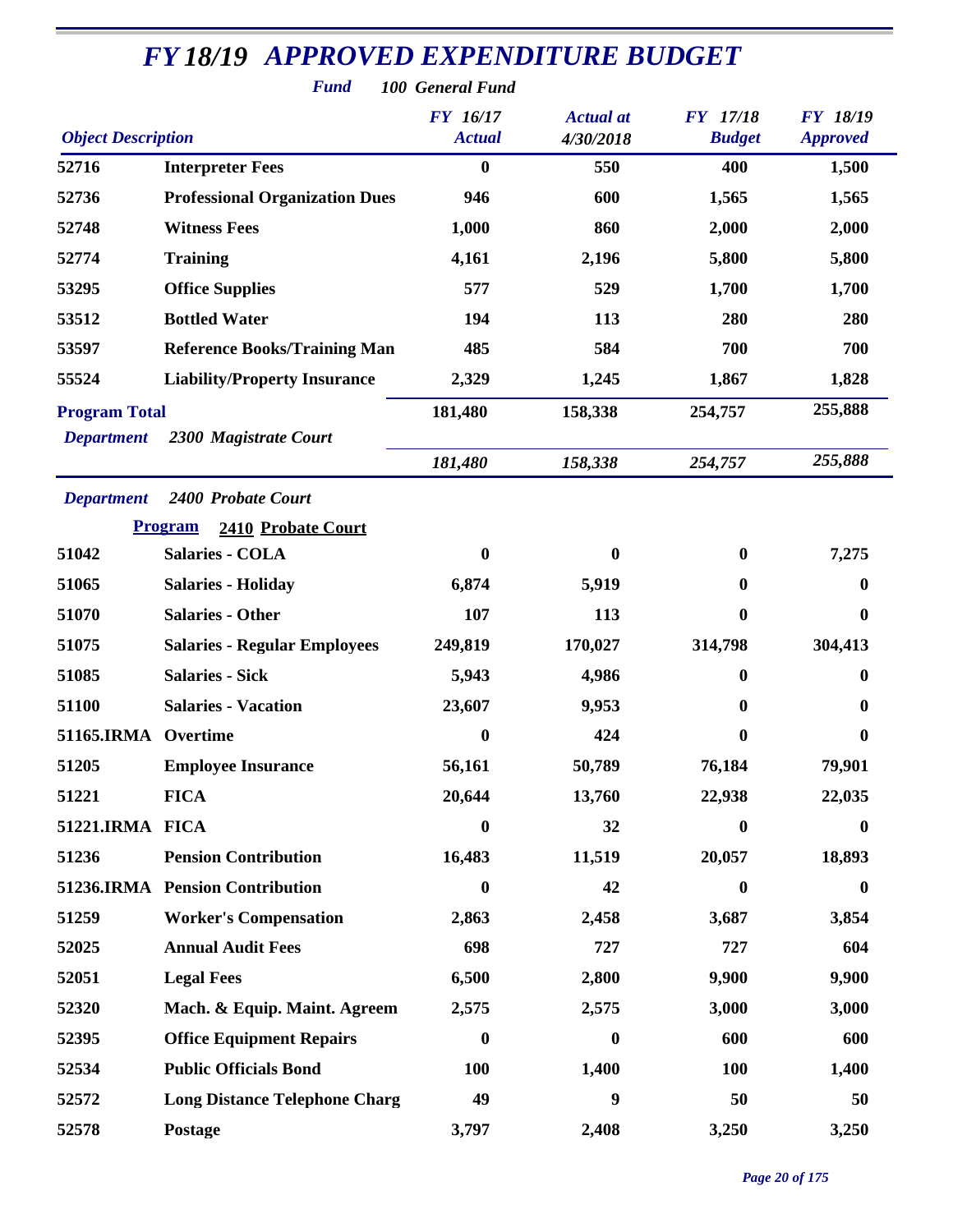# FY 18/19 APPROVED EXPENDITURE BUDGET

**Fund** 100 General Fund

| Object Description | | FY 16/17 Actual | Actual at 4/30/2018 | FY 17/18 Budget | FY 18/19 Approved |
|---|---|---|---|---|---|
| 52716 | Interpreter Fees | 0 | 550 | 400 | 1,500 |
| 52736 | Professional Organization Dues | 946 | 600 | 1,565 | 1,565 |
| 52748 | Witness Fees | 1,000 | 860 | 2,000 | 2,000 |
| 52774 | Training | 4,161 | 2,196 | 5,800 | 5,800 |
| 53295 | Office Supplies | 577 | 529 | 1,700 | 1,700 |
| 53512 | Bottled Water | 194 | 113 | 280 | 280 |
| 53597 | Reference Books/Training Man | 485 | 584 | 700 | 700 |
| 55524 | Liability/Property Insurance | 2,329 | 1,245 | 1,867 | 1,828 |
| **Program Total** | | 181,480 | 158,338 | 254,757 | 255,888 |
| **Department** | 2300 Magistrate Court | | | | |
| | | 181,480 | 158,338 | 254,757 | 255,888 |

**Department** 2400 Probate Court

**Program** 2410 Probate Court

| Object Description | | FY 16/17 Actual | Actual at 4/30/2018 | FY 17/18 Budget | FY 18/19 Approved |
|---|---|---|---|---|---|
| 51042 | Salaries - COLA | 0 | 0 | 0 | 7,275 |
| 51065 | Salaries - Holiday | 6,874 | 5,919 | 0 | 0 |
| 51070 | Salaries - Other | 107 | 113 | 0 | 0 |
| 51075 | Salaries - Regular Employees | 249,819 | 170,027 | 314,798 | 304,413 |
| 51085 | Salaries - Sick | 5,943 | 4,986 | 0 | 0 |
| 51100 | Salaries - Vacation | 23,607 | 9,953 | 0 | 0 |
| 51165.IRMA | Overtime | 0 | 424 | 0 | 0 |
| 51205 | Employee Insurance | 56,161 | 50,789 | 76,184 | 79,901 |
| 51221 | FICA | 20,644 | 13,760 | 22,938 | 22,035 |
| 51221.IRMA | FICA | 0 | 32 | 0 | 0 |
| 51236 | Pension Contribution | 16,483 | 11,519 | 20,057 | 18,893 |
| 51236.IRMA | Pension Contribution | 0 | 42 | 0 | 0 |
| 51259 | Worker's Compensation | 2,863 | 2,458 | 3,687 | 3,854 |
| 52025 | Annual Audit Fees | 698 | 727 | 727 | 604 |
| 52051 | Legal Fees | 6,500 | 2,800 | 9,900 | 9,900 |
| 52320 | Mach. & Equip. Maint. Agreem | 2,575 | 2,575 | 3,000 | 3,000 |
| 52395 | Office Equipment Repairs | 0 | 0 | 600 | 600 |
| 52534 | Public Officials Bond | 100 | 1,400 | 100 | 1,400 |
| 52572 | Long Distance Telephone Charg | 49 | 9 | 50 | 50 |
| 52578 | Postage | 3,797 | 2,408 | 3,250 | 3,250 |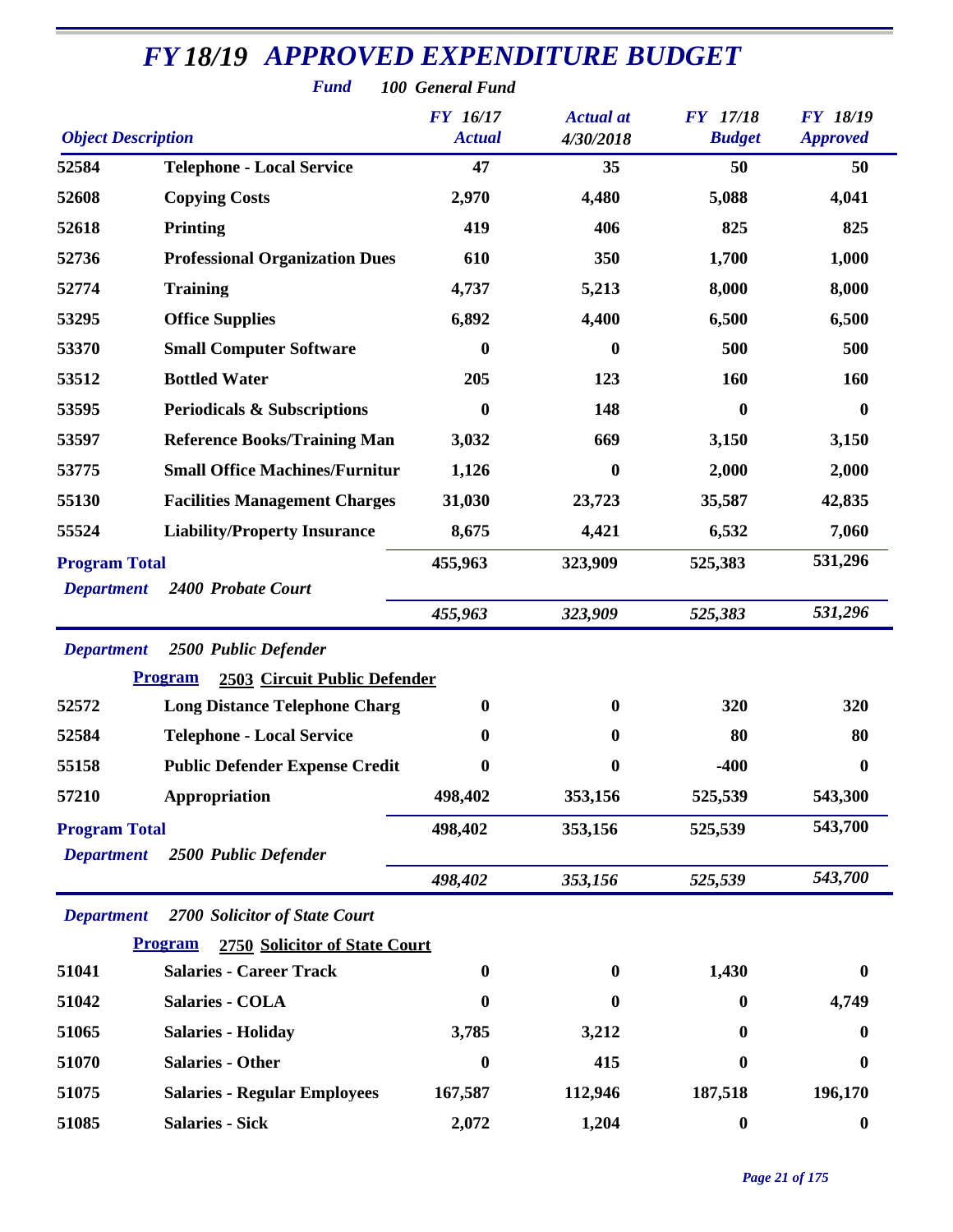# FY 18/19 APPROVED EXPENDITURE BUDGET

*Fund* ***100 General Fund***

| Object Description | | FY 16/17 Actual | Actual at 4/30/2018 | FY 17/18 Budget | FY 18/19 Approved |
|---|---|---|---|---|---|
| 52584 | **Telephone - Local Service** | 47 | 35 | 50 | 50 |
| 52608 | **Copying Costs** | 2,970 | 4,480 | 5,088 | 4,041 |
| 52618 | **Printing** | 419 | 406 | 825 | 825 |
| 52736 | **Professional Organization Dues** | 610 | 350 | 1,700 | 1,000 |
| 52774 | **Training** | 4,737 | 5,213 | 8,000 | 8,000 |
| 53295 | **Office Supplies** | 6,892 | 4,400 | 6,500 | 6,500 |
| 53370 | **Small Computer Software** | 0 | 0 | 500 | 500 |
| 53512 | **Bottled Water** | 205 | 123 | 160 | 160 |
| 53595 | **Periodicals & Subscriptions** | 0 | 148 | 0 | 0 |
| 53597 | **Reference Books/Training Man** | 3,032 | 669 | 3,150 | 3,150 |
| 53775 | **Small Office Machines/Furnitur** | 1,126 | 0 | 2,000 | 2,000 |
| 55130 | **Facilities Management Charges** | 31,030 | 23,723 | 35,587 | 42,835 |
| 55524 | **Liability/Property Insurance** | 8,675 | 4,421 | 6,532 | 7,060 |
| **Program Total** | | **455,963** | **323,909** | **525,383** | **531,296** |
| *Department* | ***2400 Probate Court*** | *455,963* | *323,909* | *525,383* | *531,296* |
| *Department* | ***2500 Public Defender*** | | | | |
| **Program** | **2503 Circuit Public Defender** | | | | |
| 52572 | **Long Distance Telephone Charg** | 0 | 0 | 320 | 320 |
| 52584 | **Telephone - Local Service** | 0 | 0 | 80 | 80 |
| 55158 | **Public Defender Expense Credit** | 0 | 0 | -400 | 0 |
| 57210 | **Appropriation** | 498,402 | 353,156 | 525,539 | 543,300 |
| **Program Total** | | **498,402** | **353,156** | **525,539** | **543,700** |
| *Department* | ***2500 Public Defender*** | *498,402* | *353,156* | *525,539* | *543,700* |
| *Department* | ***2700 Solicitor of State Court*** | | | | |
| **Program** | **2750 Solicitor of State Court** | | | | |
| 51041 | **Salaries - Career Track** | 0 | 0 | 1,430 | 0 |
| 51042 | **Salaries - COLA** | 0 | 0 | 0 | 4,749 |
| 51065 | **Salaries - Holiday** | 3,785 | 3,212 | 0 | 0 |
| 51070 | **Salaries - Other** | 0 | 415 | 0 | 0 |
| 51075 | **Salaries - Regular Employees** | 167,587 | 112,946 | 187,518 | 196,170 |
| 51085 | **Salaries - Sick** | 2,072 | 1,204 | 0 | 0 |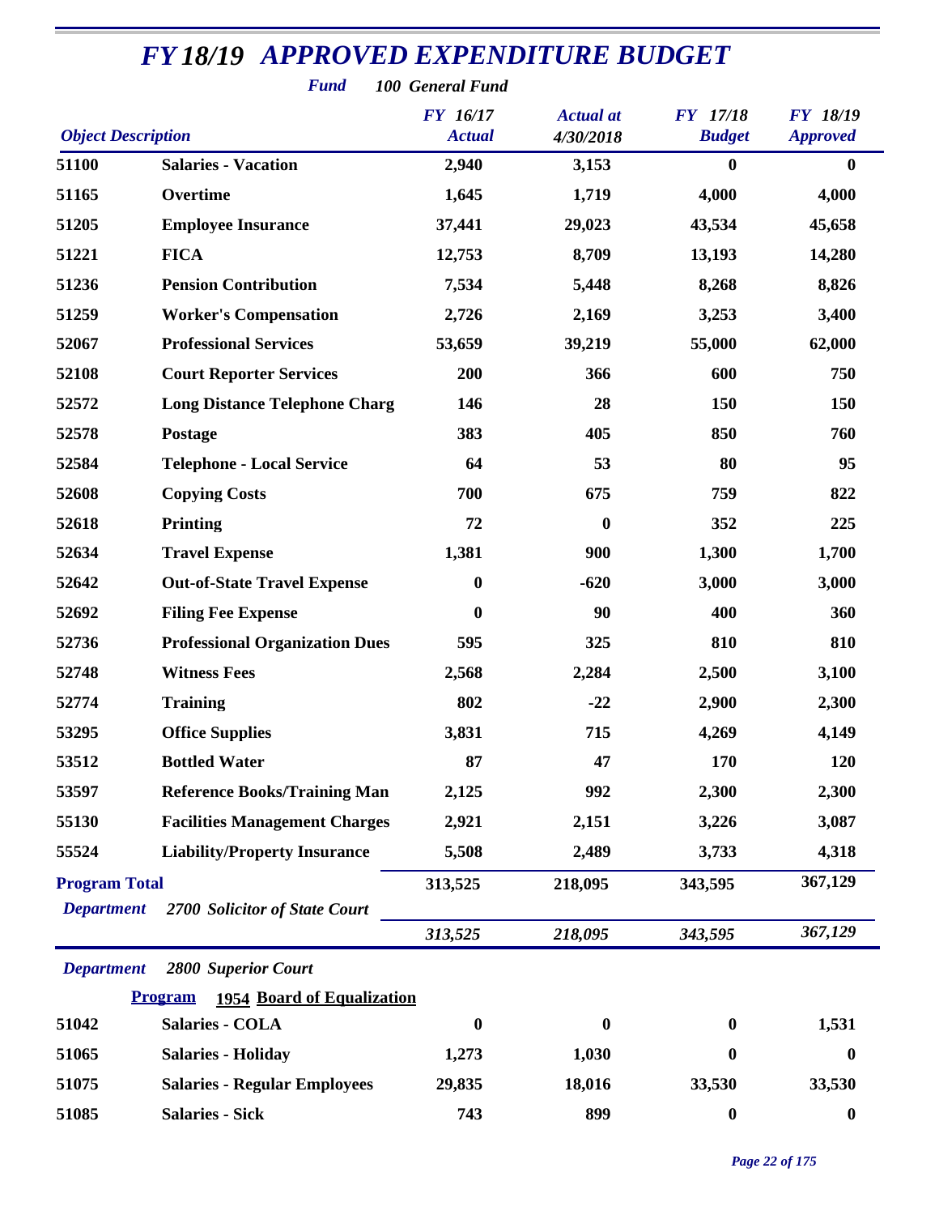# FY 18/19 APPROVED EXPENDITURE BUDGET

**Fund** 100 General Fund

| Object Description | | FY 16/17 Actual | Actual at 4/30/2018 | FY 17/18 Budget | FY 18/19 Approved |
|---|---|---|---|---|---|
| 51100 | Salaries - Vacation | 2,940 | 3,153 | 0 | 0 |
| 51165 | Overtime | 1,645 | 1,719 | 4,000 | 4,000 |
| 51205 | Employee Insurance | 37,441 | 29,023 | 43,534 | 45,658 |
| 51221 | FICA | 12,753 | 8,709 | 13,193 | 14,280 |
| 51236 | Pension Contribution | 7,534 | 5,448 | 8,268 | 8,826 |
| 51259 | Worker's Compensation | 2,726 | 2,169 | 3,253 | 3,400 |
| 52067 | Professional Services | 53,659 | 39,219 | 55,000 | 62,000 |
| 52108 | Court Reporter Services | 200 | 366 | 600 | 750 |
| 52572 | Long Distance Telephone Charg | 146 | 28 | 150 | 150 |
| 52578 | Postage | 383 | 405 | 850 | 760 |
| 52584 | Telephone - Local Service | 64 | 53 | 80 | 95 |
| 52608 | Copying Costs | 700 | 675 | 759 | 822 |
| 52618 | Printing | 72 | 0 | 352 | 225 |
| 52634 | Travel Expense | 1,381 | 900 | 1,300 | 1,700 |
| 52642 | Out-of-State Travel Expense | 0 | -620 | 3,000 | 3,000 |
| 52692 | Filing Fee Expense | 0 | 90 | 400 | 360 |
| 52736 | Professional Organization Dues | 595 | 325 | 810 | 810 |
| 52748 | Witness Fees | 2,568 | 2,284 | 2,500 | 3,100 |
| 52774 | Training | 802 | -22 | 2,900 | 2,300 |
| 53295 | Office Supplies | 3,831 | 715 | 4,269 | 4,149 |
| 53512 | Bottled Water | 87 | 47 | 170 | 120 |
| 53597 | Reference Books/Training Man | 2,125 | 992 | 2,300 | 2,300 |
| 55130 | Facilities Management Charges | 2,921 | 2,151 | 3,226 | 3,087 |
| 55524 | Liability/Property Insurance | 5,508 | 2,489 | 3,733 | 4,318 |
| **Program Total** | | 313,525 | 218,095 | 343,595 | 367,129 |
| *Department* | *2700 Solicitor of State Court* | *313,525* | *218,095* | *343,595* | *367,129* |

*Department* *2800 Superior Court*

**Program** **1954 Board of Equalization**

| Object Description | | FY 16/17 Actual | Actual at 4/30/2018 | FY 17/18 Budget | FY 18/19 Approved |
|---|---|---|---|---|---|
| 51042 | Salaries - COLA | 0 | 0 | 0 | 1,531 |
| 51065 | Salaries - Holiday | 1,273 | 1,030 | 0 | 0 |
| 51075 | Salaries - Regular Employees | 29,835 | 18,016 | 33,530 | 33,530 |
| 51085 | Salaries - Sick | 743 | 899 | 0 | 0 |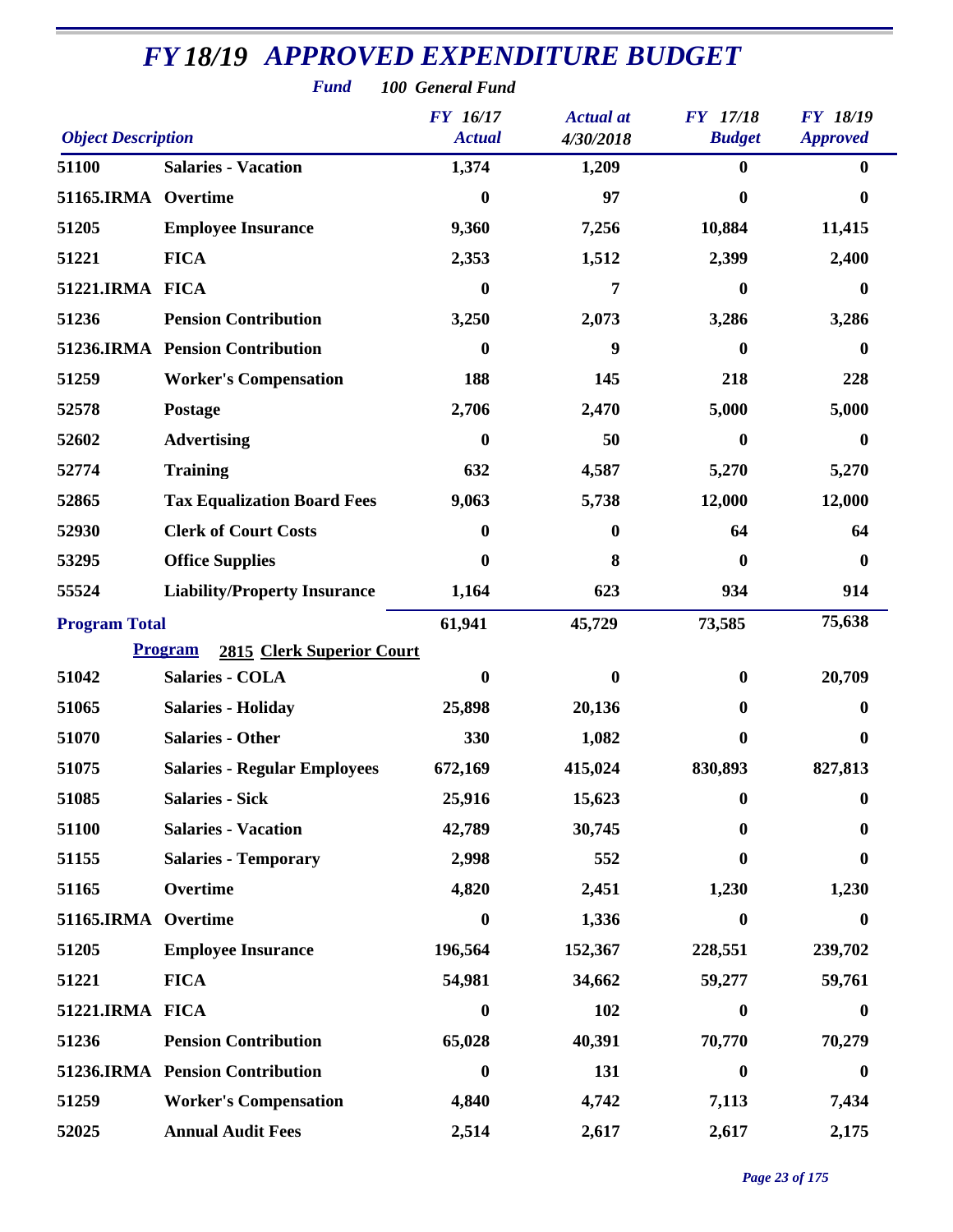# FY 18/19 APPROVED EXPENDITURE BUDGET

**Fund** 100 General Fund

| Object Description | | FY 16/17 Actual | Actual at 4/30/2018 | FY 17/18 Budget | FY 18/19 Approved |
|---|---|---|---|---|---|
| 51100 | Salaries - Vacation | 1,374 | 1,209 | 0 | 0 |
| 51165.IRMA | Overtime | 0 | 97 | 0 | 0 |
| 51205 | Employee Insurance | 9,360 | 7,256 | 10,884 | 11,415 |
| 51221 | FICA | 2,353 | 1,512 | 2,399 | 2,400 |
| 51221.IRMA | FICA | 0 | 7 | 0 | 0 |
| 51236 | Pension Contribution | 3,250 | 2,073 | 3,286 | 3,286 |
| 51236.IRMA | Pension Contribution | 0 | 9 | 0 | 0 |
| 51259 | Worker's Compensation | 188 | 145 | 218 | 228 |
| 52578 | Postage | 2,706 | 2,470 | 5,000 | 5,000 |
| 52602 | Advertising | 0 | 50 | 0 | 0 |
| 52774 | Training | 632 | 4,587 | 5,270 | 5,270 |
| 52865 | Tax Equalization Board Fees | 9,063 | 5,738 | 12,000 | 12,000 |
| 52930 | Clerk of Court Costs | 0 | 0 | 64 | 64 |
| 53295 | Office Supplies | 0 | 8 | 0 | 0 |
| 55524 | Liability/Property Insurance | 1,164 | 623 | 934 | 914 |
| **Program Total** | | 61,941 | 45,729 | 73,585 | 75,638 |
| **Program** | **2815 Clerk Superior Court** | | | | |
| 51042 | Salaries - COLA | 0 | 0 | 0 | 20,709 |
| 51065 | Salaries - Holiday | 25,898 | 20,136 | 0 | 0 |
| 51070 | Salaries - Other | 330 | 1,082 | 0 | 0 |
| 51075 | Salaries - Regular Employees | 672,169 | 415,024 | 830,893 | 827,813 |
| 51085 | Salaries - Sick | 25,916 | 15,623 | 0 | 0 |
| 51100 | Salaries - Vacation | 42,789 | 30,745 | 0 | 0 |
| 51155 | Salaries - Temporary | 2,998 | 552 | 0 | 0 |
| 51165 | Overtime | 4,820 | 2,451 | 1,230 | 1,230 |
| 51165.IRMA | Overtime | 0 | 1,336 | 0 | 0 |
| 51205 | Employee Insurance | 196,564 | 152,367 | 228,551 | 239,702 |
| 51221 | FICA | 54,981 | 34,662 | 59,277 | 59,761 |
| 51221.IRMA | FICA | 0 | 102 | 0 | 0 |
| 51236 | Pension Contribution | 65,028 | 40,391 | 70,770 | 70,279 |
| 51236.IRMA | Pension Contribution | 0 | 131 | 0 | 0 |
| 51259 | Worker's Compensation | 4,840 | 4,742 | 7,113 | 7,434 |
| 52025 | Annual Audit Fees | 2,514 | 2,617 | 2,617 | 2,175 |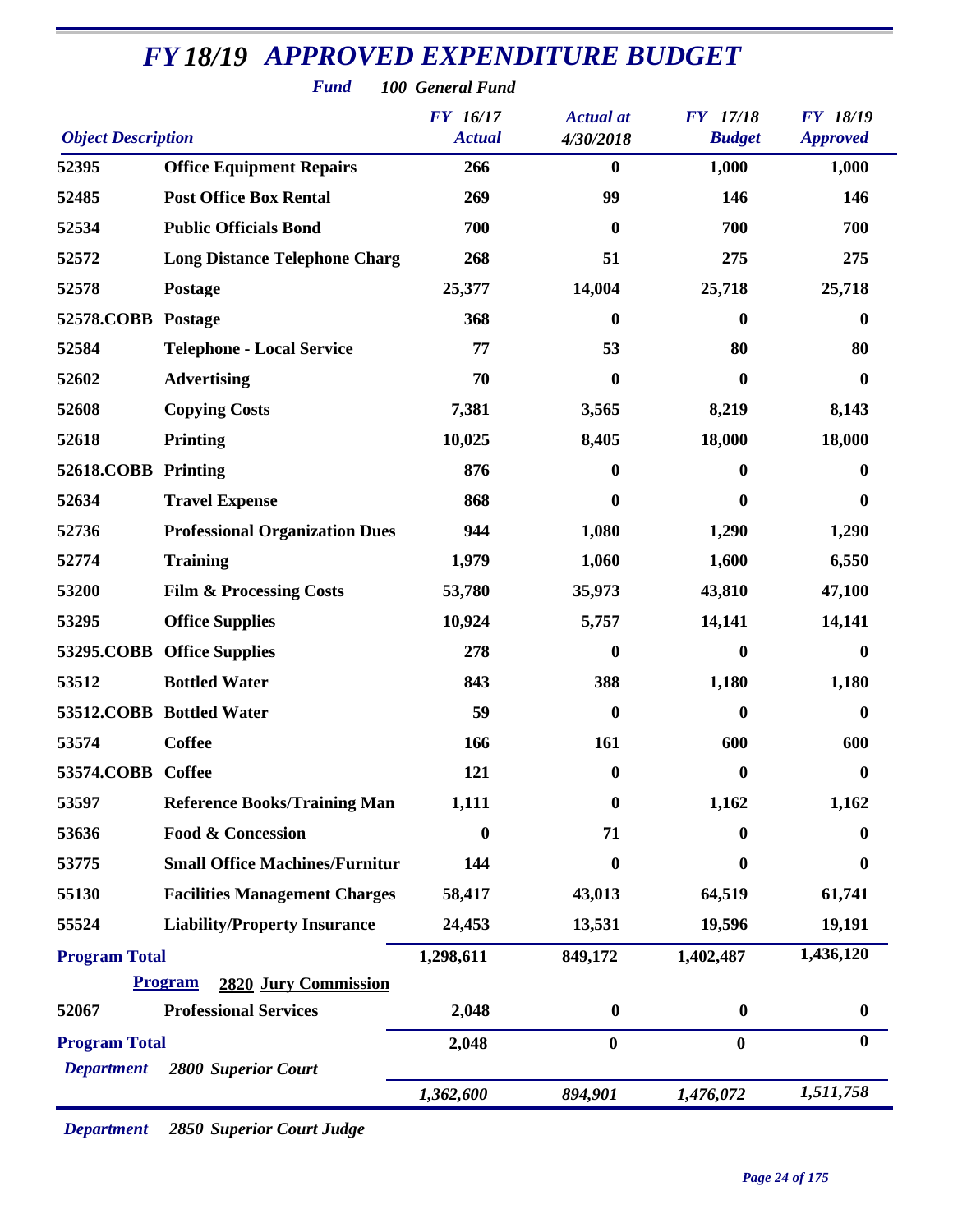# *FY 18/19 APPROVED EXPENDITURE BUDGET*

***Fund*** ***100 General Fund***

| *Object Description* | | *FY 16/17 Actual* | *Actual at 4/30/2018* | *FY 17/18 Budget* | *FY 18/19 Approved* |
|---|---|---|---|---|---|
| **52395** | **Office Equipment Repairs** | **266** | **0** | **1,000** | **1,000** |
| **52485** | **Post Office Box Rental** | **269** | **99** | **146** | **146** |
| **52534** | **Public Officials Bond** | **700** | **0** | **700** | **700** |
| **52572** | **Long Distance Telephone Charg** | **268** | **51** | **275** | **275** |
| **52578** | **Postage** | **25,377** | **14,004** | **25,718** | **25,718** |
| **52578.COBB** | **Postage** | **368** | **0** | **0** | **0** |
| **52584** | **Telephone - Local Service** | **77** | **53** | **80** | **80** |
| **52602** | **Advertising** | **70** | **0** | **0** | **0** |
| **52608** | **Copying Costs** | **7,381** | **3,565** | **8,219** | **8,143** |
| **52618** | **Printing** | **10,025** | **8,405** | **18,000** | **18,000** |
| **52618.COBB** | **Printing** | **876** | **0** | **0** | **0** |
| **52634** | **Travel Expense** | **868** | **0** | **0** | **0** |
| **52736** | **Professional Organization Dues** | **944** | **1,080** | **1,290** | **1,290** |
| **52774** | **Training** | **1,979** | **1,060** | **1,600** | **6,550** |
| **53200** | **Film & Processing Costs** | **53,780** | **35,973** | **43,810** | **47,100** |
| **53295** | **Office Supplies** | **10,924** | **5,757** | **14,141** | **14,141** |
| **53295.COBB** | **Office Supplies** | **278** | **0** | **0** | **0** |
| **53512** | **Bottled Water** | **843** | **388** | **1,180** | **1,180** |
| **53512.COBB** | **Bottled Water** | **59** | **0** | **0** | **0** |
| **53574** | **Coffee** | **166** | **161** | **600** | **600** |
| **53574.COBB** | **Coffee** | **121** | **0** | **0** | **0** |
| **53597** | **Reference Books/Training Man** | **1,111** | **0** | **1,162** | **1,162** |
| **53636** | **Food & Concession** | **0** | **71** | **0** | **0** |
| **53775** | **Small Office Machines/Furnitur** | **144** | **0** | **0** | **0** |
| **55130** | **Facilities Management Charges** | **58,417** | **43,013** | **64,519** | **61,741** |
| **55524** | **Liability/Property Insurance** | **24,453** | **13,531** | **19,596** | **19,191** |
| **Program Total** | | **1,298,611** | **849,172** | **1,402,487** | **1,436,120** |
| | **Program 2820 Jury Commission** | | | | |
| **52067** | **Professional Services** | **2,048** | **0** | **0** | **0** |
| **Program Total** | | **2,048** | **0** | **0** | **0** |
| ***Department*** | ***2800 Superior Court*** | | | | |
| | | ***1,362,600*** | ***894,901*** | ***1,476,072*** | ***1,511,758*** |

***Department*** ***2850 Superior Court Judge***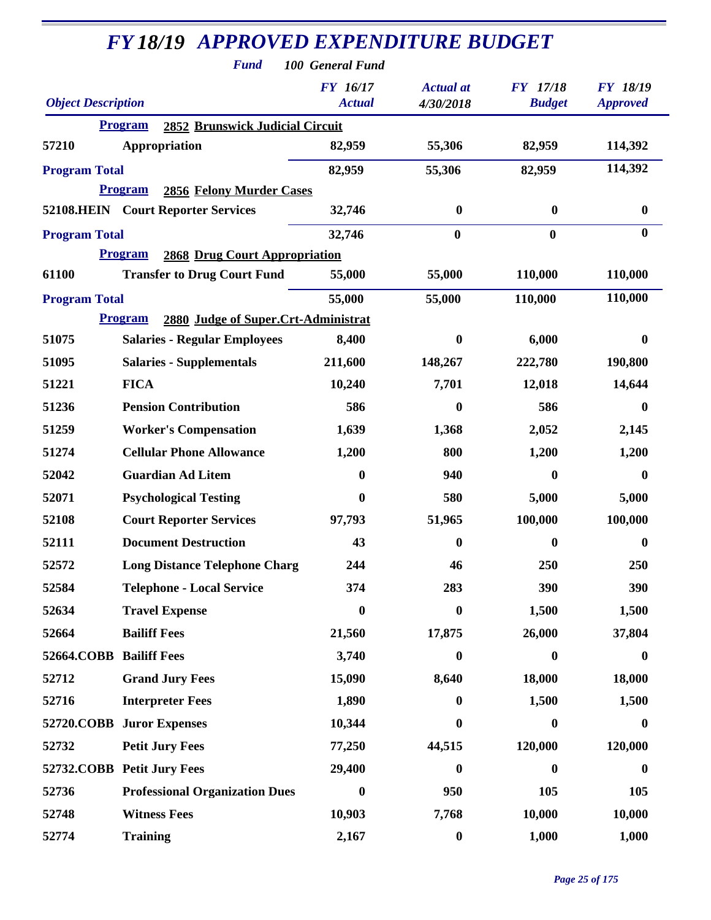# FY 18/19 APPROVED EXPENDITURE BUDGET

**Fund** 100 General Fund

| Object Description | | FY 16/17 Actual | Actual at 4/30/2018 | FY 17/18 Budget | FY 18/19 Approved |
|---|---|---|---|---|---|
| **Program** | **2852 Brunswick Judicial Circuit** | | | | |
| 57210 | Appropriation | 82,959 | 55,306 | 82,959 | 114,392 |
| **Program Total** | | 82,959 | 55,306 | 82,959 | 114,392 |
| **Program** | **2856 Felony Murder Cases** | | | | |
| 52108.HEIN | Court Reporter Services | 32,746 | 0 | 0 | 0 |
| **Program Total** | | 32,746 | 0 | 0 | 0 |
| **Program** | **2868 Drug Court Appropriation** | | | | |
| 61100 | Transfer to Drug Court Fund | 55,000 | 55,000 | 110,000 | 110,000 |
| **Program Total** | | 55,000 | 55,000 | 110,000 | 110,000 |
| **Program** | **2880 Judge of Super.Crt-Administrat** | | | | |
| 51075 | Salaries - Regular Employees | 8,400 | 0 | 6,000 | 0 |
| 51095 | Salaries - Supplementals | 211,600 | 148,267 | 222,780 | 190,800 |
| 51221 | FICA | 10,240 | 7,701 | 12,018 | 14,644 |
| 51236 | Pension Contribution | 586 | 0 | 586 | 0 |
| 51259 | Worker's Compensation | 1,639 | 1,368 | 2,052 | 2,145 |
| 51274 | Cellular Phone Allowance | 1,200 | 800 | 1,200 | 1,200 |
| 52042 | Guardian Ad Litem | 0 | 940 | 0 | 0 |
| 52071 | Psychological Testing | 0 | 580 | 5,000 | 5,000 |
| 52108 | Court Reporter Services | 97,793 | 51,965 | 100,000 | 100,000 |
| 52111 | Document Destruction | 43 | 0 | 0 | 0 |
| 52572 | Long Distance Telephone Charg | 244 | 46 | 250 | 250 |
| 52584 | Telephone - Local Service | 374 | 283 | 390 | 390 |
| 52634 | Travel Expense | 0 | 0 | 1,500 | 1,500 |
| 52664 | Bailiff Fees | 21,560 | 17,875 | 26,000 | 37,804 |
| 52664.COBB | Bailiff Fees | 3,740 | 0 | 0 | 0 |
| 52712 | Grand Jury Fees | 15,090 | 8,640 | 18,000 | 18,000 |
| 52716 | Interpreter Fees | 1,890 | 0 | 1,500 | 1,500 |
| 52720.COBB | Juror Expenses | 10,344 | 0 | 0 | 0 |
| 52732 | Petit Jury Fees | 77,250 | 44,515 | 120,000 | 120,000 |
| 52732.COBB | Petit Jury Fees | 29,400 | 0 | 0 | 0 |
| 52736 | Professional Organization Dues | 0 | 950 | 105 | 105 |
| 52748 | Witness Fees | 10,903 | 7,768 | 10,000 | 10,000 |
| 52774 | Training | 2,167 | 0 | 1,000 | 1,000 |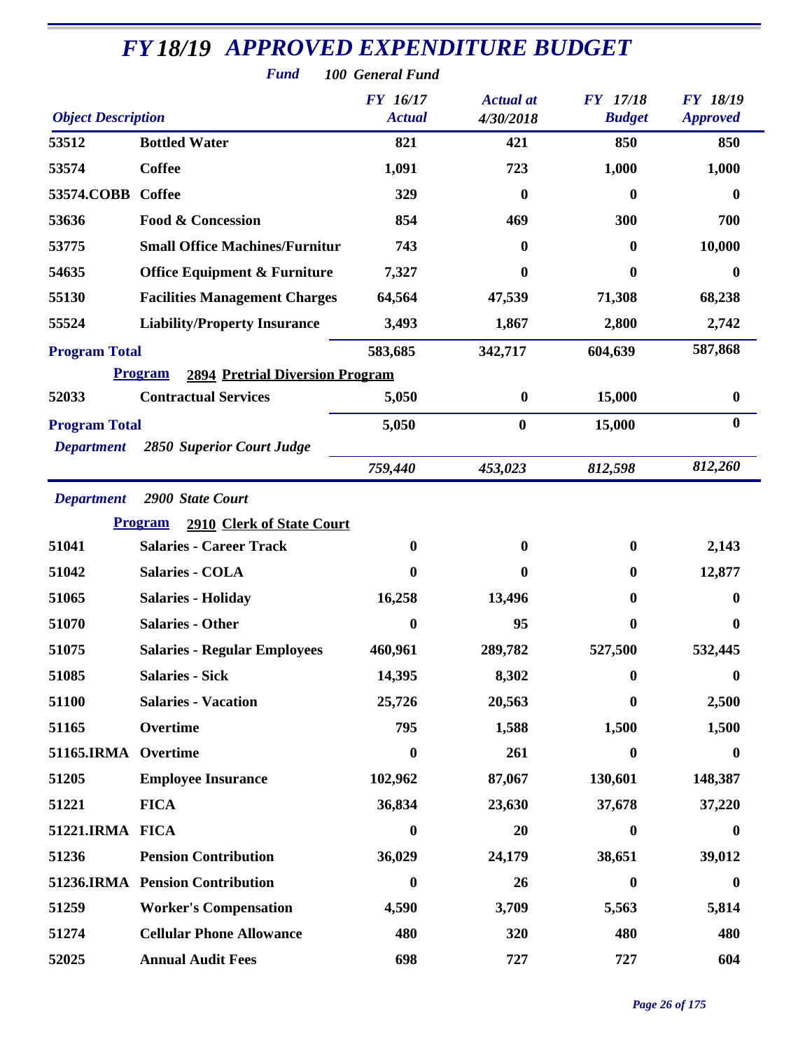# FY 18/19 APPROVED EXPENDITURE BUDGET

**Fund** 100 General Fund

| Object Description | | FY 16/17 Actual | Actual at 4/30/2018 | FY 17/18 Budget | FY 18/19 Approved |
|---|---|---|---|---|---|
| 53512 | Bottled Water | 821 | 421 | 850 | 850 |
| 53574 | Coffee | 1,091 | 723 | 1,000 | 1,000 |
| 53574.COBB | Coffee | 329 | 0 | 0 | 0 |
| 53636 | Food & Concession | 854 | 469 | 300 | 700 |
| 53775 | Small Office Machines/Furnitur | 743 | 0 | 0 | 10,000 |
| 54635 | Office Equipment & Furniture | 7,327 | 0 | 0 | 0 |
| 55130 | Facilities Management Charges | 64,564 | 47,539 | 71,308 | 68,238 |
| 55524 | Liability/Property Insurance | 3,493 | 1,867 | 2,800 | 2,742 |
| **Program Total** | | 583,685 | 342,717 | 604,639 | 587,868 |
| **Program** | **2894 Pretrial Diversion Program** | | | | |
| 52033 | Contractual Services | 5,050 | 0 | 15,000 | 0 |
| **Program Total** | | 5,050 | 0 | 15,000 | 0 |
| **Department** | **2850 Superior Court Judge** | 759,440 | 453,023 | 812,598 | 812,260 |
| **Department** | **2900 State Court** | | | | |
| **Program** | **2910 Clerk of State Court** | | | | |
| 51041 | Salaries - Career Track | 0 | 0 | 0 | 2,143 |
| 51042 | Salaries - COLA | 0 | 0 | 0 | 12,877 |
| 51065 | Salaries - Holiday | 16,258 | 13,496 | 0 | 0 |
| 51070 | Salaries - Other | 0 | 95 | 0 | 0 |
| 51075 | Salaries - Regular Employees | 460,961 | 289,782 | 527,500 | 532,445 |
| 51085 | Salaries - Sick | 14,395 | 8,302 | 0 | 0 |
| 51100 | Salaries - Vacation | 25,726 | 20,563 | 0 | 2,500 |
| 51165 | Overtime | 795 | 1,588 | 1,500 | 1,500 |
| 51165.IRMA | Overtime | 0 | 261 | 0 | 0 |
| 51205 | Employee Insurance | 102,962 | 87,067 | 130,601 | 148,387 |
| 51221 | FICA | 36,834 | 23,630 | 37,678 | 37,220 |
| 51221.IRMA | FICA | 0 | 20 | 0 | 0 |
| 51236 | Pension Contribution | 36,029 | 24,179 | 38,651 | 39,012 |
| 51236.IRMA | Pension Contribution | 0 | 26 | 0 | 0 |
| 51259 | Worker's Compensation | 4,590 | 3,709 | 5,563 | 5,814 |
| 51274 | Cellular Phone Allowance | 480 | 320 | 480 | 480 |
| 52025 | Annual Audit Fees | 698 | 727 | 727 | 604 |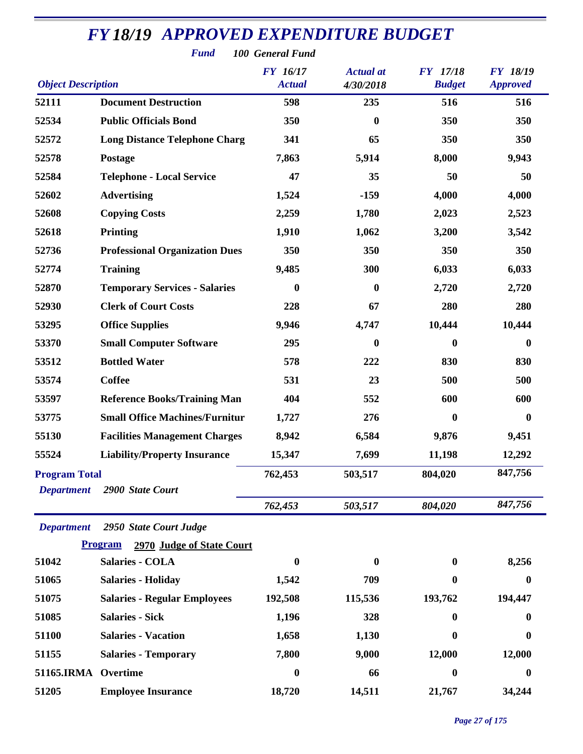# *FY 18/19 APPROVED EXPENDITURE BUDGET*

***Fund*** ***100 General Fund***

| *Object Description* | | *FY 16/17 Actual* | *Actual at 4/30/2018* | *FY 17/18 Budget* | *FY 18/19 Approved* |
|---|---|---|---|---|---|
| **52111** | **Document Destruction** | **598** | **235** | **516** | **516** |
| **52534** | **Public Officials Bond** | **350** | **0** | **350** | **350** |
| **52572** | **Long Distance Telephone Charg** | **341** | **65** | **350** | **350** |
| **52578** | **Postage** | **7,863** | **5,914** | **8,000** | **9,943** |
| **52584** | **Telephone - Local Service** | **47** | **35** | **50** | **50** |
| **52602** | **Advertising** | **1,524** | **-159** | **4,000** | **4,000** |
| **52608** | **Copying Costs** | **2,259** | **1,780** | **2,023** | **2,523** |
| **52618** | **Printing** | **1,910** | **1,062** | **3,200** | **3,542** |
| **52736** | **Professional Organization Dues** | **350** | **350** | **350** | **350** |
| **52774** | **Training** | **9,485** | **300** | **6,033** | **6,033** |
| **52870** | **Temporary Services - Salaries** | **0** | **0** | **2,720** | **2,720** |
| **52930** | **Clerk of Court Costs** | **228** | **67** | **280** | **280** |
| **53295** | **Office Supplies** | **9,946** | **4,747** | **10,444** | **10,444** |
| **53370** | **Small Computer Software** | **295** | **0** | **0** | **0** |
| **53512** | **Bottled Water** | **578** | **222** | **830** | **830** |
| **53574** | **Coffee** | **531** | **23** | **500** | **500** |
| **53597** | **Reference Books/Training Man** | **404** | **552** | **600** | **600** |
| **53775** | **Small Office Machines/Furnitur** | **1,727** | **276** | **0** | **0** |
| **55130** | **Facilities Management Charges** | **8,942** | **6,584** | **9,876** | **9,451** |
| **55524** | **Liability/Property Insurance** | **15,347** | **7,699** | **11,198** | **12,292** |
| **Program Total** | | **762,453** | **503,517** | **804,020** | **847,756** |
| ***Department*** | ***2900 State Court*** | ***762,453*** | ***503,517*** | ***804,020*** | ***847,756*** |

***Department*** ***2950 State Court Judge***

**Program** **2970 Judge of State Court**

| *Object Description* | | *FY 16/17 Actual* | *Actual at 4/30/2018* | *FY 17/18 Budget* | *FY 18/19 Approved* |
|---|---|---|---|---|---|
| **51042** | **Salaries - COLA** | **0** | **0** | **0** | **8,256** |
| **51065** | **Salaries - Holiday** | **1,542** | **709** | **0** | **0** |
| **51075** | **Salaries - Regular Employees** | **192,508** | **115,536** | **193,762** | **194,447** |
| **51085** | **Salaries - Sick** | **1,196** | **328** | **0** | **0** |
| **51100** | **Salaries - Vacation** | **1,658** | **1,130** | **0** | **0** |
| **51155** | **Salaries - Temporary** | **7,800** | **9,000** | **12,000** | **12,000** |
| **51165.IRMA** | **Overtime** | **0** | **66** | **0** | **0** |
| **51205** | **Employee Insurance** | **18,720** | **14,511** | **21,767** | **34,244** |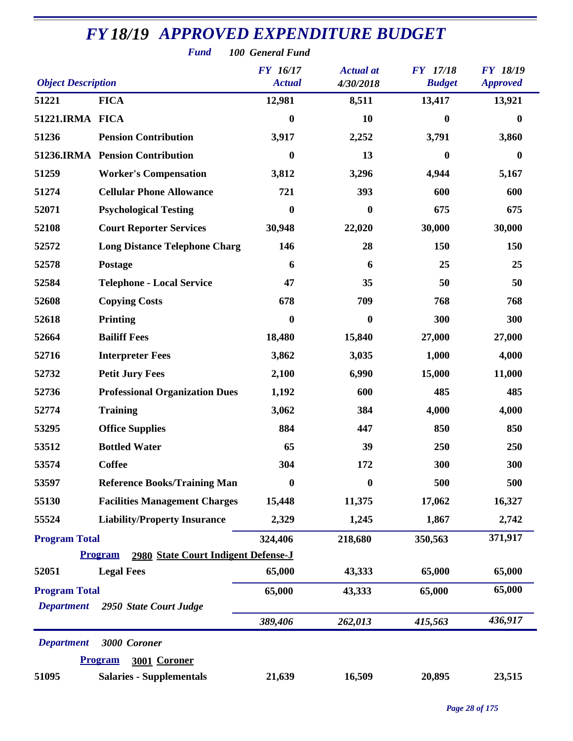# FY 18/19 APPROVED EXPENDITURE BUDGET

**Fund** 100 General Fund

| Object Description | | FY 16/17 Actual | Actual at 4/30/2018 | FY 17/18 Budget | FY 18/19 Approved |
|---|---|---|---|---|---|
| 51221 | FICA | 12,981 | 8,511 | 13,417 | 13,921 |
| 51221.IRMA | FICA | 0 | 10 | 0 | 0 |
| 51236 | Pension Contribution | 3,917 | 2,252 | 3,791 | 3,860 |
| 51236.IRMA | Pension Contribution | 0 | 13 | 0 | 0 |
| 51259 | Worker's Compensation | 3,812 | 3,296 | 4,944 | 5,167 |
| 51274 | Cellular Phone Allowance | 721 | 393 | 600 | 600 |
| 52071 | Psychological Testing | 0 | 0 | 675 | 675 |
| 52108 | Court Reporter Services | 30,948 | 22,020 | 30,000 | 30,000 |
| 52572 | Long Distance Telephone Charg | 146 | 28 | 150 | 150 |
| 52578 | Postage | 6 | 6 | 25 | 25 |
| 52584 | Telephone - Local Service | 47 | 35 | 50 | 50 |
| 52608 | Copying Costs | 678 | 709 | 768 | 768 |
| 52618 | Printing | 0 | 0 | 300 | 300 |
| 52664 | Bailiff Fees | 18,480 | 15,840 | 27,000 | 27,000 |
| 52716 | Interpreter Fees | 3,862 | 3,035 | 1,000 | 4,000 |
| 52732 | Petit Jury Fees | 2,100 | 6,990 | 15,000 | 11,000 |
| 52736 | Professional Organization Dues | 1,192 | 600 | 485 | 485 |
| 52774 | Training | 3,062 | 384 | 4,000 | 4,000 |
| 53295 | Office Supplies | 884 | 447 | 850 | 850 |
| 53512 | Bottled Water | 65 | 39 | 250 | 250 |
| 53574 | Coffee | 304 | 172 | 300 | 300 |
| 53597 | Reference Books/Training Man | 0 | 0 | 500 | 500 |
| 55130 | Facilities Management Charges | 15,448 | 11,375 | 17,062 | 16,327 |
| 55524 | Liability/Property Insurance | 2,329 | 1,245 | 1,867 | 2,742 |
| **Program Total** | | 324,406 | 218,680 | 350,563 | 371,917 |
| **Program** | **2980 State Court Indigent Defense-J** | | | | |
| 52051 | Legal Fees | 65,000 | 43,333 | 65,000 | 65,000 |
| **Program Total** | | 65,000 | 43,333 | 65,000 | 65,000 |
| **Department** | 2950 State Court Judge | | | | |
| | | 389,406 | 262,013 | 415,563 | 436,917 |
| **Department** | 3000 Coroner | | | | |
| **Program** | **3001 Coroner** | | | | |
| 51095 | Salaries - Supplementals | 21,639 | 16,509 | 20,895 | 23,515 |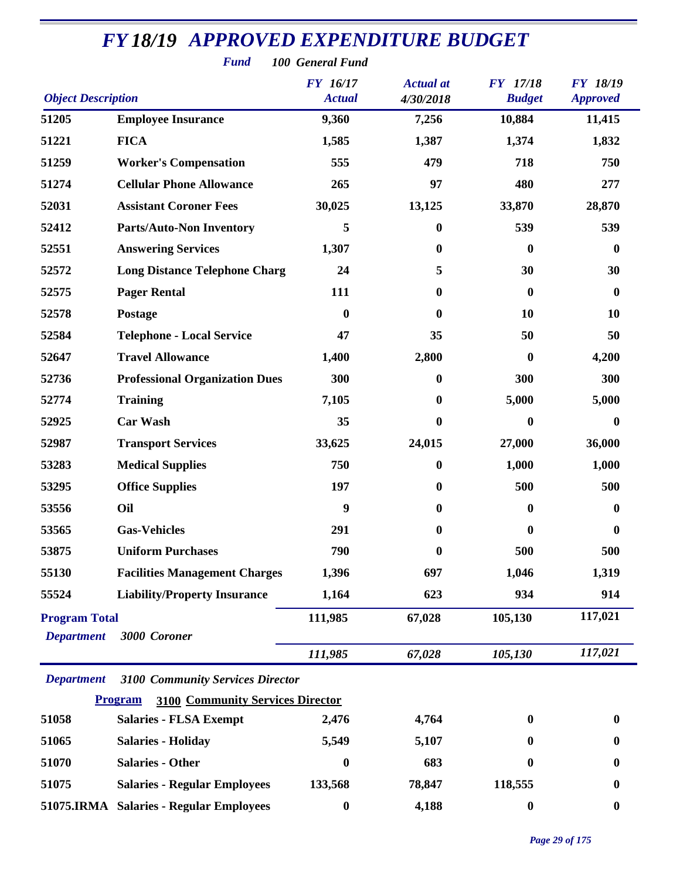# FY 18/19 APPROVED EXPENDITURE BUDGET

*Fund* **100 General Fund**

| Object | Description | FY 16/17 Actual | Actual at 4/30/2018 | FY 17/18 Budget | FY 18/19 Approved |
|---|---|---|---|---|---|
| 51205 | Employee Insurance | 9,360 | 7,256 | 10,884 | 11,415 |
| 51221 | FICA | 1,585 | 1,387 | 1,374 | 1,832 |
| 51259 | Worker's Compensation | 555 | 479 | 718 | 750 |
| 51274 | Cellular Phone Allowance | 265 | 97 | 480 | 277 |
| 52031 | Assistant Coroner Fees | 30,025 | 13,125 | 33,870 | 28,870 |
| 52412 | Parts/Auto-Non Inventory | 5 | 0 | 539 | 539 |
| 52551 | Answering Services | 1,307 | 0 | 0 | 0 |
| 52572 | Long Distance Telephone Charg | 24 | 5 | 30 | 30 |
| 52575 | Pager Rental | 111 | 0 | 0 | 0 |
| 52578 | Postage | 0 | 0 | 10 | 10 |
| 52584 | Telephone - Local Service | 47 | 35 | 50 | 50 |
| 52647 | Travel Allowance | 1,400 | 2,800 | 0 | 4,200 |
| 52736 | Professional Organization Dues | 300 | 0 | 300 | 300 |
| 52774 | Training | 7,105 | 0 | 5,000 | 5,000 |
| 52925 | Car Wash | 35 | 0 | 0 | 0 |
| 52987 | Transport Services | 33,625 | 24,015 | 27,000 | 36,000 |
| 53283 | Medical Supplies | 750 | 0 | 1,000 | 1,000 |
| 53295 | Office Supplies | 197 | 0 | 500 | 500 |
| 53556 | Oil | 9 | 0 | 0 | 0 |
| 53565 | Gas-Vehicles | 291 | 0 | 0 | 0 |
| 53875 | Uniform Purchases | 790 | 0 | 500 | 500 |
| 55130 | Facilities Management Charges | 1,396 | 697 | 1,046 | 1,319 |
| 55524 | Liability/Property Insurance | 1,164 | 623 | 934 | 914 |
| **Program Total** | | 111,985 | 67,028 | 105,130 | 117,021 |
| *Department* | *3000 Coroner* | *111,985* | *67,028* | *105,130* | *117,021* |

*Department* ***3100 Community Services Director***

**Program** **3100 Community Services Director**

| Object | Description | FY 16/17 Actual | Actual at 4/30/2018 | FY 17/18 Budget | FY 18/19 Approved |
|---|---|---|---|---|---|
| 51058 | Salaries - FLSA Exempt | 2,476 | 4,764 | 0 | 0 |
| 51065 | Salaries - Holiday | 5,549 | 5,107 | 0 | 0 |
| 51070 | Salaries - Other | 0 | 683 | 0 | 0 |
| 51075 | Salaries - Regular Employees | 133,568 | 78,847 | 118,555 | 0 |
| 51075.IRMA | Salaries - Regular Employees | 0 | 4,188 | 0 | 0 |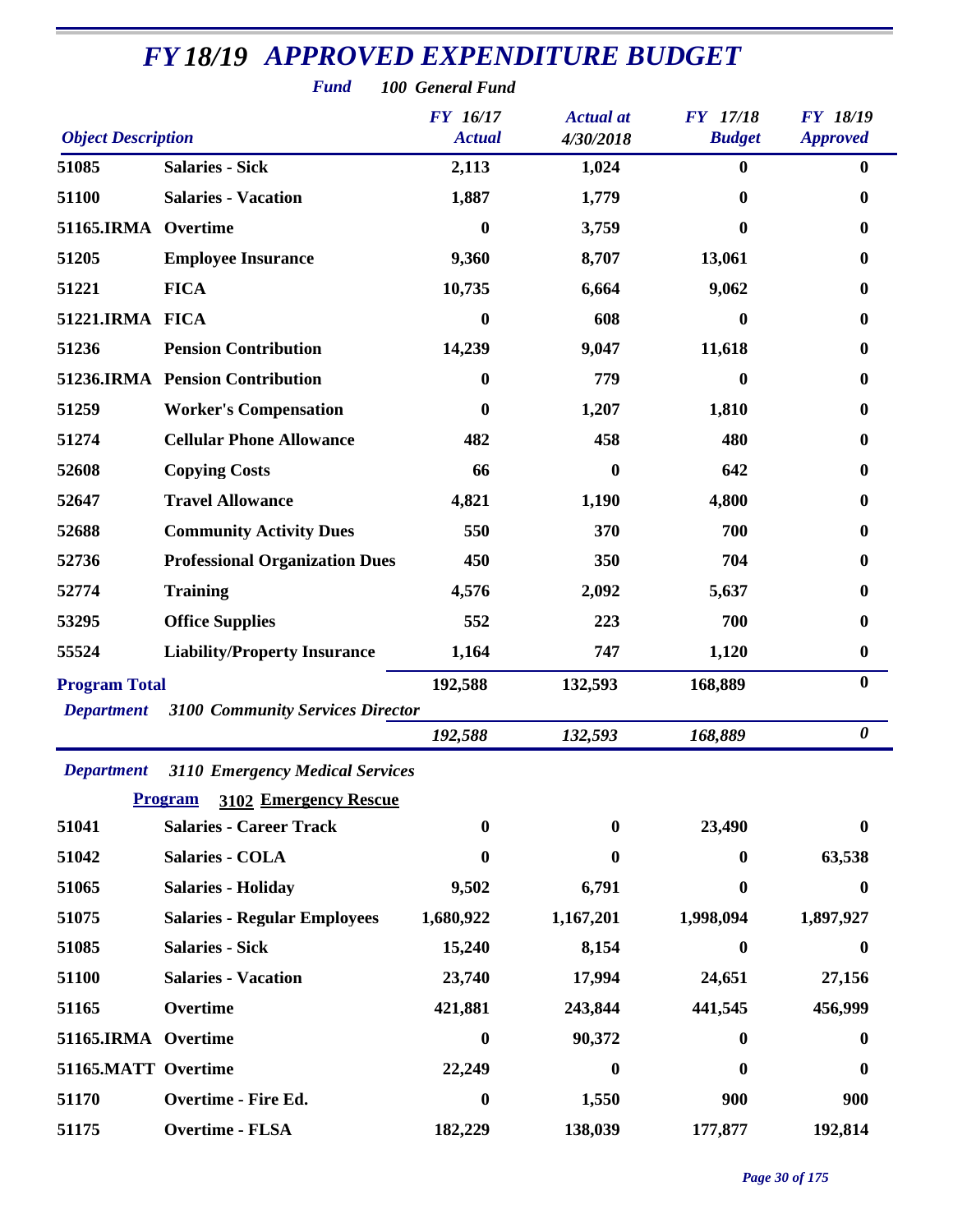# FY 18/19 APPROVED EXPENDITURE BUDGET

**Fund** *100 General Fund*

| Object Description | | FY 16/17 Actual | Actual at 4/30/2018 | FY 17/18 Budget | FY 18/19 Approved |
|---|---|---|---|---|---|
| 51085 | Salaries - Sick | 2,113 | 1,024 | 0 | 0 |
| 51100 | Salaries - Vacation | 1,887 | 1,779 | 0 | 0 |
| 51165.IRMA | Overtime | 0 | 3,759 | 0 | 0 |
| 51205 | Employee Insurance | 9,360 | 8,707 | 13,061 | 0 |
| 51221 | FICA | 10,735 | 6,664 | 9,062 | 0 |
| 51221.IRMA | FICA | 0 | 608 | 0 | 0 |
| 51236 | Pension Contribution | 14,239 | 9,047 | 11,618 | 0 |
| 51236.IRMA | Pension Contribution | 0 | 779 | 0 | 0 |
| 51259 | Worker's Compensation | 0 | 1,207 | 1,810 | 0 |
| 51274 | Cellular Phone Allowance | 482 | 458 | 480 | 0 |
| 52608 | Copying Costs | 66 | 0 | 642 | 0 |
| 52647 | Travel Allowance | 4,821 | 1,190 | 4,800 | 0 |
| 52688 | Community Activity Dues | 550 | 370 | 700 | 0 |
| 52736 | Professional Organization Dues | 450 | 350 | 704 | 0 |
| 52774 | Training | 4,576 | 2,092 | 5,637 | 0 |
| 53295 | Office Supplies | 552 | 223 | 700 | 0 |
| 55524 | Liability/Property Insurance | 1,164 | 747 | 1,120 | 0 |
| **Program Total** | | 192,588 | 132,593 | 168,889 | 0 |
| *Department* | *3100 Community Services Director* | *192,588* | *132,593* | *168,889* | *0* |

*Department* *3110 Emergency Medical Services*

**Program** **3102 Emergency Rescue**

| Object Description | | FY 16/17 Actual | Actual at 4/30/2018 | FY 17/18 Budget | FY 18/19 Approved |
|---|---|---|---|---|---|
| 51041 | Salaries - Career Track | 0 | 0 | 23,490 | 0 |
| 51042 | Salaries - COLA | 0 | 0 | 0 | 63,538 |
| 51065 | Salaries - Holiday | 9,502 | 6,791 | 0 | 0 |
| 51075 | Salaries - Regular Employees | 1,680,922 | 1,167,201 | 1,998,094 | 1,897,927 |
| 51085 | Salaries - Sick | 15,240 | 8,154 | 0 | 0 |
| 51100 | Salaries - Vacation | 23,740 | 17,994 | 24,651 | 27,156 |
| 51165 | Overtime | 421,881 | 243,844 | 441,545 | 456,999 |
| 51165.IRMA | Overtime | 0 | 90,372 | 0 | 0 |
| 51165.MATT | Overtime | 22,249 | 0 | 0 | 0 |
| 51170 | Overtime - Fire Ed. | 0 | 1,550 | 900 | 900 |
| 51175 | Overtime - FLSA | 182,229 | 138,039 | 177,877 | 192,814 |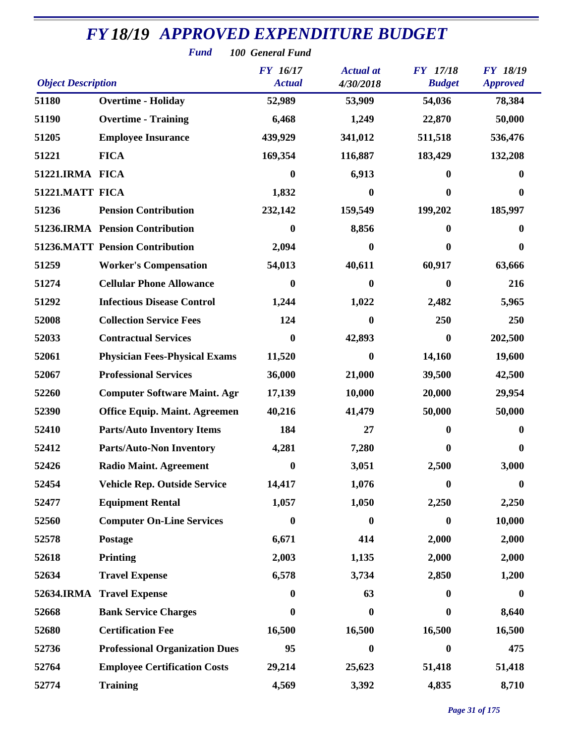# FY 18/19 APPROVED EXPENDITURE BUDGET

**Fund** *100 General Fund*

| Object Description | | FY 16/17 Actual | Actual at 4/30/2018 | FY 17/18 Budget | FY 18/19 Approved |
|---|---|---|---|---|---|
| 51180 | Overtime - Holiday | 52,989 | 53,909 | 54,036 | 78,384 |
| 51190 | Overtime - Training | 6,468 | 1,249 | 22,870 | 50,000 |
| 51205 | Employee Insurance | 439,929 | 341,012 | 511,518 | 536,476 |
| 51221 | FICA | 169,354 | 116,887 | 183,429 | 132,208 |
| 51221.IRMA | FICA | 0 | 6,913 | 0 | 0 |
| 51221.MATT | FICA | 1,832 | 0 | 0 | 0 |
| 51236 | Pension Contribution | 232,142 | 159,549 | 199,202 | 185,997 |
| 51236.IRMA | Pension Contribution | 0 | 8,856 | 0 | 0 |
| 51236.MATT | Pension Contribution | 2,094 | 0 | 0 | 0 |
| 51259 | Worker's Compensation | 54,013 | 40,611 | 60,917 | 63,666 |
| 51274 | Cellular Phone Allowance | 0 | 0 | 0 | 216 |
| 51292 | Infectious Disease Control | 1,244 | 1,022 | 2,482 | 5,965 |
| 52008 | Collection Service Fees | 124 | 0 | 250 | 250 |
| 52033 | Contractual Services | 0 | 42,893 | 0 | 202,500 |
| 52061 | Physician Fees-Physical Exams | 11,520 | 0 | 14,160 | 19,600 |
| 52067 | Professional Services | 36,000 | 21,000 | 39,500 | 42,500 |
| 52260 | Computer Software Maint. Agr | 17,139 | 10,000 | 20,000 | 29,954 |
| 52390 | Office Equip. Maint. Agreemen | 40,216 | 41,479 | 50,000 | 50,000 |
| 52410 | Parts/Auto Inventory Items | 184 | 27 | 0 | 0 |
| 52412 | Parts/Auto-Non Inventory | 4,281 | 7,280 | 0 | 0 |
| 52426 | Radio Maint. Agreement | 0 | 3,051 | 2,500 | 3,000 |
| 52454 | Vehicle Rep. Outside Service | 14,417 | 1,076 | 0 | 0 |
| 52477 | Equipment Rental | 1,057 | 1,050 | 2,250 | 2,250 |
| 52560 | Computer On-Line Services | 0 | 0 | 0 | 10,000 |
| 52578 | Postage | 6,671 | 414 | 2,000 | 2,000 |
| 52618 | Printing | 2,003 | 1,135 | 2,000 | 2,000 |
| 52634 | Travel Expense | 6,578 | 3,734 | 2,850 | 1,200 |
| 52634.IRMA | Travel Expense | 0 | 63 | 0 | 0 |
| 52668 | Bank Service Charges | 0 | 0 | 0 | 8,640 |
| 52680 | Certification Fee | 16,500 | 16,500 | 16,500 | 16,500 |
| 52736 | Professional Organization Dues | 95 | 0 | 0 | 475 |
| 52764 | Employee Certification Costs | 29,214 | 25,623 | 51,418 | 51,418 |
| 52774 | Training | 4,569 | 3,392 | 4,835 | 8,710 |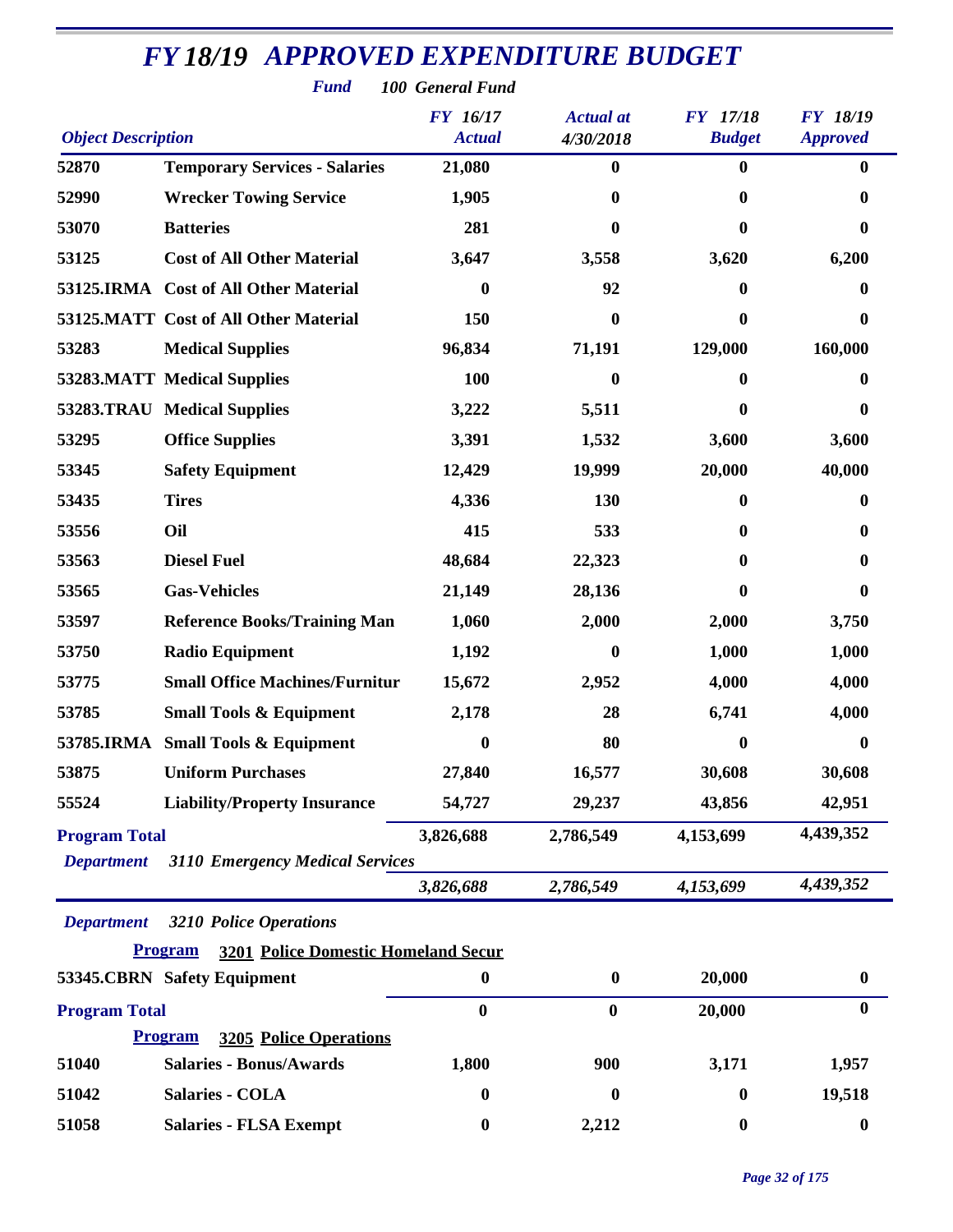# FY 18/19 APPROVED EXPENDITURE BUDGET

**Fund** 100 General Fund

| Object Description | | FY 16/17 Actual | Actual at 4/30/2018 | FY 17/18 Budget | FY 18/19 Approved |
|---|---|---|---|---|---|
| 52870 | Temporary Services - Salaries | 21,080 | 0 | 0 | 0 |
| 52990 | Wrecker Towing Service | 1,905 | 0 | 0 | 0 |
| 53070 | Batteries | 281 | 0 | 0 | 0 |
| 53125 | Cost of All Other Material | 3,647 | 3,558 | 3,620 | 6,200 |
| 53125.IRMA | Cost of All Other Material | 0 | 92 | 0 | 0 |
| 53125.MATT | Cost of All Other Material | 150 | 0 | 0 | 0 |
| 53283 | Medical Supplies | 96,834 | 71,191 | 129,000 | 160,000 |
| 53283.MATT | Medical Supplies | 100 | 0 | 0 | 0 |
| 53283.TRAU | Medical Supplies | 3,222 | 5,511 | 0 | 0 |
| 53295 | Office Supplies | 3,391 | 1,532 | 3,600 | 3,600 |
| 53345 | Safety Equipment | 12,429 | 19,999 | 20,000 | 40,000 |
| 53435 | Tires | 4,336 | 130 | 0 | 0 |
| 53556 | Oil | 415 | 533 | 0 | 0 |
| 53563 | Diesel Fuel | 48,684 | 22,323 | 0 | 0 |
| 53565 | Gas-Vehicles | 21,149 | 28,136 | 0 | 0 |
| 53597 | Reference Books/Training Man | 1,060 | 2,000 | 2,000 | 3,750 |
| 53750 | Radio Equipment | 1,192 | 0 | 1,000 | 1,000 |
| 53775 | Small Office Machines/Furnitur | 15,672 | 2,952 | 4,000 | 4,000 |
| 53785 | Small Tools & Equipment | 2,178 | 28 | 6,741 | 4,000 |
| 53785.IRMA | Small Tools & Equipment | 0 | 80 | 0 | 0 |
| 53875 | Uniform Purchases | 27,840 | 16,577 | 30,608 | 30,608 |
| 55524 | Liability/Property Insurance | 54,727 | 29,237 | 43,856 | 42,951 |
| **Program Total** | | 3,826,688 | 2,786,549 | 4,153,699 | 4,439,352 |
| ***Department*** | ***3110 Emergency Medical Services*** | | | | |
| | | *3,826,688* | *2,786,549* | *4,153,699* | *4,439,352* |
| ***Department*** | ***3210 Police Operations*** | | | | |
| **Program** | **3201 Police Domestic Homeland Secur** | | | | |
| 53345.CBRN | Safety Equipment | 0 | 0 | 20,000 | 0 |
| **Program Total** | | 0 | 0 | 20,000 | 0 |
| **Program** | **3205 Police Operations** | | | | |
| 51040 | Salaries - Bonus/Awards | 1,800 | 900 | 3,171 | 1,957 |
| 51042 | Salaries - COLA | 0 | 0 | 0 | 19,518 |
| 51058 | Salaries - FLSA Exempt | 0 | 2,212 | 0 | 0 |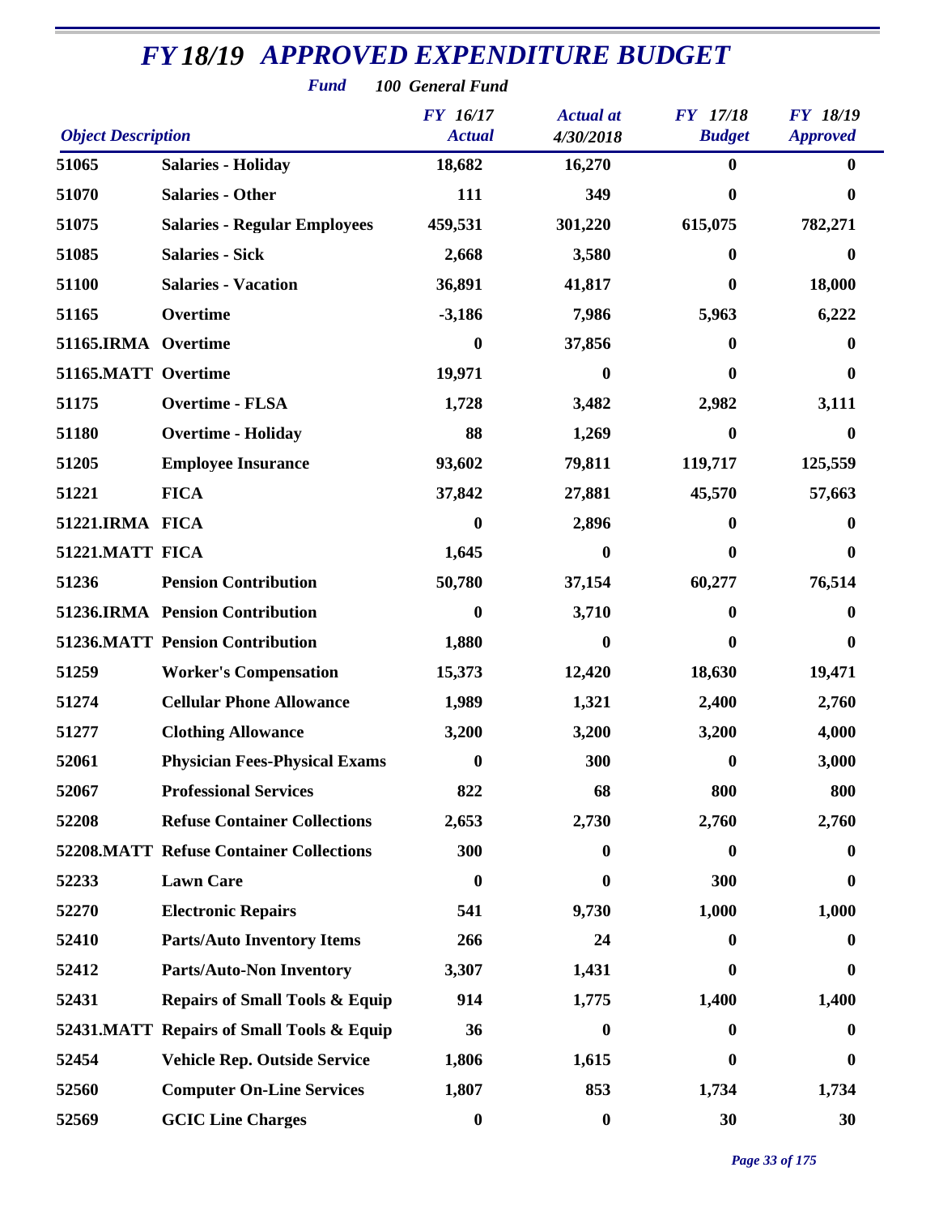# FY 18/19 APPROVED EXPENDITURE BUDGET

**Fund** 100 General Fund

| Object Description | | FY 16/17 Actual | Actual at 4/30/2018 | FY 17/18 Budget | FY 18/19 Approved |
|---|---|---|---|---|---|
| 51065 | Salaries - Holiday | 18,682 | 16,270 | 0 | 0 |
| 51070 | Salaries - Other | 111 | 349 | 0 | 0 |
| 51075 | Salaries - Regular Employees | 459,531 | 301,220 | 615,075 | 782,271 |
| 51085 | Salaries - Sick | 2,668 | 3,580 | 0 | 0 |
| 51100 | Salaries - Vacation | 36,891 | 41,817 | 0 | 18,000 |
| 51165 | Overtime | -3,186 | 7,986 | 5,963 | 6,222 |
| 51165.IRMA | Overtime | 0 | 37,856 | 0 | 0 |
| 51165.MATT | Overtime | 19,971 | 0 | 0 | 0 |
| 51175 | Overtime - FLSA | 1,728 | 3,482 | 2,982 | 3,111 |
| 51180 | Overtime - Holiday | 88 | 1,269 | 0 | 0 |
| 51205 | Employee Insurance | 93,602 | 79,811 | 119,717 | 125,559 |
| 51221 | FICA | 37,842 | 27,881 | 45,570 | 57,663 |
| 51221.IRMA | FICA | 0 | 2,896 | 0 | 0 |
| 51221.MATT | FICA | 1,645 | 0 | 0 | 0 |
| 51236 | Pension Contribution | 50,780 | 37,154 | 60,277 | 76,514 |
| 51236.IRMA | Pension Contribution | 0 | 3,710 | 0 | 0 |
| 51236.MATT | Pension Contribution | 1,880 | 0 | 0 | 0 |
| 51259 | Worker's Compensation | 15,373 | 12,420 | 18,630 | 19,471 |
| 51274 | Cellular Phone Allowance | 1,989 | 1,321 | 2,400 | 2,760 |
| 51277 | Clothing Allowance | 3,200 | 3,200 | 3,200 | 4,000 |
| 52061 | Physician Fees-Physical Exams | 0 | 300 | 0 | 3,000 |
| 52067 | Professional Services | 822 | 68 | 800 | 800 |
| 52208 | Refuse Container Collections | 2,653 | 2,730 | 2,760 | 2,760 |
| 52208.MATT | Refuse Container Collections | 300 | 0 | 0 | 0 |
| 52233 | Lawn Care | 0 | 0 | 300 | 0 |
| 52270 | Electronic Repairs | 541 | 9,730 | 1,000 | 1,000 |
| 52410 | Parts/Auto Inventory Items | 266 | 24 | 0 | 0 |
| 52412 | Parts/Auto-Non Inventory | 3,307 | 1,431 | 0 | 0 |
| 52431 | Repairs of Small Tools & Equip | 914 | 1,775 | 1,400 | 1,400 |
| 52431.MATT | Repairs of Small Tools & Equip | 36 | 0 | 0 | 0 |
| 52454 | Vehicle Rep. Outside Service | 1,806 | 1,615 | 0 | 0 |
| 52560 | Computer On-Line Services | 1,807 | 853 | 1,734 | 1,734 |
| 52569 | GCIC Line Charges | 0 | 0 | 30 | 30 |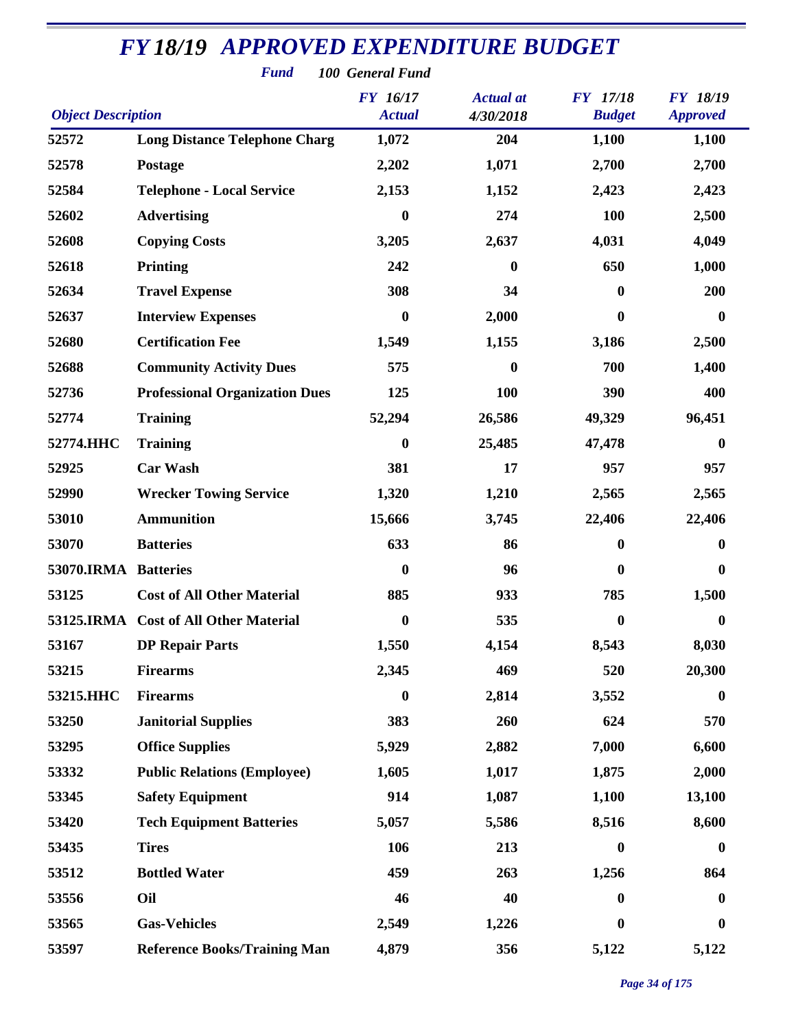# FY 18/19 APPROVED EXPENDITURE BUDGET

**Fund** 100 General Fund

| Object Description | | FY 16/17 Actual | Actual at 4/30/2018 | FY 17/18 Budget | FY 18/19 Approved |
|---|---|---|---|---|---|
| 52572 | Long Distance Telephone Charg | 1,072 | 204 | 1,100 | 1,100 |
| 52578 | Postage | 2,202 | 1,071 | 2,700 | 2,700 |
| 52584 | Telephone - Local Service | 2,153 | 1,152 | 2,423 | 2,423 |
| 52602 | Advertising | 0 | 274 | 100 | 2,500 |
| 52608 | Copying Costs | 3,205 | 2,637 | 4,031 | 4,049 |
| 52618 | Printing | 242 | 0 | 650 | 1,000 |
| 52634 | Travel Expense | 308 | 34 | 0 | 200 |
| 52637 | Interview Expenses | 0 | 2,000 | 0 | 0 |
| 52680 | Certification Fee | 1,549 | 1,155 | 3,186 | 2,500 |
| 52688 | Community Activity Dues | 575 | 0 | 700 | 1,400 |
| 52736 | Professional Organization Dues | 125 | 100 | 390 | 400 |
| 52774 | Training | 52,294 | 26,586 | 49,329 | 96,451 |
| 52774.HHC | Training | 0 | 25,485 | 47,478 | 0 |
| 52925 | Car Wash | 381 | 17 | 957 | 957 |
| 52990 | Wrecker Towing Service | 1,320 | 1,210 | 2,565 | 2,565 |
| 53010 | Ammunition | 15,666 | 3,745 | 22,406 | 22,406 |
| 53070 | Batteries | 633 | 86 | 0 | 0 |
| 53070.IRMA | Batteries | 0 | 96 | 0 | 0 |
| 53125 | Cost of All Other Material | 885 | 933 | 785 | 1,500 |
| 53125.IRMA | Cost of All Other Material | 0 | 535 | 0 | 0 |
| 53167 | DP Repair Parts | 1,550 | 4,154 | 8,543 | 8,030 |
| 53215 | Firearms | 2,345 | 469 | 520 | 20,300 |
| 53215.HHC | Firearms | 0 | 2,814 | 3,552 | 0 |
| 53250 | Janitorial Supplies | 383 | 260 | 624 | 570 |
| 53295 | Office Supplies | 5,929 | 2,882 | 7,000 | 6,600 |
| 53332 | Public Relations (Employee) | 1,605 | 1,017 | 1,875 | 2,000 |
| 53345 | Safety Equipment | 914 | 1,087 | 1,100 | 13,100 |
| 53420 | Tech Equipment Batteries | 5,057 | 5,586 | 8,516 | 8,600 |
| 53435 | Tires | 106 | 213 | 0 | 0 |
| 53512 | Bottled Water | 459 | 263 | 1,256 | 864 |
| 53556 | Oil | 46 | 40 | 0 | 0 |
| 53565 | Gas-Vehicles | 2,549 | 1,226 | 0 | 0 |
| 53597 | Reference Books/Training Man | 4,879 | 356 | 5,122 | 5,122 |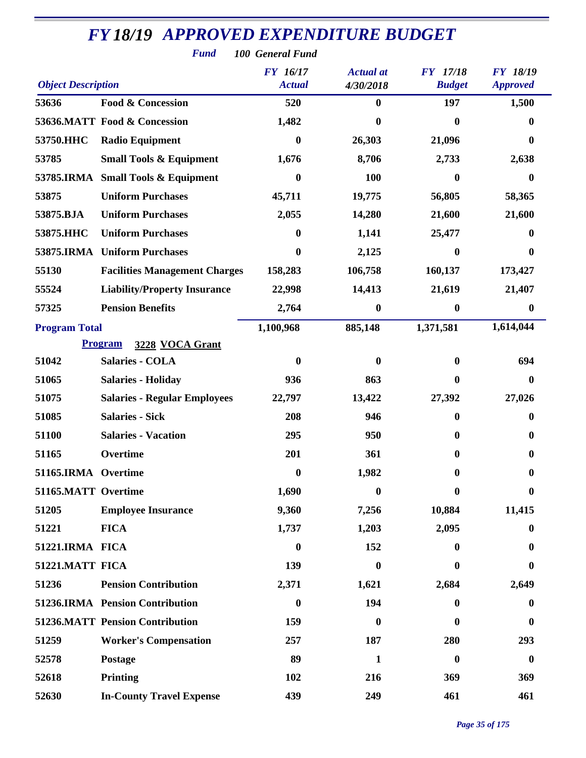# FY 18/19 APPROVED EXPENDITURE BUDGET

**Fund** 100 General Fund

| Object Description | | FY 16/17 Actual | Actual at 4/30/2018 | FY 17/18 Budget | FY 18/19 Approved |
|---|---|---|---|---|---|
| 53636 | Food & Concession | 520 | 0 | 197 | 1,500 |
| 53636.MATT | Food & Concession | 1,482 | 0 | 0 | 0 |
| 53750.HHC | Radio Equipment | 0 | 26,303 | 21,096 | 0 |
| 53785 | Small Tools & Equipment | 1,676 | 8,706 | 2,733 | 2,638 |
| 53785.IRMA | Small Tools & Equipment | 0 | 100 | 0 | 0 |
| 53875 | Uniform Purchases | 45,711 | 19,775 | 56,805 | 58,365 |
| 53875.BJA | Uniform Purchases | 2,055 | 14,280 | 21,600 | 21,600 |
| 53875.HHC | Uniform Purchases | 0 | 1,141 | 25,477 | 0 |
| 53875.IRMA | Uniform Purchases | 0 | 2,125 | 0 | 0 |
| 55130 | Facilities Management Charges | 158,283 | 106,758 | 160,137 | 173,427 |
| 55524 | Liability/Property Insurance | 22,998 | 14,413 | 21,619 | 21,407 |
| 57325 | Pension Benefits | 2,764 | 0 | 0 | 0 |
| **Program Total** | | 1,100,968 | 885,148 | 1,371,581 | 1,614,044 |

**Program** 3228 VOCA Grant

| Object Description | | FY 16/17 Actual | Actual at 4/30/2018 | FY 17/18 Budget | FY 18/19 Approved |
|---|---|---|---|---|---|
| 51042 | Salaries - COLA | 0 | 0 | 0 | 694 |
| 51065 | Salaries - Holiday | 936 | 863 | 0 | 0 |
| 51075 | Salaries - Regular Employees | 22,797 | 13,422 | 27,392 | 27,026 |
| 51085 | Salaries - Sick | 208 | 946 | 0 | 0 |
| 51100 | Salaries - Vacation | 295 | 950 | 0 | 0 |
| 51165 | Overtime | 201 | 361 | 0 | 0 |
| 51165.IRMA | Overtime | 0 | 1,982 | 0 | 0 |
| 51165.MATT | Overtime | 1,690 | 0 | 0 | 0 |
| 51205 | Employee Insurance | 9,360 | 7,256 | 10,884 | 11,415 |
| 51221 | FICA | 1,737 | 1,203 | 2,095 | 0 |
| 51221.IRMA | FICA | 0 | 152 | 0 | 0 |
| 51221.MATT | FICA | 139 | 0 | 0 | 0 |
| 51236 | Pension Contribution | 2,371 | 1,621 | 2,684 | 2,649 |
| 51236.IRMA | Pension Contribution | 0 | 194 | 0 | 0 |
| 51236.MATT | Pension Contribution | 159 | 0 | 0 | 0 |
| 51259 | Worker's Compensation | 257 | 187 | 280 | 293 |
| 52578 | Postage | 89 | 1 | 0 | 0 |
| 52618 | Printing | 102 | 216 | 369 | 369 |
| 52630 | In-County Travel Expense | 439 | 249 | 461 | 461 |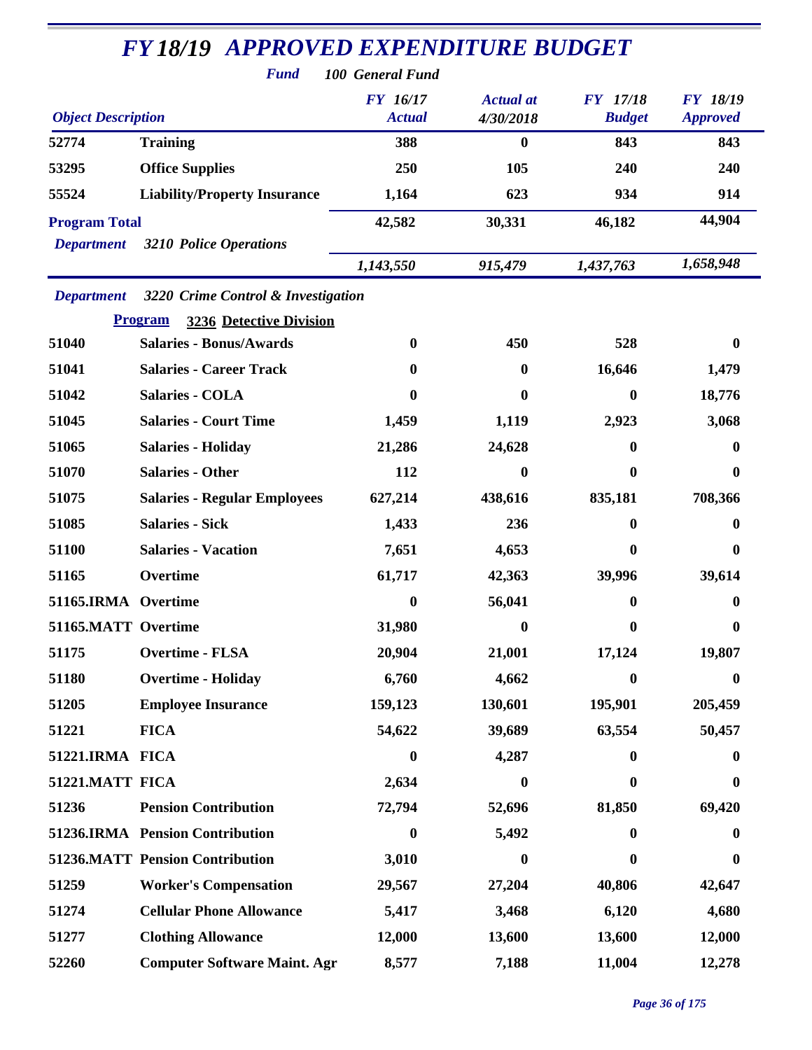# FY 18/19 APPROVED EXPENDITURE BUDGET

**Fund** *100 General Fund*

| Object Description | | FY 16/17 Actual | Actual at 4/30/2018 | FY 17/18 Budget | FY 18/19 Approved |
|---|---|---|---|---|---|
| 52774 | Training | 388 | 0 | 843 | 843 |
| 53295 | Office Supplies | 250 | 105 | 240 | 240 |
| 55524 | Liability/Property Insurance | 1,164 | 623 | 934 | 914 |
| **Program Total** | | 42,582 | 30,331 | 46,182 | 44,904 |
| *Department* | *3210 Police Operations* | *1,143,550* | *915,479* | *1,437,763* | *1,658,948* |

*Department* *3220 Crime Control & Investigation*

**Program** **3236 Detective Division**

| Object Description | | FY 16/17 Actual | Actual at 4/30/2018 | FY 17/18 Budget | FY 18/19 Approved |
|---|---|---|---|---|---|
| 51040 | Salaries - Bonus/Awards | 0 | 450 | 528 | 0 |
| 51041 | Salaries - Career Track | 0 | 0 | 16,646 | 1,479 |
| 51042 | Salaries - COLA | 0 | 0 | 0 | 18,776 |
| 51045 | Salaries - Court Time | 1,459 | 1,119 | 2,923 | 3,068 |
| 51065 | Salaries - Holiday | 21,286 | 24,628 | 0 | 0 |
| 51070 | Salaries - Other | 112 | 0 | 0 | 0 |
| 51075 | Salaries - Regular Employees | 627,214 | 438,616 | 835,181 | 708,366 |
| 51085 | Salaries - Sick | 1,433 | 236 | 0 | 0 |
| 51100 | Salaries - Vacation | 7,651 | 4,653 | 0 | 0 |
| 51165 | Overtime | 61,717 | 42,363 | 39,996 | 39,614 |
| 51165.IRMA | Overtime | 0 | 56,041 | 0 | 0 |
| 51165.MATT | Overtime | 31,980 | 0 | 0 | 0 |
| 51175 | Overtime - FLSA | 20,904 | 21,001 | 17,124 | 19,807 |
| 51180 | Overtime - Holiday | 6,760 | 4,662 | 0 | 0 |
| 51205 | Employee Insurance | 159,123 | 130,601 | 195,901 | 205,459 |
| 51221 | FICA | 54,622 | 39,689 | 63,554 | 50,457 |
| 51221.IRMA | FICA | 0 | 4,287 | 0 | 0 |
| 51221.MATT | FICA | 2,634 | 0 | 0 | 0 |
| 51236 | Pension Contribution | 72,794 | 52,696 | 81,850 | 69,420 |
| 51236.IRMA | Pension Contribution | 0 | 5,492 | 0 | 0 |
| 51236.MATT | Pension Contribution | 3,010 | 0 | 0 | 0 |
| 51259 | Worker's Compensation | 29,567 | 27,204 | 40,806 | 42,647 |
| 51274 | Cellular Phone Allowance | 5,417 | 3,468 | 6,120 | 4,680 |
| 51277 | Clothing Allowance | 12,000 | 13,600 | 13,600 | 12,000 |
| 52260 | Computer Software Maint. Agr | 8,577 | 7,188 | 11,004 | 12,278 |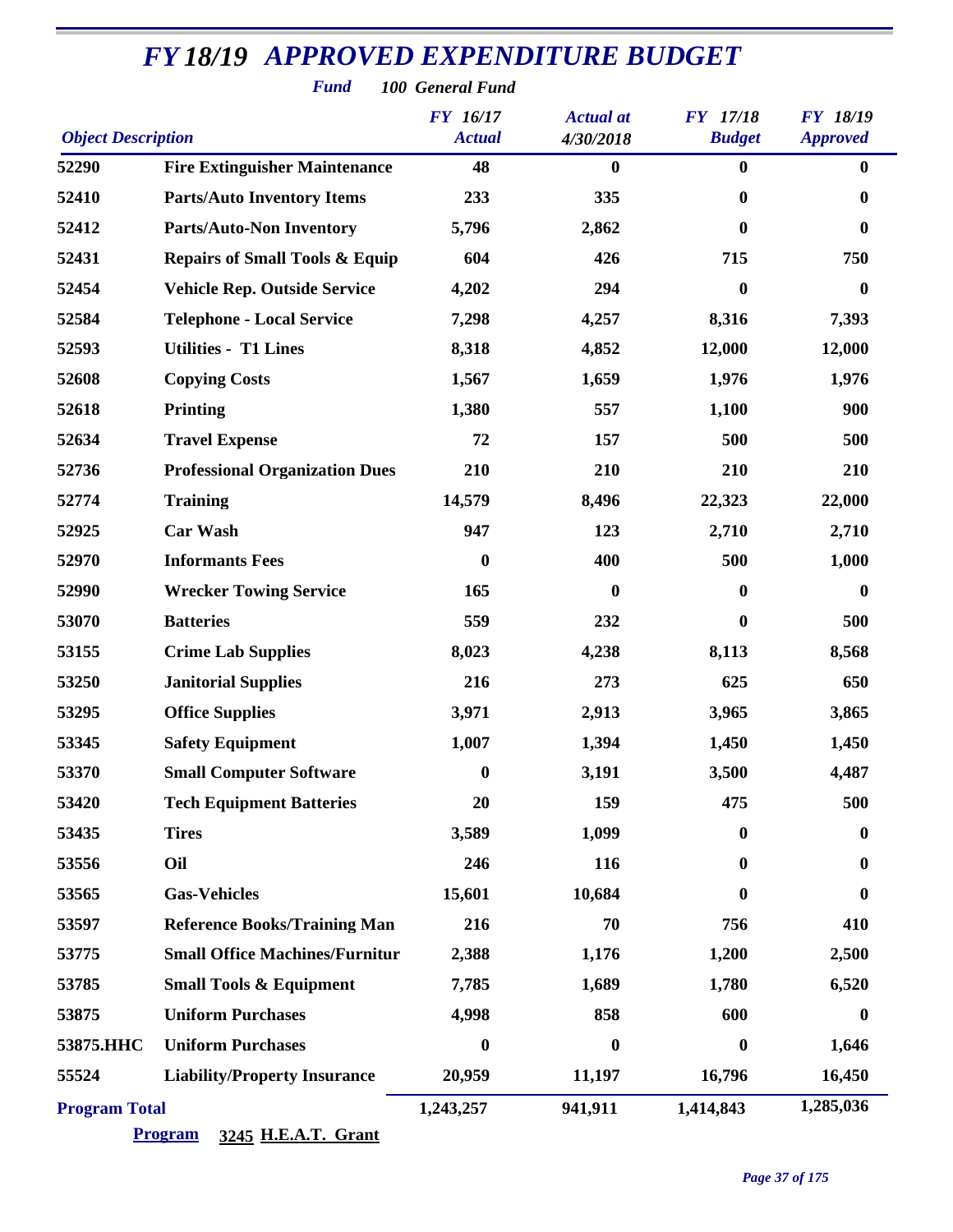# FY 18/19 APPROVED EXPENDITURE BUDGET

*Fund* ***100 General Fund***

| Object Description | | FY 16/17 Actual | Actual at 4/30/2018 | FY 17/18 Budget | FY 18/19 Approved |
|---|---|---|---|---|---|
| 52290 | Fire Extinguisher Maintenance | 48 | 0 | 0 | 0 |
| 52410 | Parts/Auto Inventory Items | 233 | 335 | 0 | 0 |
| 52412 | Parts/Auto-Non Inventory | 5,796 | 2,862 | 0 | 0 |
| 52431 | Repairs of Small Tools & Equip | 604 | 426 | 715 | 750 |
| 52454 | Vehicle Rep. Outside Service | 4,202 | 294 | 0 | 0 |
| 52584 | Telephone - Local Service | 7,298 | 4,257 | 8,316 | 7,393 |
| 52593 | Utilities - T1 Lines | 8,318 | 4,852 | 12,000 | 12,000 |
| 52608 | Copying Costs | 1,567 | 1,659 | 1,976 | 1,976 |
| 52618 | Printing | 1,380 | 557 | 1,100 | 900 |
| 52634 | Travel Expense | 72 | 157 | 500 | 500 |
| 52736 | Professional Organization Dues | 210 | 210 | 210 | 210 |
| 52774 | Training | 14,579 | 8,496 | 22,323 | 22,000 |
| 52925 | Car Wash | 947 | 123 | 2,710 | 2,710 |
| 52970 | Informants Fees | 0 | 400 | 500 | 1,000 |
| 52990 | Wrecker Towing Service | 165 | 0 | 0 | 0 |
| 53070 | Batteries | 559 | 232 | 0 | 500 |
| 53155 | Crime Lab Supplies | 8,023 | 4,238 | 8,113 | 8,568 |
| 53250 | Janitorial Supplies | 216 | 273 | 625 | 650 |
| 53295 | Office Supplies | 3,971 | 2,913 | 3,965 | 3,865 |
| 53345 | Safety Equipment | 1,007 | 1,394 | 1,450 | 1,450 |
| 53370 | Small Computer Software | 0 | 3,191 | 3,500 | 4,487 |
| 53420 | Tech Equipment Batteries | 20 | 159 | 475 | 500 |
| 53435 | Tires | 3,589 | 1,099 | 0 | 0 |
| 53556 | Oil | 246 | 116 | 0 | 0 |
| 53565 | Gas-Vehicles | 15,601 | 10,684 | 0 | 0 |
| 53597 | Reference Books/Training Man | 216 | 70 | 756 | 410 |
| 53775 | Small Office Machines/Furnitur | 2,388 | 1,176 | 1,200 | 2,500 |
| 53785 | Small Tools & Equipment | 7,785 | 1,689 | 1,780 | 6,520 |
| 53875 | Uniform Purchases | 4,998 | 858 | 600 | 0 |
| 53875.HHC | Uniform Purchases | 0 | 0 | 0 | 1,646 |
| 55524 | Liability/Property Insurance | 20,959 | 11,197 | 16,796 | 16,450 |
| **Program Total** | | 1,243,257 | 941,911 | 1,414,843 | 1,285,036 |

**Program** **3245 H.E.A.T. Grant**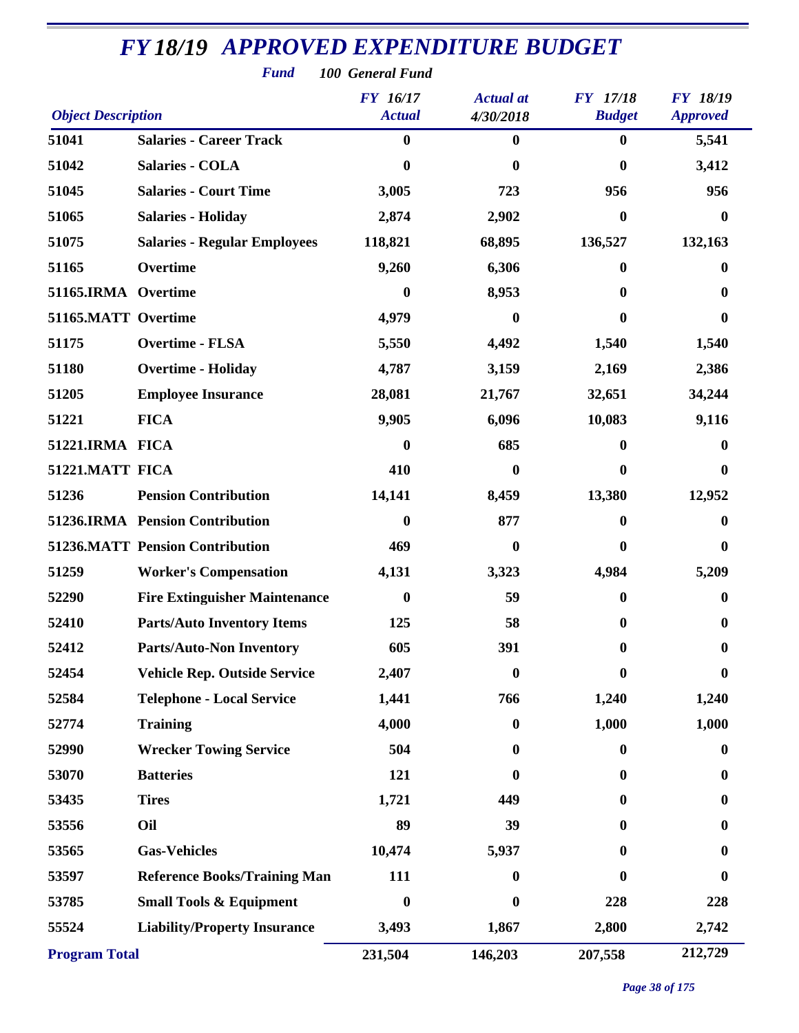# FY 18/19 APPROVED EXPENDITURE BUDGET

**Fund** 100 General Fund

| Object Description | | FY 16/17 Actual | Actual at 4/30/2018 | FY 17/18 Budget | FY 18/19 Approved |
|---|---|---|---|---|---|
| 51041 | Salaries - Career Track | 0 | 0 | 0 | 5,541 |
| 51042 | Salaries - COLA | 0 | 0 | 0 | 3,412 |
| 51045 | Salaries - Court Time | 3,005 | 723 | 956 | 956 |
| 51065 | Salaries - Holiday | 2,874 | 2,902 | 0 | 0 |
| 51075 | Salaries - Regular Employees | 118,821 | 68,895 | 136,527 | 132,163 |
| 51165 | Overtime | 9,260 | 6,306 | 0 | 0 |
| 51165.IRMA | Overtime | 0 | 8,953 | 0 | 0 |
| 51165.MATT | Overtime | 4,979 | 0 | 0 | 0 |
| 51175 | Overtime - FLSA | 5,550 | 4,492 | 1,540 | 1,540 |
| 51180 | Overtime - Holiday | 4,787 | 3,159 | 2,169 | 2,386 |
| 51205 | Employee Insurance | 28,081 | 21,767 | 32,651 | 34,244 |
| 51221 | FICA | 9,905 | 6,096 | 10,083 | 9,116 |
| 51221.IRMA | FICA | 0 | 685 | 0 | 0 |
| 51221.MATT | FICA | 410 | 0 | 0 | 0 |
| 51236 | Pension Contribution | 14,141 | 8,459 | 13,380 | 12,952 |
| 51236.IRMA | Pension Contribution | 0 | 877 | 0 | 0 |
| 51236.MATT | Pension Contribution | 469 | 0 | 0 | 0 |
| 51259 | Worker's Compensation | 4,131 | 3,323 | 4,984 | 5,209 |
| 52290 | Fire Extinguisher Maintenance | 0 | 59 | 0 | 0 |
| 52410 | Parts/Auto Inventory Items | 125 | 58 | 0 | 0 |
| 52412 | Parts/Auto-Non Inventory | 605 | 391 | 0 | 0 |
| 52454 | Vehicle Rep. Outside Service | 2,407 | 0 | 0 | 0 |
| 52584 | Telephone - Local Service | 1,441 | 766 | 1,240 | 1,240 |
| 52774 | Training | 4,000 | 0 | 1,000 | 1,000 |
| 52990 | Wrecker Towing Service | 504 | 0 | 0 | 0 |
| 53070 | Batteries | 121 | 0 | 0 | 0 |
| 53435 | Tires | 1,721 | 449 | 0 | 0 |
| 53556 | Oil | 89 | 39 | 0 | 0 |
| 53565 | Gas-Vehicles | 10,474 | 5,937 | 0 | 0 |
| 53597 | Reference Books/Training Man | 111 | 0 | 0 | 0 |
| 53785 | Small Tools & Equipment | 0 | 0 | 228 | 228 |
| 55524 | Liability/Property Insurance | 3,493 | 1,867 | 2,800 | 2,742 |
| **Program Total** | | 231,504 | 146,203 | 207,558 | 212,729 |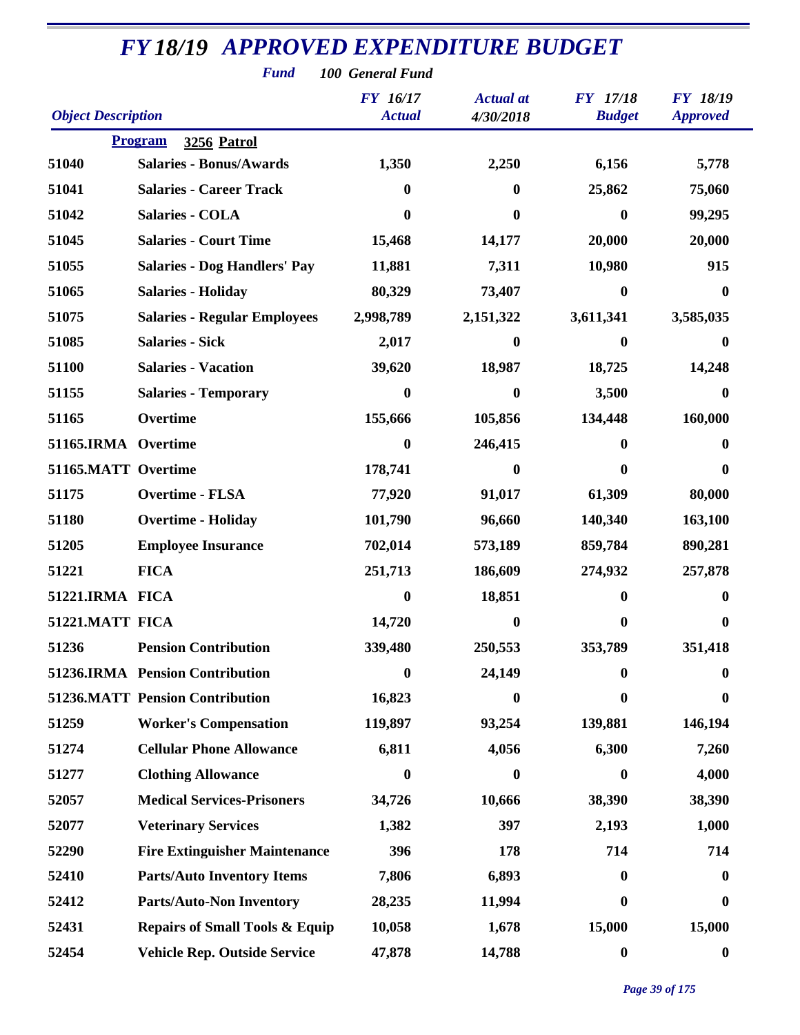# FY 18/19 APPROVED EXPENDITURE BUDGET

**Fund** *100 General Fund*

| Object Description | | FY 16/17 Actual | Actual at 4/30/2018 | FY 17/18 Budget | FY 18/19 Approved |
|---|---|---|---|---|---|
| **Program** | **3256 Patrol** | | | | |
| 51040 | Salaries - Bonus/Awards | 1,350 | 2,250 | 6,156 | 5,778 |
| 51041 | Salaries - Career Track | 0 | 0 | 25,862 | 75,060 |
| 51042 | Salaries - COLA | 0 | 0 | 0 | 99,295 |
| 51045 | Salaries - Court Time | 15,468 | 14,177 | 20,000 | 20,000 |
| 51055 | Salaries - Dog Handlers' Pay | 11,881 | 7,311 | 10,980 | 915 |
| 51065 | Salaries - Holiday | 80,329 | 73,407 | 0 | 0 |
| 51075 | Salaries - Regular Employees | 2,998,789 | 2,151,322 | 3,611,341 | 3,585,035 |
| 51085 | Salaries - Sick | 2,017 | 0 | 0 | 0 |
| 51100 | Salaries - Vacation | 39,620 | 18,987 | 18,725 | 14,248 |
| 51155 | Salaries - Temporary | 0 | 0 | 3,500 | 0 |
| 51165 | Overtime | 155,666 | 105,856 | 134,448 | 160,000 |
| 51165.IRMA | Overtime | 0 | 246,415 | 0 | 0 |
| 51165.MATT | Overtime | 178,741 | 0 | 0 | 0 |
| 51175 | Overtime - FLSA | 77,920 | 91,017 | 61,309 | 80,000 |
| 51180 | Overtime - Holiday | 101,790 | 96,660 | 140,340 | 163,100 |
| 51205 | Employee Insurance | 702,014 | 573,189 | 859,784 | 890,281 |
| 51221 | FICA | 251,713 | 186,609 | 274,932 | 257,878 |
| 51221.IRMA | FICA | 0 | 18,851 | 0 | 0 |
| 51221.MATT | FICA | 14,720 | 0 | 0 | 0 |
| 51236 | Pension Contribution | 339,480 | 250,553 | 353,789 | 351,418 |
| 51236.IRMA | Pension Contribution | 0 | 24,149 | 0 | 0 |
| 51236.MATT | Pension Contribution | 16,823 | 0 | 0 | 0 |
| 51259 | Worker's Compensation | 119,897 | 93,254 | 139,881 | 146,194 |
| 51274 | Cellular Phone Allowance | 6,811 | 4,056 | 6,300 | 7,260 |
| 51277 | Clothing Allowance | 0 | 0 | 0 | 4,000 |
| 52057 | Medical Services-Prisoners | 34,726 | 10,666 | 38,390 | 38,390 |
| 52077 | Veterinary Services | 1,382 | 397 | 2,193 | 1,000 |
| 52290 | Fire Extinguisher Maintenance | 396 | 178 | 714 | 714 |
| 52410 | Parts/Auto Inventory Items | 7,806 | 6,893 | 0 | 0 |
| 52412 | Parts/Auto-Non Inventory | 28,235 | 11,994 | 0 | 0 |
| 52431 | Repairs of Small Tools & Equip | 10,058 | 1,678 | 15,000 | 15,000 |
| 52454 | Vehicle Rep. Outside Service | 47,878 | 14,788 | 0 | 0 |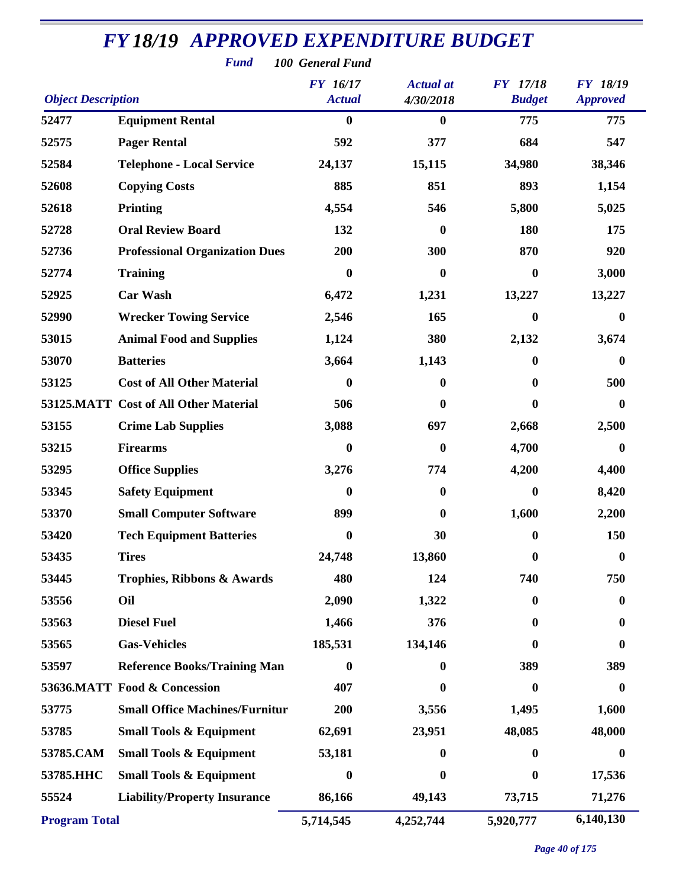# FY 18/19 APPROVED EXPENDITURE BUDGET

**Fund** *100 General Fund*

| Object Description | | FY 16/17 Actual | Actual at 4/30/2018 | FY 17/18 Budget | FY 18/19 Approved |
|---|---|---|---|---|---|
| 52477 | Equipment Rental | 0 | 0 | 775 | 775 |
| 52575 | Pager Rental | 592 | 377 | 684 | 547 |
| 52584 | Telephone - Local Service | 24,137 | 15,115 | 34,980 | 38,346 |
| 52608 | Copying Costs | 885 | 851 | 893 | 1,154 |
| 52618 | Printing | 4,554 | 546 | 5,800 | 5,025 |
| 52728 | Oral Review Board | 132 | 0 | 180 | 175 |
| 52736 | Professional Organization Dues | 200 | 300 | 870 | 920 |
| 52774 | Training | 0 | 0 | 0 | 3,000 |
| 52925 | Car Wash | 6,472 | 1,231 | 13,227 | 13,227 |
| 52990 | Wrecker Towing Service | 2,546 | 165 | 0 | 0 |
| 53015 | Animal Food and Supplies | 1,124 | 380 | 2,132 | 3,674 |
| 53070 | Batteries | 3,664 | 1,143 | 0 | 0 |
| 53125 | Cost of All Other Material | 0 | 0 | 0 | 500 |
| 53125.MATT | Cost of All Other Material | 506 | 0 | 0 | 0 |
| 53155 | Crime Lab Supplies | 3,088 | 697 | 2,668 | 2,500 |
| 53215 | Firearms | 0 | 0 | 4,700 | 0 |
| 53295 | Office Supplies | 3,276 | 774 | 4,200 | 4,400 |
| 53345 | Safety Equipment | 0 | 0 | 0 | 8,420 |
| 53370 | Small Computer Software | 899 | 0 | 1,600 | 2,200 |
| 53420 | Tech Equipment Batteries | 0 | 30 | 0 | 150 |
| 53435 | Tires | 24,748 | 13,860 | 0 | 0 |
| 53445 | Trophies, Ribbons & Awards | 480 | 124 | 740 | 750 |
| 53556 | Oil | 2,090 | 1,322 | 0 | 0 |
| 53563 | Diesel Fuel | 1,466 | 376 | 0 | 0 |
| 53565 | Gas-Vehicles | 185,531 | 134,146 | 0 | 0 |
| 53597 | Reference Books/Training Man | 0 | 0 | 389 | 389 |
| 53636.MATT | Food & Concession | 407 | 0 | 0 | 0 |
| 53775 | Small Office Machines/Furnitur | 200 | 3,556 | 1,495 | 1,600 |
| 53785 | Small Tools & Equipment | 62,691 | 23,951 | 48,085 | 48,000 |
| 53785.CAM | Small Tools & Equipment | 53,181 | 0 | 0 | 0 |
| 53785.HHC | Small Tools & Equipment | 0 | 0 | 0 | 17,536 |
| 55524 | Liability/Property Insurance | 86,166 | 49,143 | 73,715 | 71,276 |
| **Program Total** | | **5,714,545** | **4,252,744** | **5,920,777** | **6,140,130** |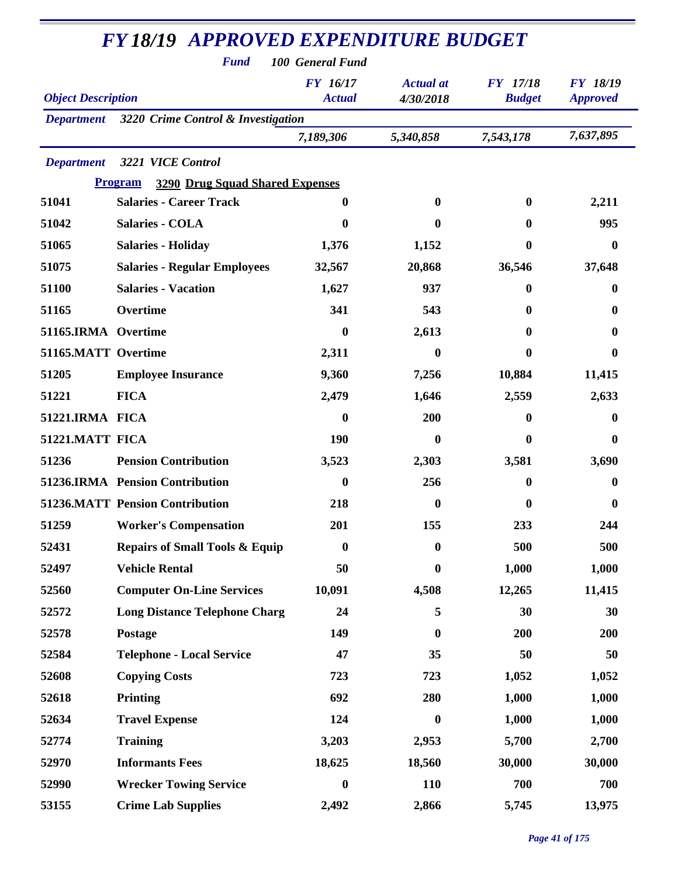# FY 18/19 APPROVED EXPENDITURE BUDGET

**Fund** 100 General Fund

| Object Description | | FY 16/17 Actual | Actual at 4/30/2018 | FY 17/18 Budget | FY 18/19 Approved |
|---|---|---|---|---|---|
| **Department** | 3220 Crime Control & Investigation | | | | |
| | | 7,189,306 | 5,340,858 | 7,543,178 | 7,637,895 |
| **Department** | 3221 VICE Control | | | | |
| **Program** | 3290 Drug Squad Shared Expenses | | | | |
| 51041 | Salaries - Career Track | 0 | 0 | 0 | 2,211 |
| 51042 | Salaries - COLA | 0 | 0 | 0 | 995 |
| 51065 | Salaries - Holiday | 1,376 | 1,152 | 0 | 0 |
| 51075 | Salaries - Regular Employees | 32,567 | 20,868 | 36,546 | 37,648 |
| 51100 | Salaries - Vacation | 1,627 | 937 | 0 | 0 |
| 51165 | Overtime | 341 | 543 | 0 | 0 |
| 51165.IRMA | Overtime | 0 | 2,613 | 0 | 0 |
| 51165.MATT | Overtime | 2,311 | 0 | 0 | 0 |
| 51205 | Employee Insurance | 9,360 | 7,256 | 10,884 | 11,415 |
| 51221 | FICA | 2,479 | 1,646 | 2,559 | 2,633 |
| 51221.IRMA | FICA | 0 | 200 | 0 | 0 |
| 51221.MATT | FICA | 190 | 0 | 0 | 0 |
| 51236 | Pension Contribution | 3,523 | 2,303 | 3,581 | 3,690 |
| 51236.IRMA | Pension Contribution | 0 | 256 | 0 | 0 |
| 51236.MATT | Pension Contribution | 218 | 0 | 0 | 0 |
| 51259 | Worker's Compensation | 201 | 155 | 233 | 244 |
| 52431 | Repairs of Small Tools & Equip | 0 | 0 | 500 | 500 |
| 52497 | Vehicle Rental | 50 | 0 | 1,000 | 1,000 |
| 52560 | Computer On-Line Services | 10,091 | 4,508 | 12,265 | 11,415 |
| 52572 | Long Distance Telephone Charg | 24 | 5 | 30 | 30 |
| 52578 | Postage | 149 | 0 | 200 | 200 |
| 52584 | Telephone - Local Service | 47 | 35 | 50 | 50 |
| 52608 | Copying Costs | 723 | 723 | 1,052 | 1,052 |
| 52618 | Printing | 692 | 280 | 1,000 | 1,000 |
| 52634 | Travel Expense | 124 | 0 | 1,000 | 1,000 |
| 52774 | Training | 3,203 | 2,953 | 5,700 | 2,700 |
| 52970 | Informants Fees | 18,625 | 18,560 | 30,000 | 30,000 |
| 52990 | Wrecker Towing Service | 0 | 110 | 700 | 700 |
| 53155 | Crime Lab Supplies | 2,492 | 2,866 | 5,745 | 13,975 |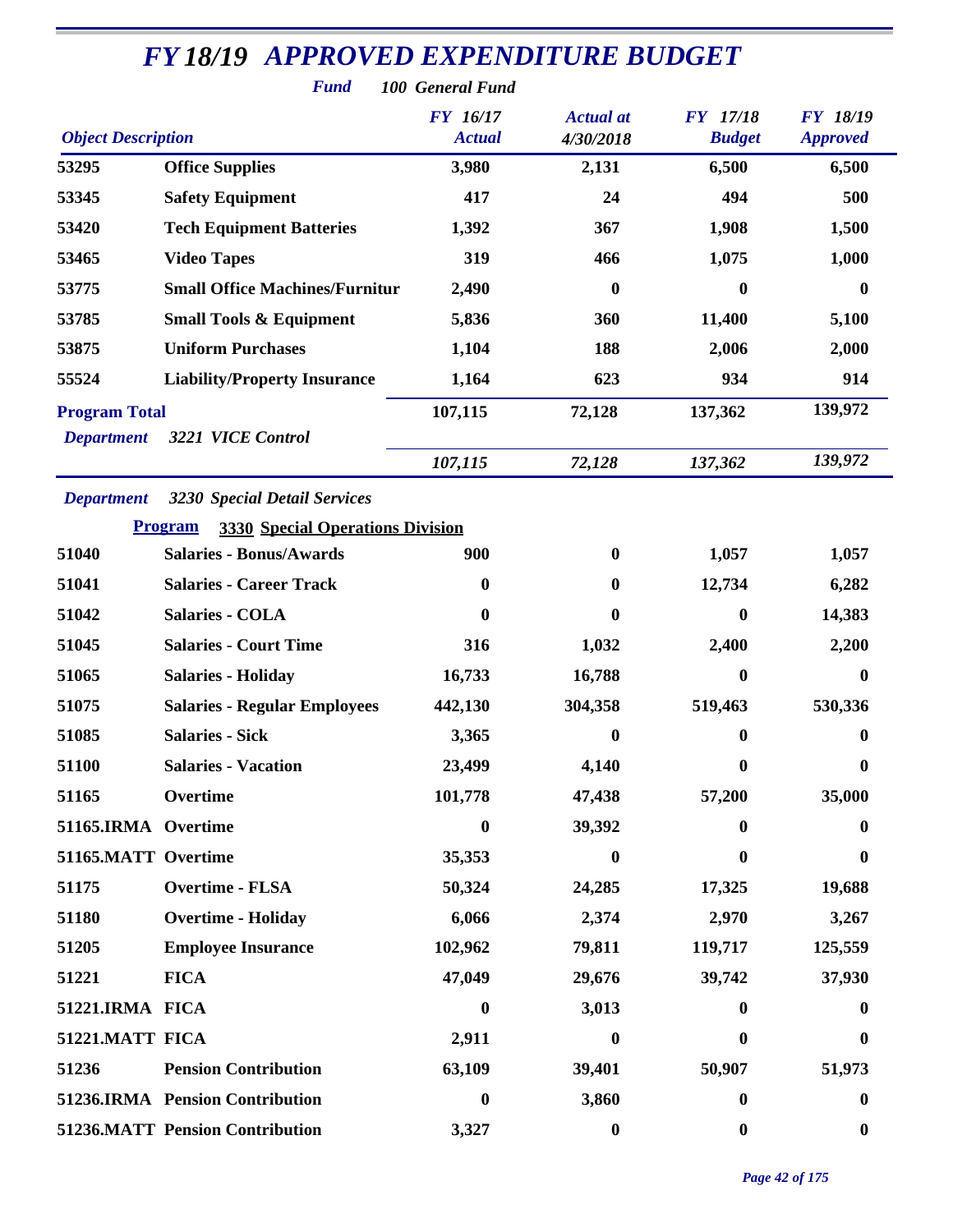# FY 18/19 APPROVED EXPENDITURE BUDGET

**Fund** 100 General Fund

| Object Description | | FY 16/17 Actual | Actual at 4/30/2018 | FY 17/18 Budget | FY 18/19 Approved |
|---|---|---|---|---|---|
| 53295 | Office Supplies | 3,980 | 2,131 | 6,500 | 6,500 |
| 53345 | Safety Equipment | 417 | 24 | 494 | 500 |
| 53420 | Tech Equipment Batteries | 1,392 | 367 | 1,908 | 1,500 |
| 53465 | Video Tapes | 319 | 466 | 1,075 | 1,000 |
| 53775 | Small Office Machines/Furnitur | 2,490 | 0 | 0 | 0 |
| 53785 | Small Tools & Equipment | 5,836 | 360 | 11,400 | 5,100 |
| 53875 | Uniform Purchases | 1,104 | 188 | 2,006 | 2,000 |
| 55524 | Liability/Property Insurance | 1,164 | 623 | 934 | 914 |
| **Program Total** | | 107,115 | 72,128 | 137,362 | 139,972 |
| *Department* | *3221 VICE Control* | *107,115* | *72,128* | *137,362* | *139,972* |

*Department* *3230 Special Detail Services*

**Program** **3330 Special Operations Division**

| Object Description | | FY 16/17 Actual | Actual at 4/30/2018 | FY 17/18 Budget | FY 18/19 Approved |
|---|---|---|---|---|---|
| 51040 | Salaries - Bonus/Awards | 900 | 0 | 1,057 | 1,057 |
| 51041 | Salaries - Career Track | 0 | 0 | 12,734 | 6,282 |
| 51042 | Salaries - COLA | 0 | 0 | 0 | 14,383 |
| 51045 | Salaries - Court Time | 316 | 1,032 | 2,400 | 2,200 |
| 51065 | Salaries - Holiday | 16,733 | 16,788 | 0 | 0 |
| 51075 | Salaries - Regular Employees | 442,130 | 304,358 | 519,463 | 530,336 |
| 51085 | Salaries - Sick | 3,365 | 0 | 0 | 0 |
| 51100 | Salaries - Vacation | 23,499 | 4,140 | 0 | 0 |
| 51165 | Overtime | 101,778 | 47,438 | 57,200 | 35,000 |
| 51165.IRMA | Overtime | 0 | 39,392 | 0 | 0 |
| 51165.MATT | Overtime | 35,353 | 0 | 0 | 0 |
| 51175 | Overtime - FLSA | 50,324 | 24,285 | 17,325 | 19,688 |
| 51180 | Overtime - Holiday | 6,066 | 2,374 | 2,970 | 3,267 |
| 51205 | Employee Insurance | 102,962 | 79,811 | 119,717 | 125,559 |
| 51221 | FICA | 47,049 | 29,676 | 39,742 | 37,930 |
| 51221.IRMA | FICA | 0 | 3,013 | 0 | 0 |
| 51221.MATT | FICA | 2,911 | 0 | 0 | 0 |
| 51236 | Pension Contribution | 63,109 | 39,401 | 50,907 | 51,973 |
| 51236.IRMA | Pension Contribution | 0 | 3,860 | 0 | 0 |
| 51236.MATT | Pension Contribution | 3,327 | 0 | 0 | 0 |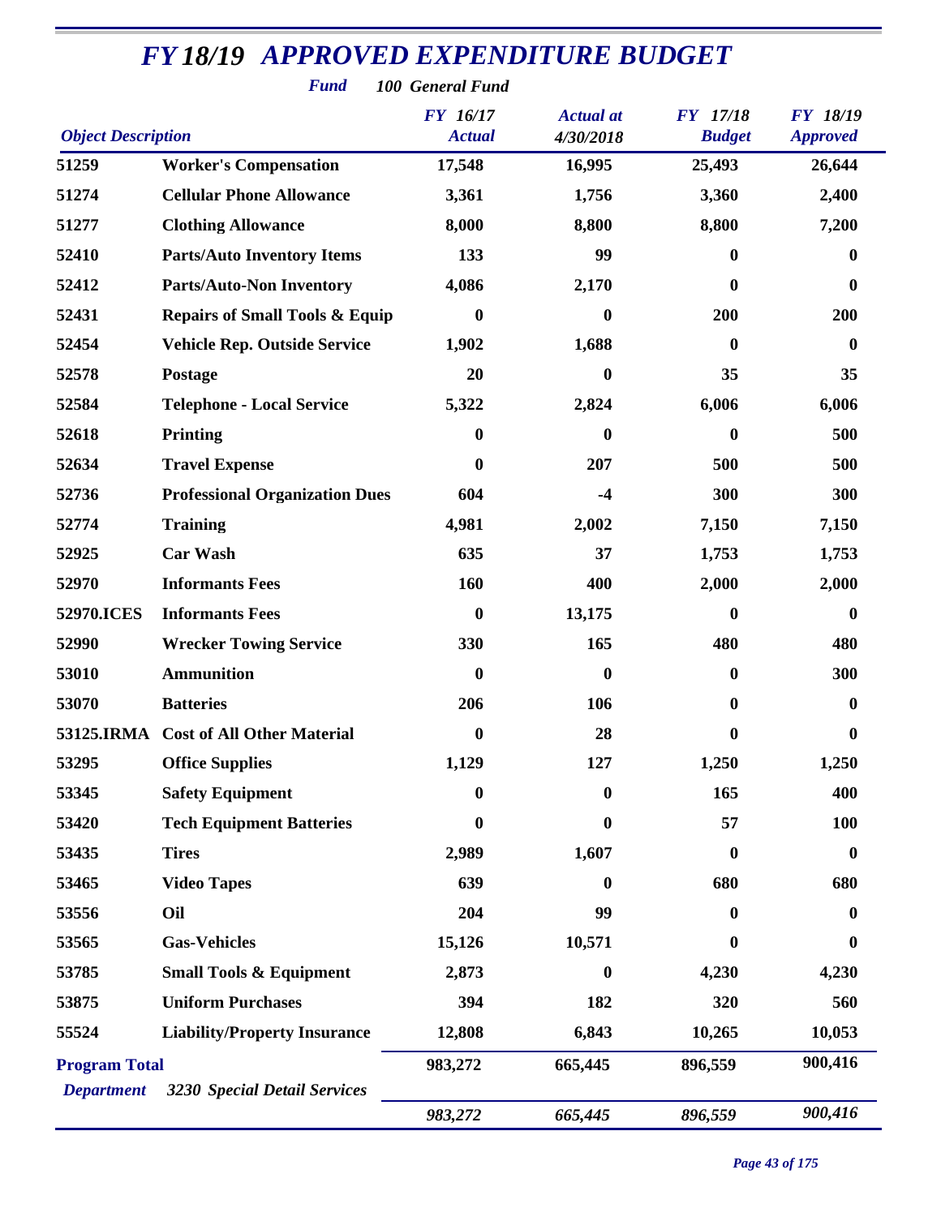# FY 18/19 APPROVED EXPENDITURE BUDGET

***Fund*** ***100 General Fund***

| Object Description | | FY 16/17 Actual | Actual at 4/30/2018 | FY 17/18 Budget | FY 18/19 Approved |
|---|---|---|---|---|---|
| 51259 | Worker's Compensation | 17,548 | 16,995 | 25,493 | 26,644 |
| 51274 | Cellular Phone Allowance | 3,361 | 1,756 | 3,360 | 2,400 |
| 51277 | Clothing Allowance | 8,000 | 8,800 | 8,800 | 7,200 |
| 52410 | Parts/Auto Inventory Items | 133 | 99 | 0 | 0 |
| 52412 | Parts/Auto-Non Inventory | 4,086 | 2,170 | 0 | 0 |
| 52431 | Repairs of Small Tools & Equip | 0 | 0 | 200 | 200 |
| 52454 | Vehicle Rep. Outside Service | 1,902 | 1,688 | 0 | 0 |
| 52578 | Postage | 20 | 0 | 35 | 35 |
| 52584 | Telephone - Local Service | 5,322 | 2,824 | 6,006 | 6,006 |
| 52618 | Printing | 0 | 0 | 0 | 500 |
| 52634 | Travel Expense | 0 | 207 | 500 | 500 |
| 52736 | Professional Organization Dues | 604 | -4 | 300 | 300 |
| 52774 | Training | 4,981 | 2,002 | 7,150 | 7,150 |
| 52925 | Car Wash | 635 | 37 | 1,753 | 1,753 |
| 52970 | Informants Fees | 160 | 400 | 2,000 | 2,000 |
| 52970.ICES | Informants Fees | 0 | 13,175 | 0 | 0 |
| 52990 | Wrecker Towing Service | 330 | 165 | 480 | 480 |
| 53010 | Ammunition | 0 | 0 | 0 | 300 |
| 53070 | Batteries | 206 | 106 | 0 | 0 |
| 53125.IRMA | Cost of All Other Material | 0 | 28 | 0 | 0 |
| 53295 | Office Supplies | 1,129 | 127 | 1,250 | 1,250 |
| 53345 | Safety Equipment | 0 | 0 | 165 | 400 |
| 53420 | Tech Equipment Batteries | 0 | 0 | 57 | 100 |
| 53435 | Tires | 2,989 | 1,607 | 0 | 0 |
| 53465 | Video Tapes | 639 | 0 | 680 | 680 |
| 53556 | Oil | 204 | 99 | 0 | 0 |
| 53565 | Gas-Vehicles | 15,126 | 10,571 | 0 | 0 |
| 53785 | Small Tools & Equipment | 2,873 | 0 | 4,230 | 4,230 |
| 53875 | Uniform Purchases | 394 | 182 | 320 | 560 |
| 55524 | Liability/Property Insurance | 12,808 | 6,843 | 10,265 | 10,053 |
| **Program Total** | | 983,272 | 665,445 | 896,559 | 900,416 |
| ***Department*** | ***3230 Special Detail Services*** | *983,272* | *665,445* | *896,559* | *900,416* |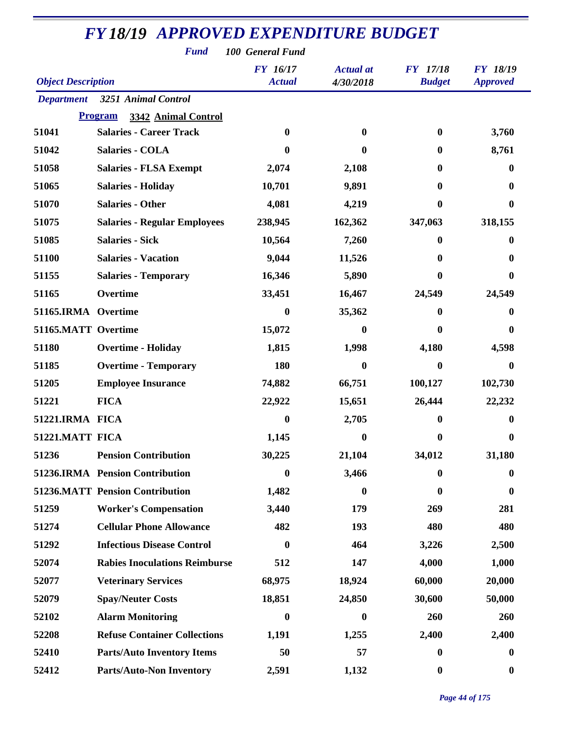# FY 18/19 APPROVED EXPENDITURE BUDGET

**Fund** 100 General Fund

| Object Description | | FY 16/17 Actual | Actual at 4/30/2018 | FY 17/18 Budget | FY 18/19 Approved |
|---|---|---|---|---|---|
| **Department** | **3251 Animal Control** | | | | |
| **Program** | **3342 Animal Control** | | | | |
| 51041 | Salaries - Career Track | 0 | 0 | 0 | 3,760 |
| 51042 | Salaries - COLA | 0 | 0 | 0 | 8,761 |
| 51058 | Salaries - FLSA Exempt | 2,074 | 2,108 | 0 | 0 |
| 51065 | Salaries - Holiday | 10,701 | 9,891 | 0 | 0 |
| 51070 | Salaries - Other | 4,081 | 4,219 | 0 | 0 |
| 51075 | Salaries - Regular Employees | 238,945 | 162,362 | 347,063 | 318,155 |
| 51085 | Salaries - Sick | 10,564 | 7,260 | 0 | 0 |
| 51100 | Salaries - Vacation | 9,044 | 11,526 | 0 | 0 |
| 51155 | Salaries - Temporary | 16,346 | 5,890 | 0 | 0 |
| 51165 | Overtime | 33,451 | 16,467 | 24,549 | 24,549 |
| 51165.IRMA | Overtime | 0 | 35,362 | 0 | 0 |
| 51165.MATT | Overtime | 15,072 | 0 | 0 | 0 |
| 51180 | Overtime - Holiday | 1,815 | 1,998 | 4,180 | 4,598 |
| 51185 | Overtime - Temporary | 180 | 0 | 0 | 0 |
| 51205 | Employee Insurance | 74,882 | 66,751 | 100,127 | 102,730 |
| 51221 | FICA | 22,922 | 15,651 | 26,444 | 22,232 |
| 51221.IRMA | FICA | 0 | 2,705 | 0 | 0 |
| 51221.MATT | FICA | 1,145 | 0 | 0 | 0 |
| 51236 | Pension Contribution | 30,225 | 21,104 | 34,012 | 31,180 |
| 51236.IRMA | Pension Contribution | 0 | 3,466 | 0 | 0 |
| 51236.MATT | Pension Contribution | 1,482 | 0 | 0 | 0 |
| 51259 | Worker's Compensation | 3,440 | 179 | 269 | 281 |
| 51274 | Cellular Phone Allowance | 482 | 193 | 480 | 480 |
| 51292 | Infectious Disease Control | 0 | 464 | 3,226 | 2,500 |
| 52074 | Rabies Inoculations Reimburse | 512 | 147 | 4,000 | 1,000 |
| 52077 | Veterinary Services | 68,975 | 18,924 | 60,000 | 20,000 |
| 52079 | Spay/Neuter Costs | 18,851 | 24,850 | 30,600 | 50,000 |
| 52102 | Alarm Monitoring | 0 | 0 | 260 | 260 |
| 52208 | Refuse Container Collections | 1,191 | 1,255 | 2,400 | 2,400 |
| 52410 | Parts/Auto Inventory Items | 50 | 57 | 0 | 0 |
| 52412 | Parts/Auto-Non Inventory | 2,591 | 1,132 | 0 | 0 |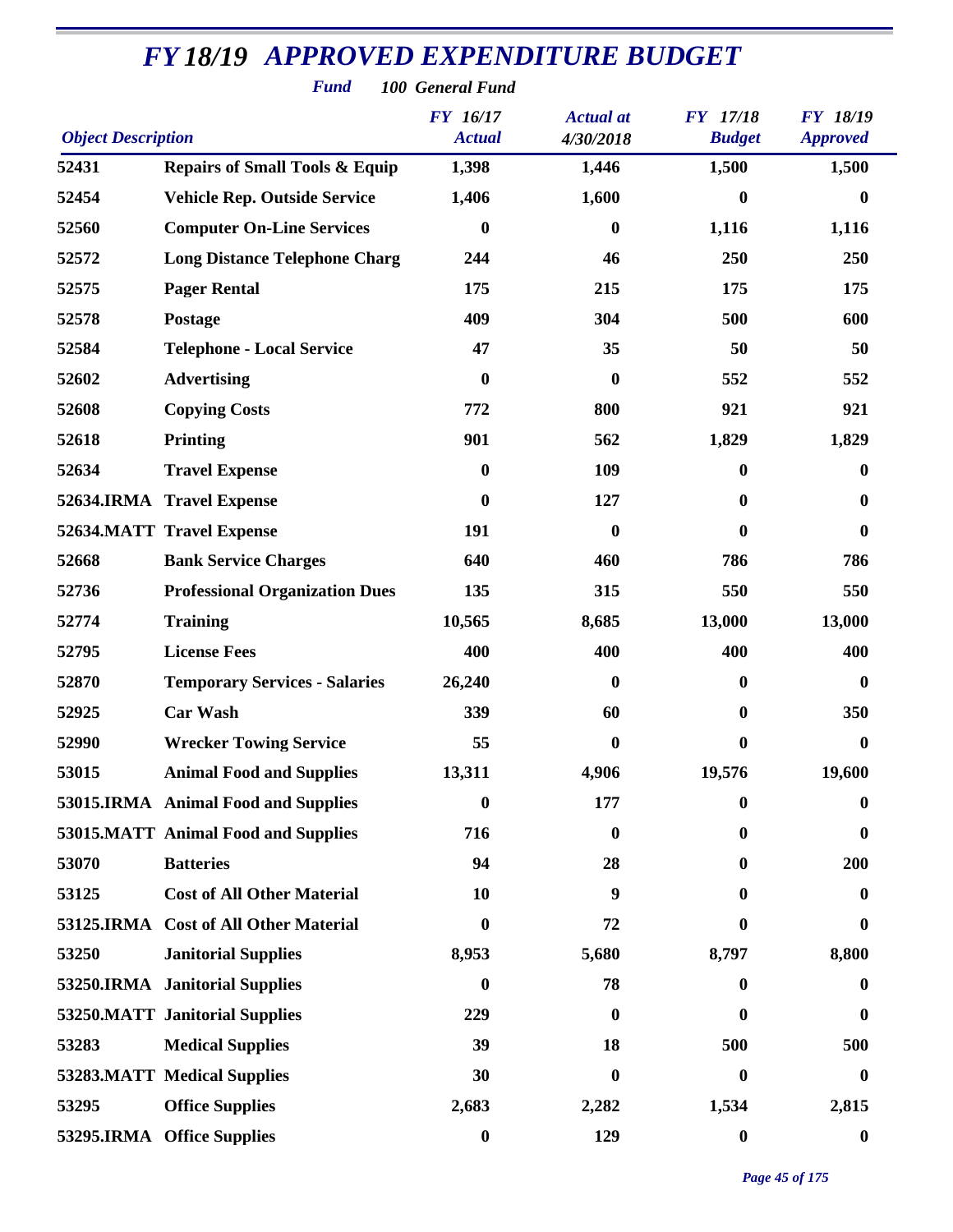# FY 18/19 APPROVED EXPENDITURE BUDGET

**Fund** 100 General Fund

| Object Description | | FY 16/17 Actual | Actual at 4/30/2018 | FY 17/18 Budget | FY 18/19 Approved |
|---|---|---|---|---|---|
| 52431 | Repairs of Small Tools & Equip | 1,398 | 1,446 | 1,500 | 1,500 |
| 52454 | Vehicle Rep. Outside Service | 1,406 | 1,600 | 0 | 0 |
| 52560 | Computer On-Line Services | 0 | 0 | 1,116 | 1,116 |
| 52572 | Long Distance Telephone Charg | 244 | 46 | 250 | 250 |
| 52575 | Pager Rental | 175 | 215 | 175 | 175 |
| 52578 | Postage | 409 | 304 | 500 | 600 |
| 52584 | Telephone - Local Service | 47 | 35 | 50 | 50 |
| 52602 | Advertising | 0 | 0 | 552 | 552 |
| 52608 | Copying Costs | 772 | 800 | 921 | 921 |
| 52618 | Printing | 901 | 562 | 1,829 | 1,829 |
| 52634 | Travel Expense | 0 | 109 | 0 | 0 |
| 52634.IRMA | Travel Expense | 0 | 127 | 0 | 0 |
| 52634.MATT | Travel Expense | 191 | 0 | 0 | 0 |
| 52668 | Bank Service Charges | 640 | 460 | 786 | 786 |
| 52736 | Professional Organization Dues | 135 | 315 | 550 | 550 |
| 52774 | Training | 10,565 | 8,685 | 13,000 | 13,000 |
| 52795 | License Fees | 400 | 400 | 400 | 400 |
| 52870 | Temporary Services - Salaries | 26,240 | 0 | 0 | 0 |
| 52925 | Car Wash | 339 | 60 | 0 | 350 |
| 52990 | Wrecker Towing Service | 55 | 0 | 0 | 0 |
| 53015 | Animal Food and Supplies | 13,311 | 4,906 | 19,576 | 19,600 |
| 53015.IRMA | Animal Food and Supplies | 0 | 177 | 0 | 0 |
| 53015.MATT | Animal Food and Supplies | 716 | 0 | 0 | 0 |
| 53070 | Batteries | 94 | 28 | 0 | 200 |
| 53125 | Cost of All Other Material | 10 | 9 | 0 | 0 |
| 53125.IRMA | Cost of All Other Material | 0 | 72 | 0 | 0 |
| 53250 | Janitorial Supplies | 8,953 | 5,680 | 8,797 | 8,800 |
| 53250.IRMA | Janitorial Supplies | 0 | 78 | 0 | 0 |
| 53250.MATT | Janitorial Supplies | 229 | 0 | 0 | 0 |
| 53283 | Medical Supplies | 39 | 18 | 500 | 500 |
| 53283.MATT | Medical Supplies | 30 | 0 | 0 | 0 |
| 53295 | Office Supplies | 2,683 | 2,282 | 1,534 | 2,815 |
| 53295.IRMA | Office Supplies | 0 | 129 | 0 | 0 |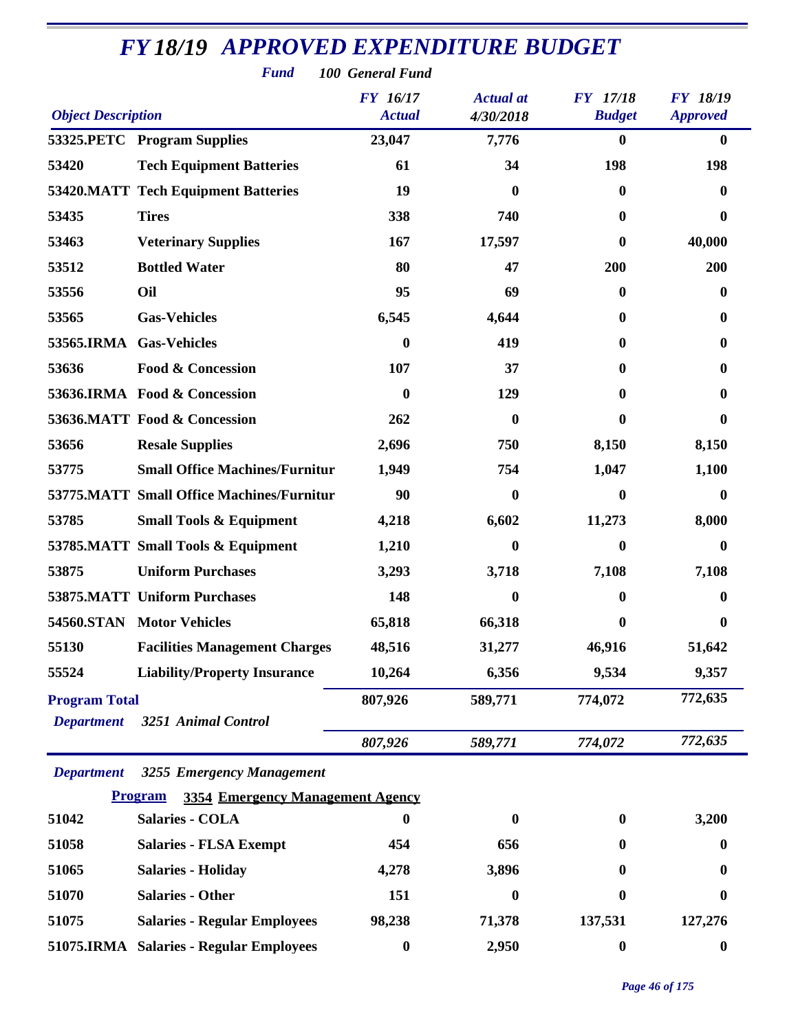# FY 18/19 APPROVED EXPENDITURE BUDGET

**Fund** 100 General Fund

| Object Description | | FY 16/17 Actual | Actual at 4/30/2018 | FY 17/18 Budget | FY 18/19 Approved |
|---|---|---|---|---|---|
| 53325.PETC | Program Supplies | 23,047 | 7,776 | 0 | 0 |
| 53420 | Tech Equipment Batteries | 61 | 34 | 198 | 198 |
| 53420.MATT | Tech Equipment Batteries | 19 | 0 | 0 | 0 |
| 53435 | Tires | 338 | 740 | 0 | 0 |
| 53463 | Veterinary Supplies | 167 | 17,597 | 0 | 40,000 |
| 53512 | Bottled Water | 80 | 47 | 200 | 200 |
| 53556 | Oil | 95 | 69 | 0 | 0 |
| 53565 | Gas-Vehicles | 6,545 | 4,644 | 0 | 0 |
| 53565.IRMA | Gas-Vehicles | 0 | 419 | 0 | 0 |
| 53636 | Food & Concession | 107 | 37 | 0 | 0 |
| 53636.IRMA | Food & Concession | 0 | 129 | 0 | 0 |
| 53636.MATT | Food & Concession | 262 | 0 | 0 | 0 |
| 53656 | Resale Supplies | 2,696 | 750 | 8,150 | 8,150 |
| 53775 | Small Office Machines/Furnitur | 1,949 | 754 | 1,047 | 1,100 |
| 53775.MATT | Small Office Machines/Furnitur | 90 | 0 | 0 | 0 |
| 53785 | Small Tools & Equipment | 4,218 | 6,602 | 11,273 | 8,000 |
| 53785.MATT | Small Tools & Equipment | 1,210 | 0 | 0 | 0 |
| 53875 | Uniform Purchases | 3,293 | 3,718 | 7,108 | 7,108 |
| 53875.MATT | Uniform Purchases | 148 | 0 | 0 | 0 |
| 54560.STAN | Motor Vehicles | 65,818 | 66,318 | 0 | 0 |
| 55130 | Facilities Management Charges | 48,516 | 31,277 | 46,916 | 51,642 |
| 55524 | Liability/Property Insurance | 10,264 | 6,356 | 9,534 | 9,357 |
| **Program Total** | | 807,926 | 589,771 | 774,072 | 772,635 |
| *Department* | *3251 Animal Control* | *807,926* | *589,771* | *774,072* | *772,635* |

*Department* 3255 Emergency Management

**Program** 3354 Emergency Management Agency

| Object Description | | FY 16/17 Actual | Actual at 4/30/2018 | FY 17/18 Budget | FY 18/19 Approved |
|---|---|---|---|---|---|
| 51042 | Salaries - COLA | 0 | 0 | 0 | 3,200 |
| 51058 | Salaries - FLSA Exempt | 454 | 656 | 0 | 0 |
| 51065 | Salaries - Holiday | 4,278 | 3,896 | 0 | 0 |
| 51070 | Salaries - Other | 151 | 0 | 0 | 0 |
| 51075 | Salaries - Regular Employees | 98,238 | 71,378 | 137,531 | 127,276 |
| 51075.IRMA | Salaries - Regular Employees | 0 | 2,950 | 0 | 0 |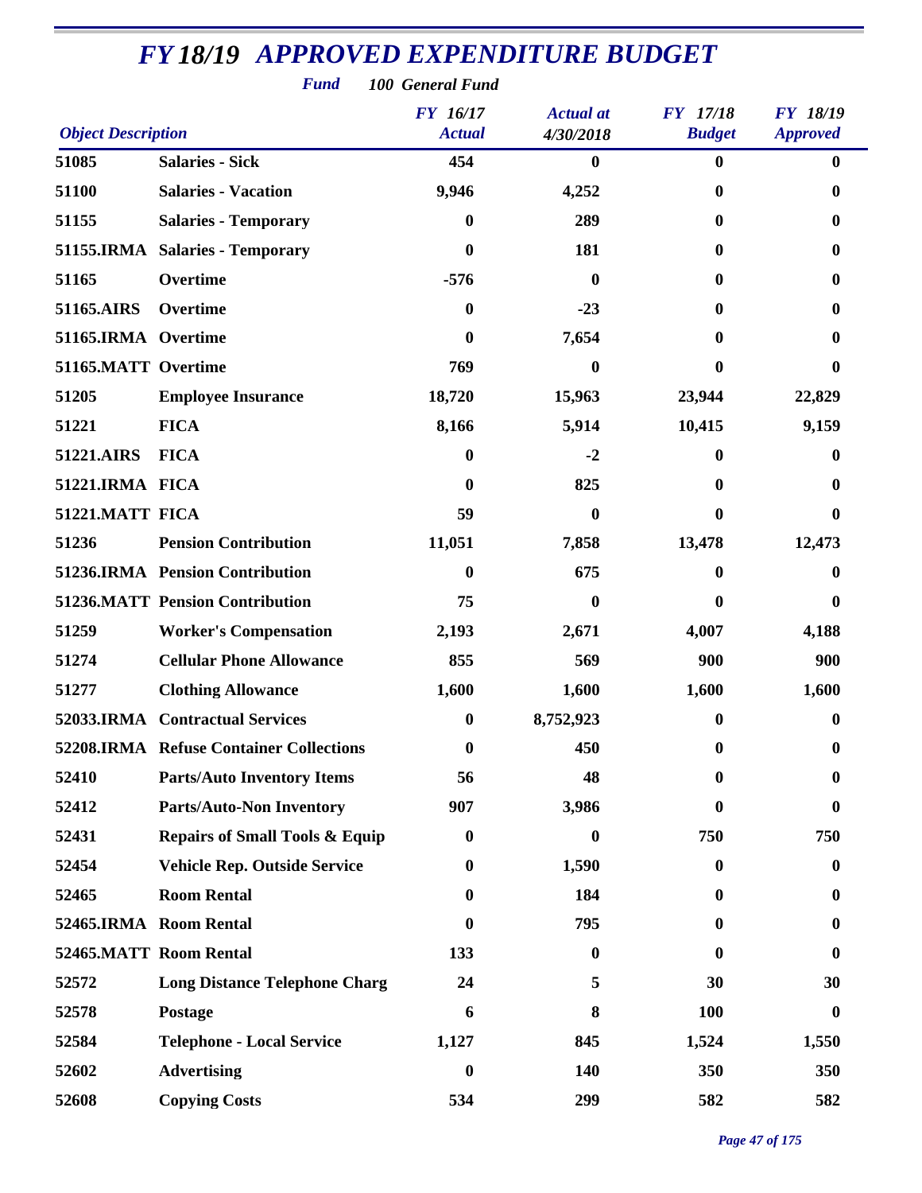# FY 18/19 APPROVED EXPENDITURE BUDGET

**Fund** 100 General Fund

| Object Description | | FY 16/17 Actual | Actual at 4/30/2018 | FY 17/18 Budget | FY 18/19 Approved |
|---|---|---|---|---|---|
| 51085 | Salaries - Sick | 454 | 0 | 0 | 0 |
| 51100 | Salaries - Vacation | 9,946 | 4,252 | 0 | 0 |
| 51155 | Salaries - Temporary | 0 | 289 | 0 | 0 |
| 51155.IRMA | Salaries - Temporary | 0 | 181 | 0 | 0 |
| 51165 | Overtime | -576 | 0 | 0 | 0 |
| 51165.AIRS | Overtime | 0 | -23 | 0 | 0 |
| 51165.IRMA | Overtime | 0 | 7,654 | 0 | 0 |
| 51165.MATT | Overtime | 769 | 0 | 0 | 0 |
| 51205 | Employee Insurance | 18,720 | 15,963 | 23,944 | 22,829 |
| 51221 | FICA | 8,166 | 5,914 | 10,415 | 9,159 |
| 51221.AIRS | FICA | 0 | -2 | 0 | 0 |
| 51221.IRMA | FICA | 0 | 825 | 0 | 0 |
| 51221.MATT | FICA | 59 | 0 | 0 | 0 |
| 51236 | Pension Contribution | 11,051 | 7,858 | 13,478 | 12,473 |
| 51236.IRMA | Pension Contribution | 0 | 675 | 0 | 0 |
| 51236.MATT | Pension Contribution | 75 | 0 | 0 | 0 |
| 51259 | Worker's Compensation | 2,193 | 2,671 | 4,007 | 4,188 |
| 51274 | Cellular Phone Allowance | 855 | 569 | 900 | 900 |
| 51277 | Clothing Allowance | 1,600 | 1,600 | 1,600 | 1,600 |
| 52033.IRMA | Contractual Services | 0 | 8,752,923 | 0 | 0 |
| 52208.IRMA | Refuse Container Collections | 0 | 450 | 0 | 0 |
| 52410 | Parts/Auto Inventory Items | 56 | 48 | 0 | 0 |
| 52412 | Parts/Auto-Non Inventory | 907 | 3,986 | 0 | 0 |
| 52431 | Repairs of Small Tools & Equip | 0 | 0 | 750 | 750 |
| 52454 | Vehicle Rep. Outside Service | 0 | 1,590 | 0 | 0 |
| 52465 | Room Rental | 0 | 184 | 0 | 0 |
| 52465.IRMA | Room Rental | 0 | 795 | 0 | 0 |
| 52465.MATT | Room Rental | 133 | 0 | 0 | 0 |
| 52572 | Long Distance Telephone Charg | 24 | 5 | 30 | 30 |
| 52578 | Postage | 6 | 8 | 100 | 0 |
| 52584 | Telephone - Local Service | 1,127 | 845 | 1,524 | 1,550 |
| 52602 | Advertising | 0 | 140 | 350 | 350 |
| 52608 | Copying Costs | 534 | 299 | 582 | 582 |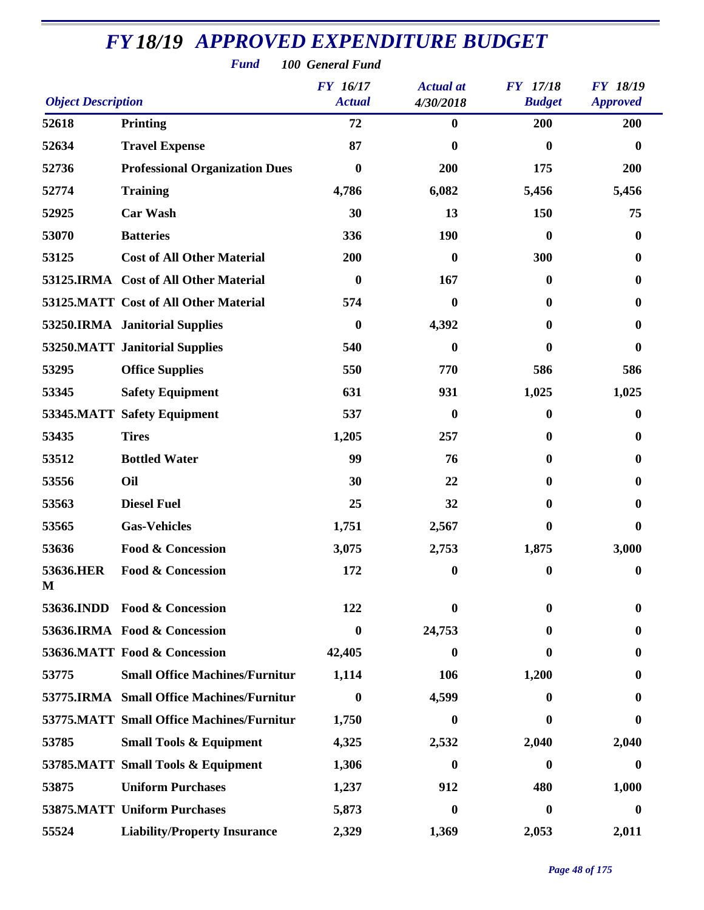# FY 18/19 APPROVED EXPENDITURE BUDGET

***Fund*** ***100 General Fund***

| *Object Description* | | *FY 16/17 Actual* | *Actual at 4/30/2018* | *FY 17/18 Budget* | *FY 18/19 Approved* |
|---|---|---|---|---|---|
| **52618** | **Printing** | **72** | **0** | **200** | **200** |
| **52634** | **Travel Expense** | **87** | **0** | **0** | **0** |
| **52736** | **Professional Organization Dues** | **0** | **200** | **175** | **200** |
| **52774** | **Training** | **4,786** | **6,082** | **5,456** | **5,456** |
| **52925** | **Car Wash** | **30** | **13** | **150** | **75** |
| **53070** | **Batteries** | **336** | **190** | **0** | **0** |
| **53125** | **Cost of All Other Material** | **200** | **0** | **300** | **0** |
| **53125.IRMA** | **Cost of All Other Material** | **0** | **167** | **0** | **0** |
| **53125.MATT** | **Cost of All Other Material** | **574** | **0** | **0** | **0** |
| **53250.IRMA** | **Janitorial Supplies** | **0** | **4,392** | **0** | **0** |
| **53250.MATT** | **Janitorial Supplies** | **540** | **0** | **0** | **0** |
| **53295** | **Office Supplies** | **550** | **770** | **586** | **586** |
| **53345** | **Safety Equipment** | **631** | **931** | **1,025** | **1,025** |
| **53345.MATT** | **Safety Equipment** | **537** | **0** | **0** | **0** |
| **53435** | **Tires** | **1,205** | **257** | **0** | **0** |
| **53512** | **Bottled Water** | **99** | **76** | **0** | **0** |
| **53556** | **Oil** | **30** | **22** | **0** | **0** |
| **53563** | **Diesel Fuel** | **25** | **32** | **0** | **0** |
| **53565** | **Gas-Vehicles** | **1,751** | **2,567** | **0** | **0** |
| **53636** | **Food & Concession** | **3,075** | **2,753** | **1,875** | **3,000** |
| **53636.HERM** | **Food & Concession** | **172** | **0** | **0** | **0** |
| **53636.INDD** | **Food & Concession** | **122** | **0** | **0** | **0** |
| **53636.IRMA** | **Food & Concession** | **0** | **24,753** | **0** | **0** |
| **53636.MATT** | **Food & Concession** | **42,405** | **0** | **0** | **0** |
| **53775** | **Small Office Machines/Furnitur** | **1,114** | **106** | **1,200** | **0** |
| **53775.IRMA** | **Small Office Machines/Furnitur** | **0** | **4,599** | **0** | **0** |
| **53775.MATT** | **Small Office Machines/Furnitur** | **1,750** | **0** | **0** | **0** |
| **53785** | **Small Tools & Equipment** | **4,325** | **2,532** | **2,040** | **2,040** |
| **53785.MATT** | **Small Tools & Equipment** | **1,306** | **0** | **0** | **0** |
| **53875** | **Uniform Purchases** | **1,237** | **912** | **480** | **1,000** |
| **53875.MATT** | **Uniform Purchases** | **5,873** | **0** | **0** | **0** |
| **55524** | **Liability/Property Insurance** | **2,329** | **1,369** | **2,053** | **2,011** |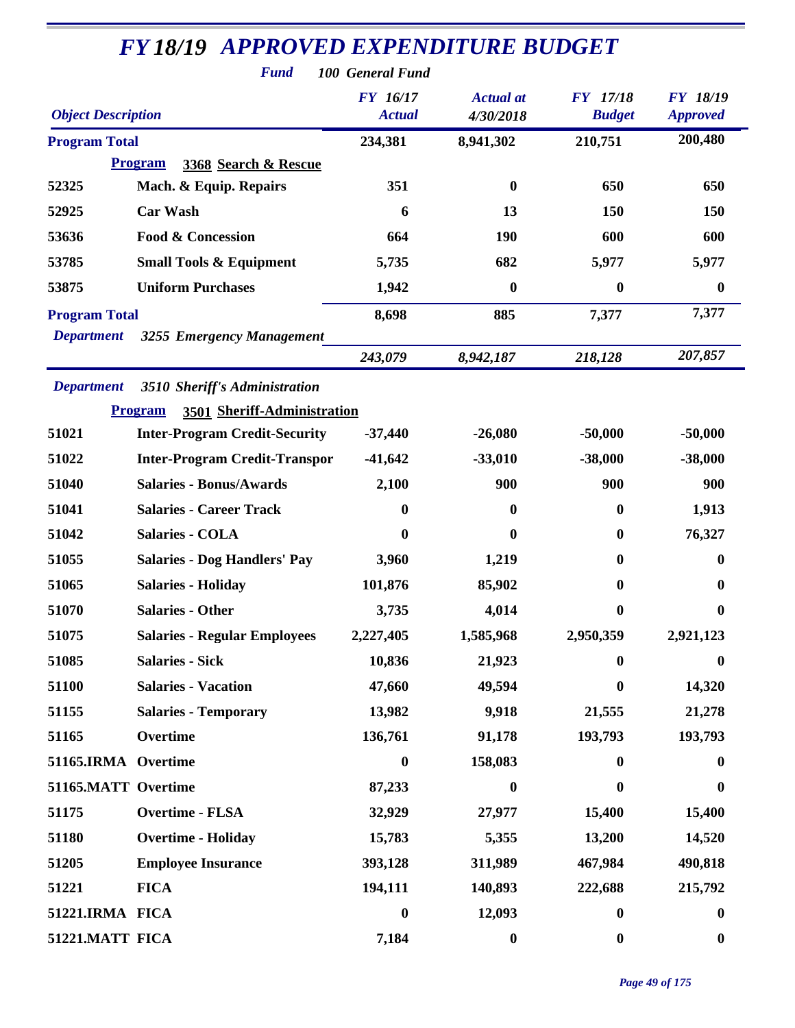# FY 18/19 APPROVED EXPENDITURE BUDGET

**Fund** *100 General Fund*

| Object Description | | FY 16/17 Actual | Actual at 4/30/2018 | FY 17/18 Budget | FY 18/19 Approved |
|---|---|---|---|---|---|
| **Program Total** | | 234,381 | 8,941,302 | 210,751 | 200,480 |
| **Program** | **3368 Search & Rescue** | | | | |
| 52325 | Mach. & Equip. Repairs | 351 | 0 | 650 | 650 |
| 52925 | Car Wash | 6 | 13 | 150 | 150 |
| 53636 | Food & Concession | 664 | 190 | 600 | 600 |
| 53785 | Small Tools & Equipment | 5,735 | 682 | 5,977 | 5,977 |
| 53875 | Uniform Purchases | 1,942 | 0 | 0 | 0 |
| **Program Total** | | 8,698 | 885 | 7,377 | 7,377 |
| *Department* | *3255 Emergency Management* | *243,079* | *8,942,187* | *218,128* | *207,857* |
| *Department* | *3510 Sheriff's Administration* | | | | |
| **Program** | **3501 Sheriff-Administration** | | | | |
| 51021 | Inter-Program Credit-Security | -37,440 | -26,080 | -50,000 | -50,000 |
| 51022 | Inter-Program Credit-Transpor | -41,642 | -33,010 | -38,000 | -38,000 |
| 51040 | Salaries - Bonus/Awards | 2,100 | 900 | 900 | 900 |
| 51041 | Salaries - Career Track | 0 | 0 | 0 | 1,913 |
| 51042 | Salaries - COLA | 0 | 0 | 0 | 76,327 |
| 51055 | Salaries - Dog Handlers' Pay | 3,960 | 1,219 | 0 | 0 |
| 51065 | Salaries - Holiday | 101,876 | 85,902 | 0 | 0 |
| 51070 | Salaries - Other | 3,735 | 4,014 | 0 | 0 |
| 51075 | Salaries - Regular Employees | 2,227,405 | 1,585,968 | 2,950,359 | 2,921,123 |
| 51085 | Salaries - Sick | 10,836 | 21,923 | 0 | 0 |
| 51100 | Salaries - Vacation | 47,660 | 49,594 | 0 | 14,320 |
| 51155 | Salaries - Temporary | 13,982 | 9,918 | 21,555 | 21,278 |
| 51165 | Overtime | 136,761 | 91,178 | 193,793 | 193,793 |
| 51165.IRMA | Overtime | 0 | 158,083 | 0 | 0 |
| 51165.MATT | Overtime | 87,233 | 0 | 0 | 0 |
| 51175 | Overtime - FLSA | 32,929 | 27,977 | 15,400 | 15,400 |
| 51180 | Overtime - Holiday | 15,783 | 5,355 | 13,200 | 14,520 |
| 51205 | Employee Insurance | 393,128 | 311,989 | 467,984 | 490,818 |
| 51221 | FICA | 194,111 | 140,893 | 222,688 | 215,792 |
| 51221.IRMA | FICA | 0 | 12,093 | 0 | 0 |
| 51221.MATT | FICA | 7,184 | 0 | 0 | 0 |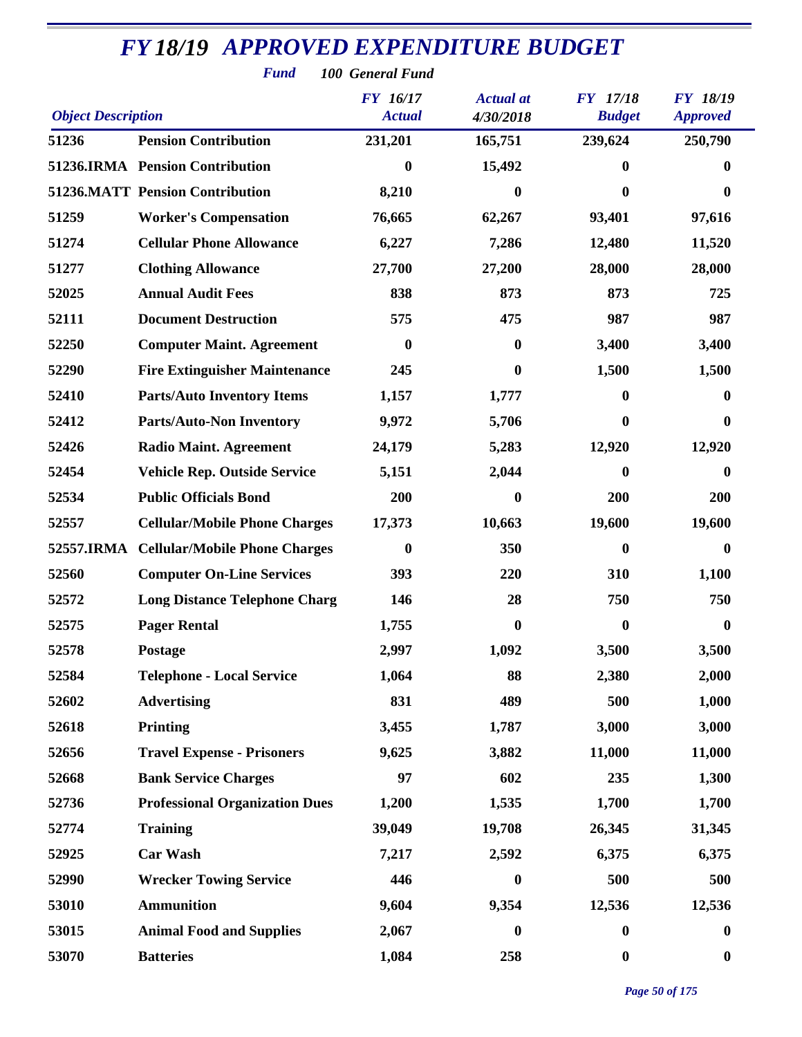# FY 18/19 APPROVED EXPENDITURE BUDGET

***Fund*** ***100 General Fund***

| Object Description | | FY 16/17 Actual | Actual at 4/30/2018 | FY 17/18 Budget | FY 18/19 Approved |
|---|---|---|---|---|---|
| 51236 | Pension Contribution | 231,201 | 165,751 | 239,624 | 250,790 |
| 51236.IRMA | Pension Contribution | 0 | 15,492 | 0 | 0 |
| 51236.MATT | Pension Contribution | 8,210 | 0 | 0 | 0 |
| 51259 | Worker's Compensation | 76,665 | 62,267 | 93,401 | 97,616 |
| 51274 | Cellular Phone Allowance | 6,227 | 7,286 | 12,480 | 11,520 |
| 51277 | Clothing Allowance | 27,700 | 27,200 | 28,000 | 28,000 |
| 52025 | Annual Audit Fees | 838 | 873 | 873 | 725 |
| 52111 | Document Destruction | 575 | 475 | 987 | 987 |
| 52250 | Computer Maint. Agreement | 0 | 0 | 3,400 | 3,400 |
| 52290 | Fire Extinguisher Maintenance | 245 | 0 | 1,500 | 1,500 |
| 52410 | Parts/Auto Inventory Items | 1,157 | 1,777 | 0 | 0 |
| 52412 | Parts/Auto-Non Inventory | 9,972 | 5,706 | 0 | 0 |
| 52426 | Radio Maint. Agreement | 24,179 | 5,283 | 12,920 | 12,920 |
| 52454 | Vehicle Rep. Outside Service | 5,151 | 2,044 | 0 | 0 |
| 52534 | Public Officials Bond | 200 | 0 | 200 | 200 |
| 52557 | Cellular/Mobile Phone Charges | 17,373 | 10,663 | 19,600 | 19,600 |
| 52557.IRMA | Cellular/Mobile Phone Charges | 0 | 350 | 0 | 0 |
| 52560 | Computer On-Line Services | 393 | 220 | 310 | 1,100 |
| 52572 | Long Distance Telephone Charg | 146 | 28 | 750 | 750 |
| 52575 | Pager Rental | 1,755 | 0 | 0 | 0 |
| 52578 | Postage | 2,997 | 1,092 | 3,500 | 3,500 |
| 52584 | Telephone - Local Service | 1,064 | 88 | 2,380 | 2,000 |
| 52602 | Advertising | 831 | 489 | 500 | 1,000 |
| 52618 | Printing | 3,455 | 1,787 | 3,000 | 3,000 |
| 52656 | Travel Expense - Prisoners | 9,625 | 3,882 | 11,000 | 11,000 |
| 52668 | Bank Service Charges | 97 | 602 | 235 | 1,300 |
| 52736 | Professional Organization Dues | 1,200 | 1,535 | 1,700 | 1,700 |
| 52774 | Training | 39,049 | 19,708 | 26,345 | 31,345 |
| 52925 | Car Wash | 7,217 | 2,592 | 6,375 | 6,375 |
| 52990 | Wrecker Towing Service | 446 | 0 | 500 | 500 |
| 53010 | Ammunition | 9,604 | 9,354 | 12,536 | 12,536 |
| 53015 | Animal Food and Supplies | 2,067 | 0 | 0 | 0 |
| 53070 | Batteries | 1,084 | 258 | 0 | 0 |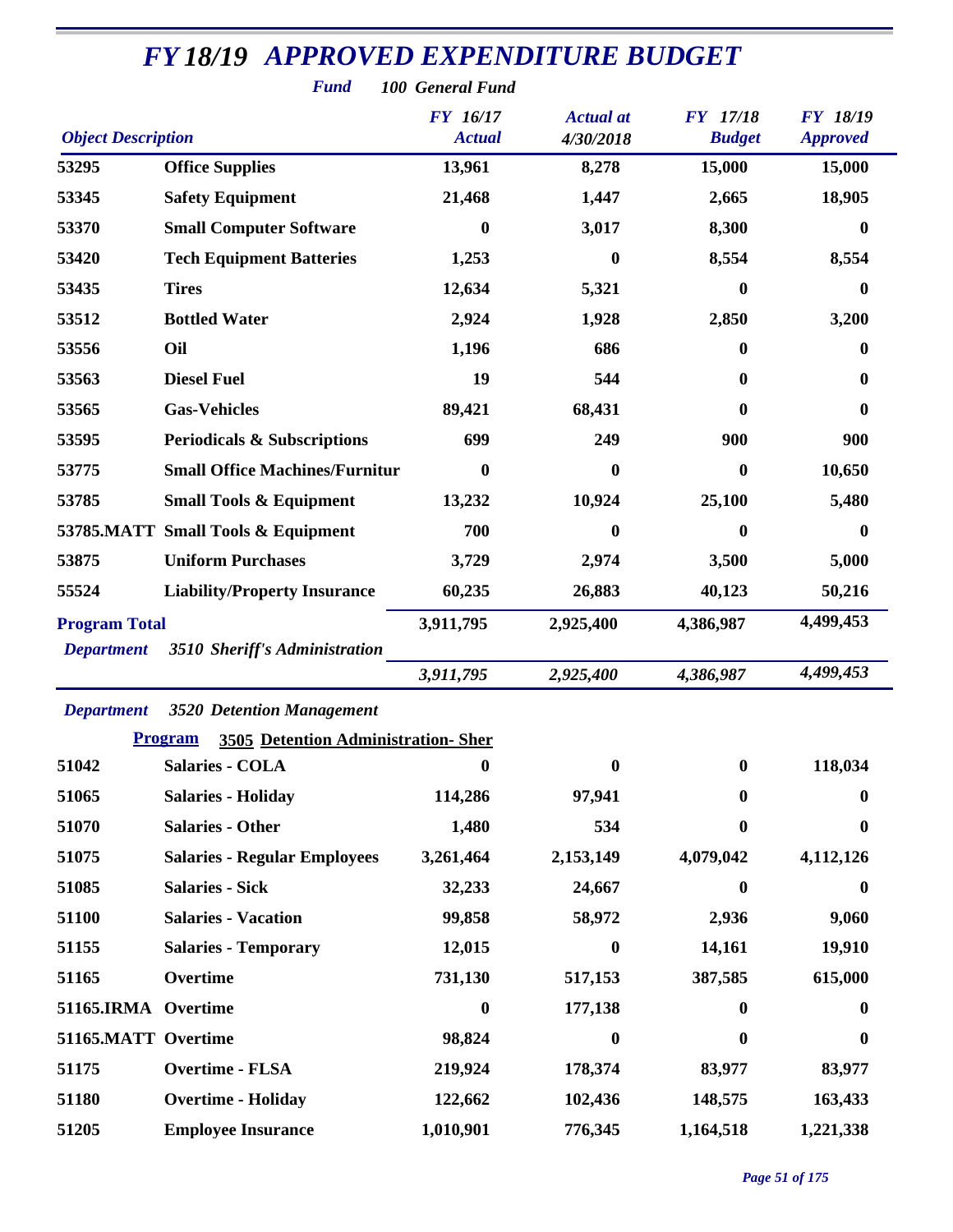# FY 18/19 APPROVED EXPENDITURE BUDGET

**Fund** *100 General Fund*

| Object Description | | FY 16/17 Actual | Actual at 4/30/2018 | FY 17/18 Budget | FY 18/19 Approved |
|---|---|---|---|---|---|
| 53295 | Office Supplies | 13,961 | 8,278 | 15,000 | 15,000 |
| 53345 | Safety Equipment | 21,468 | 1,447 | 2,665 | 18,905 |
| 53370 | Small Computer Software | 0 | 3,017 | 8,300 | 0 |
| 53420 | Tech Equipment Batteries | 1,253 | 0 | 8,554 | 8,554 |
| 53435 | Tires | 12,634 | 5,321 | 0 | 0 |
| 53512 | Bottled Water | 2,924 | 1,928 | 2,850 | 3,200 |
| 53556 | Oil | 1,196 | 686 | 0 | 0 |
| 53563 | Diesel Fuel | 19 | 544 | 0 | 0 |
| 53565 | Gas-Vehicles | 89,421 | 68,431 | 0 | 0 |
| 53595 | Periodicals & Subscriptions | 699 | 249 | 900 | 900 |
| 53775 | Small Office Machines/Furnitur | 0 | 0 | 0 | 10,650 |
| 53785 | Small Tools & Equipment | 13,232 | 10,924 | 25,100 | 5,480 |
| 53785.MATT | Small Tools & Equipment | 700 | 0 | 0 | 0 |
| 53875 | Uniform Purchases | 3,729 | 2,974 | 3,500 | 5,000 |
| 55524 | Liability/Property Insurance | 60,235 | 26,883 | 40,123 | 50,216 |
| **Program Total** | | 3,911,795 | 2,925,400 | 4,386,987 | 4,499,453 |
| *Department* | *3510 Sheriff's Administration* | | | | |
| | | *3,911,795* | *2,925,400* | *4,386,987* | *4,499,453* |

*Department* *3520 Detention Management*

**Program** **3505 Detention Administration- Sher**

| Object Description | | FY 16/17 Actual | Actual at 4/30/2018 | FY 17/18 Budget | FY 18/19 Approved |
|---|---|---|---|---|---|
| 51042 | Salaries - COLA | 0 | 0 | 0 | 118,034 |
| 51065 | Salaries - Holiday | 114,286 | 97,941 | 0 | 0 |
| 51070 | Salaries - Other | 1,480 | 534 | 0 | 0 |
| 51075 | Salaries - Regular Employees | 3,261,464 | 2,153,149 | 4,079,042 | 4,112,126 |
| 51085 | Salaries - Sick | 32,233 | 24,667 | 0 | 0 |
| 51100 | Salaries - Vacation | 99,858 | 58,972 | 2,936 | 9,060 |
| 51155 | Salaries - Temporary | 12,015 | 0 | 14,161 | 19,910 |
| 51165 | Overtime | 731,130 | 517,153 | 387,585 | 615,000 |
| 51165.IRMA | Overtime | 0 | 177,138 | 0 | 0 |
| 51165.MATT | Overtime | 98,824 | 0 | 0 | 0 |
| 51175 | Overtime - FLSA | 219,924 | 178,374 | 83,977 | 83,977 |
| 51180 | Overtime - Holiday | 122,662 | 102,436 | 148,575 | 163,433 |
| 51205 | Employee Insurance | 1,010,901 | 776,345 | 1,164,518 | 1,221,338 |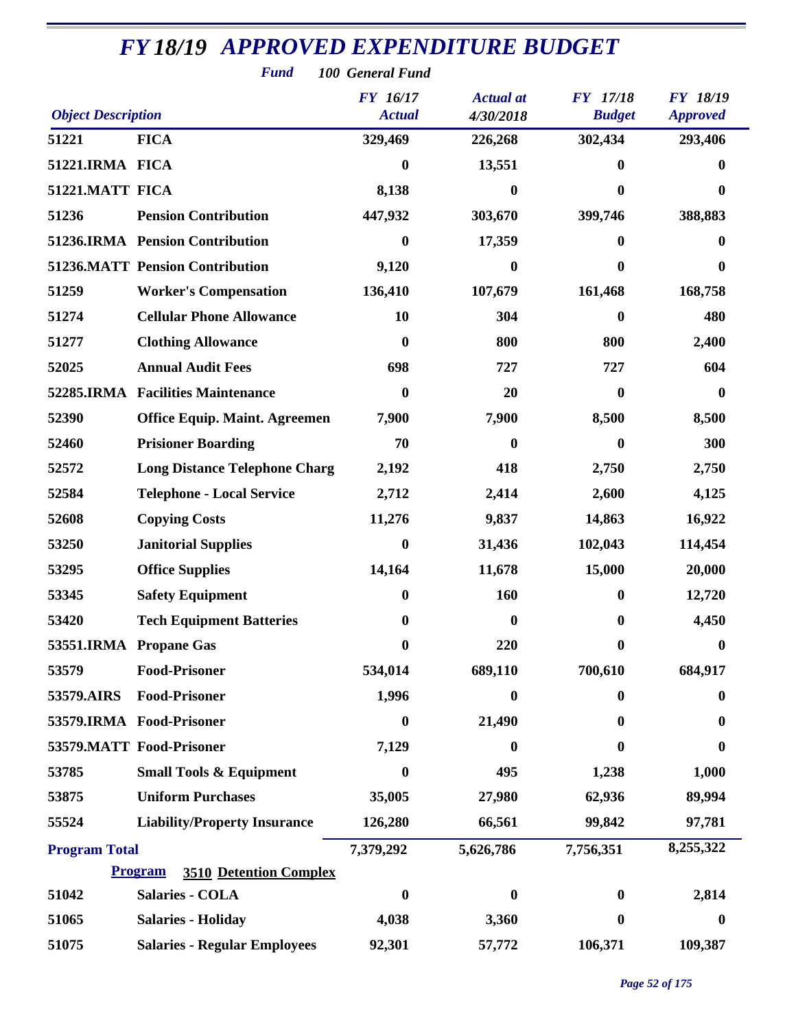# FY 18/19 APPROVED EXPENDITURE BUDGET

**Fund** *100 General Fund*

| Object Description | | FY 16/17 Actual | Actual at 4/30/2018 | FY 17/18 Budget | FY 18/19 Approved |
|---|---|---|---|---|---|
| 51221 | FICA | 329,469 | 226,268 | 302,434 | 293,406 |
| 51221.IRMA | FICA | 0 | 13,551 | 0 | 0 |
| 51221.MATT | FICA | 8,138 | 0 | 0 | 0 |
| 51236 | Pension Contribution | 447,932 | 303,670 | 399,746 | 388,883 |
| 51236.IRMA | Pension Contribution | 0 | 17,359 | 0 | 0 |
| 51236.MATT | Pension Contribution | 9,120 | 0 | 0 | 0 |
| 51259 | Worker's Compensation | 136,410 | 107,679 | 161,468 | 168,758 |
| 51274 | Cellular Phone Allowance | 10 | 304 | 0 | 480 |
| 51277 | Clothing Allowance | 0 | 800 | 800 | 2,400 |
| 52025 | Annual Audit Fees | 698 | 727 | 727 | 604 |
| 52285.IRMA | Facilities Maintenance | 0 | 20 | 0 | 0 |
| 52390 | Office Equip. Maint. Agreemen | 7,900 | 7,900 | 8,500 | 8,500 |
| 52460 | Prisioner Boarding | 70 | 0 | 0 | 300 |
| 52572 | Long Distance Telephone Charg | 2,192 | 418 | 2,750 | 2,750 |
| 52584 | Telephone - Local Service | 2,712 | 2,414 | 2,600 | 4,125 |
| 52608 | Copying Costs | 11,276 | 9,837 | 14,863 | 16,922 |
| 53250 | Janitorial Supplies | 0 | 31,436 | 102,043 | 114,454 |
| 53295 | Office Supplies | 14,164 | 11,678 | 15,000 | 20,000 |
| 53345 | Safety Equipment | 0 | 160 | 0 | 12,720 |
| 53420 | Tech Equipment Batteries | 0 | 0 | 0 | 4,450 |
| 53551.IRMA | Propane Gas | 0 | 220 | 0 | 0 |
| 53579 | Food-Prisoner | 534,014 | 689,110 | 700,610 | 684,917 |
| 53579.AIRS | Food-Prisoner | 1,996 | 0 | 0 | 0 |
| 53579.IRMA | Food-Prisoner | 0 | 21,490 | 0 | 0 |
| 53579.MATT | Food-Prisoner | 7,129 | 0 | 0 | 0 |
| 53785 | Small Tools & Equipment | 0 | 495 | 1,238 | 1,000 |
| 53875 | Uniform Purchases | 35,005 | 27,980 | 62,936 | 89,994 |
| 55524 | Liability/Property Insurance | 126,280 | 66,561 | 99,842 | 97,781 |
| **Program Total** | | 7,379,292 | 5,626,786 | 7,756,351 | 8,255,322 |
| | **Program 3510 Detention Complex** | | | | |
| 51042 | Salaries - COLA | 0 | 0 | 0 | 2,814 |
| 51065 | Salaries - Holiday | 4,038 | 3,360 | 0 | 0 |
| 51075 | Salaries - Regular Employees | 92,301 | 57,772 | 106,371 | 109,387 |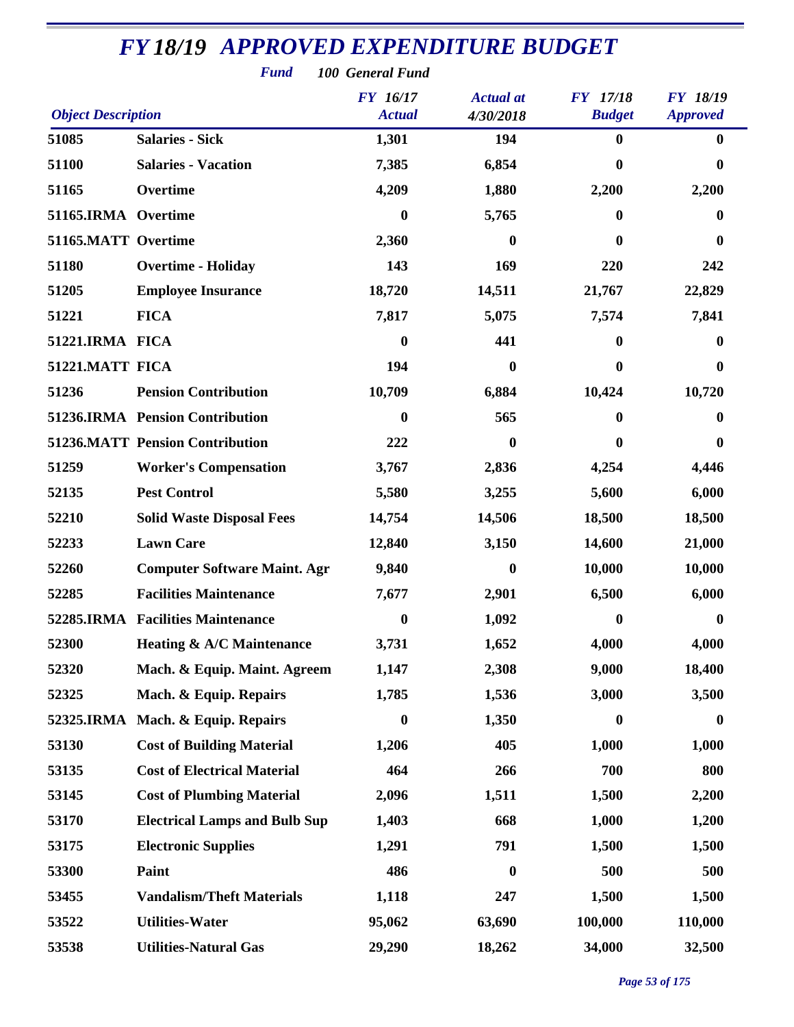# FY 18/19 APPROVED EXPENDITURE BUDGET

**Fund** **100 General Fund**

| Object Description | | FY 16/17 Actual | Actual at 4/30/2018 | FY 17/18 Budget | FY 18/19 Approved |
|---|---|---|---|---|---|
| 51085 | Salaries - Sick | 1,301 | 194 | 0 | 0 |
| 51100 | Salaries - Vacation | 7,385 | 6,854 | 0 | 0 |
| 51165 | Overtime | 4,209 | 1,880 | 2,200 | 2,200 |
| 51165.IRMA | Overtime | 0 | 5,765 | 0 | 0 |
| 51165.MATT | Overtime | 2,360 | 0 | 0 | 0 |
| 51180 | Overtime - Holiday | 143 | 169 | 220 | 242 |
| 51205 | Employee Insurance | 18,720 | 14,511 | 21,767 | 22,829 |
| 51221 | FICA | 7,817 | 5,075 | 7,574 | 7,841 |
| 51221.IRMA | FICA | 0 | 441 | 0 | 0 |
| 51221.MATT | FICA | 194 | 0 | 0 | 0 |
| 51236 | Pension Contribution | 10,709 | 6,884 | 10,424 | 10,720 |
| 51236.IRMA | Pension Contribution | 0 | 565 | 0 | 0 |
| 51236.MATT | Pension Contribution | 222 | 0 | 0 | 0 |
| 51259 | Worker's Compensation | 3,767 | 2,836 | 4,254 | 4,446 |
| 52135 | Pest Control | 5,580 | 3,255 | 5,600 | 6,000 |
| 52210 | Solid Waste Disposal Fees | 14,754 | 14,506 | 18,500 | 18,500 |
| 52233 | Lawn Care | 12,840 | 3,150 | 14,600 | 21,000 |
| 52260 | Computer Software Maint. Agr | 9,840 | 0 | 10,000 | 10,000 |
| 52285 | Facilities Maintenance | 7,677 | 2,901 | 6,500 | 6,000 |
| 52285.IRMA | Facilities Maintenance | 0 | 1,092 | 0 | 0 |
| 52300 | Heating & A/C Maintenance | 3,731 | 1,652 | 4,000 | 4,000 |
| 52320 | Mach. & Equip. Maint. Agreem | 1,147 | 2,308 | 9,000 | 18,400 |
| 52325 | Mach. & Equip. Repairs | 1,785 | 1,536 | 3,000 | 3,500 |
| 52325.IRMA | Mach. & Equip. Repairs | 0 | 1,350 | 0 | 0 |
| 53130 | Cost of Building Material | 1,206 | 405 | 1,000 | 1,000 |
| 53135 | Cost of Electrical Material | 464 | 266 | 700 | 800 |
| 53145 | Cost of Plumbing Material | 2,096 | 1,511 | 1,500 | 2,200 |
| 53170 | Electrical Lamps and Bulb Sup | 1,403 | 668 | 1,000 | 1,200 |
| 53175 | Electronic Supplies | 1,291 | 791 | 1,500 | 1,500 |
| 53300 | Paint | 486 | 0 | 500 | 500 |
| 53455 | Vandalism/Theft Materials | 1,118 | 247 | 1,500 | 1,500 |
| 53522 | Utilities-Water | 95,062 | 63,690 | 100,000 | 110,000 |
| 53538 | Utilities-Natural Gas | 29,290 | 18,262 | 34,000 | 32,500 |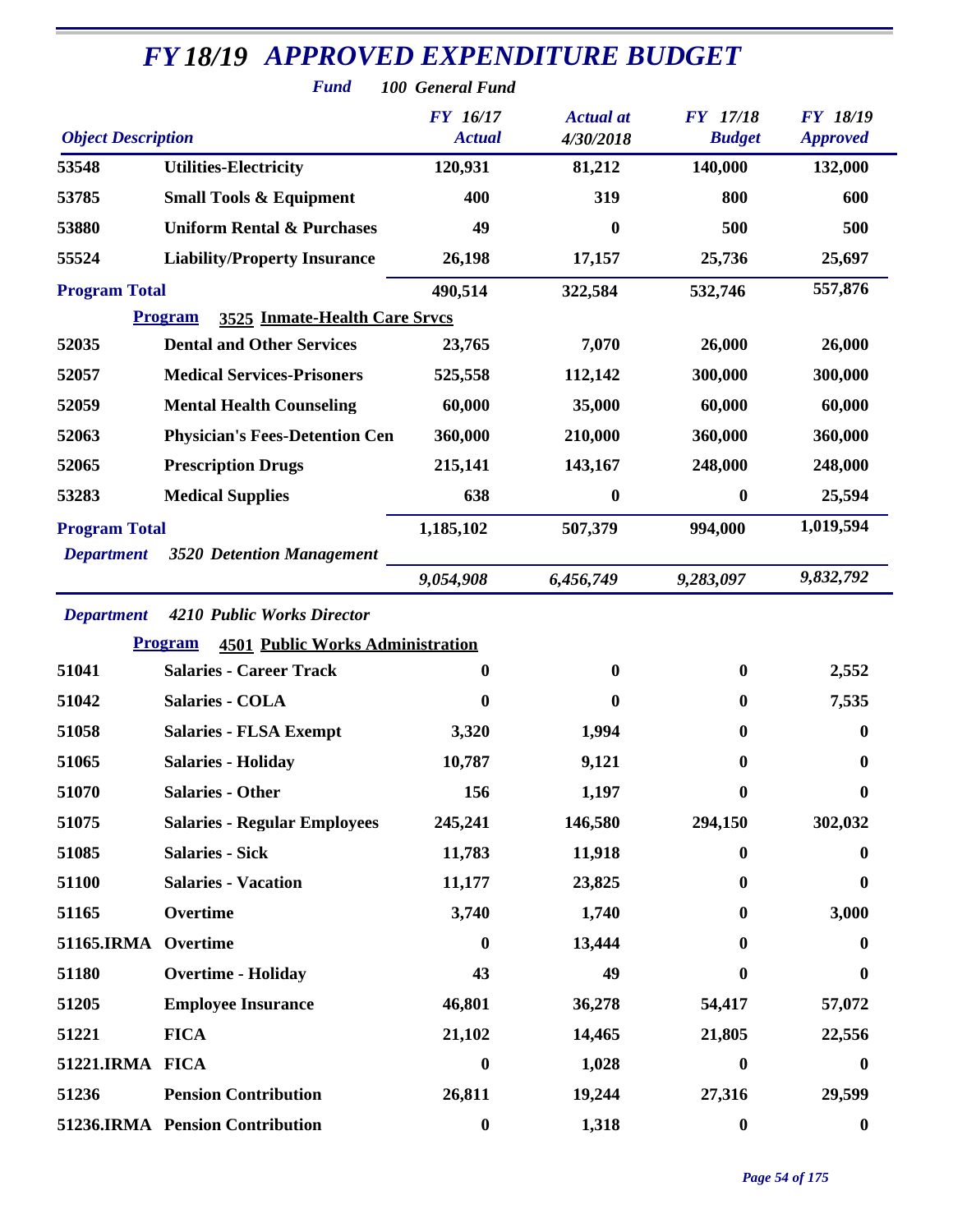# FY 18/19 APPROVED EXPENDITURE BUDGET

**Fund** 100 General Fund

| Object Description | | FY 16/17 Actual | Actual at 4/30/2018 | FY 17/18 Budget | FY 18/19 Approved |
|---|---|---|---|---|---|
| 53548 | Utilities-Electricity | 120,931 | 81,212 | 140,000 | 132,000 |
| 53785 | Small Tools & Equipment | 400 | 319 | 800 | 600 |
| 53880 | Uniform Rental & Purchases | 49 | 0 | 500 | 500 |
| 55524 | Liability/Property Insurance | 26,198 | 17,157 | 25,736 | 25,697 |
| **Program Total** | | 490,514 | 322,584 | 532,746 | 557,876 |
| **Program** | **3525 Inmate-Health Care Srvcs** | | | | |
| 52035 | Dental and Other Services | 23,765 | 7,070 | 26,000 | 26,000 |
| 52057 | Medical Services-Prisoners | 525,558 | 112,142 | 300,000 | 300,000 |
| 52059 | Mental Health Counseling | 60,000 | 35,000 | 60,000 | 60,000 |
| 52063 | Physician's Fees-Detention Cen | 360,000 | 210,000 | 360,000 | 360,000 |
| 52065 | Prescription Drugs | 215,141 | 143,167 | 248,000 | 248,000 |
| 53283 | Medical Supplies | 638 | 0 | 0 | 25,594 |
| **Program Total** | | 1,185,102 | 507,379 | 994,000 | 1,019,594 |
| **Department** | **3520 Detention Management** | 9,054,908 | 6,456,749 | 9,283,097 | 9,832,792 |
| **Department** | **4210 Public Works Director** | | | | |
| **Program** | **4501 Public Works Administration** | | | | |
| 51041 | Salaries - Career Track | 0 | 0 | 0 | 2,552 |
| 51042 | Salaries - COLA | 0 | 0 | 0 | 7,535 |
| 51058 | Salaries - FLSA Exempt | 3,320 | 1,994 | 0 | 0 |
| 51065 | Salaries - Holiday | 10,787 | 9,121 | 0 | 0 |
| 51070 | Salaries - Other | 156 | 1,197 | 0 | 0 |
| 51075 | Salaries - Regular Employees | 245,241 | 146,580 | 294,150 | 302,032 |
| 51085 | Salaries - Sick | 11,783 | 11,918 | 0 | 0 |
| 51100 | Salaries - Vacation | 11,177 | 23,825 | 0 | 0 |
| 51165 | Overtime | 3,740 | 1,740 | 0 | 3,000 |
| 51165.IRMA | Overtime | 0 | 13,444 | 0 | 0 |
| 51180 | Overtime - Holiday | 43 | 49 | 0 | 0 |
| 51205 | Employee Insurance | 46,801 | 36,278 | 54,417 | 57,072 |
| 51221 | FICA | 21,102 | 14,465 | 21,805 | 22,556 |
| 51221.IRMA | FICA | 0 | 1,028 | 0 | 0 |
| 51236 | Pension Contribution | 26,811 | 19,244 | 27,316 | 29,599 |
| 51236.IRMA | Pension Contribution | 0 | 1,318 | 0 | 0 |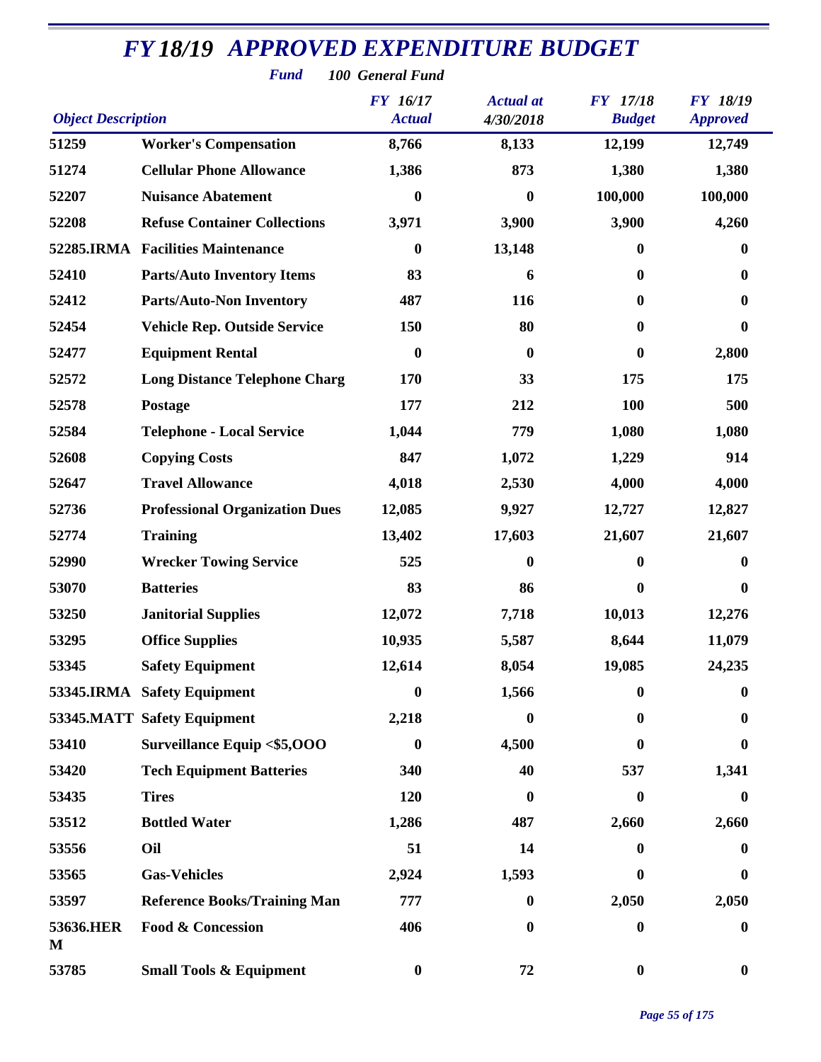# FY 18/19 APPROVED EXPENDITURE BUDGET

**Fund** 100 General Fund

| Object Description | | FY 16/17 Actual | Actual at 4/30/2018 | FY 17/18 Budget | FY 18/19 Approved |
|---|---|---|---|---|---|
| 51259 | Worker's Compensation | 8,766 | 8,133 | 12,199 | 12,749 |
| 51274 | Cellular Phone Allowance | 1,386 | 873 | 1,380 | 1,380 |
| 52207 | Nuisance Abatement | 0 | 0 | 100,000 | 100,000 |
| 52208 | Refuse Container Collections | 3,971 | 3,900 | 3,900 | 4,260 |
| 52285.IRMA | Facilities Maintenance | 0 | 13,148 | 0 | 0 |
| 52410 | Parts/Auto Inventory Items | 83 | 6 | 0 | 0 |
| 52412 | Parts/Auto-Non Inventory | 487 | 116 | 0 | 0 |
| 52454 | Vehicle Rep. Outside Service | 150 | 80 | 0 | 0 |
| 52477 | Equipment Rental | 0 | 0 | 0 | 2,800 |
| 52572 | Long Distance Telephone Charg | 170 | 33 | 175 | 175 |
| 52578 | Postage | 177 | 212 | 100 | 500 |
| 52584 | Telephone - Local Service | 1,044 | 779 | 1,080 | 1,080 |
| 52608 | Copying Costs | 847 | 1,072 | 1,229 | 914 |
| 52647 | Travel Allowance | 4,018 | 2,530 | 4,000 | 4,000 |
| 52736 | Professional Organization Dues | 12,085 | 9,927 | 12,727 | 12,827 |
| 52774 | Training | 13,402 | 17,603 | 21,607 | 21,607 |
| 52990 | Wrecker Towing Service | 525 | 0 | 0 | 0 |
| 53070 | Batteries | 83 | 86 | 0 | 0 |
| 53250 | Janitorial Supplies | 12,072 | 7,718 | 10,013 | 12,276 |
| 53295 | Office Supplies | 10,935 | 5,587 | 8,644 | 11,079 |
| 53345 | Safety Equipment | 12,614 | 8,054 | 19,085 | 24,235 |
| 53345.IRMA | Safety Equipment | 0 | 1,566 | 0 | 0 |
| 53345.MATT | Safety Equipment | 2,218 | 0 | 0 | 0 |
| 53410 | Surveillance Equip <$5,OOO | 0 | 4,500 | 0 | 0 |
| 53420 | Tech Equipment Batteries | 340 | 40 | 537 | 1,341 |
| 53435 | Tires | 120 | 0 | 0 | 0 |
| 53512 | Bottled Water | 1,286 | 487 | 2,660 | 2,660 |
| 53556 | Oil | 51 | 14 | 0 | 0 |
| 53565 | Gas-Vehicles | 2,924 | 1,593 | 0 | 0 |
| 53597 | Reference Books/Training Man | 777 | 0 | 2,050 | 2,050 |
| 53636.HERM | Food & Concession | 406 | 0 | 0 | 0 |
| 53785 | Small Tools & Equipment | 0 | 72 | 0 | 0 |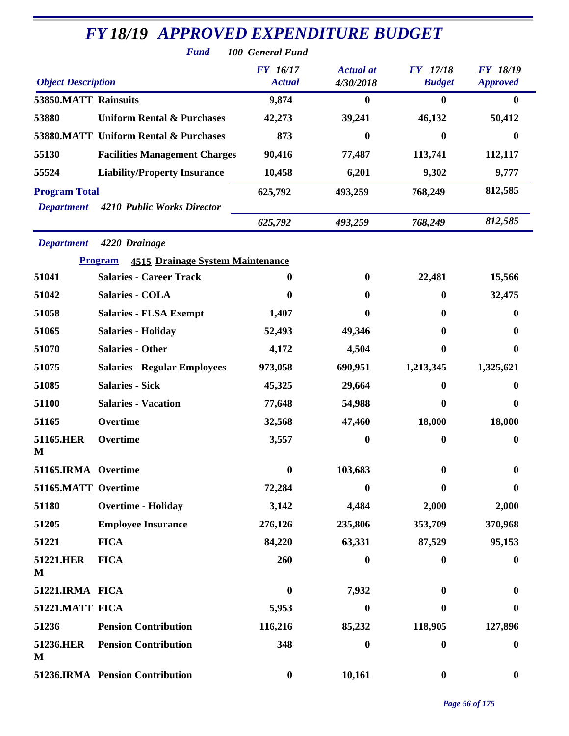# FY 18/19 APPROVED EXPENDITURE BUDGET

**Fund** *100 General Fund*

| Object Description | | FY 16/17 Actual | Actual at 4/30/2018 | FY 17/18 Budget | FY 18/19 Approved |
|---|---|---|---|---|---|
| 53850.MATT | Rainsuits | 9,874 | 0 | 0 | 0 |
| 53880 | Uniform Rental & Purchases | 42,273 | 39,241 | 46,132 | 50,412 |
| 53880.MATT | Uniform Rental & Purchases | 873 | 0 | 0 | 0 |
| 55130 | Facilities Management Charges | 90,416 | 77,487 | 113,741 | 112,117 |
| 55524 | Liability/Property Insurance | 10,458 | 6,201 | 9,302 | 9,777 |
| **Program Total** | | 625,792 | 493,259 | 768,249 | 812,585 |
| *Department* | *4210 Public Works Director* | | | | |
| | | *625,792* | *493,259* | *768,249* | *812,585* |

*Department* *4220 Drainage*

**Program** **4515 Drainage System Maintenance**

| Object Description | | FY 16/17 Actual | Actual at 4/30/2018 | FY 17/18 Budget | FY 18/19 Approved |
|---|---|---|---|---|---|
| 51041 | Salaries - Career Track | 0 | 0 | 22,481 | 15,566 |
| 51042 | Salaries - COLA | 0 | 0 | 0 | 32,475 |
| 51058 | Salaries - FLSA Exempt | 1,407 | 0 | 0 | 0 |
| 51065 | Salaries - Holiday | 52,493 | 49,346 | 0 | 0 |
| 51070 | Salaries - Other | 4,172 | 4,504 | 0 | 0 |
| 51075 | Salaries - Regular Employees | 973,058 | 690,951 | 1,213,345 | 1,325,621 |
| 51085 | Salaries - Sick | 45,325 | 29,664 | 0 | 0 |
| 51100 | Salaries - Vacation | 77,648 | 54,988 | 0 | 0 |
| 51165 | Overtime | 32,568 | 47,460 | 18,000 | 18,000 |
| 51165.HERM | Overtime | 3,557 | 0 | 0 | 0 |
| 51165.IRMA | Overtime | 0 | 103,683 | 0 | 0 |
| 51165.MATT | Overtime | 72,284 | 0 | 0 | 0 |
| 51180 | Overtime - Holiday | 3,142 | 4,484 | 2,000 | 2,000 |
| 51205 | Employee Insurance | 276,126 | 235,806 | 353,709 | 370,968 |
| 51221 | FICA | 84,220 | 63,331 | 87,529 | 95,153 |
| 51221.HERM | FICA | 260 | 0 | 0 | 0 |
| 51221.IRMA | FICA | 0 | 7,932 | 0 | 0 |
| 51221.MATT | FICA | 5,953 | 0 | 0 | 0 |
| 51236 | Pension Contribution | 116,216 | 85,232 | 118,905 | 127,896 |
| 51236.HERM | Pension Contribution | 348 | 0 | 0 | 0 |
| 51236.IRMA | Pension Contribution | 0 | 10,161 | 0 | 0 |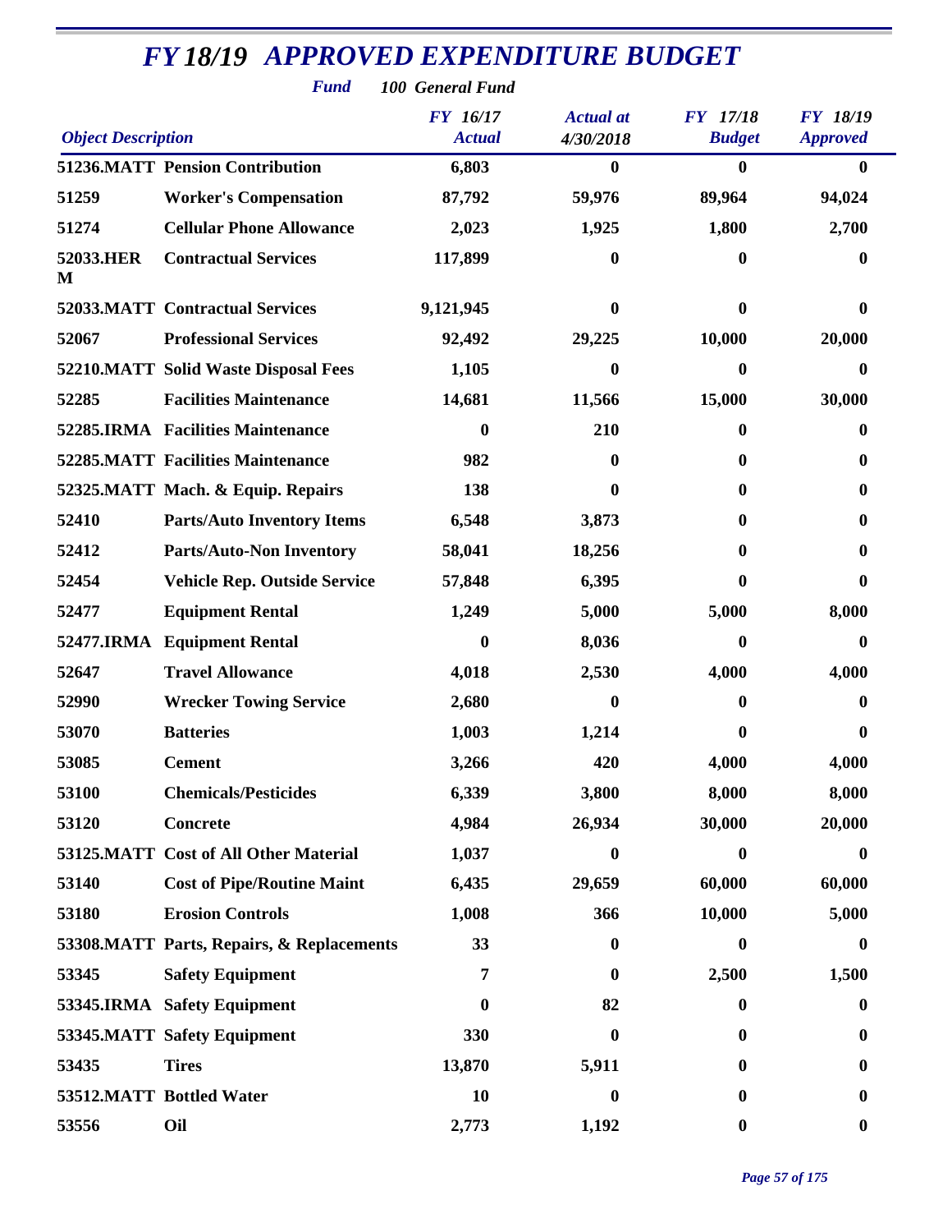# FY 18/19 APPROVED EXPENDITURE BUDGET

**Fund** *100 General Fund*

| Object Description | | FY 16/17 Actual | Actual at 4/30/2018 | FY 17/18 Budget | FY 18/19 Approved |
|---|---|---|---|---|---|
| 51236.MATT | Pension Contribution | 6,803 | 0 | 0 | 0 |
| 51259 | Worker's Compensation | 87,792 | 59,976 | 89,964 | 94,024 |
| 51274 | Cellular Phone Allowance | 2,023 | 1,925 | 1,800 | 2,700 |
| 52033.HERM | Contractual Services | 117,899 | 0 | 0 | 0 |
| 52033.MATT | Contractual Services | 9,121,945 | 0 | 0 | 0 |
| 52067 | Professional Services | 92,492 | 29,225 | 10,000 | 20,000 |
| 52210.MATT | Solid Waste Disposal Fees | 1,105 | 0 | 0 | 0 |
| 52285 | Facilities Maintenance | 14,681 | 11,566 | 15,000 | 30,000 |
| 52285.IRMA | Facilities Maintenance | 0 | 210 | 0 | 0 |
| 52285.MATT | Facilities Maintenance | 982 | 0 | 0 | 0 |
| 52325.MATT | Mach. & Equip. Repairs | 138 | 0 | 0 | 0 |
| 52410 | Parts/Auto Inventory Items | 6,548 | 3,873 | 0 | 0 |
| 52412 | Parts/Auto-Non Inventory | 58,041 | 18,256 | 0 | 0 |
| 52454 | Vehicle Rep. Outside Service | 57,848 | 6,395 | 0 | 0 |
| 52477 | Equipment Rental | 1,249 | 5,000 | 5,000 | 8,000 |
| 52477.IRMA | Equipment Rental | 0 | 8,036 | 0 | 0 |
| 52647 | Travel Allowance | 4,018 | 2,530 | 4,000 | 4,000 |
| 52990 | Wrecker Towing Service | 2,680 | 0 | 0 | 0 |
| 53070 | Batteries | 1,003 | 1,214 | 0 | 0 |
| 53085 | Cement | 3,266 | 420 | 4,000 | 4,000 |
| 53100 | Chemicals/Pesticides | 6,339 | 3,800 | 8,000 | 8,000 |
| 53120 | Concrete | 4,984 | 26,934 | 30,000 | 20,000 |
| 53125.MATT | Cost of All Other Material | 1,037 | 0 | 0 | 0 |
| 53140 | Cost of Pipe/Routine Maint | 6,435 | 29,659 | 60,000 | 60,000 |
| 53180 | Erosion Controls | 1,008 | 366 | 10,000 | 5,000 |
| 53308.MATT | Parts, Repairs, & Replacements | 33 | 0 | 0 | 0 |
| 53345 | Safety Equipment | 7 | 0 | 2,500 | 1,500 |
| 53345.IRMA | Safety Equipment | 0 | 82 | 0 | 0 |
| 53345.MATT | Safety Equipment | 330 | 0 | 0 | 0 |
| 53435 | Tires | 13,870 | 5,911 | 0 | 0 |
| 53512.MATT | Bottled Water | 10 | 0 | 0 | 0 |
| 53556 | Oil | 2,773 | 1,192 | 0 | 0 |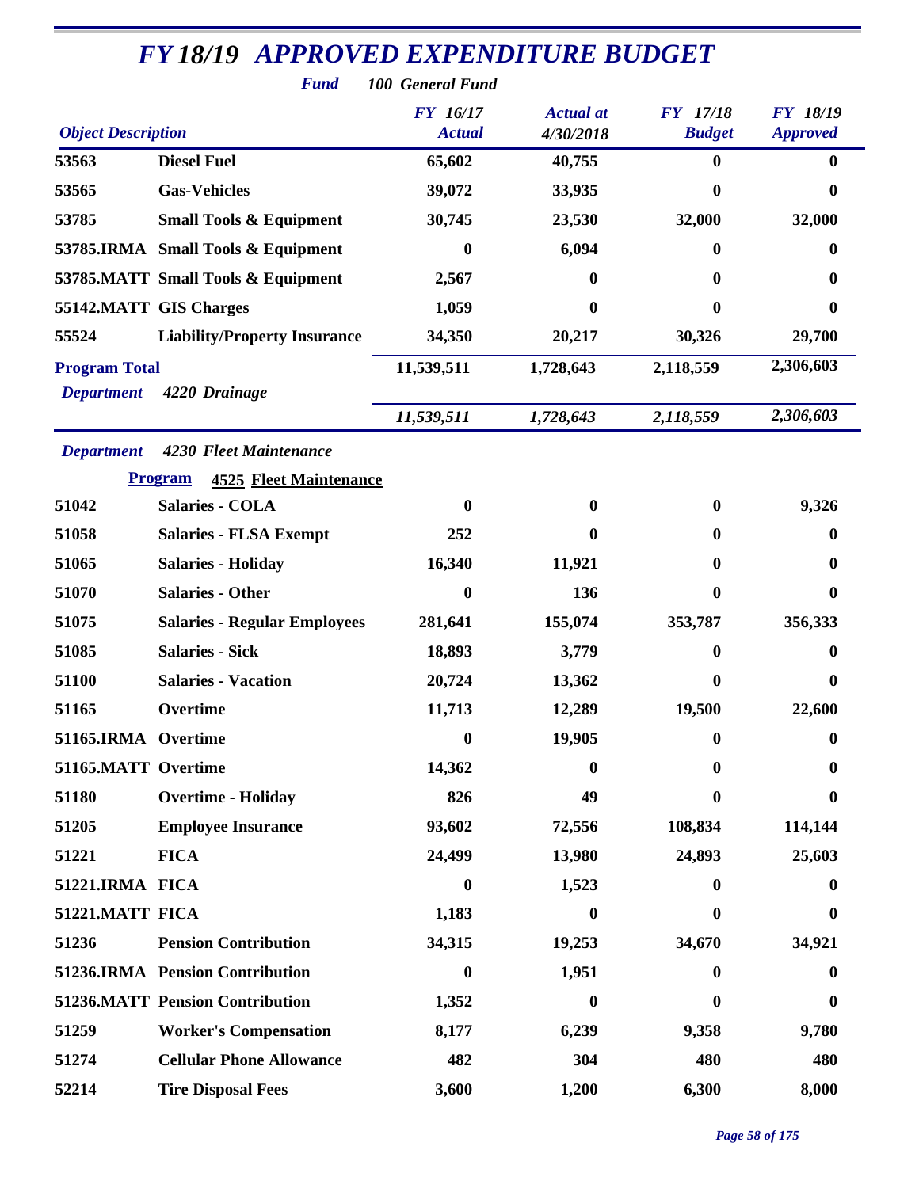# FY 18/19 APPROVED EXPENDITURE BUDGET

**Fund** *100 General Fund*

| Object Description | | FY 16/17 Actual | Actual at 4/30/2018 | FY 17/18 Budget | FY 18/19 Approved |
|---|---|---|---|---|---|
| 53563 | Diesel Fuel | 65,602 | 40,755 | 0 | 0 |
| 53565 | Gas-Vehicles | 39,072 | 33,935 | 0 | 0 |
| 53785 | Small Tools & Equipment | 30,745 | 23,530 | 32,000 | 32,000 |
| 53785.IRMA | Small Tools & Equipment | 0 | 6,094 | 0 | 0 |
| 53785.MATT | Small Tools & Equipment | 2,567 | 0 | 0 | 0 |
| 55142.MATT | GIS Charges | 1,059 | 0 | 0 | 0 |
| 55524 | Liability/Property Insurance | 34,350 | 20,217 | 30,326 | 29,700 |
| **Program Total** | | 11,539,511 | 1,728,643 | 2,118,559 | 2,306,603 |
| *Department* | *4220 Drainage* | *11,539,511* | *1,728,643* | *2,118,559* | *2,306,603* |

*Department* *4230 Fleet Maintenance*

**Program** **4525 Fleet Maintenance**

| Object Description | | FY 16/17 Actual | Actual at 4/30/2018 | FY 17/18 Budget | FY 18/19 Approved |
|---|---|---|---|---|---|
| 51042 | Salaries - COLA | 0 | 0 | 0 | 9,326 |
| 51058 | Salaries - FLSA Exempt | 252 | 0 | 0 | 0 |
| 51065 | Salaries - Holiday | 16,340 | 11,921 | 0 | 0 |
| 51070 | Salaries - Other | 0 | 136 | 0 | 0 |
| 51075 | Salaries - Regular Employees | 281,641 | 155,074 | 353,787 | 356,333 |
| 51085 | Salaries - Sick | 18,893 | 3,779 | 0 | 0 |
| 51100 | Salaries - Vacation | 20,724 | 13,362 | 0 | 0 |
| 51165 | Overtime | 11,713 | 12,289 | 19,500 | 22,600 |
| 51165.IRMA | Overtime | 0 | 19,905 | 0 | 0 |
| 51165.MATT | Overtime | 14,362 | 0 | 0 | 0 |
| 51180 | Overtime - Holiday | 826 | 49 | 0 | 0 |
| 51205 | Employee Insurance | 93,602 | 72,556 | 108,834 | 114,144 |
| 51221 | FICA | 24,499 | 13,980 | 24,893 | 25,603 |
| 51221.IRMA | FICA | 0 | 1,523 | 0 | 0 |
| 51221.MATT | FICA | 1,183 | 0 | 0 | 0 |
| 51236 | Pension Contribution | 34,315 | 19,253 | 34,670 | 34,921 |
| 51236.IRMA | Pension Contribution | 0 | 1,951 | 0 | 0 |
| 51236.MATT | Pension Contribution | 1,352 | 0 | 0 | 0 |
| 51259 | Worker's Compensation | 8,177 | 6,239 | 9,358 | 9,780 |
| 51274 | Cellular Phone Allowance | 482 | 304 | 480 | 480 |
| 52214 | Tire Disposal Fees | 3,600 | 1,200 | 6,300 | 8,000 |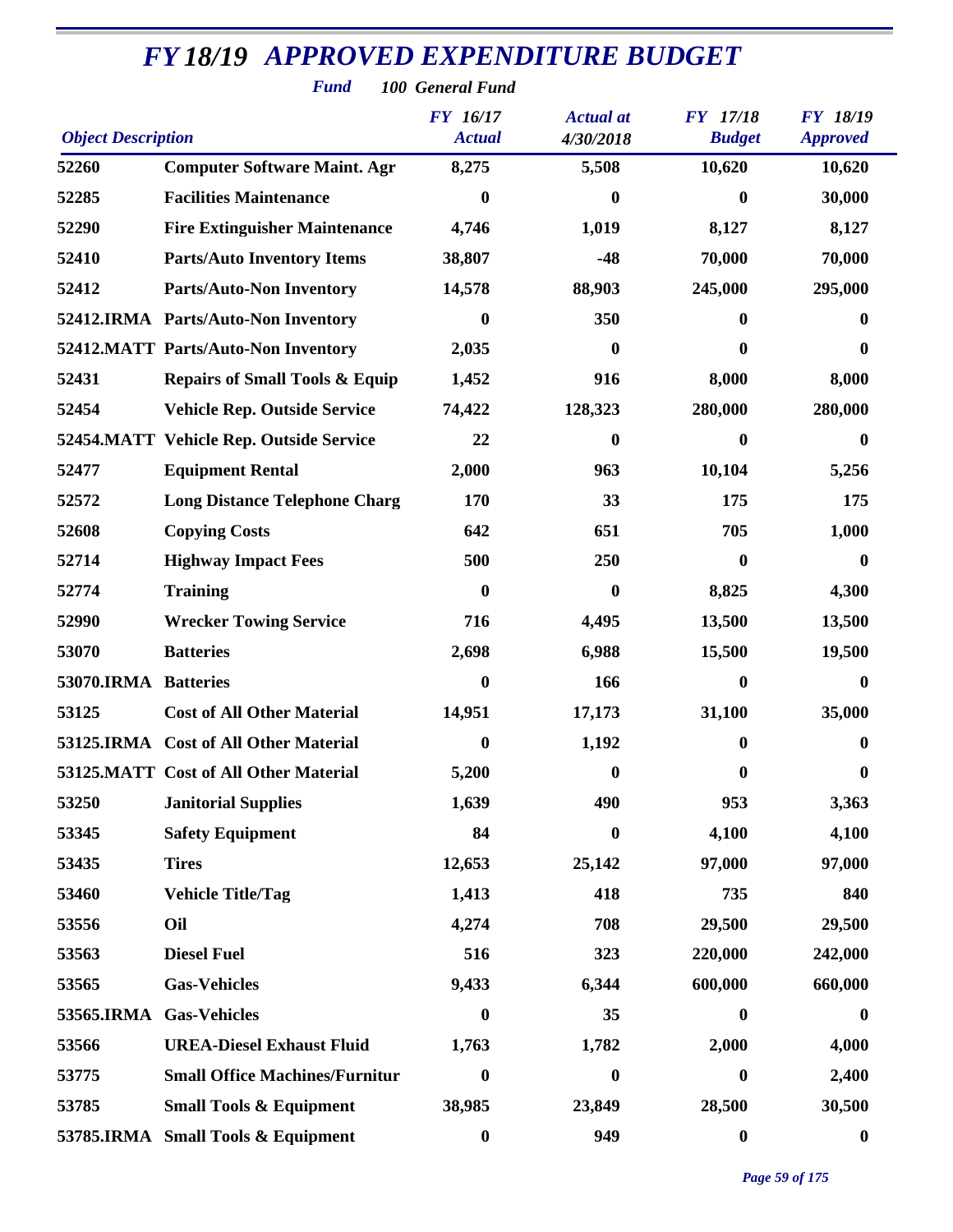# *FY 18/19 APPROVED EXPENDITURE BUDGET*

***Fund*** ***100 General Fund***

| *Object Description* | | *FY 16/17 Actual* | *Actual at 4/30/2018* | *FY 17/18 Budget* | *FY 18/19 Approved* |
|---|---|---|---|---|---|
| **52260** | **Computer Software Maint. Agr** | **8,275** | **5,508** | **10,620** | **10,620** |
| **52285** | **Facilities Maintenance** | **0** | **0** | **0** | **30,000** |
| **52290** | **Fire Extinguisher Maintenance** | **4,746** | **1,019** | **8,127** | **8,127** |
| **52410** | **Parts/Auto Inventory Items** | **38,807** | **-48** | **70,000** | **70,000** |
| **52412** | **Parts/Auto-Non Inventory** | **14,578** | **88,903** | **245,000** | **295,000** |
| **52412.IRMA** | **Parts/Auto-Non Inventory** | **0** | **350** | **0** | **0** |
| **52412.MATT** | **Parts/Auto-Non Inventory** | **2,035** | **0** | **0** | **0** |
| **52431** | **Repairs of Small Tools & Equip** | **1,452** | **916** | **8,000** | **8,000** |
| **52454** | **Vehicle Rep. Outside Service** | **74,422** | **128,323** | **280,000** | **280,000** |
| **52454.MATT** | **Vehicle Rep. Outside Service** | **22** | **0** | **0** | **0** |
| **52477** | **Equipment Rental** | **2,000** | **963** | **10,104** | **5,256** |
| **52572** | **Long Distance Telephone Charg** | **170** | **33** | **175** | **175** |
| **52608** | **Copying Costs** | **642** | **651** | **705** | **1,000** |
| **52714** | **Highway Impact Fees** | **500** | **250** | **0** | **0** |
| **52774** | **Training** | **0** | **0** | **8,825** | **4,300** |
| **52990** | **Wrecker Towing Service** | **716** | **4,495** | **13,500** | **13,500** |
| **53070** | **Batteries** | **2,698** | **6,988** | **15,500** | **19,500** |
| **53070.IRMA** | **Batteries** | **0** | **166** | **0** | **0** |
| **53125** | **Cost of All Other Material** | **14,951** | **17,173** | **31,100** | **35,000** |
| **53125.IRMA** | **Cost of All Other Material** | **0** | **1,192** | **0** | **0** |
| **53125.MATT** | **Cost of All Other Material** | **5,200** | **0** | **0** | **0** |
| **53250** | **Janitorial Supplies** | **1,639** | **490** | **953** | **3,363** |
| **53345** | **Safety Equipment** | **84** | **0** | **4,100** | **4,100** |
| **53435** | **Tires** | **12,653** | **25,142** | **97,000** | **97,000** |
| **53460** | **Vehicle Title/Tag** | **1,413** | **418** | **735** | **840** |
| **53556** | **Oil** | **4,274** | **708** | **29,500** | **29,500** |
| **53563** | **Diesel Fuel** | **516** | **323** | **220,000** | **242,000** |
| **53565** | **Gas-Vehicles** | **9,433** | **6,344** | **600,000** | **660,000** |
| **53565.IRMA** | **Gas-Vehicles** | **0** | **35** | **0** | **0** |
| **53566** | **UREA-Diesel Exhaust Fluid** | **1,763** | **1,782** | **2,000** | **4,000** |
| **53775** | **Small Office Machines/Furnitur** | **0** | **0** | **0** | **2,400** |
| **53785** | **Small Tools & Equipment** | **38,985** | **23,849** | **28,500** | **30,500** |
| **53785.IRMA** | **Small Tools & Equipment** | **0** | **949** | **0** | **0** |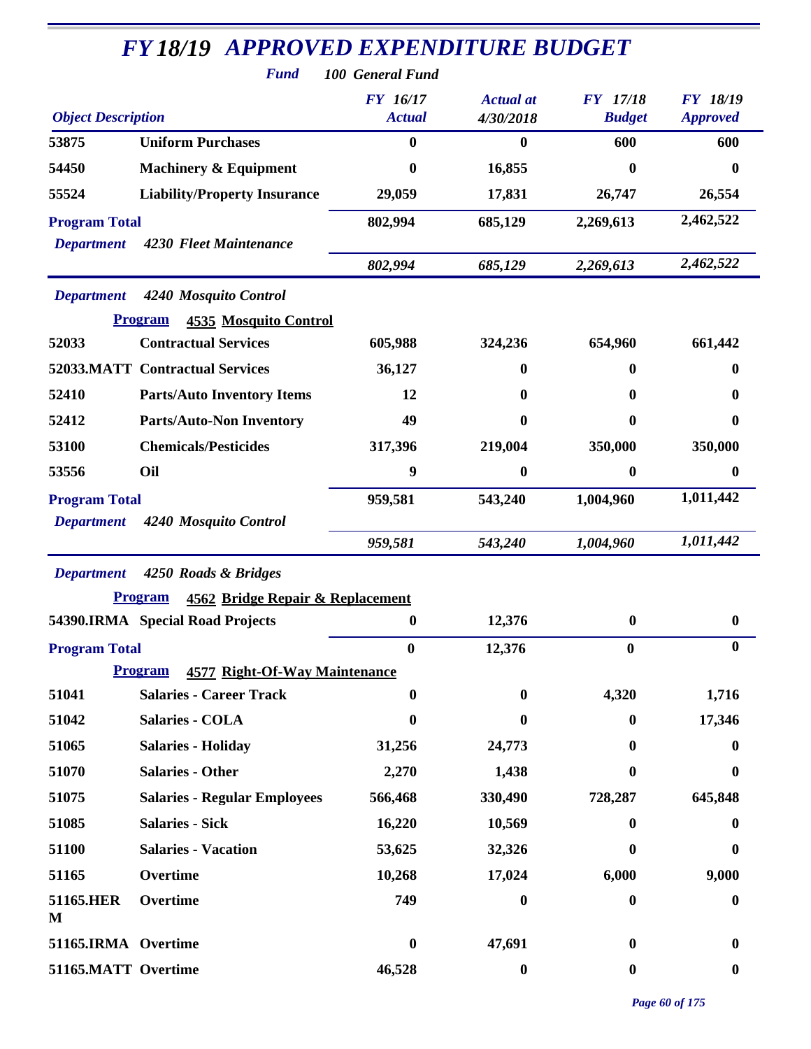# FY 18/19 APPROVED EXPENDITURE BUDGET

***Fund*** ***100 General Fund***

| *Object Description* | | *FY 16/17 Actual* | *Actual at 4/30/2018* | *FY 17/18 Budget* | *FY 18/19 Approved* |
|---|---|---|---|---|---|
| **53875** | **Uniform Purchases** | **0** | **0** | **600** | **600** |
| **54450** | **Machinery & Equipment** | **0** | **16,855** | **0** | **0** |
| **55524** | **Liability/Property Insurance** | **29,059** | **17,831** | **26,747** | **26,554** |
| **Program Total** | | **802,994** | **685,129** | **2,269,613** | **2,462,522** |
| ***Department*** | ***4230 Fleet Maintenance*** | ***802,994*** | ***685,129*** | ***2,269,613*** | ***2,462,522*** |
| ***Department*** | ***4240 Mosquito Control*** | | | | |
| **Program** | **4535 Mosquito Control** | | | | |
| **52033** | **Contractual Services** | **605,988** | **324,236** | **654,960** | **661,442** |
| **52033.MATT** | **Contractual Services** | **36,127** | **0** | **0** | **0** |
| **52410** | **Parts/Auto Inventory Items** | **12** | **0** | **0** | **0** |
| **52412** | **Parts/Auto-Non Inventory** | **49** | **0** | **0** | **0** |
| **53100** | **Chemicals/Pesticides** | **317,396** | **219,004** | **350,000** | **350,000** |
| **53556** | **Oil** | **9** | **0** | **0** | **0** |
| **Program Total** | | **959,581** | **543,240** | **1,004,960** | **1,011,442** |
| ***Department*** | ***4240 Mosquito Control*** | ***959,581*** | ***543,240*** | ***1,004,960*** | ***1,011,442*** |
| ***Department*** | ***4250 Roads & Bridges*** | | | | |
| **Program** | **4562 Bridge Repair & Replacement** | | | | |
| **54390.IRMA** | **Special Road Projects** | **0** | **12,376** | **0** | **0** |
| **Program Total** | | **0** | **12,376** | **0** | **0** |
| **Program** | **4577 Right-Of-Way Maintenance** | | | | |
| **51041** | **Salaries - Career Track** | **0** | **0** | **4,320** | **1,716** |
| **51042** | **Salaries - COLA** | **0** | **0** | **0** | **17,346** |
| **51065** | **Salaries - Holiday** | **31,256** | **24,773** | **0** | **0** |
| **51070** | **Salaries - Other** | **2,270** | **1,438** | **0** | **0** |
| **51075** | **Salaries - Regular Employees** | **566,468** | **330,490** | **728,287** | **645,848** |
| **51085** | **Salaries - Sick** | **16,220** | **10,569** | **0** | **0** |
| **51100** | **Salaries - Vacation** | **53,625** | **32,326** | **0** | **0** |
| **51165** | **Overtime** | **10,268** | **17,024** | **6,000** | **9,000** |
| **51165.HERM** | **Overtime** | **749** | **0** | **0** | **0** |
| **51165.IRMA** | **Overtime** | **0** | **47,691** | **0** | **0** |
| **51165.MATT** | **Overtime** | **46,528** | **0** | **0** | **0** |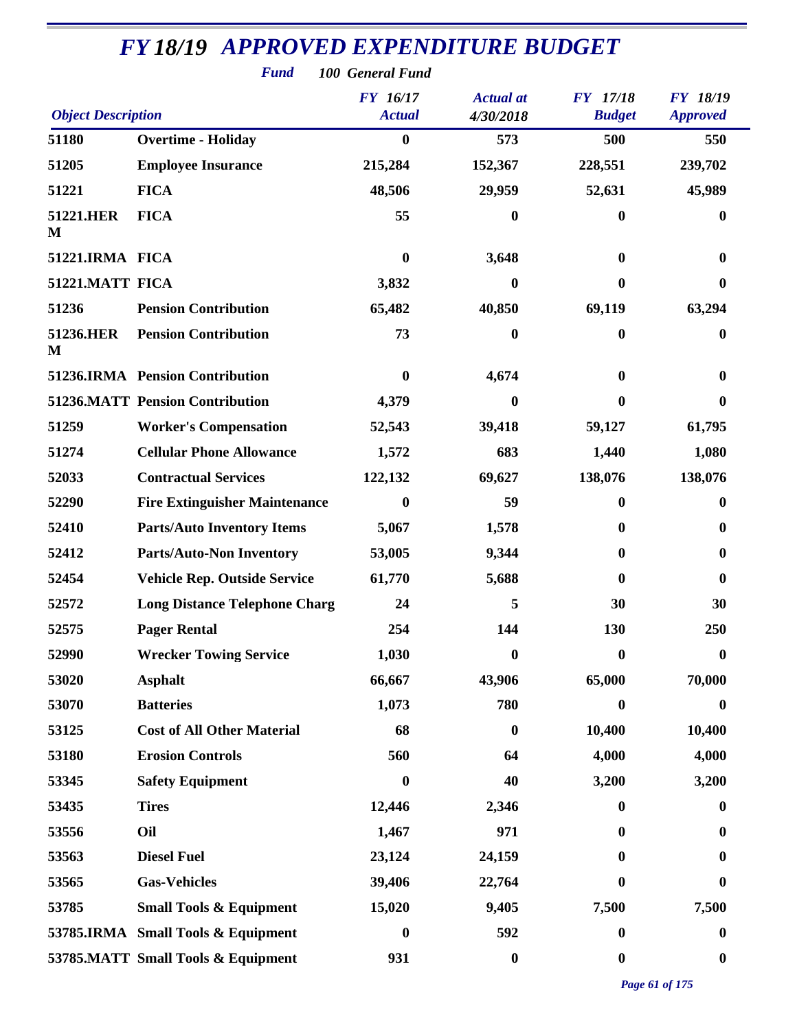# FY 18/19 APPROVED EXPENDITURE BUDGET

**Fund** 100 General Fund

| Object Description | | FY 16/17 Actual | Actual at 4/30/2018 | FY 17/18 Budget | FY 18/19 Approved |
|---|---|---|---|---|---|
| 51180 | Overtime - Holiday | 0 | 573 | 500 | 550 |
| 51205 | Employee Insurance | 215,284 | 152,367 | 228,551 | 239,702 |
| 51221 | FICA | 48,506 | 29,959 | 52,631 | 45,989 |
| 51221.HERM | FICA | 55 | 0 | 0 | 0 |
| 51221.IRMA | FICA | 0 | 3,648 | 0 | 0 |
| 51221.MATT | FICA | 3,832 | 0 | 0 | 0 |
| 51236 | Pension Contribution | 65,482 | 40,850 | 69,119 | 63,294 |
| 51236.HERM | Pension Contribution | 73 | 0 | 0 | 0 |
| 51236.IRMA | Pension Contribution | 0 | 4,674 | 0 | 0 |
| 51236.MATT | Pension Contribution | 4,379 | 0 | 0 | 0 |
| 51259 | Worker's Compensation | 52,543 | 39,418 | 59,127 | 61,795 |
| 51274 | Cellular Phone Allowance | 1,572 | 683 | 1,440 | 1,080 |
| 52033 | Contractual Services | 122,132 | 69,627 | 138,076 | 138,076 |
| 52290 | Fire Extinguisher Maintenance | 0 | 59 | 0 | 0 |
| 52410 | Parts/Auto Inventory Items | 5,067 | 1,578 | 0 | 0 |
| 52412 | Parts/Auto-Non Inventory | 53,005 | 9,344 | 0 | 0 |
| 52454 | Vehicle Rep. Outside Service | 61,770 | 5,688 | 0 | 0 |
| 52572 | Long Distance Telephone Charg | 24 | 5 | 30 | 30 |
| 52575 | Pager Rental | 254 | 144 | 130 | 250 |
| 52990 | Wrecker Towing Service | 1,030 | 0 | 0 | 0 |
| 53020 | Asphalt | 66,667 | 43,906 | 65,000 | 70,000 |
| 53070 | Batteries | 1,073 | 780 | 0 | 0 |
| 53125 | Cost of All Other Material | 68 | 0 | 10,400 | 10,400 |
| 53180 | Erosion Controls | 560 | 64 | 4,000 | 4,000 |
| 53345 | Safety Equipment | 0 | 40 | 3,200 | 3,200 |
| 53435 | Tires | 12,446 | 2,346 | 0 | 0 |
| 53556 | Oil | 1,467 | 971 | 0 | 0 |
| 53563 | Diesel Fuel | 23,124 | 24,159 | 0 | 0 |
| 53565 | Gas-Vehicles | 39,406 | 22,764 | 0 | 0 |
| 53785 | Small Tools & Equipment | 15,020 | 9,405 | 7,500 | 7,500 |
| 53785.IRMA | Small Tools & Equipment | 0 | 592 | 0 | 0 |
| 53785.MATT | Small Tools & Equipment | 931 | 0 | 0 | 0 |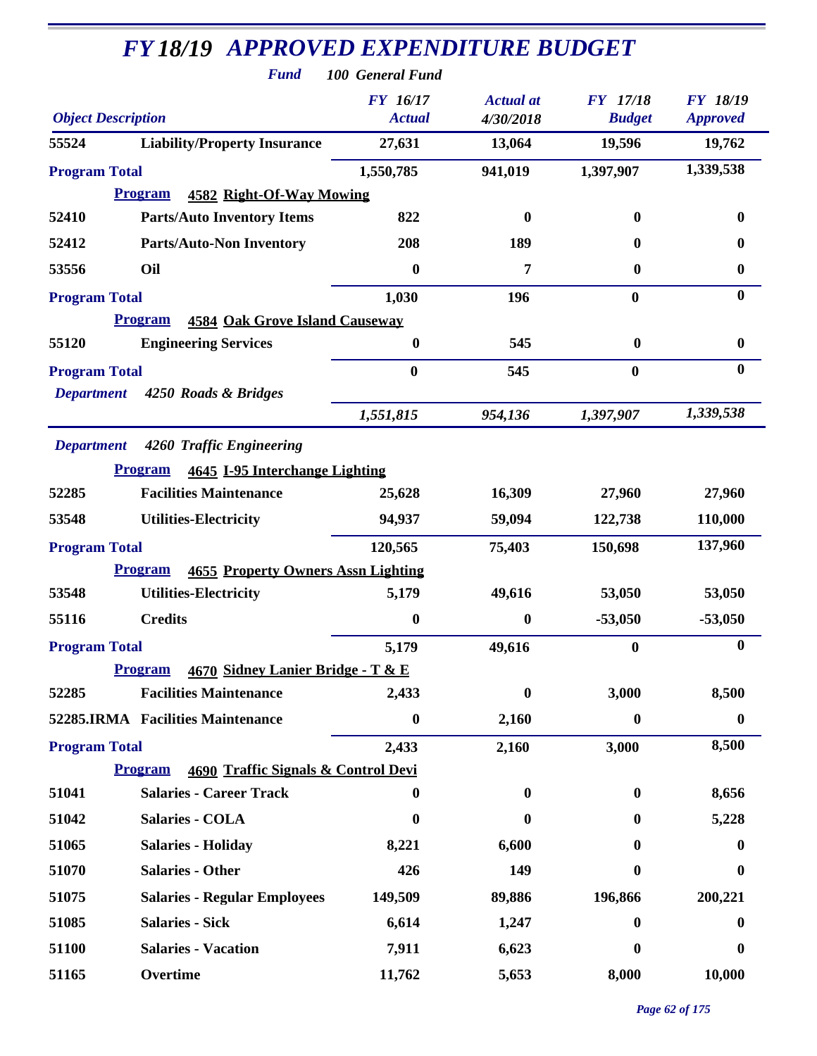# FY 18/19 APPROVED EXPENDITURE BUDGET

**Fund** 100 General Fund

| Object Description | | FY 16/17 Actual | Actual at 4/30/2018 | FY 17/18 Budget | FY 18/19 Approved |
|---|---|---|---|---|---|
| 55524 | Liability/Property Insurance | 27,631 | 13,064 | 19,596 | 19,762 |
| **Program Total** | | 1,550,785 | 941,019 | 1,397,907 | 1,339,538 |
| **Program** | **4582 Right-Of-Way Mowing** | | | | |
| 52410 | Parts/Auto Inventory Items | 822 | 0 | 0 | 0 |
| 52412 | Parts/Auto-Non Inventory | 208 | 189 | 0 | 0 |
| 53556 | Oil | 0 | 7 | 0 | 0 |
| **Program Total** | | 1,030 | 196 | 0 | 0 |
| **Program** | **4584 Oak Grove Island Causeway** | | | | |
| 55120 | Engineering Services | 0 | 545 | 0 | 0 |
| **Program Total** | | 0 | 545 | 0 | 0 |
| ***Department*** | ***4250 Roads & Bridges*** | | | | |
| | | *1,551,815* | *954,136* | *1,397,907* | *1,339,538* |
| ***Department*** | ***4260 Traffic Engineering*** | | | | |
| **Program** | **4645 I-95 Interchange Lighting** | | | | |
| 52285 | Facilities Maintenance | 25,628 | 16,309 | 27,960 | 27,960 |
| 53548 | Utilities-Electricity | 94,937 | 59,094 | 122,738 | 110,000 |
| **Program Total** | | 120,565 | 75,403 | 150,698 | 137,960 |
| **Program** | **4655 Property Owners Assn Lighting** | | | | |
| 53548 | Utilities-Electricity | 5,179 | 49,616 | 53,050 | 53,050 |
| 55116 | Credits | 0 | 0 | -53,050 | -53,050 |
| **Program Total** | | 5,179 | 49,616 | 0 | 0 |
| **Program** | **4670 Sidney Lanier Bridge - T & E** | | | | |
| 52285 | Facilities Maintenance | 2,433 | 0 | 3,000 | 8,500 |
| 52285.IRMA | Facilities Maintenance | 0 | 2,160 | 0 | 0 |
| **Program Total** | | 2,433 | 2,160 | 3,000 | 8,500 |
| **Program** | **4690 Traffic Signals & Control Devi** | | | | |
| 51041 | Salaries - Career Track | 0 | 0 | 0 | 8,656 |
| 51042 | Salaries - COLA | 0 | 0 | 0 | 5,228 |
| 51065 | Salaries - Holiday | 8,221 | 6,600 | 0 | 0 |
| 51070 | Salaries - Other | 426 | 149 | 0 | 0 |
| 51075 | Salaries - Regular Employees | 149,509 | 89,886 | 196,866 | 200,221 |
| 51085 | Salaries - Sick | 6,614 | 1,247 | 0 | 0 |
| 51100 | Salaries - Vacation | 7,911 | 6,623 | 0 | 0 |
| 51165 | Overtime | 11,762 | 5,653 | 8,000 | 10,000 |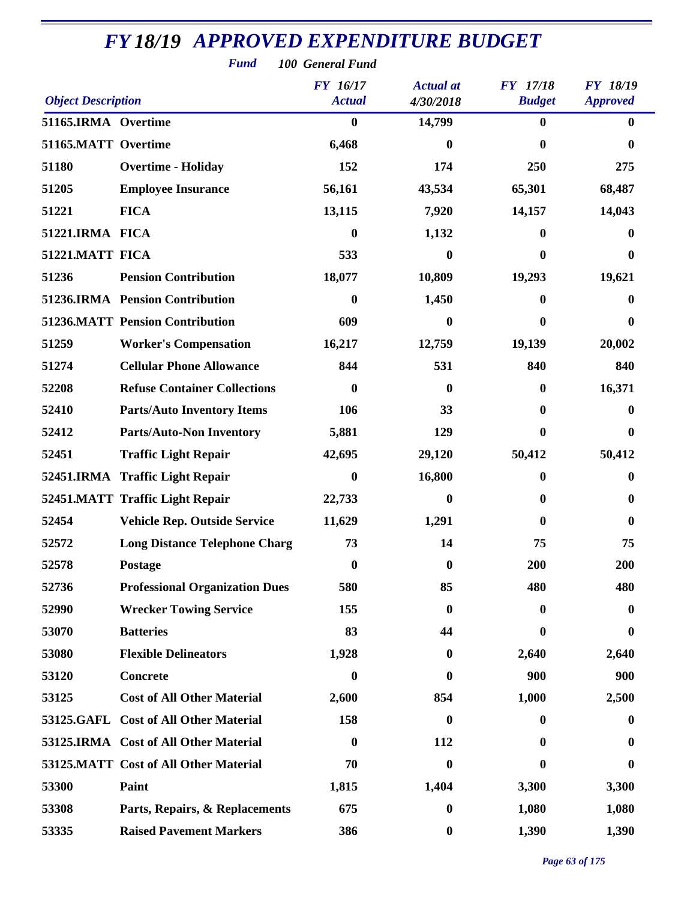# *FY 18/19 APPROVED EXPENDITURE BUDGET*

***Fund*** ***100 General Fund***

| *Object Description* | | *FY 16/17 Actual* | *Actual at 4/30/2018* | *FY 17/18 Budget* | *FY 18/19 Approved* |
|---|---|---|---|---|---|
| **51165.IRMA** | **Overtime** | **0** | **14,799** | **0** | **0** |
| **51165.MATT** | **Overtime** | **6,468** | **0** | **0** | **0** |
| **51180** | **Overtime - Holiday** | **152** | **174** | **250** | **275** |
| **51205** | **Employee Insurance** | **56,161** | **43,534** | **65,301** | **68,487** |
| **51221** | **FICA** | **13,115** | **7,920** | **14,157** | **14,043** |
| **51221.IRMA** | **FICA** | **0** | **1,132** | **0** | **0** |
| **51221.MATT** | **FICA** | **533** | **0** | **0** | **0** |
| **51236** | **Pension Contribution** | **18,077** | **10,809** | **19,293** | **19,621** |
| **51236.IRMA** | **Pension Contribution** | **0** | **1,450** | **0** | **0** |
| **51236.MATT** | **Pension Contribution** | **609** | **0** | **0** | **0** |
| **51259** | **Worker's Compensation** | **16,217** | **12,759** | **19,139** | **20,002** |
| **51274** | **Cellular Phone Allowance** | **844** | **531** | **840** | **840** |
| **52208** | **Refuse Container Collections** | **0** | **0** | **0** | **16,371** |
| **52410** | **Parts/Auto Inventory Items** | **106** | **33** | **0** | **0** |
| **52412** | **Parts/Auto-Non Inventory** | **5,881** | **129** | **0** | **0** |
| **52451** | **Traffic Light Repair** | **42,695** | **29,120** | **50,412** | **50,412** |
| **52451.IRMA** | **Traffic Light Repair** | **0** | **16,800** | **0** | **0** |
| **52451.MATT** | **Traffic Light Repair** | **22,733** | **0** | **0** | **0** |
| **52454** | **Vehicle Rep. Outside Service** | **11,629** | **1,291** | **0** | **0** |
| **52572** | **Long Distance Telephone Charg** | **73** | **14** | **75** | **75** |
| **52578** | **Postage** | **0** | **0** | **200** | **200** |
| **52736** | **Professional Organization Dues** | **580** | **85** | **480** | **480** |
| **52990** | **Wrecker Towing Service** | **155** | **0** | **0** | **0** |
| **53070** | **Batteries** | **83** | **44** | **0** | **0** |
| **53080** | **Flexible Delineators** | **1,928** | **0** | **2,640** | **2,640** |
| **53120** | **Concrete** | **0** | **0** | **900** | **900** |
| **53125** | **Cost of All Other Material** | **2,600** | **854** | **1,000** | **2,500** |
| **53125.GAFL** | **Cost of All Other Material** | **158** | **0** | **0** | **0** |
| **53125.IRMA** | **Cost of All Other Material** | **0** | **112** | **0** | **0** |
| **53125.MATT** | **Cost of All Other Material** | **70** | **0** | **0** | **0** |
| **53300** | **Paint** | **1,815** | **1,404** | **3,300** | **3,300** |
| **53308** | **Parts, Repairs, & Replacements** | **675** | **0** | **1,080** | **1,080** |
| **53335** | **Raised Pavement Markers** | **386** | **0** | **1,390** | **1,390** |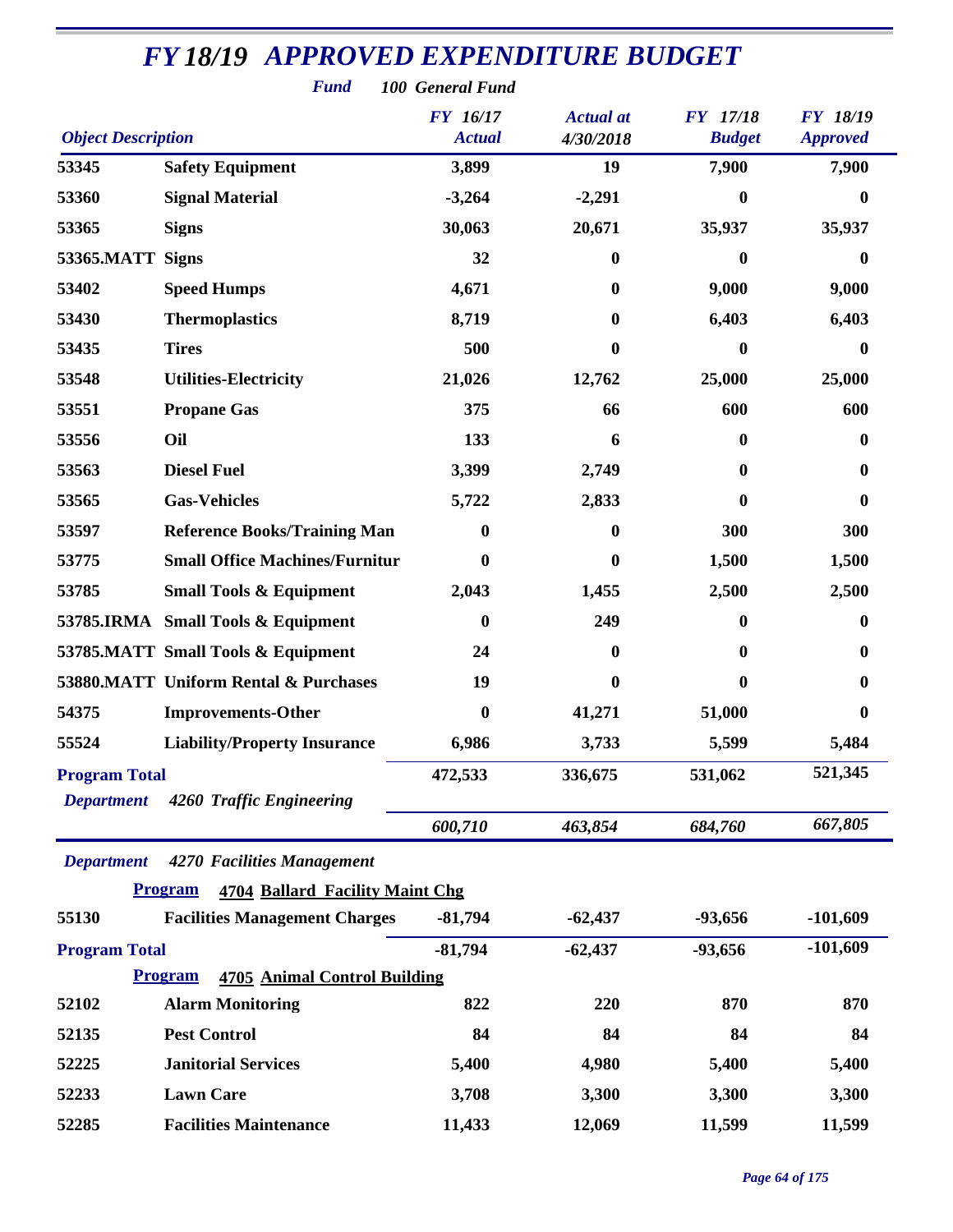# FY 18/19 APPROVED EXPENDITURE BUDGET

*Fund* ***100 General Fund***

| Object Description | | FY 16/17 Actual | Actual at 4/30/2018 | FY 17/18 Budget | FY 18/19 Approved |
|---|---|---|---|---|---|
| 53345 | Safety Equipment | 3,899 | 19 | 7,900 | 7,900 |
| 53360 | Signal Material | -3,264 | -2,291 | 0 | 0 |
| 53365 | Signs | 30,063 | 20,671 | 35,937 | 35,937 |
| 53365.MATT | Signs | 32 | 0 | 0 | 0 |
| 53402 | Speed Humps | 4,671 | 0 | 9,000 | 9,000 |
| 53430 | Thermoplastics | 8,719 | 0 | 6,403 | 6,403 |
| 53435 | Tires | 500 | 0 | 0 | 0 |
| 53548 | Utilities-Electricity | 21,026 | 12,762 | 25,000 | 25,000 |
| 53551 | Propane Gas | 375 | 66 | 600 | 600 |
| 53556 | Oil | 133 | 6 | 0 | 0 |
| 53563 | Diesel Fuel | 3,399 | 2,749 | 0 | 0 |
| 53565 | Gas-Vehicles | 5,722 | 2,833 | 0 | 0 |
| 53597 | Reference Books/Training Man | 0 | 0 | 300 | 300 |
| 53775 | Small Office Machines/Furnitur | 0 | 0 | 1,500 | 1,500 |
| 53785 | Small Tools & Equipment | 2,043 | 1,455 | 2,500 | 2,500 |
| 53785.IRMA | Small Tools & Equipment | 0 | 249 | 0 | 0 |
| 53785.MATT | Small Tools & Equipment | 24 | 0 | 0 | 0 |
| 53880.MATT | Uniform Rental & Purchases | 19 | 0 | 0 | 0 |
| 54375 | Improvements-Other | 0 | 41,271 | 51,000 | 0 |
| 55524 | Liability/Property Insurance | 6,986 | 3,733 | 5,599 | 5,484 |
| **Program Total** | | 472,533 | 336,675 | 531,062 | 521,345 |
| *Department* | *4260 Traffic Engineering* | *600,710* | *463,854* | *684,760* | *667,805* |
| *Department* | *4270 Facilities Management* | | | | |
| **Program** | **4704 Ballard Facility Maint Chg** | | | | |
| 55130 | Facilities Management Charges | -81,794 | -62,437 | -93,656 | -101,609 |
| **Program Total** | | -81,794 | -62,437 | -93,656 | -101,609 |
| **Program** | **4705 Animal Control Building** | | | | |
| 52102 | Alarm Monitoring | 822 | 220 | 870 | 870 |
| 52135 | Pest Control | 84 | 84 | 84 | 84 |
| 52225 | Janitorial Services | 5,400 | 4,980 | 5,400 | 5,400 |
| 52233 | Lawn Care | 3,708 | 3,300 | 3,300 | 3,300 |
| 52285 | Facilities Maintenance | 11,433 | 12,069 | 11,599 | 11,599 |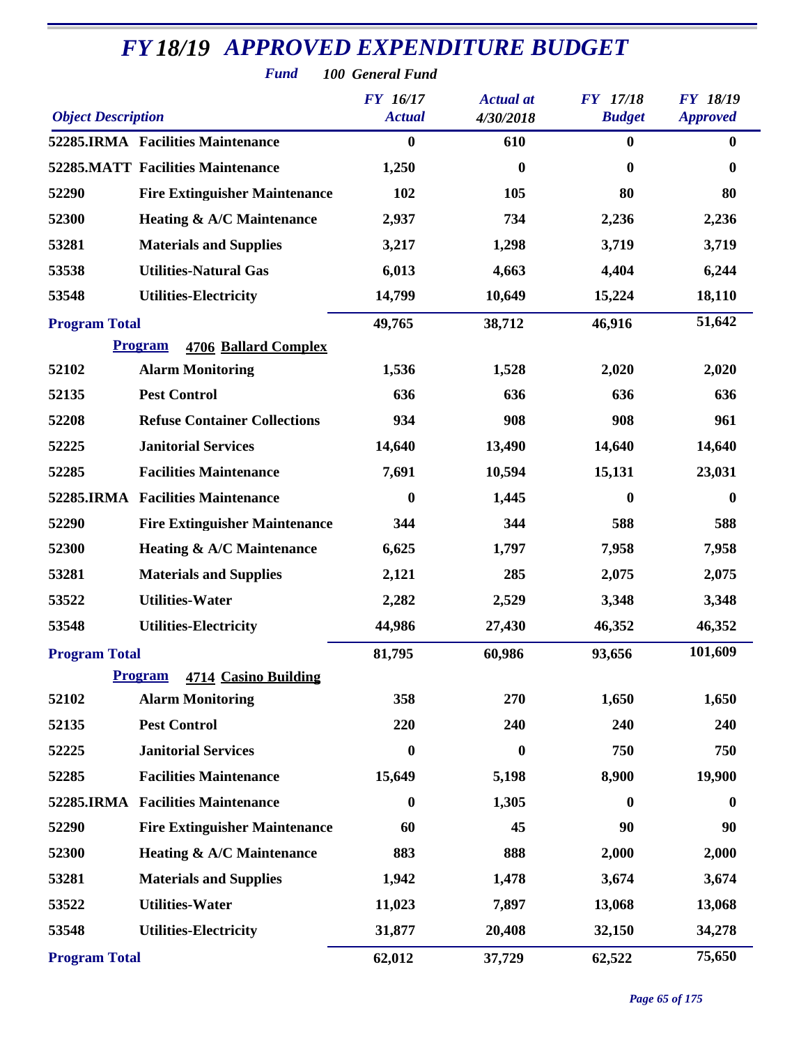# FY 18/19 APPROVED EXPENDITURE BUDGET

**Fund** *100 General Fund*

| Object Description | | FY 16/17 Actual | Actual at 4/30/2018 | FY 17/18 Budget | FY 18/19 Approved |
|---|---|---|---|---|---|
| 52285.IRMA | Facilities Maintenance | 0 | 610 | 0 | 0 |
| 52285.MATT | Facilities Maintenance | 1,250 | 0 | 0 | 0 |
| 52290 | Fire Extinguisher Maintenance | 102 | 105 | 80 | 80 |
| 52300 | Heating & A/C Maintenance | 2,937 | 734 | 2,236 | 2,236 |
| 53281 | Materials and Supplies | 3,217 | 1,298 | 3,719 | 3,719 |
| 53538 | Utilities-Natural Gas | 6,013 | 4,663 | 4,404 | 6,244 |
| 53548 | Utilities-Electricity | 14,799 | 10,649 | 15,224 | 18,110 |
| **Program Total** | | 49,765 | 38,712 | 46,916 | 51,642 |
| **Program** | **4706 Ballard Complex** | | | | |
| 52102 | Alarm Monitoring | 1,536 | 1,528 | 2,020 | 2,020 |
| 52135 | Pest Control | 636 | 636 | 636 | 636 |
| 52208 | Refuse Container Collections | 934 | 908 | 908 | 961 |
| 52225 | Janitorial Services | 14,640 | 13,490 | 14,640 | 14,640 |
| 52285 | Facilities Maintenance | 7,691 | 10,594 | 15,131 | 23,031 |
| 52285.IRMA | Facilities Maintenance | 0 | 1,445 | 0 | 0 |
| 52290 | Fire Extinguisher Maintenance | 344 | 344 | 588 | 588 |
| 52300 | Heating & A/C Maintenance | 6,625 | 1,797 | 7,958 | 7,958 |
| 53281 | Materials and Supplies | 2,121 | 285 | 2,075 | 2,075 |
| 53522 | Utilities-Water | 2,282 | 2,529 | 3,348 | 3,348 |
| 53548 | Utilities-Electricity | 44,986 | 27,430 | 46,352 | 46,352 |
| **Program Total** | | 81,795 | 60,986 | 93,656 | 101,609 |
| **Program** | **4714 Casino Building** | | | | |
| 52102 | Alarm Monitoring | 358 | 270 | 1,650 | 1,650 |
| 52135 | Pest Control | 220 | 240 | 240 | 240 |
| 52225 | Janitorial Services | 0 | 0 | 750 | 750 |
| 52285 | Facilities Maintenance | 15,649 | 5,198 | 8,900 | 19,900 |
| 52285.IRMA | Facilities Maintenance | 0 | 1,305 | 0 | 0 |
| 52290 | Fire Extinguisher Maintenance | 60 | 45 | 90 | 90 |
| 52300 | Heating & A/C Maintenance | 883 | 888 | 2,000 | 2,000 |
| 53281 | Materials and Supplies | 1,942 | 1,478 | 3,674 | 3,674 |
| 53522 | Utilities-Water | 11,023 | 7,897 | 13,068 | 13,068 |
| 53548 | Utilities-Electricity | 31,877 | 20,408 | 32,150 | 34,278 |
| **Program Total** | | 62,012 | 37,729 | 62,522 | 75,650 |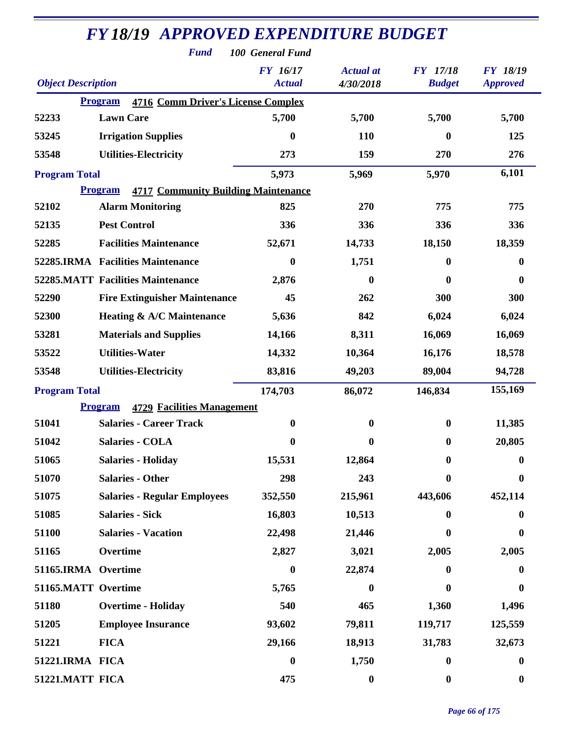# FY 18/19 APPROVED EXPENDITURE BUDGET

**Fund** *100 General Fund*

| Object Description | | FY 16/17 Actual | Actual at 4/30/2018 | FY 17/18 Budget | FY 18/19 Approved |
|---|---|---|---|---|---|
| **Program** | **4716 Comm Driver's License Complex** | | | | |
| 52233 | Lawn Care | 5,700 | 5,700 | 5,700 | 5,700 |
| 53245 | Irrigation Supplies | 0 | 110 | 0 | 125 |
| 53548 | Utilities-Electricity | 273 | 159 | 270 | 276 |
| **Program Total** | | 5,973 | 5,969 | 5,970 | 6,101 |
| **Program** | **4717 Community Building Maintenance** | | | | |
| 52102 | Alarm Monitoring | 825 | 270 | 775 | 775 |
| 52135 | Pest Control | 336 | 336 | 336 | 336 |
| 52285 | Facilities Maintenance | 52,671 | 14,733 | 18,150 | 18,359 |
| 52285.IRMA | Facilities Maintenance | 0 | 1,751 | 0 | 0 |
| 52285.MATT | Facilities Maintenance | 2,876 | 0 | 0 | 0 |
| 52290 | Fire Extinguisher Maintenance | 45 | 262 | 300 | 300 |
| 52300 | Heating & A/C Maintenance | 5,636 | 842 | 6,024 | 6,024 |
| 53281 | Materials and Supplies | 14,166 | 8,311 | 16,069 | 16,069 |
| 53522 | Utilities-Water | 14,332 | 10,364 | 16,176 | 18,578 |
| 53548 | Utilities-Electricity | 83,816 | 49,203 | 89,004 | 94,728 |
| **Program Total** | | 174,703 | 86,072 | 146,834 | 155,169 |
| **Program** | **4729 Facilities Management** | | | | |
| 51041 | Salaries - Career Track | 0 | 0 | 0 | 11,385 |
| 51042 | Salaries - COLA | 0 | 0 | 0 | 20,805 |
| 51065 | Salaries - Holiday | 15,531 | 12,864 | 0 | 0 |
| 51070 | Salaries - Other | 298 | 243 | 0 | 0 |
| 51075 | Salaries - Regular Employees | 352,550 | 215,961 | 443,606 | 452,114 |
| 51085 | Salaries - Sick | 16,803 | 10,513 | 0 | 0 |
| 51100 | Salaries - Vacation | 22,498 | 21,446 | 0 | 0 |
| 51165 | Overtime | 2,827 | 3,021 | 2,005 | 2,005 |
| 51165.IRMA | Overtime | 0 | 22,874 | 0 | 0 |
| 51165.MATT | Overtime | 5,765 | 0 | 0 | 0 |
| 51180 | Overtime - Holiday | 540 | 465 | 1,360 | 1,496 |
| 51205 | Employee Insurance | 93,602 | 79,811 | 119,717 | 125,559 |
| 51221 | FICA | 29,166 | 18,913 | 31,783 | 32,673 |
| 51221.IRMA | FICA | 0 | 1,750 | 0 | 0 |
| 51221.MATT | FICA | 475 | 0 | 0 | 0 |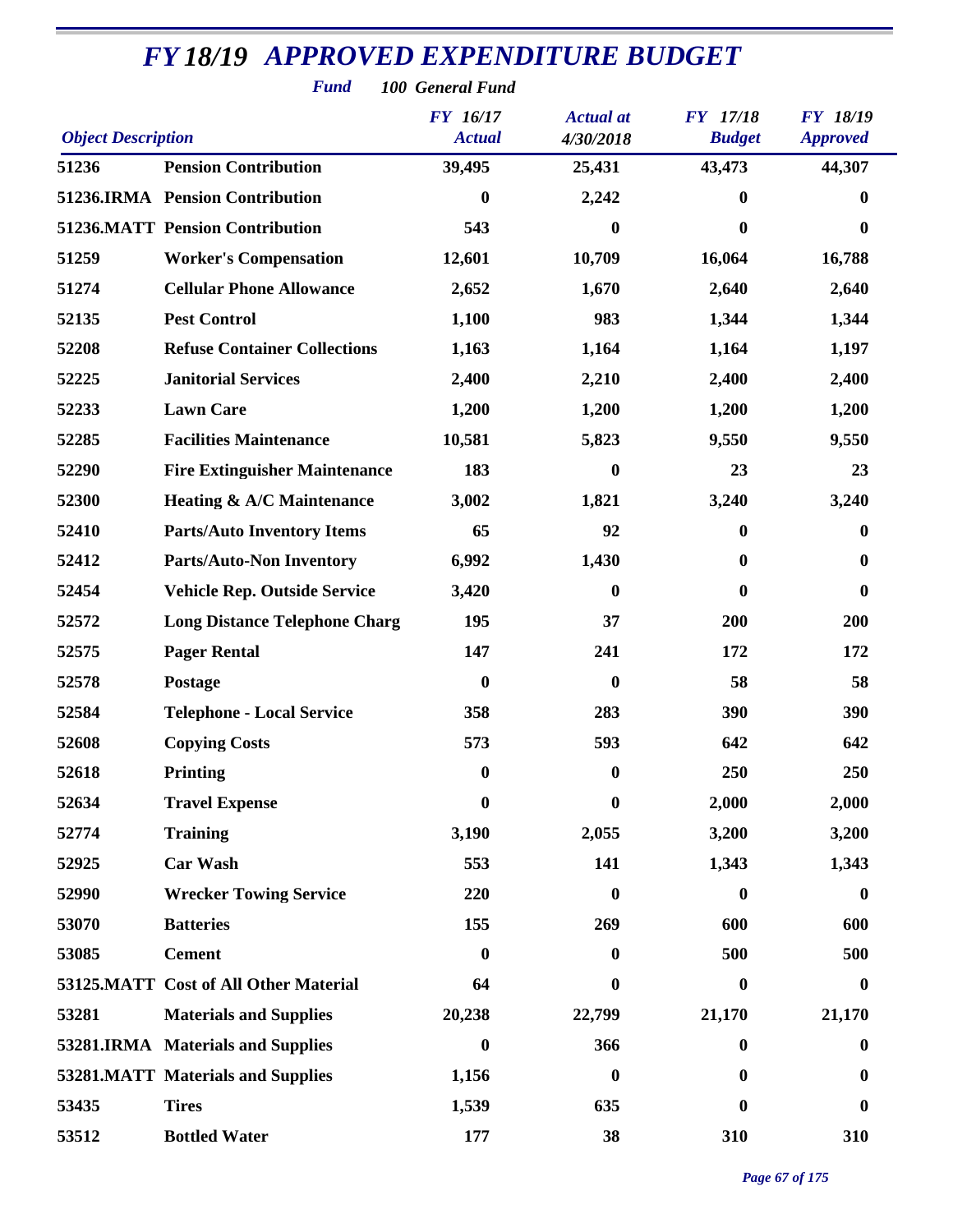# FY 18/19 APPROVED EXPENDITURE BUDGET

**Fund** 100 General Fund

| Object Description | | FY 16/17 Actual | Actual at 4/30/2018 | FY 17/18 Budget | FY 18/19 Approved |
|---|---|---|---|---|---|
| 51236 | Pension Contribution | 39,495 | 25,431 | 43,473 | 44,307 |
| 51236.IRMA | Pension Contribution | 0 | 2,242 | 0 | 0 |
| 51236.MATT | Pension Contribution | 543 | 0 | 0 | 0 |
| 51259 | Worker's Compensation | 12,601 | 10,709 | 16,064 | 16,788 |
| 51274 | Cellular Phone Allowance | 2,652 | 1,670 | 2,640 | 2,640 |
| 52135 | Pest Control | 1,100 | 983 | 1,344 | 1,344 |
| 52208 | Refuse Container Collections | 1,163 | 1,164 | 1,164 | 1,197 |
| 52225 | Janitorial Services | 2,400 | 2,210 | 2,400 | 2,400 |
| 52233 | Lawn Care | 1,200 | 1,200 | 1,200 | 1,200 |
| 52285 | Facilities Maintenance | 10,581 | 5,823 | 9,550 | 9,550 |
| 52290 | Fire Extinguisher Maintenance | 183 | 0 | 23 | 23 |
| 52300 | Heating & A/C Maintenance | 3,002 | 1,821 | 3,240 | 3,240 |
| 52410 | Parts/Auto Inventory Items | 65 | 92 | 0 | 0 |
| 52412 | Parts/Auto-Non Inventory | 6,992 | 1,430 | 0 | 0 |
| 52454 | Vehicle Rep. Outside Service | 3,420 | 0 | 0 | 0 |
| 52572 | Long Distance Telephone Charg | 195 | 37 | 200 | 200 |
| 52575 | Pager Rental | 147 | 241 | 172 | 172 |
| 52578 | Postage | 0 | 0 | 58 | 58 |
| 52584 | Telephone - Local Service | 358 | 283 | 390 | 390 |
| 52608 | Copying Costs | 573 | 593 | 642 | 642 |
| 52618 | Printing | 0 | 0 | 250 | 250 |
| 52634 | Travel Expense | 0 | 0 | 2,000 | 2,000 |
| 52774 | Training | 3,190 | 2,055 | 3,200 | 3,200 |
| 52925 | Car Wash | 553 | 141 | 1,343 | 1,343 |
| 52990 | Wrecker Towing Service | 220 | 0 | 0 | 0 |
| 53070 | Batteries | 155 | 269 | 600 | 600 |
| 53085 | Cement | 0 | 0 | 500 | 500 |
| 53125.MATT | Cost of All Other Material | 64 | 0 | 0 | 0 |
| 53281 | Materials and Supplies | 20,238 | 22,799 | 21,170 | 21,170 |
| 53281.IRMA | Materials and Supplies | 0 | 366 | 0 | 0 |
| 53281.MATT | Materials and Supplies | 1,156 | 0 | 0 | 0 |
| 53435 | Tires | 1,539 | 635 | 0 | 0 |
| 53512 | Bottled Water | 177 | 38 | 310 | 310 |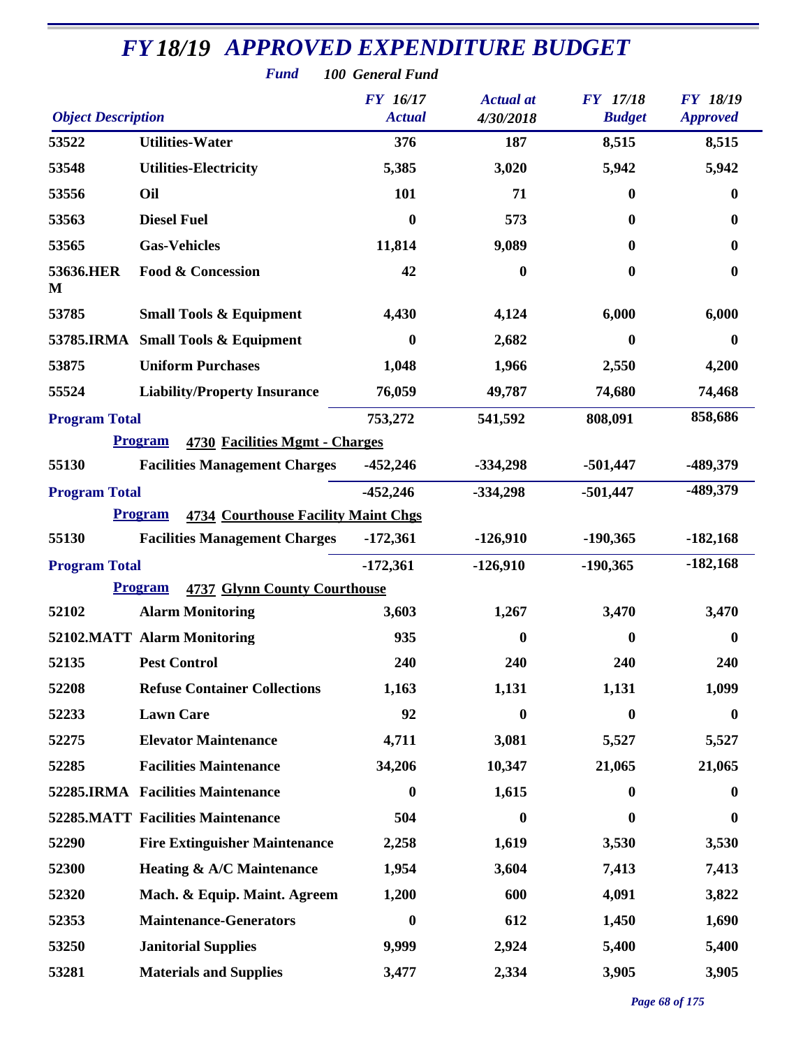# *FY 18/19 APPROVED EXPENDITURE BUDGET*

***Fund*** ***100 General Fund***

| *Object Description* | | *FY 16/17 Actual* | *Actual at 4/30/2018* | *FY 17/18 Budget* | *FY 18/19 Approved* |
|---|---|---|---|---|---|
| **53522** | **Utilities-Water** | **376** | **187** | **8,515** | **8,515** |
| **53548** | **Utilities-Electricity** | **5,385** | **3,020** | **5,942** | **5,942** |
| **53556** | **Oil** | **101** | **71** | **0** | **0** |
| **53563** | **Diesel Fuel** | **0** | **573** | **0** | **0** |
| **53565** | **Gas-Vehicles** | **11,814** | **9,089** | **0** | **0** |
| **53636.HERM** | **Food & Concession** | **42** | **0** | **0** | **0** |
| **53785** | **Small Tools & Equipment** | **4,430** | **4,124** | **6,000** | **6,000** |
| **53785.IRMA** | **Small Tools & Equipment** | **0** | **2,682** | **0** | **0** |
| **53875** | **Uniform Purchases** | **1,048** | **1,966** | **2,550** | **4,200** |
| **55524** | **Liability/Property Insurance** | **76,059** | **49,787** | **74,680** | **74,468** |
| **Program Total** | | **753,272** | **541,592** | **808,091** | **858,686** |
| | **Program 4730 Facilities Mgmt - Charges** | | | | |
| **55130** | **Facilities Management Charges** | **-452,246** | **-334,298** | **-501,447** | **-489,379** |
| **Program Total** | | **-452,246** | **-334,298** | **-501,447** | **-489,379** |
| | **Program 4734 Courthouse Facility Maint Chgs** | | | | |
| **55130** | **Facilities Management Charges** | **-172,361** | **-126,910** | **-190,365** | **-182,168** |
| **Program Total** | | **-172,361** | **-126,910** | **-190,365** | **-182,168** |
| | **Program 4737 Glynn County Courthouse** | | | | |
| **52102** | **Alarm Monitoring** | **3,603** | **1,267** | **3,470** | **3,470** |
| **52102.MATT** | **Alarm Monitoring** | **935** | **0** | **0** | **0** |
| **52135** | **Pest Control** | **240** | **240** | **240** | **240** |
| **52208** | **Refuse Container Collections** | **1,163** | **1,131** | **1,131** | **1,099** |
| **52233** | **Lawn Care** | **92** | **0** | **0** | **0** |
| **52275** | **Elevator Maintenance** | **4,711** | **3,081** | **5,527** | **5,527** |
| **52285** | **Facilities Maintenance** | **34,206** | **10,347** | **21,065** | **21,065** |
| **52285.IRMA** | **Facilities Maintenance** | **0** | **1,615** | **0** | **0** |
| **52285.MATT** | **Facilities Maintenance** | **504** | **0** | **0** | **0** |
| **52290** | **Fire Extinguisher Maintenance** | **2,258** | **1,619** | **3,530** | **3,530** |
| **52300** | **Heating & A/C Maintenance** | **1,954** | **3,604** | **7,413** | **7,413** |
| **52320** | **Mach. & Equip. Maint. Agreem** | **1,200** | **600** | **4,091** | **3,822** |
| **52353** | **Maintenance-Generators** | **0** | **612** | **1,450** | **1,690** |
| **53250** | **Janitorial Supplies** | **9,999** | **2,924** | **5,400** | **5,400** |
| **53281** | **Materials and Supplies** | **3,477** | **2,334** | **3,905** | **3,905** |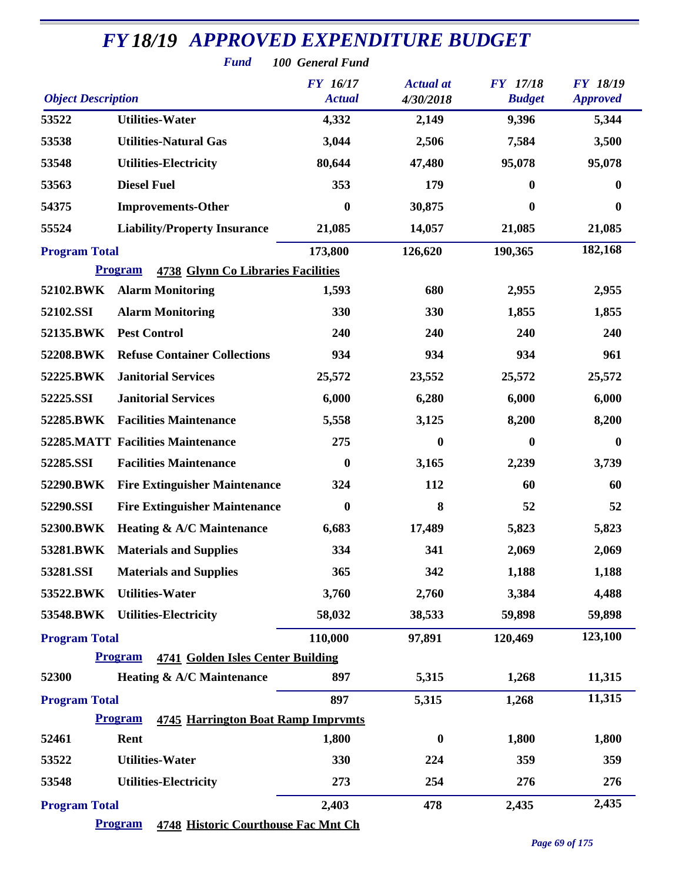# *FY 18/19 APPROVED EXPENDITURE BUDGET*

***Fund*** ***100 General Fund***

| *Object Description* | | *FY 16/17 Actual* | *Actual at 4/30/2018* | *FY 17/18 Budget* | *FY 18/19 Approved* |
|---|---|---|---|---|---|
| **53522** | **Utilities-Water** | **4,332** | **2,149** | **9,396** | **5,344** |
| **53538** | **Utilities-Natural Gas** | **3,044** | **2,506** | **7,584** | **3,500** |
| **53548** | **Utilities-Electricity** | **80,644** | **47,480** | **95,078** | **95,078** |
| **53563** | **Diesel Fuel** | **353** | **179** | **0** | **0** |
| **54375** | **Improvements-Other** | **0** | **30,875** | **0** | **0** |
| **55524** | **Liability/Property Insurance** | **21,085** | **14,057** | **21,085** | **21,085** |
| **Program Total** | | **173,800** | **126,620** | **190,365** | **182,168** |
| **Program** | **4738 Glynn Co Libraries Facilities** | | | | |
| **52102.BWK** | **Alarm Monitoring** | **1,593** | **680** | **2,955** | **2,955** |
| **52102.SSI** | **Alarm Monitoring** | **330** | **330** | **1,855** | **1,855** |
| **52135.BWK** | **Pest Control** | **240** | **240** | **240** | **240** |
| **52208.BWK** | **Refuse Container Collections** | **934** | **934** | **934** | **961** |
| **52225.BWK** | **Janitorial Services** | **25,572** | **23,552** | **25,572** | **25,572** |
| **52225.SSI** | **Janitorial Services** | **6,000** | **6,280** | **6,000** | **6,000** |
| **52285.BWK** | **Facilities Maintenance** | **5,558** | **3,125** | **8,200** | **8,200** |
| **52285.MATT** | **Facilities Maintenance** | **275** | **0** | **0** | **0** |
| **52285.SSI** | **Facilities Maintenance** | **0** | **3,165** | **2,239** | **3,739** |
| **52290.BWK** | **Fire Extinguisher Maintenance** | **324** | **112** | **60** | **60** |
| **52290.SSI** | **Fire Extinguisher Maintenance** | **0** | **8** | **52** | **52** |
| **52300.BWK** | **Heating & A/C Maintenance** | **6,683** | **17,489** | **5,823** | **5,823** |
| **53281.BWK** | **Materials and Supplies** | **334** | **341** | **2,069** | **2,069** |
| **53281.SSI** | **Materials and Supplies** | **365** | **342** | **1,188** | **1,188** |
| **53522.BWK** | **Utilities-Water** | **3,760** | **2,760** | **3,384** | **4,488** |
| **53548.BWK** | **Utilities-Electricity** | **58,032** | **38,533** | **59,898** | **59,898** |
| **Program Total** | | **110,000** | **97,891** | **120,469** | **123,100** |
| **Program** | **4741 Golden Isles Center Building** | | | | |
| **52300** | **Heating & A/C Maintenance** | **897** | **5,315** | **1,268** | **11,315** |
| **Program Total** | | **897** | **5,315** | **1,268** | **11,315** |
| **Program** | **4745 Harrington Boat Ramp Imprvmts** | | | | |
| **52461** | **Rent** | **1,800** | **0** | **1,800** | **1,800** |
| **53522** | **Utilities-Water** | **330** | **224** | **359** | **359** |
| **53548** | **Utilities-Electricity** | **273** | **254** | **276** | **276** |
| **Program Total** | | **2,403** | **478** | **2,435** | **2,435** |
| **Program** | **4748 Historic Courthouse Fac Mnt Ch** | | | | |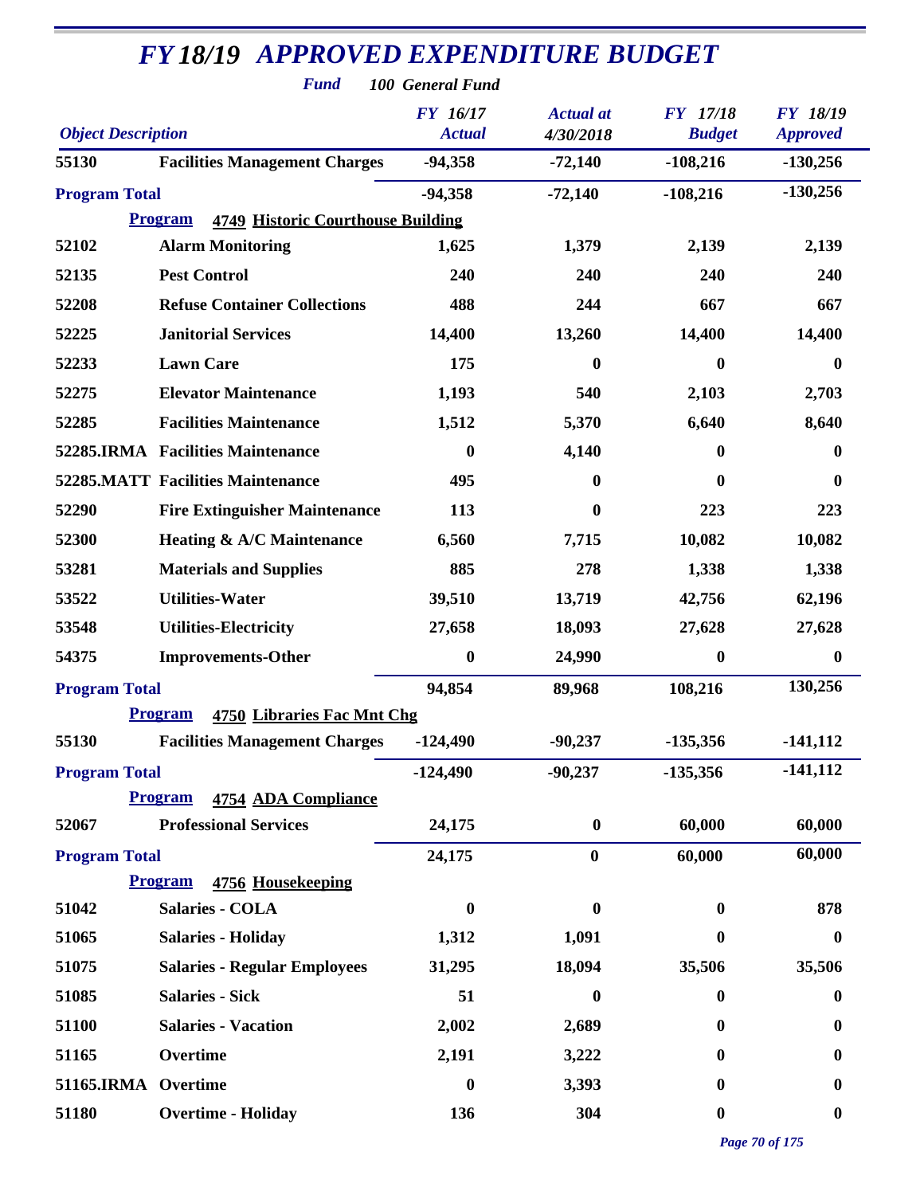# FY 18/19 APPROVED EXPENDITURE BUDGET

**Fund** 100 General Fund

| Object | Description | FY 16/17 Actual | Actual at 4/30/2018 | FY 17/18 Budget | FY 18/19 Approved |
|---|---|---|---|---|---|
| 55130 | Facilities Management Charges | -94,358 | -72,140 | -108,216 | -130,256 |
| **Program Total** | | -94,358 | -72,140 | -108,216 | -130,256 |
| | **Program 4749 Historic Courthouse Building** | | | | |
| 52102 | Alarm Monitoring | 1,625 | 1,379 | 2,139 | 2,139 |
| 52135 | Pest Control | 240 | 240 | 240 | 240 |
| 52208 | Refuse Container Collections | 488 | 244 | 667 | 667 |
| 52225 | Janitorial Services | 14,400 | 13,260 | 14,400 | 14,400 |
| 52233 | Lawn Care | 175 | 0 | 0 | 0 |
| 52275 | Elevator Maintenance | 1,193 | 540 | 2,103 | 2,703 |
| 52285 | Facilities Maintenance | 1,512 | 5,370 | 6,640 | 8,640 |
| 52285.IRMA | Facilities Maintenance | 0 | 4,140 | 0 | 0 |
| 52285.MATT | Facilities Maintenance | 495 | 0 | 0 | 0 |
| 52290 | Fire Extinguisher Maintenance | 113 | 0 | 223 | 223 |
| 52300 | Heating & A/C Maintenance | 6,560 | 7,715 | 10,082 | 10,082 |
| 53281 | Materials and Supplies | 885 | 278 | 1,338 | 1,338 |
| 53522 | Utilities-Water | 39,510 | 13,719 | 42,756 | 62,196 |
| 53548 | Utilities-Electricity | 27,658 | 18,093 | 27,628 | 27,628 |
| 54375 | Improvements-Other | 0 | 24,990 | 0 | 0 |
| **Program Total** | | 94,854 | 89,968 | 108,216 | 130,256 |
| | **Program 4750 Libraries Fac Mnt Chg** | | | | |
| 55130 | Facilities Management Charges | -124,490 | -90,237 | -135,356 | -141,112 |
| **Program Total** | | -124,490 | -90,237 | -135,356 | -141,112 |
| | **Program 4754 ADA Compliance** | | | | |
| 52067 | Professional Services | 24,175 | 0 | 60,000 | 60,000 |
| **Program Total** | | 24,175 | 0 | 60,000 | 60,000 |
| | **Program 4756 Housekeeping** | | | | |
| 51042 | Salaries - COLA | 0 | 0 | 0 | 878 |
| 51065 | Salaries - Holiday | 1,312 | 1,091 | 0 | 0 |
| 51075 | Salaries - Regular Employees | 31,295 | 18,094 | 35,506 | 35,506 |
| 51085 | Salaries - Sick | 51 | 0 | 0 | 0 |
| 51100 | Salaries - Vacation | 2,002 | 2,689 | 0 | 0 |
| 51165 | Overtime | 2,191 | 3,222 | 0 | 0 |
| 51165.IRMA | Overtime | 0 | 3,393 | 0 | 0 |
| 51180 | Overtime - Holiday | 136 | 304 | 0 | 0 |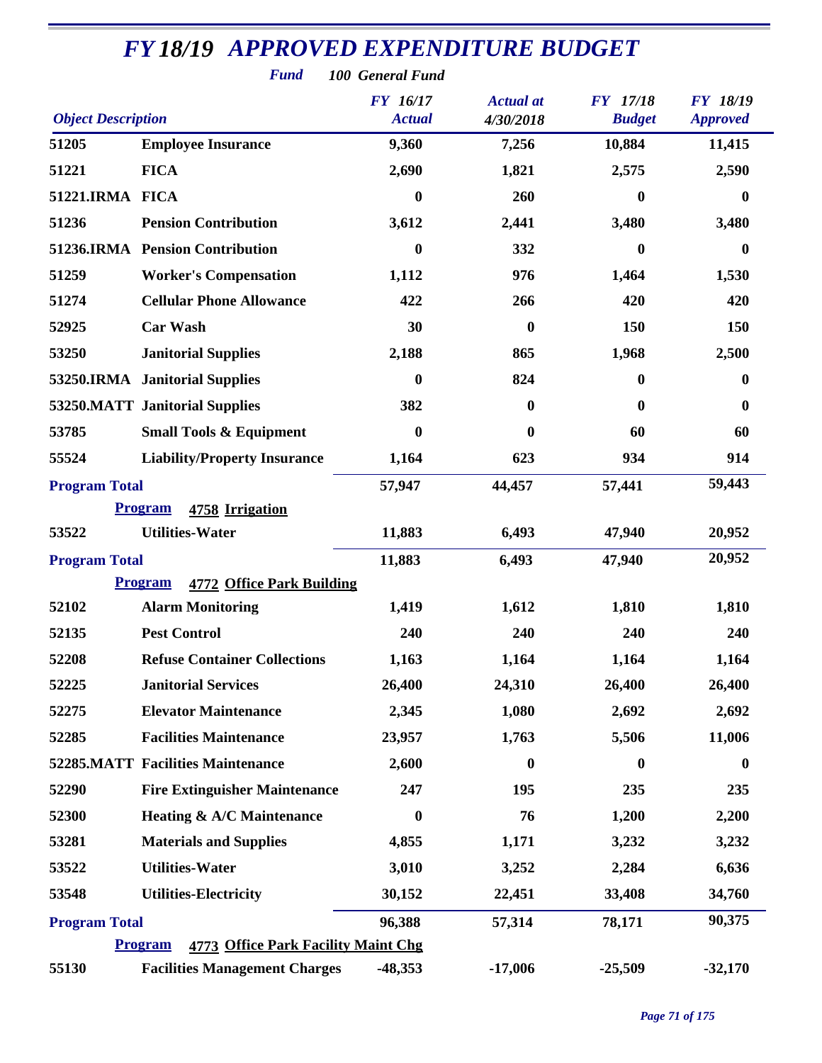# FY 18/19 APPROVED EXPENDITURE BUDGET

***Fund*** ***100 General Fund***

| Object Description | | FY 16/17 Actual | Actual at 4/30/2018 | FY 17/18 Budget | FY 18/19 Approved |
|---|---|---|---|---|---|
| 51205 | Employee Insurance | 9,360 | 7,256 | 10,884 | 11,415 |
| 51221 | FICA | 2,690 | 1,821 | 2,575 | 2,590 |
| 51221.IRMA | FICA | 0 | 260 | 0 | 0 |
| 51236 | Pension Contribution | 3,612 | 2,441 | 3,480 | 3,480 |
| 51236.IRMA | Pension Contribution | 0 | 332 | 0 | 0 |
| 51259 | Worker's Compensation | 1,112 | 976 | 1,464 | 1,530 |
| 51274 | Cellular Phone Allowance | 422 | 266 | 420 | 420 |
| 52925 | Car Wash | 30 | 0 | 150 | 150 |
| 53250 | Janitorial Supplies | 2,188 | 865 | 1,968 | 2,500 |
| 53250.IRMA | Janitorial Supplies | 0 | 824 | 0 | 0 |
| 53250.MATT | Janitorial Supplies | 382 | 0 | 0 | 0 |
| 53785 | Small Tools & Equipment | 0 | 0 | 60 | 60 |
| 55524 | Liability/Property Insurance | 1,164 | 623 | 934 | 914 |
| **Program Total** | | 57,947 | 44,457 | 57,441 | 59,443 |
| | **Program 4758 Irrigation** | | | | |
| 53522 | Utilities-Water | 11,883 | 6,493 | 47,940 | 20,952 |
| **Program Total** | | 11,883 | 6,493 | 47,940 | 20,952 |
| | **Program 4772 Office Park Building** | | | | |
| 52102 | Alarm Monitoring | 1,419 | 1,612 | 1,810 | 1,810 |
| 52135 | Pest Control | 240 | 240 | 240 | 240 |
| 52208 | Refuse Container Collections | 1,163 | 1,164 | 1,164 | 1,164 |
| 52225 | Janitorial Services | 26,400 | 24,310 | 26,400 | 26,400 |
| 52275 | Elevator Maintenance | 2,345 | 1,080 | 2,692 | 2,692 |
| 52285 | Facilities Maintenance | 23,957 | 1,763 | 5,506 | 11,006 |
| 52285.MATT | Facilities Maintenance | 2,600 | 0 | 0 | 0 |
| 52290 | Fire Extinguisher Maintenance | 247 | 195 | 235 | 235 |
| 52300 | Heating & A/C Maintenance | 0 | 76 | 1,200 | 2,200 |
| 53281 | Materials and Supplies | 4,855 | 1,171 | 3,232 | 3,232 |
| 53522 | Utilities-Water | 3,010 | 3,252 | 2,284 | 6,636 |
| 53548 | Utilities-Electricity | 30,152 | 22,451 | 33,408 | 34,760 |
| **Program Total** | | 96,388 | 57,314 | 78,171 | 90,375 |
| | **Program 4773 Office Park Facility Maint Chg** | | | | |
| 55130 | Facilities Management Charges | -48,353 | -17,006 | -25,509 | -32,170 |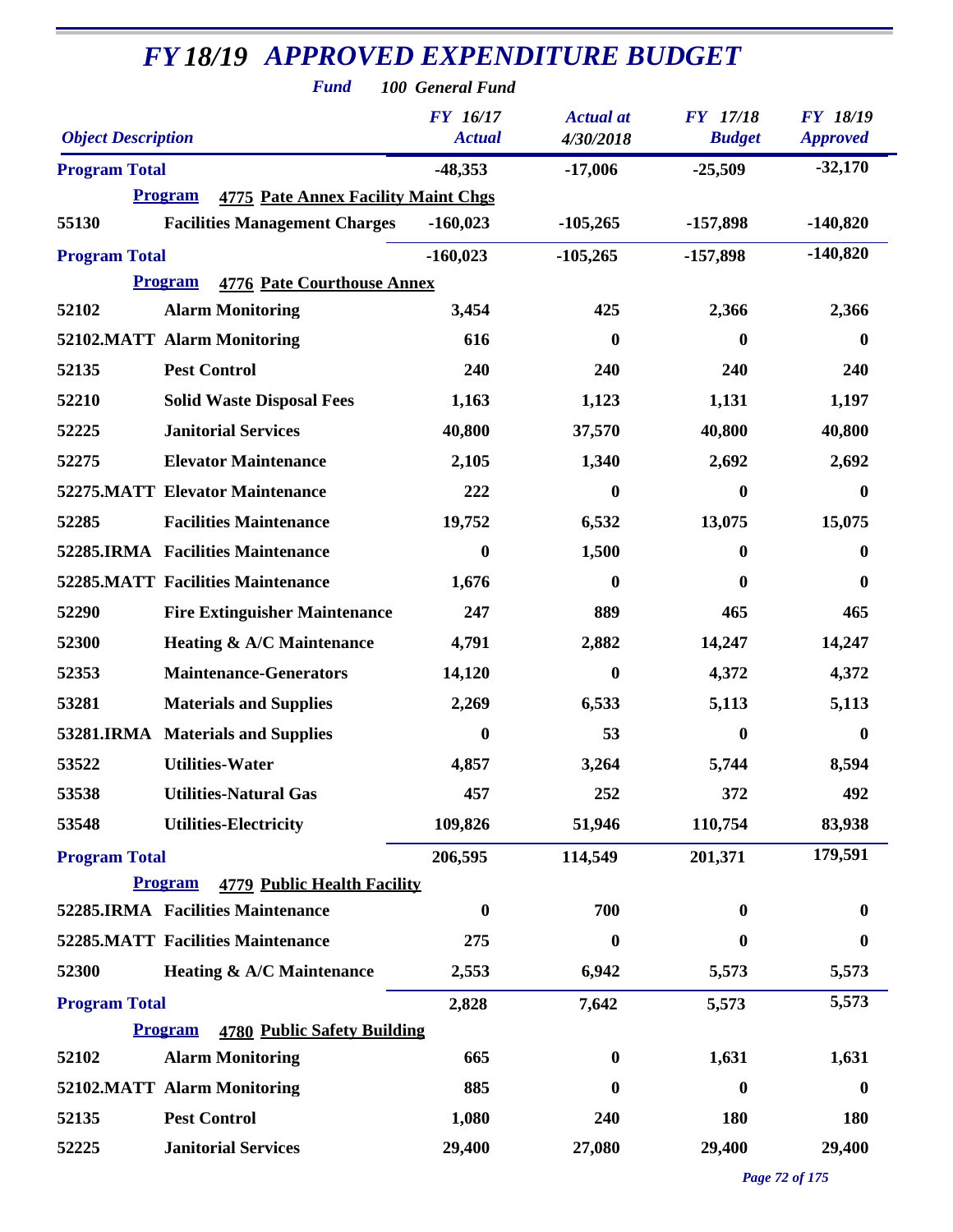# FY 18/19 APPROVED EXPENDITURE BUDGET

**Fund** 100 General Fund

| Object Description | | FY 16/17 Actual | Actual at 4/30/2018 | FY 17/18 Budget | FY 18/19 Approved |
|---|---|---|---|---|---|
| **Program Total** | | -48,353 | -17,006 | -25,509 | -32,170 |
| **Program** | **4775 Pate Annex Facility Maint Chgs** | | | | |
| 55130 | Facilities Management Charges | -160,023 | -105,265 | -157,898 | -140,820 |
| **Program Total** | | -160,023 | -105,265 | -157,898 | -140,820 |
| **Program** | **4776 Pate Courthouse Annex** | | | | |
| 52102 | Alarm Monitoring | 3,454 | 425 | 2,366 | 2,366 |
| 52102.MATT | Alarm Monitoring | 616 | 0 | 0 | 0 |
| 52135 | Pest Control | 240 | 240 | 240 | 240 |
| 52210 | Solid Waste Disposal Fees | 1,163 | 1,123 | 1,131 | 1,197 |
| 52225 | Janitorial Services | 40,800 | 37,570 | 40,800 | 40,800 |
| 52275 | Elevator Maintenance | 2,105 | 1,340 | 2,692 | 2,692 |
| 52275.MATT | Elevator Maintenance | 222 | 0 | 0 | 0 |
| 52285 | Facilities Maintenance | 19,752 | 6,532 | 13,075 | 15,075 |
| 52285.IRMA | Facilities Maintenance | 0 | 1,500 | 0 | 0 |
| 52285.MATT | Facilities Maintenance | 1,676 | 0 | 0 | 0 |
| 52290 | Fire Extinguisher Maintenance | 247 | 889 | 465 | 465 |
| 52300 | Heating & A/C Maintenance | 4,791 | 2,882 | 14,247 | 14,247 |
| 52353 | Maintenance-Generators | 14,120 | 0 | 4,372 | 4,372 |
| 53281 | Materials and Supplies | 2,269 | 6,533 | 5,113 | 5,113 |
| 53281.IRMA | Materials and Supplies | 0 | 53 | 0 | 0 |
| 53522 | Utilities-Water | 4,857 | 3,264 | 5,744 | 8,594 |
| 53538 | Utilities-Natural Gas | 457 | 252 | 372 | 492 |
| 53548 | Utilities-Electricity | 109,826 | 51,946 | 110,754 | 83,938 |
| **Program Total** | | 206,595 | 114,549 | 201,371 | 179,591 |
| **Program** | **4779 Public Health Facility** | | | | |
| 52285.IRMA | Facilities Maintenance | 0 | 700 | 0 | 0 |
| 52285.MATT | Facilities Maintenance | 275 | 0 | 0 | 0 |
| 52300 | Heating & A/C Maintenance | 2,553 | 6,942 | 5,573 | 5,573 |
| **Program Total** | | 2,828 | 7,642 | 5,573 | 5,573 |
| **Program** | **4780 Public Safety Building** | | | | |
| 52102 | Alarm Monitoring | 665 | 0 | 1,631 | 1,631 |
| 52102.MATT | Alarm Monitoring | 885 | 0 | 0 | 0 |
| 52135 | Pest Control | 1,080 | 240 | 180 | 180 |
| 52225 | Janitorial Services | 29,400 | 27,080 | 29,400 | 29,400 |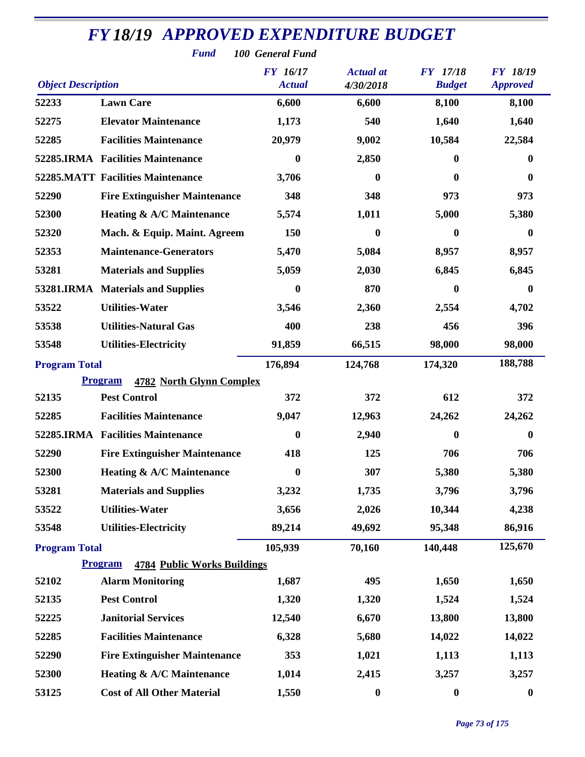# FY 18/19 APPROVED EXPENDITURE BUDGET

**Fund** 100 General Fund

| Object Description | | FY 16/17 Actual | Actual at 4/30/2018 | FY 17/18 Budget | FY 18/19 Approved |
|---|---|---|---|---|---|
| 52233 | Lawn Care | 6,600 | 6,600 | 8,100 | 8,100 |
| 52275 | Elevator Maintenance | 1,173 | 540 | 1,640 | 1,640 |
| 52285 | Facilities Maintenance | 20,979 | 9,002 | 10,584 | 22,584 |
| 52285.IRMA | Facilities Maintenance | 0 | 2,850 | 0 | 0 |
| 52285.MATT | Facilities Maintenance | 3,706 | 0 | 0 | 0 |
| 52290 | Fire Extinguisher Maintenance | 348 | 348 | 973 | 973 |
| 52300 | Heating & A/C Maintenance | 5,574 | 1,011 | 5,000 | 5,380 |
| 52320 | Mach. & Equip. Maint. Agreem | 150 | 0 | 0 | 0 |
| 52353 | Maintenance-Generators | 5,470 | 5,084 | 8,957 | 8,957 |
| 53281 | Materials and Supplies | 5,059 | 2,030 | 6,845 | 6,845 |
| 53281.IRMA | Materials and Supplies | 0 | 870 | 0 | 0 |
| 53522 | Utilities-Water | 3,546 | 2,360 | 2,554 | 4,702 |
| 53538 | Utilities-Natural Gas | 400 | 238 | 456 | 396 |
| 53548 | Utilities-Electricity | 91,859 | 66,515 | 98,000 | 98,000 |
| **Program Total** | | 176,894 | 124,768 | 174,320 | 188,788 |
| **Program** | **4782 North Glynn Complex** | | | | |
| 52135 | Pest Control | 372 | 372 | 612 | 372 |
| 52285 | Facilities Maintenance | 9,047 | 12,963 | 24,262 | 24,262 |
| 52285.IRMA | Facilities Maintenance | 0 | 2,940 | 0 | 0 |
| 52290 | Fire Extinguisher Maintenance | 418 | 125 | 706 | 706 |
| 52300 | Heating & A/C Maintenance | 0 | 307 | 5,380 | 5,380 |
| 53281 | Materials and Supplies | 3,232 | 1,735 | 3,796 | 3,796 |
| 53522 | Utilities-Water | 3,656 | 2,026 | 10,344 | 4,238 |
| 53548 | Utilities-Electricity | 89,214 | 49,692 | 95,348 | 86,916 |
| **Program Total** | | 105,939 | 70,160 | 140,448 | 125,670 |
| **Program** | **4784 Public Works Buildings** | | | | |
| 52102 | Alarm Monitoring | 1,687 | 495 | 1,650 | 1,650 |
| 52135 | Pest Control | 1,320 | 1,320 | 1,524 | 1,524 |
| 52225 | Janitorial Services | 12,540 | 6,670 | 13,800 | 13,800 |
| 52285 | Facilities Maintenance | 6,328 | 5,680 | 14,022 | 14,022 |
| 52290 | Fire Extinguisher Maintenance | 353 | 1,021 | 1,113 | 1,113 |
| 52300 | Heating & A/C Maintenance | 1,014 | 2,415 | 3,257 | 3,257 |
| 53125 | Cost of All Other Material | 1,550 | 0 | 0 | 0 |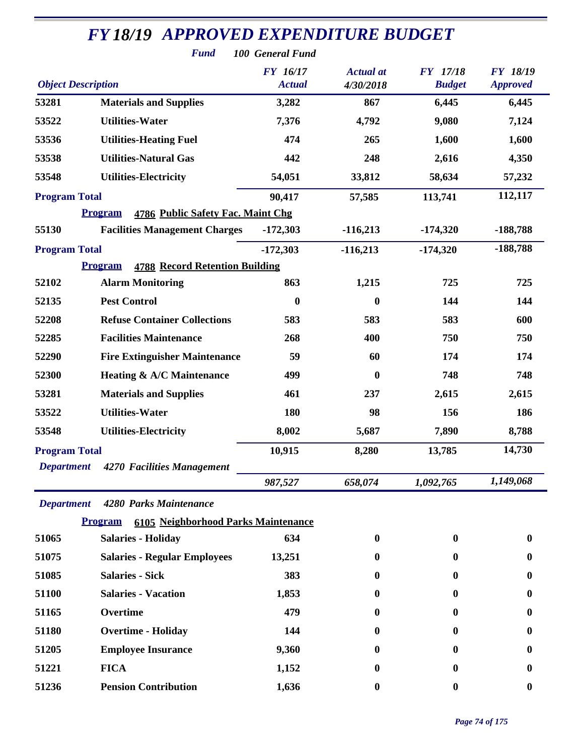# FY 18/19 APPROVED EXPENDITURE BUDGET

**Fund** *100 General Fund*

| Object Description | | FY 16/17 Actual | Actual at 4/30/2018 | FY 17/18 Budget | FY 18/19 Approved |
|---|---|---|---|---|---|
| 53281 | Materials and Supplies | 3,282 | 867 | 6,445 | 6,445 |
| 53522 | Utilities-Water | 7,376 | 4,792 | 9,080 | 7,124 |
| 53536 | Utilities-Heating Fuel | 474 | 265 | 1,600 | 1,600 |
| 53538 | Utilities-Natural Gas | 442 | 248 | 2,616 | 4,350 |
| 53548 | Utilities-Electricity | 54,051 | 33,812 | 58,634 | 57,232 |
| **Program Total** | | 90,417 | 57,585 | 113,741 | 112,117 |
| **Program** | **4786 Public Safety Fac. Maint Chg** | | | | |
| 55130 | Facilities Management Charges | -172,303 | -116,213 | -174,320 | -188,788 |
| **Program Total** | | -172,303 | -116,213 | -174,320 | -188,788 |
| **Program** | **4788 Record Retention Building** | | | | |
| 52102 | Alarm Monitoring | 863 | 1,215 | 725 | 725 |
| 52135 | Pest Control | 0 | 0 | 144 | 144 |
| 52208 | Refuse Container Collections | 583 | 583 | 583 | 600 |
| 52285 | Facilities Maintenance | 268 | 400 | 750 | 750 |
| 52290 | Fire Extinguisher Maintenance | 59 | 60 | 174 | 174 |
| 52300 | Heating & A/C Maintenance | 499 | 0 | 748 | 748 |
| 53281 | Materials and Supplies | 461 | 237 | 2,615 | 2,615 |
| 53522 | Utilities-Water | 180 | 98 | 156 | 186 |
| 53548 | Utilities-Electricity | 8,002 | 5,687 | 7,890 | 8,788 |
| **Program Total** | | 10,915 | 8,280 | 13,785 | 14,730 |
| *Department* | *4270 Facilities Management* | *987,527* | *658,074* | *1,092,765* | *1,149,068* |
| *Department* | *4280 Parks Maintenance* | | | | |
| **Program** | **6105 Neighborhood Parks Maintenance** | | | | |
| 51065 | Salaries - Holiday | 634 | 0 | 0 | 0 |
| 51075 | Salaries - Regular Employees | 13,251 | 0 | 0 | 0 |
| 51085 | Salaries - Sick | 383 | 0 | 0 | 0 |
| 51100 | Salaries - Vacation | 1,853 | 0 | 0 | 0 |
| 51165 | Overtime | 479 | 0 | 0 | 0 |
| 51180 | Overtime - Holiday | 144 | 0 | 0 | 0 |
| 51205 | Employee Insurance | 9,360 | 0 | 0 | 0 |
| 51221 | FICA | 1,152 | 0 | 0 | 0 |
| 51236 | Pension Contribution | 1,636 | 0 | 0 | 0 |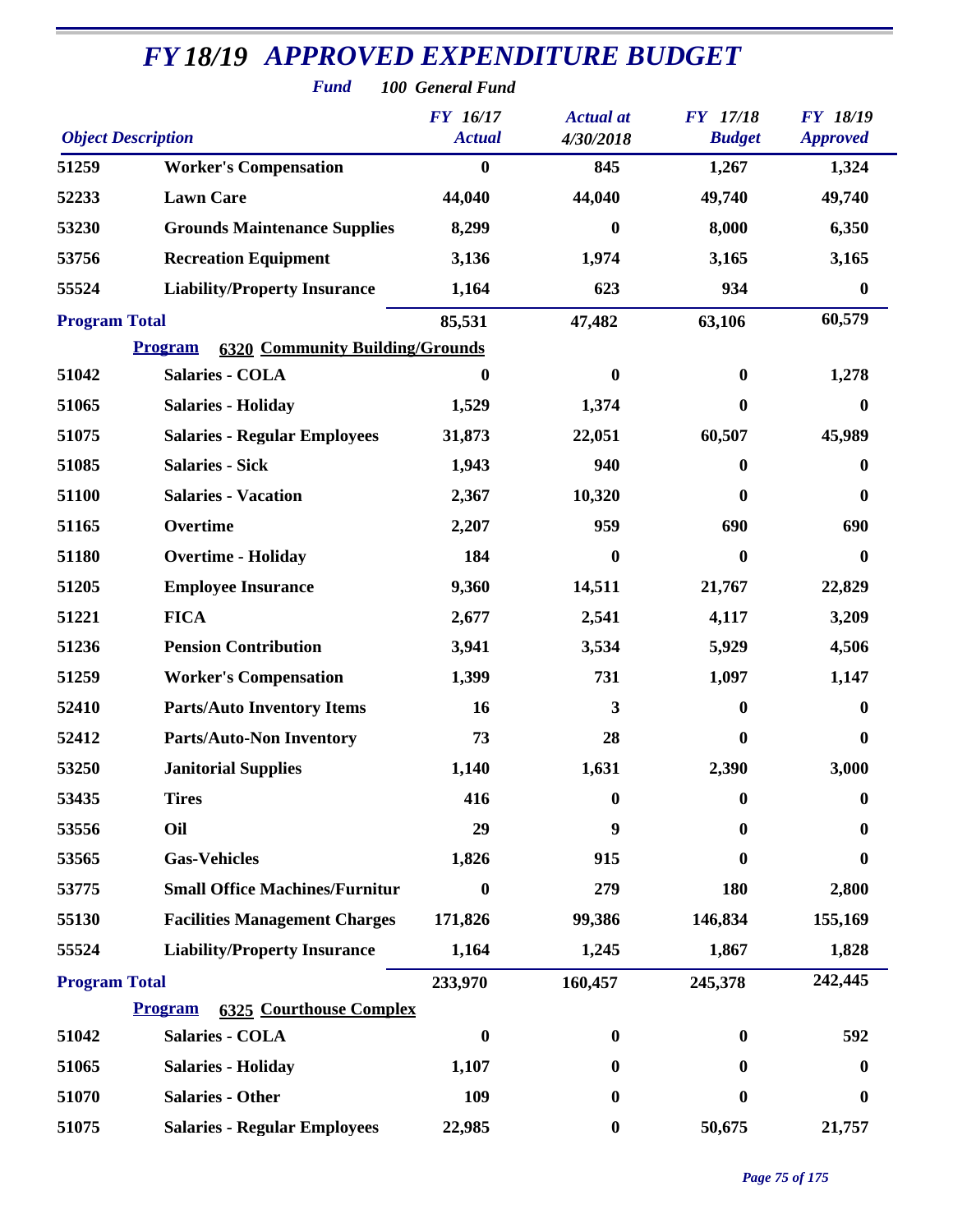# FY 18/19 APPROVED EXPENDITURE BUDGET

**Fund** *100 General Fund*

| Object Description | | FY 16/17 Actual | Actual at 4/30/2018 | FY 17/18 Budget | FY 18/19 Approved |
|---|---|---|---|---|---|
| 51259 | Worker's Compensation | 0 | 845 | 1,267 | 1,324 |
| 52233 | Lawn Care | 44,040 | 44,040 | 49,740 | 49,740 |
| 53230 | Grounds Maintenance Supplies | 8,299 | 0 | 8,000 | 6,350 |
| 53756 | Recreation Equipment | 3,136 | 1,974 | 3,165 | 3,165 |
| 55524 | Liability/Property Insurance | 1,164 | 623 | 934 | 0 |
| **Program Total** | | 85,531 | 47,482 | 63,106 | 60,579 |
| **Program** | **6320 Community Building/Grounds** | | | | |
| 51042 | Salaries - COLA | 0 | 0 | 0 | 1,278 |
| 51065 | Salaries - Holiday | 1,529 | 1,374 | 0 | 0 |
| 51075 | Salaries - Regular Employees | 31,873 | 22,051 | 60,507 | 45,989 |
| 51085 | Salaries - Sick | 1,943 | 940 | 0 | 0 |
| 51100 | Salaries - Vacation | 2,367 | 10,320 | 0 | 0 |
| 51165 | Overtime | 2,207 | 959 | 690 | 690 |
| 51180 | Overtime - Holiday | 184 | 0 | 0 | 0 |
| 51205 | Employee Insurance | 9,360 | 14,511 | 21,767 | 22,829 |
| 51221 | FICA | 2,677 | 2,541 | 4,117 | 3,209 |
| 51236 | Pension Contribution | 3,941 | 3,534 | 5,929 | 4,506 |
| 51259 | Worker's Compensation | 1,399 | 731 | 1,097 | 1,147 |
| 52410 | Parts/Auto Inventory Items | 16 | 3 | 0 | 0 |
| 52412 | Parts/Auto-Non Inventory | 73 | 28 | 0 | 0 |
| 53250 | Janitorial Supplies | 1,140 | 1,631 | 2,390 | 3,000 |
| 53435 | Tires | 416 | 0 | 0 | 0 |
| 53556 | Oil | 29 | 9 | 0 | 0 |
| 53565 | Gas-Vehicles | 1,826 | 915 | 0 | 0 |
| 53775 | Small Office Machines/Furnitur | 0 | 279 | 180 | 2,800 |
| 55130 | Facilities Management Charges | 171,826 | 99,386 | 146,834 | 155,169 |
| 55524 | Liability/Property Insurance | 1,164 | 1,245 | 1,867 | 1,828 |
| **Program Total** | | 233,970 | 160,457 | 245,378 | 242,445 |
| **Program** | **6325 Courthouse Complex** | | | | |
| 51042 | Salaries - COLA | 0 | 0 | 0 | 592 |
| 51065 | Salaries - Holiday | 1,107 | 0 | 0 | 0 |
| 51070 | Salaries - Other | 109 | 0 | 0 | 0 |
| 51075 | Salaries - Regular Employees | 22,985 | 0 | 50,675 | 21,757 |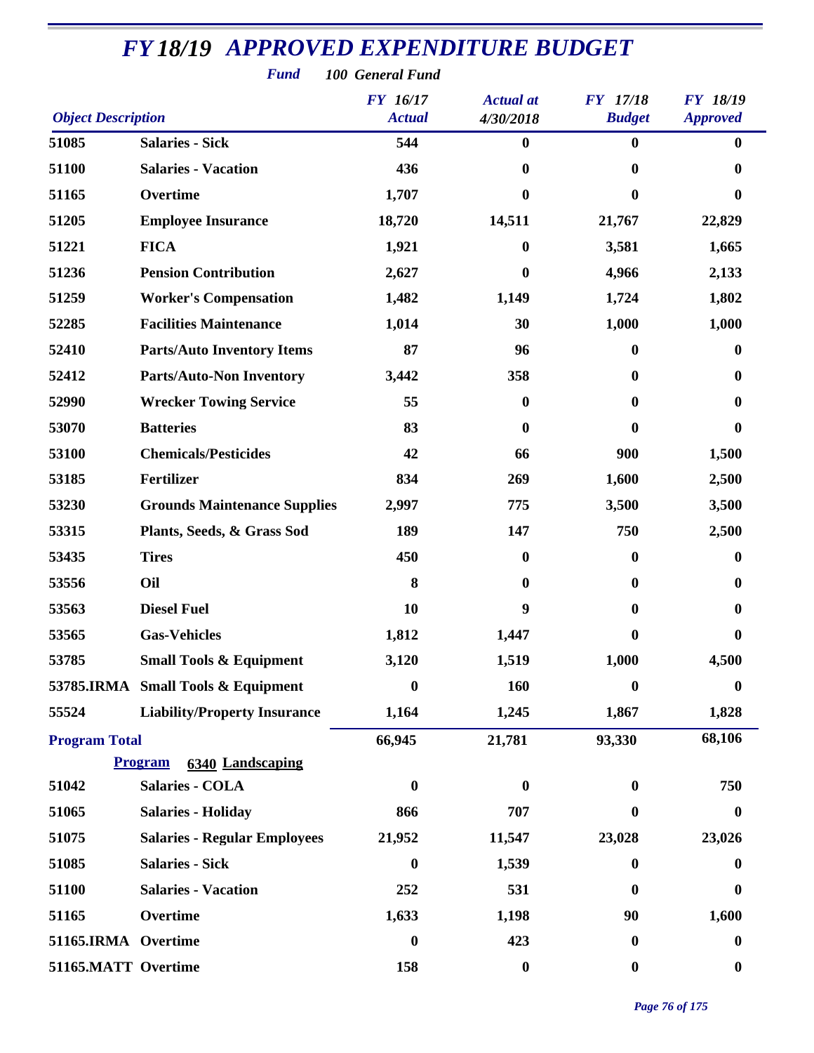# FY 18/19 APPROVED EXPENDITURE BUDGET

**Fund** *100 General Fund*

| Object Description | | FY 16/17 Actual | Actual at 4/30/2018 | FY 17/18 Budget | FY 18/19 Approved |
|---|---|---|---|---|---|
| 51085 | Salaries - Sick | 544 | 0 | 0 | 0 |
| 51100 | Salaries - Vacation | 436 | 0 | 0 | 0 |
| 51165 | Overtime | 1,707 | 0 | 0 | 0 |
| 51205 | Employee Insurance | 18,720 | 14,511 | 21,767 | 22,829 |
| 51221 | FICA | 1,921 | 0 | 3,581 | 1,665 |
| 51236 | Pension Contribution | 2,627 | 0 | 4,966 | 2,133 |
| 51259 | Worker's Compensation | 1,482 | 1,149 | 1,724 | 1,802 |
| 52285 | Facilities Maintenance | 1,014 | 30 | 1,000 | 1,000 |
| 52410 | Parts/Auto Inventory Items | 87 | 96 | 0 | 0 |
| 52412 | Parts/Auto-Non Inventory | 3,442 | 358 | 0 | 0 |
| 52990 | Wrecker Towing Service | 55 | 0 | 0 | 0 |
| 53070 | Batteries | 83 | 0 | 0 | 0 |
| 53100 | Chemicals/Pesticides | 42 | 66 | 900 | 1,500 |
| 53185 | Fertilizer | 834 | 269 | 1,600 | 2,500 |
| 53230 | Grounds Maintenance Supplies | 2,997 | 775 | 3,500 | 3,500 |
| 53315 | Plants, Seeds, & Grass Sod | 189 | 147 | 750 | 2,500 |
| 53435 | Tires | 450 | 0 | 0 | 0 |
| 53556 | Oil | 8 | 0 | 0 | 0 |
| 53563 | Diesel Fuel | 10 | 9 | 0 | 0 |
| 53565 | Gas-Vehicles | 1,812 | 1,447 | 0 | 0 |
| 53785 | Small Tools & Equipment | 3,120 | 1,519 | 1,000 | 4,500 |
| 53785.IRMA | Small Tools & Equipment | 0 | 160 | 0 | 0 |
| 55524 | Liability/Property Insurance | 1,164 | 1,245 | 1,867 | 1,828 |
| **Program Total** | | 66,945 | 21,781 | 93,330 | 68,106 |
| | **Program 6340 Landscaping** | | | | |
| 51042 | Salaries - COLA | 0 | 0 | 0 | 750 |
| 51065 | Salaries - Holiday | 866 | 707 | 0 | 0 |
| 51075 | Salaries - Regular Employees | 21,952 | 11,547 | 23,028 | 23,026 |
| 51085 | Salaries - Sick | 0 | 1,539 | 0 | 0 |
| 51100 | Salaries - Vacation | 252 | 531 | 0 | 0 |
| 51165 | Overtime | 1,633 | 1,198 | 90 | 1,600 |
| 51165.IRMA | Overtime | 0 | 423 | 0 | 0 |
| 51165.MATT | Overtime | 158 | 0 | 0 | 0 |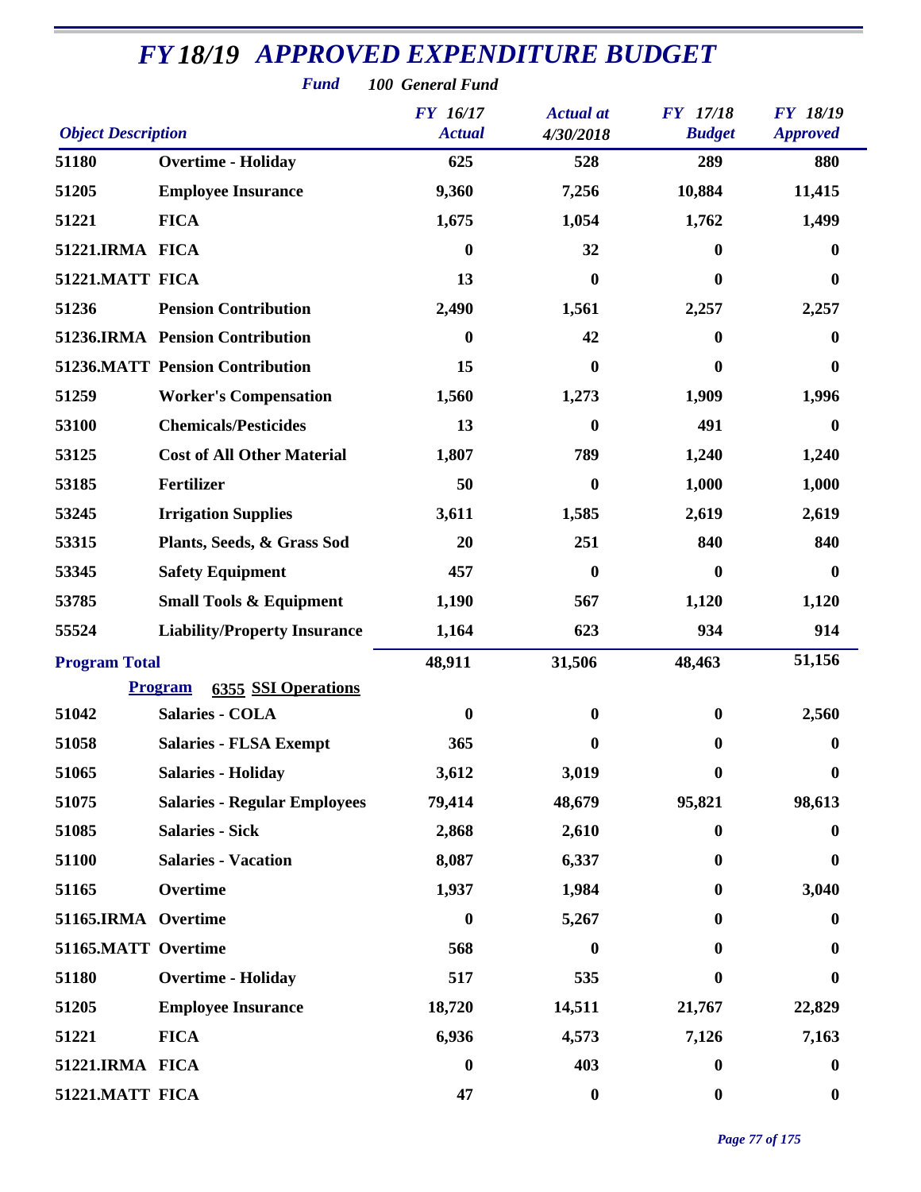# FY 18/19 APPROVED EXPENDITURE BUDGET

**Fund** 100 General Fund

| Object Description | | FY 16/17 Actual | Actual at 4/30/2018 | FY 17/18 Budget | FY 18/19 Approved |
|---|---|---|---|---|---|
| 51180 | Overtime - Holiday | 625 | 528 | 289 | 880 |
| 51205 | Employee Insurance | 9,360 | 7,256 | 10,884 | 11,415 |
| 51221 | FICA | 1,675 | 1,054 | 1,762 | 1,499 |
| 51221.IRMA | FICA | 0 | 32 | 0 | 0 |
| 51221.MATT | FICA | 13 | 0 | 0 | 0 |
| 51236 | Pension Contribution | 2,490 | 1,561 | 2,257 | 2,257 |
| 51236.IRMA | Pension Contribution | 0 | 42 | 0 | 0 |
| 51236.MATT | Pension Contribution | 15 | 0 | 0 | 0 |
| 51259 | Worker's Compensation | 1,560 | 1,273 | 1,909 | 1,996 |
| 53100 | Chemicals/Pesticides | 13 | 0 | 491 | 0 |
| 53125 | Cost of All Other Material | 1,807 | 789 | 1,240 | 1,240 |
| 53185 | Fertilizer | 50 | 0 | 1,000 | 1,000 |
| 53245 | Irrigation Supplies | 3,611 | 1,585 | 2,619 | 2,619 |
| 53315 | Plants, Seeds, & Grass Sod | 20 | 251 | 840 | 840 |
| 53345 | Safety Equipment | 457 | 0 | 0 | 0 |
| 53785 | Small Tools & Equipment | 1,190 | 567 | 1,120 | 1,120 |
| 55524 | Liability/Property Insurance | 1,164 | 623 | 934 | 914 |
| **Program Total** | | 48,911 | 31,506 | 48,463 | 51,156 |
| | **Program 6355 SSI Operations** | | | | |
| 51042 | Salaries - COLA | 0 | 0 | 0 | 2,560 |
| 51058 | Salaries - FLSA Exempt | 365 | 0 | 0 | 0 |
| 51065 | Salaries - Holiday | 3,612 | 3,019 | 0 | 0 |
| 51075 | Salaries - Regular Employees | 79,414 | 48,679 | 95,821 | 98,613 |
| 51085 | Salaries - Sick | 2,868 | 2,610 | 0 | 0 |
| 51100 | Salaries - Vacation | 8,087 | 6,337 | 0 | 0 |
| 51165 | Overtime | 1,937 | 1,984 | 0 | 3,040 |
| 51165.IRMA | Overtime | 0 | 5,267 | 0 | 0 |
| 51165.MATT | Overtime | 568 | 0 | 0 | 0 |
| 51180 | Overtime - Holiday | 517 | 535 | 0 | 0 |
| 51205 | Employee Insurance | 18,720 | 14,511 | 21,767 | 22,829 |
| 51221 | FICA | 6,936 | 4,573 | 7,126 | 7,163 |
| 51221.IRMA | FICA | 0 | 403 | 0 | 0 |
| 51221.MATT | FICA | 47 | 0 | 0 | 0 |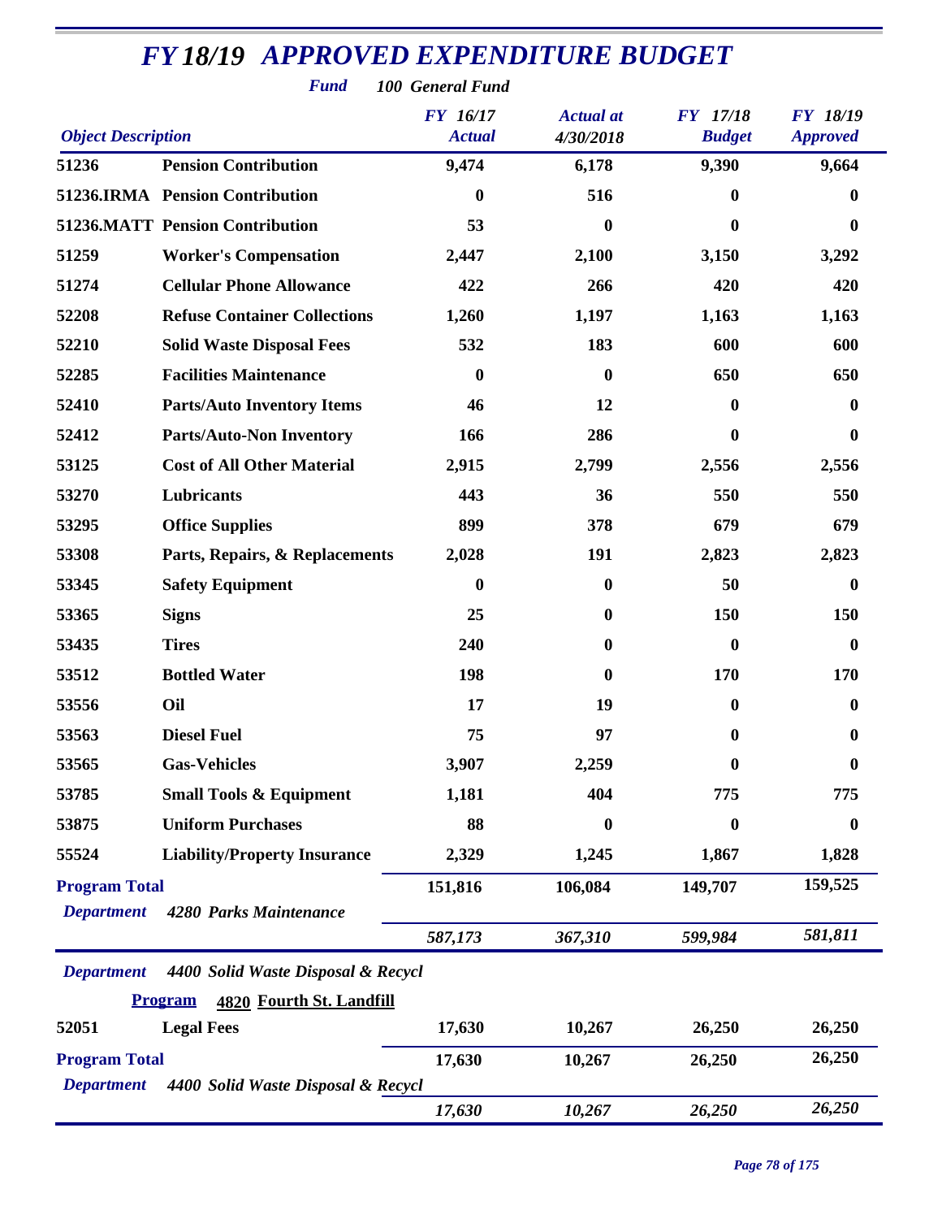# FY 18/19 APPROVED EXPENDITURE BUDGET

***Fund*** ***100 General Fund***

| Object Description | | FY 16/17 Actual | Actual at 4/30/2018 | FY 17/18 Budget | FY 18/19 Approved |
|---|---|---|---|---|---|
| 51236 | Pension Contribution | 9,474 | 6,178 | 9,390 | 9,664 |
| 51236.IRMA | Pension Contribution | 0 | 516 | 0 | 0 |
| 51236.MATT | Pension Contribution | 53 | 0 | 0 | 0 |
| 51259 | Worker's Compensation | 2,447 | 2,100 | 3,150 | 3,292 |
| 51274 | Cellular Phone Allowance | 422 | 266 | 420 | 420 |
| 52208 | Refuse Container Collections | 1,260 | 1,197 | 1,163 | 1,163 |
| 52210 | Solid Waste Disposal Fees | 532 | 183 | 600 | 600 |
| 52285 | Facilities Maintenance | 0 | 0 | 650 | 650 |
| 52410 | Parts/Auto Inventory Items | 46 | 12 | 0 | 0 |
| 52412 | Parts/Auto-Non Inventory | 166 | 286 | 0 | 0 |
| 53125 | Cost of All Other Material | 2,915 | 2,799 | 2,556 | 2,556 |
| 53270 | Lubricants | 443 | 36 | 550 | 550 |
| 53295 | Office Supplies | 899 | 378 | 679 | 679 |
| 53308 | Parts, Repairs, & Replacements | 2,028 | 191 | 2,823 | 2,823 |
| 53345 | Safety Equipment | 0 | 0 | 50 | 0 |
| 53365 | Signs | 25 | 0 | 150 | 150 |
| 53435 | Tires | 240 | 0 | 0 | 0 |
| 53512 | Bottled Water | 198 | 0 | 170 | 170 |
| 53556 | Oil | 17 | 19 | 0 | 0 |
| 53563 | Diesel Fuel | 75 | 97 | 0 | 0 |
| 53565 | Gas-Vehicles | 3,907 | 2,259 | 0 | 0 |
| 53785 | Small Tools & Equipment | 1,181 | 404 | 775 | 775 |
| 53875 | Uniform Purchases | 88 | 0 | 0 | 0 |
| 55524 | Liability/Property Insurance | 2,329 | 1,245 | 1,867 | 1,828 |
| **Program Total** | | 151,816 | 106,084 | 149,707 | 159,525 |
| *Department* | *4280 Parks Maintenance* | *587,173* | *367,310* | *599,984* | *581,811* |
| *Department* | *4400 Solid Waste Disposal & Recycl* | | | | |
| **Program** | **4820 Fourth St. Landfill** | | | | |
| 52051 | Legal Fees | 17,630 | 10,267 | 26,250 | 26,250 |
| **Program Total** | | 17,630 | 10,267 | 26,250 | 26,250 |
| *Department* | *4400 Solid Waste Disposal & Recycl* | *17,630* | *10,267* | *26,250* | *26,250* |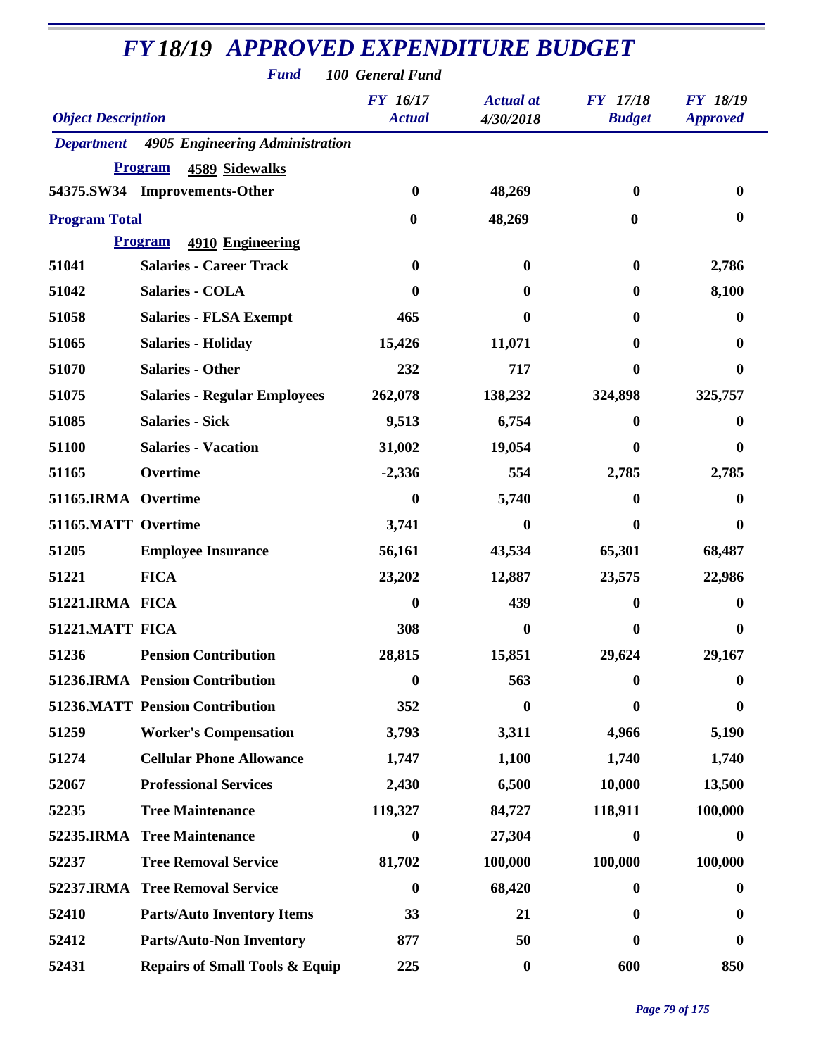# FY 18/19 APPROVED EXPENDITURE BUDGET

**Fund** *100 General Fund*

| Object Description | | FY 16/17 Actual | Actual at 4/30/2018 | FY 17/18 Budget | FY 18/19 Approved |
|---|---|---|---|---|---|
| **Department** | **4905 Engineering Administration** | | | | |
| **Program** | **4589 Sidewalks** | | | | |
| 54375.SW34 | Improvements-Other | 0 | 48,269 | 0 | 0 |
| **Program Total** | | 0 | 48,269 | 0 | 0 |
| **Program** | **4910 Engineering** | | | | |
| 51041 | Salaries - Career Track | 0 | 0 | 0 | 2,786 |
| 51042 | Salaries - COLA | 0 | 0 | 0 | 8,100 |
| 51058 | Salaries - FLSA Exempt | 465 | 0 | 0 | 0 |
| 51065 | Salaries - Holiday | 15,426 | 11,071 | 0 | 0 |
| 51070 | Salaries - Other | 232 | 717 | 0 | 0 |
| 51075 | Salaries - Regular Employees | 262,078 | 138,232 | 324,898 | 325,757 |
| 51085 | Salaries - Sick | 9,513 | 6,754 | 0 | 0 |
| 51100 | Salaries - Vacation | 31,002 | 19,054 | 0 | 0 |
| 51165 | Overtime | -2,336 | 554 | 2,785 | 2,785 |
| 51165.IRMA | Overtime | 0 | 5,740 | 0 | 0 |
| 51165.MATT | Overtime | 3,741 | 0 | 0 | 0 |
| 51205 | Employee Insurance | 56,161 | 43,534 | 65,301 | 68,487 |
| 51221 | FICA | 23,202 | 12,887 | 23,575 | 22,986 |
| 51221.IRMA | FICA | 0 | 439 | 0 | 0 |
| 51221.MATT | FICA | 308 | 0 | 0 | 0 |
| 51236 | Pension Contribution | 28,815 | 15,851 | 29,624 | 29,167 |
| 51236.IRMA | Pension Contribution | 0 | 563 | 0 | 0 |
| 51236.MATT | Pension Contribution | 352 | 0 | 0 | 0 |
| 51259 | Worker's Compensation | 3,793 | 3,311 | 4,966 | 5,190 |
| 51274 | Cellular Phone Allowance | 1,747 | 1,100 | 1,740 | 1,740 |
| 52067 | Professional Services | 2,430 | 6,500 | 10,000 | 13,500 |
| 52235 | Tree Maintenance | 119,327 | 84,727 | 118,911 | 100,000 |
| 52235.IRMA | Tree Maintenance | 0 | 27,304 | 0 | 0 |
| 52237 | Tree Removal Service | 81,702 | 100,000 | 100,000 | 100,000 |
| 52237.IRMA | Tree Removal Service | 0 | 68,420 | 0 | 0 |
| 52410 | Parts/Auto Inventory Items | 33 | 21 | 0 | 0 |
| 52412 | Parts/Auto-Non Inventory | 877 | 50 | 0 | 0 |
| 52431 | Repairs of Small Tools & Equip | 225 | 0 | 600 | 850 |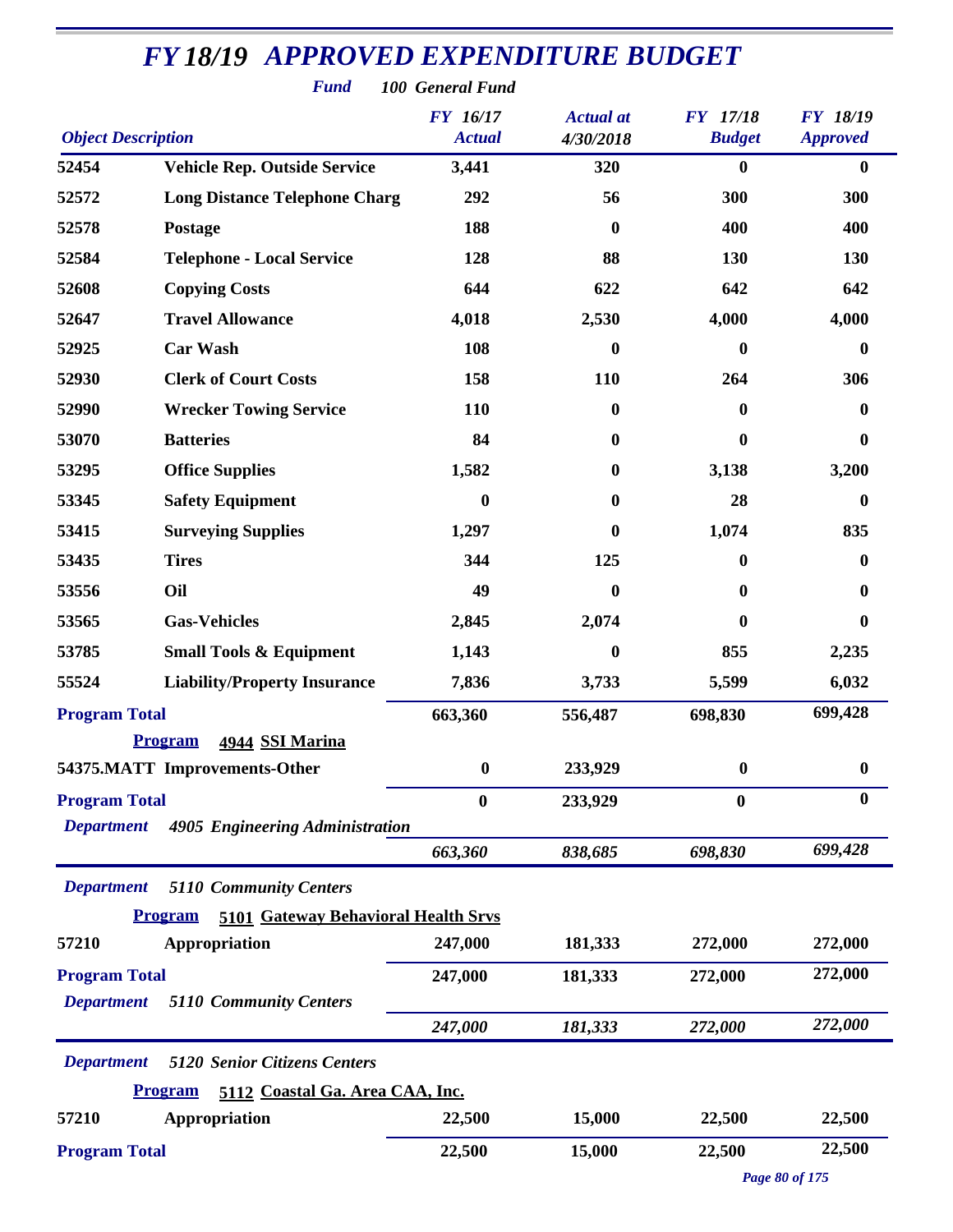# FY 18/19 APPROVED EXPENDITURE BUDGET

***Fund*** ***100 General Fund***

| Object Description | | FY 16/17 Actual | Actual at 4/30/2018 | FY 17/18 Budget | FY 18/19 Approved |
|---|---|---|---|---|---|
| **52454** | **Vehicle Rep. Outside Service** | **3,441** | **320** | **0** | **0** |
| **52572** | **Long Distance Telephone Charg** | **292** | **56** | **300** | **300** |
| **52578** | **Postage** | **188** | **0** | **400** | **400** |
| **52584** | **Telephone - Local Service** | **128** | **88** | **130** | **130** |
| **52608** | **Copying Costs** | **644** | **622** | **642** | **642** |
| **52647** | **Travel Allowance** | **4,018** | **2,530** | **4,000** | **4,000** |
| **52925** | **Car Wash** | **108** | **0** | **0** | **0** |
| **52930** | **Clerk of Court Costs** | **158** | **110** | **264** | **306** |
| **52990** | **Wrecker Towing Service** | **110** | **0** | **0** | **0** |
| **53070** | **Batteries** | **84** | **0** | **0** | **0** |
| **53295** | **Office Supplies** | **1,582** | **0** | **3,138** | **3,200** |
| **53345** | **Safety Equipment** | **0** | **0** | **28** | **0** |
| **53415** | **Surveying Supplies** | **1,297** | **0** | **1,074** | **835** |
| **53435** | **Tires** | **344** | **125** | **0** | **0** |
| **53556** | **Oil** | **49** | **0** | **0** | **0** |
| **53565** | **Gas-Vehicles** | **2,845** | **2,074** | **0** | **0** |
| **53785** | **Small Tools & Equipment** | **1,143** | **0** | **855** | **2,235** |
| **55524** | **Liability/Property Insurance** | **7,836** | **3,733** | **5,599** | **6,032** |
| **Program Total** | | **663,360** | **556,487** | **698,830** | **699,428** |
| **Program** | **4944 SSI Marina** | | | | |
| **54375.MATT** | **Improvements-Other** | **0** | **233,929** | **0** | **0** |
| **Program Total** | | **0** | **233,929** | **0** | **0** |
| ***Department*** | ***4905 Engineering Administration*** | | | | |
| | | ***663,360*** | ***838,685*** | ***698,830*** | ***699,428*** |
| ***Department*** | ***5110 Community Centers*** | | | | |
| **Program** | **5101 Gateway Behavioral Health Srvs** | | | | |
| **57210** | **Appropriation** | **247,000** | **181,333** | **272,000** | **272,000** |
| **Program Total** | | **247,000** | **181,333** | **272,000** | **272,000** |
| ***Department*** | ***5110 Community Centers*** | | | | |
| | | ***247,000*** | ***181,333*** | ***272,000*** | ***272,000*** |
| ***Department*** | ***5120 Senior Citizens Centers*** | | | | |
| **Program** | **5112 Coastal Ga. Area CAA, Inc.** | | | | |
| **57210** | **Appropriation** | **22,500** | **15,000** | **22,500** | **22,500** |
| **Program Total** | | **22,500** | **15,000** | **22,500** | **22,500** |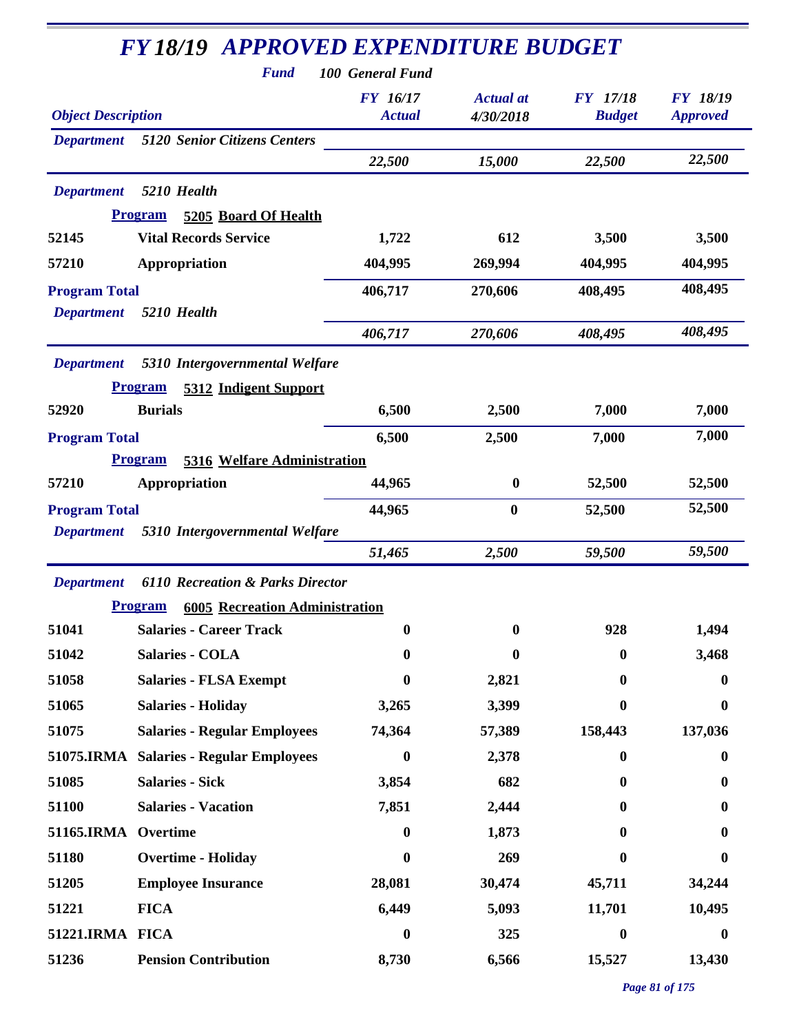# FY 18/19 APPROVED EXPENDITURE BUDGET

**Fund** 100 General Fund

| Object Description | | FY 16/17 Actual | Actual at 4/30/2018 | FY 17/18 Budget | FY 18/19 Approved |
|---|---|---|---|---|---|
| **Department** | **5120 Senior Citizens Centers** | | | | |
| | | 22,500 | 15,000 | 22,500 | 22,500 |
| **Department** | **5210 Health** | | | | |
| **Program** | **5205 Board Of Health** | | | | |
| 52145 | Vital Records Service | 1,722 | 612 | 3,500 | 3,500 |
| 57210 | Appropriation | 404,995 | 269,994 | 404,995 | 404,995 |
| **Program Total** | | 406,717 | 270,606 | 408,495 | 408,495 |
| **Department** | **5210 Health** | | | | |
| | | 406,717 | 270,606 | 408,495 | 408,495 |
| **Department** | **5310 Intergovernmental Welfare** | | | | |
| **Program** | **5312 Indigent Support** | | | | |
| 52920 | Burials | 6,500 | 2,500 | 7,000 | 7,000 |
| **Program Total** | | 6,500 | 2,500 | 7,000 | 7,000 |
| **Program** | **5316 Welfare Administration** | | | | |
| 57210 | Appropriation | 44,965 | 0 | 52,500 | 52,500 |
| **Program Total** | | 44,965 | 0 | 52,500 | 52,500 |
| **Department** | **5310 Intergovernmental Welfare** | | | | |
| | | 51,465 | 2,500 | 59,500 | 59,500 |
| **Department** | **6110 Recreation & Parks Director** | | | | |
| **Program** | **6005 Recreation Administration** | | | | |
| 51041 | Salaries - Career Track | 0 | 0 | 928 | 1,494 |
| 51042 | Salaries - COLA | 0 | 0 | 0 | 3,468 |
| 51058 | Salaries - FLSA Exempt | 0 | 2,821 | 0 | 0 |
| 51065 | Salaries - Holiday | 3,265 | 3,399 | 0 | 0 |
| 51075 | Salaries - Regular Employees | 74,364 | 57,389 | 158,443 | 137,036 |
| 51075.IRMA | Salaries - Regular Employees | 0 | 2,378 | 0 | 0 |
| 51085 | Salaries - Sick | 3,854 | 682 | 0 | 0 |
| 51100 | Salaries - Vacation | 7,851 | 2,444 | 0 | 0 |
| 51165.IRMA | Overtime | 0 | 1,873 | 0 | 0 |
| 51180 | Overtime - Holiday | 0 | 269 | 0 | 0 |
| 51205 | Employee Insurance | 28,081 | 30,474 | 45,711 | 34,244 |
| 51221 | FICA | 6,449 | 5,093 | 11,701 | 10,495 |
| 51221.IRMA | FICA | 0 | 325 | 0 | 0 |
| 51236 | Pension Contribution | 8,730 | 6,566 | 15,527 | 13,430 |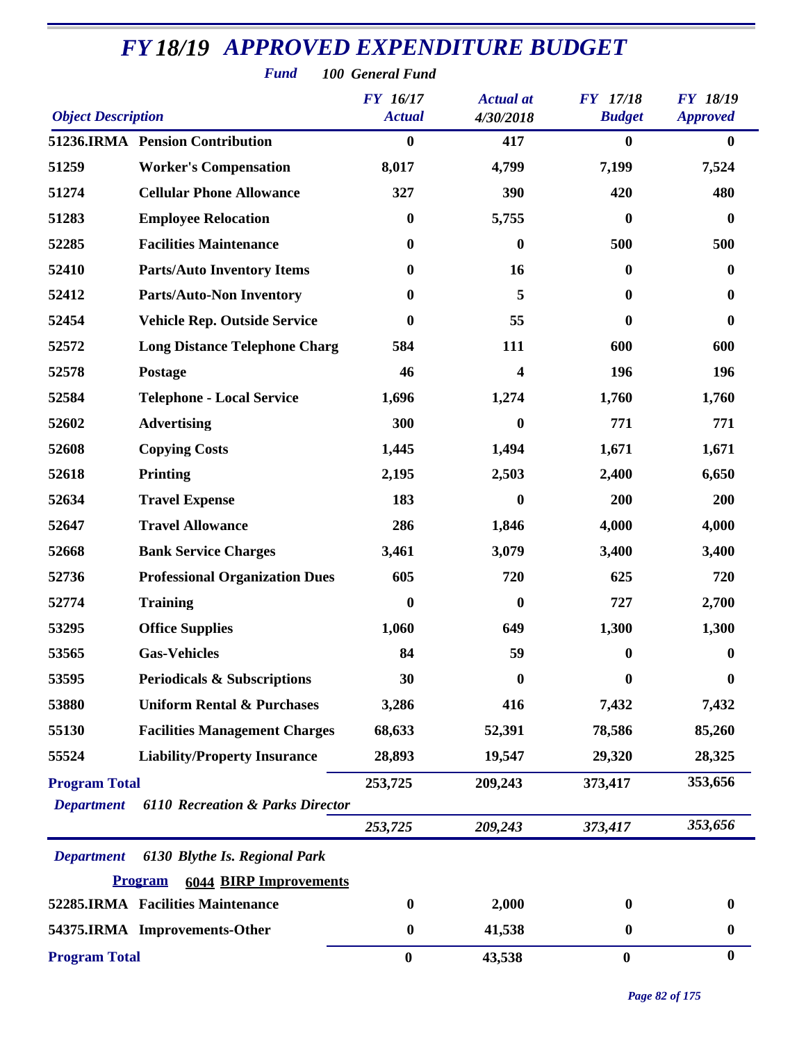# FY 18/19 APPROVED EXPENDITURE BUDGET

**Fund** *100 General Fund*

| Object Description | | FY 16/17 Actual | Actual at 4/30/2018 | FY 17/18 Budget | FY 18/19 Approved |
|---|---|---|---|---|---|
| 51236.IRMA | Pension Contribution | 0 | 417 | 0 | 0 |
| 51259 | Worker's Compensation | 8,017 | 4,799 | 7,199 | 7,524 |
| 51274 | Cellular Phone Allowance | 327 | 390 | 420 | 480 |
| 51283 | Employee Relocation | 0 | 5,755 | 0 | 0 |
| 52285 | Facilities Maintenance | 0 | 0 | 500 | 500 |
| 52410 | Parts/Auto Inventory Items | 0 | 16 | 0 | 0 |
| 52412 | Parts/Auto-Non Inventory | 0 | 5 | 0 | 0 |
| 52454 | Vehicle Rep. Outside Service | 0 | 55 | 0 | 0 |
| 52572 | Long Distance Telephone Charg | 584 | 111 | 600 | 600 |
| 52578 | Postage | 46 | 4 | 196 | 196 |
| 52584 | Telephone - Local Service | 1,696 | 1,274 | 1,760 | 1,760 |
| 52602 | Advertising | 300 | 0 | 771 | 771 |
| 52608 | Copying Costs | 1,445 | 1,494 | 1,671 | 1,671 |
| 52618 | Printing | 2,195 | 2,503 | 2,400 | 6,650 |
| 52634 | Travel Expense | 183 | 0 | 200 | 200 |
| 52647 | Travel Allowance | 286 | 1,846 | 4,000 | 4,000 |
| 52668 | Bank Service Charges | 3,461 | 3,079 | 3,400 | 3,400 |
| 52736 | Professional Organization Dues | 605 | 720 | 625 | 720 |
| 52774 | Training | 0 | 0 | 727 | 2,700 |
| 53295 | Office Supplies | 1,060 | 649 | 1,300 | 1,300 |
| 53565 | Gas-Vehicles | 84 | 59 | 0 | 0 |
| 53595 | Periodicals & Subscriptions | 30 | 0 | 0 | 0 |
| 53880 | Uniform Rental & Purchases | 3,286 | 416 | 7,432 | 7,432 |
| 55130 | Facilities Management Charges | 68,633 | 52,391 | 78,586 | 85,260 |
| 55524 | Liability/Property Insurance | 28,893 | 19,547 | 29,320 | 28,325 |
| **Program Total** | | 253,725 | 209,243 | 373,417 | 353,656 |
| *Department* | *6110 Recreation & Parks Director* | | | | |
| | | *253,725* | *209,243* | *373,417* | *353,656* |

*Department* *6130 Blythe Is. Regional Park*

**Program** **6044 BIRP Improvements**

| Object Description | | FY 16/17 Actual | Actual at 4/30/2018 | FY 17/18 Budget | FY 18/19 Approved |
|---|---|---|---|---|---|
| 52285.IRMA | Facilities Maintenance | 0 | 2,000 | 0 | 0 |
| 54375.IRMA | Improvements-Other | 0 | 41,538 | 0 | 0 |
| **Program Total** | | 0 | 43,538 | 0 | 0 |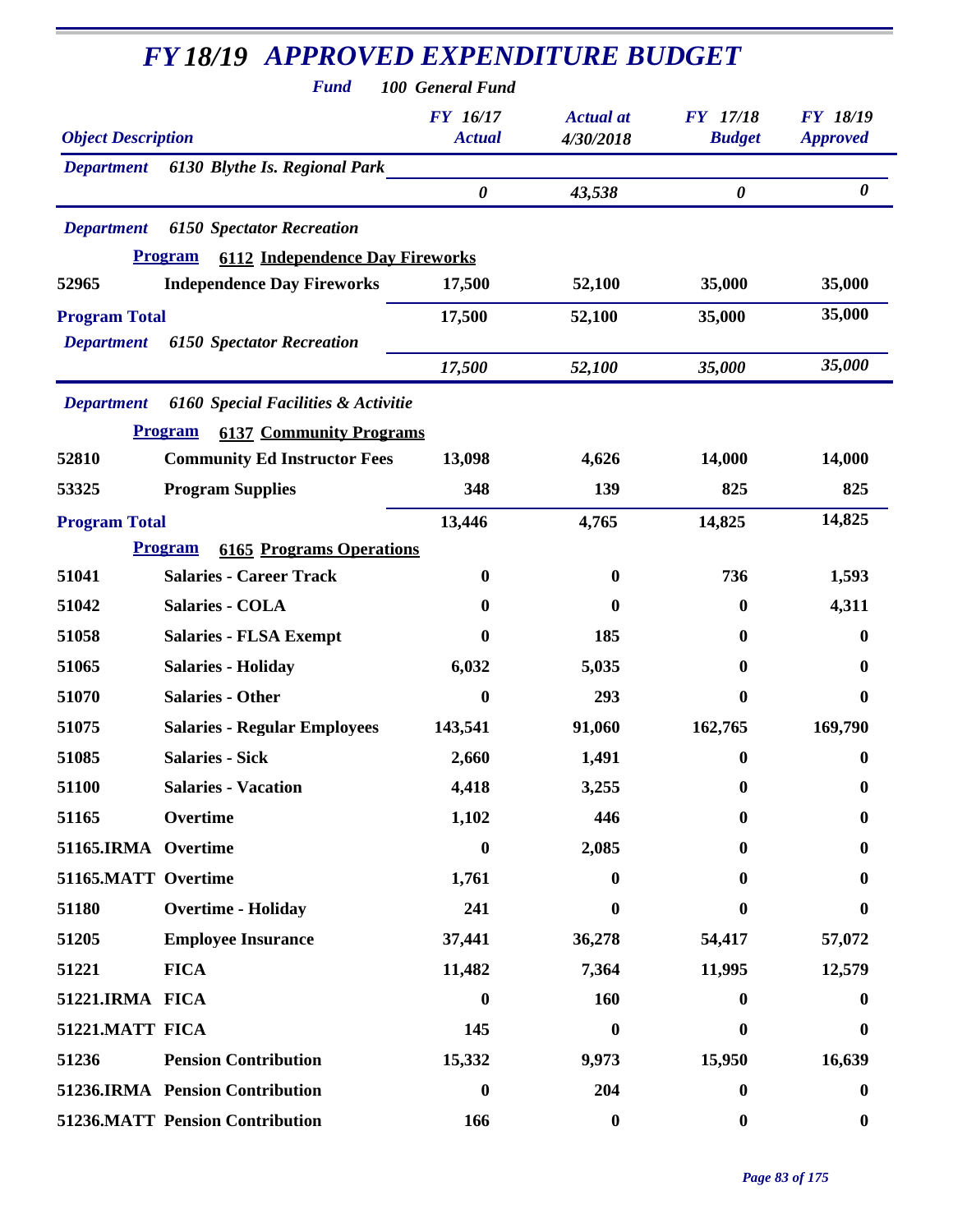# FY 18/19 APPROVED EXPENDITURE BUDGET

**Fund** 100 General Fund

| Object Description | | FY 16/17 Actual | Actual at 4/30/2018 | FY 17/18 Budget | FY 18/19 Approved |
|---|---|---|---|---|---|
| **Department** | **6130 Blythe Is. Regional Park** | | | | |
| | | 0 | 43,538 | 0 | 0 |
| **Department** | **6150 Spectator Recreation** | | | | |
| **Program** | **6112 Independence Day Fireworks** | | | | |
| 52965 | Independence Day Fireworks | 17,500 | 52,100 | 35,000 | 35,000 |
| **Program Total** | | 17,500 | 52,100 | 35,000 | 35,000 |
| **Department** | **6150 Spectator Recreation** | | | | |
| | | 17,500 | 52,100 | 35,000 | 35,000 |
| **Department** | **6160 Special Facilities & Activitie** | | | | |
| **Program** | **6137 Community Programs** | | | | |
| 52810 | Community Ed Instructor Fees | 13,098 | 4,626 | 14,000 | 14,000 |
| 53325 | Program Supplies | 348 | 139 | 825 | 825 |
| **Program Total** | | 13,446 | 4,765 | 14,825 | 14,825 |
| **Program** | **6165 Programs Operations** | | | | |
| 51041 | Salaries - Career Track | 0 | 0 | 736 | 1,593 |
| 51042 | Salaries - COLA | 0 | 0 | 0 | 4,311 |
| 51058 | Salaries - FLSA Exempt | 0 | 185 | 0 | 0 |
| 51065 | Salaries - Holiday | 6,032 | 5,035 | 0 | 0 |
| 51070 | Salaries - Other | 0 | 293 | 0 | 0 |
| 51075 | Salaries - Regular Employees | 143,541 | 91,060 | 162,765 | 169,790 |
| 51085 | Salaries - Sick | 2,660 | 1,491 | 0 | 0 |
| 51100 | Salaries - Vacation | 4,418 | 3,255 | 0 | 0 |
| 51165 | Overtime | 1,102 | 446 | 0 | 0 |
| 51165.IRMA | Overtime | 0 | 2,085 | 0 | 0 |
| 51165.MATT | Overtime | 1,761 | 0 | 0 | 0 |
| 51180 | Overtime - Holiday | 241 | 0 | 0 | 0 |
| 51205 | Employee Insurance | 37,441 | 36,278 | 54,417 | 57,072 |
| 51221 | FICA | 11,482 | 7,364 | 11,995 | 12,579 |
| 51221.IRMA | FICA | 0 | 160 | 0 | 0 |
| 51221.MATT | FICA | 145 | 0 | 0 | 0 |
| 51236 | Pension Contribution | 15,332 | 9,973 | 15,950 | 16,639 |
| 51236.IRMA | Pension Contribution | 0 | 204 | 0 | 0 |
| 51236.MATT | Pension Contribution | 166 | 0 | 0 | 0 |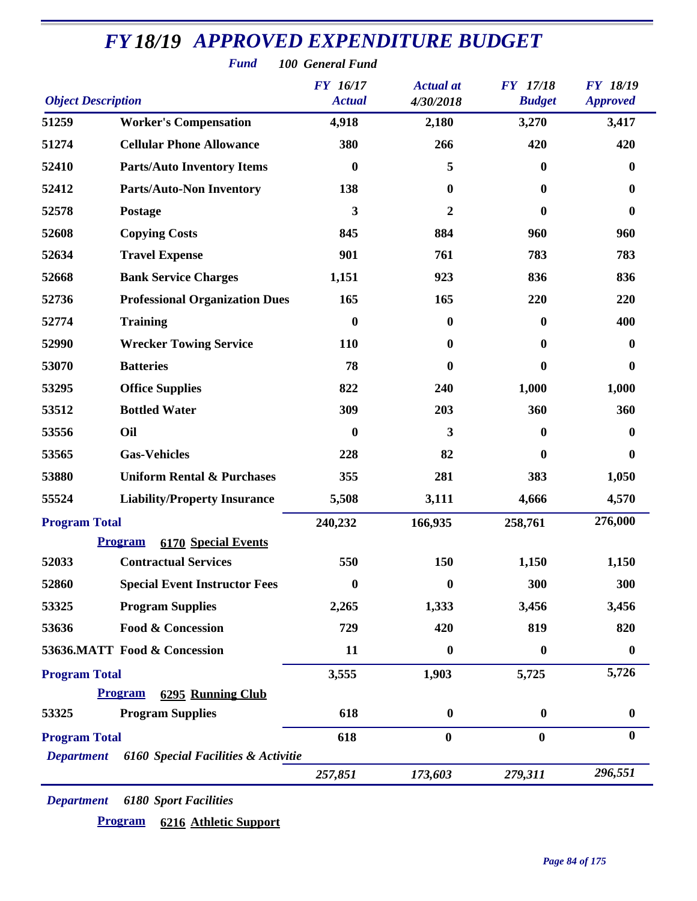# FY 18/19 APPROVED EXPENDITURE BUDGET

**Fund** 100 General Fund

| Object Description | | FY 16/17 Actual | Actual at 4/30/2018 | FY 17/18 Budget | FY 18/19 Approved |
|---|---|---|---|---|---|
| 51259 | Worker's Compensation | 4,918 | 2,180 | 3,270 | 3,417 |
| 51274 | Cellular Phone Allowance | 380 | 266 | 420 | 420 |
| 52410 | Parts/Auto Inventory Items | 0 | 5 | 0 | 0 |
| 52412 | Parts/Auto-Non Inventory | 138 | 0 | 0 | 0 |
| 52578 | Postage | 3 | 2 | 0 | 0 |
| 52608 | Copying Costs | 845 | 884 | 960 | 960 |
| 52634 | Travel Expense | 901 | 761 | 783 | 783 |
| 52668 | Bank Service Charges | 1,151 | 923 | 836 | 836 |
| 52736 | Professional Organization Dues | 165 | 165 | 220 | 220 |
| 52774 | Training | 0 | 0 | 0 | 400 |
| 52990 | Wrecker Towing Service | 110 | 0 | 0 | 0 |
| 53070 | Batteries | 78 | 0 | 0 | 0 |
| 53295 | Office Supplies | 822 | 240 | 1,000 | 1,000 |
| 53512 | Bottled Water | 309 | 203 | 360 | 360 |
| 53556 | Oil | 0 | 3 | 0 | 0 |
| 53565 | Gas-Vehicles | 228 | 82 | 0 | 0 |
| 53880 | Uniform Rental & Purchases | 355 | 281 | 383 | 1,050 |
| 55524 | Liability/Property Insurance | 5,508 | 3,111 | 4,666 | 4,570 |
| **Program Total** | | 240,232 | 166,935 | 258,761 | 276,000 |
| **Program** | **6170 Special Events** | | | | |
| 52033 | Contractual Services | 550 | 150 | 1,150 | 1,150 |
| 52860 | Special Event Instructor Fees | 0 | 0 | 300 | 300 |
| 53325 | Program Supplies | 2,265 | 1,333 | 3,456 | 3,456 |
| 53636 | Food & Concession | 729 | 420 | 819 | 820 |
| 53636.MATT | Food & Concession | 11 | 0 | 0 | 0 |
| **Program Total** | | 3,555 | 1,903 | 5,725 | 5,726 |
| **Program** | **6295 Running Club** | | | | |
| 53325 | Program Supplies | 618 | 0 | 0 | 0 |
| **Program Total** | | 618 | 0 | 0 | 0 |
| **Department** | **6160 Special Facilities & Activitie** | 257,851 | 173,603 | 279,311 | 296,551 |

**Department** 6180 Sport Facilities

**Program** 6216 Athletic Support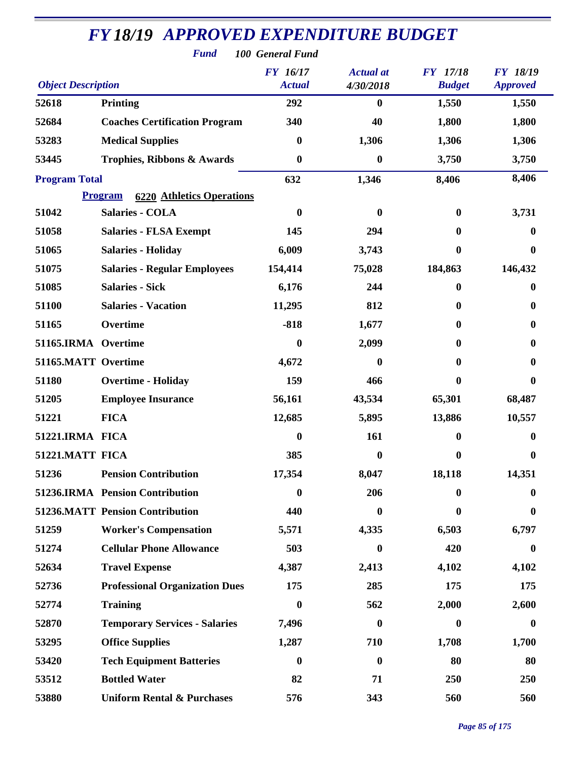# FY 18/19 APPROVED EXPENDITURE BUDGET

*Fund* **100 General Fund**

| Object Description | | FY 16/17 Actual | Actual at 4/30/2018 | FY 17/18 Budget | FY 18/19 Approved |
|---|---|---|---|---|---|
| 52618 | Printing | 292 | 0 | 1,550 | 1,550 |
| 52684 | Coaches Certification Program | 340 | 40 | 1,800 | 1,800 |
| 53283 | Medical Supplies | 0 | 1,306 | 1,306 | 1,306 |
| 53445 | Trophies, Ribbons & Awards | 0 | 0 | 3,750 | 3,750 |
| **Program Total** | | 632 | 1,346 | 8,406 | 8,406 |
| **Program** | **6220 Athletics Operations** | | | | |
| 51042 | Salaries - COLA | 0 | 0 | 0 | 3,731 |
| 51058 | Salaries - FLSA Exempt | 145 | 294 | 0 | 0 |
| 51065 | Salaries - Holiday | 6,009 | 3,743 | 0 | 0 |
| 51075 | Salaries - Regular Employees | 154,414 | 75,028 | 184,863 | 146,432 |
| 51085 | Salaries - Sick | 6,176 | 244 | 0 | 0 |
| 51100 | Salaries - Vacation | 11,295 | 812 | 0 | 0 |
| 51165 | Overtime | -818 | 1,677 | 0 | 0 |
| 51165.IRMA | Overtime | 0 | 2,099 | 0 | 0 |
| 51165.MATT | Overtime | 4,672 | 0 | 0 | 0 |
| 51180 | Overtime - Holiday | 159 | 466 | 0 | 0 |
| 51205 | Employee Insurance | 56,161 | 43,534 | 65,301 | 68,487 |
| 51221 | FICA | 12,685 | 5,895 | 13,886 | 10,557 |
| 51221.IRMA | FICA | 0 | 161 | 0 | 0 |
| 51221.MATT | FICA | 385 | 0 | 0 | 0 |
| 51236 | Pension Contribution | 17,354 | 8,047 | 18,118 | 14,351 |
| 51236.IRMA | Pension Contribution | 0 | 206 | 0 | 0 |
| 51236.MATT | Pension Contribution | 440 | 0 | 0 | 0 |
| 51259 | Worker's Compensation | 5,571 | 4,335 | 6,503 | 6,797 |
| 51274 | Cellular Phone Allowance | 503 | 0 | 420 | 0 |
| 52634 | Travel Expense | 4,387 | 2,413 | 4,102 | 4,102 |
| 52736 | Professional Organization Dues | 175 | 285 | 175 | 175 |
| 52774 | Training | 0 | 562 | 2,000 | 2,600 |
| 52870 | Temporary Services - Salaries | 7,496 | 0 | 0 | 0 |
| 53295 | Office Supplies | 1,287 | 710 | 1,708 | 1,700 |
| 53420 | Tech Equipment Batteries | 0 | 0 | 80 | 80 |
| 53512 | Bottled Water | 82 | 71 | 250 | 250 |
| 53880 | Uniform Rental & Purchases | 576 | 343 | 560 | 560 |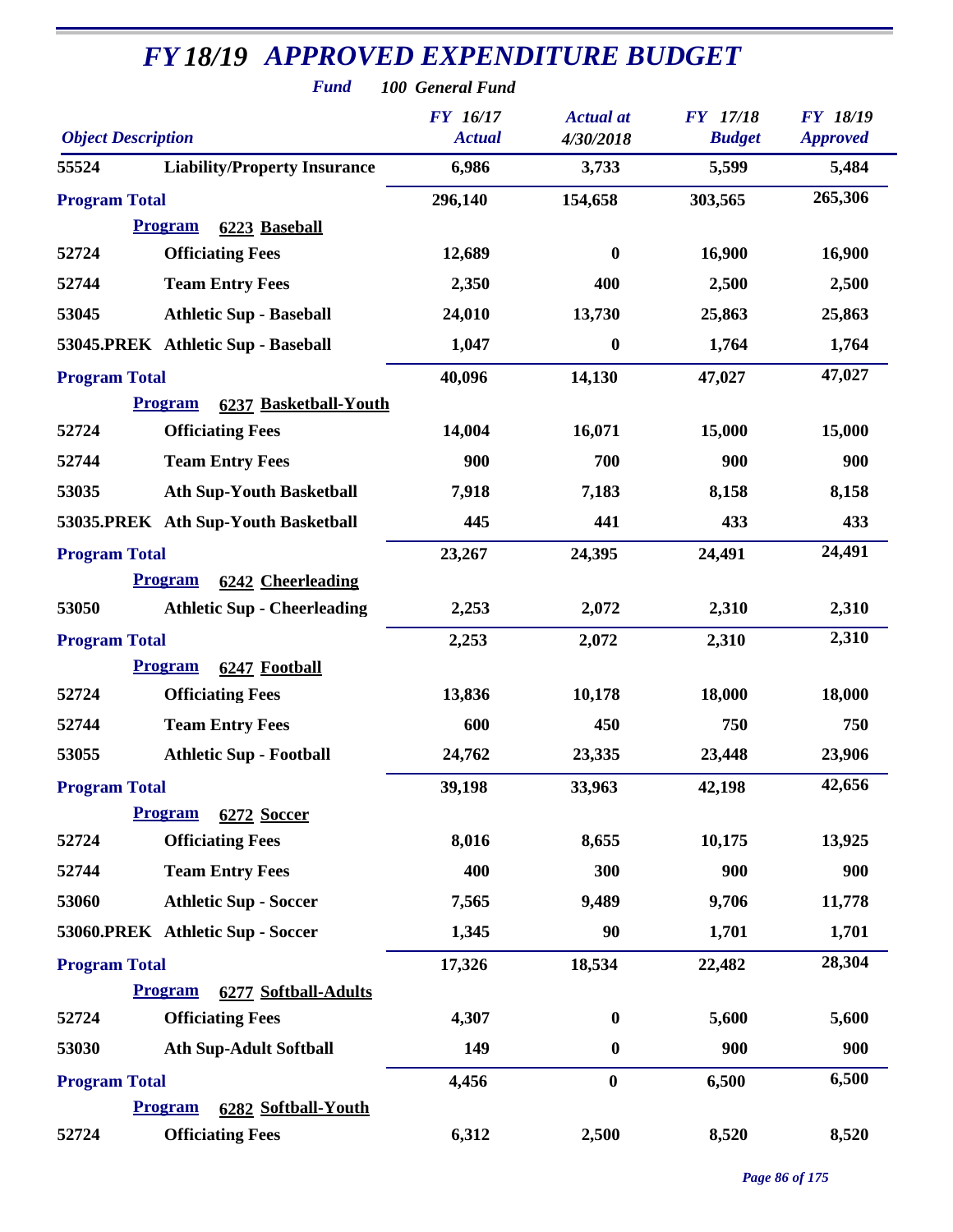# FY 18/19 APPROVED EXPENDITURE BUDGET

**Fund** *100 General Fund*

| Object Description | | FY 16/17 Actual | Actual at 4/30/2018 | FY 17/18 Budget | FY 18/19 Approved |
|---|---|---|---|---|---|
| 55524 | Liability/Property Insurance | 6,986 | 3,733 | 5,599 | 5,484 |
| **Program Total** | | 296,140 | 154,658 | 303,565 | 265,306 |
| **Program** | **6223 Baseball** | | | | |
| 52724 | Officiating Fees | 12,689 | 0 | 16,900 | 16,900 |
| 52744 | Team Entry Fees | 2,350 | 400 | 2,500 | 2,500 |
| 53045 | Athletic Sup - Baseball | 24,010 | 13,730 | 25,863 | 25,863 |
| 53045.PREK | Athletic Sup - Baseball | 1,047 | 0 | 1,764 | 1,764 |
| **Program Total** | | 40,096 | 14,130 | 47,027 | 47,027 |
| **Program** | **6237 Basketball-Youth** | | | | |
| 52724 | Officiating Fees | 14,004 | 16,071 | 15,000 | 15,000 |
| 52744 | Team Entry Fees | 900 | 700 | 900 | 900 |
| 53035 | Ath Sup-Youth Basketball | 7,918 | 7,183 | 8,158 | 8,158 |
| 53035.PREK | Ath Sup-Youth Basketball | 445 | 441 | 433 | 433 |
| **Program Total** | | 23,267 | 24,395 | 24,491 | 24,491 |
| **Program** | **6242 Cheerleading** | | | | |
| 53050 | Athletic Sup - Cheerleading | 2,253 | 2,072 | 2,310 | 2,310 |
| **Program Total** | | 2,253 | 2,072 | 2,310 | 2,310 |
| **Program** | **6247 Football** | | | | |
| 52724 | Officiating Fees | 13,836 | 10,178 | 18,000 | 18,000 |
| 52744 | Team Entry Fees | 600 | 450 | 750 | 750 |
| 53055 | Athletic Sup - Football | 24,762 | 23,335 | 23,448 | 23,906 |
| **Program Total** | | 39,198 | 33,963 | 42,198 | 42,656 |
| **Program** | **6272 Soccer** | | | | |
| 52724 | Officiating Fees | 8,016 | 8,655 | 10,175 | 13,925 |
| 52744 | Team Entry Fees | 400 | 300 | 900 | 900 |
| 53060 | Athletic Sup - Soccer | 7,565 | 9,489 | 9,706 | 11,778 |
| 53060.PREK | Athletic Sup - Soccer | 1,345 | 90 | 1,701 | 1,701 |
| **Program Total** | | 17,326 | 18,534 | 22,482 | 28,304 |
| **Program** | **6277 Softball-Adults** | | | | |
| 52724 | Officiating Fees | 4,307 | 0 | 5,600 | 5,600 |
| 53030 | Ath Sup-Adult Softball | 149 | 0 | 900 | 900 |
| **Program Total** | | 4,456 | 0 | 6,500 | 6,500 |
| **Program** | **6282 Softball-Youth** | | | | |
| 52724 | Officiating Fees | 6,312 | 2,500 | 8,520 | 8,520 |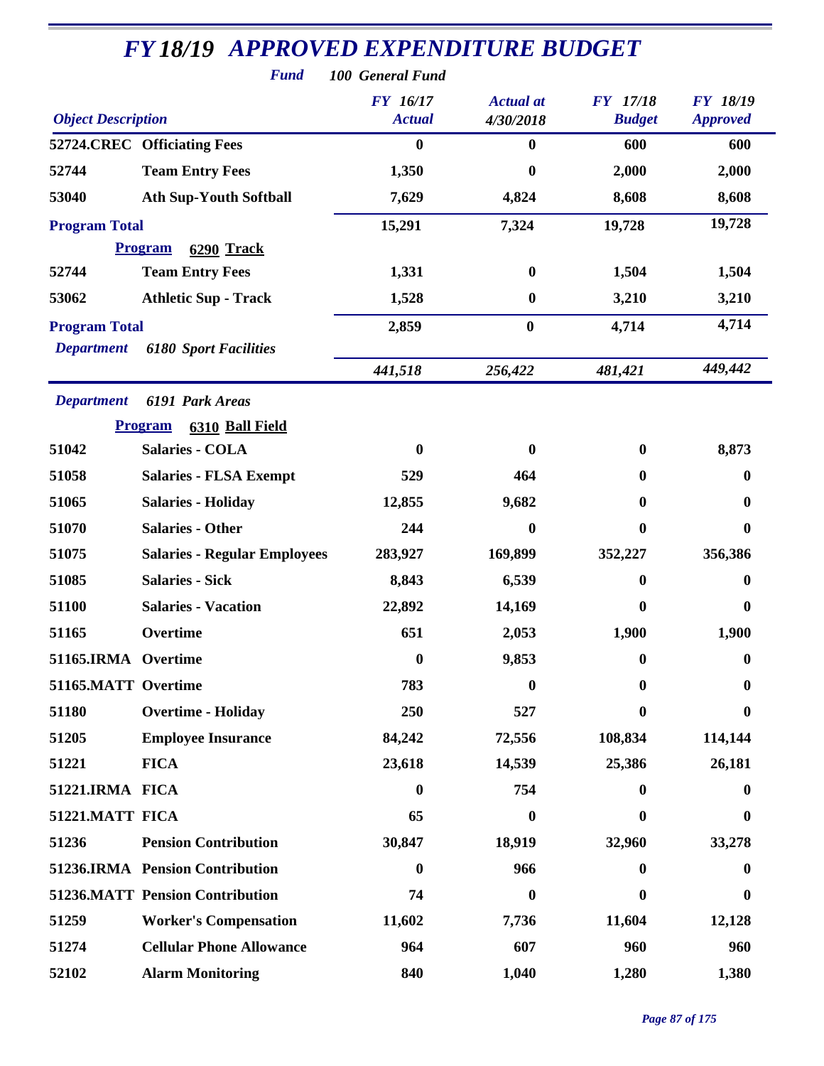# FY 18/19 APPROVED EXPENDITURE BUDGET

**Fund** *100 General Fund*

| Object | Description | FY 16/17 Actual | Actual at 4/30/2018 | FY 17/18 Budget | FY 18/19 Approved |
|---|---|---|---|---|---|
| 52724.CREC | Officiating Fees | 0 | 0 | 600 | 600 |
| 52744 | Team Entry Fees | 1,350 | 0 | 2,000 | 2,000 |
| 53040 | Ath Sup-Youth Softball | 7,629 | 4,824 | 8,608 | 8,608 |
| **Program Total** | | 15,291 | 7,324 | 19,728 | 19,728 |
| **Program** | **6290 Track** | | | | |
| 52744 | Team Entry Fees | 1,331 | 0 | 1,504 | 1,504 |
| 53062 | Athletic Sup - Track | 1,528 | 0 | 3,210 | 3,210 |
| **Program Total** | | 2,859 | 0 | 4,714 | 4,714 |
| ***Department*** | ***6180 Sport Facilities*** | *441,518* | *256,422* | *481,421* | *449,442* |
| ***Department*** | ***6191 Park Areas*** | | | | |
| **Program** | **6310 Ball Field** | | | | |
| 51042 | Salaries - COLA | 0 | 0 | 0 | 8,873 |
| 51058 | Salaries - FLSA Exempt | 529 | 464 | 0 | 0 |
| 51065 | Salaries - Holiday | 12,855 | 9,682 | 0 | 0 |
| 51070 | Salaries - Other | 244 | 0 | 0 | 0 |
| 51075 | Salaries - Regular Employees | 283,927 | 169,899 | 352,227 | 356,386 |
| 51085 | Salaries - Sick | 8,843 | 6,539 | 0 | 0 |
| 51100 | Salaries - Vacation | 22,892 | 14,169 | 0 | 0 |
| 51165 | Overtime | 651 | 2,053 | 1,900 | 1,900 |
| 51165.IRMA | Overtime | 0 | 9,853 | 0 | 0 |
| 51165.MATT | Overtime | 783 | 0 | 0 | 0 |
| 51180 | Overtime - Holiday | 250 | 527 | 0 | 0 |
| 51205 | Employee Insurance | 84,242 | 72,556 | 108,834 | 114,144 |
| 51221 | FICA | 23,618 | 14,539 | 25,386 | 26,181 |
| 51221.IRMA | FICA | 0 | 754 | 0 | 0 |
| 51221.MATT | FICA | 65 | 0 | 0 | 0 |
| 51236 | Pension Contribution | 30,847 | 18,919 | 32,960 | 33,278 |
| 51236.IRMA | Pension Contribution | 0 | 966 | 0 | 0 |
| 51236.MATT | Pension Contribution | 74 | 0 | 0 | 0 |
| 51259 | Worker's Compensation | 11,602 | 7,736 | 11,604 | 12,128 |
| 51274 | Cellular Phone Allowance | 964 | 607 | 960 | 960 |
| 52102 | Alarm Monitoring | 840 | 1,040 | 1,280 | 1,380 |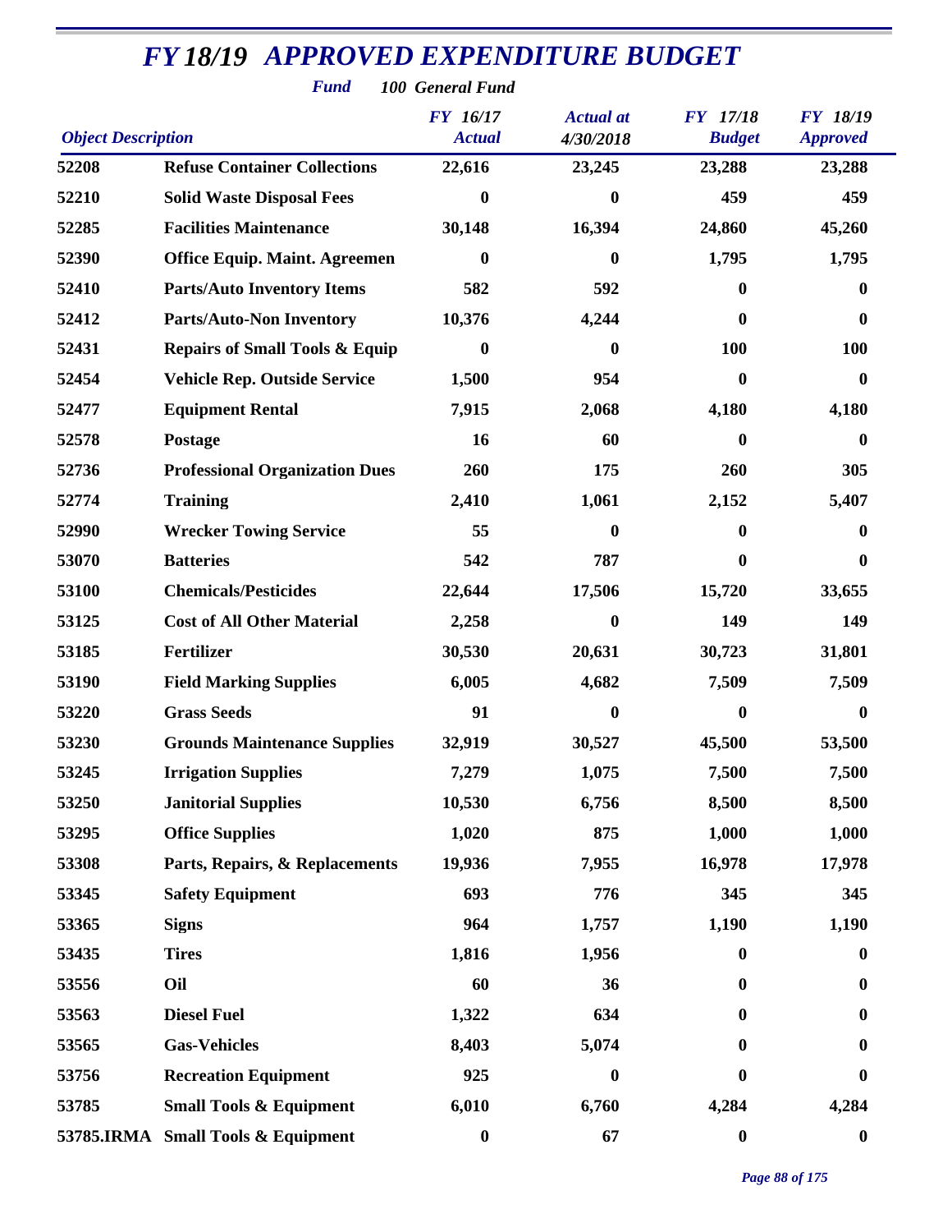# FY 18/19 APPROVED EXPENDITURE BUDGET

**Fund** 100 General Fund

| Object Description | | FY 16/17 Actual | Actual at 4/30/2018 | FY 17/18 Budget | FY 18/19 Approved |
|---|---|---|---|---|---|
| 52208 | Refuse Container Collections | 22,616 | 23,245 | 23,288 | 23,288 |
| 52210 | Solid Waste Disposal Fees | 0 | 0 | 459 | 459 |
| 52285 | Facilities Maintenance | 30,148 | 16,394 | 24,860 | 45,260 |
| 52390 | Office Equip. Maint. Agreemen | 0 | 0 | 1,795 | 1,795 |
| 52410 | Parts/Auto Inventory Items | 582 | 592 | 0 | 0 |
| 52412 | Parts/Auto-Non Inventory | 10,376 | 4,244 | 0 | 0 |
| 52431 | Repairs of Small Tools & Equip | 0 | 0 | 100 | 100 |
| 52454 | Vehicle Rep. Outside Service | 1,500 | 954 | 0 | 0 |
| 52477 | Equipment Rental | 7,915 | 2,068 | 4,180 | 4,180 |
| 52578 | Postage | 16 | 60 | 0 | 0 |
| 52736 | Professional Organization Dues | 260 | 175 | 260 | 305 |
| 52774 | Training | 2,410 | 1,061 | 2,152 | 5,407 |
| 52990 | Wrecker Towing Service | 55 | 0 | 0 | 0 |
| 53070 | Batteries | 542 | 787 | 0 | 0 |
| 53100 | Chemicals/Pesticides | 22,644 | 17,506 | 15,720 | 33,655 |
| 53125 | Cost of All Other Material | 2,258 | 0 | 149 | 149 |
| 53185 | Fertilizer | 30,530 | 20,631 | 30,723 | 31,801 |
| 53190 | Field Marking Supplies | 6,005 | 4,682 | 7,509 | 7,509 |
| 53220 | Grass Seeds | 91 | 0 | 0 | 0 |
| 53230 | Grounds Maintenance Supplies | 32,919 | 30,527 | 45,500 | 53,500 |
| 53245 | Irrigation Supplies | 7,279 | 1,075 | 7,500 | 7,500 |
| 53250 | Janitorial Supplies | 10,530 | 6,756 | 8,500 | 8,500 |
| 53295 | Office Supplies | 1,020 | 875 | 1,000 | 1,000 |
| 53308 | Parts, Repairs, & Replacements | 19,936 | 7,955 | 16,978 | 17,978 |
| 53345 | Safety Equipment | 693 | 776 | 345 | 345 |
| 53365 | Signs | 964 | 1,757 | 1,190 | 1,190 |
| 53435 | Tires | 1,816 | 1,956 | 0 | 0 |
| 53556 | Oil | 60 | 36 | 0 | 0 |
| 53563 | Diesel Fuel | 1,322 | 634 | 0 | 0 |
| 53565 | Gas-Vehicles | 8,403 | 5,074 | 0 | 0 |
| 53756 | Recreation Equipment | 925 | 0 | 0 | 0 |
| 53785 | Small Tools & Equipment | 6,010 | 6,760 | 4,284 | 4,284 |
| 53785.IRMA | Small Tools & Equipment | 0 | 67 | 0 | 0 |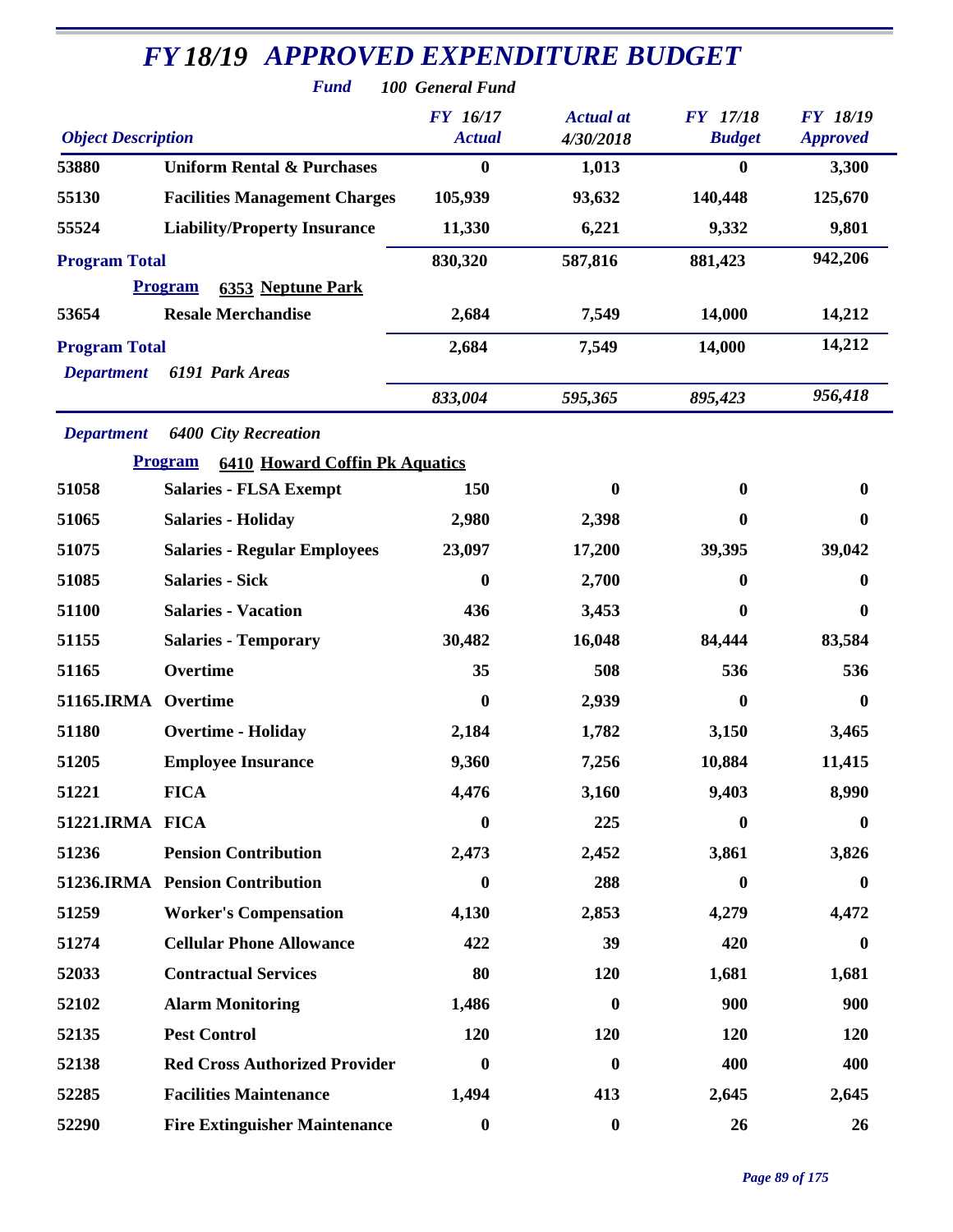# FY 18/19 APPROVED EXPENDITURE BUDGET

**Fund** 100 General Fund

| Object Description | | FY 16/17 Actual | Actual at 4/30/2018 | FY 17/18 Budget | FY 18/19 Approved |
|---|---|---|---|---|---|
| 53880 | Uniform Rental & Purchases | 0 | 1,013 | 0 | 3,300 |
| 55130 | Facilities Management Charges | 105,939 | 93,632 | 140,448 | 125,670 |
| 55524 | Liability/Property Insurance | 11,330 | 6,221 | 9,332 | 9,801 |
| **Program Total** | | 830,320 | 587,816 | 881,423 | 942,206 |
| **Program** | **6353 Neptune Park** | | | | |
| 53654 | Resale Merchandise | 2,684 | 7,549 | 14,000 | 14,212 |
| **Program Total** | | 2,684 | 7,549 | 14,000 | 14,212 |
| *Department* | *6191 Park Areas* | | | | |
| | | *833,004* | *595,365* | *895,423* | *956,418* |
| *Department* | *6400 City Recreation* | | | | |
| **Program** | **6410 Howard Coffin Pk Aquatics** | | | | |
| 51058 | Salaries - FLSA Exempt | 150 | 0 | 0 | 0 |
| 51065 | Salaries - Holiday | 2,980 | 2,398 | 0 | 0 |
| 51075 | Salaries - Regular Employees | 23,097 | 17,200 | 39,395 | 39,042 |
| 51085 | Salaries - Sick | 0 | 2,700 | 0 | 0 |
| 51100 | Salaries - Vacation | 436 | 3,453 | 0 | 0 |
| 51155 | Salaries - Temporary | 30,482 | 16,048 | 84,444 | 83,584 |
| 51165 | Overtime | 35 | 508 | 536 | 536 |
| 51165.IRMA | Overtime | 0 | 2,939 | 0 | 0 |
| 51180 | Overtime - Holiday | 2,184 | 1,782 | 3,150 | 3,465 |
| 51205 | Employee Insurance | 9,360 | 7,256 | 10,884 | 11,415 |
| 51221 | FICA | 4,476 | 3,160 | 9,403 | 8,990 |
| 51221.IRMA | FICA | 0 | 225 | 0 | 0 |
| 51236 | Pension Contribution | 2,473 | 2,452 | 3,861 | 3,826 |
| 51236.IRMA | Pension Contribution | 0 | 288 | 0 | 0 |
| 51259 | Worker's Compensation | 4,130 | 2,853 | 4,279 | 4,472 |
| 51274 | Cellular Phone Allowance | 422 | 39 | 420 | 0 |
| 52033 | Contractual Services | 80 | 120 | 1,681 | 1,681 |
| 52102 | Alarm Monitoring | 1,486 | 0 | 900 | 900 |
| 52135 | Pest Control | 120 | 120 | 120 | 120 |
| 52138 | Red Cross Authorized Provider | 0 | 0 | 400 | 400 |
| 52285 | Facilities Maintenance | 1,494 | 413 | 2,645 | 2,645 |
| 52290 | Fire Extinguisher Maintenance | 0 | 0 | 26 | 26 |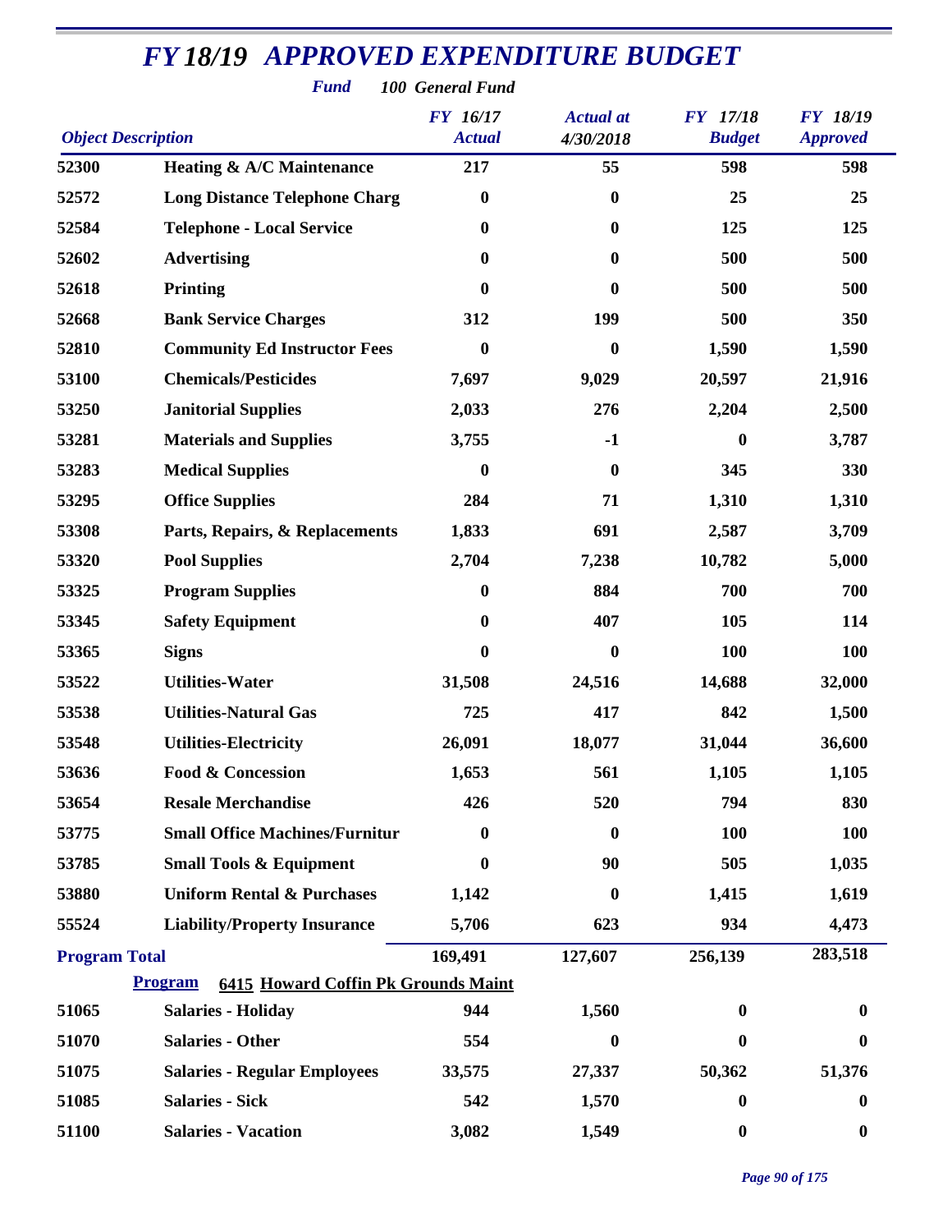# FY 18/19 APPROVED EXPENDITURE BUDGET

**Fund** 100 General Fund

| Object Description | | FY 16/17 Actual | Actual at 4/30/2018 | FY 17/18 Budget | FY 18/19 Approved |
|---|---|---|---|---|---|
| 52300 | Heating & A/C Maintenance | 217 | 55 | 598 | 598 |
| 52572 | Long Distance Telephone Charg | 0 | 0 | 25 | 25 |
| 52584 | Telephone - Local Service | 0 | 0 | 125 | 125 |
| 52602 | Advertising | 0 | 0 | 500 | 500 |
| 52618 | Printing | 0 | 0 | 500 | 500 |
| 52668 | Bank Service Charges | 312 | 199 | 500 | 350 |
| 52810 | Community Ed Instructor Fees | 0 | 0 | 1,590 | 1,590 |
| 53100 | Chemicals/Pesticides | 7,697 | 9,029 | 20,597 | 21,916 |
| 53250 | Janitorial Supplies | 2,033 | 276 | 2,204 | 2,500 |
| 53281 | Materials and Supplies | 3,755 | -1 | 0 | 3,787 |
| 53283 | Medical Supplies | 0 | 0 | 345 | 330 |
| 53295 | Office Supplies | 284 | 71 | 1,310 | 1,310 |
| 53308 | Parts, Repairs, & Replacements | 1,833 | 691 | 2,587 | 3,709 |
| 53320 | Pool Supplies | 2,704 | 7,238 | 10,782 | 5,000 |
| 53325 | Program Supplies | 0 | 884 | 700 | 700 |
| 53345 | Safety Equipment | 0 | 407 | 105 | 114 |
| 53365 | Signs | 0 | 0 | 100 | 100 |
| 53522 | Utilities-Water | 31,508 | 24,516 | 14,688 | 32,000 |
| 53538 | Utilities-Natural Gas | 725 | 417 | 842 | 1,500 |
| 53548 | Utilities-Electricity | 26,091 | 18,077 | 31,044 | 36,600 |
| 53636 | Food & Concession | 1,653 | 561 | 1,105 | 1,105 |
| 53654 | Resale Merchandise | 426 | 520 | 794 | 830 |
| 53775 | Small Office Machines/Furnitur | 0 | 0 | 100 | 100 |
| 53785 | Small Tools & Equipment | 0 | 90 | 505 | 1,035 |
| 53880 | Uniform Rental & Purchases | 1,142 | 0 | 1,415 | 1,619 |
| 55524 | Liability/Property Insurance | 5,706 | 623 | 934 | 4,473 |
| **Program Total** | | 169,491 | 127,607 | 256,139 | 283,518 |

**Program** 6415 Howard Coffin Pk Grounds Maint

| Object Description | | FY 16/17 Actual | Actual at 4/30/2018 | FY 17/18 Budget | FY 18/19 Approved |
|---|---|---|---|---|---|
| 51065 | Salaries - Holiday | 944 | 1,560 | 0 | 0 |
| 51070 | Salaries - Other | 554 | 0 | 0 | 0 |
| 51075 | Salaries - Regular Employees | 33,575 | 27,337 | 50,362 | 51,376 |
| 51085 | Salaries - Sick | 542 | 1,570 | 0 | 0 |
| 51100 | Salaries - Vacation | 3,082 | 1,549 | 0 | 0 |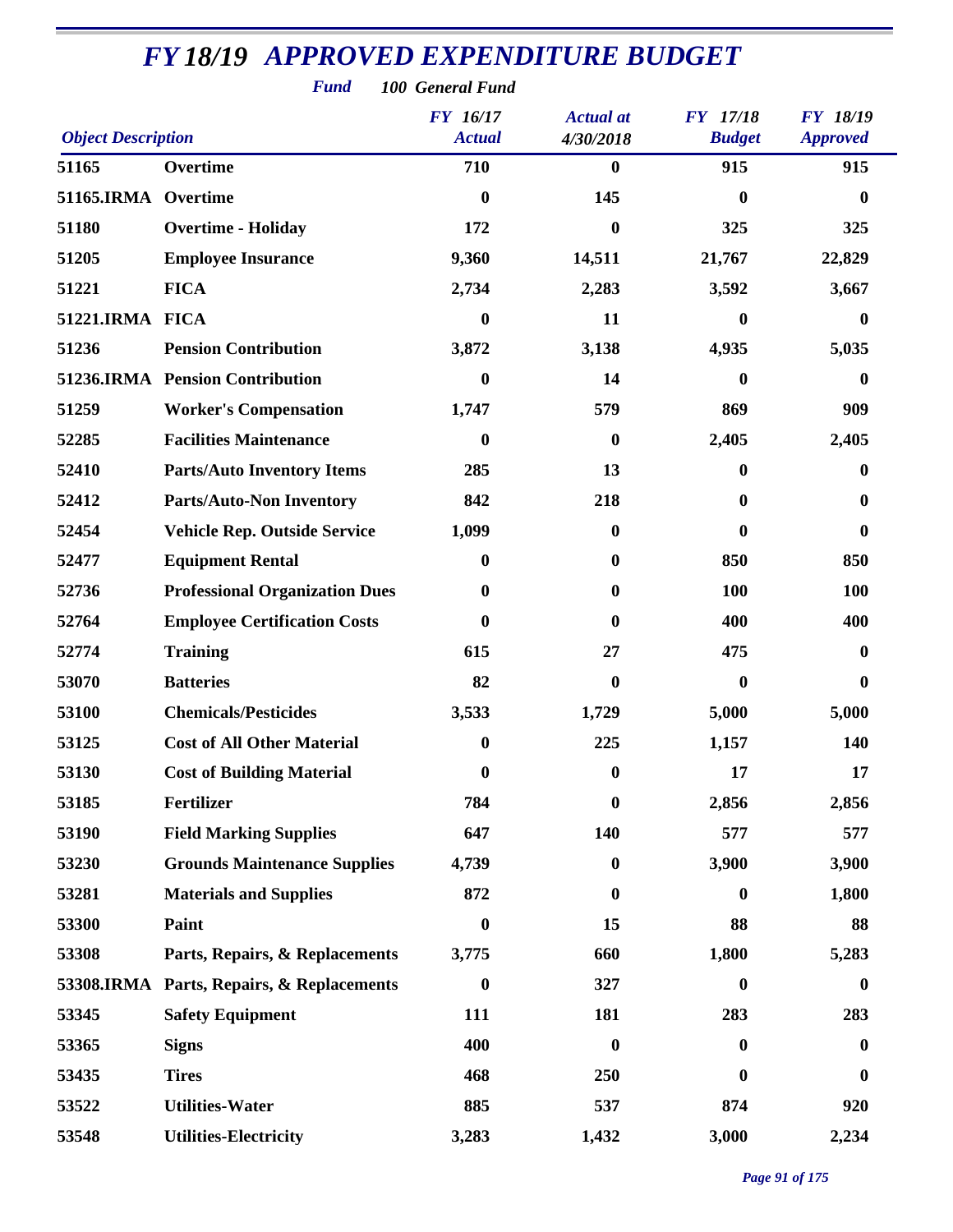# FY 18/19 APPROVED EXPENDITURE BUDGET

**Fund** *100 General Fund*

| Object Description | | FY 16/17 Actual | Actual at 4/30/2018 | FY 17/18 Budget | FY 18/19 Approved |
|---|---|---|---|---|---|
| 51165 | Overtime | 710 | 0 | 915 | 915 |
| 51165.IRMA | Overtime | 0 | 145 | 0 | 0 |
| 51180 | Overtime - Holiday | 172 | 0 | 325 | 325 |
| 51205 | Employee Insurance | 9,360 | 14,511 | 21,767 | 22,829 |
| 51221 | FICA | 2,734 | 2,283 | 3,592 | 3,667 |
| 51221.IRMA | FICA | 0 | 11 | 0 | 0 |
| 51236 | Pension Contribution | 3,872 | 3,138 | 4,935 | 5,035 |
| 51236.IRMA | Pension Contribution | 0 | 14 | 0 | 0 |
| 51259 | Worker's Compensation | 1,747 | 579 | 869 | 909 |
| 52285 | Facilities Maintenance | 0 | 0 | 2,405 | 2,405 |
| 52410 | Parts/Auto Inventory Items | 285 | 13 | 0 | 0 |
| 52412 | Parts/Auto-Non Inventory | 842 | 218 | 0 | 0 |
| 52454 | Vehicle Rep. Outside Service | 1,099 | 0 | 0 | 0 |
| 52477 | Equipment Rental | 0 | 0 | 850 | 850 |
| 52736 | Professional Organization Dues | 0 | 0 | 100 | 100 |
| 52764 | Employee Certification Costs | 0 | 0 | 400 | 400 |
| 52774 | Training | 615 | 27 | 475 | 0 |
| 53070 | Batteries | 82 | 0 | 0 | 0 |
| 53100 | Chemicals/Pesticides | 3,533 | 1,729 | 5,000 | 5,000 |
| 53125 | Cost of All Other Material | 0 | 225 | 1,157 | 140 |
| 53130 | Cost of Building Material | 0 | 0 | 17 | 17 |
| 53185 | Fertilizer | 784 | 0 | 2,856 | 2,856 |
| 53190 | Field Marking Supplies | 647 | 140 | 577 | 577 |
| 53230 | Grounds Maintenance Supplies | 4,739 | 0 | 3,900 | 3,900 |
| 53281 | Materials and Supplies | 872 | 0 | 0 | 1,800 |
| 53300 | Paint | 0 | 15 | 88 | 88 |
| 53308 | Parts, Repairs, & Replacements | 3,775 | 660 | 1,800 | 5,283 |
| 53308.IRMA | Parts, Repairs, & Replacements | 0 | 327 | 0 | 0 |
| 53345 | Safety Equipment | 111 | 181 | 283 | 283 |
| 53365 | Signs | 400 | 0 | 0 | 0 |
| 53435 | Tires | 468 | 250 | 0 | 0 |
| 53522 | Utilities-Water | 885 | 537 | 874 | 920 |
| 53548 | Utilities-Electricity | 3,283 | 1,432 | 3,000 | 2,234 |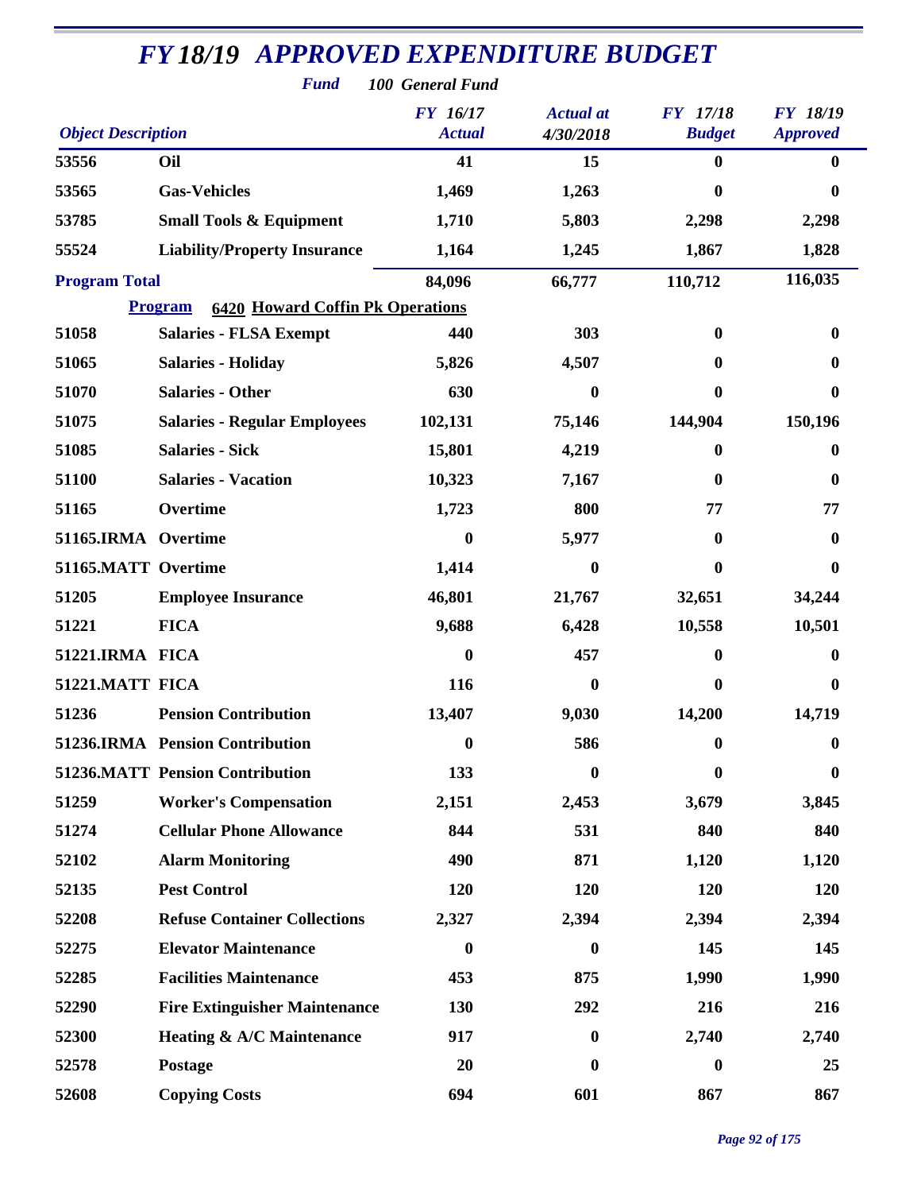# FY 18/19 APPROVED EXPENDITURE BUDGET

**Fund** 100 General Fund

| Object Description | | FY 16/17 Actual | Actual at 4/30/2018 | FY 17/18 Budget | FY 18/19 Approved |
|---|---|---|---|---|---|
| 53556 | Oil | 41 | 15 | 0 | 0 |
| 53565 | Gas-Vehicles | 1,469 | 1,263 | 0 | 0 |
| 53785 | Small Tools & Equipment | 1,710 | 5,803 | 2,298 | 2,298 |
| 55524 | Liability/Property Insurance | 1,164 | 1,245 | 1,867 | 1,828 |
| **Program Total** | | 84,096 | 66,777 | 110,712 | 116,035 |
| **Program** | **6420 Howard Coffin Pk Operations** | | | | |
| 51058 | Salaries - FLSA Exempt | 440 | 303 | 0 | 0 |
| 51065 | Salaries - Holiday | 5,826 | 4,507 | 0 | 0 |
| 51070 | Salaries - Other | 630 | 0 | 0 | 0 |
| 51075 | Salaries - Regular Employees | 102,131 | 75,146 | 144,904 | 150,196 |
| 51085 | Salaries - Sick | 15,801 | 4,219 | 0 | 0 |
| 51100 | Salaries - Vacation | 10,323 | 7,167 | 0 | 0 |
| 51165 | Overtime | 1,723 | 800 | 77 | 77 |
| 51165.IRMA | Overtime | 0 | 5,977 | 0 | 0 |
| 51165.MATT | Overtime | 1,414 | 0 | 0 | 0 |
| 51205 | Employee Insurance | 46,801 | 21,767 | 32,651 | 34,244 |
| 51221 | FICA | 9,688 | 6,428 | 10,558 | 10,501 |
| 51221.IRMA | FICA | 0 | 457 | 0 | 0 |
| 51221.MATT | FICA | 116 | 0 | 0 | 0 |
| 51236 | Pension Contribution | 13,407 | 9,030 | 14,200 | 14,719 |
| 51236.IRMA | Pension Contribution | 0 | 586 | 0 | 0 |
| 51236.MATT | Pension Contribution | 133 | 0 | 0 | 0 |
| 51259 | Worker's Compensation | 2,151 | 2,453 | 3,679 | 3,845 |
| 51274 | Cellular Phone Allowance | 844 | 531 | 840 | 840 |
| 52102 | Alarm Monitoring | 490 | 871 | 1,120 | 1,120 |
| 52135 | Pest Control | 120 | 120 | 120 | 120 |
| 52208 | Refuse Container Collections | 2,327 | 2,394 | 2,394 | 2,394 |
| 52275 | Elevator Maintenance | 0 | 0 | 145 | 145 |
| 52285 | Facilities Maintenance | 453 | 875 | 1,990 | 1,990 |
| 52290 | Fire Extinguisher Maintenance | 130 | 292 | 216 | 216 |
| 52300 | Heating & A/C Maintenance | 917 | 0 | 2,740 | 2,740 |
| 52578 | Postage | 20 | 0 | 0 | 25 |
| 52608 | Copying Costs | 694 | 601 | 867 | 867 |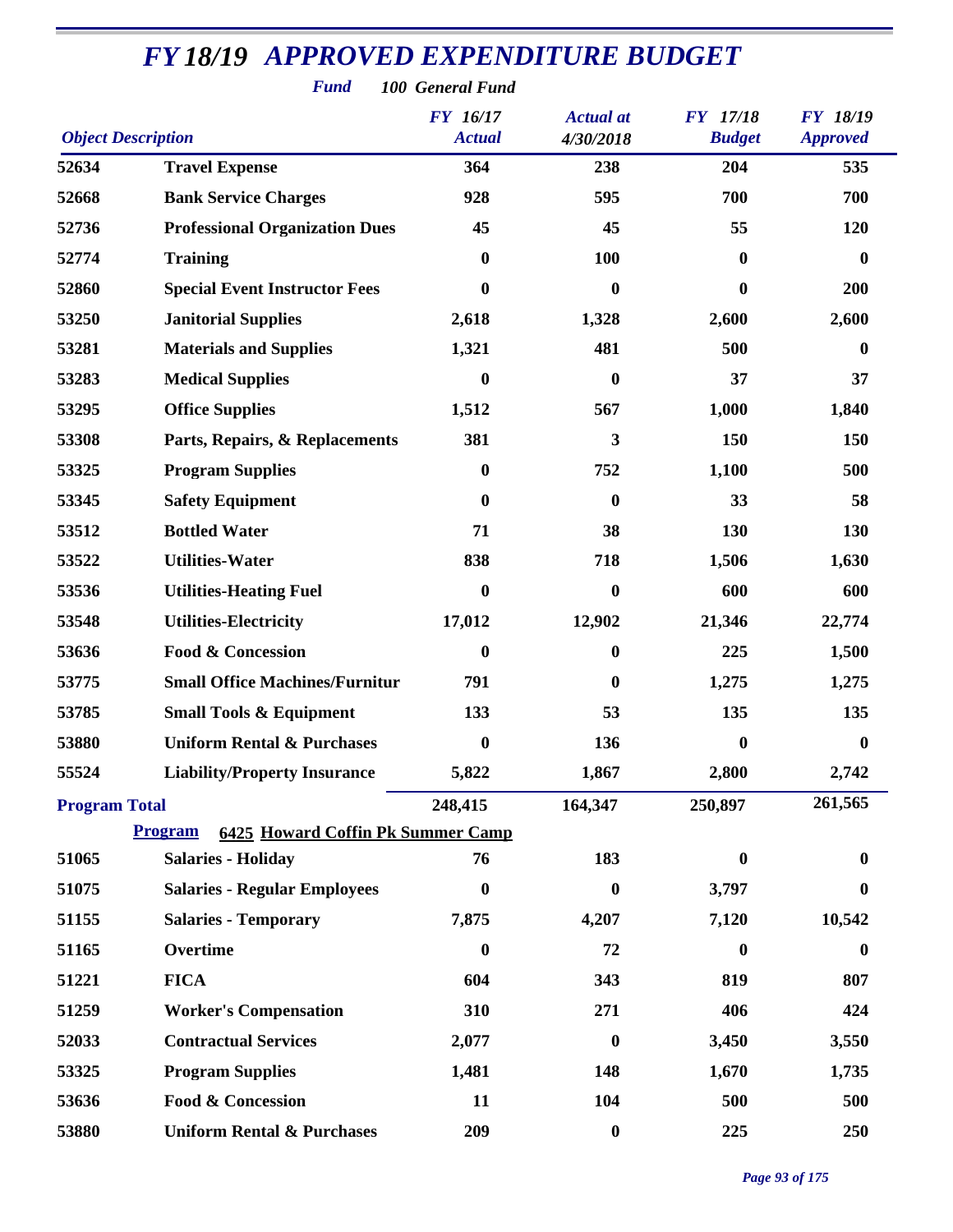# FY 18/19 APPROVED EXPENDITURE BUDGET

**Fund** 100 General Fund

| Object | Description | FY 16/17 Actual | Actual at 4/30/2018 | FY 17/18 Budget | FY 18/19 Approved |
|---|---|---|---|---|---|
| 52634 | Travel Expense | 364 | 238 | 204 | 535 |
| 52668 | Bank Service Charges | 928 | 595 | 700 | 700 |
| 52736 | Professional Organization Dues | 45 | 45 | 55 | 120 |
| 52774 | Training | 0 | 100 | 0 | 0 |
| 52860 | Special Event Instructor Fees | 0 | 0 | 0 | 200 |
| 53250 | Janitorial Supplies | 2,618 | 1,328 | 2,600 | 2,600 |
| 53281 | Materials and Supplies | 1,321 | 481 | 500 | 0 |
| 53283 | Medical Supplies | 0 | 0 | 37 | 37 |
| 53295 | Office Supplies | 1,512 | 567 | 1,000 | 1,840 |
| 53308 | Parts, Repairs, & Replacements | 381 | 3 | 150 | 150 |
| 53325 | Program Supplies | 0 | 752 | 1,100 | 500 |
| 53345 | Safety Equipment | 0 | 0 | 33 | 58 |
| 53512 | Bottled Water | 71 | 38 | 130 | 130 |
| 53522 | Utilities-Water | 838 | 718 | 1,506 | 1,630 |
| 53536 | Utilities-Heating Fuel | 0 | 0 | 600 | 600 |
| 53548 | Utilities-Electricity | 17,012 | 12,902 | 21,346 | 22,774 |
| 53636 | Food & Concession | 0 | 0 | 225 | 1,500 |
| 53775 | Small Office Machines/Furnitur | 791 | 0 | 1,275 | 1,275 |
| 53785 | Small Tools & Equipment | 133 | 53 | 135 | 135 |
| 53880 | Uniform Rental & Purchases | 0 | 136 | 0 | 0 |
| 55524 | Liability/Property Insurance | 5,822 | 1,867 | 2,800 | 2,742 |
| **Program Total** | | 248,415 | 164,347 | 250,897 | 261,565 |
| **Program** | **6425 Howard Coffin Pk Summer Camp** | | | | |
| 51065 | Salaries - Holiday | 76 | 183 | 0 | 0 |
| 51075 | Salaries - Regular Employees | 0 | 0 | 3,797 | 0 |
| 51155 | Salaries - Temporary | 7,875 | 4,207 | 7,120 | 10,542 |
| 51165 | Overtime | 0 | 72 | 0 | 0 |
| 51221 | FICA | 604 | 343 | 819 | 807 |
| 51259 | Worker's Compensation | 310 | 271 | 406 | 424 |
| 52033 | Contractual Services | 2,077 | 0 | 3,450 | 3,550 |
| 53325 | Program Supplies | 1,481 | 148 | 1,670 | 1,735 |
| 53636 | Food & Concession | 11 | 104 | 500 | 500 |
| 53880 | Uniform Rental & Purchases | 209 | 0 | 225 | 250 |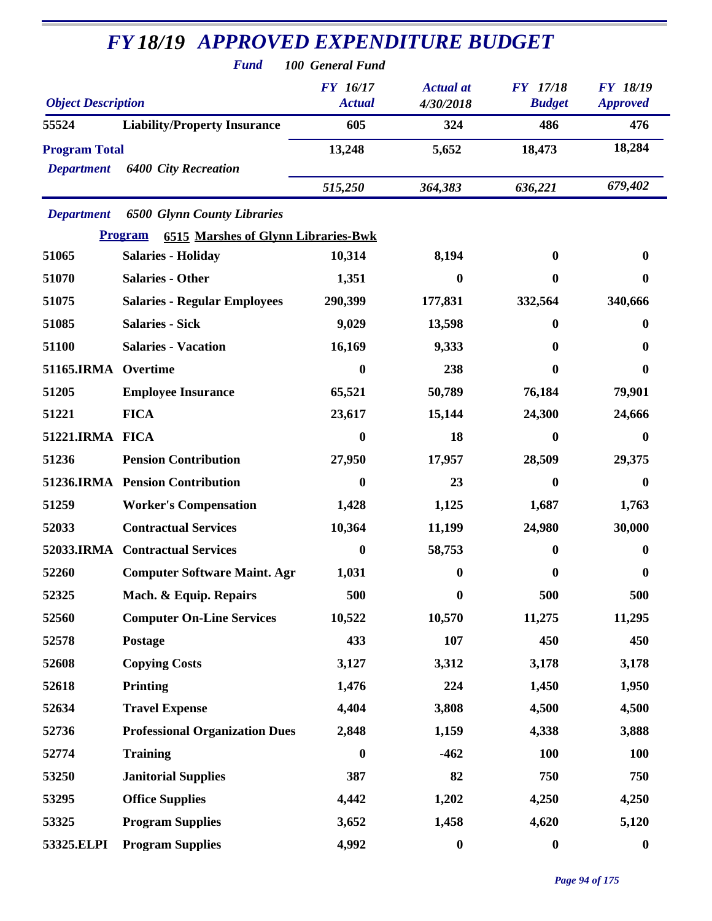# FY 18/19 APPROVED EXPENDITURE BUDGET

**Fund** *100 General Fund*

| Object Description | | FY 16/17 Actual | Actual at 4/30/2018 | FY 17/18 Budget | FY 18/19 Approved |
|---|---|---|---|---|---|
| 55524 | Liability/Property Insurance | 605 | 324 | 486 | 476 |
| **Program Total** | | 13,248 | 5,652 | 18,473 | 18,284 |
| *Department* | *6400 City Recreation* | | | | |
| | | *515,250* | *364,383* | *636,221* | *679,402* |

*Department* *6500 Glynn County Libraries*

**Program** **6515 Marshes of Glynn Libraries-Bwk**

| Object Description | | FY 16/17 Actual | Actual at 4/30/2018 | FY 17/18 Budget | FY 18/19 Approved |
|---|---|---|---|---|---|
| 51065 | Salaries - Holiday | 10,314 | 8,194 | 0 | 0 |
| 51070 | Salaries - Other | 1,351 | 0 | 0 | 0 |
| 51075 | Salaries - Regular Employees | 290,399 | 177,831 | 332,564 | 340,666 |
| 51085 | Salaries - Sick | 9,029 | 13,598 | 0 | 0 |
| 51100 | Salaries - Vacation | 16,169 | 9,333 | 0 | 0 |
| 51165.IRMA | Overtime | 0 | 238 | 0 | 0 |
| 51205 | Employee Insurance | 65,521 | 50,789 | 76,184 | 79,901 |
| 51221 | FICA | 23,617 | 15,144 | 24,300 | 24,666 |
| 51221.IRMA | FICA | 0 | 18 | 0 | 0 |
| 51236 | Pension Contribution | 27,950 | 17,957 | 28,509 | 29,375 |
| 51236.IRMA | Pension Contribution | 0 | 23 | 0 | 0 |
| 51259 | Worker's Compensation | 1,428 | 1,125 | 1,687 | 1,763 |
| 52033 | Contractual Services | 10,364 | 11,199 | 24,980 | 30,000 |
| 52033.IRMA | Contractual Services | 0 | 58,753 | 0 | 0 |
| 52260 | Computer Software Maint. Agr | 1,031 | 0 | 0 | 0 |
| 52325 | Mach. & Equip. Repairs | 500 | 0 | 500 | 500 |
| 52560 | Computer On-Line Services | 10,522 | 10,570 | 11,275 | 11,295 |
| 52578 | Postage | 433 | 107 | 450 | 450 |
| 52608 | Copying Costs | 3,127 | 3,312 | 3,178 | 3,178 |
| 52618 | Printing | 1,476 | 224 | 1,450 | 1,950 |
| 52634 | Travel Expense | 4,404 | 3,808 | 4,500 | 4,500 |
| 52736 | Professional Organization Dues | 2,848 | 1,159 | 4,338 | 3,888 |
| 52774 | Training | 0 | -462 | 100 | 100 |
| 53250 | Janitorial Supplies | 387 | 82 | 750 | 750 |
| 53295 | Office Supplies | 4,442 | 1,202 | 4,250 | 4,250 |
| 53325 | Program Supplies | 3,652 | 1,458 | 4,620 | 5,120 |
| 53325.ELPI | Program Supplies | 4,992 | 0 | 0 | 0 |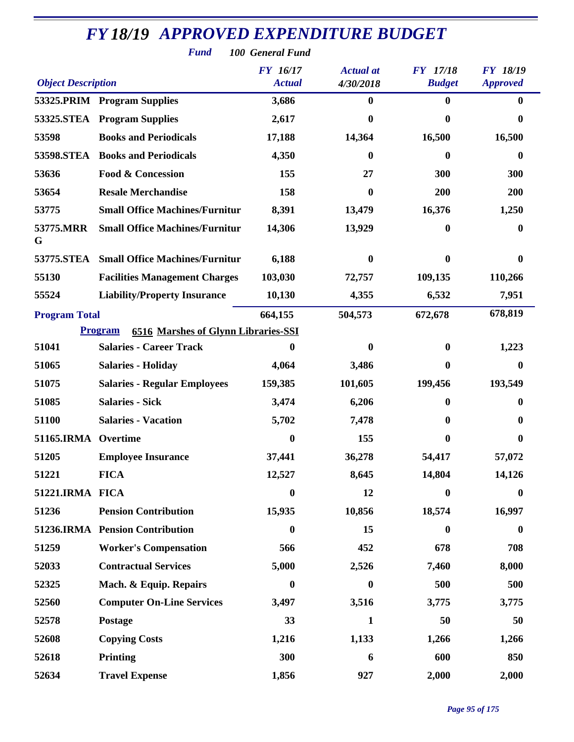# FY 18/19 APPROVED EXPENDITURE BUDGET

**Fund** 100 General Fund

| Object Description | | FY 16/17 Actual | Actual at 4/30/2018 | FY 17/18 Budget | FY 18/19 Approved |
|---|---|---|---|---|---|
| 53325.PRIM | Program Supplies | 3,686 | 0 | 0 | 0 |
| 53325.STEA | Program Supplies | 2,617 | 0 | 0 | 0 |
| 53598 | Books and Periodicals | 17,188 | 14,364 | 16,500 | 16,500 |
| 53598.STEA | Books and Periodicals | 4,350 | 0 | 0 | 0 |
| 53636 | Food & Concession | 155 | 27 | 300 | 300 |
| 53654 | Resale Merchandise | 158 | 0 | 200 | 200 |
| 53775 | Small Office Machines/Furnitur | 8,391 | 13,479 | 16,376 | 1,250 |
| 53775.MRRG | Small Office Machines/Furnitur | 14,306 | 13,929 | 0 | 0 |
| 53775.STEA | Small Office Machines/Furnitur | 6,188 | 0 | 0 | 0 |
| 55130 | Facilities Management Charges | 103,030 | 72,757 | 109,135 | 110,266 |
| 55524 | Liability/Property Insurance | 10,130 | 4,355 | 6,532 | 7,951 |
| **Program Total** | | 664,155 | 504,573 | 672,678 | 678,819 |
| **Program** | **6516 Marshes of Glynn Libraries-SSI** | | | | |
| 51041 | Salaries - Career Track | 0 | 0 | 0 | 1,223 |
| 51065 | Salaries - Holiday | 4,064 | 3,486 | 0 | 0 |
| 51075 | Salaries - Regular Employees | 159,385 | 101,605 | 199,456 | 193,549 |
| 51085 | Salaries - Sick | 3,474 | 6,206 | 0 | 0 |
| 51100 | Salaries - Vacation | 5,702 | 7,478 | 0 | 0 |
| 51165.IRMA | Overtime | 0 | 155 | 0 | 0 |
| 51205 | Employee Insurance | 37,441 | 36,278 | 54,417 | 57,072 |
| 51221 | FICA | 12,527 | 8,645 | 14,804 | 14,126 |
| 51221.IRMA | FICA | 0 | 12 | 0 | 0 |
| 51236 | Pension Contribution | 15,935 | 10,856 | 18,574 | 16,997 |
| 51236.IRMA | Pension Contribution | 0 | 15 | 0 | 0 |
| 51259 | Worker's Compensation | 566 | 452 | 678 | 708 |
| 52033 | Contractual Services | 5,000 | 2,526 | 7,460 | 8,000 |
| 52325 | Mach. & Equip. Repairs | 0 | 0 | 500 | 500 |
| 52560 | Computer On-Line Services | 3,497 | 3,516 | 3,775 | 3,775 |
| 52578 | Postage | 33 | 1 | 50 | 50 |
| 52608 | Copying Costs | 1,216 | 1,133 | 1,266 | 1,266 |
| 52618 | Printing | 300 | 6 | 600 | 850 |
| 52634 | Travel Expense | 1,856 | 927 | 2,000 | 2,000 |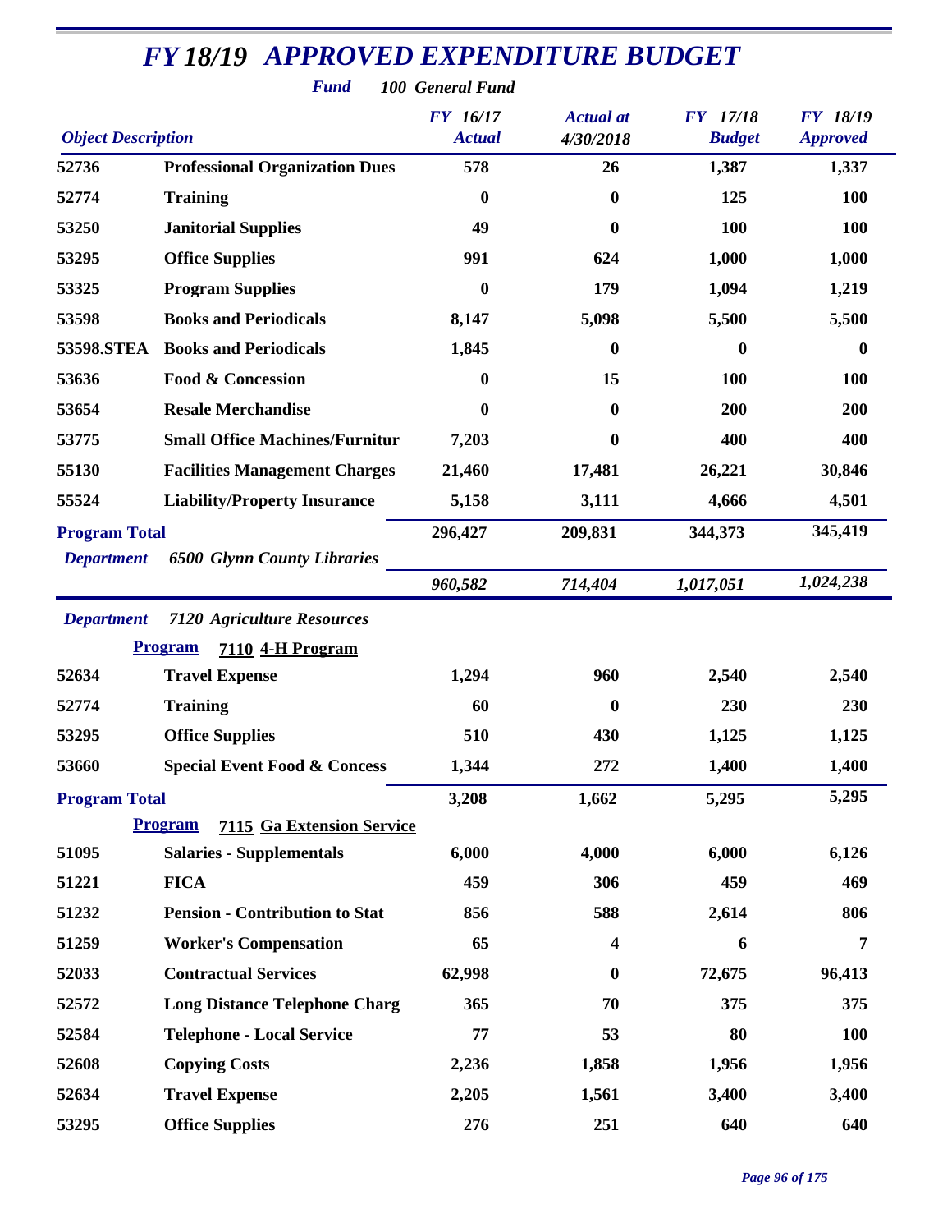# FY 18/19 APPROVED EXPENDITURE BUDGET

**Fund** *100 General Fund*

| Object Description | | FY 16/17 Actual | Actual at 4/30/2018 | FY 17/18 Budget | FY 18/19 Approved |
|---|---|---|---|---|---|
| 52736 | Professional Organization Dues | 578 | 26 | 1,387 | 1,337 |
| 52774 | Training | 0 | 0 | 125 | 100 |
| 53250 | Janitorial Supplies | 49 | 0 | 100 | 100 |
| 53295 | Office Supplies | 991 | 624 | 1,000 | 1,000 |
| 53325 | Program Supplies | 0 | 179 | 1,094 | 1,219 |
| 53598 | Books and Periodicals | 8,147 | 5,098 | 5,500 | 5,500 |
| 53598.STEA | Books and Periodicals | 1,845 | 0 | 0 | 0 |
| 53636 | Food & Concession | 0 | 15 | 100 | 100 |
| 53654 | Resale Merchandise | 0 | 0 | 200 | 200 |
| 53775 | Small Office Machines/Furnitur | 7,203 | 0 | 400 | 400 |
| 55130 | Facilities Management Charges | 21,460 | 17,481 | 26,221 | 30,846 |
| 55524 | Liability/Property Insurance | 5,158 | 3,111 | 4,666 | 4,501 |
| **Program Total** | | 296,427 | 209,831 | 344,373 | 345,419 |
| *Department* | *6500 Glynn County Libraries* | *960,582* | *714,404* | *1,017,051* | *1,024,238* |

*Department* *7120 Agriculture Resources*

**Program** **7110 4-H Program**

| Object Description | | FY 16/17 Actual | Actual at 4/30/2018 | FY 17/18 Budget | FY 18/19 Approved |
|---|---|---|---|---|---|
| 52634 | Travel Expense | 1,294 | 960 | 2,540 | 2,540 |
| 52774 | Training | 60 | 0 | 230 | 230 |
| 53295 | Office Supplies | 510 | 430 | 1,125 | 1,125 |
| 53660 | Special Event Food & Concess | 1,344 | 272 | 1,400 | 1,400 |
| **Program Total** | | 3,208 | 1,662 | 5,295 | 5,295 |

**Program** **7115 Ga Extension Service**

| Object Description | | FY 16/17 Actual | Actual at 4/30/2018 | FY 17/18 Budget | FY 18/19 Approved |
|---|---|---|---|---|---|
| 51095 | Salaries - Supplementals | 6,000 | 4,000 | 6,000 | 6,126 |
| 51221 | FICA | 459 | 306 | 459 | 469 |
| 51232 | Pension - Contribution to Stat | 856 | 588 | 2,614 | 806 |
| 51259 | Worker's Compensation | 65 | 4 | 6 | 7 |
| 52033 | Contractual Services | 62,998 | 0 | 72,675 | 96,413 |
| 52572 | Long Distance Telephone Charg | 365 | 70 | 375 | 375 |
| 52584 | Telephone - Local Service | 77 | 53 | 80 | 100 |
| 52608 | Copying Costs | 2,236 | 1,858 | 1,956 | 1,956 |
| 52634 | Travel Expense | 2,205 | 1,561 | 3,400 | 3,400 |
| 53295 | Office Supplies | 276 | 251 | 640 | 640 |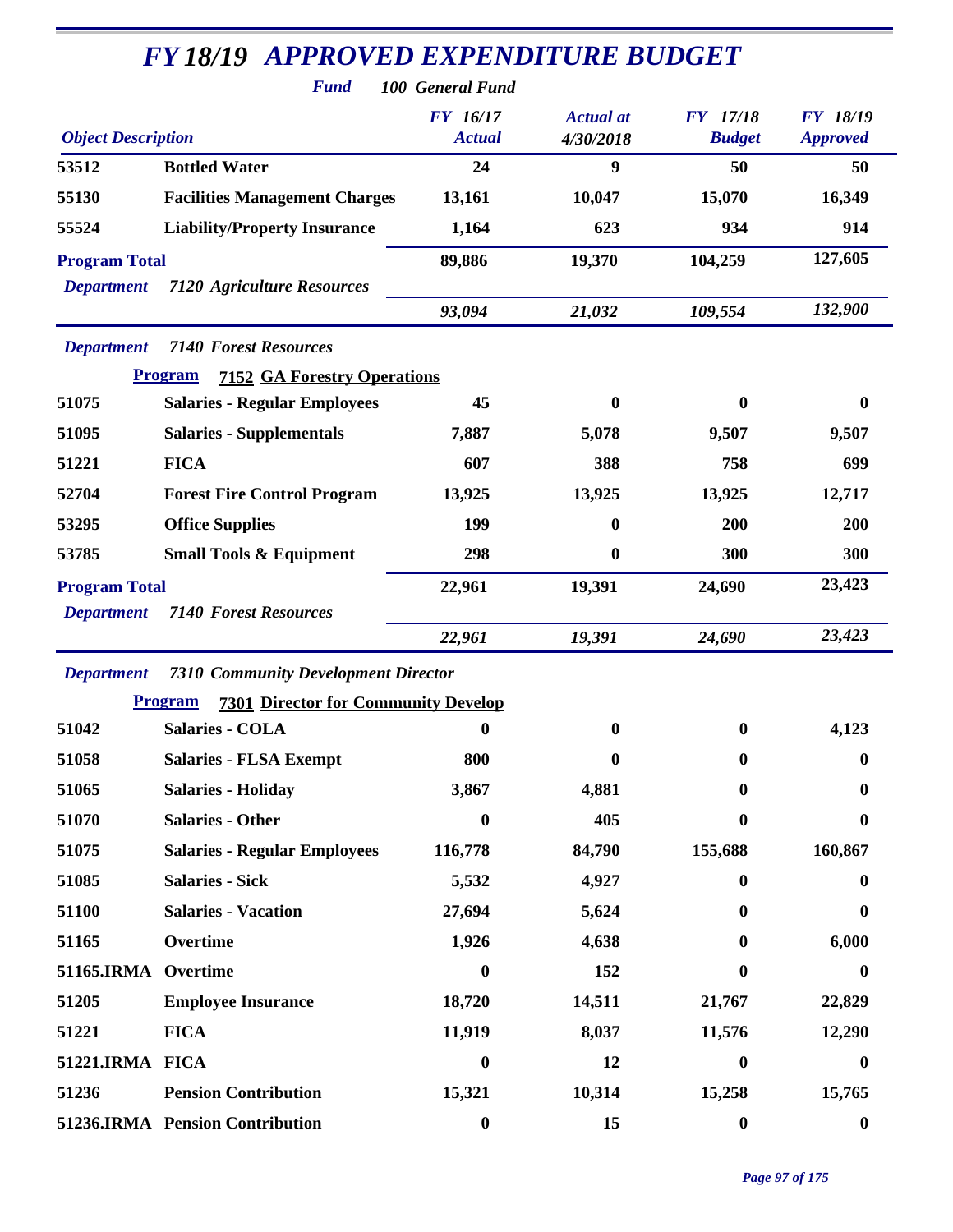# FY 18/19 APPROVED EXPENDITURE BUDGET

**Fund** *100 General Fund*

| Object Description | | FY 16/17 Actual | Actual at 4/30/2018 | FY 17/18 Budget | FY 18/19 Approved |
|---|---|---|---|---|---|
| 53512 | Bottled Water | 24 | 9 | 50 | 50 |
| 55130 | Facilities Management Charges | 13,161 | 10,047 | 15,070 | 16,349 |
| 55524 | Liability/Property Insurance | 1,164 | 623 | 934 | 914 |
| **Program Total** | | 89,886 | 19,370 | 104,259 | 127,605 |
| *Department* | *7120 Agriculture Resources* | *93,094* | *21,032* | *109,554* | *132,900* |
| *Department* | *7140 Forest Resources* | | | | |
| **Program** | **7152 GA Forestry Operations** | | | | |
| 51075 | Salaries - Regular Employees | 45 | 0 | 0 | 0 |
| 51095 | Salaries - Supplementals | 7,887 | 5,078 | 9,507 | 9,507 |
| 51221 | FICA | 607 | 388 | 758 | 699 |
| 52704 | Forest Fire Control Program | 13,925 | 13,925 | 13,925 | 12,717 |
| 53295 | Office Supplies | 199 | 0 | 200 | 200 |
| 53785 | Small Tools & Equipment | 298 | 0 | 300 | 300 |
| **Program Total** | | 22,961 | 19,391 | 24,690 | 23,423 |
| *Department* | *7140 Forest Resources* | *22,961* | *19,391* | *24,690* | *23,423* |
| *Department* | *7310 Community Development Director* | | | | |
| **Program** | **7301 Director for Community Develop** | | | | |
| 51042 | Salaries - COLA | 0 | 0 | 0 | 4,123 |
| 51058 | Salaries - FLSA Exempt | 800 | 0 | 0 | 0 |
| 51065 | Salaries - Holiday | 3,867 | 4,881 | 0 | 0 |
| 51070 | Salaries - Other | 0 | 405 | 0 | 0 |
| 51075 | Salaries - Regular Employees | 116,778 | 84,790 | 155,688 | 160,867 |
| 51085 | Salaries - Sick | 5,532 | 4,927 | 0 | 0 |
| 51100 | Salaries - Vacation | 27,694 | 5,624 | 0 | 0 |
| 51165 | Overtime | 1,926 | 4,638 | 0 | 6,000 |
| 51165.IRMA | Overtime | 0 | 152 | 0 | 0 |
| 51205 | Employee Insurance | 18,720 | 14,511 | 21,767 | 22,829 |
| 51221 | FICA | 11,919 | 8,037 | 11,576 | 12,290 |
| 51221.IRMA | FICA | 0 | 12 | 0 | 0 |
| 51236 | Pension Contribution | 15,321 | 10,314 | 15,258 | 15,765 |
| 51236.IRMA | Pension Contribution | 0 | 15 | 0 | 0 |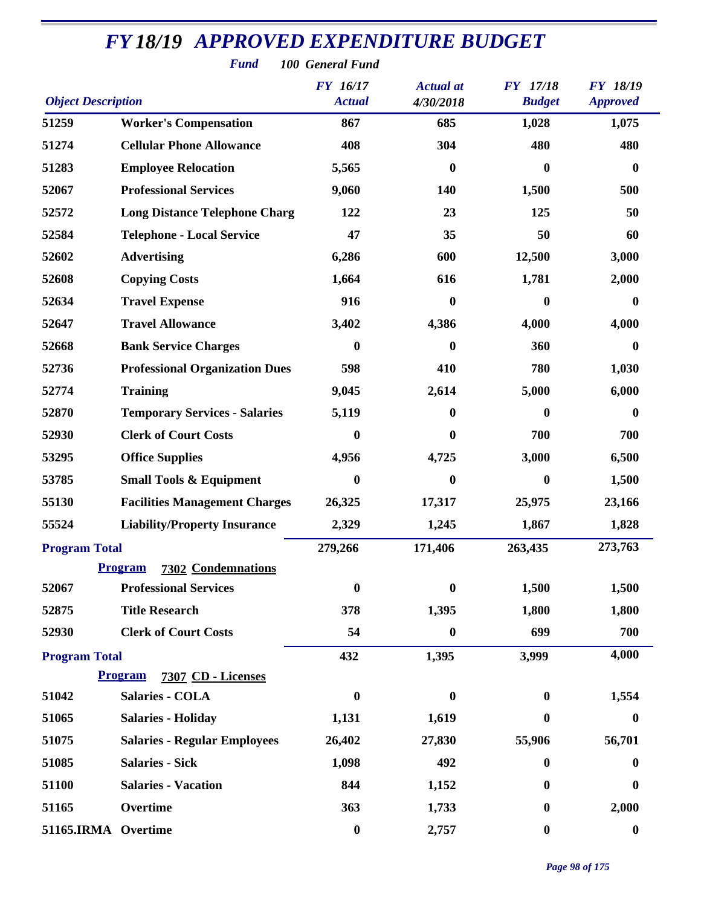# FY 18/19 APPROVED EXPENDITURE BUDGET

***Fund*** ***100 General Fund***

| Object Description | | FY 16/17 Actual | Actual at 4/30/2018 | FY 17/18 Budget | FY 18/19 Approved |
|---|---|---|---|---|---|
| 51259 | Worker's Compensation | 867 | 685 | 1,028 | 1,075 |
| 51274 | Cellular Phone Allowance | 408 | 304 | 480 | 480 |
| 51283 | Employee Relocation | 5,565 | 0 | 0 | 0 |
| 52067 | Professional Services | 9,060 | 140 | 1,500 | 500 |
| 52572 | Long Distance Telephone Charg | 122 | 23 | 125 | 50 |
| 52584 | Telephone - Local Service | 47 | 35 | 50 | 60 |
| 52602 | Advertising | 6,286 | 600 | 12,500 | 3,000 |
| 52608 | Copying Costs | 1,664 | 616 | 1,781 | 2,000 |
| 52634 | Travel Expense | 916 | 0 | 0 | 0 |
| 52647 | Travel Allowance | 3,402 | 4,386 | 4,000 | 4,000 |
| 52668 | Bank Service Charges | 0 | 0 | 360 | 0 |
| 52736 | Professional Organization Dues | 598 | 410 | 780 | 1,030 |
| 52774 | Training | 9,045 | 2,614 | 5,000 | 6,000 |
| 52870 | Temporary Services - Salaries | 5,119 | 0 | 0 | 0 |
| 52930 | Clerk of Court Costs | 0 | 0 | 700 | 700 |
| 53295 | Office Supplies | 4,956 | 4,725 | 3,000 | 6,500 |
| 53785 | Small Tools & Equipment | 0 | 0 | 0 | 1,500 |
| 55130 | Facilities Management Charges | 26,325 | 17,317 | 25,975 | 23,166 |
| 55524 | Liability/Property Insurance | 2,329 | 1,245 | 1,867 | 1,828 |
| **Program Total** | | 279,266 | 171,406 | 263,435 | 273,763 |
| | **Program 7302 Condemnations** | | | | |
| 52067 | Professional Services | 0 | 0 | 1,500 | 1,500 |
| 52875 | Title Research | 378 | 1,395 | 1,800 | 1,800 |
| 52930 | Clerk of Court Costs | 54 | 0 | 699 | 700 |
| **Program Total** | | 432 | 1,395 | 3,999 | 4,000 |
| | **Program 7307 CD - Licenses** | | | | |
| 51042 | Salaries - COLA | 0 | 0 | 0 | 1,554 |
| 51065 | Salaries - Holiday | 1,131 | 1,619 | 0 | 0 |
| 51075 | Salaries - Regular Employees | 26,402 | 27,830 | 55,906 | 56,701 |
| 51085 | Salaries - Sick | 1,098 | 492 | 0 | 0 |
| 51100 | Salaries - Vacation | 844 | 1,152 | 0 | 0 |
| 51165 | Overtime | 363 | 1,733 | 0 | 2,000 |
| 51165.IRMA | Overtime | 0 | 2,757 | 0 | 0 |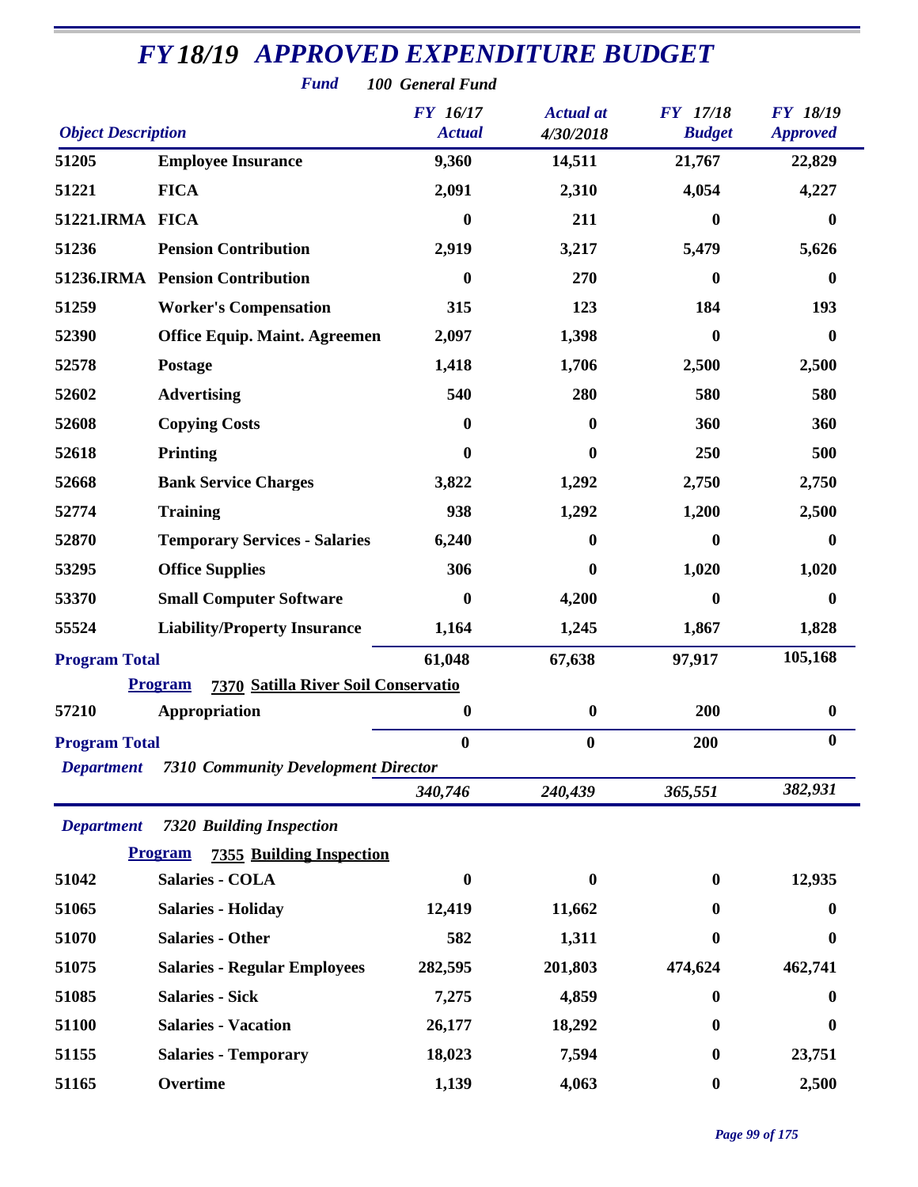# FY 18/19 APPROVED EXPENDITURE BUDGET

**Fund** 100 General Fund

| Object Description | | FY 16/17 Actual | Actual at 4/30/2018 | FY 17/18 Budget | FY 18/19 Approved |
|---|---|---|---|---|---|
| 51205 | Employee Insurance | 9,360 | 14,511 | 21,767 | 22,829 |
| 51221 | FICA | 2,091 | 2,310 | 4,054 | 4,227 |
| 51221.IRMA | FICA | 0 | 211 | 0 | 0 |
| 51236 | Pension Contribution | 2,919 | 3,217 | 5,479 | 5,626 |
| 51236.IRMA | Pension Contribution | 0 | 270 | 0 | 0 |
| 51259 | Worker's Compensation | 315 | 123 | 184 | 193 |
| 52390 | Office Equip. Maint. Agreemen | 2,097 | 1,398 | 0 | 0 |
| 52578 | Postage | 1,418 | 1,706 | 2,500 | 2,500 |
| 52602 | Advertising | 540 | 280 | 580 | 580 |
| 52608 | Copying Costs | 0 | 0 | 360 | 360 |
| 52618 | Printing | 0 | 0 | 250 | 500 |
| 52668 | Bank Service Charges | 3,822 | 1,292 | 2,750 | 2,750 |
| 52774 | Training | 938 | 1,292 | 1,200 | 2,500 |
| 52870 | Temporary Services - Salaries | 6,240 | 0 | 0 | 0 |
| 53295 | Office Supplies | 306 | 0 | 1,020 | 1,020 |
| 53370 | Small Computer Software | 0 | 4,200 | 0 | 0 |
| 55524 | Liability/Property Insurance | 1,164 | 1,245 | 1,867 | 1,828 |
| **Program Total** | | 61,048 | 67,638 | 97,917 | 105,168 |
| **Program** | **7370 Satilla River Soil Conservatio** | | | | |
| 57210 | Appropriation | 0 | 0 | 200 | 0 |
| **Program Total** | | 0 | 0 | 200 | 0 |
| **Department** | **7310 Community Development Director** | | | | |
| | | 340,746 | 240,439 | 365,551 | 382,931 |
| **Department** | **7320 Building Inspection** | | | | |
| **Program** | **7355 Building Inspection** | | | | |
| 51042 | Salaries - COLA | 0 | 0 | 0 | 12,935 |
| 51065 | Salaries - Holiday | 12,419 | 11,662 | 0 | 0 |
| 51070 | Salaries - Other | 582 | 1,311 | 0 | 0 |
| 51075 | Salaries - Regular Employees | 282,595 | 201,803 | 474,624 | 462,741 |
| 51085 | Salaries - Sick | 7,275 | 4,859 | 0 | 0 |
| 51100 | Salaries - Vacation | 26,177 | 18,292 | 0 | 0 |
| 51155 | Salaries - Temporary | 18,023 | 7,594 | 0 | 23,751 |
| 51165 | Overtime | 1,139 | 4,063 | 0 | 2,500 |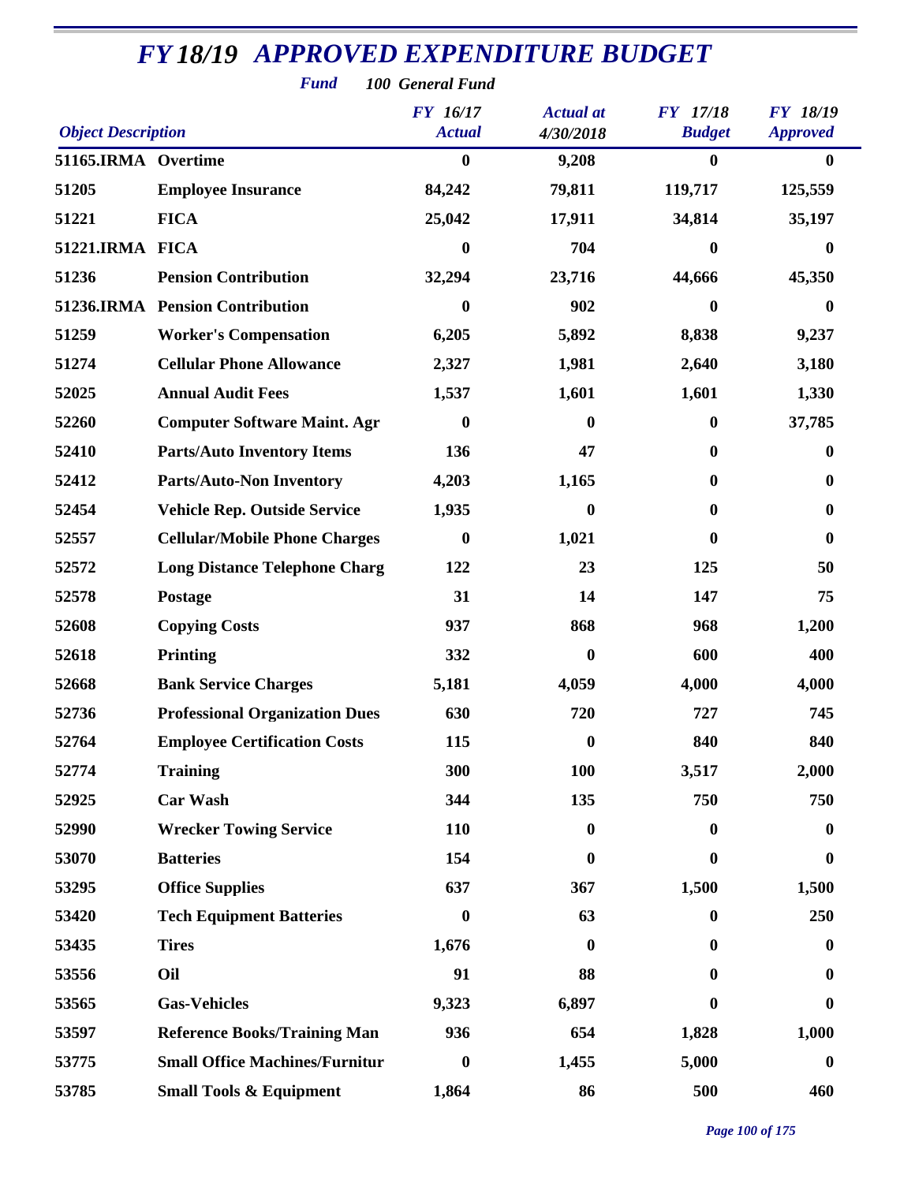# FY 18/19 APPROVED EXPENDITURE BUDGET

***Fund*** ***100 General Fund***

| *Object Description* | | *FY 16/17 Actual* | *Actual at 4/30/2018* | *FY 17/18 Budget* | *FY 18/19 Approved* |
|---|---|---|---|---|---|
| **51165.IRMA** | **Overtime** | **0** | **9,208** | **0** | **0** |
| **51205** | **Employee Insurance** | **84,242** | **79,811** | **119,717** | **125,559** |
| **51221** | **FICA** | **25,042** | **17,911** | **34,814** | **35,197** |
| **51221.IRMA** | **FICA** | **0** | **704** | **0** | **0** |
| **51236** | **Pension Contribution** | **32,294** | **23,716** | **44,666** | **45,350** |
| **51236.IRMA** | **Pension Contribution** | **0** | **902** | **0** | **0** |
| **51259** | **Worker's Compensation** | **6,205** | **5,892** | **8,838** | **9,237** |
| **51274** | **Cellular Phone Allowance** | **2,327** | **1,981** | **2,640** | **3,180** |
| **52025** | **Annual Audit Fees** | **1,537** | **1,601** | **1,601** | **1,330** |
| **52260** | **Computer Software Maint. Agr** | **0** | **0** | **0** | **37,785** |
| **52410** | **Parts/Auto Inventory Items** | **136** | **47** | **0** | **0** |
| **52412** | **Parts/Auto-Non Inventory** | **4,203** | **1,165** | **0** | **0** |
| **52454** | **Vehicle Rep. Outside Service** | **1,935** | **0** | **0** | **0** |
| **52557** | **Cellular/Mobile Phone Charges** | **0** | **1,021** | **0** | **0** |
| **52572** | **Long Distance Telephone Charg** | **122** | **23** | **125** | **50** |
| **52578** | **Postage** | **31** | **14** | **147** | **75** |
| **52608** | **Copying Costs** | **937** | **868** | **968** | **1,200** |
| **52618** | **Printing** | **332** | **0** | **600** | **400** |
| **52668** | **Bank Service Charges** | **5,181** | **4,059** | **4,000** | **4,000** |
| **52736** | **Professional Organization Dues** | **630** | **720** | **727** | **745** |
| **52764** | **Employee Certification Costs** | **115** | **0** | **840** | **840** |
| **52774** | **Training** | **300** | **100** | **3,517** | **2,000** |
| **52925** | **Car Wash** | **344** | **135** | **750** | **750** |
| **52990** | **Wrecker Towing Service** | **110** | **0** | **0** | **0** |
| **53070** | **Batteries** | **154** | **0** | **0** | **0** |
| **53295** | **Office Supplies** | **637** | **367** | **1,500** | **1,500** |
| **53420** | **Tech Equipment Batteries** | **0** | **63** | **0** | **250** |
| **53435** | **Tires** | **1,676** | **0** | **0** | **0** |
| **53556** | **Oil** | **91** | **88** | **0** | **0** |
| **53565** | **Gas-Vehicles** | **9,323** | **6,897** | **0** | **0** |
| **53597** | **Reference Books/Training Man** | **936** | **654** | **1,828** | **1,000** |
| **53775** | **Small Office Machines/Furnitur** | **0** | **1,455** | **5,000** | **0** |
| **53785** | **Small Tools & Equipment** | **1,864** | **86** | **500** | **460** |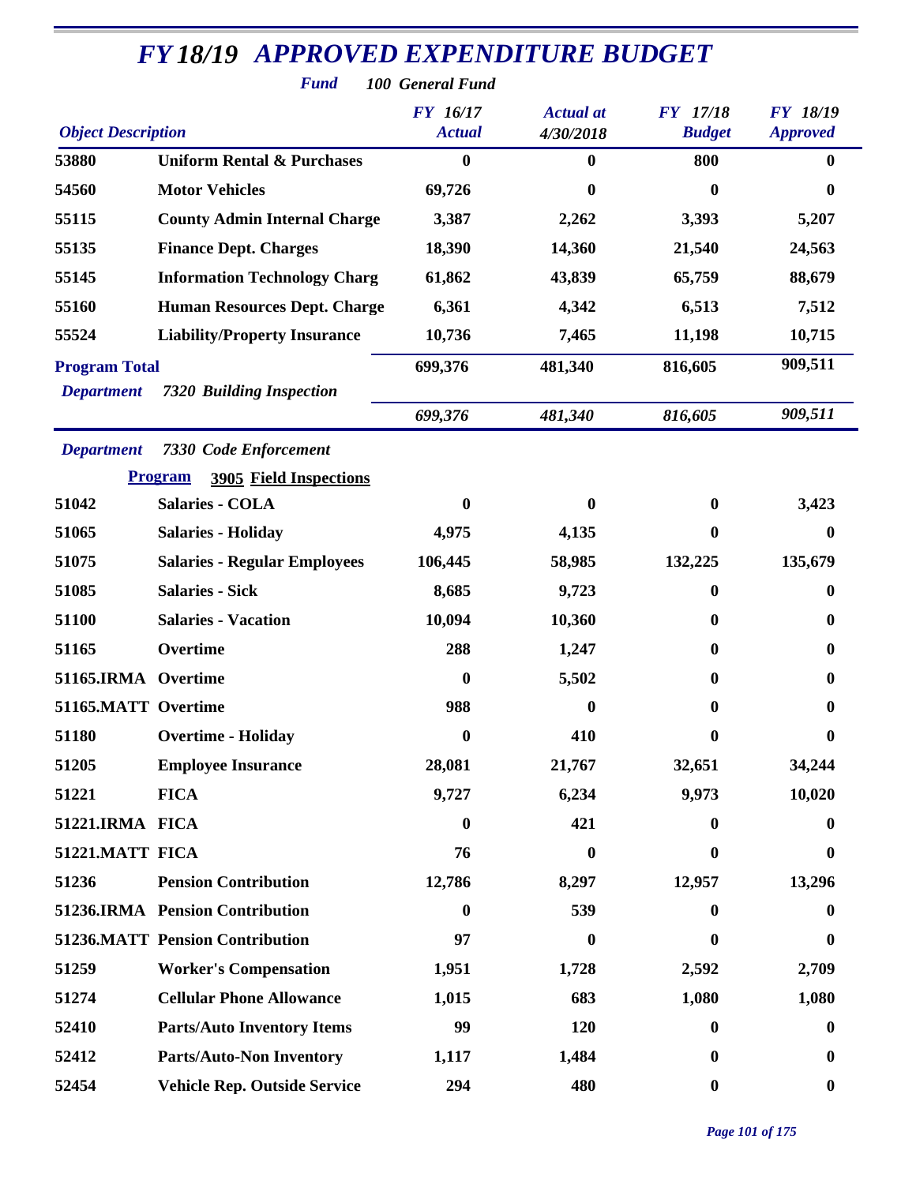# FY 18/19 APPROVED EXPENDITURE BUDGET

**Fund** *100 General Fund*

| Object Description | | FY 16/17 Actual | Actual at 4/30/2018 | FY 17/18 Budget | FY 18/19 Approved |
|---|---|---|---|---|---|
| 53880 | Uniform Rental & Purchases | 0 | 0 | 800 | 0 |
| 54560 | Motor Vehicles | 69,726 | 0 | 0 | 0 |
| 55115 | County Admin Internal Charge | 3,387 | 2,262 | 3,393 | 5,207 |
| 55135 | Finance Dept. Charges | 18,390 | 14,360 | 21,540 | 24,563 |
| 55145 | Information Technology Charg | 61,862 | 43,839 | 65,759 | 88,679 |
| 55160 | Human Resources Dept. Charge | 6,361 | 4,342 | 6,513 | 7,512 |
| 55524 | Liability/Property Insurance | 10,736 | 7,465 | 11,198 | 10,715 |
| **Program Total** | | 699,376 | 481,340 | 816,605 | 909,511 |
| *Department* | *7320 Building Inspection* | *699,376* | *481,340* | *816,605* | *909,511* |

*Department* *7330 Code Enforcement*

**Program** **3905 Field Inspections**

| Object Description | | FY 16/17 Actual | Actual at 4/30/2018 | FY 17/18 Budget | FY 18/19 Approved |
|---|---|---|---|---|---|
| 51042 | Salaries - COLA | 0 | 0 | 0 | 3,423 |
| 51065 | Salaries - Holiday | 4,975 | 4,135 | 0 | 0 |
| 51075 | Salaries - Regular Employees | 106,445 | 58,985 | 132,225 | 135,679 |
| 51085 | Salaries - Sick | 8,685 | 9,723 | 0 | 0 |
| 51100 | Salaries - Vacation | 10,094 | 10,360 | 0 | 0 |
| 51165 | Overtime | 288 | 1,247 | 0 | 0 |
| 51165.IRMA | Overtime | 0 | 5,502 | 0 | 0 |
| 51165.MATT | Overtime | 988 | 0 | 0 | 0 |
| 51180 | Overtime - Holiday | 0 | 410 | 0 | 0 |
| 51205 | Employee Insurance | 28,081 | 21,767 | 32,651 | 34,244 |
| 51221 | FICA | 9,727 | 6,234 | 9,973 | 10,020 |
| 51221.IRMA | FICA | 0 | 421 | 0 | 0 |
| 51221.MATT | FICA | 76 | 0 | 0 | 0 |
| 51236 | Pension Contribution | 12,786 | 8,297 | 12,957 | 13,296 |
| 51236.IRMA | Pension Contribution | 0 | 539 | 0 | 0 |
| 51236.MATT | Pension Contribution | 97 | 0 | 0 | 0 |
| 51259 | Worker's Compensation | 1,951 | 1,728 | 2,592 | 2,709 |
| 51274 | Cellular Phone Allowance | 1,015 | 683 | 1,080 | 1,080 |
| 52410 | Parts/Auto Inventory Items | 99 | 120 | 0 | 0 |
| 52412 | Parts/Auto-Non Inventory | 1,117 | 1,484 | 0 | 0 |
| 52454 | Vehicle Rep. Outside Service | 294 | 480 | 0 | 0 |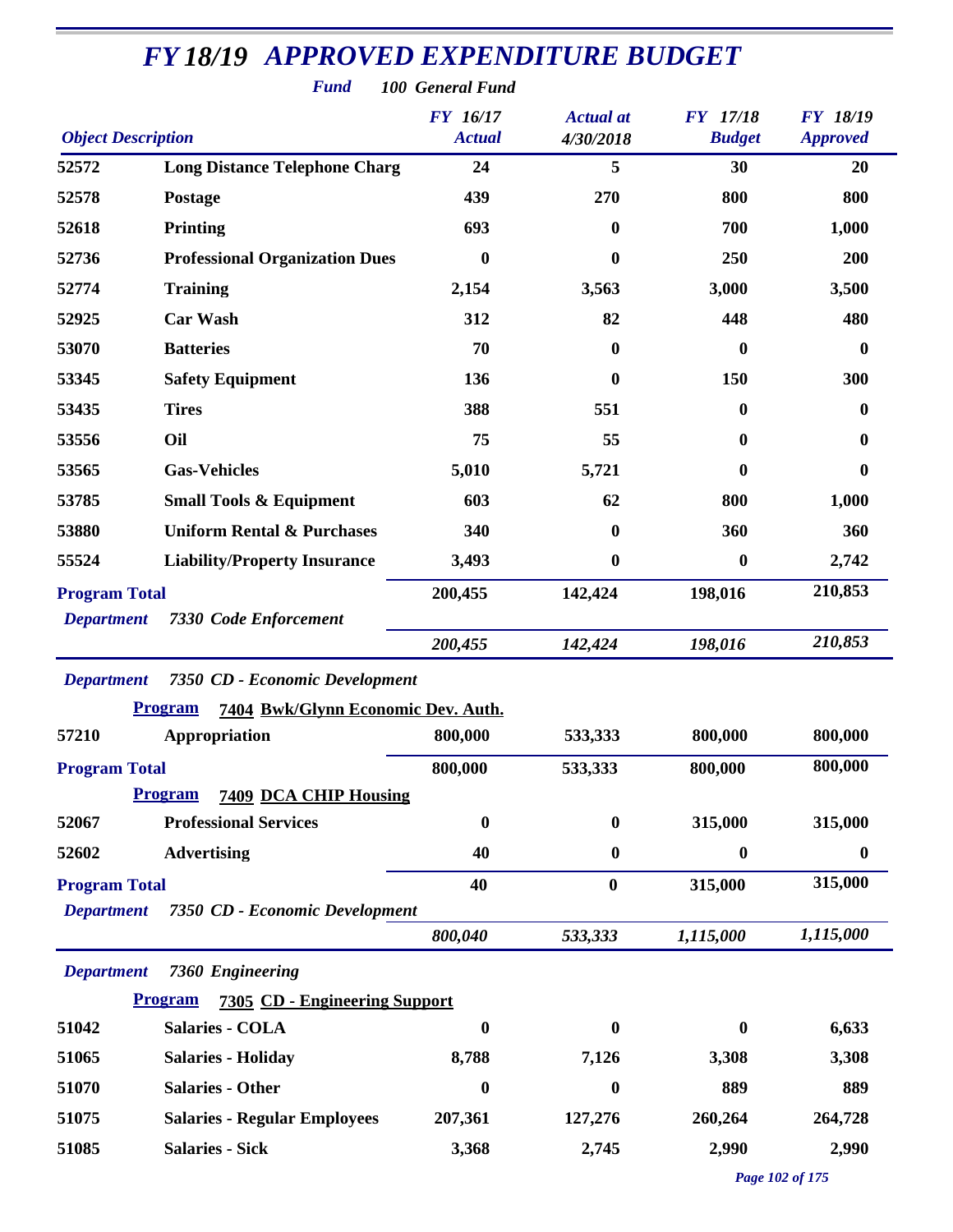# FY 18/19 APPROVED EXPENDITURE BUDGET

**Fund** *100 General Fund*

| Object Description | | FY 16/17 Actual | Actual at 4/30/2018 | FY 17/18 Budget | FY 18/19 Approved |
|---|---|---|---|---|---|
| 52572 | Long Distance Telephone Charg | 24 | 5 | 30 | 20 |
| 52578 | Postage | 439 | 270 | 800 | 800 |
| 52618 | Printing | 693 | 0 | 700 | 1,000 |
| 52736 | Professional Organization Dues | 0 | 0 | 250 | 200 |
| 52774 | Training | 2,154 | 3,563 | 3,000 | 3,500 |
| 52925 | Car Wash | 312 | 82 | 448 | 480 |
| 53070 | Batteries | 70 | 0 | 0 | 0 |
| 53345 | Safety Equipment | 136 | 0 | 150 | 300 |
| 53435 | Tires | 388 | 551 | 0 | 0 |
| 53556 | Oil | 75 | 55 | 0 | 0 |
| 53565 | Gas-Vehicles | 5,010 | 5,721 | 0 | 0 |
| 53785 | Small Tools & Equipment | 603 | 62 | 800 | 1,000 |
| 53880 | Uniform Rental & Purchases | 340 | 0 | 360 | 360 |
| 55524 | Liability/Property Insurance | 3,493 | 0 | 0 | 2,742 |
| **Program Total** | | 200,455 | 142,424 | 198,016 | 210,853 |
| *Department* | *7330 Code Enforcement* | *200,455* | *142,424* | *198,016* | *210,853* |
| *Department* | *7350 CD - Economic Development* | | | | |
| **Program** | **7404 Bwk/Glynn Economic Dev. Auth.** | | | | |
| 57210 | Appropriation | 800,000 | 533,333 | 800,000 | 800,000 |
| **Program Total** | | 800,000 | 533,333 | 800,000 | 800,000 |
| **Program** | **7409 DCA CHIP Housing** | | | | |
| 52067 | Professional Services | 0 | 0 | 315,000 | 315,000 |
| 52602 | Advertising | 40 | 0 | 0 | 0 |
| **Program Total** | | 40 | 0 | 315,000 | 315,000 |
| *Department* | *7350 CD - Economic Development* | *800,040* | *533,333* | *1,115,000* | *1,115,000* |
| *Department* | *7360 Engineering* | | | | |
| **Program** | **7305 CD - Engineering Support** | | | | |
| 51042 | Salaries - COLA | 0 | 0 | 0 | 6,633 |
| 51065 | Salaries - Holiday | 8,788 | 7,126 | 3,308 | 3,308 |
| 51070 | Salaries - Other | 0 | 0 | 889 | 889 |
| 51075 | Salaries - Regular Employees | 207,361 | 127,276 | 260,264 | 264,728 |
| 51085 | Salaries - Sick | 3,368 | 2,745 | 2,990 | 2,990 |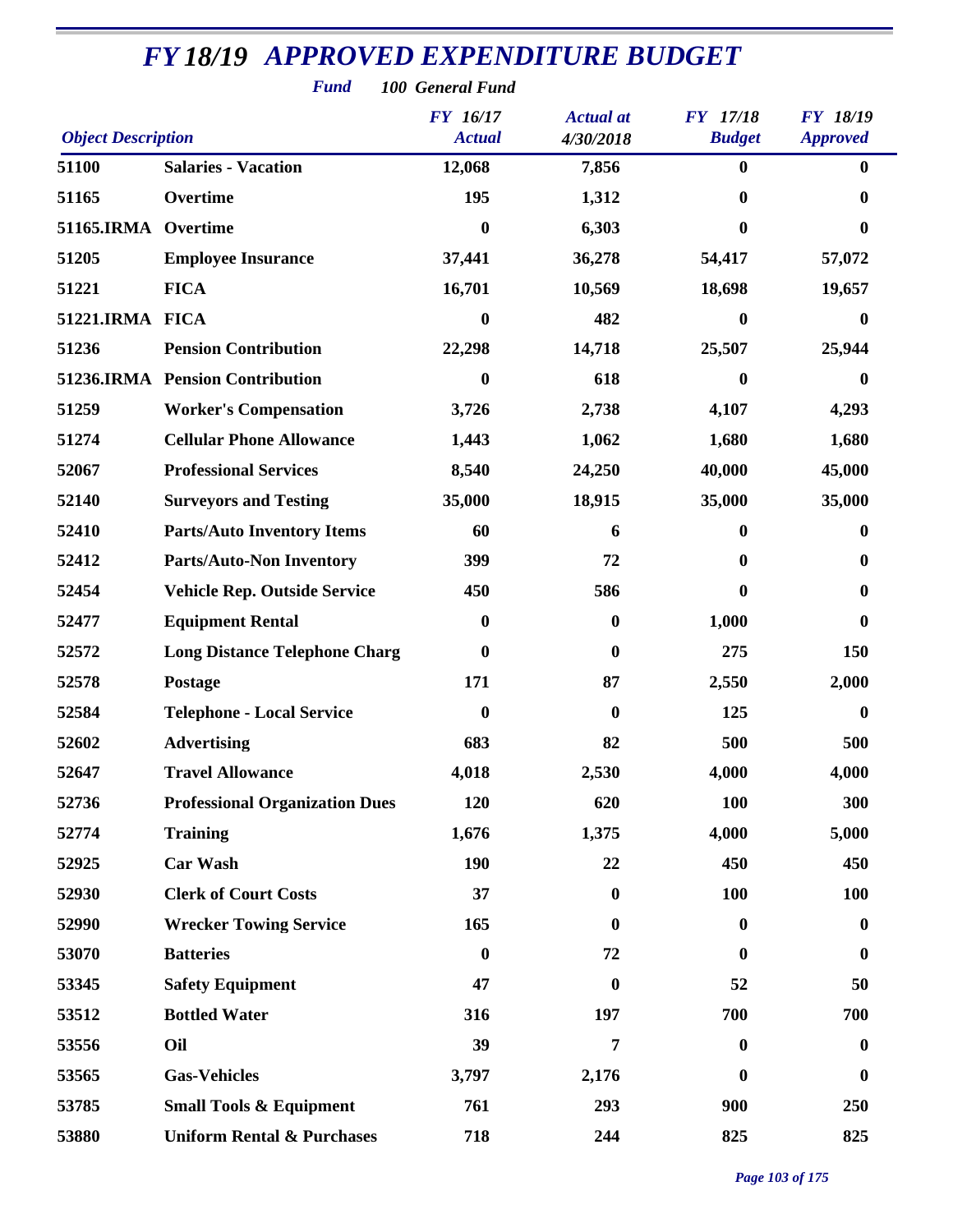# FY 18/19 APPROVED EXPENDITURE BUDGET

**Fund** *100 General Fund*

| Object Description | | FY 16/17 Actual | Actual at 4/30/2018 | FY 17/18 Budget | FY 18/19 Approved |
|---|---|---|---|---|---|
| 51100 | Salaries - Vacation | 12,068 | 7,856 | 0 | 0 |
| 51165 | Overtime | 195 | 1,312 | 0 | 0 |
| 51165.IRMA | Overtime | 0 | 6,303 | 0 | 0 |
| 51205 | Employee Insurance | 37,441 | 36,278 | 54,417 | 57,072 |
| 51221 | FICA | 16,701 | 10,569 | 18,698 | 19,657 |
| 51221.IRMA | FICA | 0 | 482 | 0 | 0 |
| 51236 | Pension Contribution | 22,298 | 14,718 | 25,507 | 25,944 |
| 51236.IRMA | Pension Contribution | 0 | 618 | 0 | 0 |
| 51259 | Worker's Compensation | 3,726 | 2,738 | 4,107 | 4,293 |
| 51274 | Cellular Phone Allowance | 1,443 | 1,062 | 1,680 | 1,680 |
| 52067 | Professional Services | 8,540 | 24,250 | 40,000 | 45,000 |
| 52140 | Surveyors and Testing | 35,000 | 18,915 | 35,000 | 35,000 |
| 52410 | Parts/Auto Inventory Items | 60 | 6 | 0 | 0 |
| 52412 | Parts/Auto-Non Inventory | 399 | 72 | 0 | 0 |
| 52454 | Vehicle Rep. Outside Service | 450 | 586 | 0 | 0 |
| 52477 | Equipment Rental | 0 | 0 | 1,000 | 0 |
| 52572 | Long Distance Telephone Charg | 0 | 0 | 275 | 150 |
| 52578 | Postage | 171 | 87 | 2,550 | 2,000 |
| 52584 | Telephone - Local Service | 0 | 0 | 125 | 0 |
| 52602 | Advertising | 683 | 82 | 500 | 500 |
| 52647 | Travel Allowance | 4,018 | 2,530 | 4,000 | 4,000 |
| 52736 | Professional Organization Dues | 120 | 620 | 100 | 300 |
| 52774 | Training | 1,676 | 1,375 | 4,000 | 5,000 |
| 52925 | Car Wash | 190 | 22 | 450 | 450 |
| 52930 | Clerk of Court Costs | 37 | 0 | 100 | 100 |
| 52990 | Wrecker Towing Service | 165 | 0 | 0 | 0 |
| 53070 | Batteries | 0 | 72 | 0 | 0 |
| 53345 | Safety Equipment | 47 | 0 | 52 | 50 |
| 53512 | Bottled Water | 316 | 197 | 700 | 700 |
| 53556 | Oil | 39 | 7 | 0 | 0 |
| 53565 | Gas-Vehicles | 3,797 | 2,176 | 0 | 0 |
| 53785 | Small Tools & Equipment | 761 | 293 | 900 | 250 |
| 53880 | Uniform Rental & Purchases | 718 | 244 | 825 | 825 |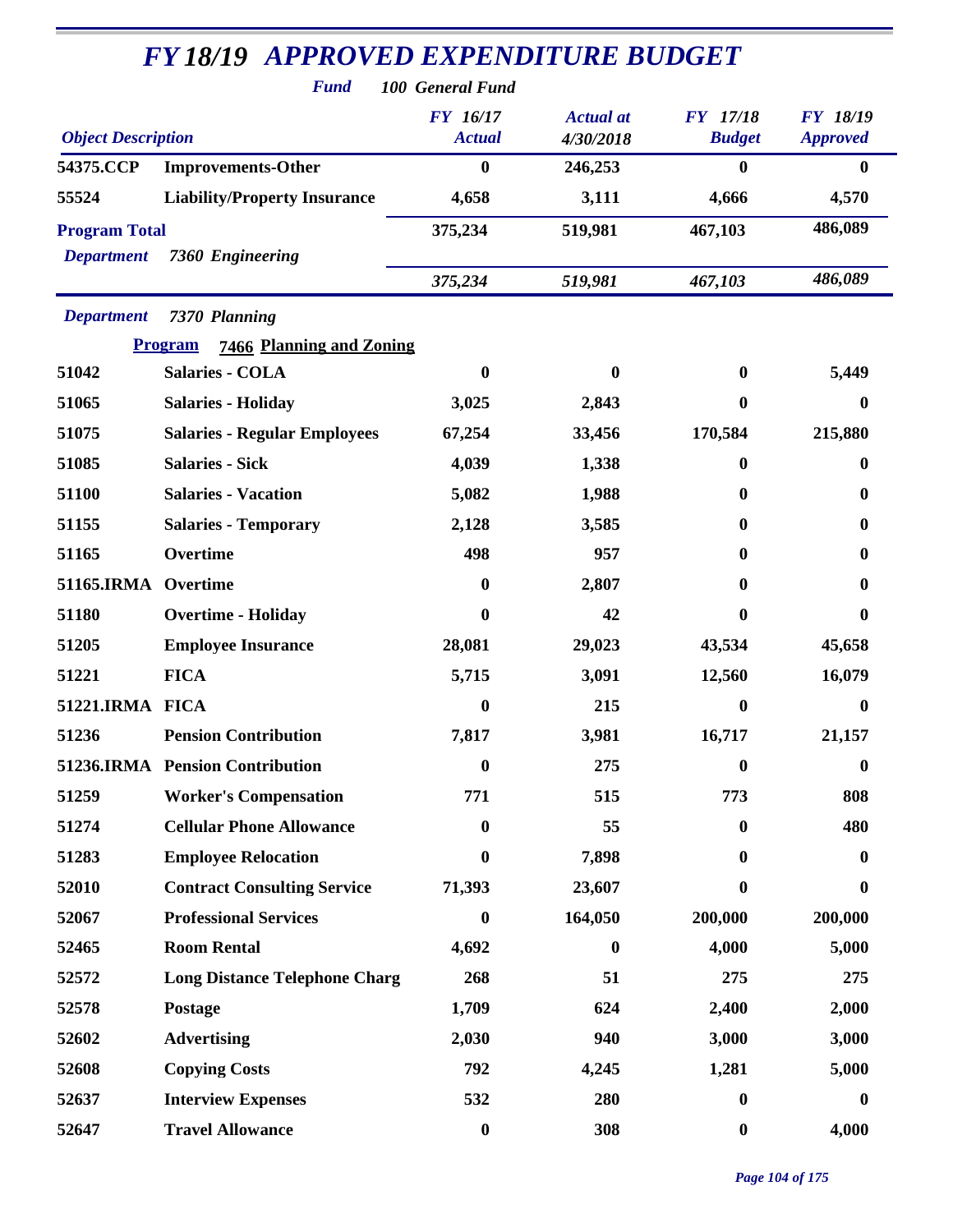# *FY 18/19 APPROVED EXPENDITURE BUDGET*

***Fund*** ***100 General Fund***

| *Object Description* | | *FY 16/17 Actual* | *Actual at 4/30/2018* | *FY 17/18 Budget* | *FY 18/19 Approved* |
|---|---|---|---|---|---|
| **54375.CCP** | **Improvements-Other** | **0** | **246,253** | **0** | **0** |
| **55524** | **Liability/Property Insurance** | **4,658** | **3,111** | **4,666** | **4,570** |
| **Program Total** | | **375,234** | **519,981** | **467,103** | **486,089** |
| ***Department*** | ***7360 Engineering*** | ***375,234*** | ***519,981*** | ***467,103*** | ***486,089*** |
| ***Department*** | ***7370 Planning*** | | | | |
| **Program** | **7466 Planning and Zoning** | | | | |
| **51042** | **Salaries - COLA** | **0** | **0** | **0** | **5,449** |
| **51065** | **Salaries - Holiday** | **3,025** | **2,843** | **0** | **0** |
| **51075** | **Salaries - Regular Employees** | **67,254** | **33,456** | **170,584** | **215,880** |
| **51085** | **Salaries - Sick** | **4,039** | **1,338** | **0** | **0** |
| **51100** | **Salaries - Vacation** | **5,082** | **1,988** | **0** | **0** |
| **51155** | **Salaries - Temporary** | **2,128** | **3,585** | **0** | **0** |
| **51165** | **Overtime** | **498** | **957** | **0** | **0** |
| **51165.IRMA** | **Overtime** | **0** | **2,807** | **0** | **0** |
| **51180** | **Overtime - Holiday** | **0** | **42** | **0** | **0** |
| **51205** | **Employee Insurance** | **28,081** | **29,023** | **43,534** | **45,658** |
| **51221** | **FICA** | **5,715** | **3,091** | **12,560** | **16,079** |
| **51221.IRMA** | **FICA** | **0** | **215** | **0** | **0** |
| **51236** | **Pension Contribution** | **7,817** | **3,981** | **16,717** | **21,157** |
| **51236.IRMA** | **Pension Contribution** | **0** | **275** | **0** | **0** |
| **51259** | **Worker's Compensation** | **771** | **515** | **773** | **808** |
| **51274** | **Cellular Phone Allowance** | **0** | **55** | **0** | **480** |
| **51283** | **Employee Relocation** | **0** | **7,898** | **0** | **0** |
| **52010** | **Contract Consulting Service** | **71,393** | **23,607** | **0** | **0** |
| **52067** | **Professional Services** | **0** | **164,050** | **200,000** | **200,000** |
| **52465** | **Room Rental** | **4,692** | **0** | **4,000** | **5,000** |
| **52572** | **Long Distance Telephone Charg** | **268** | **51** | **275** | **275** |
| **52578** | **Postage** | **1,709** | **624** | **2,400** | **2,000** |
| **52602** | **Advertising** | **2,030** | **940** | **3,000** | **3,000** |
| **52608** | **Copying Costs** | **792** | **4,245** | **1,281** | **5,000** |
| **52637** | **Interview Expenses** | **532** | **280** | **0** | **0** |
| **52647** | **Travel Allowance** | **0** | **308** | **0** | **4,000** |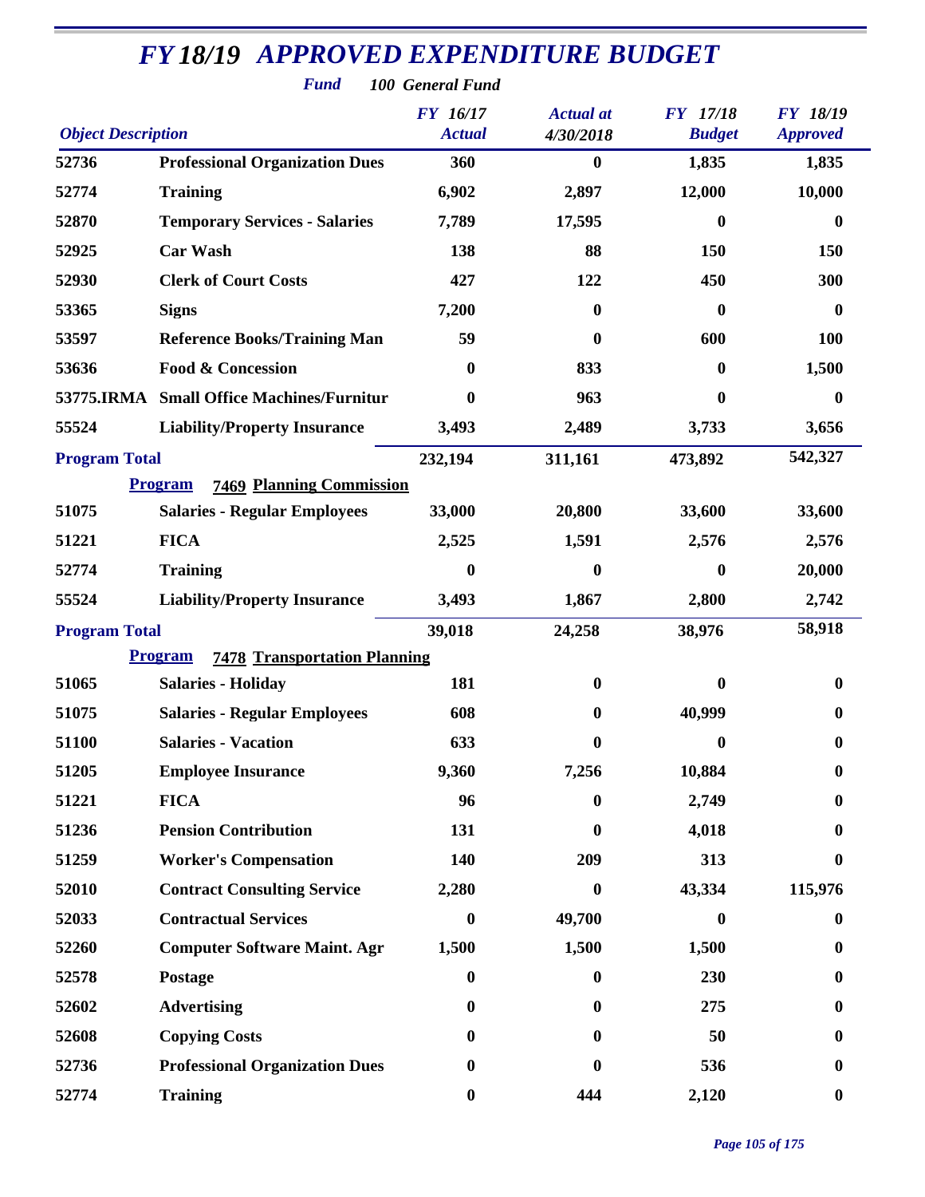# FY 18/19 APPROVED EXPENDITURE BUDGET

**Fund** 100 General Fund

| Object Description | | FY 16/17 Actual | Actual at 4/30/2018 | FY 17/18 Budget | FY 18/19 Approved |
|---|---|---|---|---|---|
| 52736 | Professional Organization Dues | 360 | 0 | 1,835 | 1,835 |
| 52774 | Training | 6,902 | 2,897 | 12,000 | 10,000 |
| 52870 | Temporary Services - Salaries | 7,789 | 17,595 | 0 | 0 |
| 52925 | Car Wash | 138 | 88 | 150 | 150 |
| 52930 | Clerk of Court Costs | 427 | 122 | 450 | 300 |
| 53365 | Signs | 7,200 | 0 | 0 | 0 |
| 53597 | Reference Books/Training Man | 59 | 0 | 600 | 100 |
| 53636 | Food & Concession | 0 | 833 | 0 | 1,500 |
| 53775.IRMA | Small Office Machines/Furnitur | 0 | 963 | 0 | 0 |
| 55524 | Liability/Property Insurance | 3,493 | 2,489 | 3,733 | 3,656 |
| **Program Total** | | 232,194 | 311,161 | 473,892 | 542,327 |
| **Program** | **7469 Planning Commission** | | | | |
| 51075 | Salaries - Regular Employees | 33,000 | 20,800 | 33,600 | 33,600 |
| 51221 | FICA | 2,525 | 1,591 | 2,576 | 2,576 |
| 52774 | Training | 0 | 0 | 0 | 20,000 |
| 55524 | Liability/Property Insurance | 3,493 | 1,867 | 2,800 | 2,742 |
| **Program Total** | | 39,018 | 24,258 | 38,976 | 58,918 |
| **Program** | **7478 Transportation Planning** | | | | |
| 51065 | Salaries - Holiday | 181 | 0 | 0 | 0 |
| 51075 | Salaries - Regular Employees | 608 | 0 | 40,999 | 0 |
| 51100 | Salaries - Vacation | 633 | 0 | 0 | 0 |
| 51205 | Employee Insurance | 9,360 | 7,256 | 10,884 | 0 |
| 51221 | FICA | 96 | 0 | 2,749 | 0 |
| 51236 | Pension Contribution | 131 | 0 | 4,018 | 0 |
| 51259 | Worker's Compensation | 140 | 209 | 313 | 0 |
| 52010 | Contract Consulting Service | 2,280 | 0 | 43,334 | 115,976 |
| 52033 | Contractual Services | 0 | 49,700 | 0 | 0 |
| 52260 | Computer Software Maint. Agr | 1,500 | 1,500 | 1,500 | 0 |
| 52578 | Postage | 0 | 0 | 230 | 0 |
| 52602 | Advertising | 0 | 0 | 275 | 0 |
| 52608 | Copying Costs | 0 | 0 | 50 | 0 |
| 52736 | Professional Organization Dues | 0 | 0 | 536 | 0 |
| 52774 | Training | 0 | 444 | 2,120 | 0 |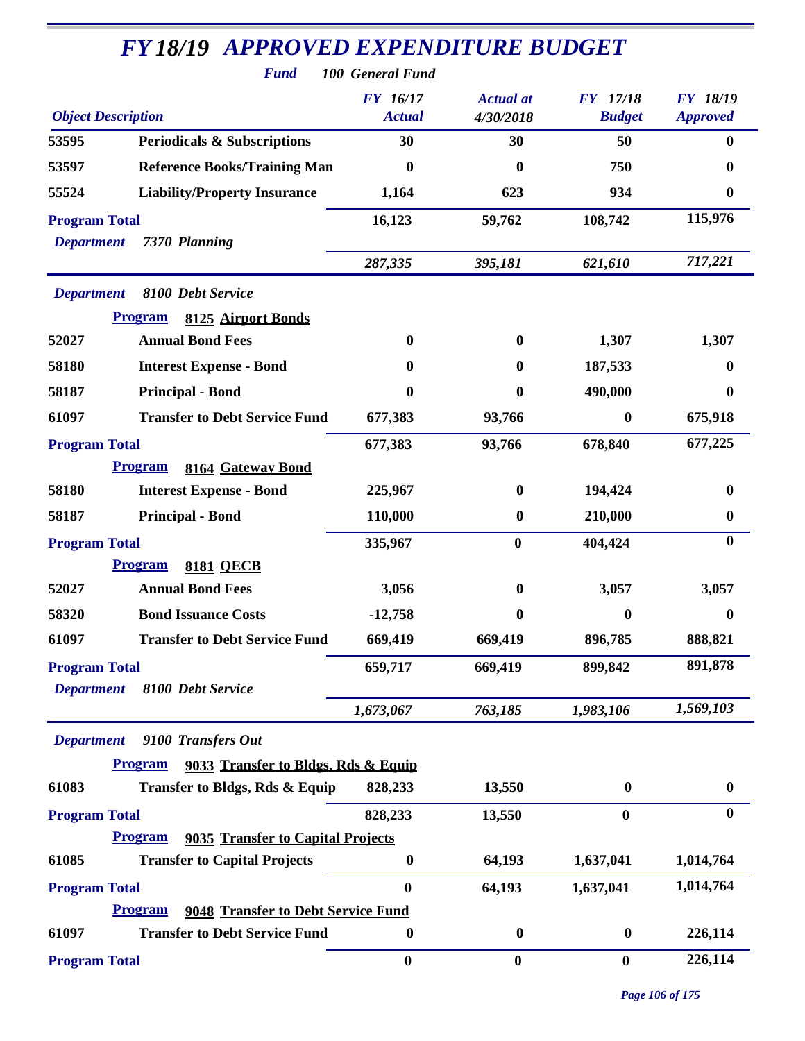# FY 18/19 APPROVED EXPENDITURE BUDGET

**Fund** 100 General Fund

| Object Description | | FY 16/17 Actual | Actual at 4/30/2018 | FY 17/18 Budget | FY 18/19 Approved |
|---|---|---|---|---|---|
| 53595 | Periodicals & Subscriptions | 30 | 30 | 50 | 0 |
| 53597 | Reference Books/Training Man | 0 | 0 | 750 | 0 |
| 55524 | Liability/Property Insurance | 1,164 | 623 | 934 | 0 |
| **Program Total** | | 16,123 | 59,762 | 108,742 | 115,976 |
| *Department* | *7370 Planning* | *287,335* | *395,181* | *621,610* | *717,221* |
| *Department* | *8100 Debt Service* | | | | |
| **Program** | **8125 Airport Bonds** | | | | |
| 52027 | Annual Bond Fees | 0 | 0 | 1,307 | 1,307 |
| 58180 | Interest Expense - Bond | 0 | 0 | 187,533 | 0 |
| 58187 | Principal - Bond | 0 | 0 | 490,000 | 0 |
| 61097 | Transfer to Debt Service Fund | 677,383 | 93,766 | 0 | 675,918 |
| **Program Total** | | 677,383 | 93,766 | 678,840 | 677,225 |
| **Program** | **8164 Gateway Bond** | | | | |
| 58180 | Interest Expense - Bond | 225,967 | 0 | 194,424 | 0 |
| 58187 | Principal - Bond | 110,000 | 0 | 210,000 | 0 |
| **Program Total** | | 335,967 | 0 | 404,424 | 0 |
| **Program** | **8181 QECB** | | | | |
| 52027 | Annual Bond Fees | 3,056 | 0 | 3,057 | 3,057 |
| 58320 | Bond Issuance Costs | -12,758 | 0 | 0 | 0 |
| 61097 | Transfer to Debt Service Fund | 669,419 | 669,419 | 896,785 | 888,821 |
| **Program Total** | | 659,717 | 669,419 | 899,842 | 891,878 |
| *Department* | *8100 Debt Service* | *1,673,067* | *763,185* | *1,983,106* | *1,569,103* |
| *Department* | *9100 Transfers Out* | | | | |
| **Program** | **9033 Transfer to Bldgs, Rds & Equip** | | | | |
| 61083 | Transfer to Bldgs, Rds & Equip | 828,233 | 13,550 | 0 | 0 |
| **Program Total** | | 828,233 | 13,550 | 0 | 0 |
| **Program** | **9035 Transfer to Capital Projects** | | | | |
| 61085 | Transfer to Capital Projects | 0 | 64,193 | 1,637,041 | 1,014,764 |
| **Program Total** | | 0 | 64,193 | 1,637,041 | 1,014,764 |
| **Program** | **9048 Transfer to Debt Service Fund** | | | | |
| 61097 | Transfer to Debt Service Fund | 0 | 0 | 0 | 226,114 |
| **Program Total** | | 0 | 0 | 0 | 226,114 |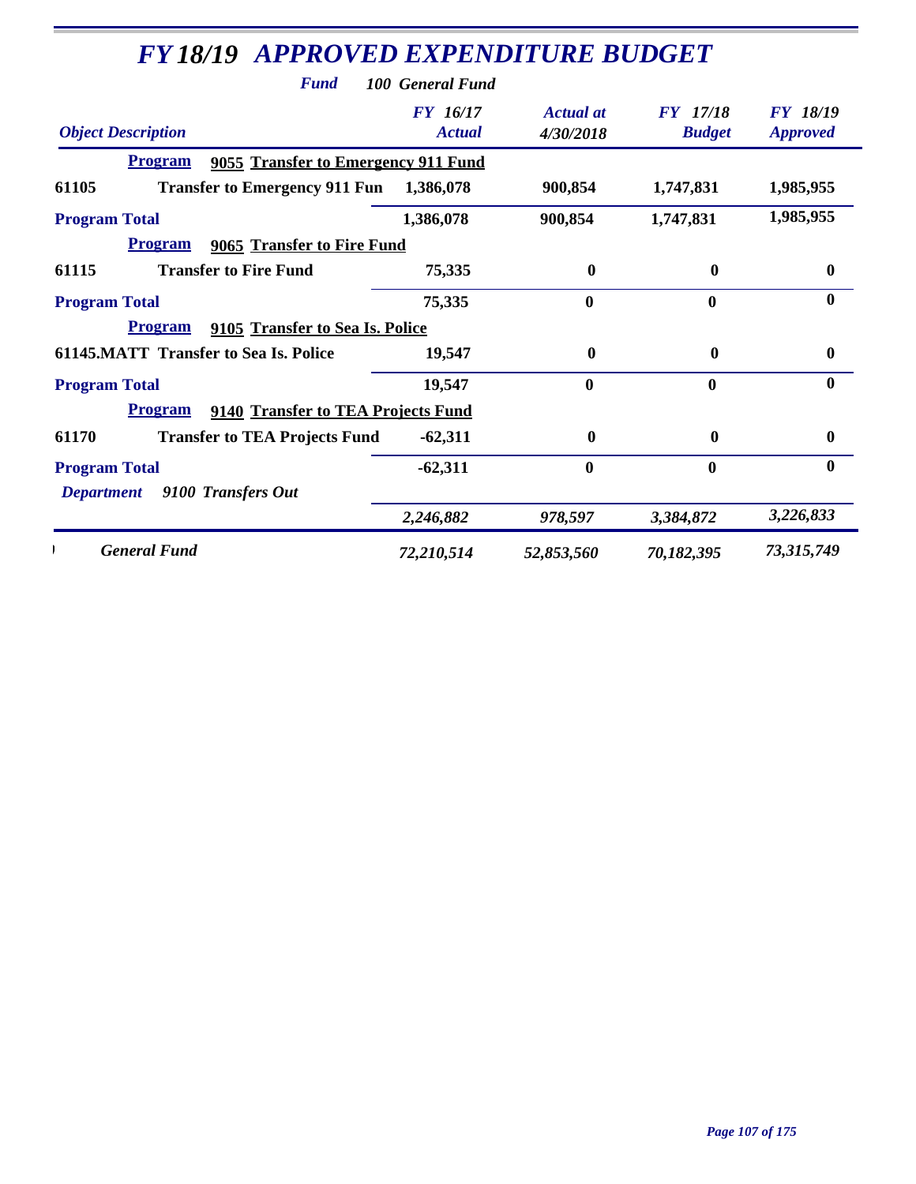# *FY 18/19 APPROVED EXPENDITURE BUDGET*

***Fund*** ***100 General Fund***

| *Object Description* | | *FY 16/17 Actual* | *Actual at 4/30/2018* | *FY 17/18 Budget* | *FY 18/19 Approved* |
|---|---|---|---|---|---|
| **Program** | **9055 Transfer to Emergency 911 Fund** | | | | |
| **61105** | **Transfer to Emergency 911 Fun** | **1,386,078** | **900,854** | **1,747,831** | **1,985,955** |
| **Program Total** | | **1,386,078** | **900,854** | **1,747,831** | **1,985,955** |
| **Program** | **9065 Transfer to Fire Fund** | | | | |
| **61115** | **Transfer to Fire Fund** | **75,335** | **0** | **0** | **0** |
| **Program Total** | | **75,335** | **0** | **0** | **0** |
| **Program** | **9105 Transfer to Sea Is. Police** | | | | |
| **61145.MATT** | **Transfer to Sea Is. Police** | **19,547** | **0** | **0** | **0** |
| **Program Total** | | **19,547** | **0** | **0** | **0** |
| **Program** | **9140 Transfer to TEA Projects Fund** | | | | |
| **61170** | **Transfer to TEA Projects Fund** | **-62,311** | **0** | **0** | **0** |
| **Program Total** | | **-62,311** | **0** | **0** | **0** |
| ***Department*** | ***9100 Transfers Out*** | ***2,246,882*** | ***978,597*** | ***3,384,872*** | ***3,226,833*** |
| ***General Fund*** | | ***72,210,514*** | ***52,853,560*** | ***70,182,395*** | ***73,315,749*** |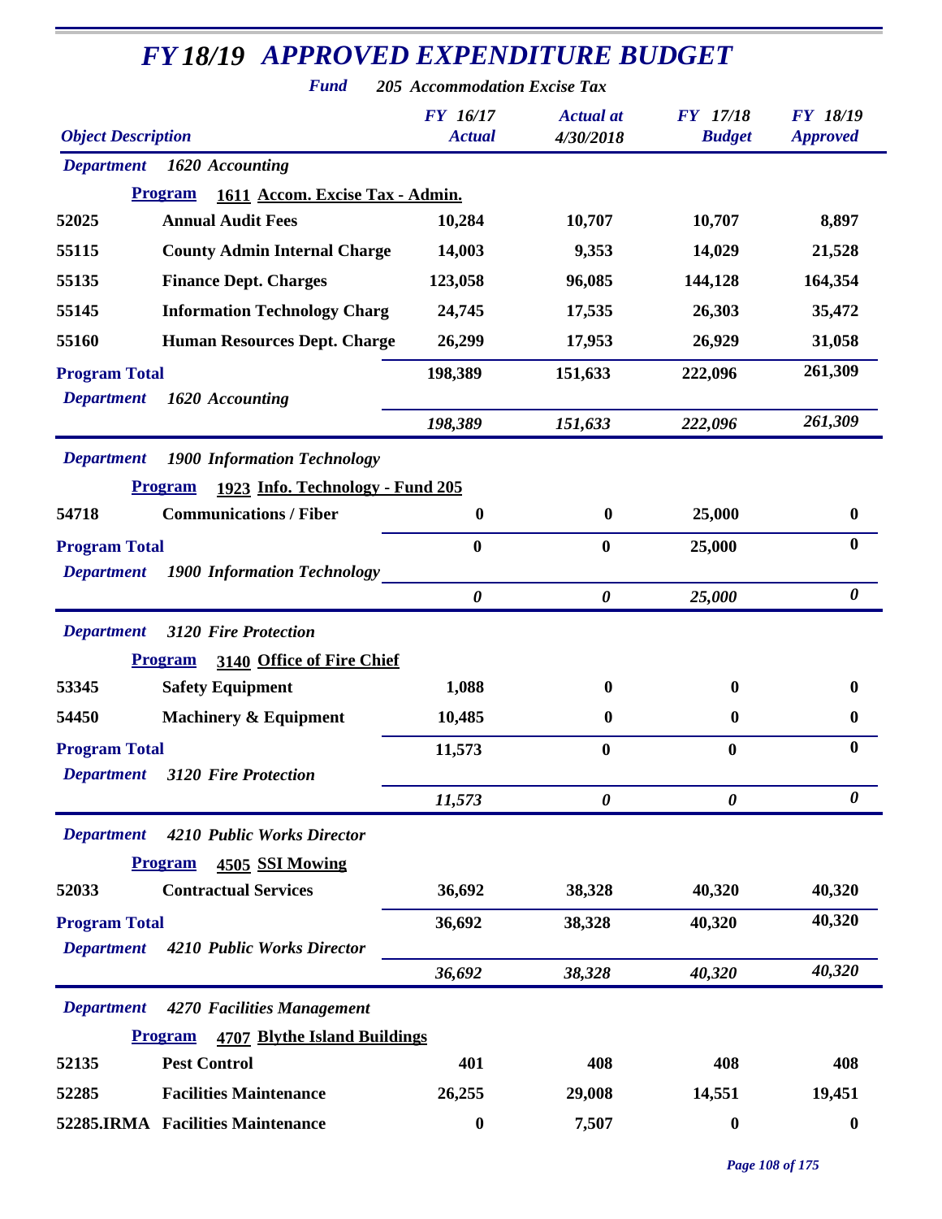# FY 18/19 APPROVED EXPENDITURE BUDGET

**Fund** *205 Accommodation Excise Tax*

| Object Description | | FY 16/17 Actual | Actual at 4/30/2018 | FY 17/18 Budget | FY 18/19 Approved |
|---|---|---|---|---|---|
| ***Department*** | ***1620 Accounting*** | | | | |
| **Program** | **1611 Accom. Excise Tax - Admin.** | | | | |
| 52025 | Annual Audit Fees | 10,284 | 10,707 | 10,707 | 8,897 |
| 55115 | County Admin Internal Charge | 14,003 | 9,353 | 14,029 | 21,528 |
| 55135 | Finance Dept. Charges | 123,058 | 96,085 | 144,128 | 164,354 |
| 55145 | Information Technology Charg | 24,745 | 17,535 | 26,303 | 35,472 |
| 55160 | Human Resources Dept. Charge | 26,299 | 17,953 | 26,929 | 31,058 |
| **Program Total** | | 198,389 | 151,633 | 222,096 | 261,309 |
| ***Department*** | ***1620 Accounting*** | *198,389* | *151,633* | *222,096* | *261,309* |
| ***Department*** | ***1900 Information Technology*** | | | | |
| **Program** | **1923 Info. Technology - Fund 205** | | | | |
| 54718 | Communications / Fiber | 0 | 0 | 25,000 | 0 |
| **Program Total** | | 0 | 0 | 25,000 | 0 |
| ***Department*** | ***1900 Information Technology*** | *0* | *0* | *25,000* | *0* |
| ***Department*** | ***3120 Fire Protection*** | | | | |
| **Program** | **3140 Office of Fire Chief** | | | | |
| 53345 | Safety Equipment | 1,088 | 0 | 0 | 0 |
| 54450 | Machinery & Equipment | 10,485 | 0 | 0 | 0 |
| **Program Total** | | 11,573 | 0 | 0 | 0 |
| ***Department*** | ***3120 Fire Protection*** | *11,573* | *0* | *0* | *0* |
| ***Department*** | ***4210 Public Works Director*** | | | | |
| **Program** | **4505 SSI Mowing** | | | | |
| 52033 | Contractual Services | 36,692 | 38,328 | 40,320 | 40,320 |
| **Program Total** | | 36,692 | 38,328 | 40,320 | 40,320 |
| ***Department*** | ***4210 Public Works Director*** | *36,692* | *38,328* | *40,320* | *40,320* |
| ***Department*** | ***4270 Facilities Management*** | | | | |
| **Program** | **4707 Blythe Island Buildings** | | | | |
| 52135 | Pest Control | 401 | 408 | 408 | 408 |
| 52285 | Facilities Maintenance | 26,255 | 29,008 | 14,551 | 19,451 |
| 52285.IRMA | Facilities Maintenance | 0 | 7,507 | 0 | 0 |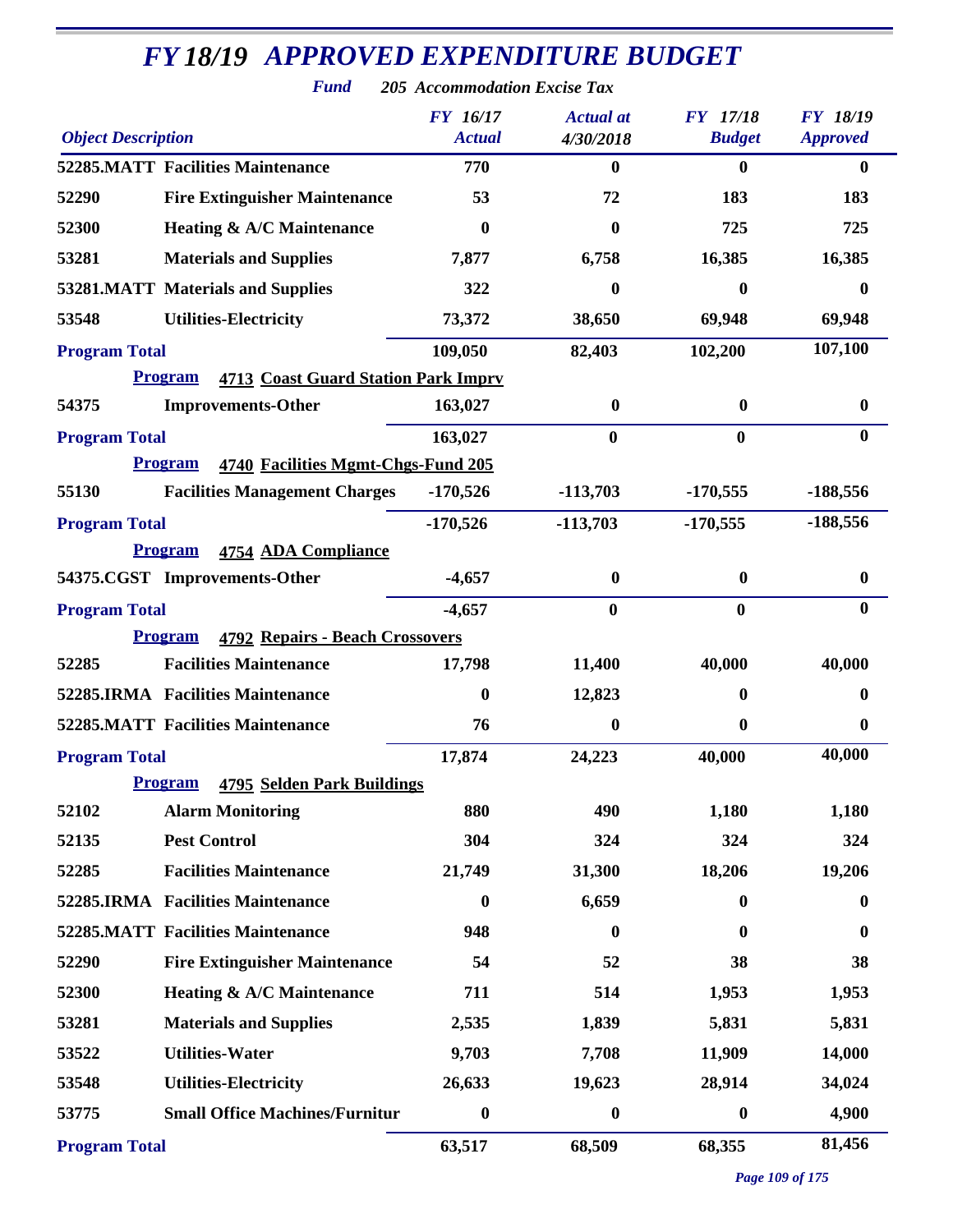# FY 18/19 APPROVED EXPENDITURE BUDGET

**Fund** 205 Accommodation Excise Tax

| Object Description | | FY 16/17 Actual | Actual at 4/30/2018 | FY 17/18 Budget | FY 18/19 Approved |
|---|---|---|---|---|---|
| 52285.MATT | Facilities Maintenance | 770 | 0 | 0 | 0 |
| 52290 | Fire Extinguisher Maintenance | 53 | 72 | 183 | 183 |
| 52300 | Heating & A/C Maintenance | 0 | 0 | 725 | 725 |
| 53281 | Materials and Supplies | 7,877 | 6,758 | 16,385 | 16,385 |
| 53281.MATT | Materials and Supplies | 322 | 0 | 0 | 0 |
| 53548 | Utilities-Electricity | 73,372 | 38,650 | 69,948 | 69,948 |
| **Program Total** | | 109,050 | 82,403 | 102,200 | 107,100 |
| **Program** | **4713 Coast Guard Station Park Imprv** | | | | |
| 54375 | Improvements-Other | 163,027 | 0 | 0 | 0 |
| **Program Total** | | 163,027 | 0 | 0 | 0 |
| **Program** | **4740 Facilities Mgmt-Chgs-Fund 205** | | | | |
| 55130 | Facilities Management Charges | -170,526 | -113,703 | -170,555 | -188,556 |
| **Program Total** | | -170,526 | -113,703 | -170,555 | -188,556 |
| **Program** | **4754 ADA Compliance** | | | | |
| 54375.CGST | Improvements-Other | -4,657 | 0 | 0 | 0 |
| **Program Total** | | -4,657 | 0 | 0 | 0 |
| **Program** | **4792 Repairs - Beach Crossovers** | | | | |
| 52285 | Facilities Maintenance | 17,798 | 11,400 | 40,000 | 40,000 |
| 52285.IRMA | Facilities Maintenance | 0 | 12,823 | 0 | 0 |
| 52285.MATT | Facilities Maintenance | 76 | 0 | 0 | 0 |
| **Program Total** | | 17,874 | 24,223 | 40,000 | 40,000 |
| **Program** | **4795 Selden Park Buildings** | | | | |
| 52102 | Alarm Monitoring | 880 | 490 | 1,180 | 1,180 |
| 52135 | Pest Control | 304 | 324 | 324 | 324 |
| 52285 | Facilities Maintenance | 21,749 | 31,300 | 18,206 | 19,206 |
| 52285.IRMA | Facilities Maintenance | 0 | 6,659 | 0 | 0 |
| 52285.MATT | Facilities Maintenance | 948 | 0 | 0 | 0 |
| 52290 | Fire Extinguisher Maintenance | 54 | 52 | 38 | 38 |
| 52300 | Heating & A/C Maintenance | 711 | 514 | 1,953 | 1,953 |
| 53281 | Materials and Supplies | 2,535 | 1,839 | 5,831 | 5,831 |
| 53522 | Utilities-Water | 9,703 | 7,708 | 11,909 | 14,000 |
| 53548 | Utilities-Electricity | 26,633 | 19,623 | 28,914 | 34,024 |
| 53775 | Small Office Machines/Furnitur | 0 | 0 | 0 | 4,900 |
| **Program Total** | | 63,517 | 68,509 | 68,355 | 81,456 |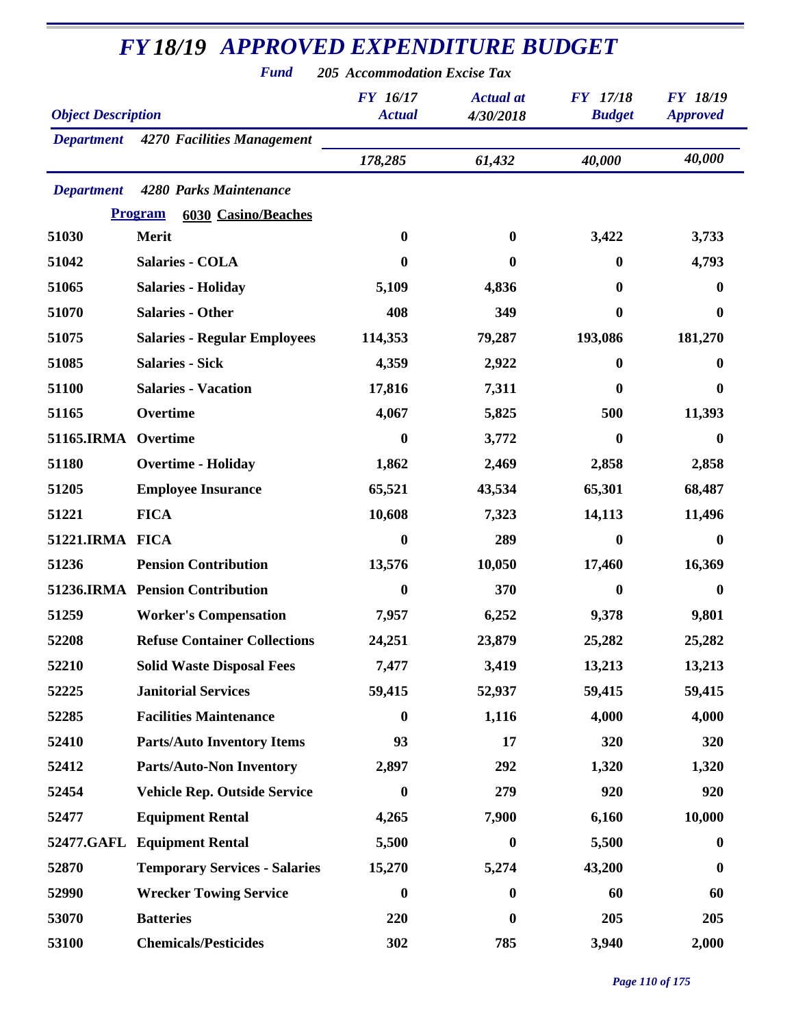# FY 18/19 APPROVED EXPENDITURE BUDGET

**Fund** 205 Accommodation Excise Tax

| Object Description | | FY 16/17 Actual | Actual at 4/30/2018 | FY 17/18 Budget | FY 18/19 Approved |
|---|---|---|---|---|---|
| **Department** | **4270 Facilities Management** | | | | |
| | | 178,285 | 61,432 | 40,000 | 40,000 |
| **Department** | **4280 Parks Maintenance** | | | | |
| **Program** | **6030 Casino/Beaches** | | | | |
| 51030 | Merit | 0 | 0 | 3,422 | 3,733 |
| 51042 | Salaries - COLA | 0 | 0 | 0 | 4,793 |
| 51065 | Salaries - Holiday | 5,109 | 4,836 | 0 | 0 |
| 51070 | Salaries - Other | 408 | 349 | 0 | 0 |
| 51075 | Salaries - Regular Employees | 114,353 | 79,287 | 193,086 | 181,270 |
| 51085 | Salaries - Sick | 4,359 | 2,922 | 0 | 0 |
| 51100 | Salaries - Vacation | 17,816 | 7,311 | 0 | 0 |
| 51165 | Overtime | 4,067 | 5,825 | 500 | 11,393 |
| 51165.IRMA | Overtime | 0 | 3,772 | 0 | 0 |
| 51180 | Overtime - Holiday | 1,862 | 2,469 | 2,858 | 2,858 |
| 51205 | Employee Insurance | 65,521 | 43,534 | 65,301 | 68,487 |
| 51221 | FICA | 10,608 | 7,323 | 14,113 | 11,496 |
| 51221.IRMA | FICA | 0 | 289 | 0 | 0 |
| 51236 | Pension Contribution | 13,576 | 10,050 | 17,460 | 16,369 |
| 51236.IRMA | Pension Contribution | 0 | 370 | 0 | 0 |
| 51259 | Worker's Compensation | 7,957 | 6,252 | 9,378 | 9,801 |
| 52208 | Refuse Container Collections | 24,251 | 23,879 | 25,282 | 25,282 |
| 52210 | Solid Waste Disposal Fees | 7,477 | 3,419 | 13,213 | 13,213 |
| 52225 | Janitorial Services | 59,415 | 52,937 | 59,415 | 59,415 |
| 52285 | Facilities Maintenance | 0 | 1,116 | 4,000 | 4,000 |
| 52410 | Parts/Auto Inventory Items | 93 | 17 | 320 | 320 |
| 52412 | Parts/Auto-Non Inventory | 2,897 | 292 | 1,320 | 1,320 |
| 52454 | Vehicle Rep. Outside Service | 0 | 279 | 920 | 920 |
| 52477 | Equipment Rental | 4,265 | 7,900 | 6,160 | 10,000 |
| 52477.GAFL | Equipment Rental | 5,500 | 0 | 5,500 | 0 |
| 52870 | Temporary Services - Salaries | 15,270 | 5,274 | 43,200 | 0 |
| 52990 | Wrecker Towing Service | 0 | 0 | 60 | 60 |
| 53070 | Batteries | 220 | 0 | 205 | 205 |
| 53100 | Chemicals/Pesticides | 302 | 785 | 3,940 | 2,000 |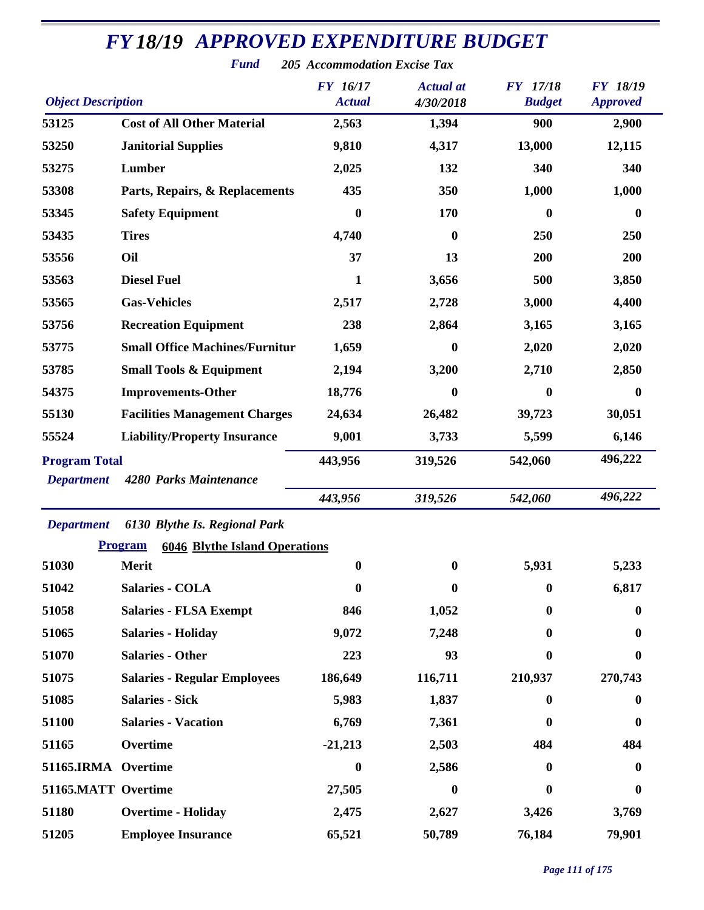# FY 18/19 APPROVED EXPENDITURE BUDGET

**Fund** *205 Accommodation Excise Tax*

| Object Description | | FY 16/17 Actual | Actual at 4/30/2018 | FY 17/18 Budget | FY 18/19 Approved |
|---|---|---|---|---|---|
| 53125 | Cost of All Other Material | 2,563 | 1,394 | 900 | 2,900 |
| 53250 | Janitorial Supplies | 9,810 | 4,317 | 13,000 | 12,115 |
| 53275 | Lumber | 2,025 | 132 | 340 | 340 |
| 53308 | Parts, Repairs, & Replacements | 435 | 350 | 1,000 | 1,000 |
| 53345 | Safety Equipment | 0 | 170 | 0 | 0 |
| 53435 | Tires | 4,740 | 0 | 250 | 250 |
| 53556 | Oil | 37 | 13 | 200 | 200 |
| 53563 | Diesel Fuel | 1 | 3,656 | 500 | 3,850 |
| 53565 | Gas-Vehicles | 2,517 | 2,728 | 3,000 | 4,400 |
| 53756 | Recreation Equipment | 238 | 2,864 | 3,165 | 3,165 |
| 53775 | Small Office Machines/Furnitur | 1,659 | 0 | 2,020 | 2,020 |
| 53785 | Small Tools & Equipment | 2,194 | 3,200 | 2,710 | 2,850 |
| 54375 | Improvements-Other | 18,776 | 0 | 0 | 0 |
| 55130 | Facilities Management Charges | 24,634 | 26,482 | 39,723 | 30,051 |
| 55524 | Liability/Property Insurance | 9,001 | 3,733 | 5,599 | 6,146 |
| **Program Total** | | 443,956 | 319,526 | 542,060 | 496,222 |
| *Department* | *4280 Parks Maintenance* | *443,956* | *319,526* | *542,060* | *496,222* |

*Department* *6130 Blythe Is. Regional Park*

**Program** **6046 Blythe Island Operations**

| Object Description | | FY 16/17 Actual | Actual at 4/30/2018 | FY 17/18 Budget | FY 18/19 Approved |
|---|---|---|---|---|---|
| 51030 | Merit | 0 | 0 | 5,931 | 5,233 |
| 51042 | Salaries - COLA | 0 | 0 | 0 | 6,817 |
| 51058 | Salaries - FLSA Exempt | 846 | 1,052 | 0 | 0 |
| 51065 | Salaries - Holiday | 9,072 | 7,248 | 0 | 0 |
| 51070 | Salaries - Other | 223 | 93 | 0 | 0 |
| 51075 | Salaries - Regular Employees | 186,649 | 116,711 | 210,937 | 270,743 |
| 51085 | Salaries - Sick | 5,983 | 1,837 | 0 | 0 |
| 51100 | Salaries - Vacation | 6,769 | 7,361 | 0 | 0 |
| 51165 | Overtime | -21,213 | 2,503 | 484 | 484 |
| 51165.IRMA | Overtime | 0 | 2,586 | 0 | 0 |
| 51165.MATT | Overtime | 27,505 | 0 | 0 | 0 |
| 51180 | Overtime - Holiday | 2,475 | 2,627 | 3,426 | 3,769 |
| 51205 | Employee Insurance | 65,521 | 50,789 | 76,184 | 79,901 |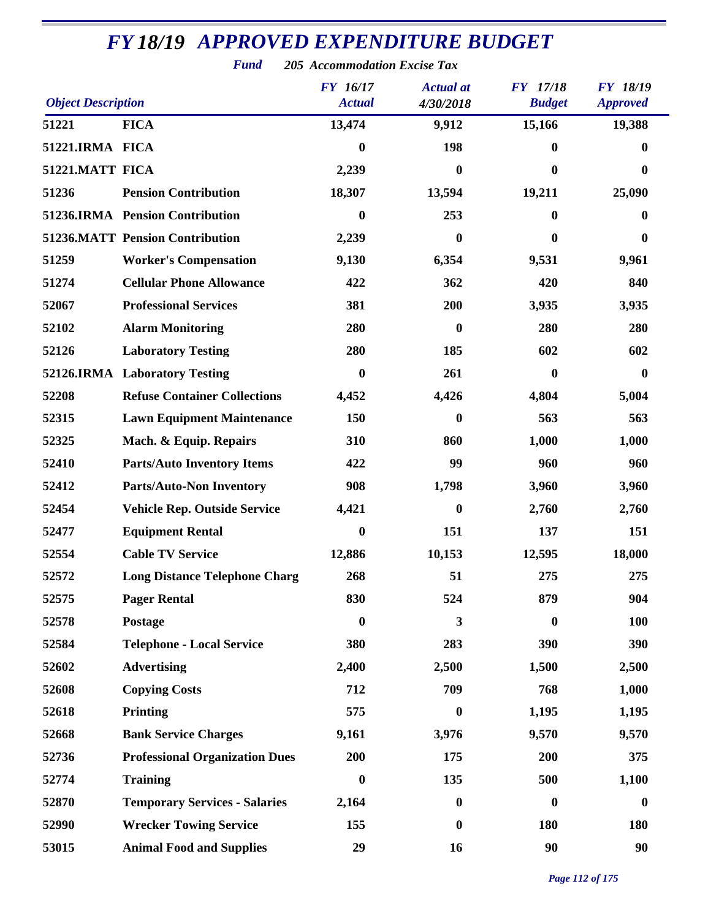# FY 18/19 APPROVED EXPENDITURE BUDGET

**Fund** 205 Accommodation Excise Tax

| Object Description | | FY 16/17 Actual | Actual at 4/30/2018 | FY 17/18 Budget | FY 18/19 Approved |
|---|---|---|---|---|---|
| 51221 | FICA | 13,474 | 9,912 | 15,166 | 19,388 |
| 51221.IRMA | FICA | 0 | 198 | 0 | 0 |
| 51221.MATT | FICA | 2,239 | 0 | 0 | 0 |
| 51236 | Pension Contribution | 18,307 | 13,594 | 19,211 | 25,090 |
| 51236.IRMA | Pension Contribution | 0 | 253 | 0 | 0 |
| 51236.MATT | Pension Contribution | 2,239 | 0 | 0 | 0 |
| 51259 | Worker's Compensation | 9,130 | 6,354 | 9,531 | 9,961 |
| 51274 | Cellular Phone Allowance | 422 | 362 | 420 | 840 |
| 52067 | Professional Services | 381 | 200 | 3,935 | 3,935 |
| 52102 | Alarm Monitoring | 280 | 0 | 280 | 280 |
| 52126 | Laboratory Testing | 280 | 185 | 602 | 602 |
| 52126.IRMA | Laboratory Testing | 0 | 261 | 0 | 0 |
| 52208 | Refuse Container Collections | 4,452 | 4,426 | 4,804 | 5,004 |
| 52315 | Lawn Equipment Maintenance | 150 | 0 | 563 | 563 |
| 52325 | Mach. & Equip. Repairs | 310 | 860 | 1,000 | 1,000 |
| 52410 | Parts/Auto Inventory Items | 422 | 99 | 960 | 960 |
| 52412 | Parts/Auto-Non Inventory | 908 | 1,798 | 3,960 | 3,960 |
| 52454 | Vehicle Rep. Outside Service | 4,421 | 0 | 2,760 | 2,760 |
| 52477 | Equipment Rental | 0 | 151 | 137 | 151 |
| 52554 | Cable TV Service | 12,886 | 10,153 | 12,595 | 18,000 |
| 52572 | Long Distance Telephone Charg | 268 | 51 | 275 | 275 |
| 52575 | Pager Rental | 830 | 524 | 879 | 904 |
| 52578 | Postage | 0 | 3 | 0 | 100 |
| 52584 | Telephone - Local Service | 380 | 283 | 390 | 390 |
| 52602 | Advertising | 2,400 | 2,500 | 1,500 | 2,500 |
| 52608 | Copying Costs | 712 | 709 | 768 | 1,000 |
| 52618 | Printing | 575 | 0 | 1,195 | 1,195 |
| 52668 | Bank Service Charges | 9,161 | 3,976 | 9,570 | 9,570 |
| 52736 | Professional Organization Dues | 200 | 175 | 200 | 375 |
| 52774 | Training | 0 | 135 | 500 | 1,100 |
| 52870 | Temporary Services - Salaries | 2,164 | 0 | 0 | 0 |
| 52990 | Wrecker Towing Service | 155 | 0 | 180 | 180 |
| 53015 | Animal Food and Supplies | 29 | 16 | 90 | 90 |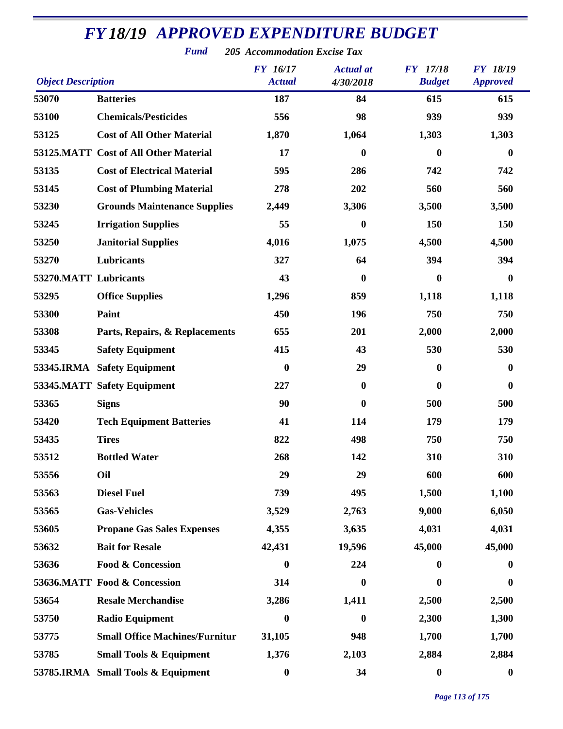# FY 18/19 APPROVED EXPENDITURE BUDGET

***Fund*** ***205 Accommodation Excise Tax***

| Object Description | | FY 16/17 Actual | Actual at 4/30/2018 | FY 17/18 Budget | FY 18/19 Approved |
|---|---|---|---|---|---|
| 53070 | Batteries | 187 | 84 | 615 | 615 |
| 53100 | Chemicals/Pesticides | 556 | 98 | 939 | 939 |
| 53125 | Cost of All Other Material | 1,870 | 1,064 | 1,303 | 1,303 |
| 53125.MATT | Cost of All Other Material | 17 | 0 | 0 | 0 |
| 53135 | Cost of Electrical Material | 595 | 286 | 742 | 742 |
| 53145 | Cost of Plumbing Material | 278 | 202 | 560 | 560 |
| 53230 | Grounds Maintenance Supplies | 2,449 | 3,306 | 3,500 | 3,500 |
| 53245 | Irrigation Supplies | 55 | 0 | 150 | 150 |
| 53250 | Janitorial Supplies | 4,016 | 1,075 | 4,500 | 4,500 |
| 53270 | Lubricants | 327 | 64 | 394 | 394 |
| 53270.MATT | Lubricants | 43 | 0 | 0 | 0 |
| 53295 | Office Supplies | 1,296 | 859 | 1,118 | 1,118 |
| 53300 | Paint | 450 | 196 | 750 | 750 |
| 53308 | Parts, Repairs, & Replacements | 655 | 201 | 2,000 | 2,000 |
| 53345 | Safety Equipment | 415 | 43 | 530 | 530 |
| 53345.IRMA | Safety Equipment | 0 | 29 | 0 | 0 |
| 53345.MATT | Safety Equipment | 227 | 0 | 0 | 0 |
| 53365 | Signs | 90 | 0 | 500 | 500 |
| 53420 | Tech Equipment Batteries | 41 | 114 | 179 | 179 |
| 53435 | Tires | 822 | 498 | 750 | 750 |
| 53512 | Bottled Water | 268 | 142 | 310 | 310 |
| 53556 | Oil | 29 | 29 | 600 | 600 |
| 53563 | Diesel Fuel | 739 | 495 | 1,500 | 1,100 |
| 53565 | Gas-Vehicles | 3,529 | 2,763 | 9,000 | 6,050 |
| 53605 | Propane Gas Sales Expenses | 4,355 | 3,635 | 4,031 | 4,031 |
| 53632 | Bait for Resale | 42,431 | 19,596 | 45,000 | 45,000 |
| 53636 | Food & Concession | 0 | 224 | 0 | 0 |
| 53636.MATT | Food & Concession | 314 | 0 | 0 | 0 |
| 53654 | Resale Merchandise | 3,286 | 1,411 | 2,500 | 2,500 |
| 53750 | Radio Equipment | 0 | 0 | 2,300 | 1,300 |
| 53775 | Small Office Machines/Furnitur | 31,105 | 948 | 1,700 | 1,700 |
| 53785 | Small Tools & Equipment | 1,376 | 2,103 | 2,884 | 2,884 |
| 53785.IRMA | Small Tools & Equipment | 0 | 34 | 0 | 0 |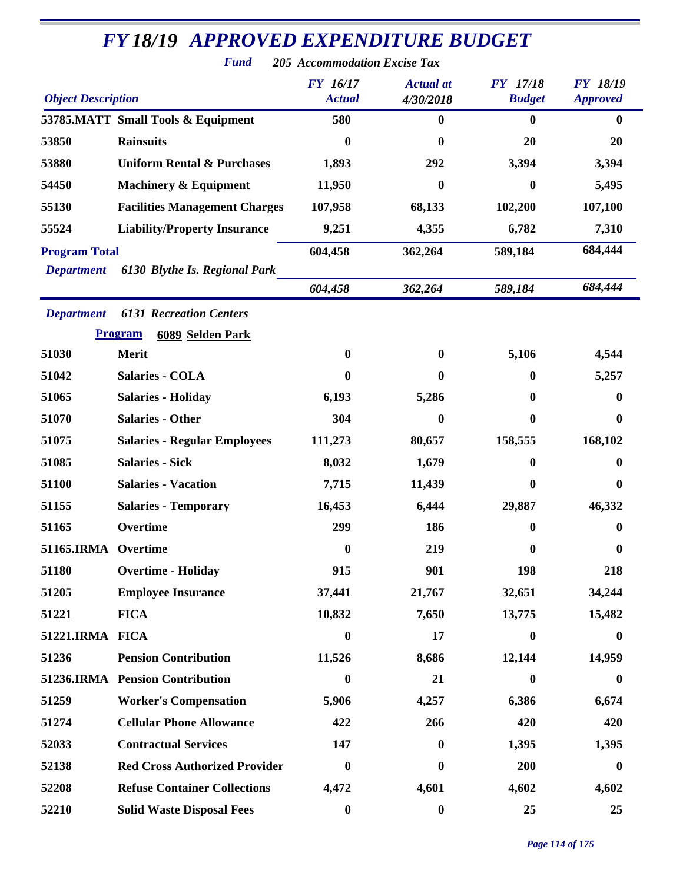# FY 18/19 APPROVED EXPENDITURE BUDGET

***Fund*** ***205 Accommodation Excise Tax***

| *Object Description* | | *FY 16/17 Actual* | *Actual at 4/30/2018* | *FY 17/18 Budget* | *FY 18/19 Approved* |
|---|---|---|---|---|---|
| **53785.MATT** | **Small Tools & Equipment** | **580** | **0** | **0** | **0** |
| **53850** | **Rainsuits** | **0** | **0** | **20** | **20** |
| **53880** | **Uniform Rental & Purchases** | **1,893** | **292** | **3,394** | **3,394** |
| **54450** | **Machinery & Equipment** | **11,950** | **0** | **0** | **5,495** |
| **55130** | **Facilities Management Charges** | **107,958** | **68,133** | **102,200** | **107,100** |
| **55524** | **Liability/Property Insurance** | **9,251** | **4,355** | **6,782** | **7,310** |
| **Program Total** | | **604,458** | **362,264** | **589,184** | **684,444** |
| ***Department*** | ***6130 Blythe Is. Regional Park*** | | | | |
| | | ***604,458*** | ***362,264*** | ***589,184*** | ***684,444*** |
| ***Department*** | ***6131 Recreation Centers*** | | | | |
| **Program** | **6089 Selden Park** | | | | |
| **51030** | **Merit** | **0** | **0** | **5,106** | **4,544** |
| **51042** | **Salaries - COLA** | **0** | **0** | **0** | **5,257** |
| **51065** | **Salaries - Holiday** | **6,193** | **5,286** | **0** | **0** |
| **51070** | **Salaries - Other** | **304** | **0** | **0** | **0** |
| **51075** | **Salaries - Regular Employees** | **111,273** | **80,657** | **158,555** | **168,102** |
| **51085** | **Salaries - Sick** | **8,032** | **1,679** | **0** | **0** |
| **51100** | **Salaries - Vacation** | **7,715** | **11,439** | **0** | **0** |
| **51155** | **Salaries - Temporary** | **16,453** | **6,444** | **29,887** | **46,332** |
| **51165** | **Overtime** | **299** | **186** | **0** | **0** |
| **51165.IRMA** | **Overtime** | **0** | **219** | **0** | **0** |
| **51180** | **Overtime - Holiday** | **915** | **901** | **198** | **218** |
| **51205** | **Employee Insurance** | **37,441** | **21,767** | **32,651** | **34,244** |
| **51221** | **FICA** | **10,832** | **7,650** | **13,775** | **15,482** |
| **51221.IRMA** | **FICA** | **0** | **17** | **0** | **0** |
| **51236** | **Pension Contribution** | **11,526** | **8,686** | **12,144** | **14,959** |
| **51236.IRMA** | **Pension Contribution** | **0** | **21** | **0** | **0** |
| **51259** | **Worker's Compensation** | **5,906** | **4,257** | **6,386** | **6,674** |
| **51274** | **Cellular Phone Allowance** | **422** | **266** | **420** | **420** |
| **52033** | **Contractual Services** | **147** | **0** | **1,395** | **1,395** |
| **52138** | **Red Cross Authorized Provider** | **0** | **0** | **200** | **0** |
| **52208** | **Refuse Container Collections** | **4,472** | **4,601** | **4,602** | **4,602** |
| **52210** | **Solid Waste Disposal Fees** | **0** | **0** | **25** | **25** |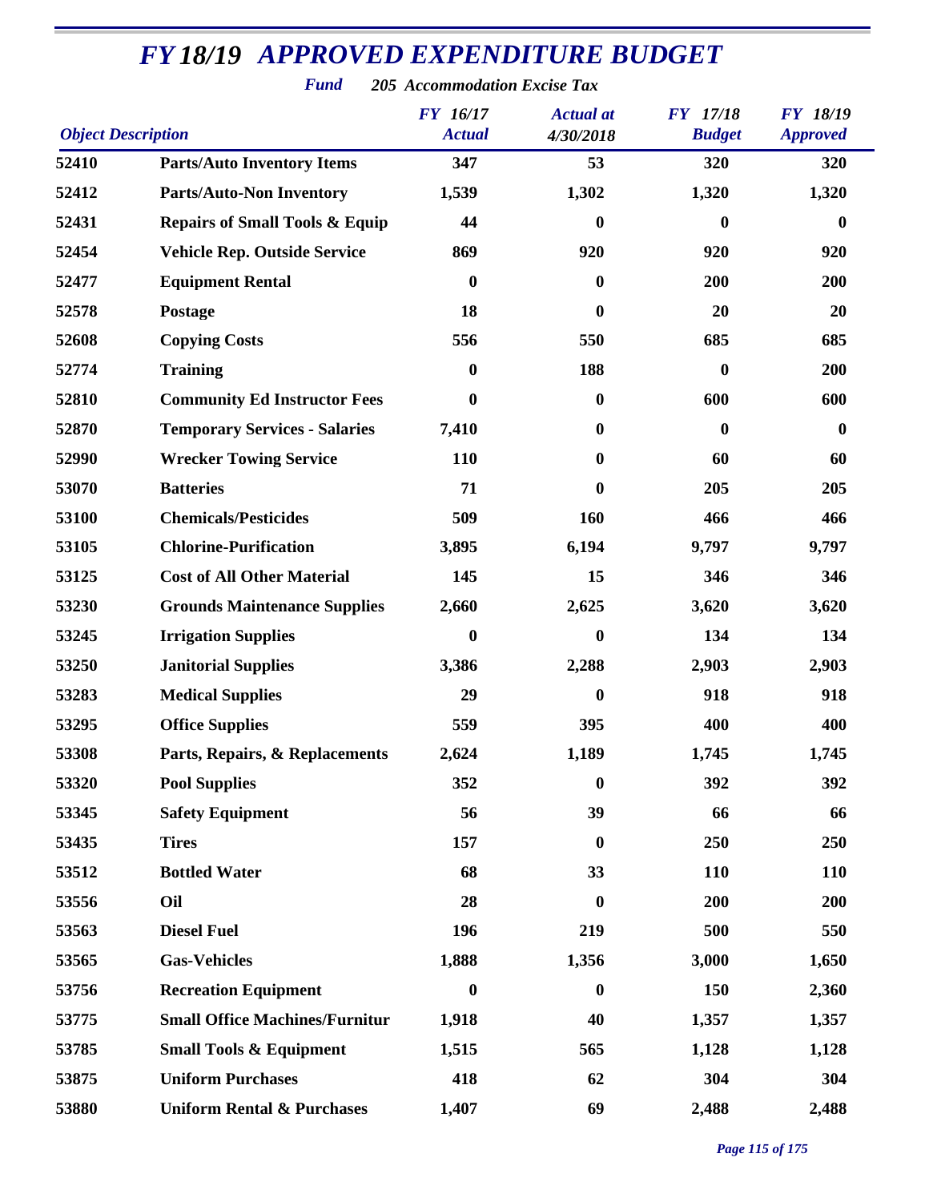# FY 18/19 APPROVED EXPENDITURE BUDGET

**Fund** **205 Accommodation Excise Tax**

| Object Description | | FY 16/17 Actual | Actual at 4/30/2018 | FY 17/18 Budget | FY 18/19 Approved |
|---|---|---|---|---|---|
| 52410 | Parts/Auto Inventory Items | 347 | 53 | 320 | 320 |
| 52412 | Parts/Auto-Non Inventory | 1,539 | 1,302 | 1,320 | 1,320 |
| 52431 | Repairs of Small Tools & Equip | 44 | 0 | 0 | 0 |
| 52454 | Vehicle Rep. Outside Service | 869 | 920 | 920 | 920 |
| 52477 | Equipment Rental | 0 | 0 | 200 | 200 |
| 52578 | Postage | 18 | 0 | 20 | 20 |
| 52608 | Copying Costs | 556 | 550 | 685 | 685 |
| 52774 | Training | 0 | 188 | 0 | 200 |
| 52810 | Community Ed Instructor Fees | 0 | 0 | 600 | 600 |
| 52870 | Temporary Services - Salaries | 7,410 | 0 | 0 | 0 |
| 52990 | Wrecker Towing Service | 110 | 0 | 60 | 60 |
| 53070 | Batteries | 71 | 0 | 205 | 205 |
| 53100 | Chemicals/Pesticides | 509 | 160 | 466 | 466 |
| 53105 | Chlorine-Purification | 3,895 | 6,194 | 9,797 | 9,797 |
| 53125 | Cost of All Other Material | 145 | 15 | 346 | 346 |
| 53230 | Grounds Maintenance Supplies | 2,660 | 2,625 | 3,620 | 3,620 |
| 53245 | Irrigation Supplies | 0 | 0 | 134 | 134 |
| 53250 | Janitorial Supplies | 3,386 | 2,288 | 2,903 | 2,903 |
| 53283 | Medical Supplies | 29 | 0 | 918 | 918 |
| 53295 | Office Supplies | 559 | 395 | 400 | 400 |
| 53308 | Parts, Repairs, & Replacements | 2,624 | 1,189 | 1,745 | 1,745 |
| 53320 | Pool Supplies | 352 | 0 | 392 | 392 |
| 53345 | Safety Equipment | 56 | 39 | 66 | 66 |
| 53435 | Tires | 157 | 0 | 250 | 250 |
| 53512 | Bottled Water | 68 | 33 | 110 | 110 |
| 53556 | Oil | 28 | 0 | 200 | 200 |
| 53563 | Diesel Fuel | 196 | 219 | 500 | 550 |
| 53565 | Gas-Vehicles | 1,888 | 1,356 | 3,000 | 1,650 |
| 53756 | Recreation Equipment | 0 | 0 | 150 | 2,360 |
| 53775 | Small Office Machines/Furnitur | 1,918 | 40 | 1,357 | 1,357 |
| 53785 | Small Tools & Equipment | 1,515 | 565 | 1,128 | 1,128 |
| 53875 | Uniform Purchases | 418 | 62 | 304 | 304 |
| 53880 | Uniform Rental & Purchases | 1,407 | 69 | 2,488 | 2,488 |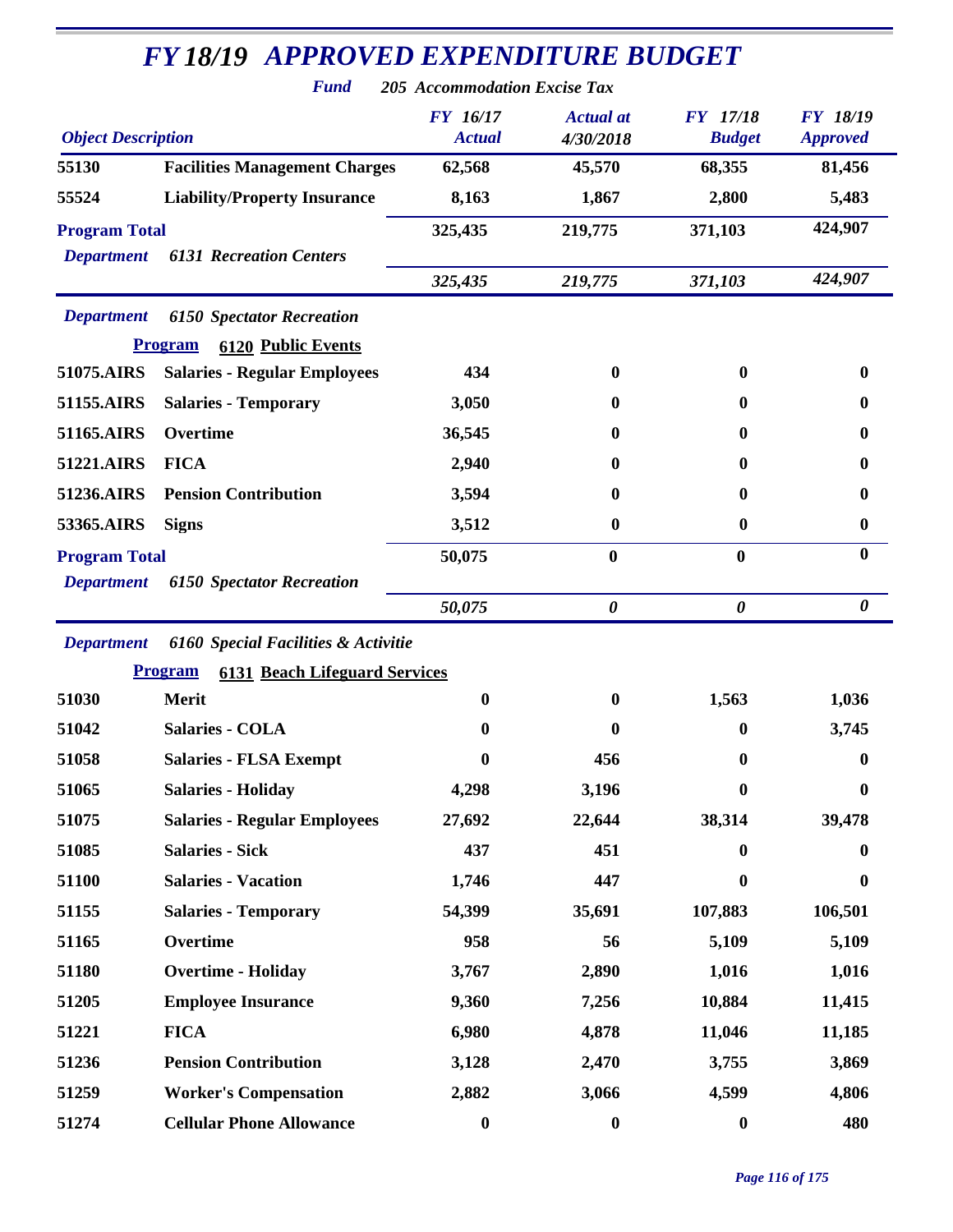# FY 18/19 APPROVED EXPENDITURE BUDGET

**Fund** *205 Accommodation Excise Tax*

| Object Description | | FY 16/17 Actual | Actual at 4/30/2018 | FY 17/18 Budget | FY 18/19 Approved |
|---|---|---|---|---|---|
| 55130 | Facilities Management Charges | 62,568 | 45,570 | 68,355 | 81,456 |
| 55524 | Liability/Property Insurance | 8,163 | 1,867 | 2,800 | 5,483 |
| **Program Total** | | 325,435 | 219,775 | 371,103 | 424,907 |
| *Department* | *6131 Recreation Centers* | *325,435* | *219,775* | *371,103* | *424,907* |
| *Department* | *6150 Spectator Recreation* | | | | |
| **Program** | **6120 Public Events** | | | | |
| 51075.AIRS | Salaries - Regular Employees | 434 | 0 | 0 | 0 |
| 51155.AIRS | Salaries - Temporary | 3,050 | 0 | 0 | 0 |
| 51165.AIRS | Overtime | 36,545 | 0 | 0 | 0 |
| 51221.AIRS | FICA | 2,940 | 0 | 0 | 0 |
| 51236.AIRS | Pension Contribution | 3,594 | 0 | 0 | 0 |
| 53365.AIRS | Signs | 3,512 | 0 | 0 | 0 |
| **Program Total** | | 50,075 | 0 | 0 | 0 |
| *Department* | *6150 Spectator Recreation* | *50,075* | *0* | *0* | *0* |
| *Department* | *6160 Special Facilities & Activitie* | | | | |
| **Program** | **6131 Beach Lifeguard Services** | | | | |
| 51030 | Merit | 0 | 0 | 1,563 | 1,036 |
| 51042 | Salaries - COLA | 0 | 0 | 0 | 3,745 |
| 51058 | Salaries - FLSA Exempt | 0 | 456 | 0 | 0 |
| 51065 | Salaries - Holiday | 4,298 | 3,196 | 0 | 0 |
| 51075 | Salaries - Regular Employees | 27,692 | 22,644 | 38,314 | 39,478 |
| 51085 | Salaries - Sick | 437 | 451 | 0 | 0 |
| 51100 | Salaries - Vacation | 1,746 | 447 | 0 | 0 |
| 51155 | Salaries - Temporary | 54,399 | 35,691 | 107,883 | 106,501 |
| 51165 | Overtime | 958 | 56 | 5,109 | 5,109 |
| 51180 | Overtime - Holiday | 3,767 | 2,890 | 1,016 | 1,016 |
| 51205 | Employee Insurance | 9,360 | 7,256 | 10,884 | 11,415 |
| 51221 | FICA | 6,980 | 4,878 | 11,046 | 11,185 |
| 51236 | Pension Contribution | 3,128 | 2,470 | 3,755 | 3,869 |
| 51259 | Worker's Compensation | 2,882 | 3,066 | 4,599 | 4,806 |
| 51274 | Cellular Phone Allowance | 0 | 0 | 0 | 480 |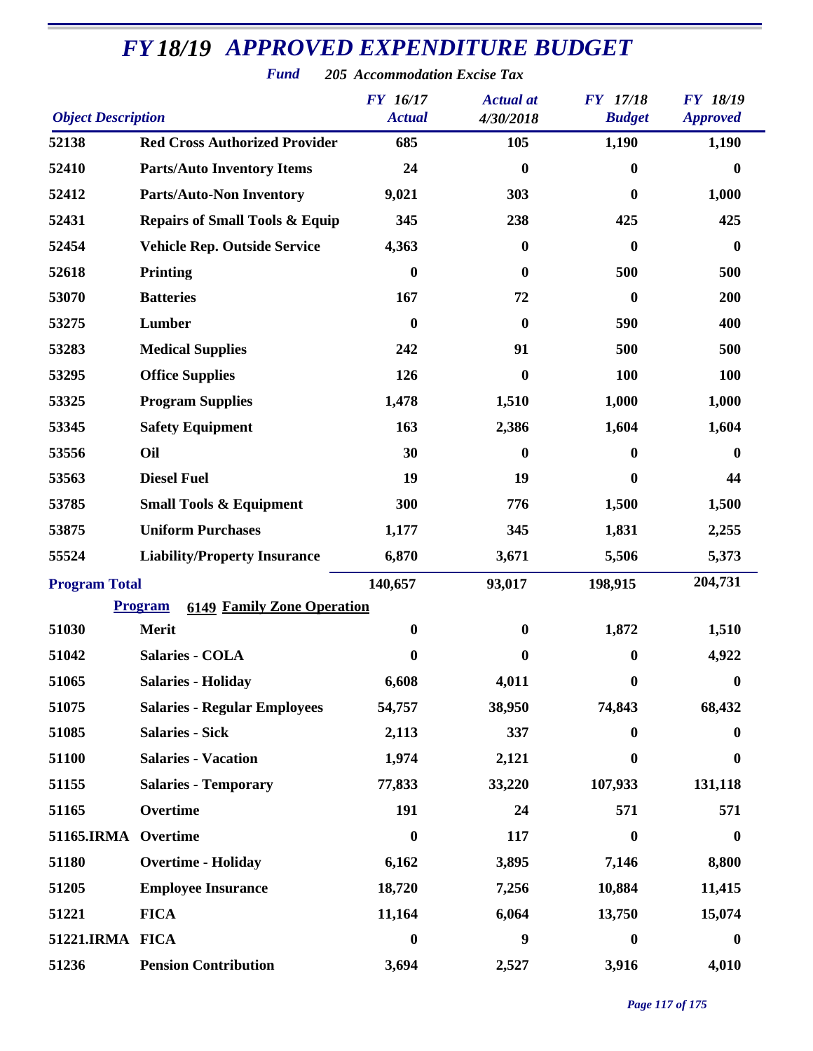# FY 18/19 APPROVED EXPENDITURE BUDGET

***Fund*** ***205 Accommodation Excise Tax***

| Object Description | | FY 16/17 Actual | Actual at 4/30/2018 | FY 17/18 Budget | FY 18/19 Approved |
|---|---|---|---|---|---|
| 52138 | Red Cross Authorized Provider | 685 | 105 | 1,190 | 1,190 |
| 52410 | Parts/Auto Inventory Items | 24 | 0 | 0 | 0 |
| 52412 | Parts/Auto-Non Inventory | 9,021 | 303 | 0 | 1,000 |
| 52431 | Repairs of Small Tools & Equip | 345 | 238 | 425 | 425 |
| 52454 | Vehicle Rep. Outside Service | 4,363 | 0 | 0 | 0 |
| 52618 | Printing | 0 | 0 | 500 | 500 |
| 53070 | Batteries | 167 | 72 | 0 | 200 |
| 53275 | Lumber | 0 | 0 | 590 | 400 |
| 53283 | Medical Supplies | 242 | 91 | 500 | 500 |
| 53295 | Office Supplies | 126 | 0 | 100 | 100 |
| 53325 | Program Supplies | 1,478 | 1,510 | 1,000 | 1,000 |
| 53345 | Safety Equipment | 163 | 2,386 | 1,604 | 1,604 |
| 53556 | Oil | 30 | 0 | 0 | 0 |
| 53563 | Diesel Fuel | 19 | 19 | 0 | 44 |
| 53785 | Small Tools & Equipment | 300 | 776 | 1,500 | 1,500 |
| 53875 | Uniform Purchases | 1,177 | 345 | 1,831 | 2,255 |
| 55524 | Liability/Property Insurance | 6,870 | 3,671 | 5,506 | 5,373 |
| **Program Total** | | 140,657 | 93,017 | 198,915 | 204,731 |
| | **Program 6149 Family Zone Operation** | | | | |
| 51030 | Merit | 0 | 0 | 1,872 | 1,510 |
| 51042 | Salaries - COLA | 0 | 0 | 0 | 4,922 |
| 51065 | Salaries - Holiday | 6,608 | 4,011 | 0 | 0 |
| 51075 | Salaries - Regular Employees | 54,757 | 38,950 | 74,843 | 68,432 |
| 51085 | Salaries - Sick | 2,113 | 337 | 0 | 0 |
| 51100 | Salaries - Vacation | 1,974 | 2,121 | 0 | 0 |
| 51155 | Salaries - Temporary | 77,833 | 33,220 | 107,933 | 131,118 |
| 51165 | Overtime | 191 | 24 | 571 | 571 |
| 51165.IRMA | Overtime | 0 | 117 | 0 | 0 |
| 51180 | Overtime - Holiday | 6,162 | 3,895 | 7,146 | 8,800 |
| 51205 | Employee Insurance | 18,720 | 7,256 | 10,884 | 11,415 |
| 51221 | FICA | 11,164 | 6,064 | 13,750 | 15,074 |
| 51221.IRMA | FICA | 0 | 9 | 0 | 0 |
| 51236 | Pension Contribution | 3,694 | 2,527 | 3,916 | 4,010 |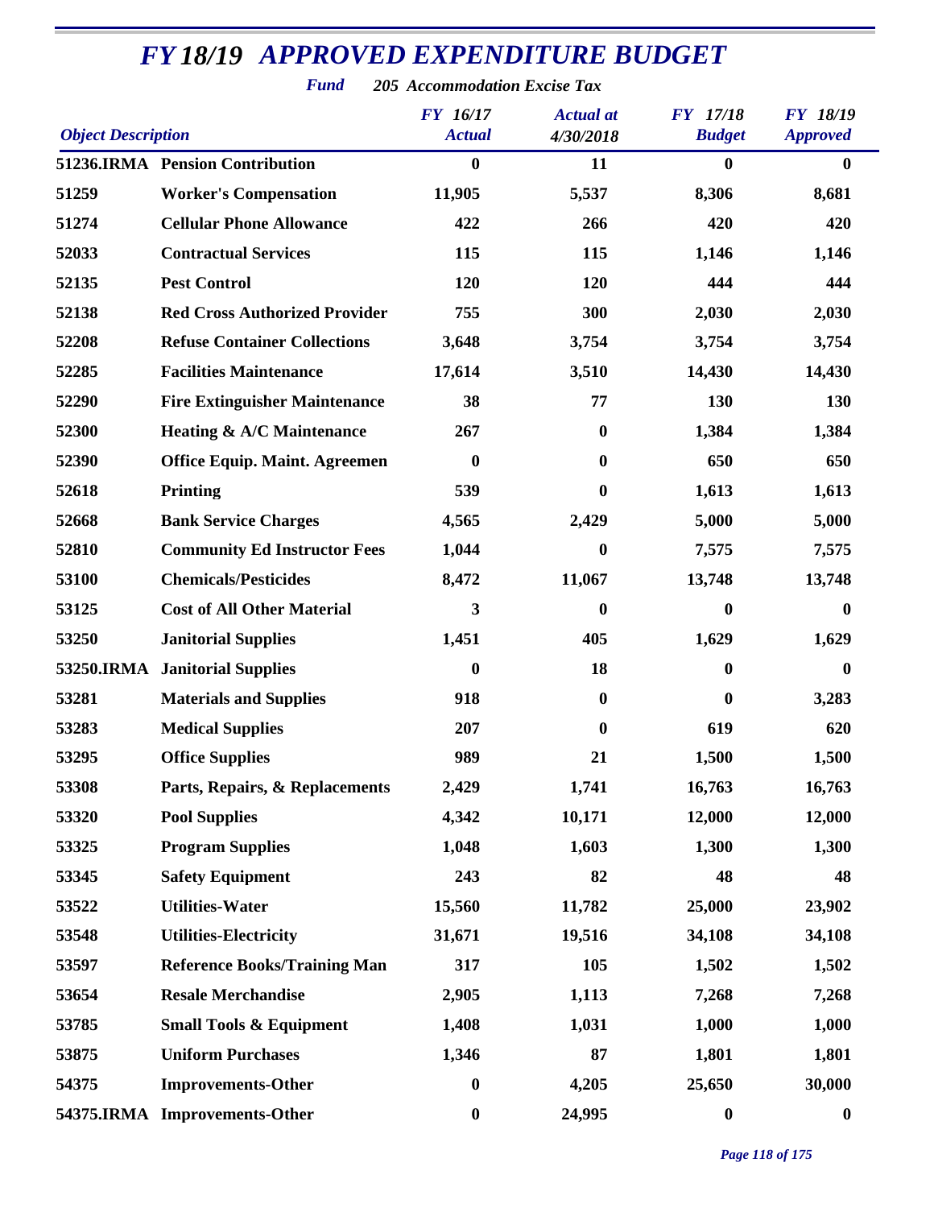# FY 18/19 APPROVED EXPENDITURE BUDGET

***Fund*** ***205 Accommodation Excise Tax***

| Object Description | | FY 16/17 Actual | Actual at 4/30/2018 | FY 17/18 Budget | FY 18/19 Approved |
|---|---|---|---|---|---|
| 51236.IRMA | Pension Contribution | 0 | 11 | 0 | 0 |
| 51259 | Worker's Compensation | 11,905 | 5,537 | 8,306 | 8,681 |
| 51274 | Cellular Phone Allowance | 422 | 266 | 420 | 420 |
| 52033 | Contractual Services | 115 | 115 | 1,146 | 1,146 |
| 52135 | Pest Control | 120 | 120 | 444 | 444 |
| 52138 | Red Cross Authorized Provider | 755 | 300 | 2,030 | 2,030 |
| 52208 | Refuse Container Collections | 3,648 | 3,754 | 3,754 | 3,754 |
| 52285 | Facilities Maintenance | 17,614 | 3,510 | 14,430 | 14,430 |
| 52290 | Fire Extinguisher Maintenance | 38 | 77 | 130 | 130 |
| 52300 | Heating & A/C Maintenance | 267 | 0 | 1,384 | 1,384 |
| 52390 | Office Equip. Maint. Agreemen | 0 | 0 | 650 | 650 |
| 52618 | Printing | 539 | 0 | 1,613 | 1,613 |
| 52668 | Bank Service Charges | 4,565 | 2,429 | 5,000 | 5,000 |
| 52810 | Community Ed Instructor Fees | 1,044 | 0 | 7,575 | 7,575 |
| 53100 | Chemicals/Pesticides | 8,472 | 11,067 | 13,748 | 13,748 |
| 53125 | Cost of All Other Material | 3 | 0 | 0 | 0 |
| 53250 | Janitorial Supplies | 1,451 | 405 | 1,629 | 1,629 |
| 53250.IRMA | Janitorial Supplies | 0 | 18 | 0 | 0 |
| 53281 | Materials and Supplies | 918 | 0 | 0 | 3,283 |
| 53283 | Medical Supplies | 207 | 0 | 619 | 620 |
| 53295 | Office Supplies | 989 | 21 | 1,500 | 1,500 |
| 53308 | Parts, Repairs, & Replacements | 2,429 | 1,741 | 16,763 | 16,763 |
| 53320 | Pool Supplies | 4,342 | 10,171 | 12,000 | 12,000 |
| 53325 | Program Supplies | 1,048 | 1,603 | 1,300 | 1,300 |
| 53345 | Safety Equipment | 243 | 82 | 48 | 48 |
| 53522 | Utilities-Water | 15,560 | 11,782 | 25,000 | 23,902 |
| 53548 | Utilities-Electricity | 31,671 | 19,516 | 34,108 | 34,108 |
| 53597 | Reference Books/Training Man | 317 | 105 | 1,502 | 1,502 |
| 53654 | Resale Merchandise | 2,905 | 1,113 | 7,268 | 7,268 |
| 53785 | Small Tools & Equipment | 1,408 | 1,031 | 1,000 | 1,000 |
| 53875 | Uniform Purchases | 1,346 | 87 | 1,801 | 1,801 |
| 54375 | Improvements-Other | 0 | 4,205 | 25,650 | 30,000 |
| 54375.IRMA | Improvements-Other | 0 | 24,995 | 0 | 0 |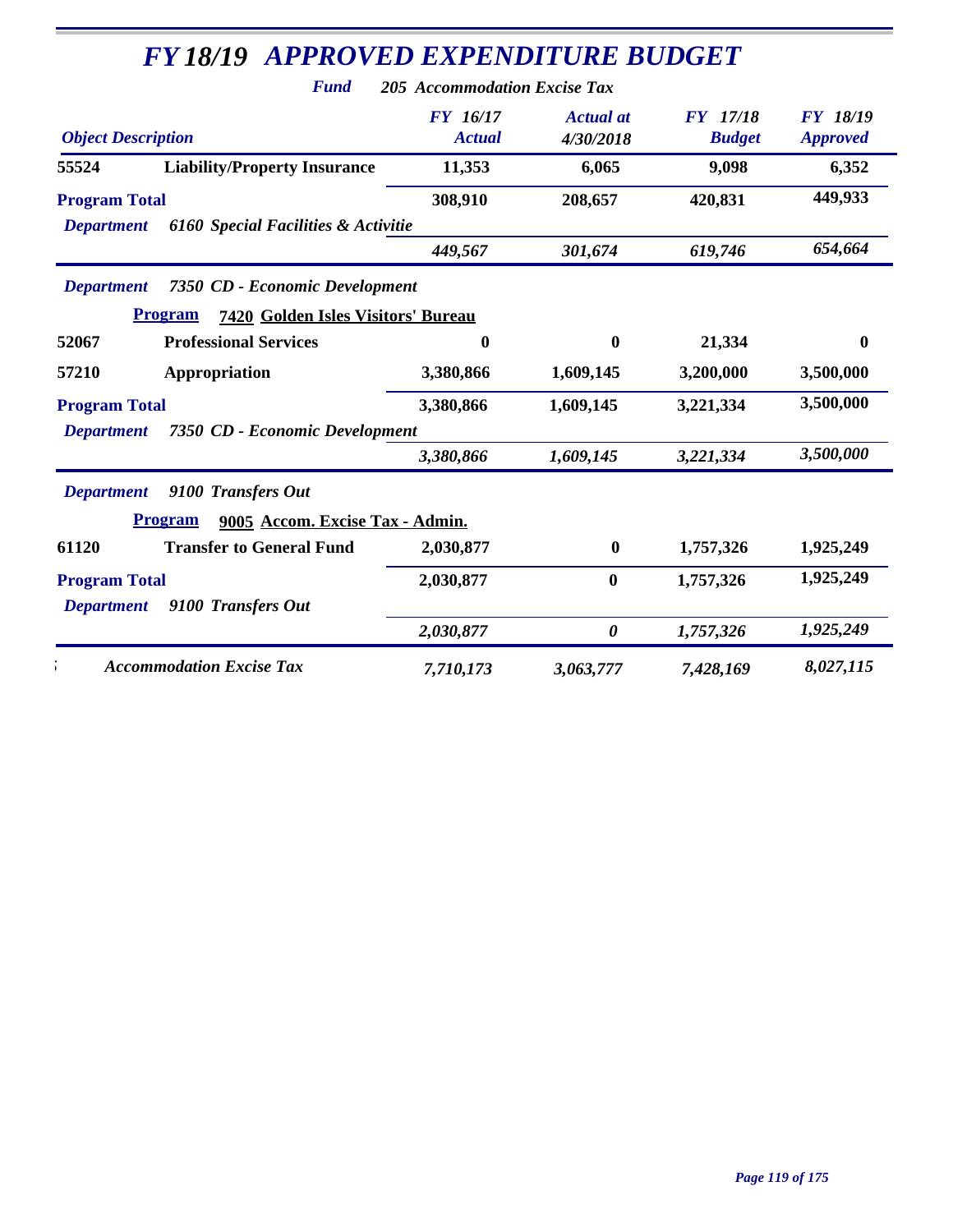# FY 18/19 APPROVED EXPENDITURE BUDGET

**Fund** *205 Accommodation Excise Tax*

| Object Description | | FY 16/17 Actual | Actual at 4/30/2018 | FY 17/18 Budget | FY 18/19 Approved |
|---|---|---|---|---|---|
| 55524 | Liability/Property Insurance | 11,353 | 6,065 | 9,098 | 6,352 |
| **Program Total** | | 308,910 | 208,657 | 420,831 | 449,933 |
| *Department* | *6160 Special Facilities & Activitie* | | | | |
| | | *449,567* | *301,674* | *619,746* | *654,664* |
| *Department* | *7350 CD - Economic Development* | | | | |
| **Program** | **7420 Golden Isles Visitors' Bureau** | | | | |
| 52067 | Professional Services | 0 | 0 | 21,334 | 0 |
| 57210 | Appropriation | 3,380,866 | 1,609,145 | 3,200,000 | 3,500,000 |
| **Program Total** | | 3,380,866 | 1,609,145 | 3,221,334 | 3,500,000 |
| *Department* | *7350 CD - Economic Development* | | | | |
| | | *3,380,866* | *1,609,145* | *3,221,334* | *3,500,000* |
| *Department* | *9100 Transfers Out* | | | | |
| **Program** | **9005 Accom. Excise Tax - Admin.** | | | | |
| 61120 | Transfer to General Fund | 2,030,877 | 0 | 1,757,326 | 1,925,249 |
| **Program Total** | | 2,030,877 | 0 | 1,757,326 | 1,925,249 |
| *Department* | *9100 Transfers Out* | | | | |
| | | *2,030,877* | *0* | *1,757,326* | *1,925,249* |
| | *Accommodation Excise Tax* | *7,710,173* | *3,063,777* | *7,428,169* | *8,027,115* |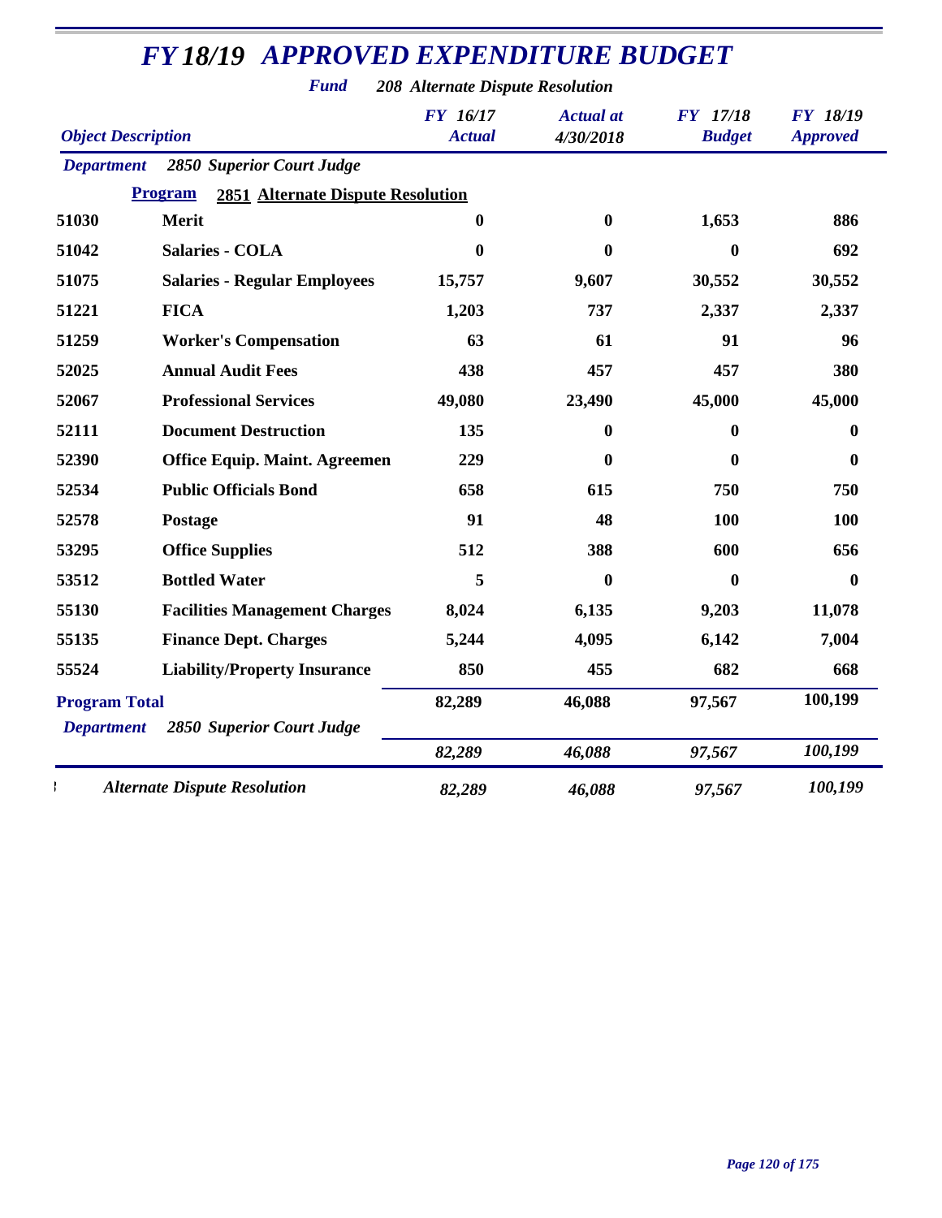# FY 18/19 APPROVED EXPENDITURE BUDGET

**Fund** *208 Alternate Dispute Resolution*

| Object Description | | FY 16/17 Actual | Actual at 4/30/2018 | FY 17/18 Budget | FY 18/19 Approved |
|---|---|---|---|---|---|
| **Department** | **2850 Superior Court Judge** | | | | |
| **Program** | **2851 Alternate Dispute Resolution** | | | | |
| 51030 | Merit | 0 | 0 | 1,653 | 886 |
| 51042 | Salaries - COLA | 0 | 0 | 0 | 692 |
| 51075 | Salaries - Regular Employees | 15,757 | 9,607 | 30,552 | 30,552 |
| 51221 | FICA | 1,203 | 737 | 2,337 | 2,337 |
| 51259 | Worker's Compensation | 63 | 61 | 91 | 96 |
| 52025 | Annual Audit Fees | 438 | 457 | 457 | 380 |
| 52067 | Professional Services | 49,080 | 23,490 | 45,000 | 45,000 |
| 52111 | Document Destruction | 135 | 0 | 0 | 0 |
| 52390 | Office Equip. Maint. Agreemen | 229 | 0 | 0 | 0 |
| 52534 | Public Officials Bond | 658 | 615 | 750 | 750 |
| 52578 | Postage | 91 | 48 | 100 | 100 |
| 53295 | Office Supplies | 512 | 388 | 600 | 656 |
| 53512 | Bottled Water | 5 | 0 | 0 | 0 |
| 55130 | Facilities Management Charges | 8,024 | 6,135 | 9,203 | 11,078 |
| 55135 | Finance Dept. Charges | 5,244 | 4,095 | 6,142 | 7,004 |
| 55524 | Liability/Property Insurance | 850 | 455 | 682 | 668 |
| **Program Total** | | 82,289 | 46,088 | 97,567 | 100,199 |
| **Department** | **2850 Superior Court Judge** | *82,289* | *46,088* | *97,567* | *100,199* |
| | *Alternate Dispute Resolution* | *82,289* | *46,088* | *97,567* | *100,199* |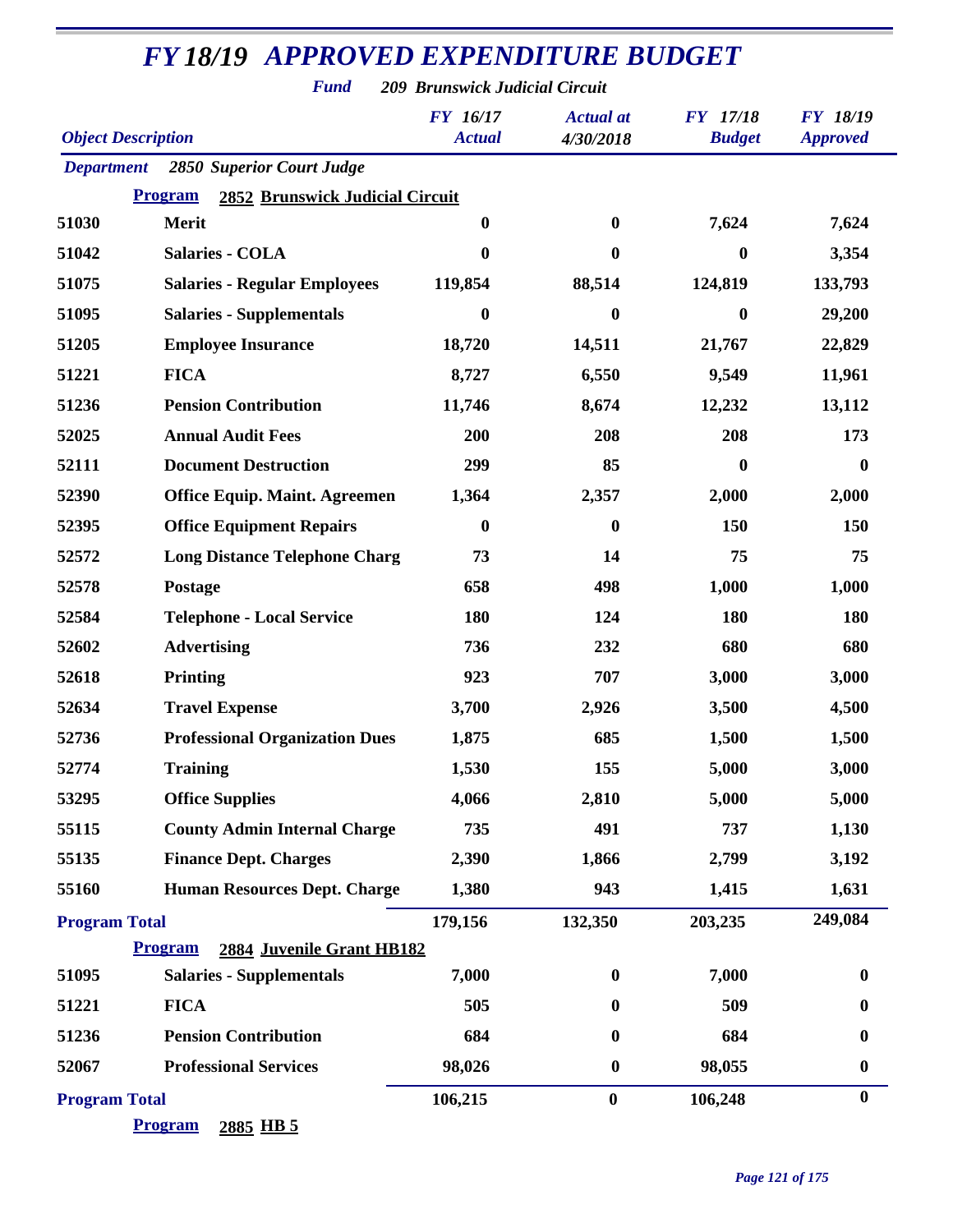# FY 18/19 APPROVED EXPENDITURE BUDGET

**Fund** *209 Brunswick Judicial Circuit*

| Object Description | | FY 16/17 Actual | Actual at 4/30/2018 | FY 17/18 Budget | FY 18/19 Approved |
|---|---|---|---|---|---|
| **Department** | **2850 Superior Court Judge** | | | | |
| **Program** | **2852 Brunswick Judicial Circuit** | | | | |
| 51030 | Merit | 0 | 0 | 7,624 | 7,624 |
| 51042 | Salaries - COLA | 0 | 0 | 0 | 3,354 |
| 51075 | Salaries - Regular Employees | 119,854 | 88,514 | 124,819 | 133,793 |
| 51095 | Salaries - Supplementals | 0 | 0 | 0 | 29,200 |
| 51205 | Employee Insurance | 18,720 | 14,511 | 21,767 | 22,829 |
| 51221 | FICA | 8,727 | 6,550 | 9,549 | 11,961 |
| 51236 | Pension Contribution | 11,746 | 8,674 | 12,232 | 13,112 |
| 52025 | Annual Audit Fees | 200 | 208 | 208 | 173 |
| 52111 | Document Destruction | 299 | 85 | 0 | 0 |
| 52390 | Office Equip. Maint. Agreemen | 1,364 | 2,357 | 2,000 | 2,000 |
| 52395 | Office Equipment Repairs | 0 | 0 | 150 | 150 |
| 52572 | Long Distance Telephone Charg | 73 | 14 | 75 | 75 |
| 52578 | Postage | 658 | 498 | 1,000 | 1,000 |
| 52584 | Telephone - Local Service | 180 | 124 | 180 | 180 |
| 52602 | Advertising | 736 | 232 | 680 | 680 |
| 52618 | Printing | 923 | 707 | 3,000 | 3,000 |
| 52634 | Travel Expense | 3,700 | 2,926 | 3,500 | 4,500 |
| 52736 | Professional Organization Dues | 1,875 | 685 | 1,500 | 1,500 |
| 52774 | Training | 1,530 | 155 | 5,000 | 3,000 |
| 53295 | Office Supplies | 4,066 | 2,810 | 5,000 | 5,000 |
| 55115 | County Admin Internal Charge | 735 | 491 | 737 | 1,130 |
| 55135 | Finance Dept. Charges | 2,390 | 1,866 | 2,799 | 3,192 |
| 55160 | Human Resources Dept. Charge | 1,380 | 943 | 1,415 | 1,631 |
| **Program Total** | | 179,156 | 132,350 | 203,235 | 249,084 |
| **Program** | **2884 Juvenile Grant HB182** | | | | |
| 51095 | Salaries - Supplementals | 7,000 | 0 | 7,000 | 0 |
| 51221 | FICA | 505 | 0 | 509 | 0 |
| 51236 | Pension Contribution | 684 | 0 | 684 | 0 |
| 52067 | Professional Services | 98,026 | 0 | 98,055 | 0 |
| **Program Total** | | 106,215 | 0 | 106,248 | 0 |
| **Program** | **2885 HB 5** | | | | |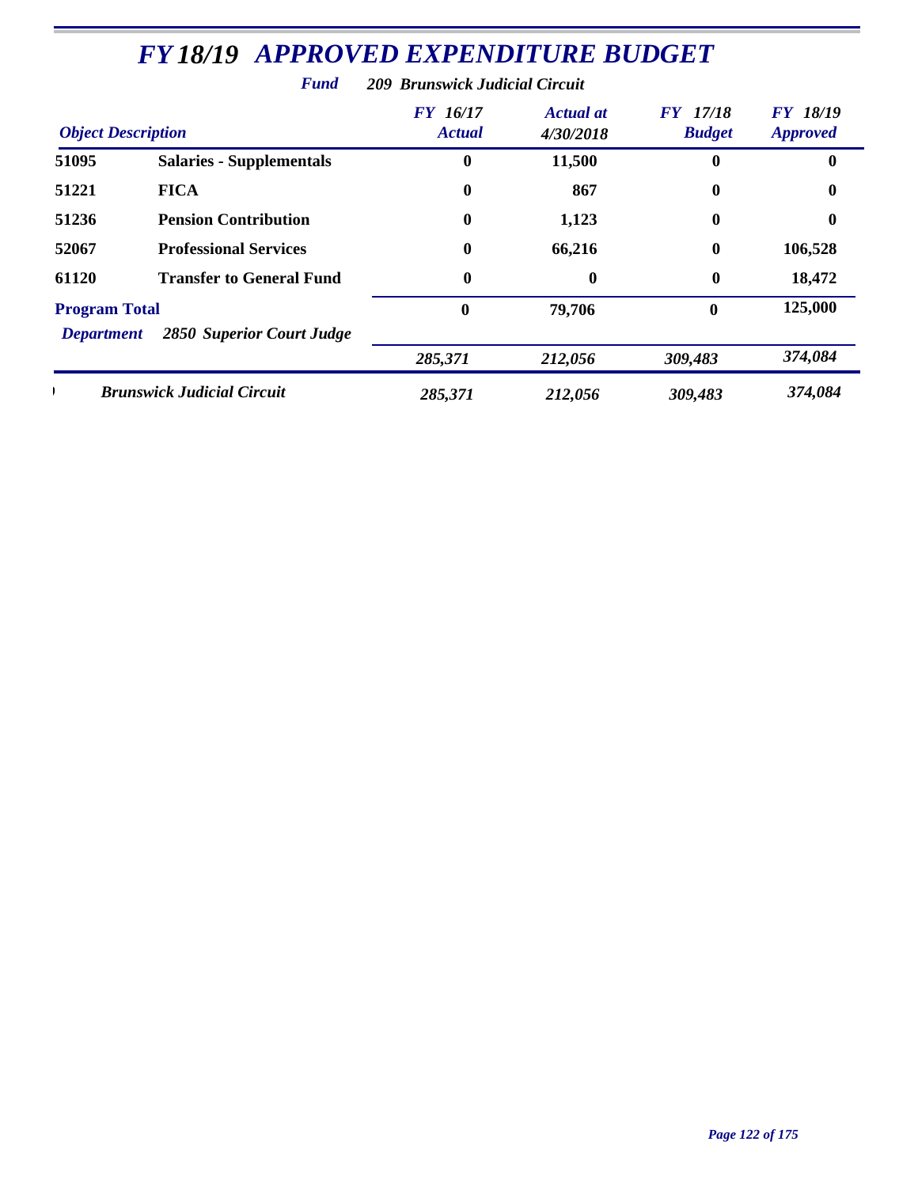# *FY 18/19 APPROVED EXPENDITURE BUDGET*

***Fund*** ***209 Brunswick Judicial Circuit***

| *Object Description* | | *FY 16/17 Actual* | *Actual at 4/30/2018* | *FY 17/18 Budget* | *FY 18/19 Approved* |
|---|---|---|---|---|---|
| **51095** | **Salaries - Supplementals** | **0** | **11,500** | **0** | **0** |
| **51221** | **FICA** | **0** | **867** | **0** | **0** |
| **51236** | **Pension Contribution** | **0** | **1,123** | **0** | **0** |
| **52067** | **Professional Services** | **0** | **66,216** | **0** | **106,528** |
| **61120** | **Transfer to General Fund** | **0** | **0** | **0** | **18,472** |
| **Program Total** | | **0** | **79,706** | **0** | **125,000** |
| ***Department*** | ***2850 Superior Court Judge*** | ***285,371*** | ***212,056*** | ***309,483*** | ***374,084*** |
| | ***Brunswick Judicial Circuit*** | ***285,371*** | ***212,056*** | ***309,483*** | ***374,084*** |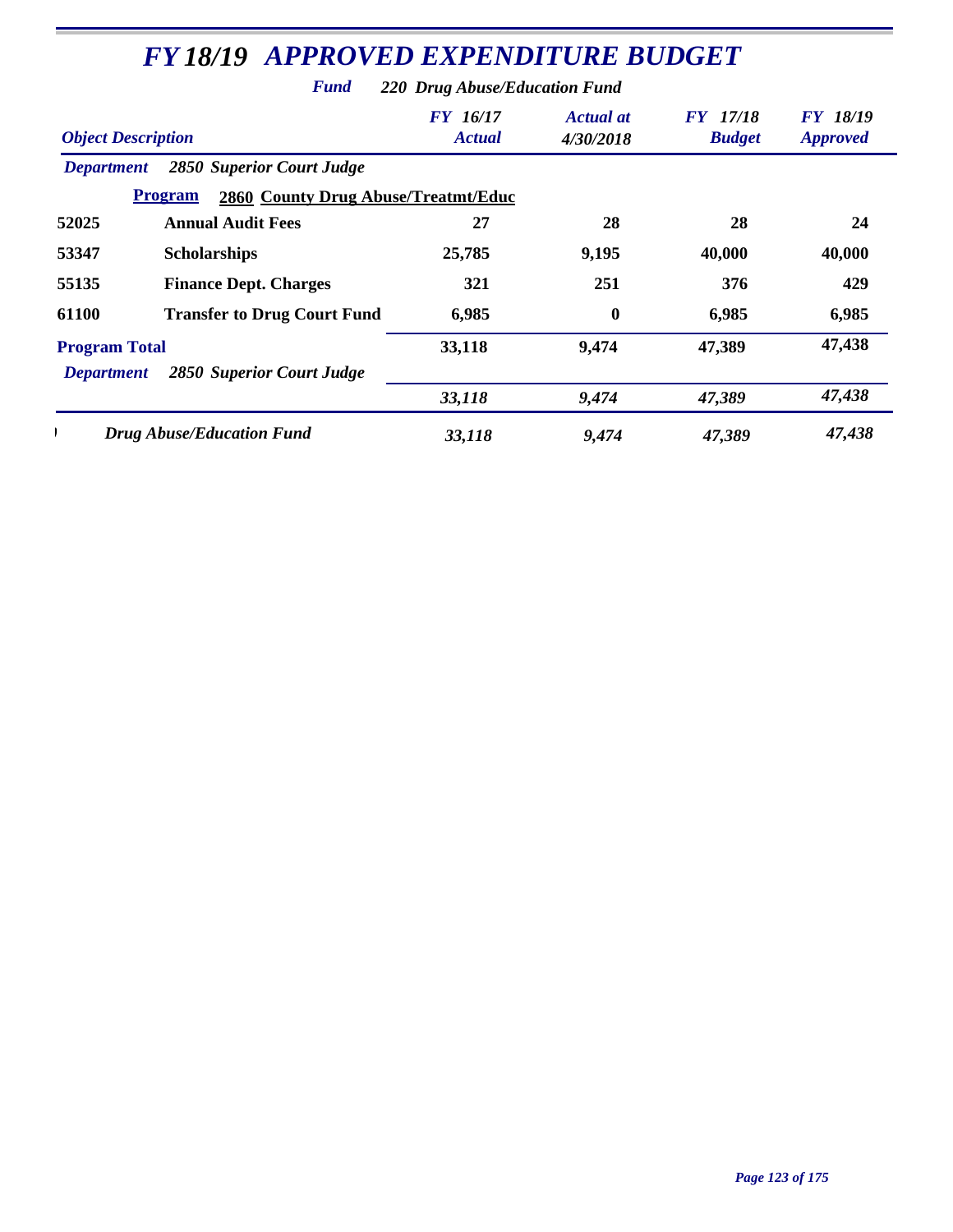# *FY 18/19 APPROVED EXPENDITURE BUDGET*

***Fund*** ***220 Drug Abuse/Education Fund***

| *Object Description* | | *FY 16/17 Actual* | *Actual at 4/30/2018* | *FY 17/18 Budget* | *FY 18/19 Approved* |
|---|---|---|---|---|---|
| ***Department*** ***2850 Superior Court Judge*** | | | | | |
| **Program** **2860 County Drug Abuse/Treatmt/Educ** | | | | | |
| **52025** | **Annual Audit Fees** | **27** | **28** | **28** | **24** |
| **53347** | **Scholarships** | **25,785** | **9,195** | **40,000** | **40,000** |
| **55135** | **Finance Dept. Charges** | **321** | **251** | **376** | **429** |
| **61100** | **Transfer to Drug Court Fund** | **6,985** | **0** | **6,985** | **6,985** |
| **Program Total** | | **33,118** | **9,474** | **47,389** | **47,438** |
| ***Department*** ***2850 Superior Court Judge*** | | ***33,118*** | ***9,474*** | ***47,389*** | ***47,438*** |
| ***Drug Abuse/Education Fund*** | | ***33,118*** | ***9,474*** | ***47,389*** | ***47,438*** |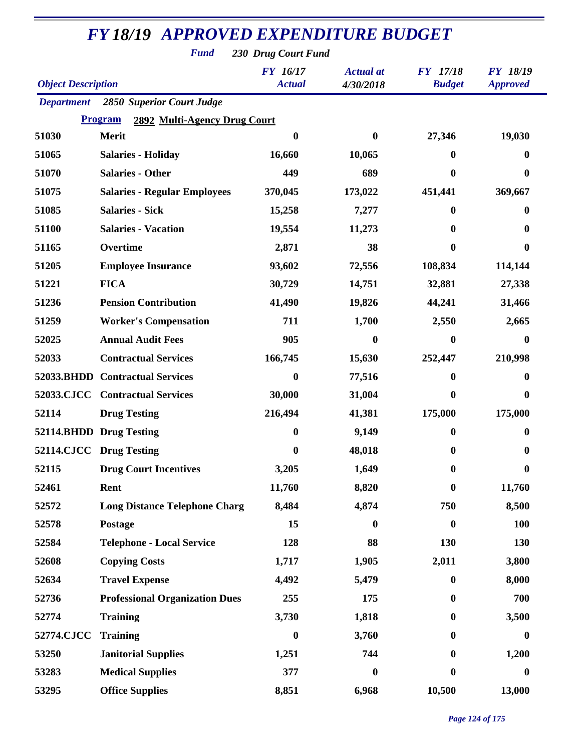# FY 18/19 APPROVED EXPENDITURE BUDGET

**Fund** 230 Drug Court Fund

| Object Description | | FY 16/17 Actual | Actual at 4/30/2018 | FY 17/18 Budget | FY 18/19 Approved |
|---|---|---|---|---|---|
| **Department** | **2850 Superior Court Judge** | | | | |
| **Program** | **2892 Multi-Agency Drug Court** | | | | |
| 51030 | Merit | 0 | 0 | 27,346 | 19,030 |
| 51065 | Salaries - Holiday | 16,660 | 10,065 | 0 | 0 |
| 51070 | Salaries - Other | 449 | 689 | 0 | 0 |
| 51075 | Salaries - Regular Employees | 370,045 | 173,022 | 451,441 | 369,667 |
| 51085 | Salaries - Sick | 15,258 | 7,277 | 0 | 0 |
| 51100 | Salaries - Vacation | 19,554 | 11,273 | 0 | 0 |
| 51165 | Overtime | 2,871 | 38 | 0 | 0 |
| 51205 | Employee Insurance | 93,602 | 72,556 | 108,834 | 114,144 |
| 51221 | FICA | 30,729 | 14,751 | 32,881 | 27,338 |
| 51236 | Pension Contribution | 41,490 | 19,826 | 44,241 | 31,466 |
| 51259 | Worker's Compensation | 711 | 1,700 | 2,550 | 2,665 |
| 52025 | Annual Audit Fees | 905 | 0 | 0 | 0 |
| 52033 | Contractual Services | 166,745 | 15,630 | 252,447 | 210,998 |
| 52033.BHDD | Contractual Services | 0 | 77,516 | 0 | 0 |
| 52033.CJCC | Contractual Services | 30,000 | 31,004 | 0 | 0 |
| 52114 | Drug Testing | 216,494 | 41,381 | 175,000 | 175,000 |
| 52114.BHDD | Drug Testing | 0 | 9,149 | 0 | 0 |
| 52114.CJCC | Drug Testing | 0 | 48,018 | 0 | 0 |
| 52115 | Drug Court Incentives | 3,205 | 1,649 | 0 | 0 |
| 52461 | Rent | 11,760 | 8,820 | 0 | 11,760 |
| 52572 | Long Distance Telephone Charg | 8,484 | 4,874 | 750 | 8,500 |
| 52578 | Postage | 15 | 0 | 0 | 100 |
| 52584 | Telephone - Local Service | 128 | 88 | 130 | 130 |
| 52608 | Copying Costs | 1,717 | 1,905 | 2,011 | 3,800 |
| 52634 | Travel Expense | 4,492 | 5,479 | 0 | 8,000 |
| 52736 | Professional Organization Dues | 255 | 175 | 0 | 700 |
| 52774 | Training | 3,730 | 1,818 | 0 | 3,500 |
| 52774.CJCC | Training | 0 | 3,760 | 0 | 0 |
| 53250 | Janitorial Supplies | 1,251 | 744 | 0 | 1,200 |
| 53283 | Medical Supplies | 377 | 0 | 0 | 0 |
| 53295 | Office Supplies | 8,851 | 6,968 | 10,500 | 13,000 |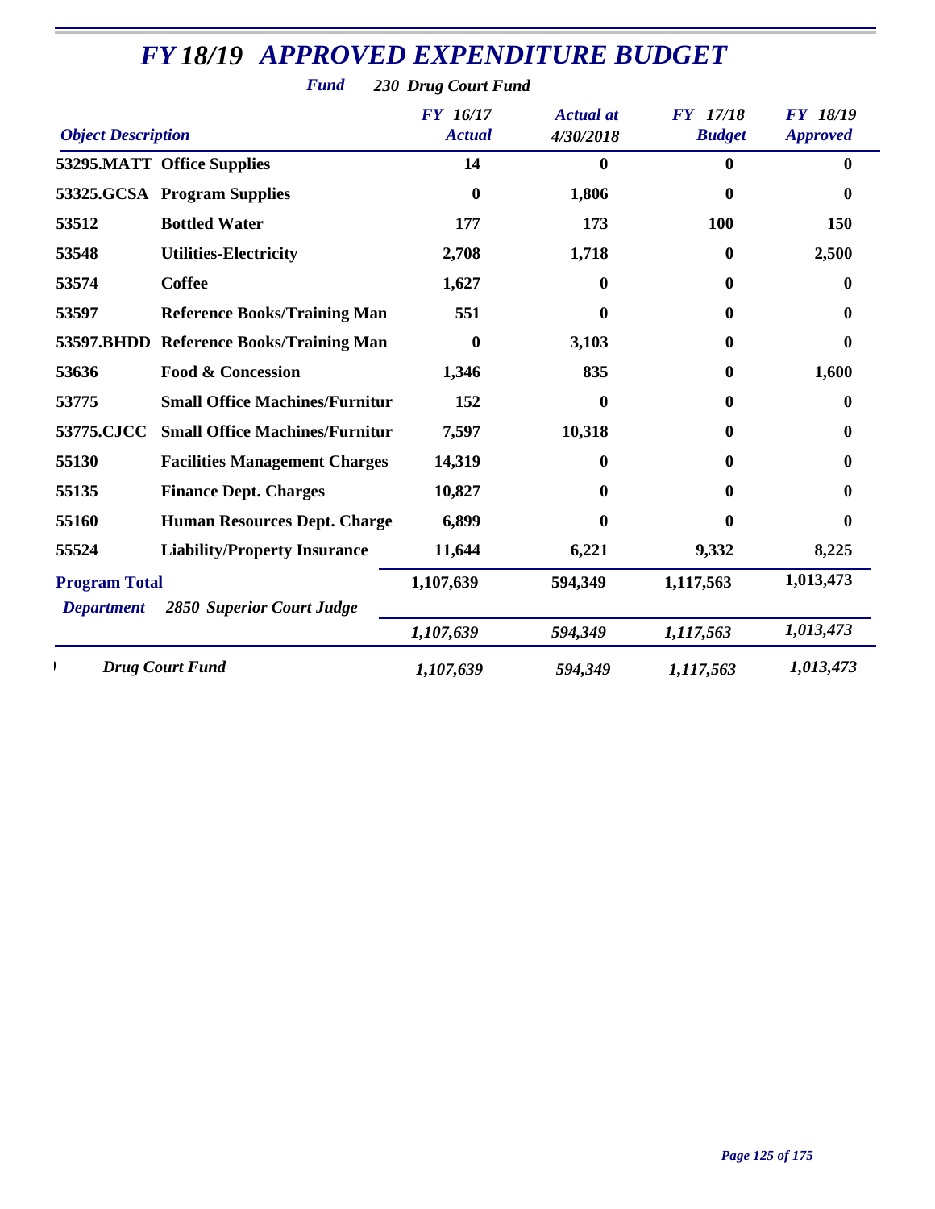# FY 18/19 APPROVED EXPENDITURE BUDGET

**Fund** 230 Drug Court Fund

| Object | Description | FY 16/17 Actual | Actual at 4/30/2018 | FY 17/18 Budget | FY 18/19 Approved |
|---|---|---|---|---|---|
| 53295.MATT | Office Supplies | 14 | 0 | 0 | 0 |
| 53325.GCSA | Program Supplies | 0 | 1,806 | 0 | 0 |
| 53512 | Bottled Water | 177 | 173 | 100 | 150 |
| 53548 | Utilities-Electricity | 2,708 | 1,718 | 0 | 2,500 |
| 53574 | Coffee | 1,627 | 0 | 0 | 0 |
| 53597 | Reference Books/Training Man | 551 | 0 | 0 | 0 |
| 53597.BHDD | Reference Books/Training Man | 0 | 3,103 | 0 | 0 |
| 53636 | Food & Concession | 1,346 | 835 | 0 | 1,600 |
| 53775 | Small Office Machines/Furnitur | 152 | 0 | 0 | 0 |
| 53775.CJCC | Small Office Machines/Furnitur | 7,597 | 10,318 | 0 | 0 |
| 55130 | Facilities Management Charges | 14,319 | 0 | 0 | 0 |
| 55135 | Finance Dept. Charges | 10,827 | 0 | 0 | 0 |
| 55160 | Human Resources Dept. Charge | 6,899 | 0 | 0 | 0 |
| 55524 | Liability/Property Insurance | 11,644 | 6,221 | 9,332 | 8,225 |
| **Program Total** | | 1,107,639 | 594,349 | 1,117,563 | 1,013,473 |
| *Department* | *2850 Superior Court Judge* | *1,107,639* | *594,349* | *1,117,563* | *1,013,473* |
| | *Drug Court Fund* | *1,107,639* | *594,349* | *1,117,563* | *1,013,473* |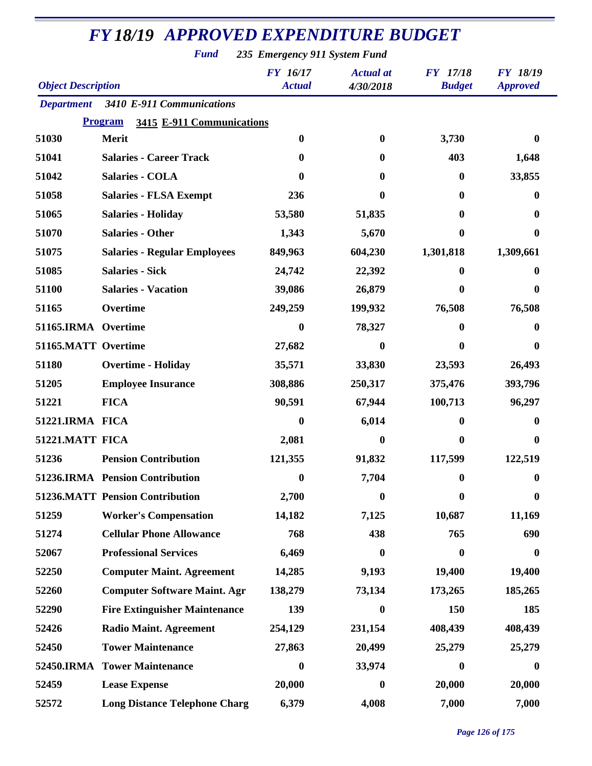# FY 18/19 APPROVED EXPENDITURE BUDGET

**Fund** 235 Emergency 911 System Fund

| Object Description | | FY 16/17 Actual | Actual at 4/30/2018 | FY 17/18 Budget | FY 18/19 Approved |
|---|---|---|---|---|---|
| **Department** | **3410 E-911 Communications** | | | | |
| **Program** | **3415 E-911 Communications** | | | | |
| 51030 | Merit | 0 | 0 | 3,730 | 0 |
| 51041 | Salaries - Career Track | 0 | 0 | 403 | 1,648 |
| 51042 | Salaries - COLA | 0 | 0 | 0 | 33,855 |
| 51058 | Salaries - FLSA Exempt | 236 | 0 | 0 | 0 |
| 51065 | Salaries - Holiday | 53,580 | 51,835 | 0 | 0 |
| 51070 | Salaries - Other | 1,343 | 5,670 | 0 | 0 |
| 51075 | Salaries - Regular Employees | 849,963 | 604,230 | 1,301,818 | 1,309,661 |
| 51085 | Salaries - Sick | 24,742 | 22,392 | 0 | 0 |
| 51100 | Salaries - Vacation | 39,086 | 26,879 | 0 | 0 |
| 51165 | Overtime | 249,259 | 199,932 | 76,508 | 76,508 |
| 51165.IRMA | Overtime | 0 | 78,327 | 0 | 0 |
| 51165.MATT | Overtime | 27,682 | 0 | 0 | 0 |
| 51180 | Overtime - Holiday | 35,571 | 33,830 | 23,593 | 26,493 |
| 51205 | Employee Insurance | 308,886 | 250,317 | 375,476 | 393,796 |
| 51221 | FICA | 90,591 | 67,944 | 100,713 | 96,297 |
| 51221.IRMA | FICA | 0 | 6,014 | 0 | 0 |
| 51221.MATT | FICA | 2,081 | 0 | 0 | 0 |
| 51236 | Pension Contribution | 121,355 | 91,832 | 117,599 | 122,519 |
| 51236.IRMA | Pension Contribution | 0 | 7,704 | 0 | 0 |
| 51236.MATT | Pension Contribution | 2,700 | 0 | 0 | 0 |
| 51259 | Worker's Compensation | 14,182 | 7,125 | 10,687 | 11,169 |
| 51274 | Cellular Phone Allowance | 768 | 438 | 765 | 690 |
| 52067 | Professional Services | 6,469 | 0 | 0 | 0 |
| 52250 | Computer Maint. Agreement | 14,285 | 9,193 | 19,400 | 19,400 |
| 52260 | Computer Software Maint. Agr | 138,279 | 73,134 | 173,265 | 185,265 |
| 52290 | Fire Extinguisher Maintenance | 139 | 0 | 150 | 185 |
| 52426 | Radio Maint. Agreement | 254,129 | 231,154 | 408,439 | 408,439 |
| 52450 | Tower Maintenance | 27,863 | 20,499 | 25,279 | 25,279 |
| 52450.IRMA | Tower Maintenance | 0 | 33,974 | 0 | 0 |
| 52459 | Lease Expense | 20,000 | 0 | 20,000 | 20,000 |
| 52572 | Long Distance Telephone Charg | 6,379 | 4,008 | 7,000 | 7,000 |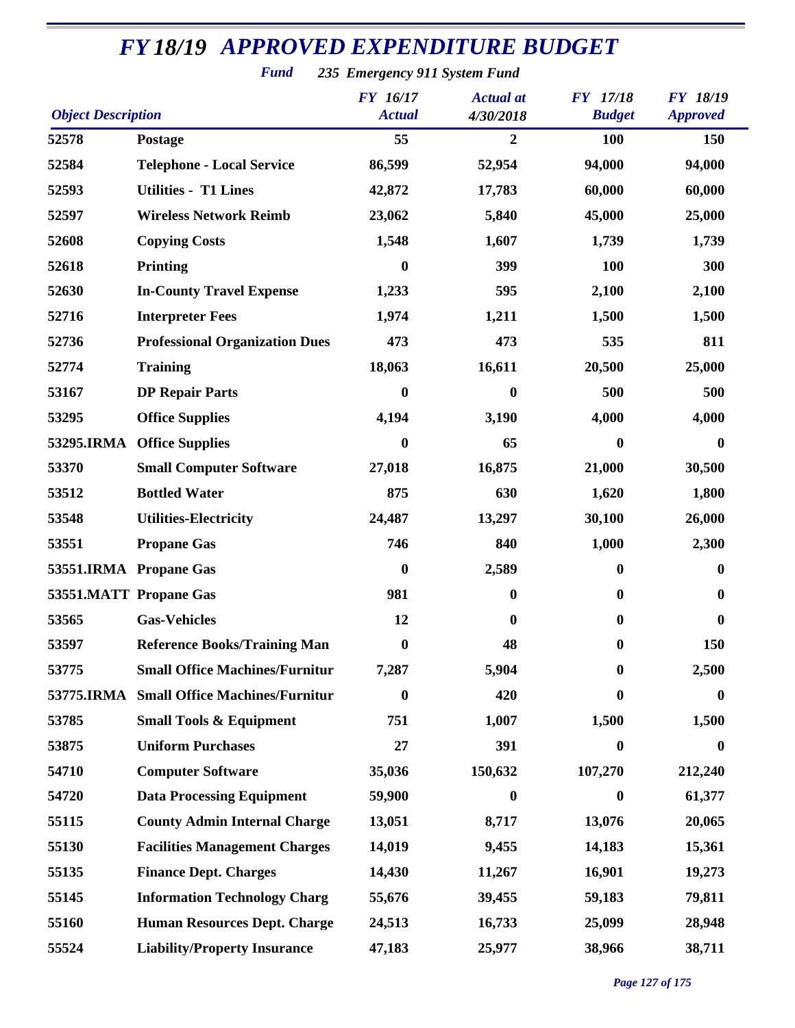# FY 18/19 APPROVED EXPENDITURE BUDGET

**Fund** *235 Emergency 911 System Fund*

| Object Description | | FY 16/17 Actual | Actual at 4/30/2018 | FY 17/18 Budget | FY 18/19 Approved |
|---|---|---|---|---|---|
| 52578 | Postage | 55 | 2 | 100 | 150 |
| 52584 | Telephone - Local Service | 86,599 | 52,954 | 94,000 | 94,000 |
| 52593 | Utilities - T1 Lines | 42,872 | 17,783 | 60,000 | 60,000 |
| 52597 | Wireless Network Reimb | 23,062 | 5,840 | 45,000 | 25,000 |
| 52608 | Copying Costs | 1,548 | 1,607 | 1,739 | 1,739 |
| 52618 | Printing | 0 | 399 | 100 | 300 |
| 52630 | In-County Travel Expense | 1,233 | 595 | 2,100 | 2,100 |
| 52716 | Interpreter Fees | 1,974 | 1,211 | 1,500 | 1,500 |
| 52736 | Professional Organization Dues | 473 | 473 | 535 | 811 |
| 52774 | Training | 18,063 | 16,611 | 20,500 | 25,000 |
| 53167 | DP Repair Parts | 0 | 0 | 500 | 500 |
| 53295 | Office Supplies | 4,194 | 3,190 | 4,000 | 4,000 |
| 53295.IRMA | Office Supplies | 0 | 65 | 0 | 0 |
| 53370 | Small Computer Software | 27,018 | 16,875 | 21,000 | 30,500 |
| 53512 | Bottled Water | 875 | 630 | 1,620 | 1,800 |
| 53548 | Utilities-Electricity | 24,487 | 13,297 | 30,100 | 26,000 |
| 53551 | Propane Gas | 746 | 840 | 1,000 | 2,300 |
| 53551.IRMA | Propane Gas | 0 | 2,589 | 0 | 0 |
| 53551.MATT | Propane Gas | 981 | 0 | 0 | 0 |
| 53565 | Gas-Vehicles | 12 | 0 | 0 | 0 |
| 53597 | Reference Books/Training Man | 0 | 48 | 0 | 150 |
| 53775 | Small Office Machines/Furnitur | 7,287 | 5,904 | 0 | 2,500 |
| 53775.IRMA | Small Office Machines/Furnitur | 0 | 420 | 0 | 0 |
| 53785 | Small Tools & Equipment | 751 | 1,007 | 1,500 | 1,500 |
| 53875 | Uniform Purchases | 27 | 391 | 0 | 0 |
| 54710 | Computer Software | 35,036 | 150,632 | 107,270 | 212,240 |
| 54720 | Data Processing Equipment | 59,900 | 0 | 0 | 61,377 |
| 55115 | County Admin Internal Charge | 13,051 | 8,717 | 13,076 | 20,065 |
| 55130 | Facilities Management Charges | 14,019 | 9,455 | 14,183 | 15,361 |
| 55135 | Finance Dept. Charges | 14,430 | 11,267 | 16,901 | 19,273 |
| 55145 | Information Technology Charg | 55,676 | 39,455 | 59,183 | 79,811 |
| 55160 | Human Resources Dept. Charge | 24,513 | 16,733 | 25,099 | 28,948 |
| 55524 | Liability/Property Insurance | 47,183 | 25,977 | 38,966 | 38,711 |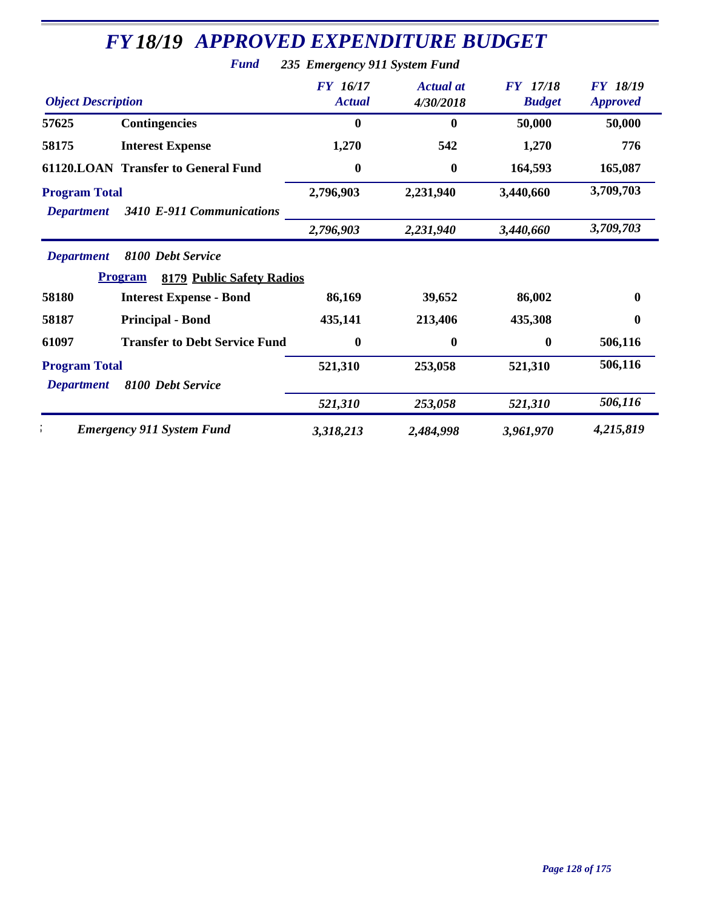# FY 18/19 APPROVED EXPENDITURE BUDGET

**Fund** *235 Emergency 911 System Fund*

| Object Description | | FY 16/17 Actual | Actual at 4/30/2018 | FY 17/18 Budget | FY 18/19 Approved |
|---|---|---|---|---|---|
| 57625 | Contingencies | 0 | 0 | 50,000 | 50,000 |
| 58175 | Interest Expense | 1,270 | 542 | 1,270 | 776 |
| 61120.LOAN | Transfer to General Fund | 0 | 0 | 164,593 | 165,087 |
| **Program Total** | | 2,796,903 | 2,231,940 | 3,440,660 | 3,709,703 |
| *Department* | *3410 E-911 Communications* | *2,796,903* | *2,231,940* | *3,440,660* | *3,709,703* |
| *Department* | *8100 Debt Service* | | | | |
| **Program** | **8179 Public Safety Radios** | | | | |
| 58180 | Interest Expense - Bond | 86,169 | 39,652 | 86,002 | 0 |
| 58187 | Principal - Bond | 435,141 | 213,406 | 435,308 | 0 |
| 61097 | Transfer to Debt Service Fund | 0 | 0 | 0 | 506,116 |
| **Program Total** | | 521,310 | 253,058 | 521,310 | 506,116 |
| *Department* | *8100 Debt Service* | *521,310* | *253,058* | *521,310* | *506,116* |
| | *Emergency 911 System Fund* | *3,318,213* | *2,484,998* | *3,961,970* | *4,215,819* |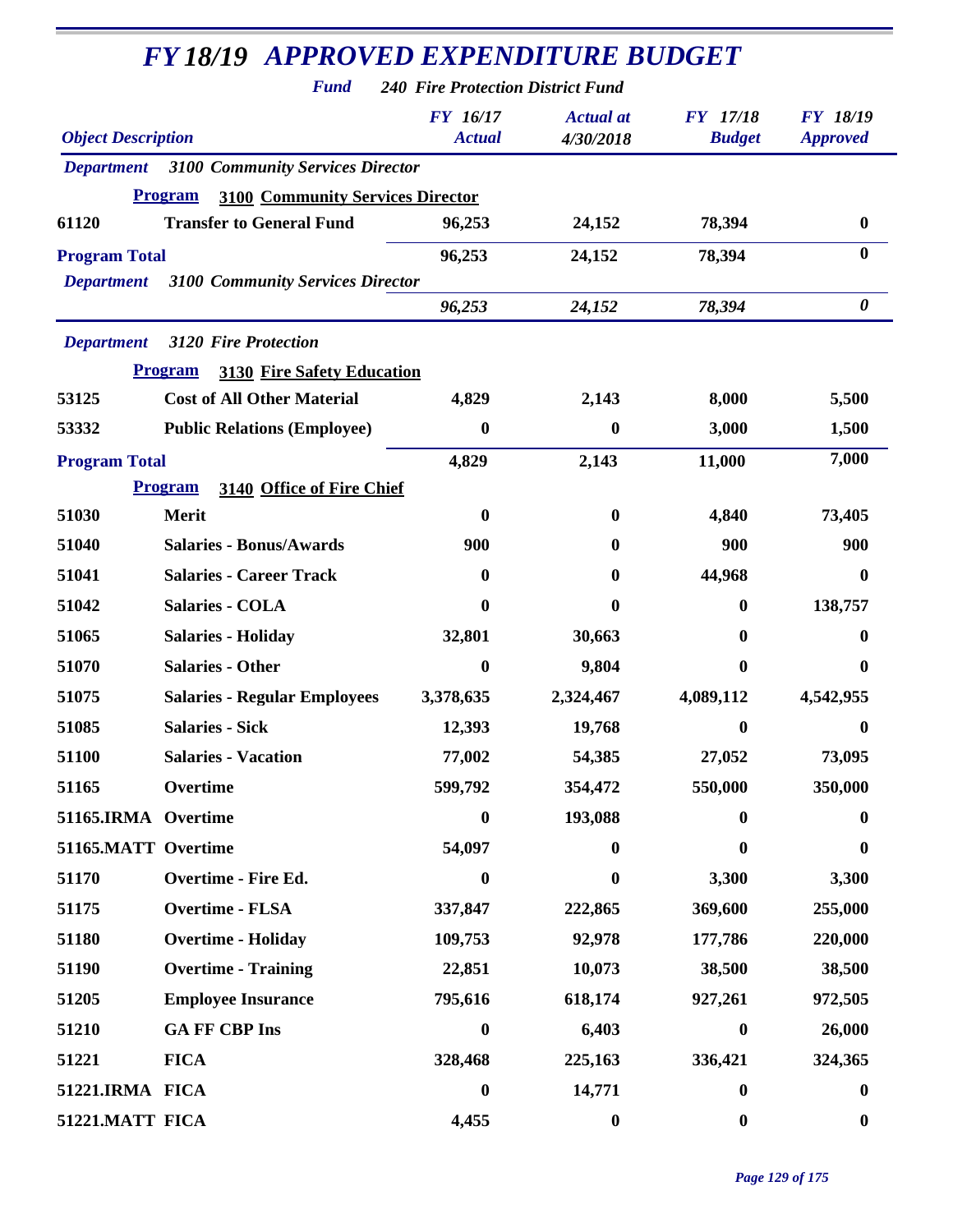# *FY 18/19 APPROVED EXPENDITURE BUDGET*

***Fund*** ***240 Fire Protection District Fund***

| *Object Description* | | *FY 16/17 Actual* | *Actual at 4/30/2018* | *FY 17/18 Budget* | *FY 18/19 Approved* |
|---|---|---|---|---|---|
| ***Department*** | ***3100 Community Services Director*** | | | | |
| **Program** | **3100 Community Services Director** | | | | |
| **61120** | **Transfer to General Fund** | **96,253** | **24,152** | **78,394** | **0** |
| **Program Total** | | **96,253** | **24,152** | **78,394** | **0** |
| ***Department*** | ***3100 Community Services Director*** | ***96,253*** | ***24,152*** | ***78,394*** | ***0*** |
| ***Department*** | ***3120 Fire Protection*** | | | | |
| **Program** | **3130 Fire Safety Education** | | | | |
| **53125** | **Cost of All Other Material** | **4,829** | **2,143** | **8,000** | **5,500** |
| **53332** | **Public Relations (Employee)** | **0** | **0** | **3,000** | **1,500** |
| **Program Total** | | **4,829** | **2,143** | **11,000** | **7,000** |
| **Program** | **3140 Office of Fire Chief** | | | | |
| **51030** | **Merit** | **0** | **0** | **4,840** | **73,405** |
| **51040** | **Salaries - Bonus/Awards** | **900** | **0** | **900** | **900** |
| **51041** | **Salaries - Career Track** | **0** | **0** | **44,968** | **0** |
| **51042** | **Salaries - COLA** | **0** | **0** | **0** | **138,757** |
| **51065** | **Salaries - Holiday** | **32,801** | **30,663** | **0** | **0** |
| **51070** | **Salaries - Other** | **0** | **9,804** | **0** | **0** |
| **51075** | **Salaries - Regular Employees** | **3,378,635** | **2,324,467** | **4,089,112** | **4,542,955** |
| **51085** | **Salaries - Sick** | **12,393** | **19,768** | **0** | **0** |
| **51100** | **Salaries - Vacation** | **77,002** | **54,385** | **27,052** | **73,095** |
| **51165** | **Overtime** | **599,792** | **354,472** | **550,000** | **350,000** |
| **51165.IRMA** | **Overtime** | **0** | **193,088** | **0** | **0** |
| **51165.MATT** | **Overtime** | **54,097** | **0** | **0** | **0** |
| **51170** | **Overtime - Fire Ed.** | **0** | **0** | **3,300** | **3,300** |
| **51175** | **Overtime - FLSA** | **337,847** | **222,865** | **369,600** | **255,000** |
| **51180** | **Overtime - Holiday** | **109,753** | **92,978** | **177,786** | **220,000** |
| **51190** | **Overtime - Training** | **22,851** | **10,073** | **38,500** | **38,500** |
| **51205** | **Employee Insurance** | **795,616** | **618,174** | **927,261** | **972,505** |
| **51210** | **GA FF CBP Ins** | **0** | **6,403** | **0** | **26,000** |
| **51221** | **FICA** | **328,468** | **225,163** | **336,421** | **324,365** |
| **51221.IRMA** | **FICA** | **0** | **14,771** | **0** | **0** |
| **51221.MATT** | **FICA** | **4,455** | **0** | **0** | **0** |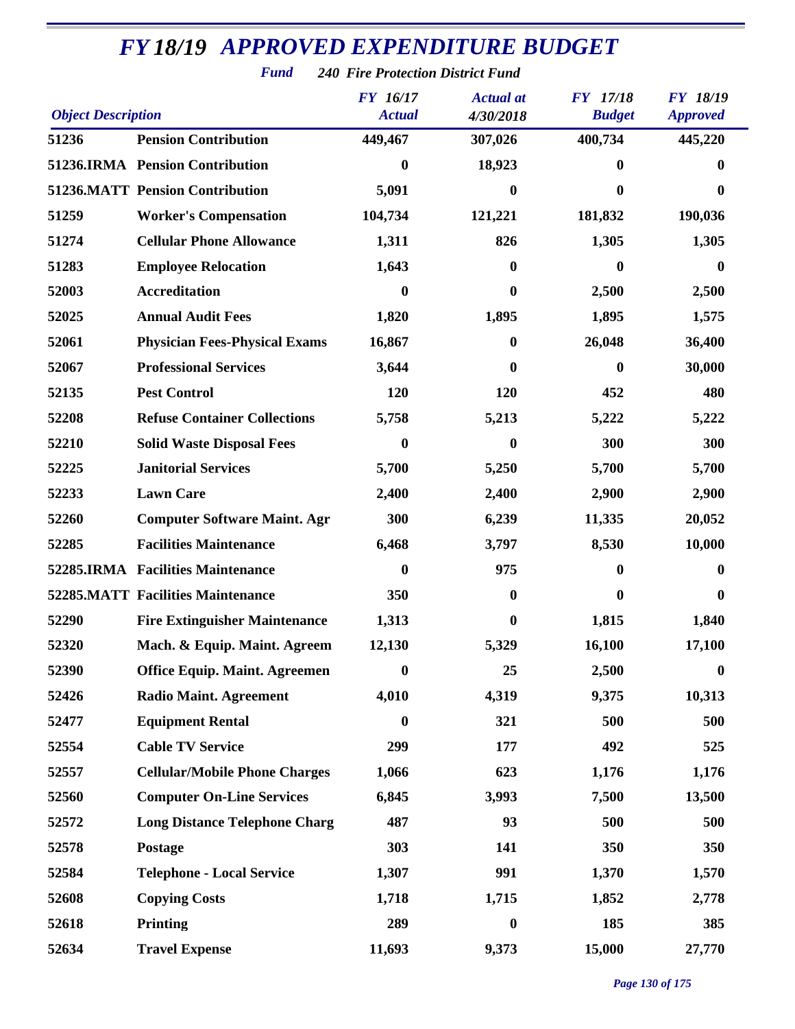# *FY 18/19 APPROVED EXPENDITURE BUDGET*

***Fund*** ***240 Fire Protection District Fund***

| *Object Description* | | *FY 16/17 Actual* | *Actual at 4/30/2018* | *FY 17/18 Budget* | *FY 18/19 Approved* |
|---|---|---|---|---|---|
| **51236** | **Pension Contribution** | **449,467** | **307,026** | **400,734** | **445,220** |
| **51236.IRMA** | **Pension Contribution** | **0** | **18,923** | **0** | **0** |
| **51236.MATT** | **Pension Contribution** | **5,091** | **0** | **0** | **0** |
| **51259** | **Worker's Compensation** | **104,734** | **121,221** | **181,832** | **190,036** |
| **51274** | **Cellular Phone Allowance** | **1,311** | **826** | **1,305** | **1,305** |
| **51283** | **Employee Relocation** | **1,643** | **0** | **0** | **0** |
| **52003** | **Accreditation** | **0** | **0** | **2,500** | **2,500** |
| **52025** | **Annual Audit Fees** | **1,820** | **1,895** | **1,895** | **1,575** |
| **52061** | **Physician Fees-Physical Exams** | **16,867** | **0** | **26,048** | **36,400** |
| **52067** | **Professional Services** | **3,644** | **0** | **0** | **30,000** |
| **52135** | **Pest Control** | **120** | **120** | **452** | **480** |
| **52208** | **Refuse Container Collections** | **5,758** | **5,213** | **5,222** | **5,222** |
| **52210** | **Solid Waste Disposal Fees** | **0** | **0** | **300** | **300** |
| **52225** | **Janitorial Services** | **5,700** | **5,250** | **5,700** | **5,700** |
| **52233** | **Lawn Care** | **2,400** | **2,400** | **2,900** | **2,900** |
| **52260** | **Computer Software Maint. Agr** | **300** | **6,239** | **11,335** | **20,052** |
| **52285** | **Facilities Maintenance** | **6,468** | **3,797** | **8,530** | **10,000** |
| **52285.IRMA** | **Facilities Maintenance** | **0** | **975** | **0** | **0** |
| **52285.MATT** | **Facilities Maintenance** | **350** | **0** | **0** | **0** |
| **52290** | **Fire Extinguisher Maintenance** | **1,313** | **0** | **1,815** | **1,840** |
| **52320** | **Mach. & Equip. Maint. Agreem** | **12,130** | **5,329** | **16,100** | **17,100** |
| **52390** | **Office Equip. Maint. Agreemen** | **0** | **25** | **2,500** | **0** |
| **52426** | **Radio Maint. Agreement** | **4,010** | **4,319** | **9,375** | **10,313** |
| **52477** | **Equipment Rental** | **0** | **321** | **500** | **500** |
| **52554** | **Cable TV Service** | **299** | **177** | **492** | **525** |
| **52557** | **Cellular/Mobile Phone Charges** | **1,066** | **623** | **1,176** | **1,176** |
| **52560** | **Computer On-Line Services** | **6,845** | **3,993** | **7,500** | **13,500** |
| **52572** | **Long Distance Telephone Charg** | **487** | **93** | **500** | **500** |
| **52578** | **Postage** | **303** | **141** | **350** | **350** |
| **52584** | **Telephone - Local Service** | **1,307** | **991** | **1,370** | **1,570** |
| **52608** | **Copying Costs** | **1,718** | **1,715** | **1,852** | **2,778** |
| **52618** | **Printing** | **289** | **0** | **185** | **385** |
| **52634** | **Travel Expense** | **11,693** | **9,373** | **15,000** | **27,770** |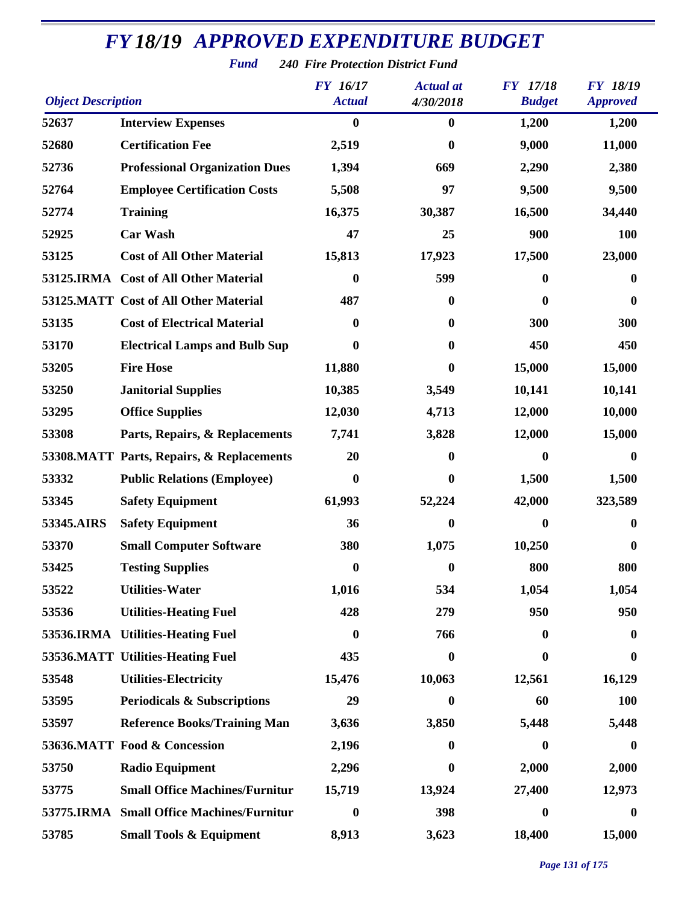# FY 18/19 APPROVED EXPENDITURE BUDGET

**Fund** 240 Fire Protection District Fund

| Object Description | | FY 16/17 Actual | Actual at 4/30/2018 | FY 17/18 Budget | FY 18/19 Approved |
|---|---|---|---|---|---|
| 52637 | Interview Expenses | 0 | 0 | 1,200 | 1,200 |
| 52680 | Certification Fee | 2,519 | 0 | 9,000 | 11,000 |
| 52736 | Professional Organization Dues | 1,394 | 669 | 2,290 | 2,380 |
| 52764 | Employee Certification Costs | 5,508 | 97 | 9,500 | 9,500 |
| 52774 | Training | 16,375 | 30,387 | 16,500 | 34,440 |
| 52925 | Car Wash | 47 | 25 | 900 | 100 |
| 53125 | Cost of All Other Material | 15,813 | 17,923 | 17,500 | 23,000 |
| 53125.IRMA | Cost of All Other Material | 0 | 599 | 0 | 0 |
| 53125.MATT | Cost of All Other Material | 487 | 0 | 0 | 0 |
| 53135 | Cost of Electrical Material | 0 | 0 | 300 | 300 |
| 53170 | Electrical Lamps and Bulb Sup | 0 | 0 | 450 | 450 |
| 53205 | Fire Hose | 11,880 | 0 | 15,000 | 15,000 |
| 53250 | Janitorial Supplies | 10,385 | 3,549 | 10,141 | 10,141 |
| 53295 | Office Supplies | 12,030 | 4,713 | 12,000 | 10,000 |
| 53308 | Parts, Repairs, & Replacements | 7,741 | 3,828 | 12,000 | 15,000 |
| 53308.MATT | Parts, Repairs, & Replacements | 20 | 0 | 0 | 0 |
| 53332 | Public Relations (Employee) | 0 | 0 | 1,500 | 1,500 |
| 53345 | Safety Equipment | 61,993 | 52,224 | 42,000 | 323,589 |
| 53345.AIRS | Safety Equipment | 36 | 0 | 0 | 0 |
| 53370 | Small Computer Software | 380 | 1,075 | 10,250 | 0 |
| 53425 | Testing Supplies | 0 | 0 | 800 | 800 |
| 53522 | Utilities-Water | 1,016 | 534 | 1,054 | 1,054 |
| 53536 | Utilities-Heating Fuel | 428 | 279 | 950 | 950 |
| 53536.IRMA | Utilities-Heating Fuel | 0 | 766 | 0 | 0 |
| 53536.MATT | Utilities-Heating Fuel | 435 | 0 | 0 | 0 |
| 53548 | Utilities-Electricity | 15,476 | 10,063 | 12,561 | 16,129 |
| 53595 | Periodicals & Subscriptions | 29 | 0 | 60 | 100 |
| 53597 | Reference Books/Training Man | 3,636 | 3,850 | 5,448 | 5,448 |
| 53636.MATT | Food & Concession | 2,196 | 0 | 0 | 0 |
| 53750 | Radio Equipment | 2,296 | 0 | 2,000 | 2,000 |
| 53775 | Small Office Machines/Furnitur | 15,719 | 13,924 | 27,400 | 12,973 |
| 53775.IRMA | Small Office Machines/Furnitur | 0 | 398 | 0 | 0 |
| 53785 | Small Tools & Equipment | 8,913 | 3,623 | 18,400 | 15,000 |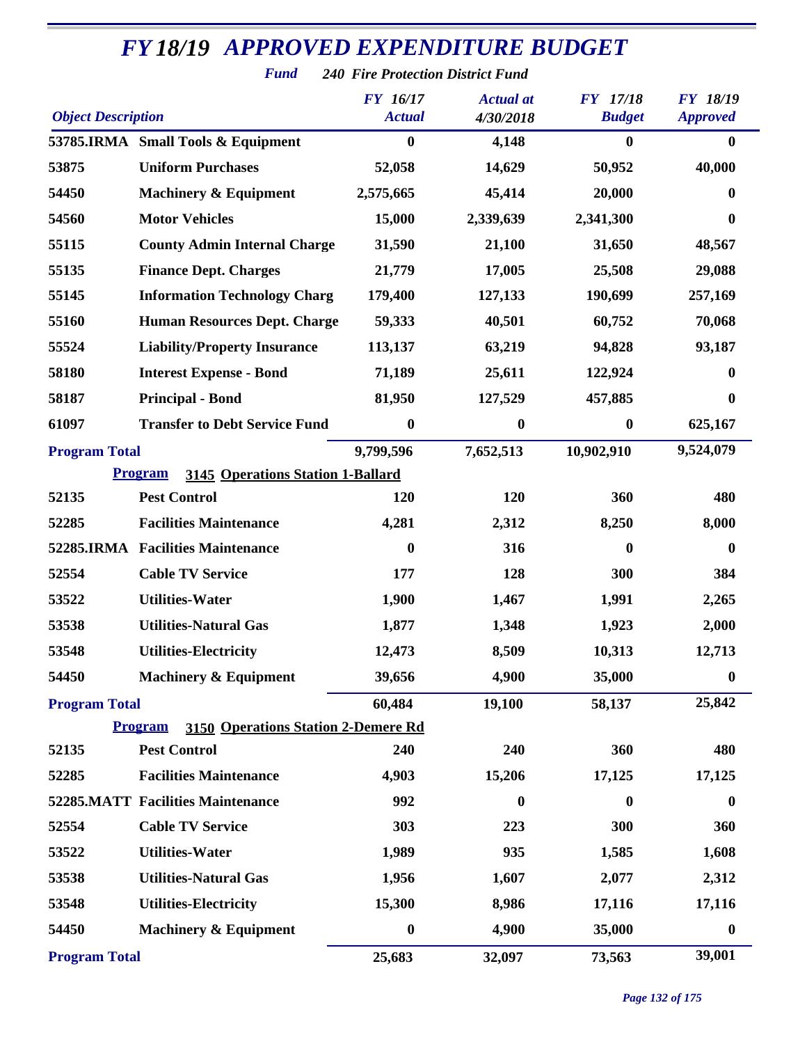# FY 18/19 APPROVED EXPENDITURE BUDGET

**Fund** 240 Fire Protection District Fund

| Object | Description | FY 16/17 Actual | Actual at 4/30/2018 | FY 17/18 Budget | FY 18/19 Approved |
|---|---|---|---|---|---|
| 53785.IRMA | Small Tools & Equipment | 0 | 4,148 | 0 | 0 |
| 53875 | Uniform Purchases | 52,058 | 14,629 | 50,952 | 40,000 |
| 54450 | Machinery & Equipment | 2,575,665 | 45,414 | 20,000 | 0 |
| 54560 | Motor Vehicles | 15,000 | 2,339,639 | 2,341,300 | 0 |
| 55115 | County Admin Internal Charge | 31,590 | 21,100 | 31,650 | 48,567 |
| 55135 | Finance Dept. Charges | 21,779 | 17,005 | 25,508 | 29,088 |
| 55145 | Information Technology Charg | 179,400 | 127,133 | 190,699 | 257,169 |
| 55160 | Human Resources Dept. Charge | 59,333 | 40,501 | 60,752 | 70,068 |
| 55524 | Liability/Property Insurance | 113,137 | 63,219 | 94,828 | 93,187 |
| 58180 | Interest Expense - Bond | 71,189 | 25,611 | 122,924 | 0 |
| 58187 | Principal - Bond | 81,950 | 127,529 | 457,885 | 0 |
| 61097 | Transfer to Debt Service Fund | 0 | 0 | 0 | 625,167 |
| **Program Total** | | 9,799,596 | 7,652,513 | 10,902,910 | 9,524,079 |
| **Program** | **3145 Operations Station 1-Ballard** | | | | |
| 52135 | Pest Control | 120 | 120 | 360 | 480 |
| 52285 | Facilities Maintenance | 4,281 | 2,312 | 8,250 | 8,000 |
| 52285.IRMA | Facilities Maintenance | 0 | 316 | 0 | 0 |
| 52554 | Cable TV Service | 177 | 128 | 300 | 384 |
| 53522 | Utilities-Water | 1,900 | 1,467 | 1,991 | 2,265 |
| 53538 | Utilities-Natural Gas | 1,877 | 1,348 | 1,923 | 2,000 |
| 53548 | Utilities-Electricity | 12,473 | 8,509 | 10,313 | 12,713 |
| 54450 | Machinery & Equipment | 39,656 | 4,900 | 35,000 | 0 |
| **Program Total** | | 60,484 | 19,100 | 58,137 | 25,842 |
| **Program** | **3150 Operations Station 2-Demere Rd** | | | | |
| 52135 | Pest Control | 240 | 240 | 360 | 480 |
| 52285 | Facilities Maintenance | 4,903 | 15,206 | 17,125 | 17,125 |
| 52285.MATT | Facilities Maintenance | 992 | 0 | 0 | 0 |
| 52554 | Cable TV Service | 303 | 223 | 300 | 360 |
| 53522 | Utilities-Water | 1,989 | 935 | 1,585 | 1,608 |
| 53538 | Utilities-Natural Gas | 1,956 | 1,607 | 2,077 | 2,312 |
| 53548 | Utilities-Electricity | 15,300 | 8,986 | 17,116 | 17,116 |
| 54450 | Machinery & Equipment | 0 | 4,900 | 35,000 | 0 |
| **Program Total** | | 25,683 | 32,097 | 73,563 | 39,001 |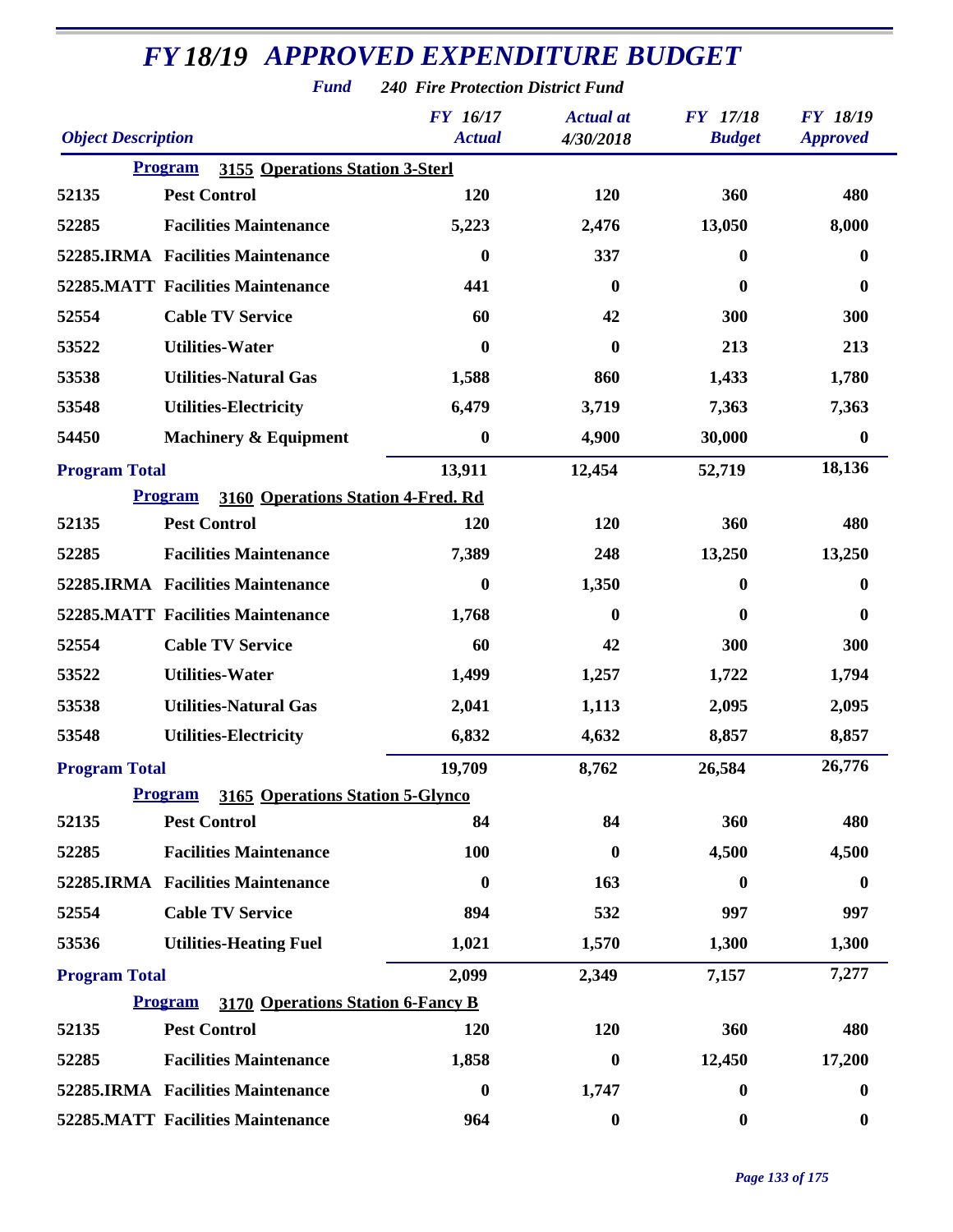# FY 18/19 APPROVED EXPENDITURE BUDGET

***Fund*** ***240 Fire Protection District Fund***

| Object Description | | FY 16/17 Actual | Actual at 4/30/2018 | FY 17/18 Budget | FY 18/19 Approved |
|---|---|---|---|---|---|
| **Program** | **3155 Operations Station 3-Sterl** | | | | |
| 52135 | Pest Control | 120 | 120 | 360 | 480 |
| 52285 | Facilities Maintenance | 5,223 | 2,476 | 13,050 | 8,000 |
| 52285.IRMA | Facilities Maintenance | 0 | 337 | 0 | 0 |
| 52285.MATT | Facilities Maintenance | 441 | 0 | 0 | 0 |
| 52554 | Cable TV Service | 60 | 42 | 300 | 300 |
| 53522 | Utilities-Water | 0 | 0 | 213 | 213 |
| 53538 | Utilities-Natural Gas | 1,588 | 860 | 1,433 | 1,780 |
| 53548 | Utilities-Electricity | 6,479 | 3,719 | 7,363 | 7,363 |
| 54450 | Machinery & Equipment | 0 | 4,900 | 30,000 | 0 |
| **Program Total** | | **13,911** | **12,454** | **52,719** | **18,136** |
| **Program** | **3160 Operations Station 4-Fred. Rd** | | | | |
| 52135 | Pest Control | 120 | 120 | 360 | 480 |
| 52285 | Facilities Maintenance | 7,389 | 248 | 13,250 | 13,250 |
| 52285.IRMA | Facilities Maintenance | 0 | 1,350 | 0 | 0 |
| 52285.MATT | Facilities Maintenance | 1,768 | 0 | 0 | 0 |
| 52554 | Cable TV Service | 60 | 42 | 300 | 300 |
| 53522 | Utilities-Water | 1,499 | 1,257 | 1,722 | 1,794 |
| 53538 | Utilities-Natural Gas | 2,041 | 1,113 | 2,095 | 2,095 |
| 53548 | Utilities-Electricity | 6,832 | 4,632 | 8,857 | 8,857 |
| **Program Total** | | **19,709** | **8,762** | **26,584** | **26,776** |
| **Program** | **3165 Operations Station 5-Glynco** | | | | |
| 52135 | Pest Control | 84 | 84 | 360 | 480 |
| 52285 | Facilities Maintenance | 100 | 0 | 4,500 | 4,500 |
| 52285.IRMA | Facilities Maintenance | 0 | 163 | 0 | 0 |
| 52554 | Cable TV Service | 894 | 532 | 997 | 997 |
| 53536 | Utilities-Heating Fuel | 1,021 | 1,570 | 1,300 | 1,300 |
| **Program Total** | | **2,099** | **2,349** | **7,157** | **7,277** |
| **Program** | **3170 Operations Station 6-Fancy B** | | | | |
| 52135 | Pest Control | 120 | 120 | 360 | 480 |
| 52285 | Facilities Maintenance | 1,858 | 0 | 12,450 | 17,200 |
| 52285.IRMA | Facilities Maintenance | 0 | 1,747 | 0 | 0 |
| 52285.MATT | Facilities Maintenance | 964 | 0 | 0 | 0 |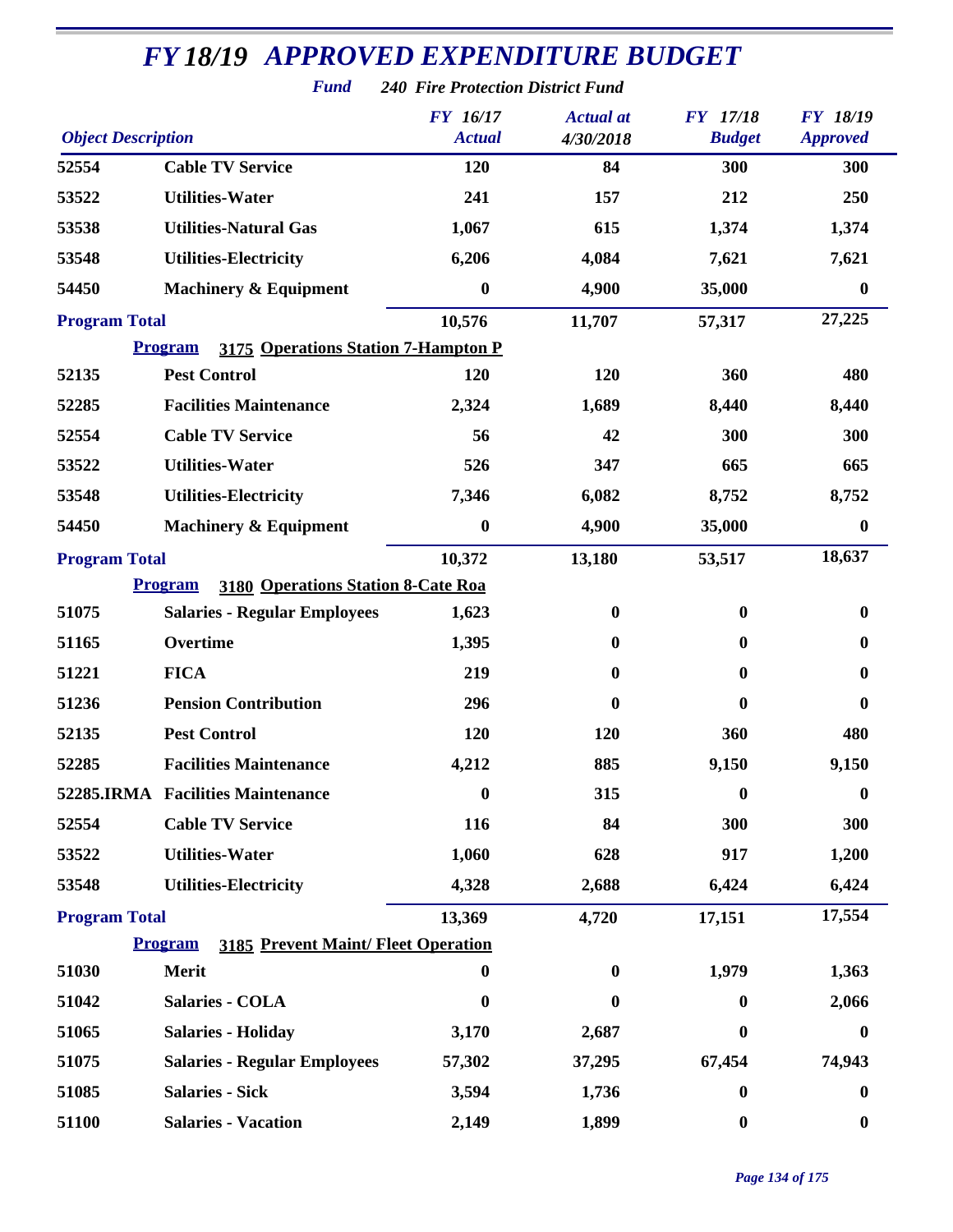# FY 18/19 APPROVED EXPENDITURE BUDGET

**Fund** *240 Fire Protection District Fund*

| Object | Description | FY 16/17 Actual | Actual at 4/30/2018 | FY 17/18 Budget | FY 18/19 Approved |
|---|---|---|---|---|---|
| 52554 | Cable TV Service | 120 | 84 | 300 | 300 |
| 53522 | Utilities-Water | 241 | 157 | 212 | 250 |
| 53538 | Utilities-Natural Gas | 1,067 | 615 | 1,374 | 1,374 |
| 53548 | Utilities-Electricity | 6,206 | 4,084 | 7,621 | 7,621 |
| 54450 | Machinery & Equipment | 0 | 4,900 | 35,000 | 0 |
| **Program Total** | | 10,576 | 11,707 | 57,317 | 27,225 |
| | **Program 3175 Operations Station 7-Hampton P** | | | | |
| 52135 | Pest Control | 120 | 120 | 360 | 480 |
| 52285 | Facilities Maintenance | 2,324 | 1,689 | 8,440 | 8,440 |
| 52554 | Cable TV Service | 56 | 42 | 300 | 300 |
| 53522 | Utilities-Water | 526 | 347 | 665 | 665 |
| 53548 | Utilities-Electricity | 7,346 | 6,082 | 8,752 | 8,752 |
| 54450 | Machinery & Equipment | 0 | 4,900 | 35,000 | 0 |
| **Program Total** | | 10,372 | 13,180 | 53,517 | 18,637 |
| | **Program 3180 Operations Station 8-Cate Roa** | | | | |
| 51075 | Salaries - Regular Employees | 1,623 | 0 | 0 | 0 |
| 51165 | Overtime | 1,395 | 0 | 0 | 0 |
| 51221 | FICA | 219 | 0 | 0 | 0 |
| 51236 | Pension Contribution | 296 | 0 | 0 | 0 |
| 52135 | Pest Control | 120 | 120 | 360 | 480 |
| 52285 | Facilities Maintenance | 4,212 | 885 | 9,150 | 9,150 |
| 52285.IRMA | Facilities Maintenance | 0 | 315 | 0 | 0 |
| 52554 | Cable TV Service | 116 | 84 | 300 | 300 |
| 53522 | Utilities-Water | 1,060 | 628 | 917 | 1,200 |
| 53548 | Utilities-Electricity | 4,328 | 2,688 | 6,424 | 6,424 |
| **Program Total** | | 13,369 | 4,720 | 17,151 | 17,554 |
| | **Program 3185 Prevent Maint/ Fleet Operation** | | | | |
| 51030 | Merit | 0 | 0 | 1,979 | 1,363 |
| 51042 | Salaries - COLA | 0 | 0 | 0 | 2,066 |
| 51065 | Salaries - Holiday | 3,170 | 2,687 | 0 | 0 |
| 51075 | Salaries - Regular Employees | 57,302 | 37,295 | 67,454 | 74,943 |
| 51085 | Salaries - Sick | 3,594 | 1,736 | 0 | 0 |
| 51100 | Salaries - Vacation | 2,149 | 1,899 | 0 | 0 |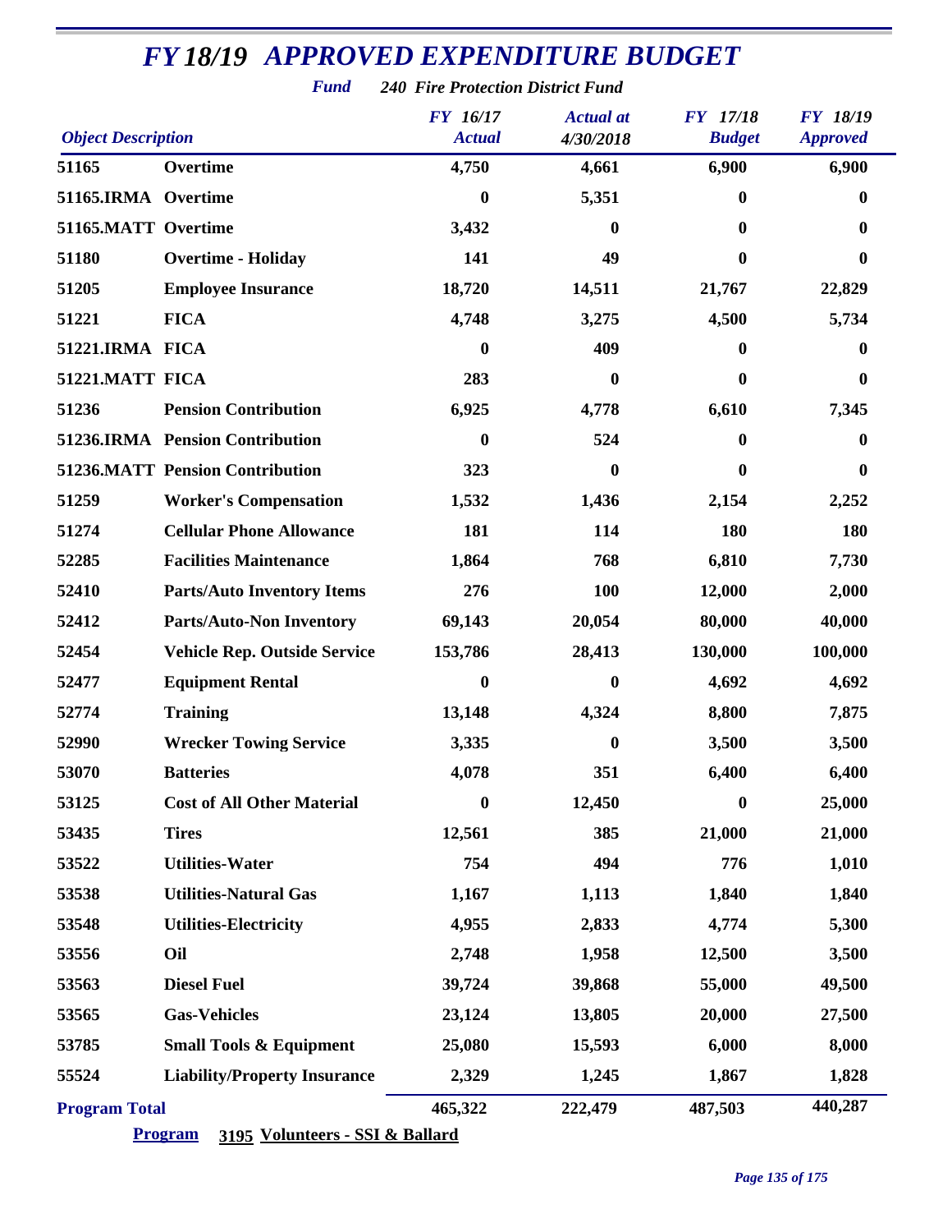# FY 18/19 APPROVED EXPENDITURE BUDGET

***Fund*** ***240 Fire Protection District Fund***

| Object Description | | FY 16/17 Actual | Actual at 4/30/2018 | FY 17/18 Budget | FY 18/19 Approved |
|---|---|---|---|---|---|
| 51165 | Overtime | 4,750 | 4,661 | 6,900 | 6,900 |
| 51165.IRMA | Overtime | 0 | 5,351 | 0 | 0 |
| 51165.MATT | Overtime | 3,432 | 0 | 0 | 0 |
| 51180 | Overtime - Holiday | 141 | 49 | 0 | 0 |
| 51205 | Employee Insurance | 18,720 | 14,511 | 21,767 | 22,829 |
| 51221 | FICA | 4,748 | 3,275 | 4,500 | 5,734 |
| 51221.IRMA | FICA | 0 | 409 | 0 | 0 |
| 51221.MATT | FICA | 283 | 0 | 0 | 0 |
| 51236 | Pension Contribution | 6,925 | 4,778 | 6,610 | 7,345 |
| 51236.IRMA | Pension Contribution | 0 | 524 | 0 | 0 |
| 51236.MATT | Pension Contribution | 323 | 0 | 0 | 0 |
| 51259 | Worker's Compensation | 1,532 | 1,436 | 2,154 | 2,252 |
| 51274 | Cellular Phone Allowance | 181 | 114 | 180 | 180 |
| 52285 | Facilities Maintenance | 1,864 | 768 | 6,810 | 7,730 |
| 52410 | Parts/Auto Inventory Items | 276 | 100 | 12,000 | 2,000 |
| 52412 | Parts/Auto-Non Inventory | 69,143 | 20,054 | 80,000 | 40,000 |
| 52454 | Vehicle Rep. Outside Service | 153,786 | 28,413 | 130,000 | 100,000 |
| 52477 | Equipment Rental | 0 | 0 | 4,692 | 4,692 |
| 52774 | Training | 13,148 | 4,324 | 8,800 | 7,875 |
| 52990 | Wrecker Towing Service | 3,335 | 0 | 3,500 | 3,500 |
| 53070 | Batteries | 4,078 | 351 | 6,400 | 6,400 |
| 53125 | Cost of All Other Material | 0 | 12,450 | 0 | 25,000 |
| 53435 | Tires | 12,561 | 385 | 21,000 | 21,000 |
| 53522 | Utilities-Water | 754 | 494 | 776 | 1,010 |
| 53538 | Utilities-Natural Gas | 1,167 | 1,113 | 1,840 | 1,840 |
| 53548 | Utilities-Electricity | 4,955 | 2,833 | 4,774 | 5,300 |
| 53556 | Oil | 2,748 | 1,958 | 12,500 | 3,500 |
| 53563 | Diesel Fuel | 39,724 | 39,868 | 55,000 | 49,500 |
| 53565 | Gas-Vehicles | 23,124 | 13,805 | 20,000 | 27,500 |
| 53785 | Small Tools & Equipment | 25,080 | 15,593 | 6,000 | 8,000 |
| 55524 | Liability/Property Insurance | 2,329 | 1,245 | 1,867 | 1,828 |
| **Program Total** | | 465,322 | 222,479 | 487,503 | 440,287 |

**Program** **3195 Volunteers - SSI & Ballard**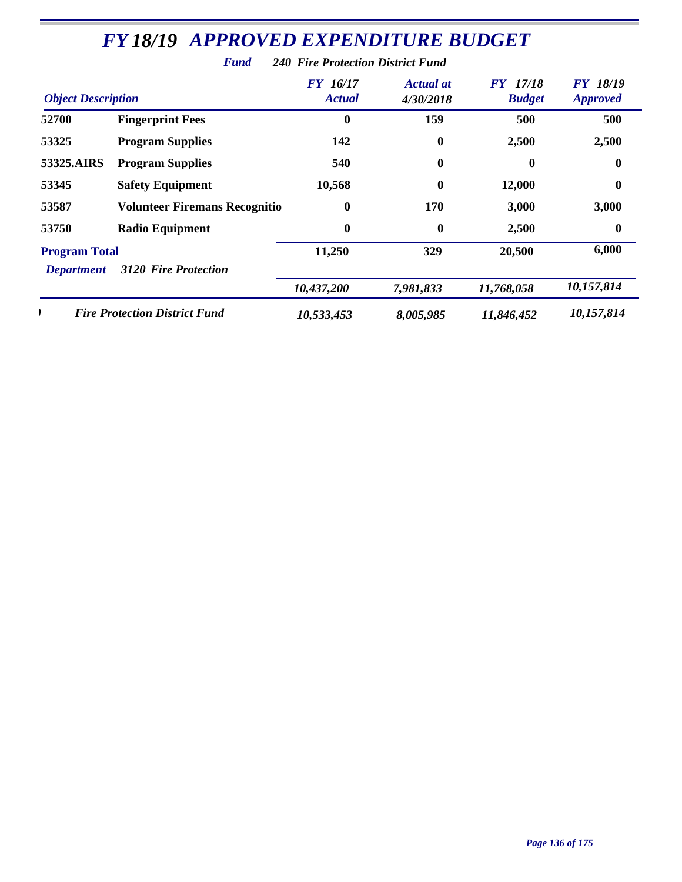# *FY 18/19 APPROVED EXPENDITURE BUDGET*

***Fund*** ***240 Fire Protection District Fund***

| *Object Description* | | *FY 16/17 Actual* | *Actual at 4/30/2018* | *FY 17/18 Budget* | *FY 18/19 Approved* |
|---|---|---|---|---|---|
| **52700** | **Fingerprint Fees** | **0** | **159** | **500** | **500** |
| **53325** | **Program Supplies** | **142** | **0** | **2,500** | **2,500** |
| **53325.AIRS** | **Program Supplies** | **540** | **0** | **0** | **0** |
| **53345** | **Safety Equipment** | **10,568** | **0** | **12,000** | **0** |
| **53587** | **Volunteer Firemans Recognitio** | **0** | **170** | **3,000** | **3,000** |
| **53750** | **Radio Equipment** | **0** | **0** | **2,500** | **0** |
| **Program Total** | | **11,250** | **329** | **20,500** | **6,000** |
| ***Department*** | ***3120 Fire Protection*** | ***10,437,200*** | ***7,981,833*** | ***11,768,058*** | ***10,157,814*** |
| ***Fire Protection District Fund*** | | ***10,533,453*** | ***8,005,985*** | ***11,846,452*** | ***10,157,814*** |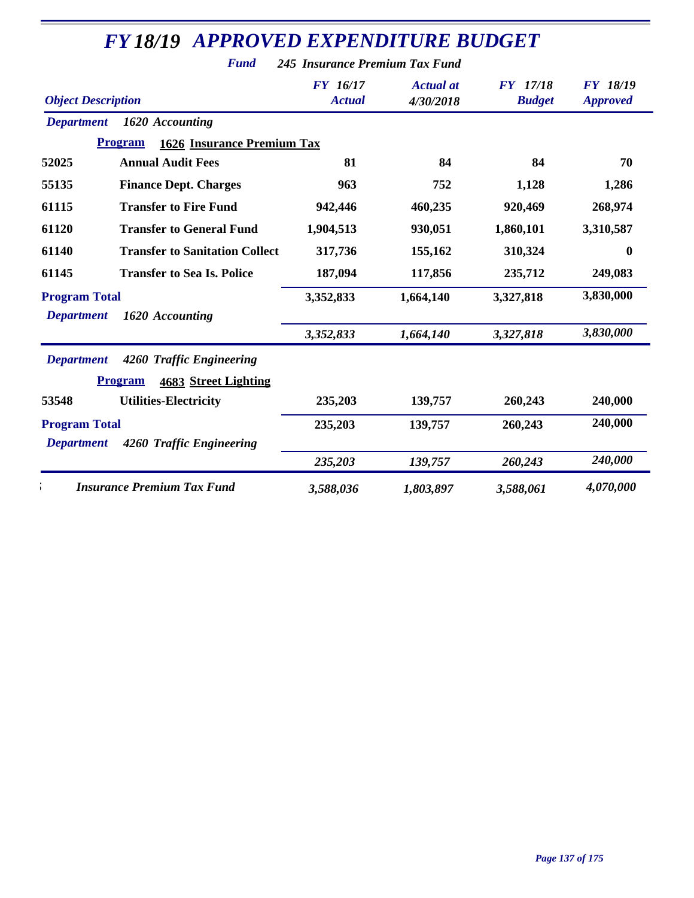# FY 18/19 APPROVED EXPENDITURE BUDGET

**Fund** *245 Insurance Premium Tax Fund*

| Object Description | | FY 16/17 Actual | Actual at 4/30/2018 | FY 17/18 Budget | FY 18/19 Approved |
|---|---|---|---|---|---|
| ***Department*** | ***1620 Accounting*** | | | | |
| **Program** | **1626 Insurance Premium Tax** | | | | |
| **52025** | **Annual Audit Fees** | **81** | **84** | **84** | **70** |
| **55135** | **Finance Dept. Charges** | **963** | **752** | **1,128** | **1,286** |
| **61115** | **Transfer to Fire Fund** | **942,446** | **460,235** | **920,469** | **268,974** |
| **61120** | **Transfer to General Fund** | **1,904,513** | **930,051** | **1,860,101** | **3,310,587** |
| **61140** | **Transfer to Sanitation Collect** | **317,736** | **155,162** | **310,324** | **0** |
| **61145** | **Transfer to Sea Is. Police** | **187,094** | **117,856** | **235,712** | **249,083** |
| **Program Total** | | **3,352,833** | **1,664,140** | **3,327,818** | **3,830,000** |
| ***Department*** | ***1620 Accounting*** | ***3,352,833*** | ***1,664,140*** | ***3,327,818*** | ***3,830,000*** |
| ***Department*** | ***4260 Traffic Engineering*** | | | | |
| **Program** | **4683 Street Lighting** | | | | |
| **53548** | **Utilities-Electricity** | **235,203** | **139,757** | **260,243** | **240,000** |
| **Program Total** | | **235,203** | **139,757** | **260,243** | **240,000** |
| ***Department*** | ***4260 Traffic Engineering*** | ***235,203*** | ***139,757*** | ***260,243*** | ***240,000*** |
| | ***Insurance Premium Tax Fund*** | ***3,588,036*** | ***1,803,897*** | ***3,588,061*** | ***4,070,000*** |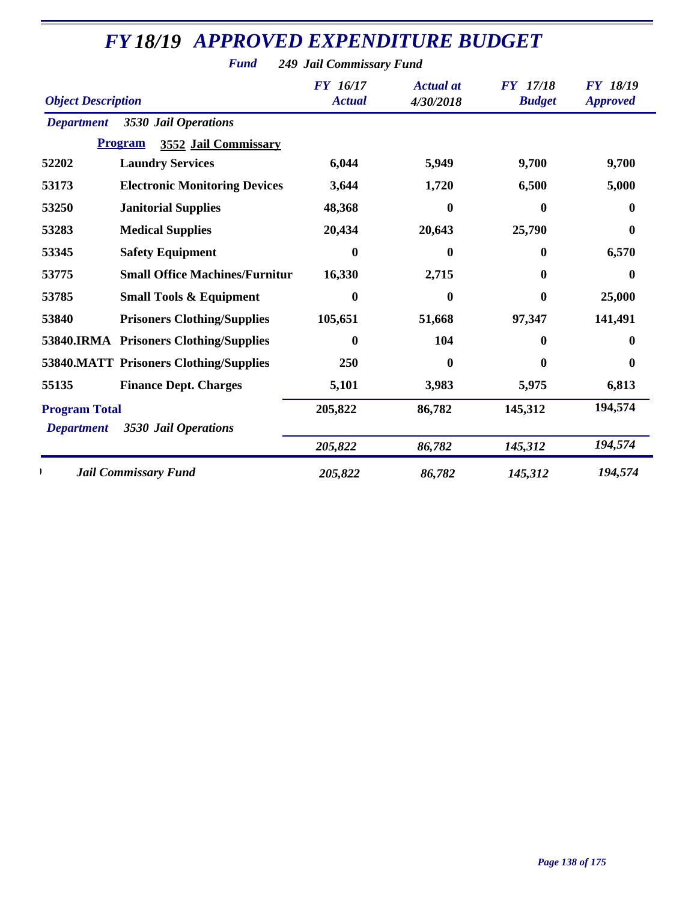# *FY 18/19 APPROVED EXPENDITURE BUDGET*

***Fund*** ***249 Jail Commissary Fund***

| *Object Description* | | *FY 16/17 Actual* | *Actual at 4/30/2018* | *FY 17/18 Budget* | *FY 18/19 Approved* |
|---|---|---|---|---|---|
| ***Department*** | ***3530 Jail Operations*** | | | | |
| **Program** | **3552 Jail Commissary** | | | | |
| **52202** | **Laundry Services** | **6,044** | **5,949** | **9,700** | **9,700** |
| **53173** | **Electronic Monitoring Devices** | **3,644** | **1,720** | **6,500** | **5,000** |
| **53250** | **Janitorial Supplies** | **48,368** | **0** | **0** | **0** |
| **53283** | **Medical Supplies** | **20,434** | **20,643** | **25,790** | **0** |
| **53345** | **Safety Equipment** | **0** | **0** | **0** | **6,570** |
| **53775** | **Small Office Machines/Furnitur** | **16,330** | **2,715** | **0** | **0** |
| **53785** | **Small Tools & Equipment** | **0** | **0** | **0** | **25,000** |
| **53840** | **Prisoners Clothing/Supplies** | **105,651** | **51,668** | **97,347** | **141,491** |
| **53840.IRMA** | **Prisoners Clothing/Supplies** | **0** | **104** | **0** | **0** |
| **53840.MATT** | **Prisoners Clothing/Supplies** | **250** | **0** | **0** | **0** |
| **55135** | **Finance Dept. Charges** | **5,101** | **3,983** | **5,975** | **6,813** |
| **Program Total** | | **205,822** | **86,782** | **145,312** | **194,574** |
| ***Department*** | ***3530 Jail Operations*** | ***205,822*** | ***86,782*** | ***145,312*** | ***194,574*** |
| ***Jail Commissary Fund*** | | ***205,822*** | ***86,782*** | ***145,312*** | ***194,574*** |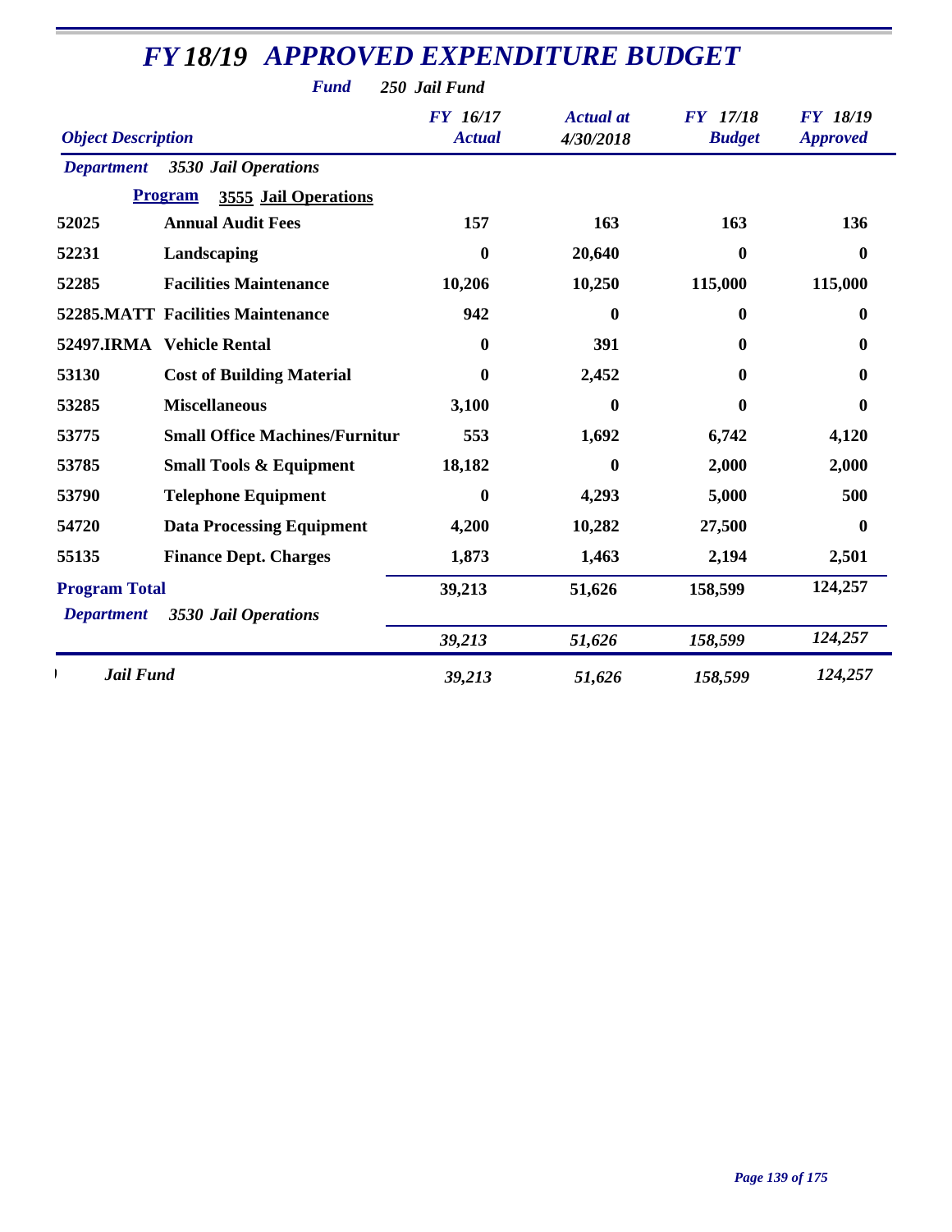# *FY 18/19 APPROVED EXPENDITURE BUDGET*

***Fund*** ***250 Jail Fund***

| *Object Description* | | *FY 16/17 Actual* | *Actual at 4/30/2018* | *FY 17/18 Budget* | *FY 18/19 Approved* |
|---|---|---|---|---|---|
| ***Department*** | ***3530 Jail Operations*** | | | | |
| **Program** | **3555 Jail Operations** | | | | |
| **52025** | **Annual Audit Fees** | **157** | **163** | **163** | **136** |
| **52231** | **Landscaping** | **0** | **20,640** | **0** | **0** |
| **52285** | **Facilities Maintenance** | **10,206** | **10,250** | **115,000** | **115,000** |
| **52285.MATT** | **Facilities Maintenance** | **942** | **0** | **0** | **0** |
| **52497.IRMA** | **Vehicle Rental** | **0** | **391** | **0** | **0** |
| **53130** | **Cost of Building Material** | **0** | **2,452** | **0** | **0** |
| **53285** | **Miscellaneous** | **3,100** | **0** | **0** | **0** |
| **53775** | **Small Office Machines/Furnitur** | **553** | **1,692** | **6,742** | **4,120** |
| **53785** | **Small Tools & Equipment** | **18,182** | **0** | **2,000** | **2,000** |
| **53790** | **Telephone Equipment** | **0** | **4,293** | **5,000** | **500** |
| **54720** | **Data Processing Equipment** | **4,200** | **10,282** | **27,500** | **0** |
| **55135** | **Finance Dept. Charges** | **1,873** | **1,463** | **2,194** | **2,501** |
| **Program Total** | | **39,213** | **51,626** | **158,599** | **124,257** |
| ***Department*** | ***3530 Jail Operations*** | ***39,213*** | ***51,626*** | ***158,599*** | ***124,257*** |
| ***Jail Fund*** | | ***39,213*** | ***51,626*** | ***158,599*** | ***124,257*** |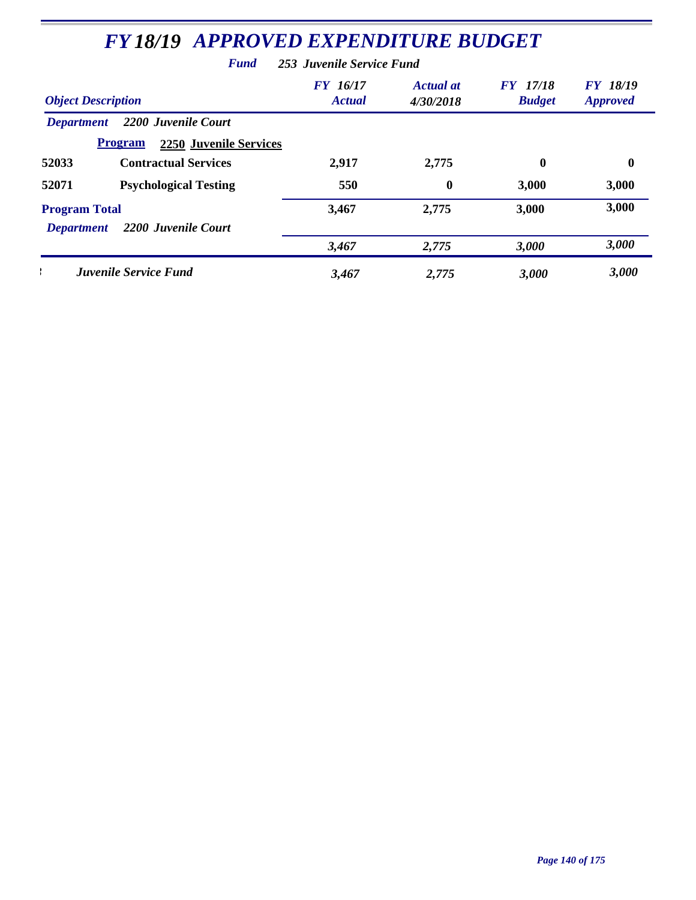# FY 18/19 APPROVED EXPENDITURE BUDGET

***Fund*** ***253 Juvenile Service Fund***

| Object Description | | FY 16/17 Actual | Actual at 4/30/2018 | FY 17/18 Budget | FY 18/19 Approved |
|---|---|---|---|---|---|
| *Department* | *2200 Juvenile Court* | | | | |
| **Program** | **2250 Juvenile Services** | | | | |
| **52033** | **Contractual Services** | **2,917** | **2,775** | **0** | **0** |
| **52071** | **Psychological Testing** | **550** | **0** | **3,000** | **3,000** |
| **Program Total** | | **3,467** | **2,775** | **3,000** | **3,000** |
| *Department* | *2200 Juvenile Court* | ***3,467*** | ***2,775*** | ***3,000*** | ***3,000*** |
| | ***Juvenile Service Fund*** | ***3,467*** | ***2,775*** | ***3,000*** | ***3,000*** |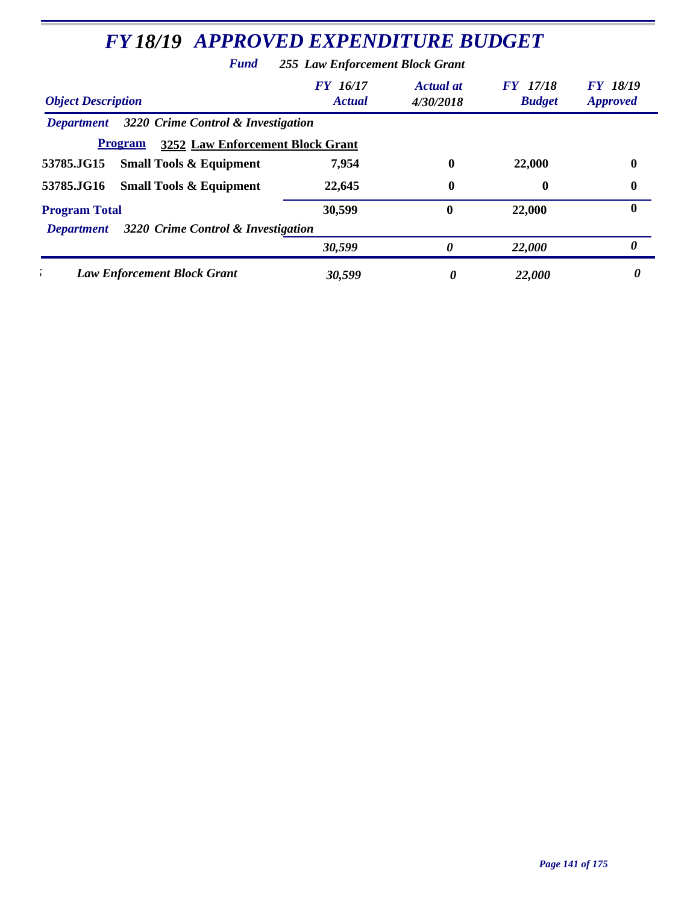# *FY 18/19 APPROVED EXPENDITURE BUDGET*

***Fund*** ***255 Law Enforcement Block Grant***

| *Object Description* | *FY 16/17 Actual* | *Actual at 4/30/2018* | *FY 17/18 Budget* | *FY 18/19 Approved* |
|---|---|---|---|---|
| ***Department*** ***3220 Crime Control & Investigation*** | | | | |
| **Program** **3252 Law Enforcement Block Grant** | | | | |
| **53785.JG15 Small Tools & Equipment** | **7,954** | **0** | **22,000** | **0** |
| **53785.JG16 Small Tools & Equipment** | **22,645** | **0** | **0** | **0** |
| **Program Total** | **30,599** | **0** | **22,000** | **0** |
| ***Department*** ***3220 Crime Control & Investigation*** | ***30,599*** | ***0*** | ***22,000*** | ***0*** |
| ***Law Enforcement Block Grant*** | ***30,599*** | ***0*** | ***22,000*** | ***0*** |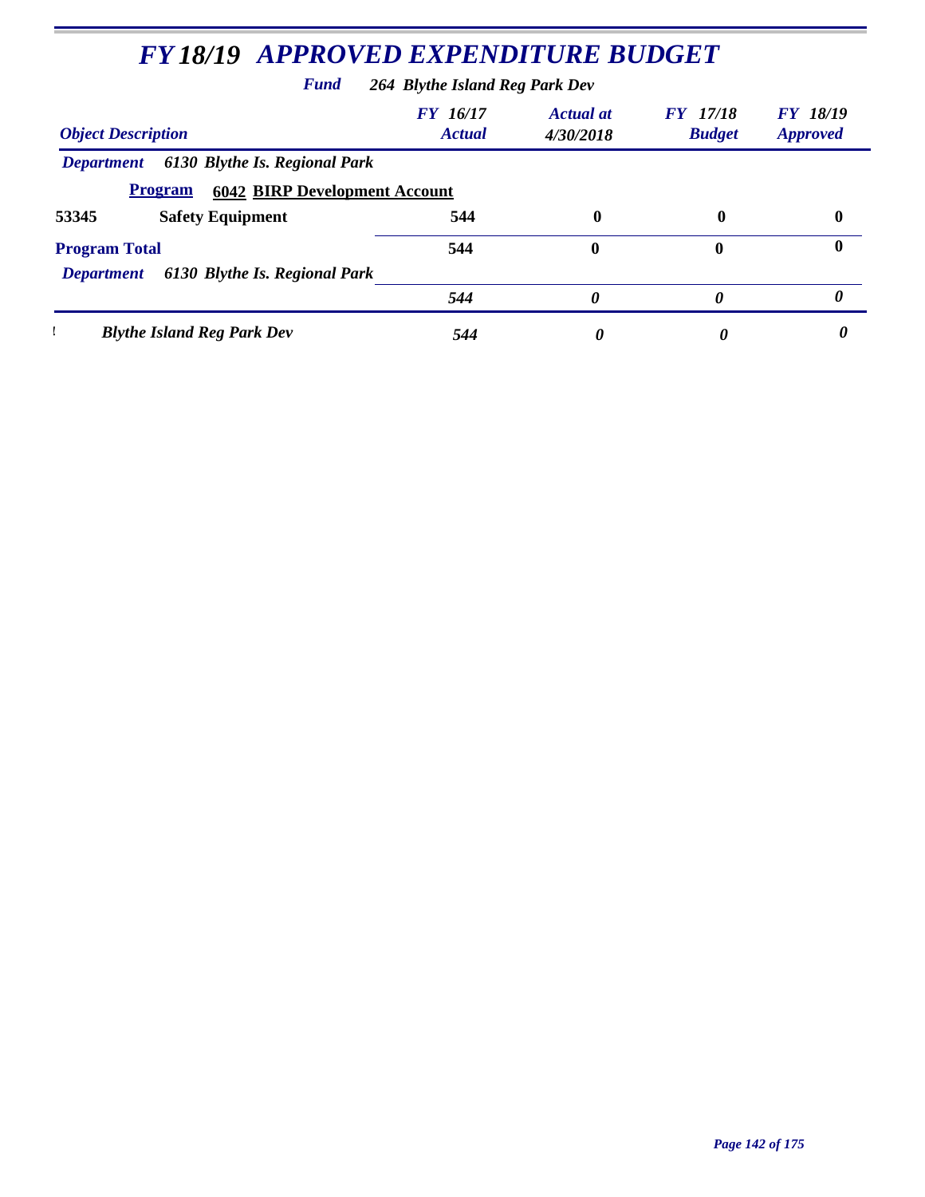# *FY 18/19 APPROVED EXPENDITURE BUDGET*

***Fund*** ***264 Blythe Island Reg Park Dev***

| *Object Description* | | *FY 16/17 Actual* | *Actual at 4/30/2018* | *FY 17/18 Budget* | *FY 18/19 Approved* |
|---|---|---|---|---|---|
| *Department* | *6130 Blythe Is. Regional Park* | | | | |
| **Program** | **6042 BIRP Development Account** | | | | |
| **53345** | **Safety Equipment** | **544** | **0** | **0** | **0** |
| **Program Total** | | **544** | **0** | **0** | **0** |
| *Department* | *6130 Blythe Is. Regional Park* | | | | |
| | | ***544*** | ***0*** | ***0*** | ***0*** |
| ! | ***Blythe Island Reg Park Dev*** | ***544*** | ***0*** | ***0*** | ***0*** |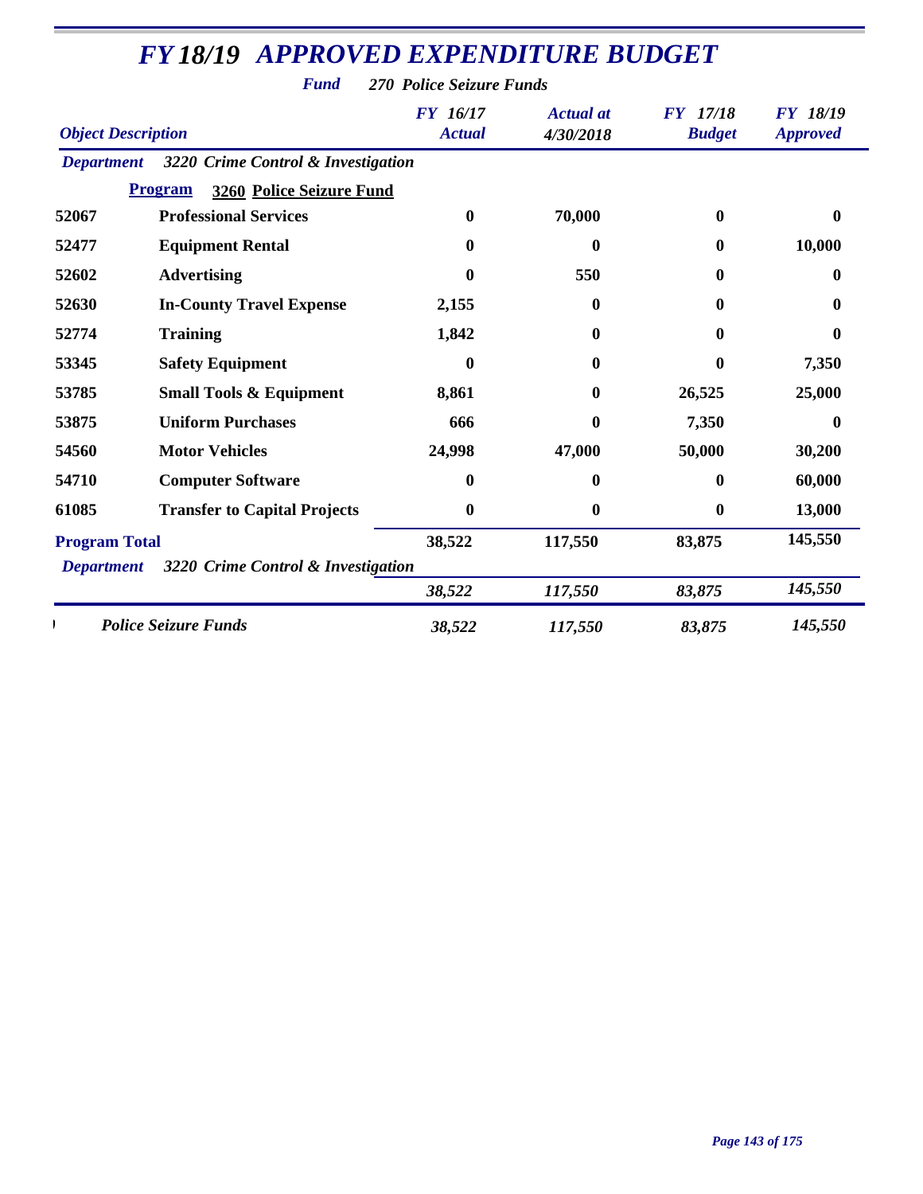# *FY 18/19 APPROVED EXPENDITURE BUDGET*

***Fund*** ***270 Police Seizure Funds***

| *Object Description* | | *FY 16/17 Actual* | *Actual at 4/30/2018* | *FY 17/18 Budget* | *FY 18/19 Approved* |
|---|---|---|---|---|---|
| ***Department*** | ***3220 Crime Control & Investigation*** | | | | |
| **Program** | **3260 Police Seizure Fund** | | | | |
| **52067** | **Professional Services** | **0** | **70,000** | **0** | **0** |
| **52477** | **Equipment Rental** | **0** | **0** | **0** | **10,000** |
| **52602** | **Advertising** | **0** | **550** | **0** | **0** |
| **52630** | **In-County Travel Expense** | **2,155** | **0** | **0** | **0** |
| **52774** | **Training** | **1,842** | **0** | **0** | **0** |
| **53345** | **Safety Equipment** | **0** | **0** | **0** | **7,350** |
| **53785** | **Small Tools & Equipment** | **8,861** | **0** | **26,525** | **25,000** |
| **53875** | **Uniform Purchases** | **666** | **0** | **7,350** | **0** |
| **54560** | **Motor Vehicles** | **24,998** | **47,000** | **50,000** | **30,200** |
| **54710** | **Computer Software** | **0** | **0** | **0** | **60,000** |
| **61085** | **Transfer to Capital Projects** | **0** | **0** | **0** | **13,000** |
| **Program Total** | | **38,522** | **117,550** | **83,875** | **145,550** |
| ***Department*** | ***3220 Crime Control & Investigation*** | ***38,522*** | ***117,550*** | ***83,875*** | ***145,550*** |
| | ***Police Seizure Funds*** | ***38,522*** | ***117,550*** | ***83,875*** | ***145,550*** |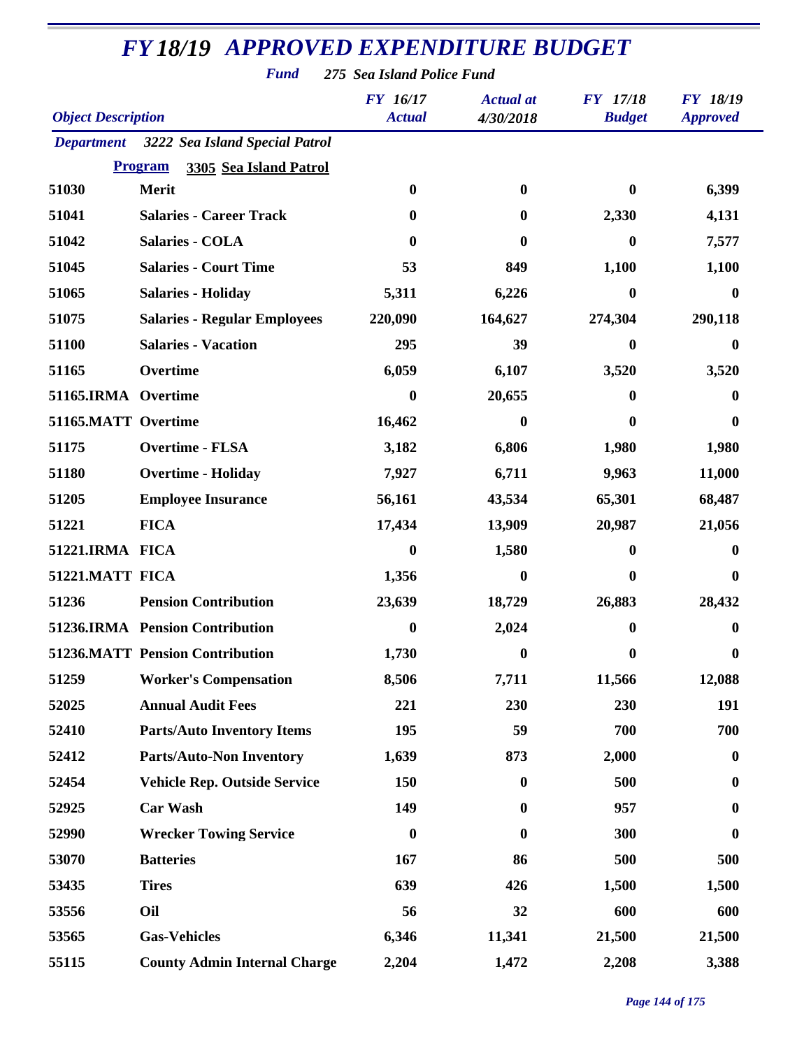# FY 18/19 APPROVED EXPENDITURE BUDGET

**Fund** 275 Sea Island Police Fund

| Object Description | | FY 16/17 Actual | Actual at 4/30/2018 | FY 17/18 Budget | FY 18/19 Approved |
|---|---|---|---|---|---|
| **Department** | 3222 Sea Island Special Patrol | | | | |
| **Program** | 3305 Sea Island Patrol | | | | |
| 51030 | Merit | 0 | 0 | 0 | 6,399 |
| 51041 | Salaries - Career Track | 0 | 0 | 2,330 | 4,131 |
| 51042 | Salaries - COLA | 0 | 0 | 0 | 7,577 |
| 51045 | Salaries - Court Time | 53 | 849 | 1,100 | 1,100 |
| 51065 | Salaries - Holiday | 5,311 | 6,226 | 0 | 0 |
| 51075 | Salaries - Regular Employees | 220,090 | 164,627 | 274,304 | 290,118 |
| 51100 | Salaries - Vacation | 295 | 39 | 0 | 0 |
| 51165 | Overtime | 6,059 | 6,107 | 3,520 | 3,520 |
| 51165.IRMA | Overtime | 0 | 20,655 | 0 | 0 |
| 51165.MATT | Overtime | 16,462 | 0 | 0 | 0 |
| 51175 | Overtime - FLSA | 3,182 | 6,806 | 1,980 | 1,980 |
| 51180 | Overtime - Holiday | 7,927 | 6,711 | 9,963 | 11,000 |
| 51205 | Employee Insurance | 56,161 | 43,534 | 65,301 | 68,487 |
| 51221 | FICA | 17,434 | 13,909 | 20,987 | 21,056 |
| 51221.IRMA | FICA | 0 | 1,580 | 0 | 0 |
| 51221.MATT | FICA | 1,356 | 0 | 0 | 0 |
| 51236 | Pension Contribution | 23,639 | 18,729 | 26,883 | 28,432 |
| 51236.IRMA | Pension Contribution | 0 | 2,024 | 0 | 0 |
| 51236.MATT | Pension Contribution | 1,730 | 0 | 0 | 0 |
| 51259 | Worker's Compensation | 8,506 | 7,711 | 11,566 | 12,088 |
| 52025 | Annual Audit Fees | 221 | 230 | 230 | 191 |
| 52410 | Parts/Auto Inventory Items | 195 | 59 | 700 | 700 |
| 52412 | Parts/Auto-Non Inventory | 1,639 | 873 | 2,000 | 0 |
| 52454 | Vehicle Rep. Outside Service | 150 | 0 | 500 | 0 |
| 52925 | Car Wash | 149 | 0 | 957 | 0 |
| 52990 | Wrecker Towing Service | 0 | 0 | 300 | 0 |
| 53070 | Batteries | 167 | 86 | 500 | 500 |
| 53435 | Tires | 639 | 426 | 1,500 | 1,500 |
| 53556 | Oil | 56 | 32 | 600 | 600 |
| 53565 | Gas-Vehicles | 6,346 | 11,341 | 21,500 | 21,500 |
| 55115 | County Admin Internal Charge | 2,204 | 1,472 | 2,208 | 3,388 |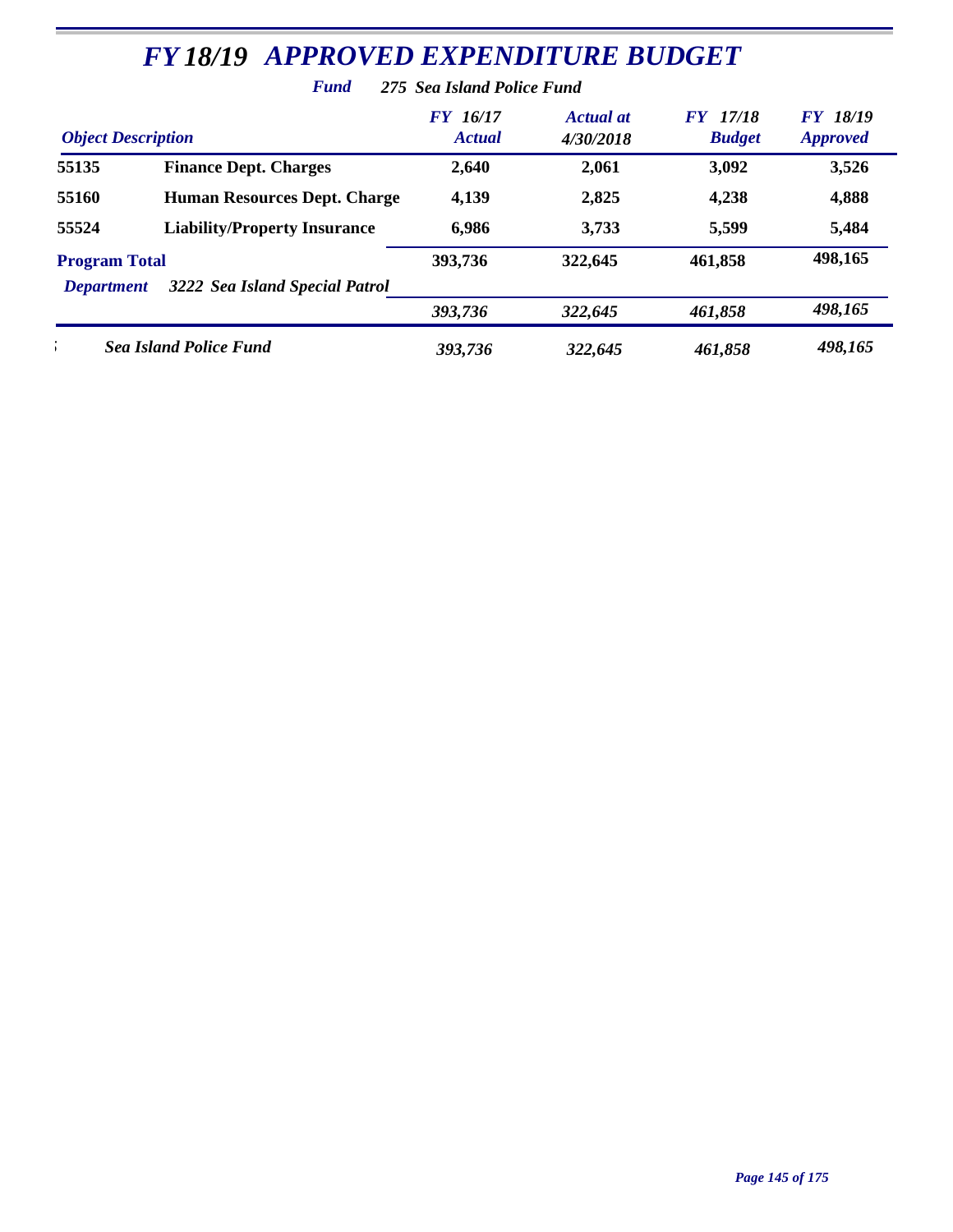# FY 18/19 APPROVED EXPENDITURE BUDGET

**Fund** *275 Sea Island Police Fund*

| Object Description | | FY 16/17 Actual | Actual at 4/30/2018 | FY 17/18 Budget | FY 18/19 Approved |
|---|---|---|---|---|---|
| 55135 | Finance Dept. Charges | 2,640 | 2,061 | 3,092 | 3,526 |
| 55160 | Human Resources Dept. Charge | 4,139 | 2,825 | 4,238 | 4,888 |
| 55524 | Liability/Property Insurance | 6,986 | 3,733 | 5,599 | 5,484 |
| **Program Total** | | 393,736 | 322,645 | 461,858 | 498,165 |
| *Department* | *3222 Sea Island Special Patrol* | *393,736* | *322,645* | *461,858* | *498,165* |
| | *Sea Island Police Fund* | *393,736* | *322,645* | *461,858* | *498,165* |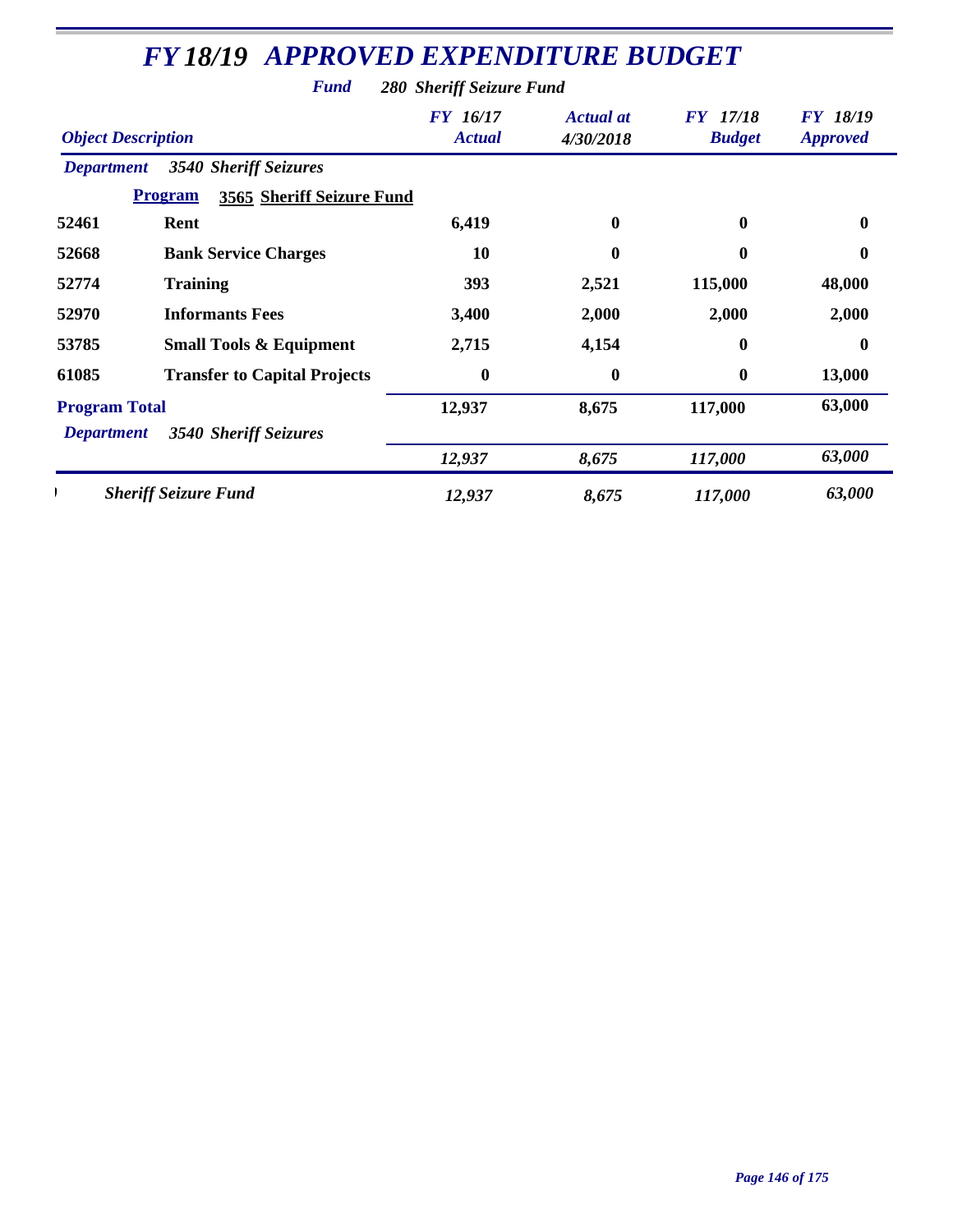# *FY 18/19 APPROVED EXPENDITURE BUDGET*

***Fund*** ***280 Sheriff Seizure Fund***

| ***Object Description*** | | ***FY 16/17 Actual*** | ***Actual at 4/30/2018*** | ***FY 17/18 Budget*** | ***FY 18/19 Approved*** |
|---|---|---|---|---|---|
| ***Department*** | ***3540 Sheriff Seizures*** | | | | |
| **Program** | **3565 Sheriff Seizure Fund** | | | | |
| **52461** | **Rent** | **6,419** | **0** | **0** | **0** |
| **52668** | **Bank Service Charges** | **10** | **0** | **0** | **0** |
| **52774** | **Training** | **393** | **2,521** | **115,000** | **48,000** |
| **52970** | **Informants Fees** | **3,400** | **2,000** | **2,000** | **2,000** |
| **53785** | **Small Tools & Equipment** | **2,715** | **4,154** | **0** | **0** |
| **61085** | **Transfer to Capital Projects** | **0** | **0** | **0** | **13,000** |
| **Program Total** | | **12,937** | **8,675** | **117,000** | **63,000** |
| ***Department*** | ***3540 Sheriff Seizures*** | ***12,937*** | ***8,675*** | ***117,000*** | ***63,000*** |
| | ***Sheriff Seizure Fund*** | ***12,937*** | ***8,675*** | ***117,000*** | ***63,000*** |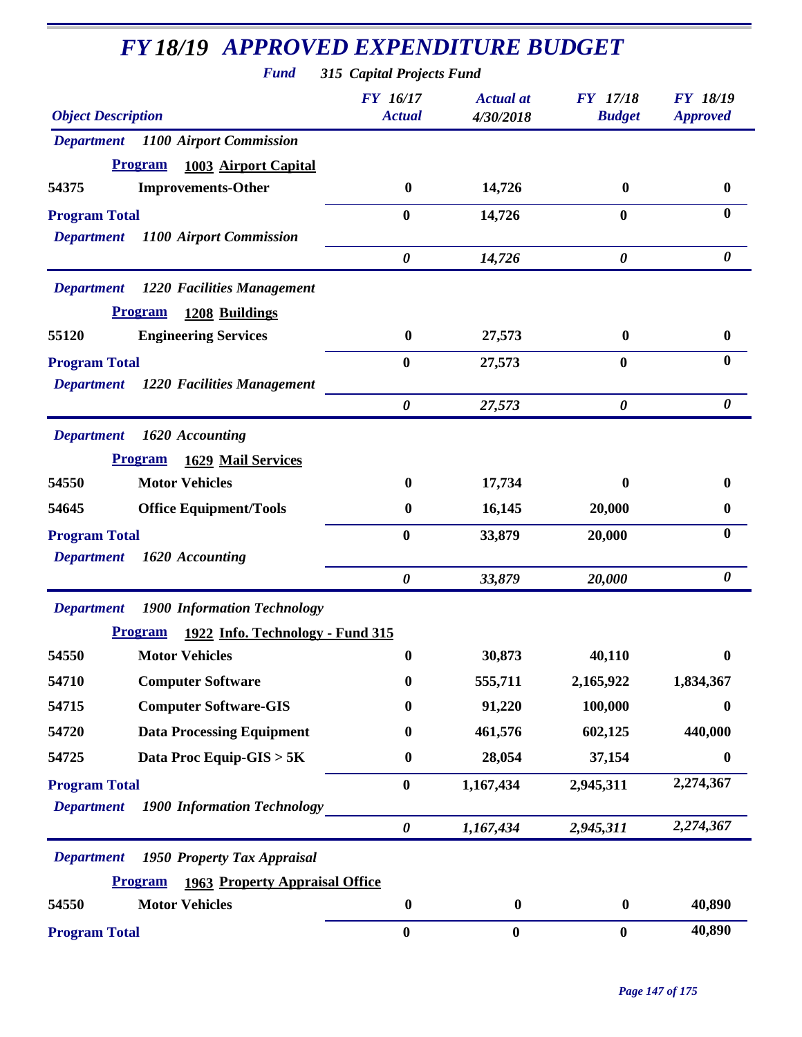# *FY 18/19 APPROVED EXPENDITURE BUDGET*

***Fund*** ***315 Capital Projects Fund***

| *Object Description* | | *FY 16/17 Actual* | *Actual at 4/30/2018* | *FY 17/18 Budget* | *FY 18/19 Approved* |
|---|---|---|---|---|---|
| ***Department*** | ***1100 Airport Commission*** | | | | |
| **Program** | **1003 Airport Capital** | | | | |
| **54375** | **Improvements-Other** | **0** | **14,726** | **0** | **0** |
| **Program Total** | | **0** | **14,726** | **0** | **0** |
| ***Department*** | ***1100 Airport Commission*** | ***0*** | ***14,726*** | ***0*** | ***0*** |
| ***Department*** | ***1220 Facilities Management*** | | | | |
| **Program** | **1208 Buildings** | | | | |
| **55120** | **Engineering Services** | **0** | **27,573** | **0** | **0** |
| **Program Total** | | **0** | **27,573** | **0** | **0** |
| ***Department*** | ***1220 Facilities Management*** | ***0*** | ***27,573*** | ***0*** | ***0*** |
| ***Department*** | ***1620 Accounting*** | | | | |
| **Program** | **1629 Mail Services** | | | | |
| **54550** | **Motor Vehicles** | **0** | **17,734** | **0** | **0** |
| **54645** | **Office Equipment/Tools** | **0** | **16,145** | **20,000** | **0** |
| **Program Total** | | **0** | **33,879** | **20,000** | **0** |
| ***Department*** | ***1620 Accounting*** | ***0*** | ***33,879*** | ***20,000*** | ***0*** |
| ***Department*** | ***1900 Information Technology*** | | | | |
| **Program** | **1922 Info. Technology - Fund 315** | | | | |
| **54550** | **Motor Vehicles** | **0** | **30,873** | **40,110** | **0** |
| **54710** | **Computer Software** | **0** | **555,711** | **2,165,922** | **1,834,367** |
| **54715** | **Computer Software-GIS** | **0** | **91,220** | **100,000** | **0** |
| **54720** | **Data Processing Equipment** | **0** | **461,576** | **602,125** | **440,000** |
| **54725** | **Data Proc Equip-GIS > 5K** | **0** | **28,054** | **37,154** | **0** |
| **Program Total** | | **0** | **1,167,434** | **2,945,311** | **2,274,367** |
| ***Department*** | ***1900 Information Technology*** | ***0*** | ***1,167,434*** | ***2,945,311*** | ***2,274,367*** |
| ***Department*** | ***1950 Property Tax Appraisal*** | | | | |
| **Program** | **1963 Property Appraisal Office** | | | | |
| **54550** | **Motor Vehicles** | **0** | **0** | **0** | **40,890** |
| **Program Total** | | **0** | **0** | **0** | **40,890** |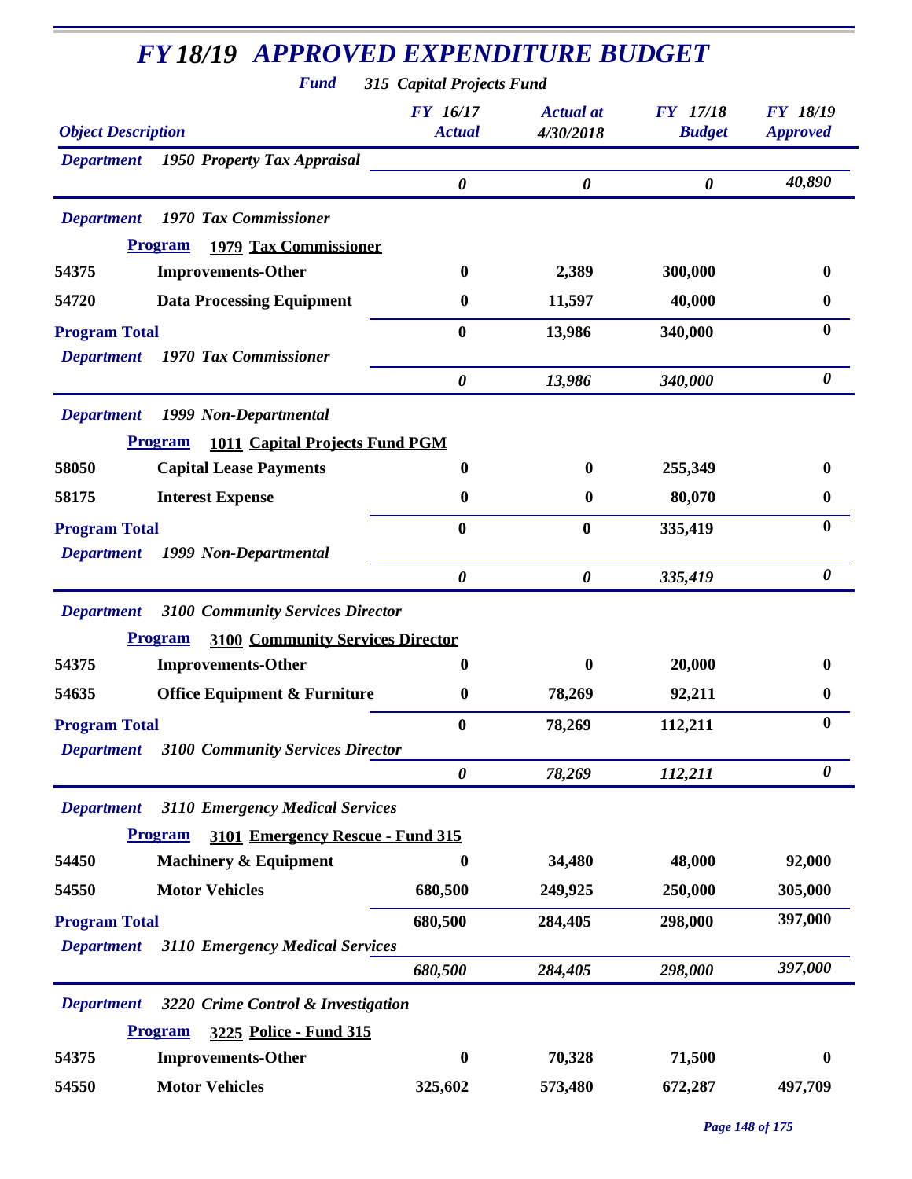# FY 18/19 APPROVED EXPENDITURE BUDGET

**Fund 315 Capital Projects Fund**

| Object Description | | FY 16/17 Actual | Actual at 4/30/2018 | FY 17/18 Budget | FY 18/19 Approved |
|---|---|---|---|---|---|
| **Department 1950 Property Tax Appraisal** | | | | | |
| | | *0* | *0* | *0* | *40,890* |
| **Department 1970 Tax Commissioner** | | | | | |
| **Program 1979 Tax Commissioner** | | | | | |
| 54375 | Improvements-Other | 0 | 2,389 | 300,000 | 0 |
| 54720 | Data Processing Equipment | 0 | 11,597 | 40,000 | 0 |
| **Program Total** | | 0 | 13,986 | 340,000 | 0 |
| **Department 1970 Tax Commissioner** | | *0* | *13,986* | *340,000* | *0* |
| **Department 1999 Non-Departmental** | | | | | |
| **Program 1011 Capital Projects Fund PGM** | | | | | |
| 58050 | Capital Lease Payments | 0 | 0 | 255,349 | 0 |
| 58175 | Interest Expense | 0 | 0 | 80,070 | 0 |
| **Program Total** | | 0 | 0 | 335,419 | 0 |
| **Department 1999 Non-Departmental** | | *0* | *0* | *335,419* | *0* |
| **Department 3100 Community Services Director** | | | | | |
| **Program 3100 Community Services Director** | | | | | |
| 54375 | Improvements-Other | 0 | 0 | 20,000 | 0 |
| 54635 | Office Equipment & Furniture | 0 | 78,269 | 92,211 | 0 |
| **Program Total** | | 0 | 78,269 | 112,211 | 0 |
| **Department 3100 Community Services Director** | | *0* | *78,269* | *112,211* | *0* |
| **Department 3110 Emergency Medical Services** | | | | | |
| **Program 3101 Emergency Rescue - Fund 315** | | | | | |
| 54450 | Machinery & Equipment | 0 | 34,480 | 48,000 | 92,000 |
| 54550 | Motor Vehicles | 680,500 | 249,925 | 250,000 | 305,000 |
| **Program Total** | | 680,500 | 284,405 | 298,000 | 397,000 |
| **Department 3110 Emergency Medical Services** | | *680,500* | *284,405* | *298,000* | *397,000* |
| **Department 3220 Crime Control & Investigation** | | | | | |
| **Program 3225 Police - Fund 315** | | | | | |
| 54375 | Improvements-Other | 0 | 70,328 | 71,500 | 0 |
| 54550 | Motor Vehicles | 325,602 | 573,480 | 672,287 | 497,709 |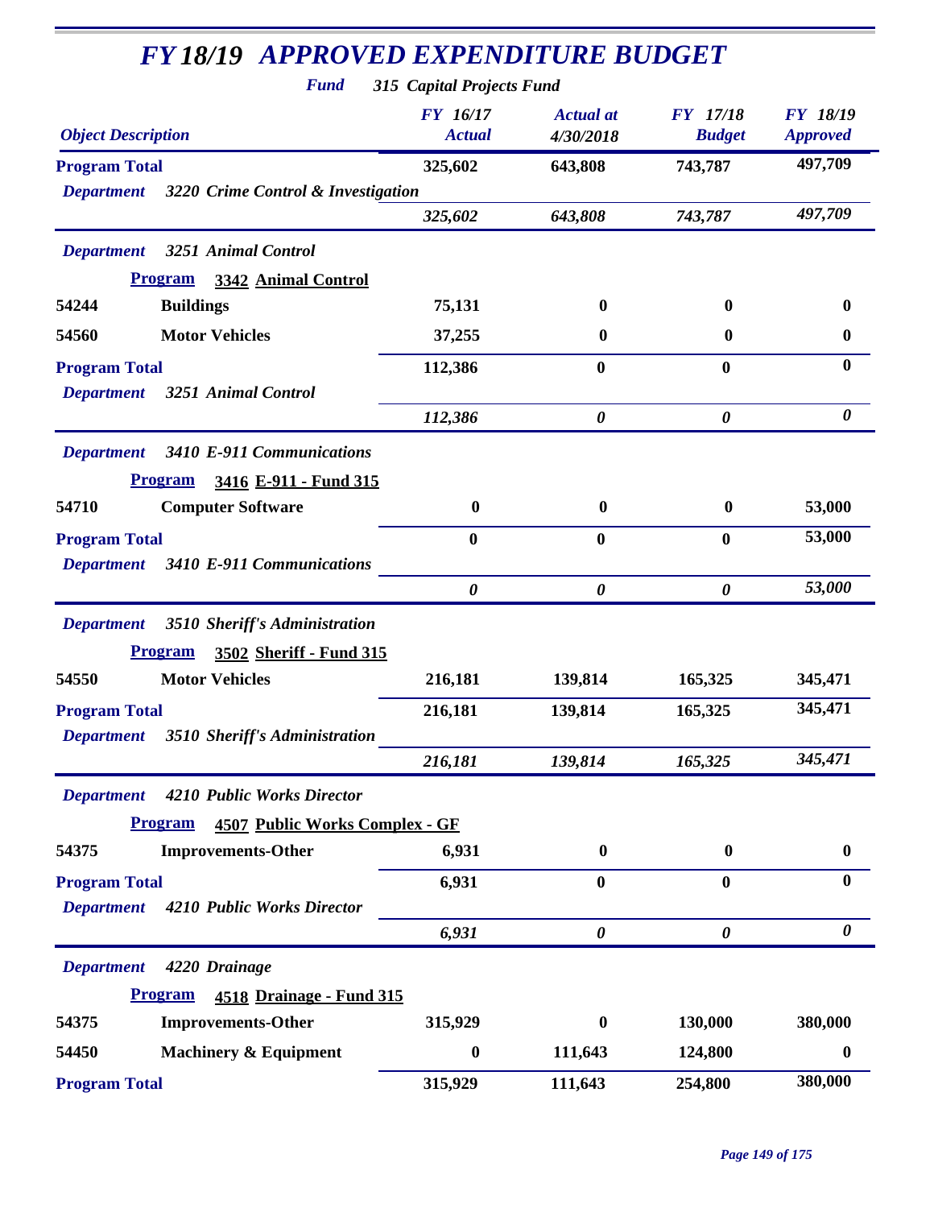# FY 18/19 APPROVED EXPENDITURE BUDGET

**Fund** *315 Capital Projects Fund*

| Object Description | | FY 16/17 Actual | Actual at 4/30/2018 | FY 17/18 Budget | FY 18/19 Approved |
|---|---|---|---|---|---|
| **Program Total** | | 325,602 | 643,808 | 743,787 | 497,709 |
| *Department* | *3220 Crime Control & Investigation* | | | | |
| | | *325,602* | *643,808* | *743,787* | *497,709* |
| *Department* | *3251 Animal Control* | | | | |
| **Program** | **3342 Animal Control** | | | | |
| 54244 | **Buildings** | 75,131 | 0 | 0 | 0 |
| 54560 | **Motor Vehicles** | 37,255 | 0 | 0 | 0 |
| **Program Total** | | 112,386 | 0 | 0 | 0 |
| *Department* | *3251 Animal Control* | | | | |
| | | *112,386* | *0* | *0* | *0* |
| *Department* | *3410 E-911 Communications* | | | | |
| **Program** | **3416 E-911 - Fund 315** | | | | |
| 54710 | **Computer Software** | 0 | 0 | 0 | 53,000 |
| **Program Total** | | 0 | 0 | 0 | 53,000 |
| *Department* | *3410 E-911 Communications* | | | | |
| | | *0* | *0* | *0* | *53,000* |
| *Department* | *3510 Sheriff's Administration* | | | | |
| **Program** | **3502 Sheriff - Fund 315** | | | | |
| 54550 | **Motor Vehicles** | 216,181 | 139,814 | 165,325 | 345,471 |
| **Program Total** | | 216,181 | 139,814 | 165,325 | 345,471 |
| *Department* | *3510 Sheriff's Administration* | | | | |
| | | *216,181* | *139,814* | *165,325* | *345,471* |
| *Department* | *4210 Public Works Director* | | | | |
| **Program** | **4507 Public Works Complex - GF** | | | | |
| 54375 | **Improvements-Other** | 6,931 | 0 | 0 | 0 |
| **Program Total** | | 6,931 | 0 | 0 | 0 |
| *Department* | *4210 Public Works Director* | | | | |
| | | *6,931* | *0* | *0* | *0* |
| *Department* | *4220 Drainage* | | | | |
| **Program** | **4518 Drainage - Fund 315** | | | | |
| 54375 | **Improvements-Other** | 315,929 | 0 | 130,000 | 380,000 |
| 54450 | **Machinery & Equipment** | 0 | 111,643 | 124,800 | 0 |
| **Program Total** | | 315,929 | 111,643 | 254,800 | 380,000 |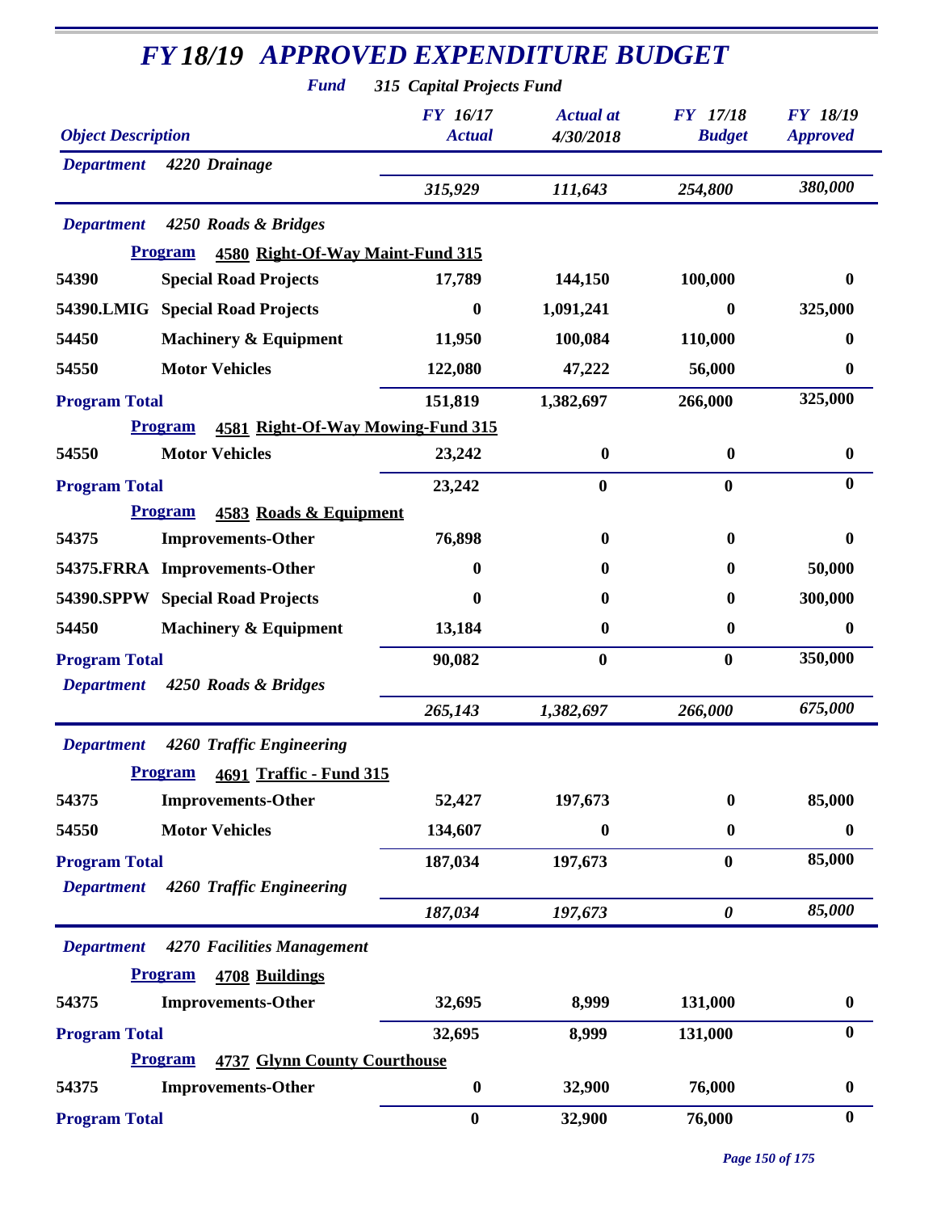# *FY 18/19 APPROVED EXPENDITURE BUDGET*

***Fund*** ***315 Capital Projects Fund***

| *Object Description* | | *FY 16/17 Actual* | *Actual at 4/30/2018* | *FY 17/18 Budget* | *FY 18/19 Approved* |
|---|---|---|---|---|---|
| *Department* | *4220 Drainage* | | | | |
| | | *315,929* | *111,643* | *254,800* | *380,000* |
| *Department* | *4250 Roads & Bridges* | | | | |
| **Program** | **4580 Right-Of-Way Maint-Fund 315** | | | | |
| **54390** | **Special Road Projects** | **17,789** | **144,150** | **100,000** | **0** |
| **54390.LMIG** | **Special Road Projects** | **0** | **1,091,241** | **0** | **325,000** |
| **54450** | **Machinery & Equipment** | **11,950** | **100,084** | **110,000** | **0** |
| **54550** | **Motor Vehicles** | **122,080** | **47,222** | **56,000** | **0** |
| **Program Total** | | **151,819** | **1,382,697** | **266,000** | **325,000** |
| **Program** | **4581 Right-Of-Way Mowing-Fund 315** | | | | |
| **54550** | **Motor Vehicles** | **23,242** | **0** | **0** | **0** |
| **Program Total** | | **23,242** | **0** | **0** | **0** |
| **Program** | **4583 Roads & Equipment** | | | | |
| **54375** | **Improvements-Other** | **76,898** | **0** | **0** | **0** |
| **54375.FRRA** | **Improvements-Other** | **0** | **0** | **0** | **50,000** |
| **54390.SPPW** | **Special Road Projects** | **0** | **0** | **0** | **300,000** |
| **54450** | **Machinery & Equipment** | **13,184** | **0** | **0** | **0** |
| **Program Total** | | **90,082** | **0** | **0** | **350,000** |
| *Department* | *4250 Roads & Bridges* | | | | |
| | | *265,143* | *1,382,697* | *266,000* | *675,000* |
| *Department* | *4260 Traffic Engineering* | | | | |
| **Program** | **4691 Traffic - Fund 315** | | | | |
| **54375** | **Improvements-Other** | **52,427** | **197,673** | **0** | **85,000** |
| **54550** | **Motor Vehicles** | **134,607** | **0** | **0** | **0** |
| **Program Total** | | **187,034** | **197,673** | **0** | **85,000** |
| *Department* | *4260 Traffic Engineering* | | | | |
| | | *187,034* | *197,673* | *0* | *85,000* |
| *Department* | *4270 Facilities Management* | | | | |
| **Program** | **4708 Buildings** | | | | |
| **54375** | **Improvements-Other** | **32,695** | **8,999** | **131,000** | **0** |
| **Program Total** | | **32,695** | **8,999** | **131,000** | **0** |
| **Program** | **4737 Glynn County Courthouse** | | | | |
| **54375** | **Improvements-Other** | **0** | **32,900** | **76,000** | **0** |
| **Program Total** | | **0** | **32,900** | **76,000** | **0** |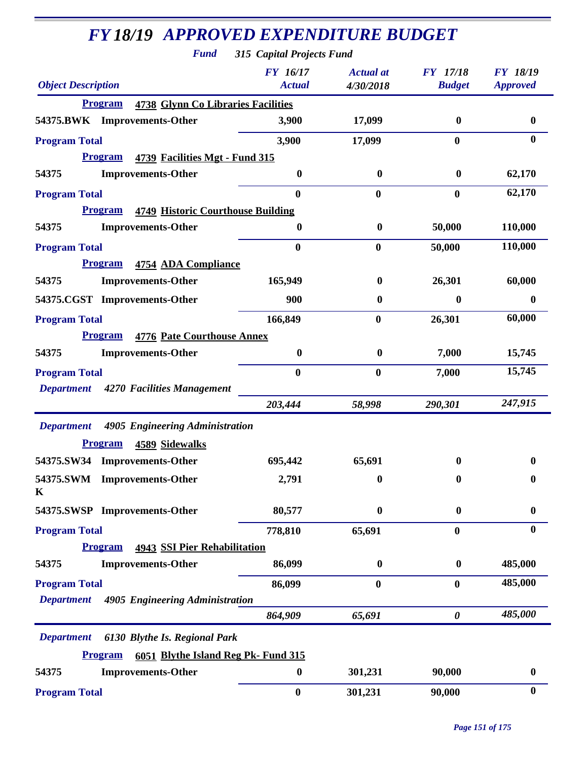# FY 18/19 APPROVED EXPENDITURE BUDGET

**Fund** *315 Capital Projects Fund*

| Object Description | | FY 16/17 Actual | Actual at 4/30/2018 | FY 17/18 Budget | FY 18/19 Approved |
|---|---|---|---|---|---|
| **Program** | **4738 Glynn Co Libraries Facilities** | | | | |
| 54375.BWK | Improvements-Other | 3,900 | 17,099 | 0 | 0 |
| **Program Total** | | 3,900 | 17,099 | 0 | 0 |
| **Program** | **4739 Facilities Mgt - Fund 315** | | | | |
| 54375 | Improvements-Other | 0 | 0 | 0 | 62,170 |
| **Program Total** | | 0 | 0 | 0 | 62,170 |
| **Program** | **4749 Historic Courthouse Building** | | | | |
| 54375 | Improvements-Other | 0 | 0 | 50,000 | 110,000 |
| **Program Total** | | 0 | 0 | 50,000 | 110,000 |
| **Program** | **4754 ADA Compliance** | | | | |
| 54375 | Improvements-Other | 165,949 | 0 | 26,301 | 60,000 |
| 54375.CGST | Improvements-Other | 900 | 0 | 0 | 0 |
| **Program Total** | | 166,849 | 0 | 26,301 | 60,000 |
| **Program** | **4776 Pate Courthouse Annex** | | | | |
| 54375 | Improvements-Other | 0 | 0 | 7,000 | 15,745 |
| **Program Total** | | 0 | 0 | 7,000 | 15,745 |
| ***Department*** | ***4270 Facilities Management*** | *203,444* | *58,998* | *290,301* | *247,915* |
| ***Department*** | ***4905 Engineering Administration*** | | | | |
| **Program** | **4589 Sidewalks** | | | | |
| 54375.SW34 | Improvements-Other | 695,442 | 65,691 | 0 | 0 |
| 54375.SWMK | Improvements-Other | 2,791 | 0 | 0 | 0 |
| 54375.SWSP | Improvements-Other | 80,577 | 0 | 0 | 0 |
| **Program Total** | | 778,810 | 65,691 | 0 | 0 |
| **Program** | **4943 SSI Pier Rehabilitation** | | | | |
| 54375 | Improvements-Other | 86,099 | 0 | 0 | 485,000 |
| **Program Total** | | 86,099 | 0 | 0 | 485,000 |
| ***Department*** | ***4905 Engineering Administration*** | *864,909* | *65,691* | *0* | *485,000* |
| ***Department*** | ***6130 Blythe Is. Regional Park*** | | | | |
| **Program** | **6051 Blythe Island Reg Pk- Fund 315** | | | | |
| 54375 | Improvements-Other | 0 | 301,231 | 90,000 | 0 |
| **Program Total** | | 0 | 301,231 | 90,000 | 0 |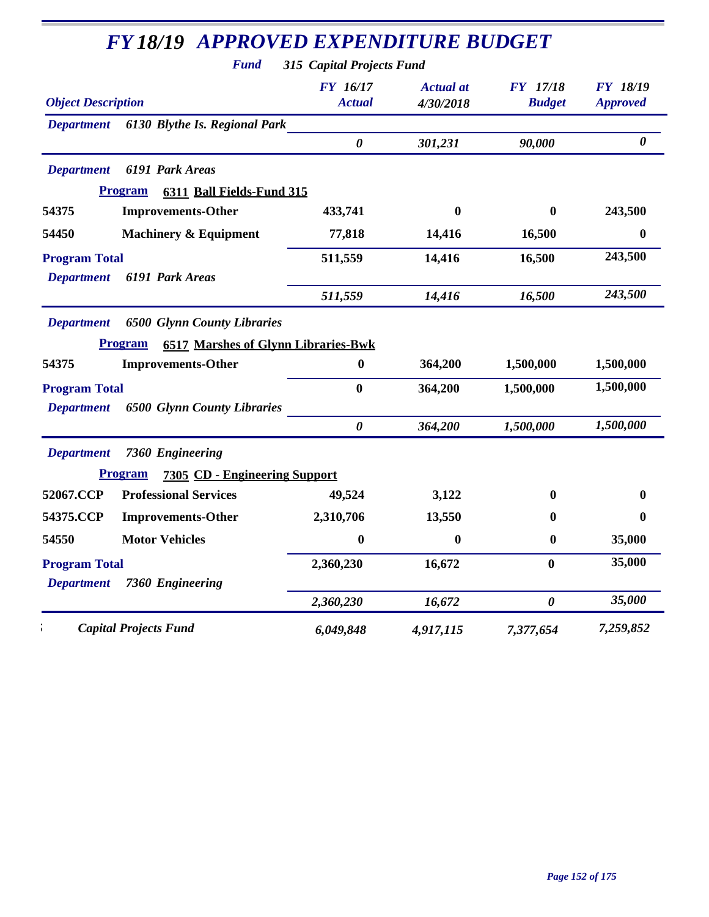# *FY 18/19 APPROVED EXPENDITURE BUDGET*

***Fund*** ***315 Capital Projects Fund***

| *Object Description* | | *FY 16/17 Actual* | *Actual at 4/30/2018* | *FY 17/18 Budget* | *FY 18/19 Approved* |
|---|---|---|---|---|---|
| ***Department*** | ***6130 Blythe Is. Regional Park*** | | | | |
| | | ***0*** | ***301,231*** | ***90,000*** | ***0*** |
| ***Department*** | ***6191 Park Areas*** | | | | |
| **Program** | **6311 Ball Fields-Fund 315** | | | | |
| **54375** | **Improvements-Other** | **433,741** | **0** | **0** | **243,500** |
| **54450** | **Machinery & Equipment** | **77,818** | **14,416** | **16,500** | **0** |
| **Program Total** | | **511,559** | **14,416** | **16,500** | **243,500** |
| ***Department*** | ***6191 Park Areas*** | | | | |
| | | ***511,559*** | ***14,416*** | ***16,500*** | ***243,500*** |
| ***Department*** | ***6500 Glynn County Libraries*** | | | | |
| **Program** | **6517 Marshes of Glynn Libraries-Bwk** | | | | |
| **54375** | **Improvements-Other** | **0** | **364,200** | **1,500,000** | **1,500,000** |
| **Program Total** | | **0** | **364,200** | **1,500,000** | **1,500,000** |
| ***Department*** | ***6500 Glynn County Libraries*** | | | | |
| | | ***0*** | ***364,200*** | ***1,500,000*** | ***1,500,000*** |
| ***Department*** | ***7360 Engineering*** | | | | |
| **Program** | **7305 CD - Engineering Support** | | | | |
| **52067.CCP** | **Professional Services** | **49,524** | **3,122** | **0** | **0** |
| **54375.CCP** | **Improvements-Other** | **2,310,706** | **13,550** | **0** | **0** |
| **54550** | **Motor Vehicles** | **0** | **0** | **0** | **35,000** |
| **Program Total** | | **2,360,230** | **16,672** | **0** | **35,000** |
| ***Department*** | ***7360 Engineering*** | | | | |
| | | ***2,360,230*** | ***16,672*** | ***0*** | ***35,000*** |
| | ***Capital Projects Fund*** | ***6,049,848*** | ***4,917,115*** | ***7,377,654*** | ***7,259,852*** |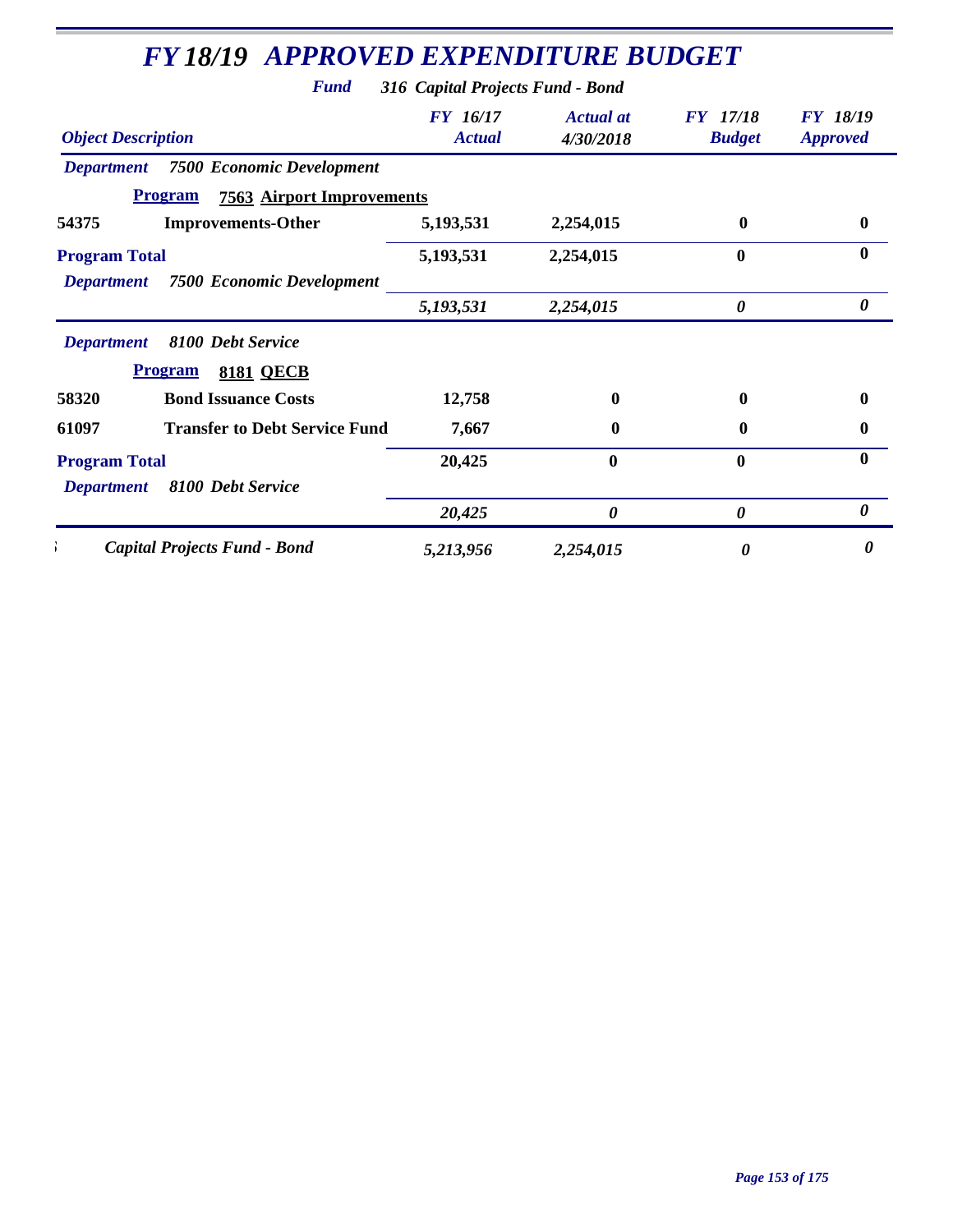# *FY 18/19 APPROVED EXPENDITURE BUDGET*

***Fund*** ***316 Capital Projects Fund - Bond***

| *Object Description* | | *FY 16/17 Actual* | *Actual at 4/30/2018* | *FY 17/18 Budget* | *FY 18/19 Approved* |
|---|---|---|---|---|---|
| *Department* | *7500 Economic Development* | | | | |
| | **Program** **7563 Airport Improvements** | | | | |
| **54375** | **Improvements-Other** | **5,193,531** | **2,254,015** | **0** | **0** |
| **Program Total** | | **5,193,531** | **2,254,015** | **0** | **0** |
| *Department* | *7500 Economic Development* | *5,193,531* | *2,254,015* | *0* | *0* |
| *Department* | *8100 Debt Service* | | | | |
| | **Program** **8181 QECB** | | | | |
| **58320** | **Bond Issuance Costs** | **12,758** | **0** | **0** | **0** |
| **61097** | **Transfer to Debt Service Fund** | **7,667** | **0** | **0** | **0** |
| **Program Total** | | **20,425** | **0** | **0** | **0** |
| *Department* | *8100 Debt Service* | *20,425* | *0* | *0* | *0* |
| | *Capital Projects Fund - Bond* | *5,213,956* | *2,254,015* | *0* | *0* |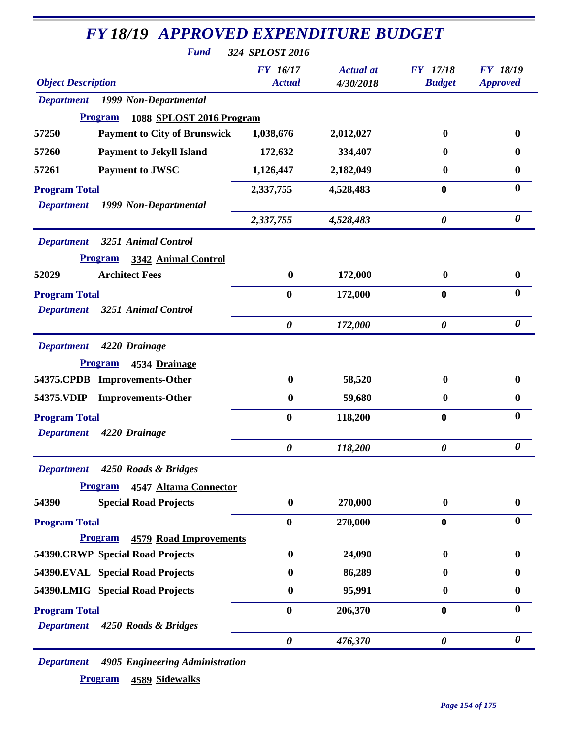# FY 18/19 APPROVED EXPENDITURE BUDGET

**Fund** *324 SPLOST 2016*

| Object Description | | FY 16/17 Actual | Actual at 4/30/2018 | FY 17/18 Budget | FY 18/19 Approved |
|---|---|---|---|---|---|
| ***Department*** | ***1999 Non-Departmental*** | | | | |
| **Program** | **1088 SPLOST 2016 Program** | | | | |
| 57250 | Payment to City of Brunswick | 1,038,676 | 2,012,027 | 0 | 0 |
| 57260 | Payment to Jekyll Island | 172,632 | 334,407 | 0 | 0 |
| 57261 | Payment to JWSC | 1,126,447 | 2,182,049 | 0 | 0 |
| **Program Total** | | 2,337,755 | 4,528,483 | 0 | 0 |
| ***Department*** | ***1999 Non-Departmental*** | *2,337,755* | *4,528,483* | *0* | *0* |
| ***Department*** | ***3251 Animal Control*** | | | | |
| **Program** | **3342 Animal Control** | | | | |
| 52029 | Architect Fees | 0 | 172,000 | 0 | 0 |
| **Program Total** | | 0 | 172,000 | 0 | 0 |
| ***Department*** | ***3251 Animal Control*** | *0* | *172,000* | *0* | *0* |
| ***Department*** | ***4220 Drainage*** | | | | |
| **Program** | **4534 Drainage** | | | | |
| 54375.CPDB | Improvements-Other | 0 | 58,520 | 0 | 0 |
| 54375.VDIP | Improvements-Other | 0 | 59,680 | 0 | 0 |
| **Program Total** | | 0 | 118,200 | 0 | 0 |
| ***Department*** | ***4220 Drainage*** | *0* | *118,200* | *0* | *0* |
| ***Department*** | ***4250 Roads & Bridges*** | | | | |
| **Program** | **4547 Altama Connector** | | | | |
| 54390 | Special Road Projects | 0 | 270,000 | 0 | 0 |
| **Program Total** | | 0 | 270,000 | 0 | 0 |
| **Program** | **4579 Road Improvements** | | | | |
| 54390.CRWP | Special Road Projects | 0 | 24,090 | 0 | 0 |
| 54390.EVAL | Special Road Projects | 0 | 86,289 | 0 | 0 |
| 54390.LMIG | Special Road Projects | 0 | 95,991 | 0 | 0 |
| **Program Total** | | 0 | 206,370 | 0 | 0 |
| ***Department*** | ***4250 Roads & Bridges*** | *0* | *476,370* | *0* | *0* |
| ***Department*** | ***4905 Engineering Administration*** | | | | |
| **Program** | **4589 Sidewalks** | | | | |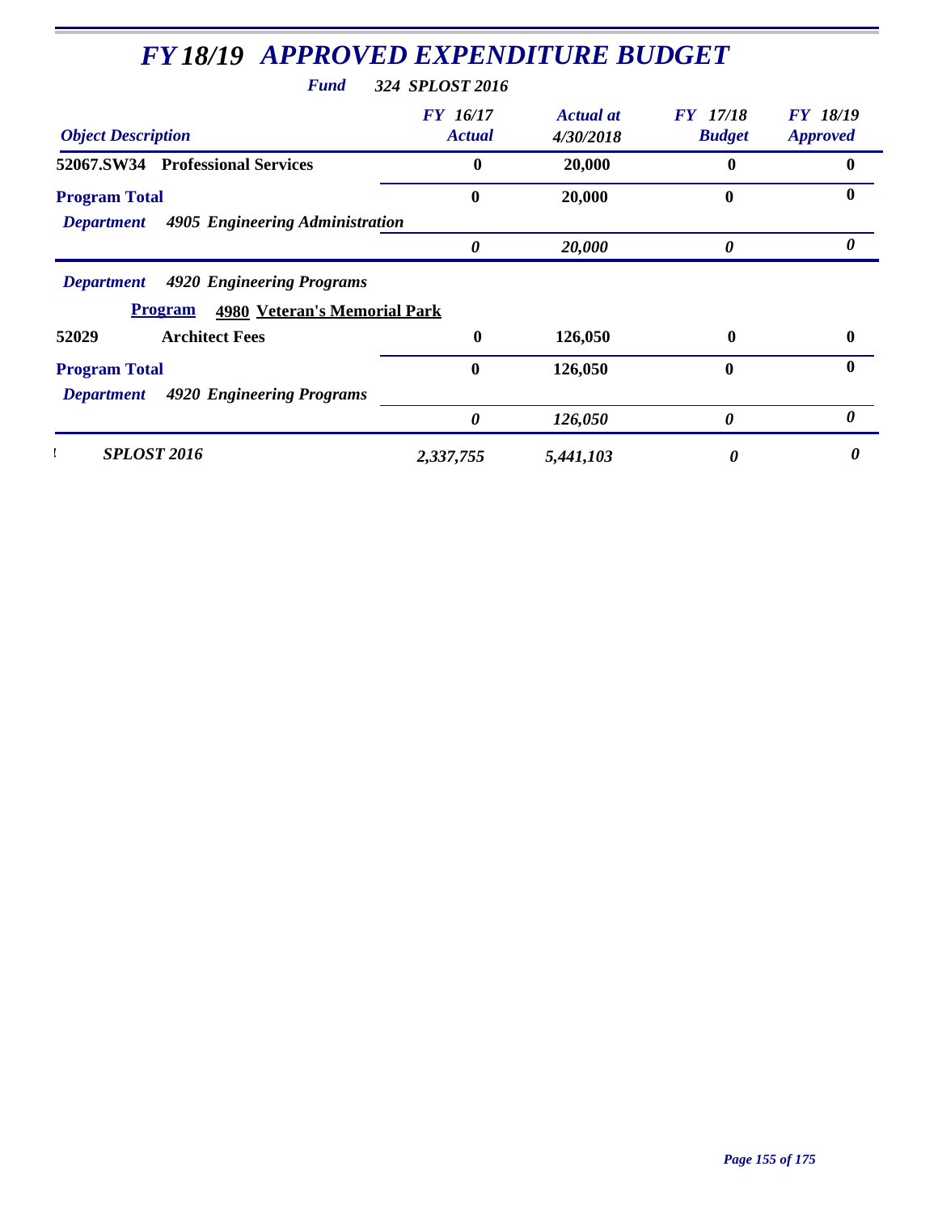# FY 18/19 APPROVED EXPENDITURE BUDGET

***Fund*** ***324 SPLOST 2016***

| Object Description | FY 16/17 Actual | Actual at 4/30/2018 | FY 17/18 Budget | FY 18/19 Approved |
|---|---|---|---|---|
| **52067.SW34 Professional Services** | **0** | **20,000** | **0** | **0** |
| **Program Total** | **0** | **20,000** | **0** | **0** |
| ***Department 4905 Engineering Administration*** | | | | |
| | ***0*** | ***20,000*** | ***0*** | ***0*** |
| ***Department 4920 Engineering Programs*** | | | | |
| **Program 4980 Veteran's Memorial Park** | | | | |
| **52029 Architect Fees** | **0** | **126,050** | **0** | **0** |
| **Program Total** | **0** | **126,050** | **0** | **0** |
| ***Department 4920 Engineering Programs*** | | | | |
| | ***0*** | ***126,050*** | ***0*** | ***0*** |
| ***SPLOST 2016*** | ***2,337,755*** | ***5,441,103*** | ***0*** | ***0*** |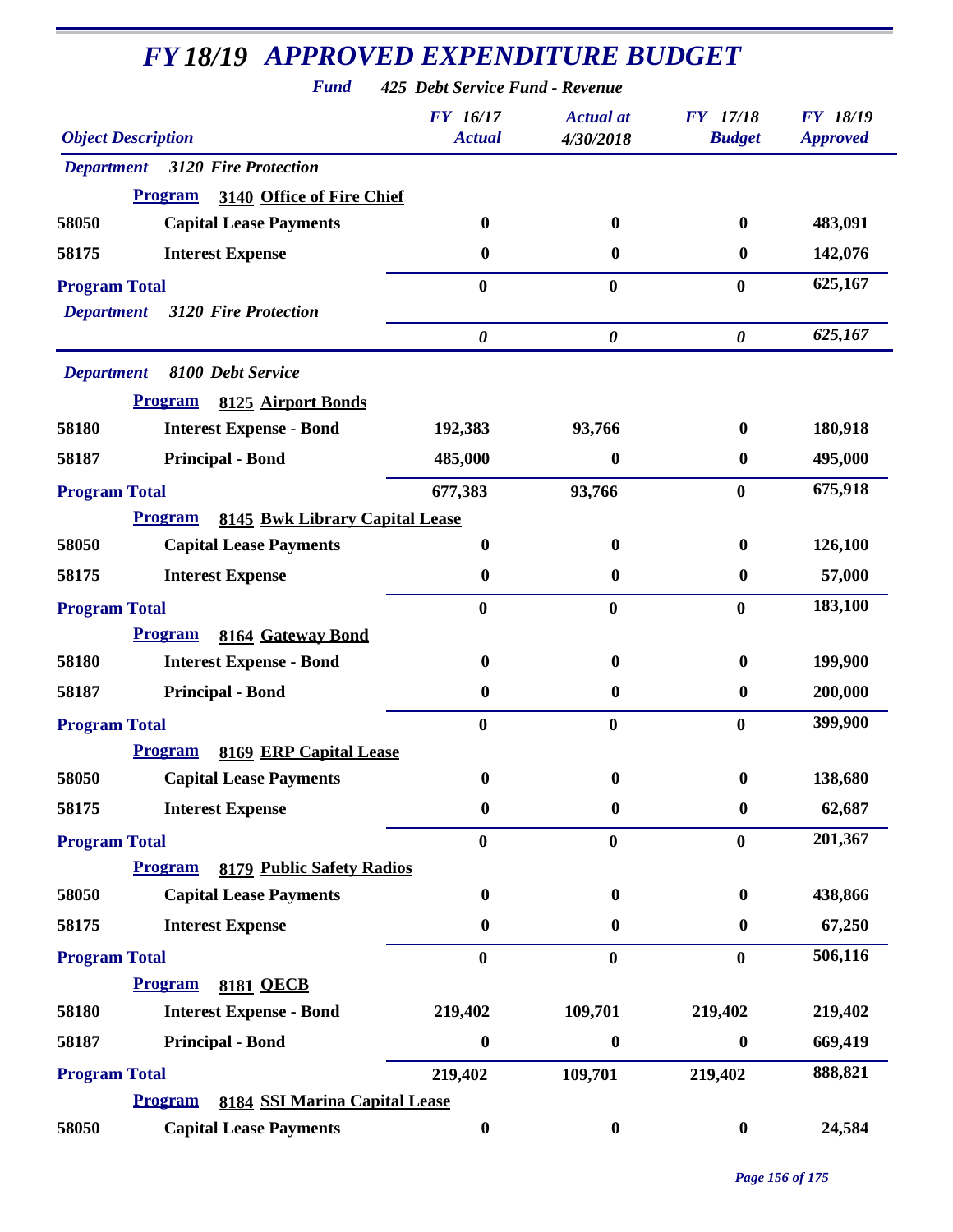# FY 18/19 APPROVED EXPENDITURE BUDGET

**Fund** *425 Debt Service Fund - Revenue*

| Object Description | | FY 16/17 Actual | Actual at 4/30/2018 | FY 17/18 Budget | FY 18/19 Approved |
|---|---|---|---|---|---|
| **Department** | **3120 Fire Protection** | | | | |
| **Program** | **3140 Office of Fire Chief** | | | | |
| 58050 | Capital Lease Payments | 0 | 0 | 0 | 483,091 |
| 58175 | Interest Expense | 0 | 0 | 0 | 142,076 |
| **Program Total** | | 0 | 0 | 0 | 625,167 |
| **Department** | **3120 Fire Protection** | *0* | *0* | *0* | *625,167* |
| **Department** | **8100 Debt Service** | | | | |
| **Program** | **8125 Airport Bonds** | | | | |
| 58180 | Interest Expense - Bond | 192,383 | 93,766 | 0 | 180,918 |
| 58187 | Principal - Bond | 485,000 | 0 | 0 | 495,000 |
| **Program Total** | | 677,383 | 93,766 | 0 | 675,918 |
| **Program** | **8145 Bwk Library Capital Lease** | | | | |
| 58050 | Capital Lease Payments | 0 | 0 | 0 | 126,100 |
| 58175 | Interest Expense | 0 | 0 | 0 | 57,000 |
| **Program Total** | | 0 | 0 | 0 | 183,100 |
| **Program** | **8164 Gateway Bond** | | | | |
| 58180 | Interest Expense - Bond | 0 | 0 | 0 | 199,900 |
| 58187 | Principal - Bond | 0 | 0 | 0 | 200,000 |
| **Program Total** | | 0 | 0 | 0 | 399,900 |
| **Program** | **8169 ERP Capital Lease** | | | | |
| 58050 | Capital Lease Payments | 0 | 0 | 0 | 138,680 |
| 58175 | Interest Expense | 0 | 0 | 0 | 62,687 |
| **Program Total** | | 0 | 0 | 0 | 201,367 |
| **Program** | **8179 Public Safety Radios** | | | | |
| 58050 | Capital Lease Payments | 0 | 0 | 0 | 438,866 |
| 58175 | Interest Expense | 0 | 0 | 0 | 67,250 |
| **Program Total** | | 0 | 0 | 0 | 506,116 |
| **Program** | **8181 QECB** | | | | |
| 58180 | Interest Expense - Bond | 219,402 | 109,701 | 219,402 | 219,402 |
| 58187 | Principal - Bond | 0 | 0 | 0 | 669,419 |
| **Program Total** | | 219,402 | 109,701 | 219,402 | 888,821 |
| **Program** | **8184 SSI Marina Capital Lease** | | | | |
| 58050 | Capital Lease Payments | 0 | 0 | 0 | 24,584 |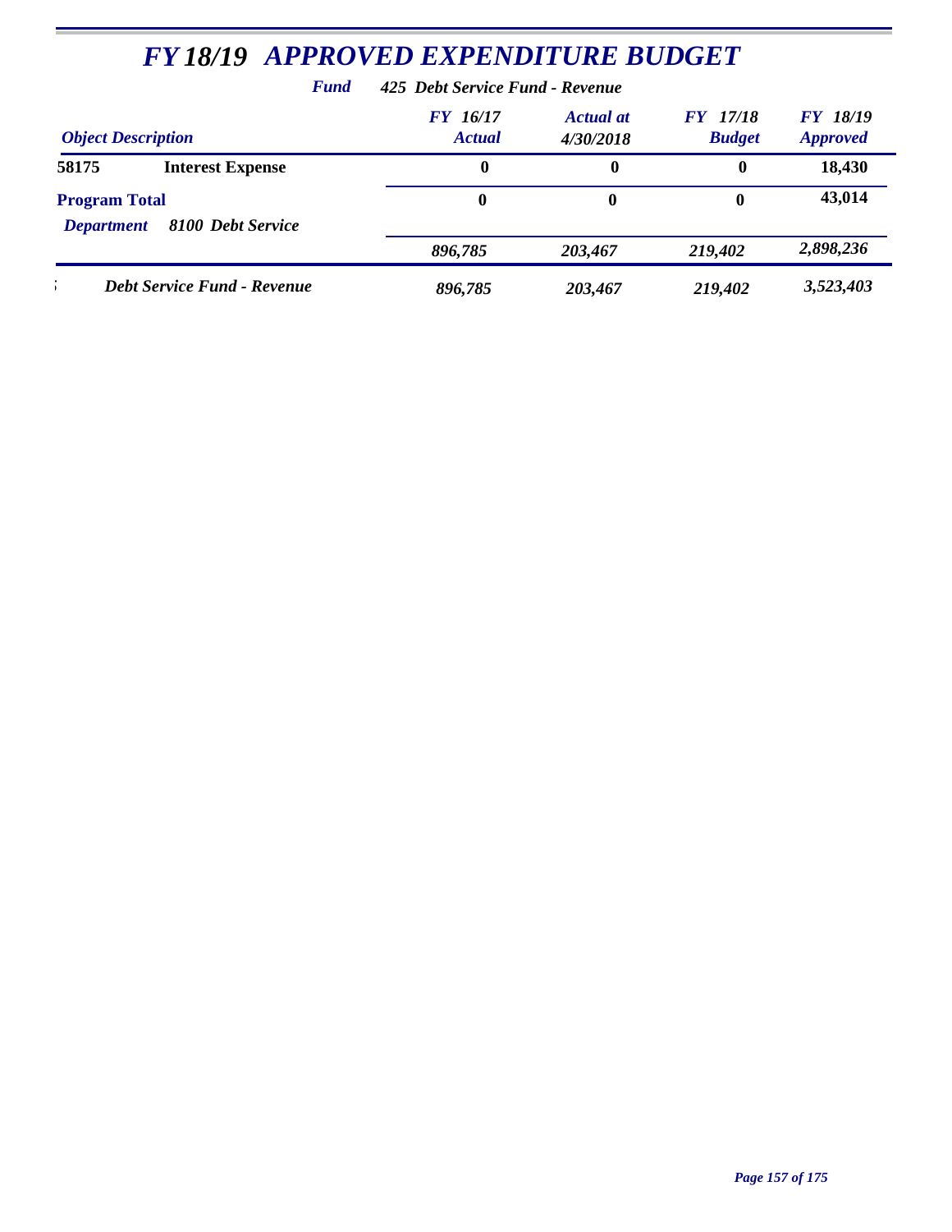# *FY 18/19 APPROVED EXPENDITURE BUDGET*

***Fund*** ***425 Debt Service Fund - Revenue***

| *Object Description* | | *FY 16/17 Actual* | *Actual at 4/30/2018* | *FY 17/18 Budget* | *FY 18/19 Approved* |
|---|---|---|---|---|---|
| **58175** | **Interest Expense** | **0** | **0** | **0** | **18,430** |
| **Program Total** | | **0** | **0** | **0** | **43,014** |
| ***Department*** | ***8100 Debt Service*** | ***896,785*** | ***203,467*** | ***219,402*** | ***2,898,236*** |
| | ***Debt Service Fund - Revenue*** | ***896,785*** | ***203,467*** | ***219,402*** | ***3,523,403*** |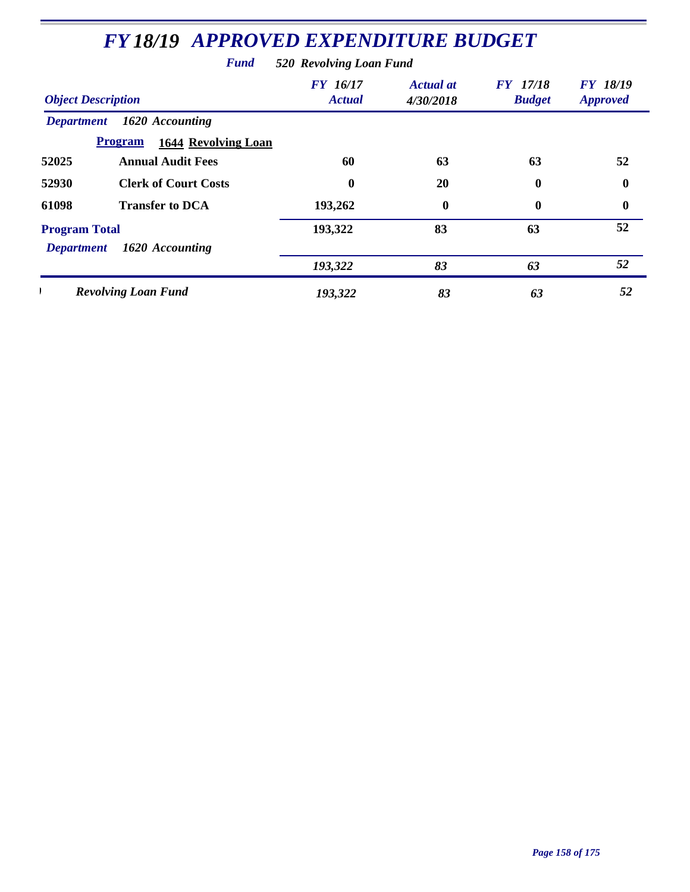# FY 18/19 APPROVED EXPENDITURE BUDGET

**Fund** *520 Revolving Loan Fund*

| Object Description | | FY 16/17 Actual | Actual at 4/30/2018 | FY 17/18 Budget | FY 18/19 Approved |
|---|---|---|---|---|---|
| ***Department*** | ***1620 Accounting*** | | | | |
| **Program** | **1644 Revolving Loan** | | | | |
| **52025** | **Annual Audit Fees** | **60** | **63** | **63** | **52** |
| **52930** | **Clerk of Court Costs** | **0** | **20** | **0** | **0** |
| **61098** | **Transfer to DCA** | **193,262** | **0** | **0** | **0** |
| **Program Total** | | **193,322** | **83** | **63** | **52** |
| ***Department*** | ***1620 Accounting*** | ***193,322*** | ***83*** | ***63*** | ***52*** |
| | ***Revolving Loan Fund*** | ***193,322*** | ***83*** | ***63*** | ***52*** |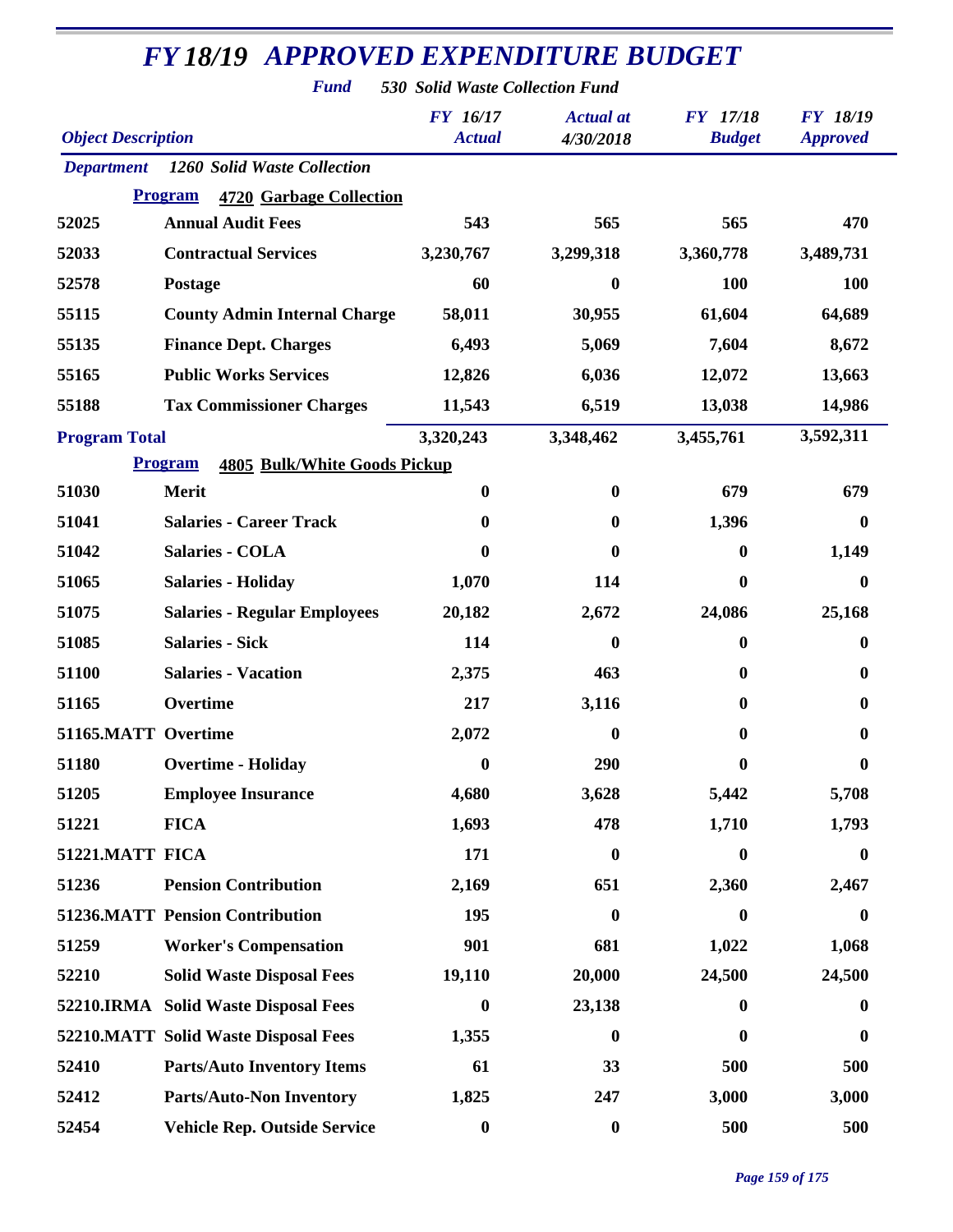# *FY 18/19 APPROVED EXPENDITURE BUDGET*

***Fund*** ***530 Solid Waste Collection Fund***

| *Object Description* | | *FY 16/17 Actual* | *Actual at 4/30/2018* | *FY 17/18 Budget* | *FY 18/19 Approved* |
|---|---|---|---|---|---|
| ***Department*** | ***1260 Solid Waste Collection*** | | | | |
| **Program** | **4720 Garbage Collection** | | | | |
| **52025** | **Annual Audit Fees** | **543** | **565** | **565** | **470** |
| **52033** | **Contractual Services** | **3,230,767** | **3,299,318** | **3,360,778** | **3,489,731** |
| **52578** | **Postage** | **60** | **0** | **100** | **100** |
| **55115** | **County Admin Internal Charge** | **58,011** | **30,955** | **61,604** | **64,689** |
| **55135** | **Finance Dept. Charges** | **6,493** | **5,069** | **7,604** | **8,672** |
| **55165** | **Public Works Services** | **12,826** | **6,036** | **12,072** | **13,663** |
| **55188** | **Tax Commissioner Charges** | **11,543** | **6,519** | **13,038** | **14,986** |
| **Program Total** | | **3,320,243** | **3,348,462** | **3,455,761** | **3,592,311** |
| **Program** | **4805 Bulk/White Goods Pickup** | | | | |
| **51030** | **Merit** | **0** | **0** | **679** | **679** |
| **51041** | **Salaries - Career Track** | **0** | **0** | **1,396** | **0** |
| **51042** | **Salaries - COLA** | **0** | **0** | **0** | **1,149** |
| **51065** | **Salaries - Holiday** | **1,070** | **114** | **0** | **0** |
| **51075** | **Salaries - Regular Employees** | **20,182** | **2,672** | **24,086** | **25,168** |
| **51085** | **Salaries - Sick** | **114** | **0** | **0** | **0** |
| **51100** | **Salaries - Vacation** | **2,375** | **463** | **0** | **0** |
| **51165** | **Overtime** | **217** | **3,116** | **0** | **0** |
| **51165.MATT** | **Overtime** | **2,072** | **0** | **0** | **0** |
| **51180** | **Overtime - Holiday** | **0** | **290** | **0** | **0** |
| **51205** | **Employee Insurance** | **4,680** | **3,628** | **5,442** | **5,708** |
| **51221** | **FICA** | **1,693** | **478** | **1,710** | **1,793** |
| **51221.MATT** | **FICA** | **171** | **0** | **0** | **0** |
| **51236** | **Pension Contribution** | **2,169** | **651** | **2,360** | **2,467** |
| **51236.MATT** | **Pension Contribution** | **195** | **0** | **0** | **0** |
| **51259** | **Worker's Compensation** | **901** | **681** | **1,022** | **1,068** |
| **52210** | **Solid Waste Disposal Fees** | **19,110** | **20,000** | **24,500** | **24,500** |
| **52210.IRMA** | **Solid Waste Disposal Fees** | **0** | **23,138** | **0** | **0** |
| **52210.MATT** | **Solid Waste Disposal Fees** | **1,355** | **0** | **0** | **0** |
| **52410** | **Parts/Auto Inventory Items** | **61** | **33** | **500** | **500** |
| **52412** | **Parts/Auto-Non Inventory** | **1,825** | **247** | **3,000** | **3,000** |
| **52454** | **Vehicle Rep. Outside Service** | **0** | **0** | **500** | **500** |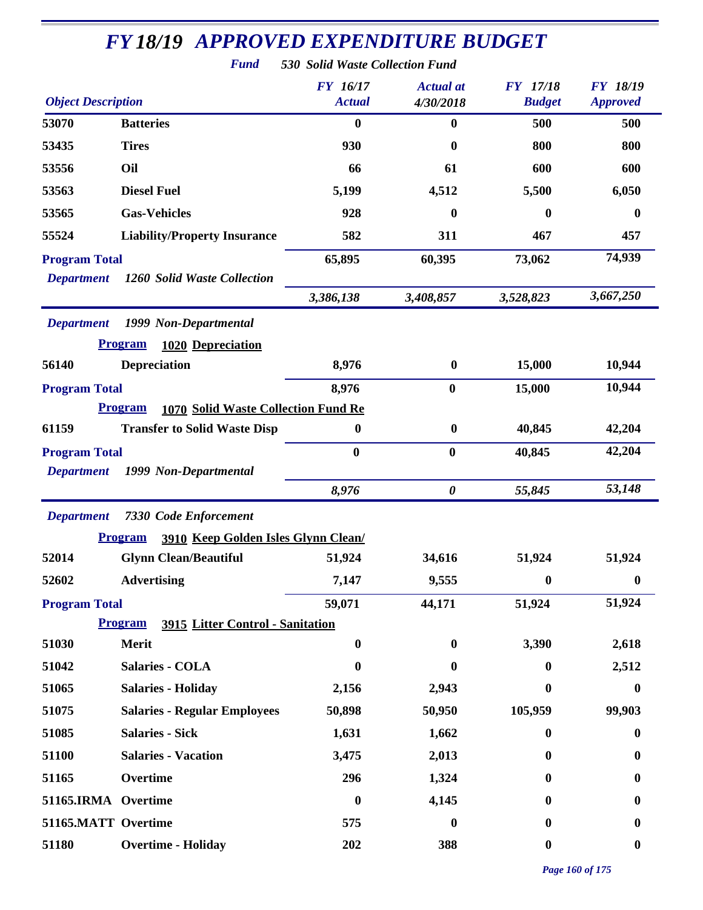# FY 18/19 APPROVED EXPENDITURE BUDGET

**Fund** *530 Solid Waste Collection Fund*

| Object Description | | FY 16/17 Actual | Actual at 4/30/2018 | FY 17/18 Budget | FY 18/19 Approved |
|---|---|---|---|---|---|
| 53070 | Batteries | 0 | 0 | 500 | 500 |
| 53435 | Tires | 930 | 0 | 800 | 800 |
| 53556 | Oil | 66 | 61 | 600 | 600 |
| 53563 | Diesel Fuel | 5,199 | 4,512 | 5,500 | 6,050 |
| 53565 | Gas-Vehicles | 928 | 0 | 0 | 0 |
| 55524 | Liability/Property Insurance | 582 | 311 | 467 | 457 |
| **Program Total** | | 65,895 | 60,395 | 73,062 | 74,939 |
| *Department* | *1260 Solid Waste Collection* | *3,386,138* | *3,408,857* | *3,528,823* | *3,667,250* |
| *Department* | *1999 Non-Departmental* | | | | |
| **Program** | **1020 Depreciation** | | | | |
| 56140 | Depreciation | 8,976 | 0 | 15,000 | 10,944 |
| **Program Total** | | 8,976 | 0 | 15,000 | 10,944 |
| **Program** | **1070 Solid Waste Collection Fund Re** | | | | |
| 61159 | Transfer to Solid Waste Disp | 0 | 0 | 40,845 | 42,204 |
| **Program Total** | | 0 | 0 | 40,845 | 42,204 |
| *Department* | *1999 Non-Departmental* | *8,976* | *0* | *55,845* | *53,148* |
| *Department* | *7330 Code Enforcement* | | | | |
| **Program** | **3910 Keep Golden Isles Glynn Clean/** | | | | |
| 52014 | Glynn Clean/Beautiful | 51,924 | 34,616 | 51,924 | 51,924 |
| 52602 | Advertising | 7,147 | 9,555 | 0 | 0 |
| **Program Total** | | 59,071 | 44,171 | 51,924 | 51,924 |
| **Program** | **3915 Litter Control - Sanitation** | | | | |
| 51030 | Merit | 0 | 0 | 3,390 | 2,618 |
| 51042 | Salaries - COLA | 0 | 0 | 0 | 2,512 |
| 51065 | Salaries - Holiday | 2,156 | 2,943 | 0 | 0 |
| 51075 | Salaries - Regular Employees | 50,898 | 50,950 | 105,959 | 99,903 |
| 51085 | Salaries - Sick | 1,631 | 1,662 | 0 | 0 |
| 51100 | Salaries - Vacation | 3,475 | 2,013 | 0 | 0 |
| 51165 | Overtime | 296 | 1,324 | 0 | 0 |
| 51165.IRMA | Overtime | 0 | 4,145 | 0 | 0 |
| 51165.MATT | Overtime | 575 | 0 | 0 | 0 |
| 51180 | Overtime - Holiday | 202 | 388 | 0 | 0 |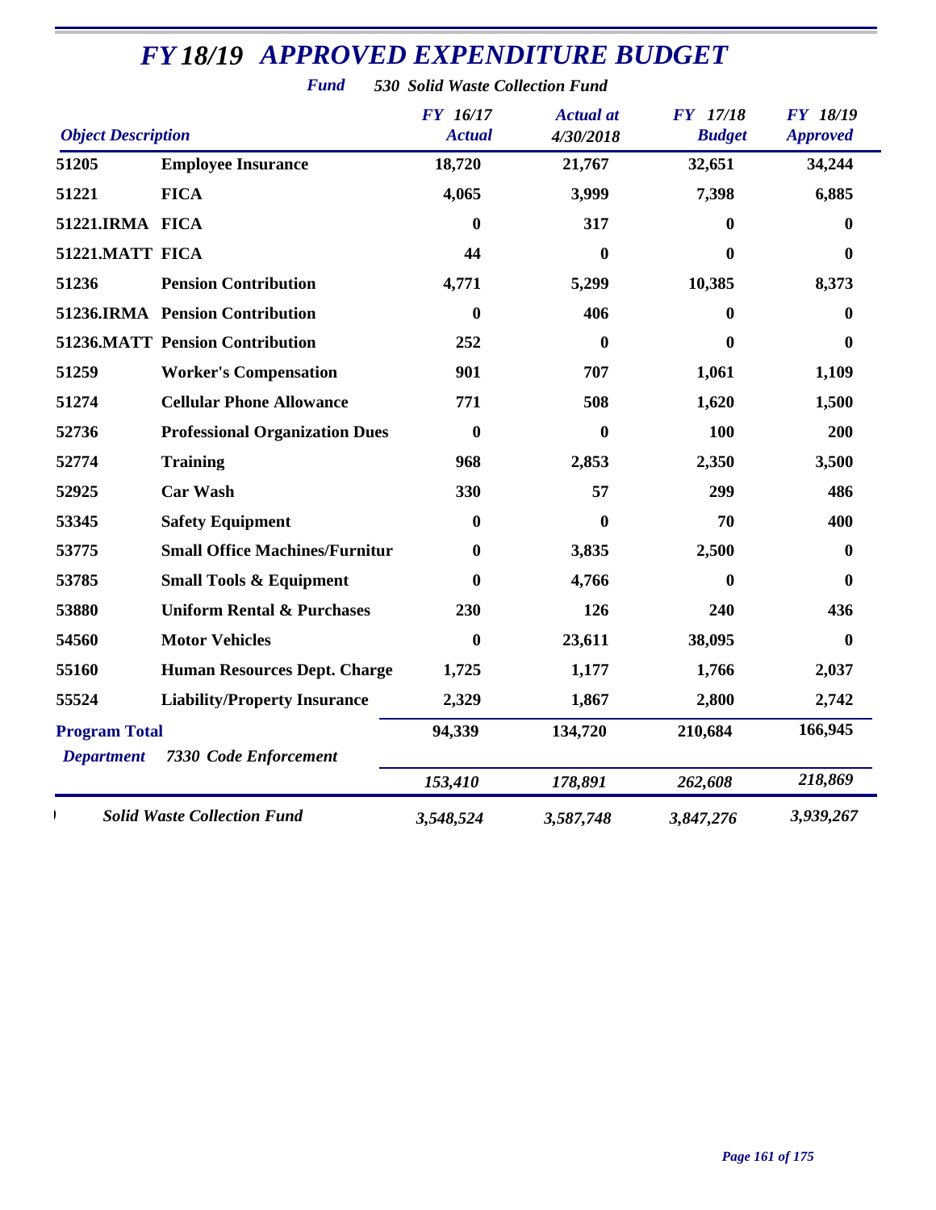# FY 18/19 APPROVED EXPENDITURE BUDGET

**Fund** *530 Solid Waste Collection Fund*

| Object Description | | FY 16/17 Actual | Actual at 4/30/2018 | FY 17/18 Budget | FY 18/19 Approved |
|---|---|---|---|---|---|
| 51205 | Employee Insurance | 18,720 | 21,767 | 32,651 | 34,244 |
| 51221 | FICA | 4,065 | 3,999 | 7,398 | 6,885 |
| 51221.IRMA | FICA | 0 | 317 | 0 | 0 |
| 51221.MATT | FICA | 44 | 0 | 0 | 0 |
| 51236 | Pension Contribution | 4,771 | 5,299 | 10,385 | 8,373 |
| 51236.IRMA | Pension Contribution | 0 | 406 | 0 | 0 |
| 51236.MATT | Pension Contribution | 252 | 0 | 0 | 0 |
| 51259 | Worker's Compensation | 901 | 707 | 1,061 | 1,109 |
| 51274 | Cellular Phone Allowance | 771 | 508 | 1,620 | 1,500 |
| 52736 | Professional Organization Dues | 0 | 0 | 100 | 200 |
| 52774 | Training | 968 | 2,853 | 2,350 | 3,500 |
| 52925 | Car Wash | 330 | 57 | 299 | 486 |
| 53345 | Safety Equipment | 0 | 0 | 70 | 400 |
| 53775 | Small Office Machines/Furnitur | 0 | 3,835 | 2,500 | 0 |
| 53785 | Small Tools & Equipment | 0 | 4,766 | 0 | 0 |
| 53880 | Uniform Rental & Purchases | 230 | 126 | 240 | 436 |
| 54560 | Motor Vehicles | 0 | 23,611 | 38,095 | 0 |
| 55160 | Human Resources Dept. Charge | 1,725 | 1,177 | 1,766 | 2,037 |
| 55524 | Liability/Property Insurance | 2,329 | 1,867 | 2,800 | 2,742 |
| **Program Total** | | 94,339 | 134,720 | 210,684 | 166,945 |
| *Department* | *7330 Code Enforcement* | *153,410* | *178,891* | *262,608* | *218,869* |
| *Solid Waste Collection Fund* | | *3,548,524* | *3,587,748* | *3,847,276* | *3,939,267* |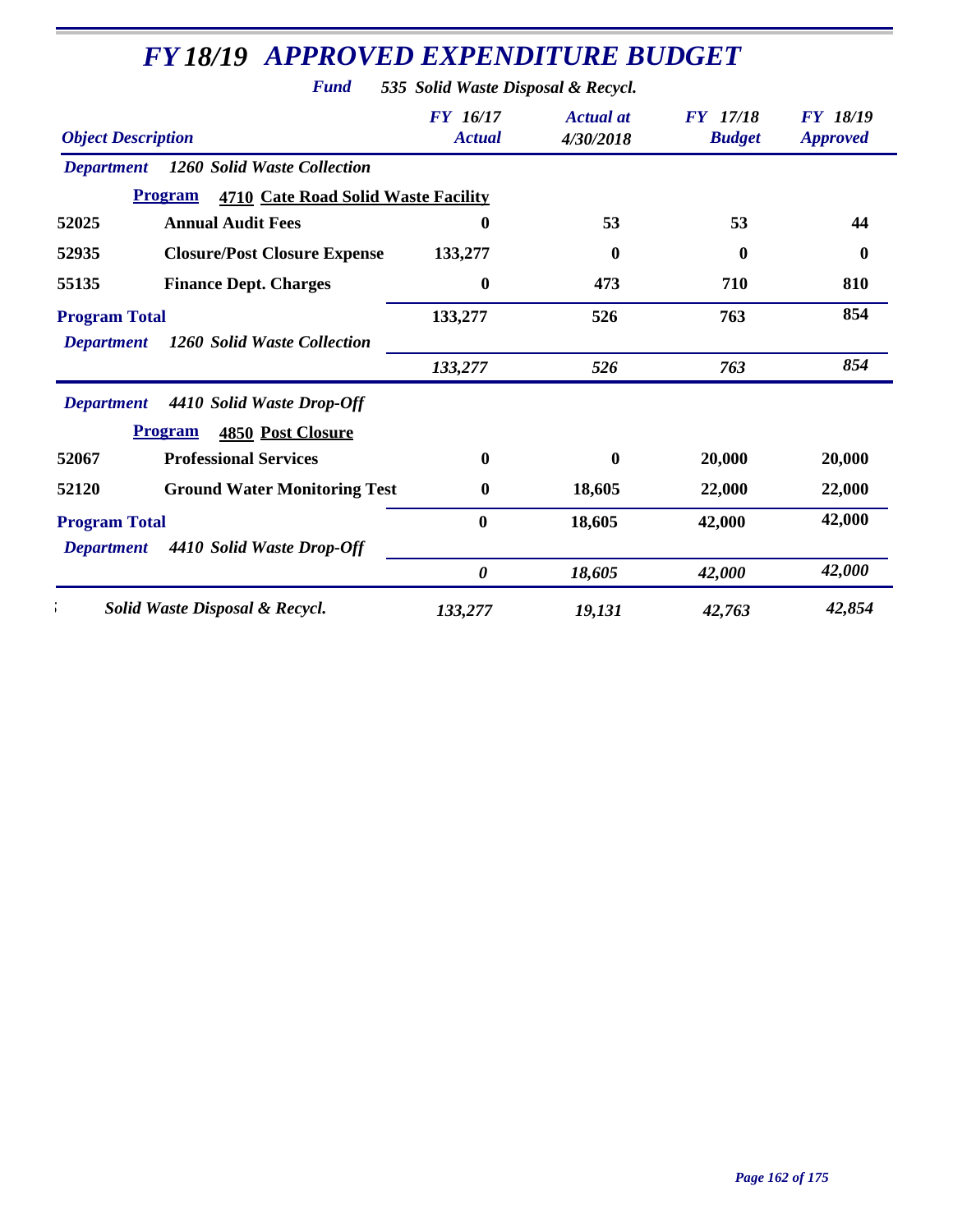# FY 18/19 APPROVED EXPENDITURE BUDGET

**Fund** *535 Solid Waste Disposal & Recycl.*

| Object Description | | FY 16/17 Actual | Actual at 4/30/2018 | FY 17/18 Budget | FY 18/19 Approved |
|---|---|---|---|---|---|
| *Department* | *1260 Solid Waste Collection* | | | | |
| **Program** | **4710 Cate Road Solid Waste Facility** | | | | |
| 52025 | Annual Audit Fees | 0 | 53 | 53 | 44 |
| 52935 | Closure/Post Closure Expense | 133,277 | 0 | 0 | 0 |
| 55135 | Finance Dept. Charges | 0 | 473 | 710 | 810 |
| **Program Total** | | 133,277 | 526 | 763 | 854 |
| *Department* | *1260 Solid Waste Collection* | *133,277* | *526* | *763* | *854* |
| *Department* | *4410 Solid Waste Drop-Off* | | | | |
| **Program** | **4850 Post Closure** | | | | |
| 52067 | Professional Services | 0 | 0 | 20,000 | 20,000 |
| 52120 | Ground Water Monitoring Test | 0 | 18,605 | 22,000 | 22,000 |
| **Program Total** | | 0 | 18,605 | 42,000 | 42,000 |
| *Department* | *4410 Solid Waste Drop-Off* | *0* | *18,605* | *42,000* | *42,000* |
| | *Solid Waste Disposal & Recycl.* | *133,277* | *19,131* | *42,763* | *42,854* |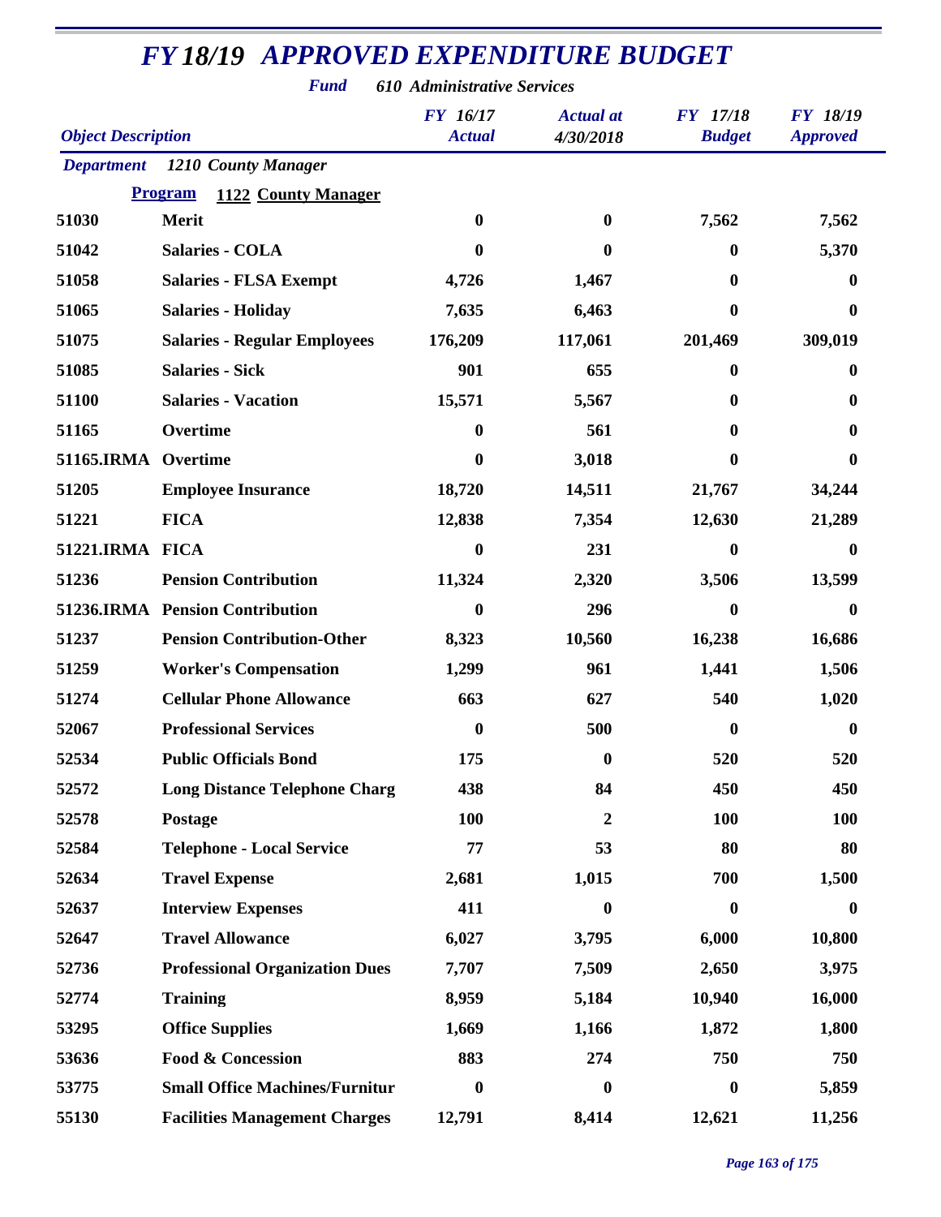# FY 18/19 APPROVED EXPENDITURE BUDGET

**Fund** *610 Administrative Services*

| Object Description | | FY 16/17 Actual | Actual at 4/30/2018 | FY 17/18 Budget | FY 18/19 Approved |
|---|---|---|---|---|---|
| **Department** | *1210 County Manager* | | | | |
| | **Program** 1122 County Manager | | | | |
| 51030 | Merit | 0 | 0 | 7,562 | 7,562 |
| 51042 | Salaries - COLA | 0 | 0 | 0 | 5,370 |
| 51058 | Salaries - FLSA Exempt | 4,726 | 1,467 | 0 | 0 |
| 51065 | Salaries - Holiday | 7,635 | 6,463 | 0 | 0 |
| 51075 | Salaries - Regular Employees | 176,209 | 117,061 | 201,469 | 309,019 |
| 51085 | Salaries - Sick | 901 | 655 | 0 | 0 |
| 51100 | Salaries - Vacation | 15,571 | 5,567 | 0 | 0 |
| 51165 | Overtime | 0 | 561 | 0 | 0 |
| 51165.IRMA | Overtime | 0 | 3,018 | 0 | 0 |
| 51205 | Employee Insurance | 18,720 | 14,511 | 21,767 | 34,244 |
| 51221 | FICA | 12,838 | 7,354 | 12,630 | 21,289 |
| 51221.IRMA | FICA | 0 | 231 | 0 | 0 |
| 51236 | Pension Contribution | 11,324 | 2,320 | 3,506 | 13,599 |
| 51236.IRMA | Pension Contribution | 0 | 296 | 0 | 0 |
| 51237 | Pension Contribution-Other | 8,323 | 10,560 | 16,238 | 16,686 |
| 51259 | Worker's Compensation | 1,299 | 961 | 1,441 | 1,506 |
| 51274 | Cellular Phone Allowance | 663 | 627 | 540 | 1,020 |
| 52067 | Professional Services | 0 | 500 | 0 | 0 |
| 52534 | Public Officials Bond | 175 | 0 | 520 | 520 |
| 52572 | Long Distance Telephone Charg | 438 | 84 | 450 | 450 |
| 52578 | Postage | 100 | 2 | 100 | 100 |
| 52584 | Telephone - Local Service | 77 | 53 | 80 | 80 |
| 52634 | Travel Expense | 2,681 | 1,015 | 700 | 1,500 |
| 52637 | Interview Expenses | 411 | 0 | 0 | 0 |
| 52647 | Travel Allowance | 6,027 | 3,795 | 6,000 | 10,800 |
| 52736 | Professional Organization Dues | 7,707 | 7,509 | 2,650 | 3,975 |
| 52774 | Training | 8,959 | 5,184 | 10,940 | 16,000 |
| 53295 | Office Supplies | 1,669 | 1,166 | 1,872 | 1,800 |
| 53636 | Food & Concession | 883 | 274 | 750 | 750 |
| 53775 | Small Office Machines/Furnitur | 0 | 0 | 0 | 5,859 |
| 55130 | Facilities Management Charges | 12,791 | 8,414 | 12,621 | 11,256 |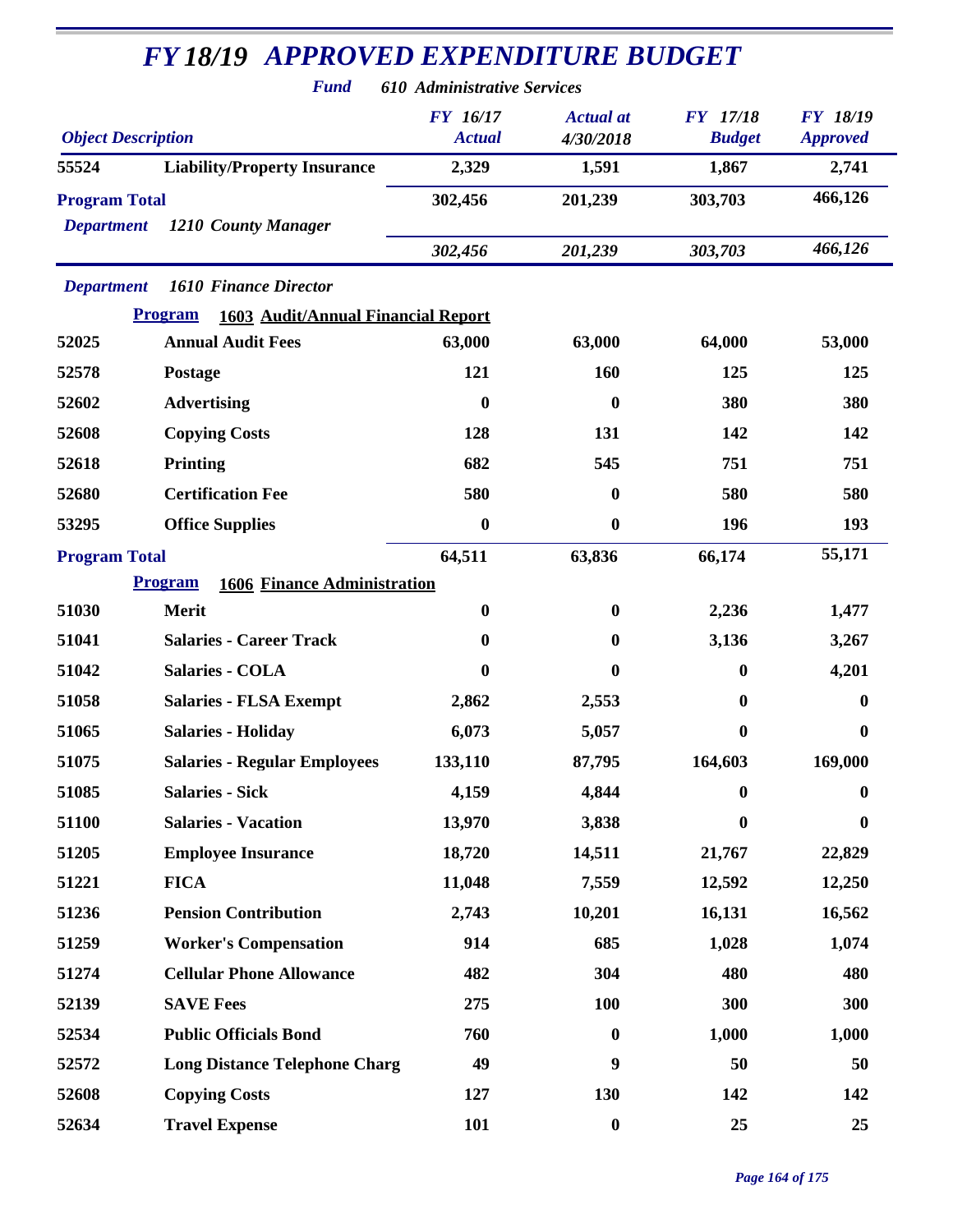# FY 18/19 APPROVED EXPENDITURE BUDGET

**Fund** *610 Administrative Services*

| Object Description | | FY 16/17 Actual | Actual at 4/30/2018 | FY 17/18 Budget | FY 18/19 Approved |
|---|---|---|---|---|---|
| 55524 | Liability/Property Insurance | 2,329 | 1,591 | 1,867 | 2,741 |
| **Program Total** | | 302,456 | 201,239 | 303,703 | 466,126 |
| *Department* | *1210 County Manager* | | | | |
| | | *302,456* | *201,239* | *303,703* | *466,126* |
| *Department* | *1610 Finance Director* | | | | |
| **Program** | **1603 Audit/Annual Financial Report** | | | | |
| 52025 | Annual Audit Fees | 63,000 | 63,000 | 64,000 | 53,000 |
| 52578 | Postage | 121 | 160 | 125 | 125 |
| 52602 | Advertising | 0 | 0 | 380 | 380 |
| 52608 | Copying Costs | 128 | 131 | 142 | 142 |
| 52618 | Printing | 682 | 545 | 751 | 751 |
| 52680 | Certification Fee | 580 | 0 | 580 | 580 |
| 53295 | Office Supplies | 0 | 0 | 196 | 193 |
| **Program Total** | | 64,511 | 63,836 | 66,174 | 55,171 |
| **Program** | **1606 Finance Administration** | | | | |
| 51030 | Merit | 0 | 0 | 2,236 | 1,477 |
| 51041 | Salaries - Career Track | 0 | 0 | 3,136 | 3,267 |
| 51042 | Salaries - COLA | 0 | 0 | 0 | 4,201 |
| 51058 | Salaries - FLSA Exempt | 2,862 | 2,553 | 0 | 0 |
| 51065 | Salaries - Holiday | 6,073 | 5,057 | 0 | 0 |
| 51075 | Salaries - Regular Employees | 133,110 | 87,795 | 164,603 | 169,000 |
| 51085 | Salaries - Sick | 4,159 | 4,844 | 0 | 0 |
| 51100 | Salaries - Vacation | 13,970 | 3,838 | 0 | 0 |
| 51205 | Employee Insurance | 18,720 | 14,511 | 21,767 | 22,829 |
| 51221 | FICA | 11,048 | 7,559 | 12,592 | 12,250 |
| 51236 | Pension Contribution | 2,743 | 10,201 | 16,131 | 16,562 |
| 51259 | Worker's Compensation | 914 | 685 | 1,028 | 1,074 |
| 51274 | Cellular Phone Allowance | 482 | 304 | 480 | 480 |
| 52139 | SAVE Fees | 275 | 100 | 300 | 300 |
| 52534 | Public Officials Bond | 760 | 0 | 1,000 | 1,000 |
| 52572 | Long Distance Telephone Charg | 49 | 9 | 50 | 50 |
| 52608 | Copying Costs | 127 | 130 | 142 | 142 |
| 52634 | Travel Expense | 101 | 0 | 25 | 25 |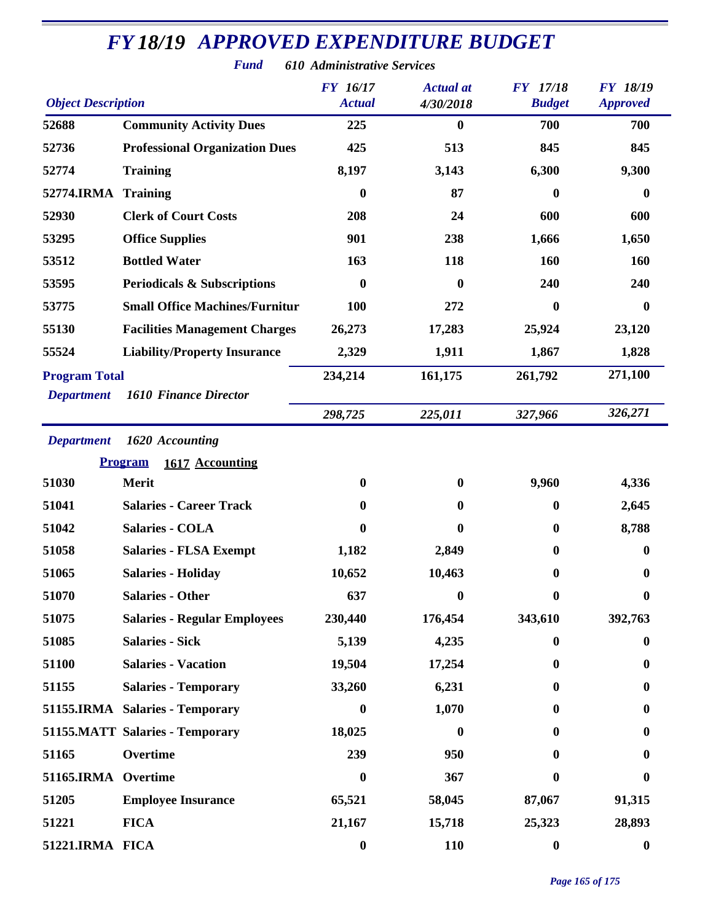# FY 18/19 APPROVED EXPENDITURE BUDGET

***Fund*** ***610 Administrative Services***

| Object Description | | FY 16/17 Actual | Actual at 4/30/2018 | FY 17/18 Budget | FY 18/19 Approved |
|---|---|---|---|---|---|
| 52688 | **Community Activity Dues** | 225 | 0 | 700 | 700 |
| 52736 | **Professional Organization Dues** | 425 | 513 | 845 | 845 |
| 52774 | **Training** | 8,197 | 3,143 | 6,300 | 9,300 |
| 52774.IRMA | **Training** | 0 | 87 | 0 | 0 |
| 52930 | **Clerk of Court Costs** | 208 | 24 | 600 | 600 |
| 53295 | **Office Supplies** | 901 | 238 | 1,666 | 1,650 |
| 53512 | **Bottled Water** | 163 | 118 | 160 | 160 |
| 53595 | **Periodicals & Subscriptions** | 0 | 0 | 240 | 240 |
| 53775 | **Small Office Machines/Furnitur** | 100 | 272 | 0 | 0 |
| 55130 | **Facilities Management Charges** | 26,273 | 17,283 | 25,924 | 23,120 |
| 55524 | **Liability/Property Insurance** | 2,329 | 1,911 | 1,867 | 1,828 |
| **Program Total** | | 234,214 | 161,175 | 261,792 | 271,100 |
| ***Department*** | ***1610 Finance Director*** | *298,725* | *225,011* | *327,966* | *326,271* |

***Department*** ***1620 Accounting***

**Program** **1617 Accounting**

| Object Description | | FY 16/17 Actual | Actual at 4/30/2018 | FY 17/18 Budget | FY 18/19 Approved |
|---|---|---|---|---|---|
| 51030 | **Merit** | 0 | 0 | 9,960 | 4,336 |
| 51041 | **Salaries - Career Track** | 0 | 0 | 0 | 2,645 |
| 51042 | **Salaries - COLA** | 0 | 0 | 0 | 8,788 |
| 51058 | **Salaries - FLSA Exempt** | 1,182 | 2,849 | 0 | 0 |
| 51065 | **Salaries - Holiday** | 10,652 | 10,463 | 0 | 0 |
| 51070 | **Salaries - Other** | 637 | 0 | 0 | 0 |
| 51075 | **Salaries - Regular Employees** | 230,440 | 176,454 | 343,610 | 392,763 |
| 51085 | **Salaries - Sick** | 5,139 | 4,235 | 0 | 0 |
| 51100 | **Salaries - Vacation** | 19,504 | 17,254 | 0 | 0 |
| 51155 | **Salaries - Temporary** | 33,260 | 6,231 | 0 | 0 |
| 51155.IRMA | **Salaries - Temporary** | 0 | 1,070 | 0 | 0 |
| 51155.MATT | **Salaries - Temporary** | 18,025 | 0 | 0 | 0 |
| 51165 | **Overtime** | 239 | 950 | 0 | 0 |
| 51165.IRMA | **Overtime** | 0 | 367 | 0 | 0 |
| 51205 | **Employee Insurance** | 65,521 | 58,045 | 87,067 | 91,315 |
| 51221 | **FICA** | 21,167 | 15,718 | 25,323 | 28,893 |
| 51221.IRMA | **FICA** | 0 | 110 | 0 | 0 |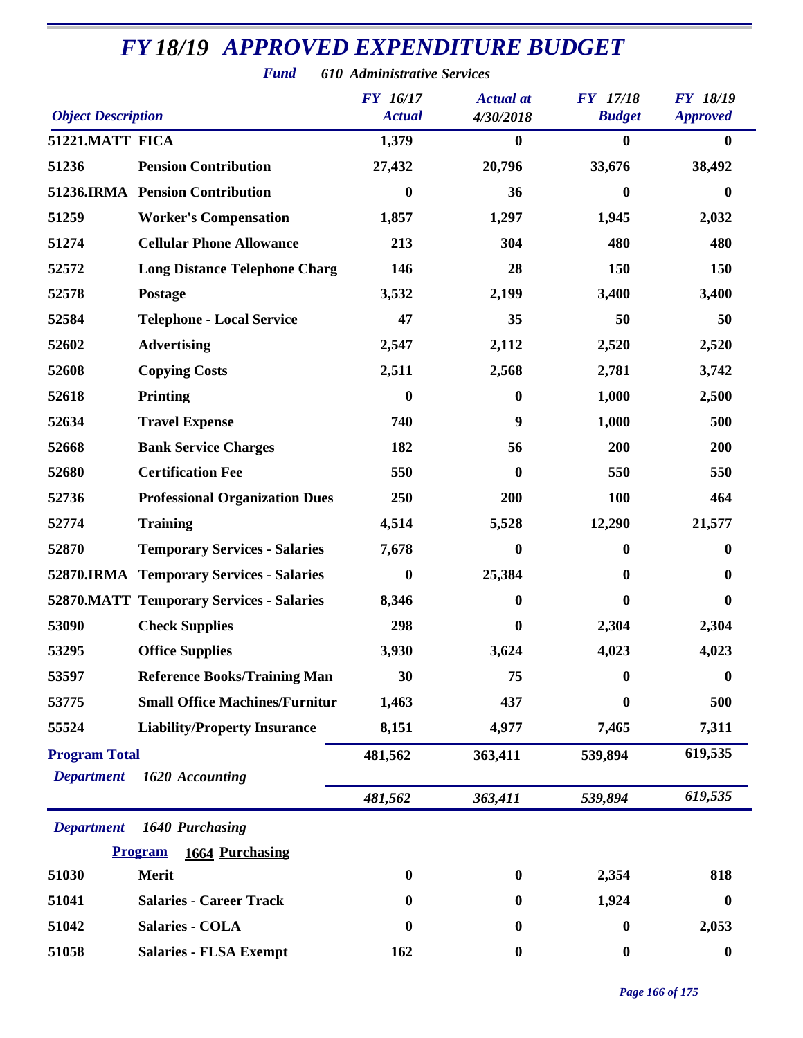# FY 18/19 APPROVED EXPENDITURE BUDGET

***Fund*** ***610 Administrative Services***

| Object Description | | FY 16/17 Actual | Actual at 4/30/2018 | FY 17/18 Budget | FY 18/19 Approved |
|---|---|---|---|---|---|
| **51221.MATT** | **FICA** | **1,379** | **0** | **0** | **0** |
| **51236** | **Pension Contribution** | **27,432** | **20,796** | **33,676** | **38,492** |
| **51236.IRMA** | **Pension Contribution** | **0** | **36** | **0** | **0** |
| **51259** | **Worker's Compensation** | **1,857** | **1,297** | **1,945** | **2,032** |
| **51274** | **Cellular Phone Allowance** | **213** | **304** | **480** | **480** |
| **52572** | **Long Distance Telephone Charg** | **146** | **28** | **150** | **150** |
| **52578** | **Postage** | **3,532** | **2,199** | **3,400** | **3,400** |
| **52584** | **Telephone - Local Service** | **47** | **35** | **50** | **50** |
| **52602** | **Advertising** | **2,547** | **2,112** | **2,520** | **2,520** |
| **52608** | **Copying Costs** | **2,511** | **2,568** | **2,781** | **3,742** |
| **52618** | **Printing** | **0** | **0** | **1,000** | **2,500** |
| **52634** | **Travel Expense** | **740** | **9** | **1,000** | **500** |
| **52668** | **Bank Service Charges** | **182** | **56** | **200** | **200** |
| **52680** | **Certification Fee** | **550** | **0** | **550** | **550** |
| **52736** | **Professional Organization Dues** | **250** | **200** | **100** | **464** |
| **52774** | **Training** | **4,514** | **5,528** | **12,290** | **21,577** |
| **52870** | **Temporary Services - Salaries** | **7,678** | **0** | **0** | **0** |
| **52870.IRMA** | **Temporary Services - Salaries** | **0** | **25,384** | **0** | **0** |
| **52870.MATT** | **Temporary Services - Salaries** | **8,346** | **0** | **0** | **0** |
| **53090** | **Check Supplies** | **298** | **0** | **2,304** | **2,304** |
| **53295** | **Office Supplies** | **3,930** | **3,624** | **4,023** | **4,023** |
| **53597** | **Reference Books/Training Man** | **30** | **75** | **0** | **0** |
| **53775** | **Small Office Machines/Furnitur** | **1,463** | **437** | **0** | **500** |
| **55524** | **Liability/Property Insurance** | **8,151** | **4,977** | **7,465** | **7,311** |
| **Program Total** | | **481,562** | **363,411** | **539,894** | **619,535** |
| ***Department*** | ***1620 Accounting*** | ***481,562*** | ***363,411*** | ***539,894*** | ***619,535*** |

***Department*** ***1640 Purchasing***

**Program** **1664 Purchasing**

| Object Description | | FY 16/17 Actual | Actual at 4/30/2018 | FY 17/18 Budget | FY 18/19 Approved |
|---|---|---|---|---|---|
| **51030** | **Merit** | **0** | **0** | **2,354** | **818** |
| **51041** | **Salaries - Career Track** | **0** | **0** | **1,924** | **0** |
| **51042** | **Salaries - COLA** | **0** | **0** | **0** | **2,053** |
| **51058** | **Salaries - FLSA Exempt** | **162** | **0** | **0** | **0** |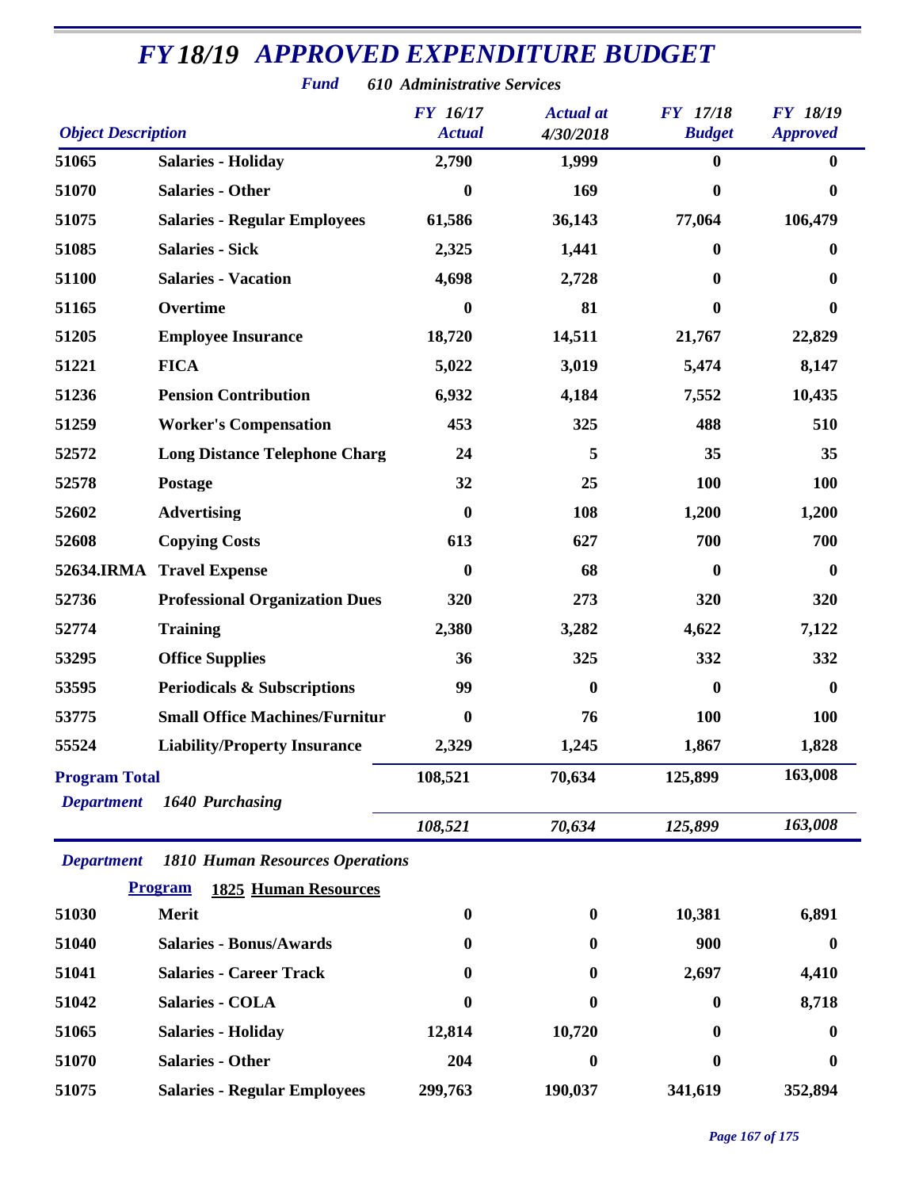# FY 18/19 APPROVED EXPENDITURE BUDGET

***Fund*** ***610 Administrative Services***

| Object Description | | FY 16/17 Actual | Actual at 4/30/2018 | FY 17/18 Budget | FY 18/19 Approved |
|---|---|---|---|---|---|
| 51065 | Salaries - Holiday | 2,790 | 1,999 | 0 | 0 |
| 51070 | Salaries - Other | 0 | 169 | 0 | 0 |
| 51075 | Salaries - Regular Employees | 61,586 | 36,143 | 77,064 | 106,479 |
| 51085 | Salaries - Sick | 2,325 | 1,441 | 0 | 0 |
| 51100 | Salaries - Vacation | 4,698 | 2,728 | 0 | 0 |
| 51165 | Overtime | 0 | 81 | 0 | 0 |
| 51205 | Employee Insurance | 18,720 | 14,511 | 21,767 | 22,829 |
| 51221 | FICA | 5,022 | 3,019 | 5,474 | 8,147 |
| 51236 | Pension Contribution | 6,932 | 4,184 | 7,552 | 10,435 |
| 51259 | Worker's Compensation | 453 | 325 | 488 | 510 |
| 52572 | Long Distance Telephone Charg | 24 | 5 | 35 | 35 |
| 52578 | Postage | 32 | 25 | 100 | 100 |
| 52602 | Advertising | 0 | 108 | 1,200 | 1,200 |
| 52608 | Copying Costs | 613 | 627 | 700 | 700 |
| 52634.IRMA | Travel Expense | 0 | 68 | 0 | 0 |
| 52736 | Professional Organization Dues | 320 | 273 | 320 | 320 |
| 52774 | Training | 2,380 | 3,282 | 4,622 | 7,122 |
| 53295 | Office Supplies | 36 | 325 | 332 | 332 |
| 53595 | Periodicals & Subscriptions | 99 | 0 | 0 | 0 |
| 53775 | Small Office Machines/Furnitur | 0 | 76 | 100 | 100 |
| 55524 | Liability/Property Insurance | 2,329 | 1,245 | 1,867 | 1,828 |
| **Program Total** | | 108,521 | 70,634 | 125,899 | 163,008 |
| ***Department*** | ***1640 Purchasing*** | *108,521* | *70,634* | *125,899* | *163,008* |

***Department*** ***1810 Human Resources Operations***

**Program** **1825 Human Resources**

| Object Description | | FY 16/17 Actual | Actual at 4/30/2018 | FY 17/18 Budget | FY 18/19 Approved |
|---|---|---|---|---|---|
| 51030 | Merit | 0 | 0 | 10,381 | 6,891 |
| 51040 | Salaries - Bonus/Awards | 0 | 0 | 900 | 0 |
| 51041 | Salaries - Career Track | 0 | 0 | 2,697 | 4,410 |
| 51042 | Salaries - COLA | 0 | 0 | 0 | 8,718 |
| 51065 | Salaries - Holiday | 12,814 | 10,720 | 0 | 0 |
| 51070 | Salaries - Other | 204 | 0 | 0 | 0 |
| 51075 | Salaries - Regular Employees | 299,763 | 190,037 | 341,619 | 352,894 |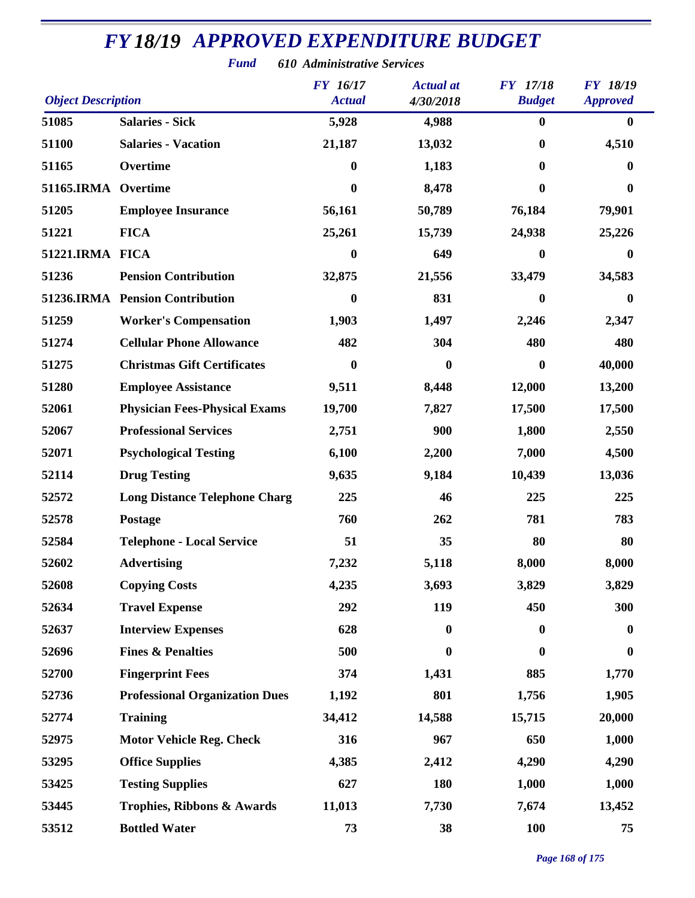# FY 18/19 APPROVED EXPENDITURE BUDGET

**Fund** *610 Administrative Services*

| Object Description | | FY 16/17 Actual | Actual at 4/30/2018 | FY 17/18 Budget | FY 18/19 Approved |
|---|---|---|---|---|---|
| 51085 | Salaries - Sick | 5,928 | 4,988 | 0 | 0 |
| 51100 | Salaries - Vacation | 21,187 | 13,032 | 0 | 4,510 |
| 51165 | Overtime | 0 | 1,183 | 0 | 0 |
| 51165.IRMA | Overtime | 0 | 8,478 | 0 | 0 |
| 51205 | Employee Insurance | 56,161 | 50,789 | 76,184 | 79,901 |
| 51221 | FICA | 25,261 | 15,739 | 24,938 | 25,226 |
| 51221.IRMA | FICA | 0 | 649 | 0 | 0 |
| 51236 | Pension Contribution | 32,875 | 21,556 | 33,479 | 34,583 |
| 51236.IRMA | Pension Contribution | 0 | 831 | 0 | 0 |
| 51259 | Worker's Compensation | 1,903 | 1,497 | 2,246 | 2,347 |
| 51274 | Cellular Phone Allowance | 482 | 304 | 480 | 480 |
| 51275 | Christmas Gift Certificates | 0 | 0 | 0 | 40,000 |
| 51280 | Employee Assistance | 9,511 | 8,448 | 12,000 | 13,200 |
| 52061 | Physician Fees-Physical Exams | 19,700 | 7,827 | 17,500 | 17,500 |
| 52067 | Professional Services | 2,751 | 900 | 1,800 | 2,550 |
| 52071 | Psychological Testing | 6,100 | 2,200 | 7,000 | 4,500 |
| 52114 | Drug Testing | 9,635 | 9,184 | 10,439 | 13,036 |
| 52572 | Long Distance Telephone Charg | 225 | 46 | 225 | 225 |
| 52578 | Postage | 760 | 262 | 781 | 783 |
| 52584 | Telephone - Local Service | 51 | 35 | 80 | 80 |
| 52602 | Advertising | 7,232 | 5,118 | 8,000 | 8,000 |
| 52608 | Copying Costs | 4,235 | 3,693 | 3,829 | 3,829 |
| 52634 | Travel Expense | 292 | 119 | 450 | 300 |
| 52637 | Interview Expenses | 628 | 0 | 0 | 0 |
| 52696 | Fines & Penalties | 500 | 0 | 0 | 0 |
| 52700 | Fingerprint Fees | 374 | 1,431 | 885 | 1,770 |
| 52736 | Professional Organization Dues | 1,192 | 801 | 1,756 | 1,905 |
| 52774 | Training | 34,412 | 14,588 | 15,715 | 20,000 |
| 52975 | Motor Vehicle Reg. Check | 316 | 967 | 650 | 1,000 |
| 53295 | Office Supplies | 4,385 | 2,412 | 4,290 | 4,290 |
| 53425 | Testing Supplies | 627 | 180 | 1,000 | 1,000 |
| 53445 | Trophies, Ribbons & Awards | 11,013 | 7,730 | 7,674 | 13,452 |
| 53512 | Bottled Water | 73 | 38 | 100 | 75 |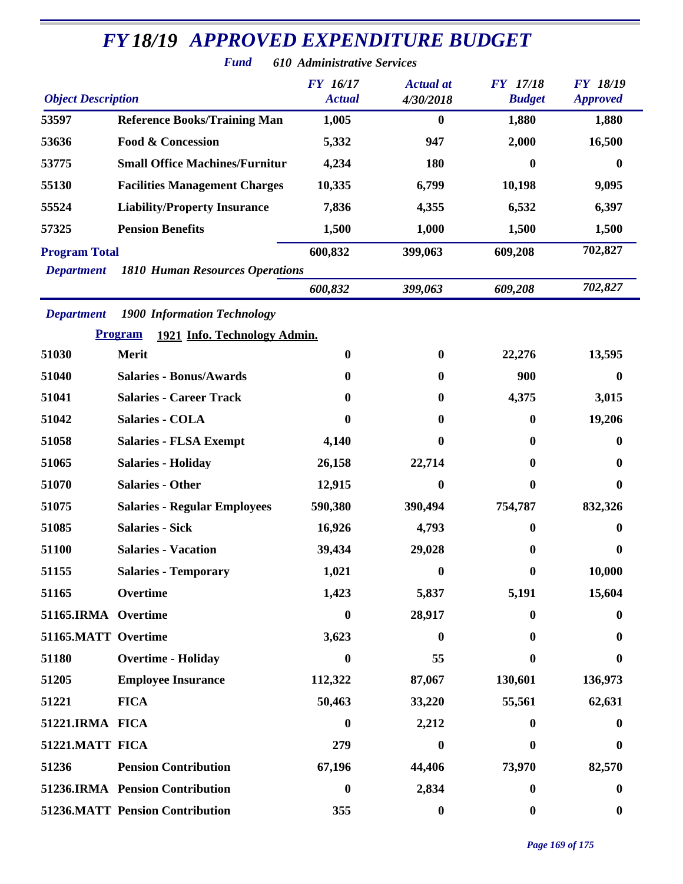# FY 18/19 APPROVED EXPENDITURE BUDGET

*Fund* ***610 Administrative Services***

| Object Description | | FY 16/17 Actual | Actual at 4/30/2018 | FY 17/18 Budget | FY 18/19 Approved |
|---|---|---|---|---|---|
| 53597 | Reference Books/Training Man | 1,005 | 0 | 1,880 | 1,880 |
| 53636 | Food & Concession | 5,332 | 947 | 2,000 | 16,500 |
| 53775 | Small Office Machines/Furnitur | 4,234 | 180 | 0 | 0 |
| 55130 | Facilities Management Charges | 10,335 | 6,799 | 10,198 | 9,095 |
| 55524 | Liability/Property Insurance | 7,836 | 4,355 | 6,532 | 6,397 |
| 57325 | Pension Benefits | 1,500 | 1,000 | 1,500 | 1,500 |
| **Program Total** | | 600,832 | 399,063 | 609,208 | 702,827 |
| *Department* | *1810 Human Resources Operations* | | | | |
| | | *600,832* | *399,063* | *609,208* | *702,827* |
| *Department* | *1900 Information Technology* | | | | |
| **Program** | **1921 Info. Technology Admin.** | | | | |
| 51030 | Merit | 0 | 0 | 22,276 | 13,595 |
| 51040 | Salaries - Bonus/Awards | 0 | 0 | 900 | 0 |
| 51041 | Salaries - Career Track | 0 | 0 | 4,375 | 3,015 |
| 51042 | Salaries - COLA | 0 | 0 | 0 | 19,206 |
| 51058 | Salaries - FLSA Exempt | 4,140 | 0 | 0 | 0 |
| 51065 | Salaries - Holiday | 26,158 | 22,714 | 0 | 0 |
| 51070 | Salaries - Other | 12,915 | 0 | 0 | 0 |
| 51075 | Salaries - Regular Employees | 590,380 | 390,494 | 754,787 | 832,326 |
| 51085 | Salaries - Sick | 16,926 | 4,793 | 0 | 0 |
| 51100 | Salaries - Vacation | 39,434 | 29,028 | 0 | 0 |
| 51155 | Salaries - Temporary | 1,021 | 0 | 0 | 10,000 |
| 51165 | Overtime | 1,423 | 5,837 | 5,191 | 15,604 |
| 51165.IRMA | Overtime | 0 | 28,917 | 0 | 0 |
| 51165.MATT | Overtime | 3,623 | 0 | 0 | 0 |
| 51180 | Overtime - Holiday | 0 | 55 | 0 | 0 |
| 51205 | Employee Insurance | 112,322 | 87,067 | 130,601 | 136,973 |
| 51221 | FICA | 50,463 | 33,220 | 55,561 | 62,631 |
| 51221.IRMA | FICA | 0 | 2,212 | 0 | 0 |
| 51221.MATT | FICA | 279 | 0 | 0 | 0 |
| 51236 | Pension Contribution | 67,196 | 44,406 | 73,970 | 82,570 |
| 51236.IRMA | Pension Contribution | 0 | 2,834 | 0 | 0 |
| 51236.MATT | Pension Contribution | 355 | 0 | 0 | 0 |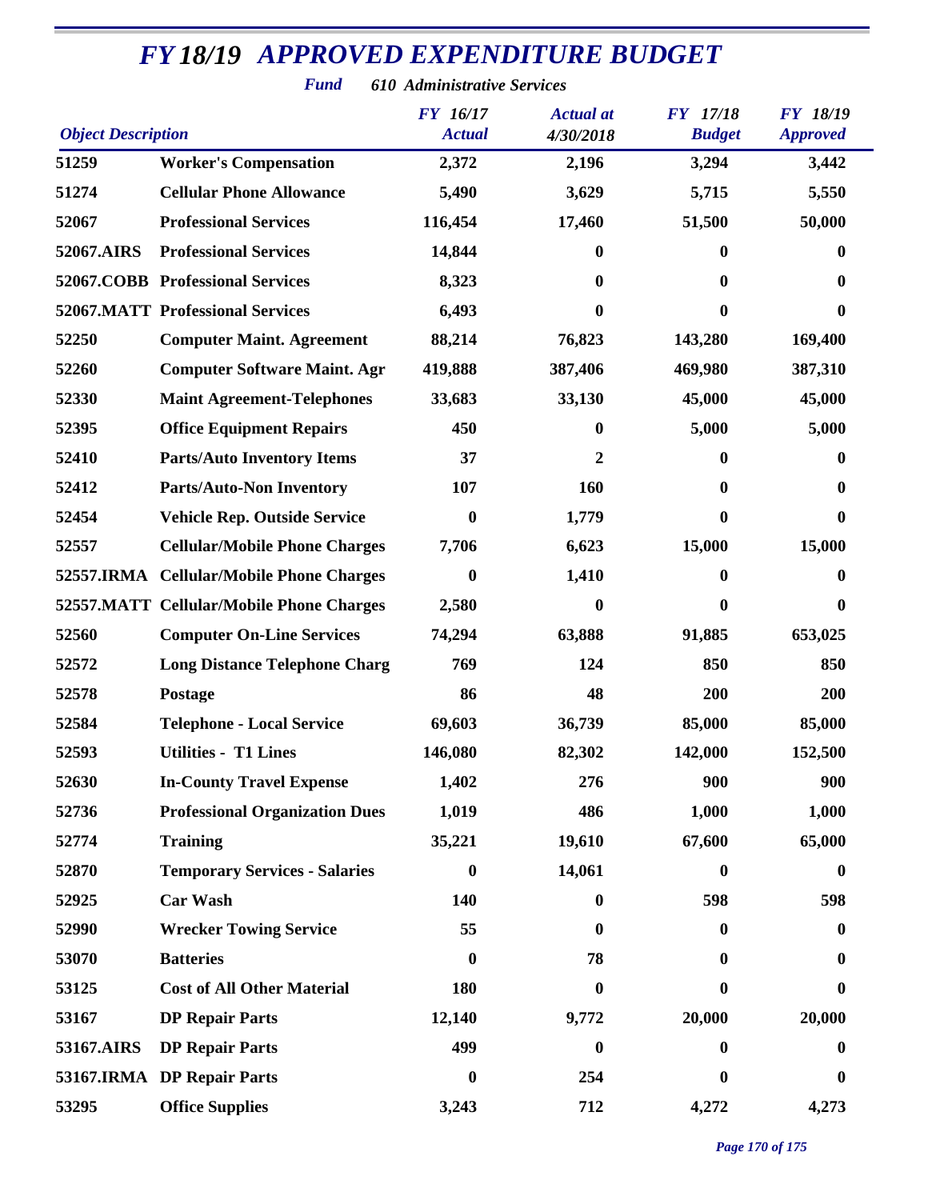# FY 18/19 APPROVED EXPENDITURE BUDGET

***Fund*** ***610 Administrative Services***

| Object Description | | FY 16/17 Actual | Actual at 4/30/2018 | FY 17/18 Budget | FY 18/19 Approved |
|---|---|---|---|---|---|
| 51259 | Worker's Compensation | 2,372 | 2,196 | 3,294 | 3,442 |
| 51274 | Cellular Phone Allowance | 5,490 | 3,629 | 5,715 | 5,550 |
| 52067 | Professional Services | 116,454 | 17,460 | 51,500 | 50,000 |
| 52067.AIRS | Professional Services | 14,844 | 0 | 0 | 0 |
| 52067.COBB | Professional Services | 8,323 | 0 | 0 | 0 |
| 52067.MATT | Professional Services | 6,493 | 0 | 0 | 0 |
| 52250 | Computer Maint. Agreement | 88,214 | 76,823 | 143,280 | 169,400 |
| 52260 | Computer Software Maint. Agr | 419,888 | 387,406 | 469,980 | 387,310 |
| 52330 | Maint Agreement-Telephones | 33,683 | 33,130 | 45,000 | 45,000 |
| 52395 | Office Equipment Repairs | 450 | 0 | 5,000 | 5,000 |
| 52410 | Parts/Auto Inventory Items | 37 | 2 | 0 | 0 |
| 52412 | Parts/Auto-Non Inventory | 107 | 160 | 0 | 0 |
| 52454 | Vehicle Rep. Outside Service | 0 | 1,779 | 0 | 0 |
| 52557 | Cellular/Mobile Phone Charges | 7,706 | 6,623 | 15,000 | 15,000 |
| 52557.IRMA | Cellular/Mobile Phone Charges | 0 | 1,410 | 0 | 0 |
| 52557.MATT | Cellular/Mobile Phone Charges | 2,580 | 0 | 0 | 0 |
| 52560 | Computer On-Line Services | 74,294 | 63,888 | 91,885 | 653,025 |
| 52572 | Long Distance Telephone Charg | 769 | 124 | 850 | 850 |
| 52578 | Postage | 86 | 48 | 200 | 200 |
| 52584 | Telephone - Local Service | 69,603 | 36,739 | 85,000 | 85,000 |
| 52593 | Utilities - T1 Lines | 146,080 | 82,302 | 142,000 | 152,500 |
| 52630 | In-County Travel Expense | 1,402 | 276 | 900 | 900 |
| 52736 | Professional Organization Dues | 1,019 | 486 | 1,000 | 1,000 |
| 52774 | Training | 35,221 | 19,610 | 67,600 | 65,000 |
| 52870 | Temporary Services - Salaries | 0 | 14,061 | 0 | 0 |
| 52925 | Car Wash | 140 | 0 | 598 | 598 |
| 52990 | Wrecker Towing Service | 55 | 0 | 0 | 0 |
| 53070 | Batteries | 0 | 78 | 0 | 0 |
| 53125 | Cost of All Other Material | 180 | 0 | 0 | 0 |
| 53167 | DP Repair Parts | 12,140 | 9,772 | 20,000 | 20,000 |
| 53167.AIRS | DP Repair Parts | 499 | 0 | 0 | 0 |
| 53167.IRMA | DP Repair Parts | 0 | 254 | 0 | 0 |
| 53295 | Office Supplies | 3,243 | 712 | 4,272 | 4,273 |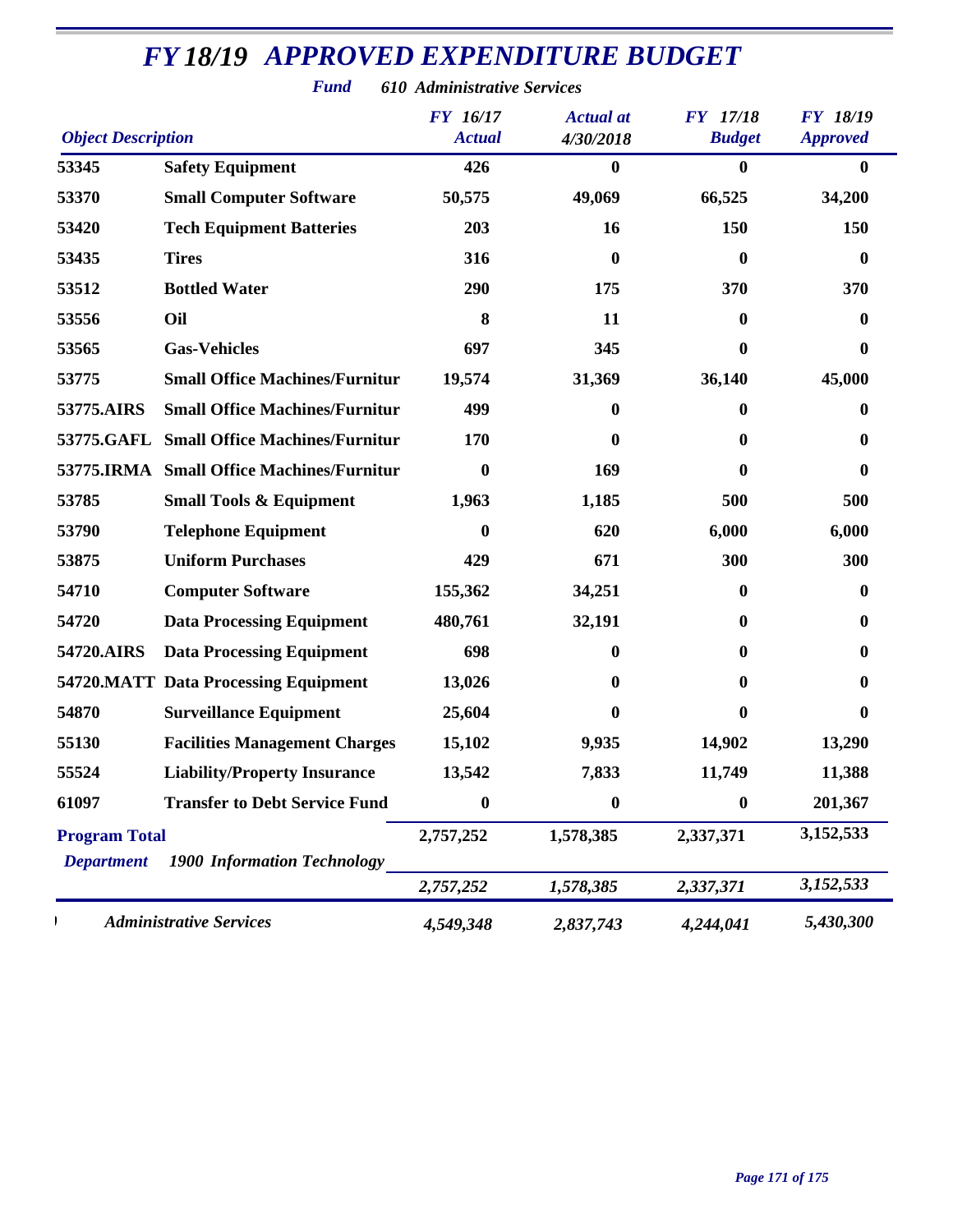# FY 18/19 APPROVED EXPENDITURE BUDGET

***Fund*** ***610 Administrative Services***

| Object Description | | FY 16/17 Actual | Actual at 4/30/2018 | FY 17/18 Budget | FY 18/19 Approved |
|---|---|---|---|---|---|
| **53345** | **Safety Equipment** | **426** | **0** | **0** | **0** |
| **53370** | **Small Computer Software** | **50,575** | **49,069** | **66,525** | **34,200** |
| **53420** | **Tech Equipment Batteries** | **203** | **16** | **150** | **150** |
| **53435** | **Tires** | **316** | **0** | **0** | **0** |
| **53512** | **Bottled Water** | **290** | **175** | **370** | **370** |
| **53556** | **Oil** | **8** | **11** | **0** | **0** |
| **53565** | **Gas-Vehicles** | **697** | **345** | **0** | **0** |
| **53775** | **Small Office Machines/Furnitur** | **19,574** | **31,369** | **36,140** | **45,000** |
| **53775.AIRS** | **Small Office Machines/Furnitur** | **499** | **0** | **0** | **0** |
| **53775.GAFL** | **Small Office Machines/Furnitur** | **170** | **0** | **0** | **0** |
| **53775.IRMA** | **Small Office Machines/Furnitur** | **0** | **169** | **0** | **0** |
| **53785** | **Small Tools & Equipment** | **1,963** | **1,185** | **500** | **500** |
| **53790** | **Telephone Equipment** | **0** | **620** | **6,000** | **6,000** |
| **53875** | **Uniform Purchases** | **429** | **671** | **300** | **300** |
| **54710** | **Computer Software** | **155,362** | **34,251** | **0** | **0** |
| **54720** | **Data Processing Equipment** | **480,761** | **32,191** | **0** | **0** |
| **54720.AIRS** | **Data Processing Equipment** | **698** | **0** | **0** | **0** |
| **54720.MATT** | **Data Processing Equipment** | **13,026** | **0** | **0** | **0** |
| **54870** | **Surveillance Equipment** | **25,604** | **0** | **0** | **0** |
| **55130** | **Facilities Management Charges** | **15,102** | **9,935** | **14,902** | **13,290** |
| **55524** | **Liability/Property Insurance** | **13,542** | **7,833** | **11,749** | **11,388** |
| **61097** | **Transfer to Debt Service Fund** | **0** | **0** | **0** | **201,367** |
| **Program Total** | | **2,757,252** | **1,578,385** | **2,337,371** | **3,152,533** |
| ***Department*** | ***1900 Information Technology*** | | | | |
| | | ***2,757,252*** | ***1,578,385*** | ***2,337,371*** | ***3,152,533*** |
| | ***Administrative Services*** | ***4,549,348*** | ***2,837,743*** | ***4,244,041*** | ***5,430,300*** |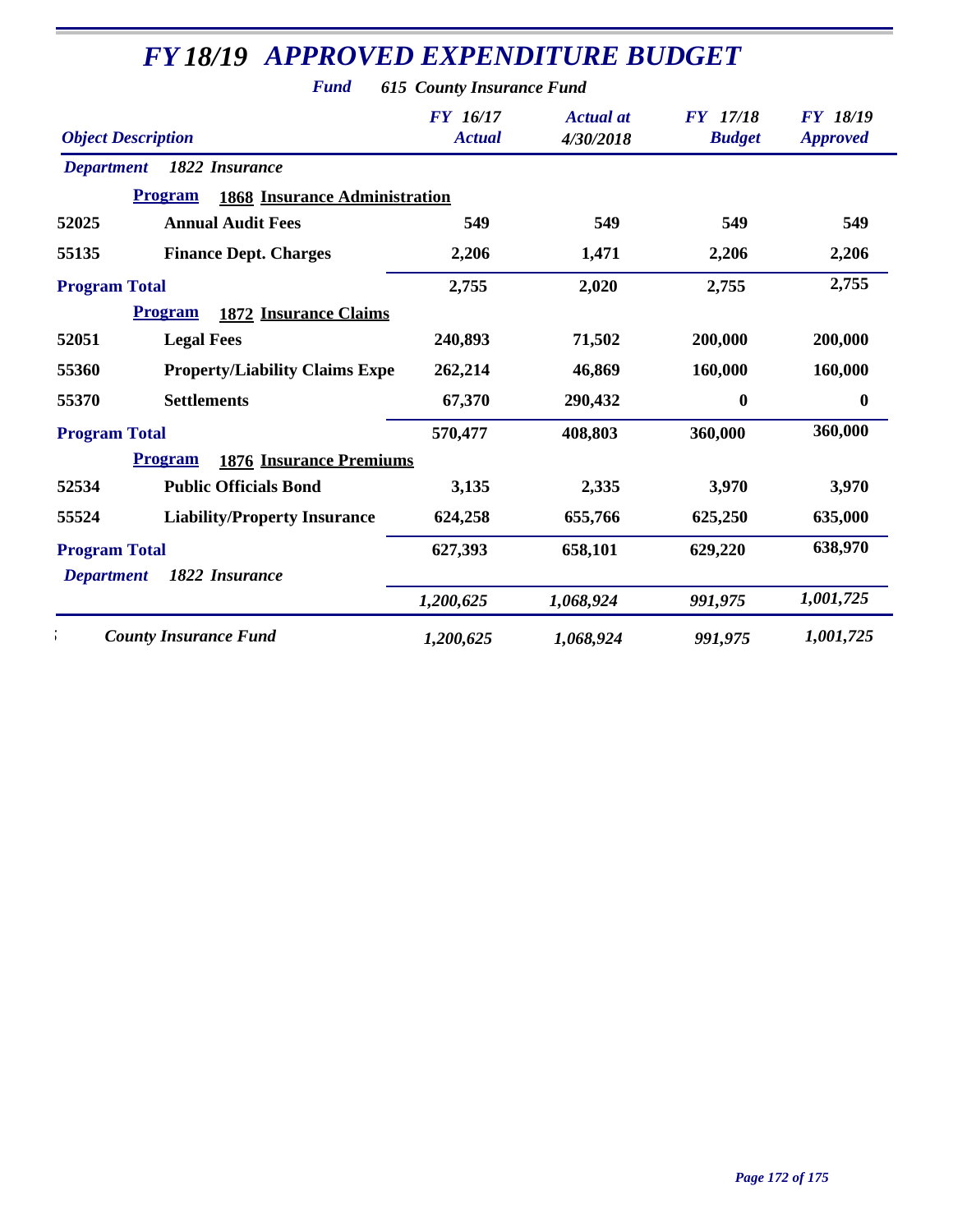# *FY 18/19 APPROVED EXPENDITURE BUDGET*

***Fund*** ***615 County Insurance Fund***

| *Object Description* | | *FY 16/17 Actual* | *Actual at 4/30/2018* | *FY 17/18 Budget* | *FY 18/19 Approved* |
|---|---|---|---|---|---|
| ***Department*** ***1822 Insurance*** | | | | | |
| **Program** **1868 Insurance Administration** | | | | | |
| **52025** | **Annual Audit Fees** | **549** | **549** | **549** | **549** |
| **55135** | **Finance Dept. Charges** | **2,206** | **1,471** | **2,206** | **2,206** |
| **Program Total** | | **2,755** | **2,020** | **2,755** | **2,755** |
| **Program** **1872 Insurance Claims** | | | | | |
| **52051** | **Legal Fees** | **240,893** | **71,502** | **200,000** | **200,000** |
| **55360** | **Property/Liability Claims Expe** | **262,214** | **46,869** | **160,000** | **160,000** |
| **55370** | **Settlements** | **67,370** | **290,432** | **0** | **0** |
| **Program Total** | | **570,477** | **408,803** | **360,000** | **360,000** |
| **Program** **1876 Insurance Premiums** | | | | | |
| **52534** | **Public Officials Bond** | **3,135** | **2,335** | **3,970** | **3,970** |
| **55524** | **Liability/Property Insurance** | **624,258** | **655,766** | **625,250** | **635,000** |
| **Program Total** | | **627,393** | **658,101** | **629,220** | **638,970** |
| ***Department*** ***1822 Insurance*** | | ***1,200,625*** | ***1,068,924*** | ***991,975*** | ***1,001,725*** |
| ***County Insurance Fund*** | | ***1,200,625*** | ***1,068,924*** | ***991,975*** | ***1,001,725*** |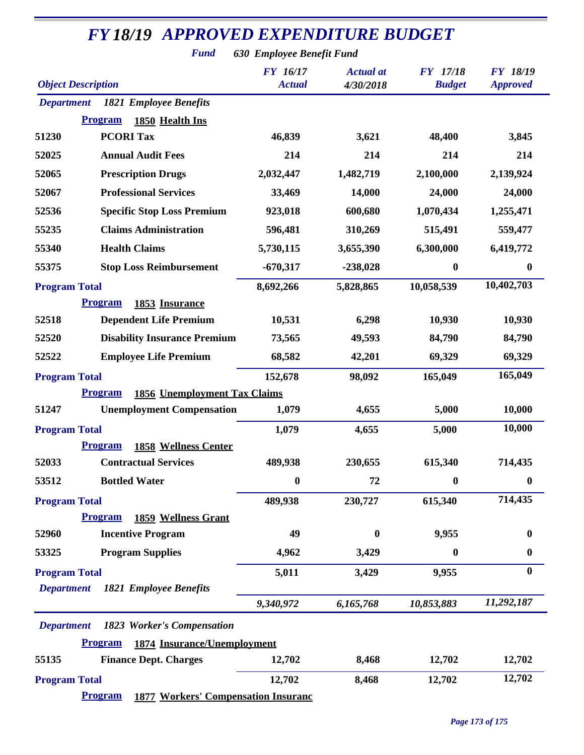# FY 18/19 APPROVED EXPENDITURE BUDGET

**Fund** 630 Employee Benefit Fund

| Object Description | | FY 16/17 Actual | Actual at 4/30/2018 | FY 17/18 Budget | FY 18/19 Approved |
|---|---|---|---|---|---|
| **Department** | **1821 Employee Benefits** | | | | |
| **Program** | **1850 Health Ins** | | | | |
| 51230 | PCORI Tax | 46,839 | 3,621 | 48,400 | 3,845 |
| 52025 | Annual Audit Fees | 214 | 214 | 214 | 214 |
| 52065 | Prescription Drugs | 2,032,447 | 1,482,719 | 2,100,000 | 2,139,924 |
| 52067 | Professional Services | 33,469 | 14,000 | 24,000 | 24,000 |
| 52536 | Specific Stop Loss Premium | 923,018 | 600,680 | 1,070,434 | 1,255,471 |
| 55235 | Claims Administration | 596,481 | 310,269 | 515,491 | 559,477 |
| 55340 | Health Claims | 5,730,115 | 3,655,390 | 6,300,000 | 6,419,772 |
| 55375 | Stop Loss Reimbursement | -670,317 | -238,028 | 0 | 0 |
| **Program Total** | | 8,692,266 | 5,828,865 | 10,058,539 | 10,402,703 |
| **Program** | **1853 Insurance** | | | | |
| 52518 | Dependent Life Premium | 10,531 | 6,298 | 10,930 | 10,930 |
| 52520 | Disability Insurance Premium | 73,565 | 49,593 | 84,790 | 84,790 |
| 52522 | Employee Life Premium | 68,582 | 42,201 | 69,329 | 69,329 |
| **Program Total** | | 152,678 | 98,092 | 165,049 | 165,049 |
| **Program** | **1856 Unemployment Tax Claims** | | | | |
| 51247 | Unemployment Compensation | 1,079 | 4,655 | 5,000 | 10,000 |
| **Program Total** | | 1,079 | 4,655 | 5,000 | 10,000 |
| **Program** | **1858 Wellness Center** | | | | |
| 52033 | Contractual Services | 489,938 | 230,655 | 615,340 | 714,435 |
| 53512 | Bottled Water | 0 | 72 | 0 | 0 |
| **Program Total** | | 489,938 | 230,727 | 615,340 | 714,435 |
| **Program** | **1859 Wellness Grant** | | | | |
| 52960 | Incentive Program | 49 | 0 | 9,955 | 0 |
| 53325 | Program Supplies | 4,962 | 3,429 | 0 | 0 |
| **Program Total** | | 5,011 | 3,429 | 9,955 | 0 |
| **Department** | **1821 Employee Benefits** | *9,340,972* | *6,165,768* | *10,853,883* | *11,292,187* |
| **Department** | **1823 Worker's Compensation** | | | | |
| **Program** | **1874 Insurance/Unemployment** | | | | |
| 55135 | Finance Dept. Charges | 12,702 | 8,468 | 12,702 | 12,702 |
| **Program Total** | | 12,702 | 8,468 | 12,702 | 12,702 |
| **Program** | **1877 Workers' Compensation Insuranc** | | | | |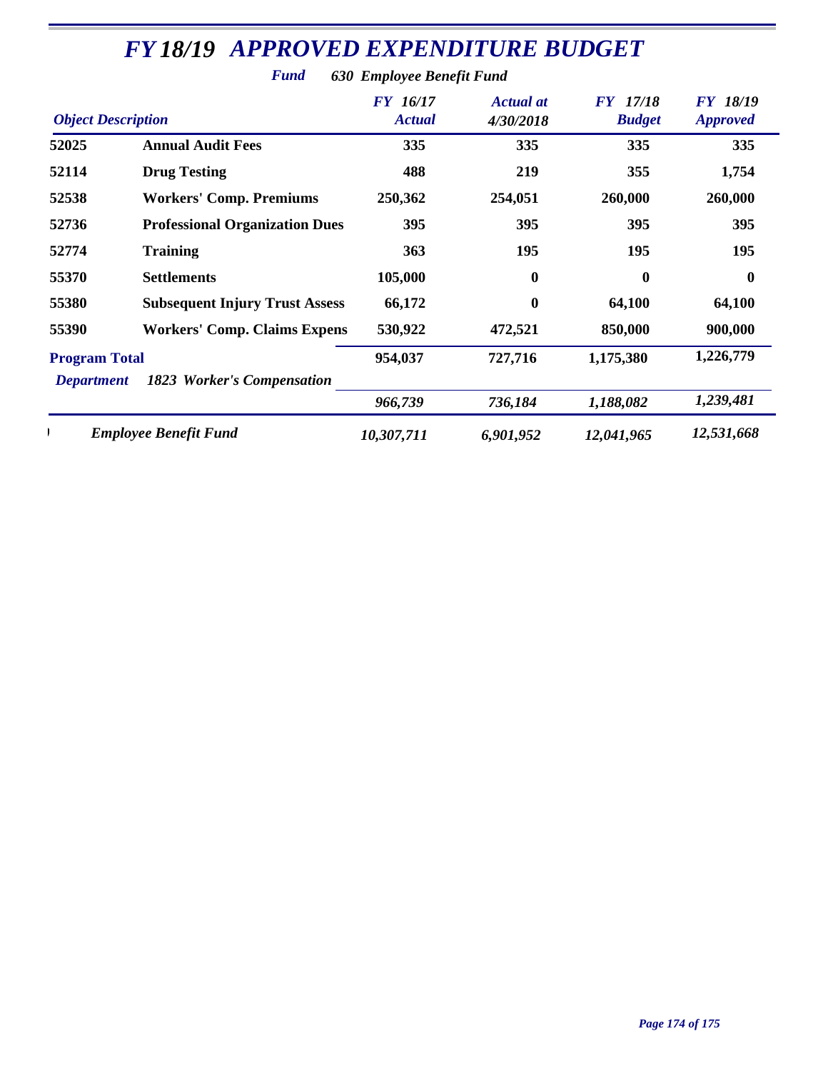# FY 18/19 APPROVED EXPENDITURE BUDGET

***Fund*** ***630 Employee Benefit Fund***

| *Object Description* | | *FY 16/17 Actual* | *Actual at 4/30/2018* | *FY 17/18 Budget* | *FY 18/19 Approved* |
|---|---|---|---|---|---|
| **52025** | **Annual Audit Fees** | **335** | **335** | **335** | **335** |
| **52114** | **Drug Testing** | **488** | **219** | **355** | **1,754** |
| **52538** | **Workers' Comp. Premiums** | **250,362** | **254,051** | **260,000** | **260,000** |
| **52736** | **Professional Organization Dues** | **395** | **395** | **395** | **395** |
| **52774** | **Training** | **363** | **195** | **195** | **195** |
| **55370** | **Settlements** | **105,000** | **0** | **0** | **0** |
| **55380** | **Subsequent Injury Trust Assess** | **66,172** | **0** | **64,100** | **64,100** |
| **55390** | **Workers' Comp. Claims Expens** | **530,922** | **472,521** | **850,000** | **900,000** |
| **Program Total** | | **954,037** | **727,716** | **1,175,380** | **1,226,779** |
| *Department* | ***1823 Worker's Compensation*** | *966,739* | *736,184* | *1,188,082* | *1,239,481* |
| | ***Employee Benefit Fund*** | *10,307,711* | *6,901,952* | *12,041,965* | *12,531,668* |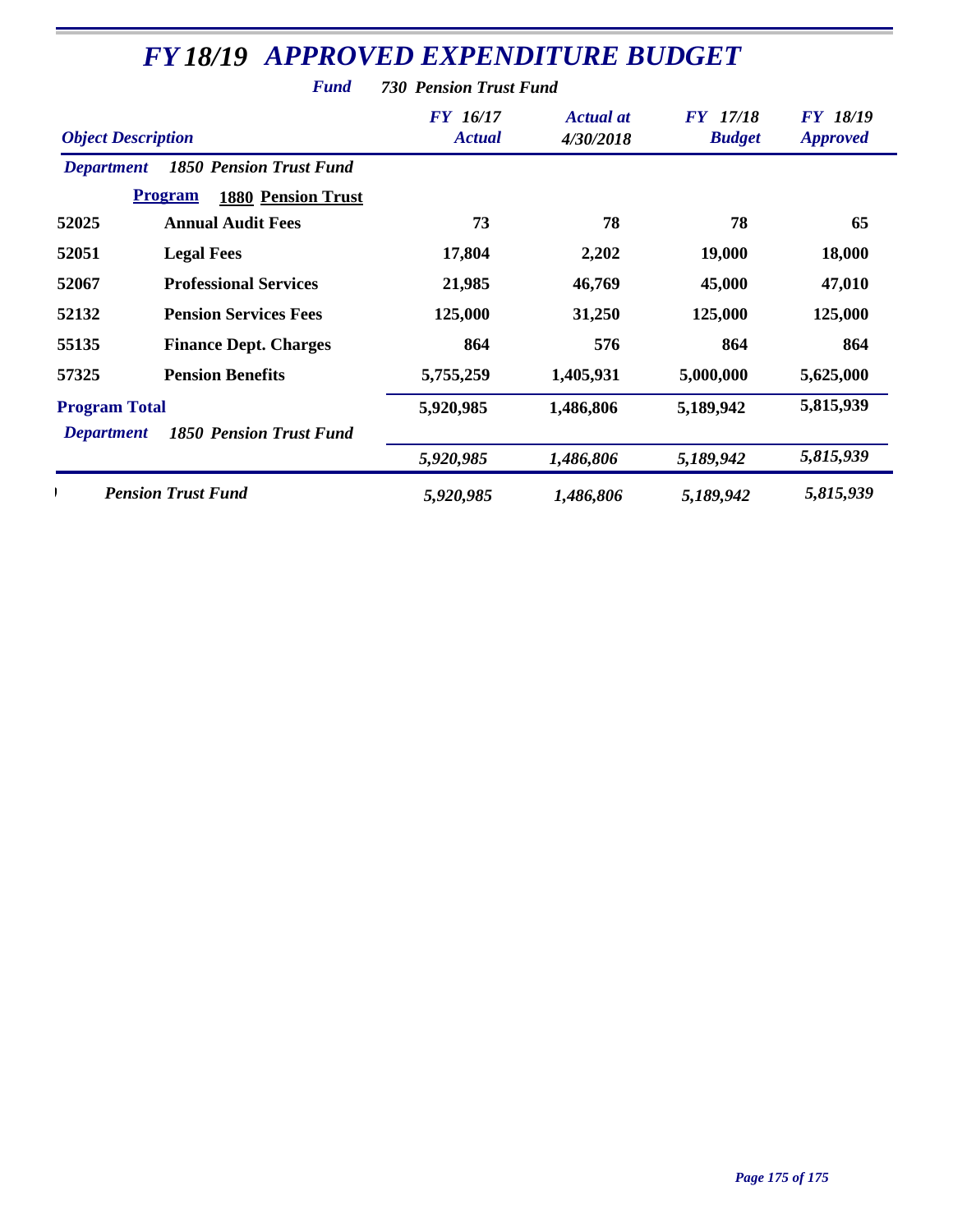# *FY 18/19 APPROVED EXPENDITURE BUDGET*

***Fund*** ***730 Pension Trust Fund***

| *Object Description* | | *FY 16/17 Actual* | *Actual at 4/30/2018* | *FY 17/18 Budget* | *FY 18/19 Approved* |
|---|---|---|---|---|---|
| *Department* | ***1850 Pension Trust Fund*** | | | | |
| **Program** | **1880 Pension Trust** | | | | |
| **52025** | **Annual Audit Fees** | **73** | **78** | **78** | **65** |
| **52051** | **Legal Fees** | **17,804** | **2,202** | **19,000** | **18,000** |
| **52067** | **Professional Services** | **21,985** | **46,769** | **45,000** | **47,010** |
| **52132** | **Pension Services Fees** | **125,000** | **31,250** | **125,000** | **125,000** |
| **55135** | **Finance Dept. Charges** | **864** | **576** | **864** | **864** |
| **57325** | **Pension Benefits** | **5,755,259** | **1,405,931** | **5,000,000** | **5,625,000** |
| **Program Total** | | **5,920,985** | **1,486,806** | **5,189,942** | **5,815,939** |
| *Department* | ***1850 Pension Trust Fund*** | ***5,920,985*** | ***1,486,806*** | ***5,189,942*** | ***5,815,939*** |
| | ***Pension Trust Fund*** | ***5,920,985*** | ***1,486,806*** | ***5,189,942*** | ***5,815,939*** |